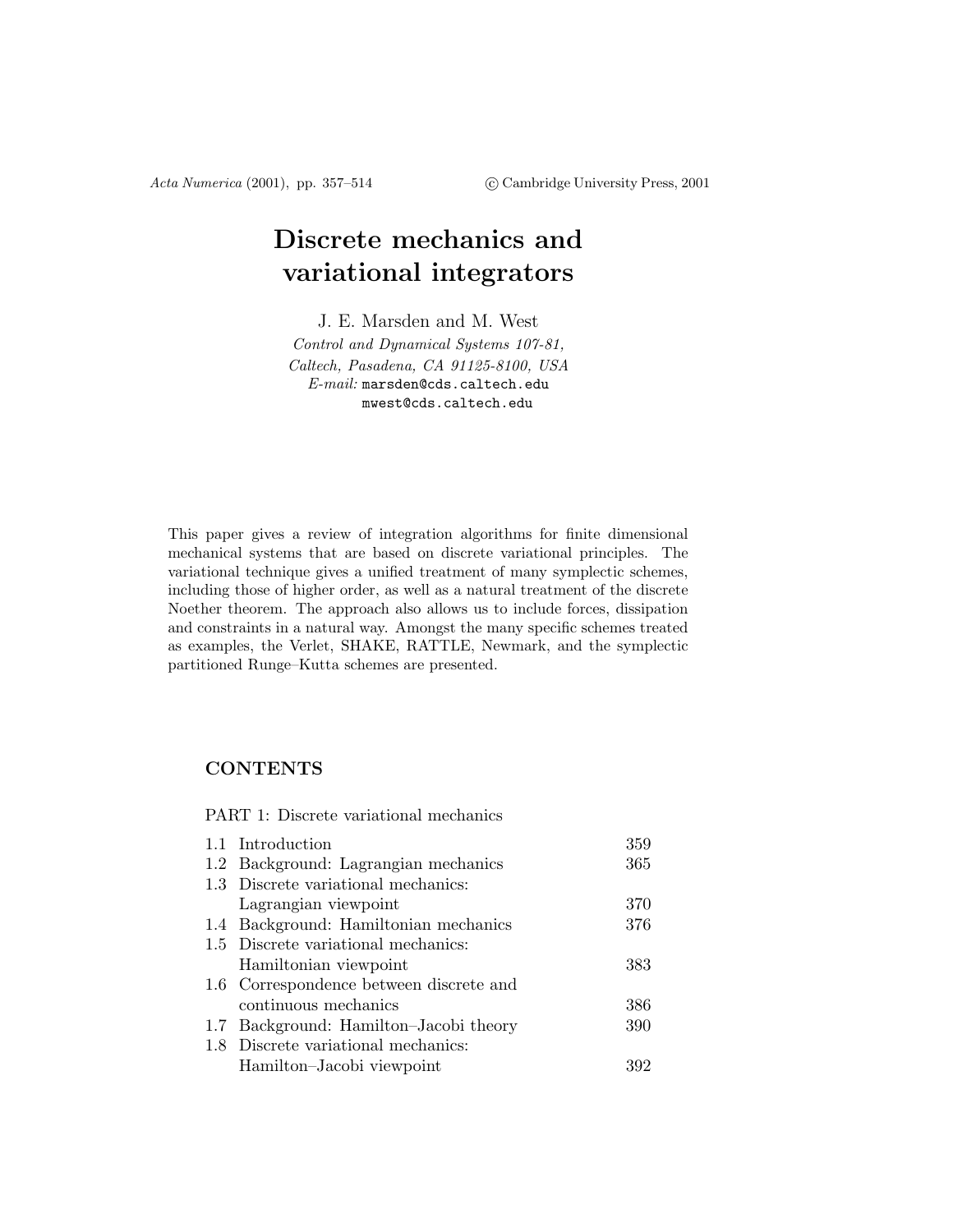# Discrete mechanics and variational integrators

J. E. Marsden and M. West

*Control and Dynamical Systems 107-81,*
*Caltech, Pasadena, CA 91125-8100, USA*
*E-mail:* marsden@cds.caltech.edu
mwest@cds.caltech.edu

This paper gives a review of integration algorithms for finite dimensional mechanical systems that are based on discrete variational principles. The variational technique gives a unified treatment of many symplectic schemes, including those of higher order, as well as a natural treatment of the discrete Noether theorem. The approach also allows us to include forces, dissipation and constraints in a natural way. Amongst the many specific schemes treated as examples, the Verlet, SHAKE, RATTLE, Newmark, and the symplectic partitioned Runge–Kutta schemes are presented.

## CONTENTS

PART 1: Discrete variational mechanics

| | | |
|---|---|---|
| 1.1 | Introduction | 359 |
| 1.2 | Background: Lagrangian mechanics | 365 |
| 1.3 | Discrete variational mechanics: Lagrangian viewpoint | 370 |
| 1.4 | Background: Hamiltonian mechanics | 376 |
| 1.5 | Discrete variational mechanics: Hamiltonian viewpoint | 383 |
| 1.6 | Correspondence between discrete and continuous mechanics | 386 |
| 1.7 | Background: Hamilton–Jacobi theory | 390 |
| 1.8 | Discrete variational mechanics: Hamilton–Jacobi viewpoint | 392 |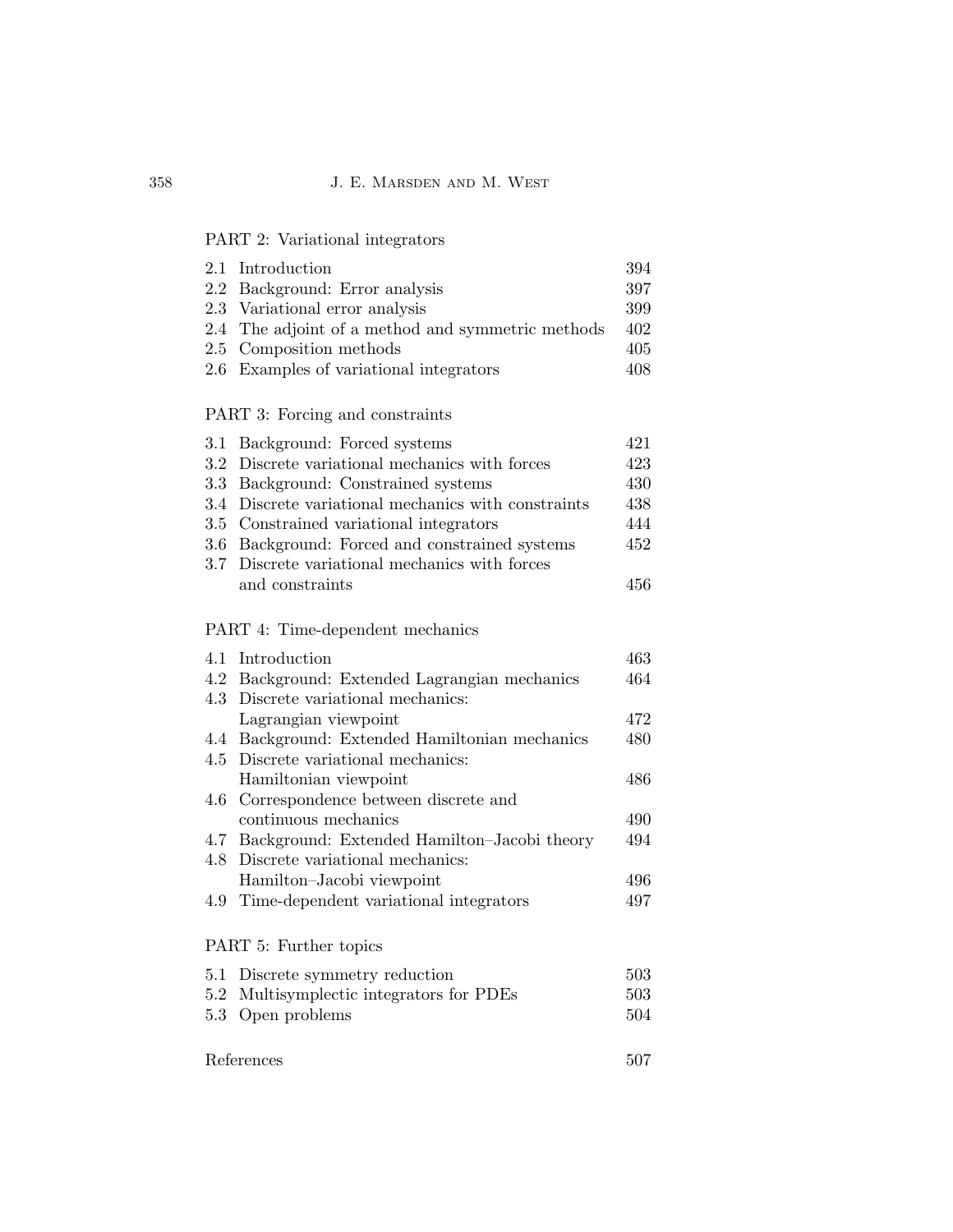PART 2: Variational integrators

| | | |
|---|---|---|
| 2.1 | Introduction | 394 |
| 2.2 | Background: Error analysis | 397 |
| 2.3 | Variational error analysis | 399 |
| 2.4 | The adjoint of a method and symmetric methods | 402 |
| 2.5 | Composition methods | 405 |
| 2.6 | Examples of variational integrators | 408 |

PART 3: Forcing and constraints

| | | |
|---|---|---|
| 3.1 | Background: Forced systems | 421 |
| 3.2 | Discrete variational mechanics with forces | 423 |
| 3.3 | Background: Constrained systems | 430 |
| 3.4 | Discrete variational mechanics with constraints | 438 |
| 3.5 | Constrained variational integrators | 444 |
| 3.6 | Background: Forced and constrained systems | 452 |
| 3.7 | Discrete variational mechanics with forces and constraints | 456 |

PART 4: Time-dependent mechanics

| | | |
|---|---|---|
| 4.1 | Introduction | 463 |
| 4.2 | Background: Extended Lagrangian mechanics | 464 |
| 4.3 | Discrete variational mechanics: Lagrangian viewpoint | 472 |
| 4.4 | Background: Extended Hamiltonian mechanics | 480 |
| 4.5 | Discrete variational mechanics: Hamiltonian viewpoint | 486 |
| 4.6 | Correspondence between discrete and continuous mechanics | 490 |
| 4.7 | Background: Extended Hamilton–Jacobi theory | 494 |
| 4.8 | Discrete variational mechanics: Hamilton–Jacobi viewpoint | 496 |
| 4.9 | Time-dependent variational integrators | 497 |

PART 5: Further topics

| | | |
|---|---|---|
| 5.1 | Discrete symmetry reduction | 503 |
| 5.2 | Multisymplectic integrators for PDEs | 503 |
| 5.3 | Open problems | 504 |

References 507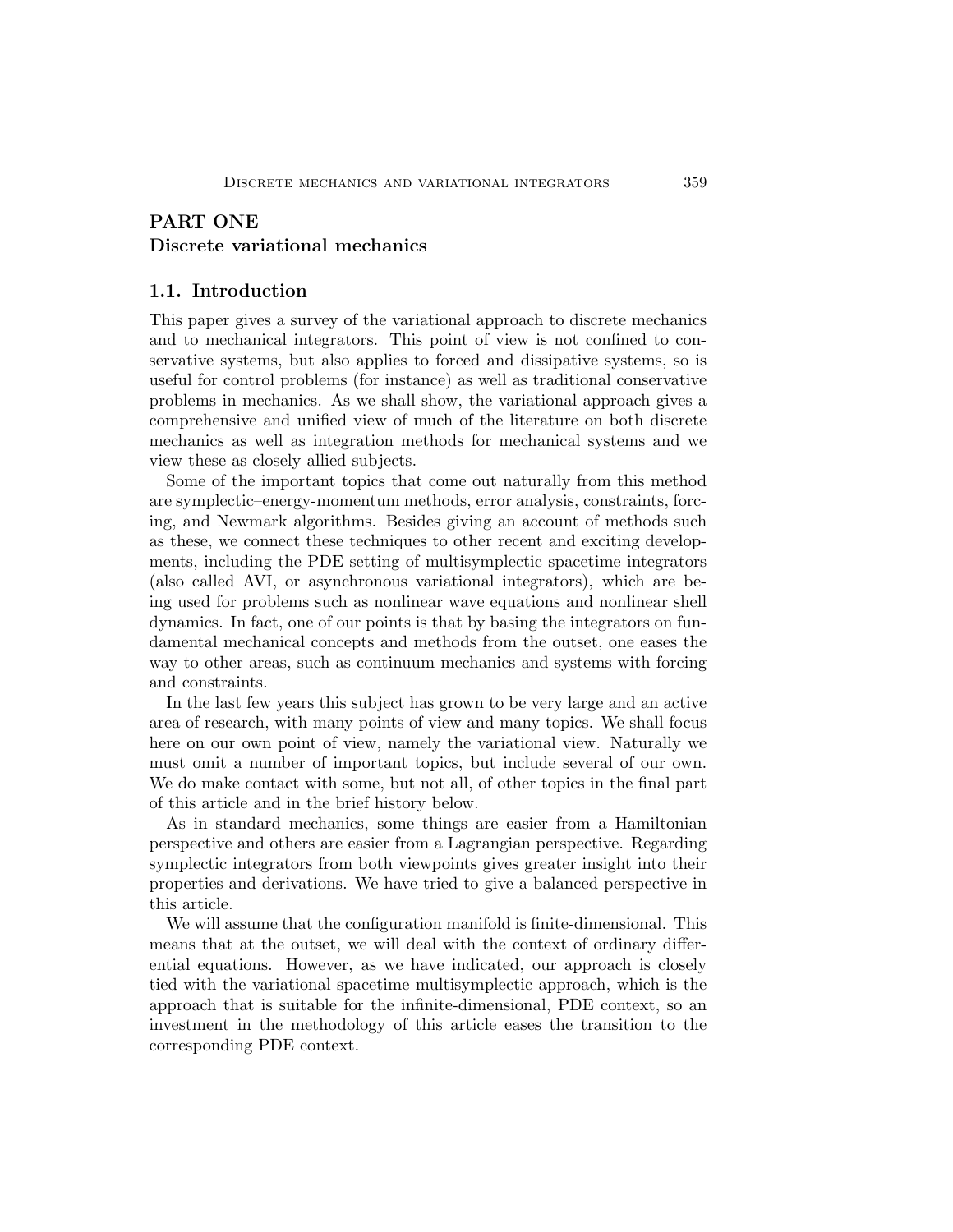# PART ONE
# Discrete variational mechanics

## 1.1. Introduction

This paper gives a survey of the variational approach to discrete mechanics and to mechanical integrators. This point of view is not confined to conservative systems, but also applies to forced and dissipative systems, so is useful for control problems (for instance) as well as traditional conservative problems in mechanics. As we shall show, the variational approach gives a comprehensive and unified view of much of the literature on both discrete mechanics as well as integration methods for mechanical systems and we view these as closely allied subjects.

Some of the important topics that come out naturally from this method are symplectic–energy-momentum methods, error analysis, constraints, forcing, and Newmark algorithms. Besides giving an account of methods such as these, we connect these techniques to other recent and exciting developments, including the PDE setting of multisymplectic spacetime integrators (also called AVI, or asynchronous variational integrators), which are being used for problems such as nonlinear wave equations and nonlinear shell dynamics. In fact, one of our points is that by basing the integrators on fundamental mechanical concepts and methods from the outset, one eases the way to other areas, such as continuum mechanics and systems with forcing and constraints.

In the last few years this subject has grown to be very large and an active area of research, with many points of view and many topics. We shall focus here on our own point of view, namely the variational view. Naturally we must omit a number of important topics, but include several of our own. We do make contact with some, but not all, of other topics in the final part of this article and in the brief history below.

As in standard mechanics, some things are easier from a Hamiltonian perspective and others are easier from a Lagrangian perspective. Regarding symplectic integrators from both viewpoints gives greater insight into their properties and derivations. We have tried to give a balanced perspective in this article.

We will assume that the configuration manifold is finite-dimensional. This means that at the outset, we will deal with the context of ordinary differential equations. However, as we have indicated, our approach is closely tied with the variational spacetime multisymplectic approach, which is the approach that is suitable for the infinite-dimensional, PDE context, so an investment in the methodology of this article eases the transition to the corresponding PDE context.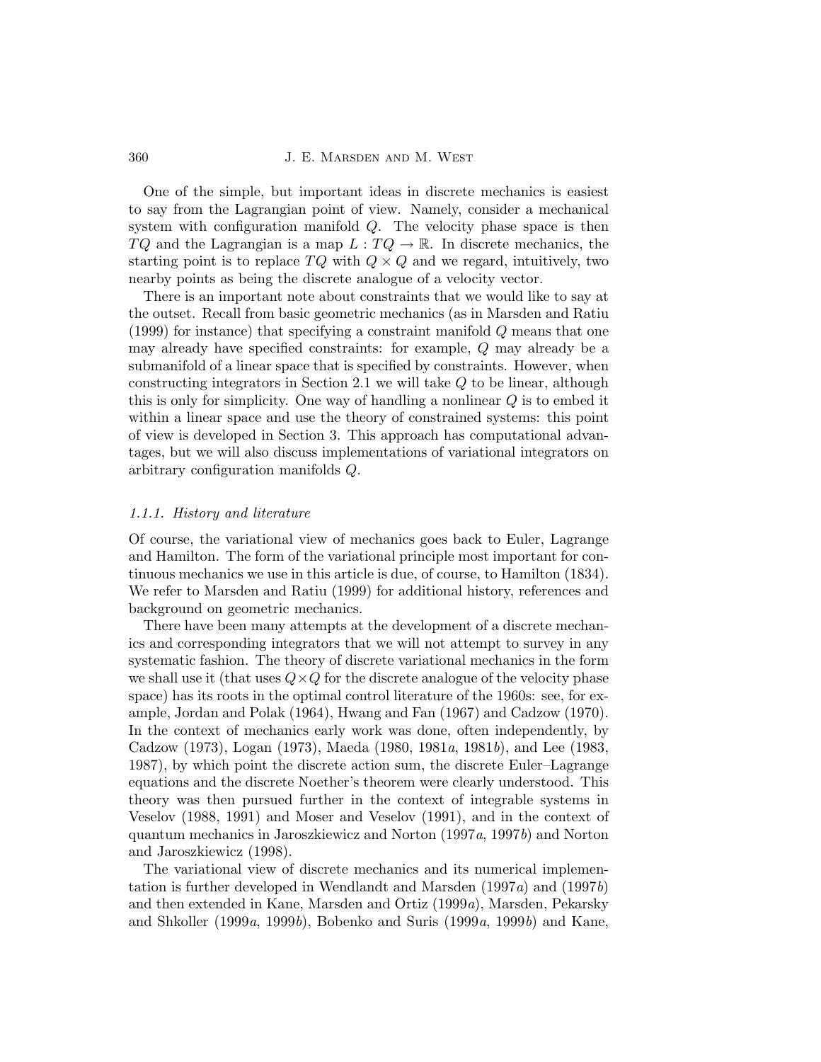One of the simple, but important ideas in discrete mechanics is easiest to say from the Lagrangian point of view. Namely, consider a mechanical system with configuration manifold $Q$. The velocity phase space is then $TQ$ and the Lagrangian is a map $L : TQ \to \mathbb{R}$. In discrete mechanics, the starting point is to replace $TQ$ with $Q \times Q$ and we regard, intuitively, two nearby points as being the discrete analogue of a velocity vector.

There is an important note about constraints that we would like to say at the outset. Recall from basic geometric mechanics (as in Marsden and Ratiu (1999) for instance) that specifying a constraint manifold $Q$ means that one may already have specified constraints: for example, $Q$ may already be a submanifold of a linear space that is specified by constraints. However, when constructing integrators in Section 2.1 we will take $Q$ to be linear, although this is only for simplicity. One way of handling a nonlinear $Q$ is to embed it within a linear space and use the theory of constrained systems: this point of view is developed in Section 3. This approach has computational advantages, but we will also discuss implementations of variational integrators on arbitrary configuration manifolds $Q$.

### *1.1.1. History and literature*

Of course, the variational view of mechanics goes back to Euler, Lagrange and Hamilton. The form of the variational principle most important for continuous mechanics we use in this article is due, of course, to Hamilton (1834). We refer to Marsden and Ratiu (1999) for additional history, references and background on geometric mechanics.

There have been many attempts at the development of a discrete mechanics and corresponding integrators that we will not attempt to survey in any systematic fashion. The theory of discrete variational mechanics in the form we shall use it (that uses $Q \times Q$ for the discrete analogue of the velocity phase space) has its roots in the optimal control literature of the 1960s: see, for example, Jordan and Polak (1964), Hwang and Fan (1967) and Cadzow (1970). In the context of mechanics early work was done, often independently, by Cadzow (1973), Logan (1973), Maeda (1980, 1981*a*, 1981*b*), and Lee (1983, 1987), by which point the discrete action sum, the discrete Euler–Lagrange equations and the discrete Noether's theorem were clearly understood. This theory was then pursued further in the context of integrable systems in Veselov (1988, 1991) and Moser and Veselov (1991), and in the context of quantum mechanics in Jaroszkiewicz and Norton (1997*a*, 1997*b*) and Norton and Jaroszkiewicz (1998).

The variational view of discrete mechanics and its numerical implementation is further developed in Wendlandt and Marsden (1997*a*) and (1997*b*) and then extended in Kane, Marsden and Ortiz (1999*a*), Marsden, Pekarsky and Shkoller (1999*a*, 1999*b*), Bobenko and Suris (1999*a*, 1999*b*) and Kane,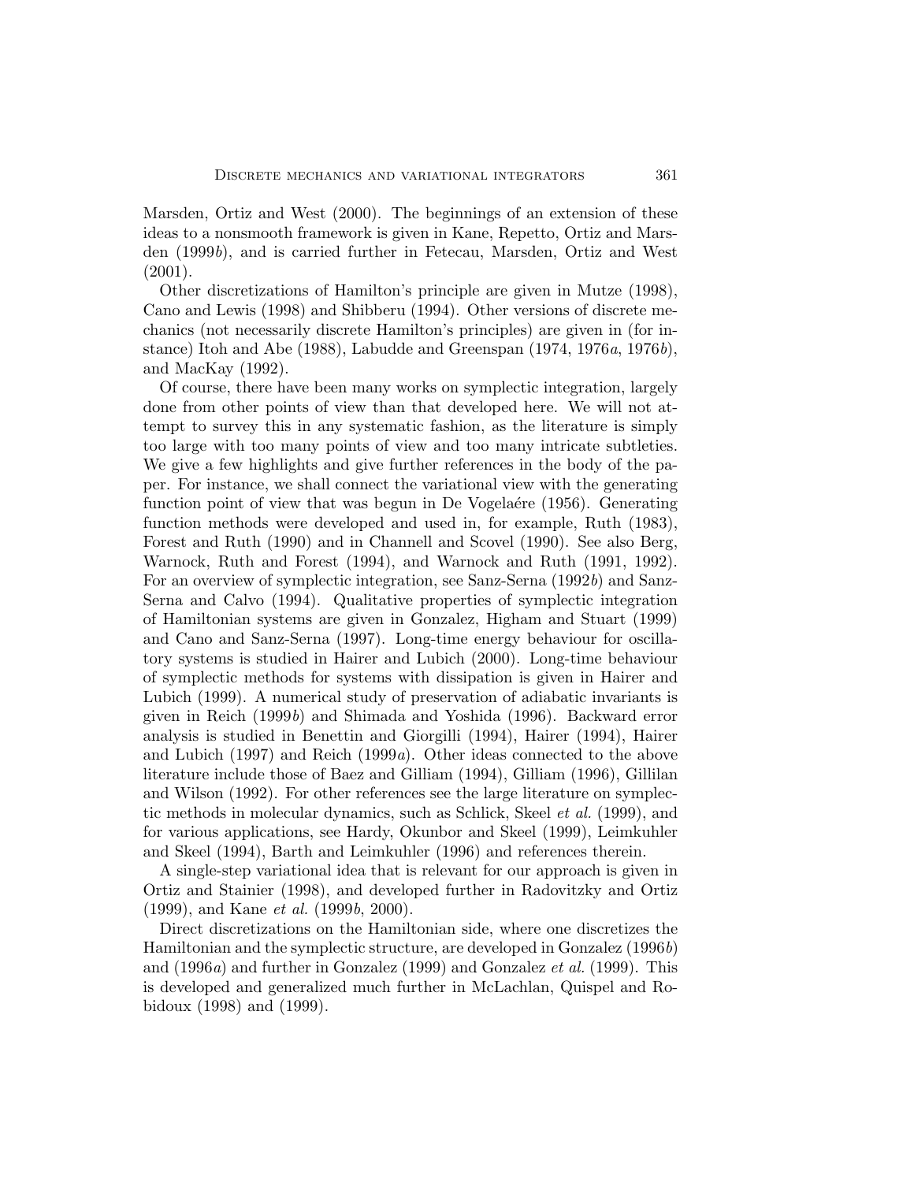Marsden, Ortiz and West (2000). The beginnings of an extension of these ideas to a nonsmooth framework is given in Kane, Repetto, Ortiz and Marsden (1999*b*), and is carried further in Fetecau, Marsden, Ortiz and West (2001).

Other discretizations of Hamilton's principle are given in Mutze (1998), Cano and Lewis (1998) and Shibberu (1994). Other versions of discrete mechanics (not necessarily discrete Hamilton's principles) are given in (for instance) Itoh and Abe (1988), Labudde and Greenspan (1974, 1976*a*, 1976*b*), and MacKay (1992).

Of course, there have been many works on symplectic integration, largely done from other points of view than that developed here. We will not attempt to survey this in any systematic fashion, as the literature is simply too large with too many points of view and too many intricate subtleties. We give a few highlights and give further references in the body of the paper. For instance, we shall connect the variational view with the generating function point of view that was begun in De Vogelaére (1956). Generating function methods were developed and used in, for example, Ruth (1983), Forest and Ruth (1990) and in Channell and Scovel (1990). See also Berg, Warnock, Ruth and Forest (1994), and Warnock and Ruth (1991, 1992). For an overview of symplectic integration, see Sanz-Serna (1992*b*) and Sanz-Serna and Calvo (1994). Qualitative properties of symplectic integration of Hamiltonian systems are given in Gonzalez, Higham and Stuart (1999) and Cano and Sanz-Serna (1997). Long-time energy behaviour for oscillatory systems is studied in Hairer and Lubich (2000). Long-time behaviour of symplectic methods for systems with dissipation is given in Hairer and Lubich (1999). A numerical study of preservation of adiabatic invariants is given in Reich (1999*b*) and Shimada and Yoshida (1996). Backward error analysis is studied in Benettin and Giorgilli (1994), Hairer (1994), Hairer and Lubich (1997) and Reich (1999*a*). Other ideas connected to the above literature include those of Baez and Gilliam (1994), Gilliam (1996), Gillilan and Wilson (1992). For other references see the large literature on symplectic methods in molecular dynamics, such as Schlick, Skeel *et al.* (1999), and for various applications, see Hardy, Okunbor and Skeel (1999), Leimkuhler and Skeel (1994), Barth and Leimkuhler (1996) and references therein.

A single-step variational idea that is relevant for our approach is given in Ortiz and Stainier (1998), and developed further in Radovitzky and Ortiz (1999), and Kane *et al.* (1999*b*, 2000).

Direct discretizations on the Hamiltonian side, where one discretizes the Hamiltonian and the symplectic structure, are developed in Gonzalez (1996*b*) and (1996*a*) and further in Gonzalez (1999) and Gonzalez *et al.* (1999). This is developed and generalized much further in McLachlan, Quispel and Robidoux (1998) and (1999).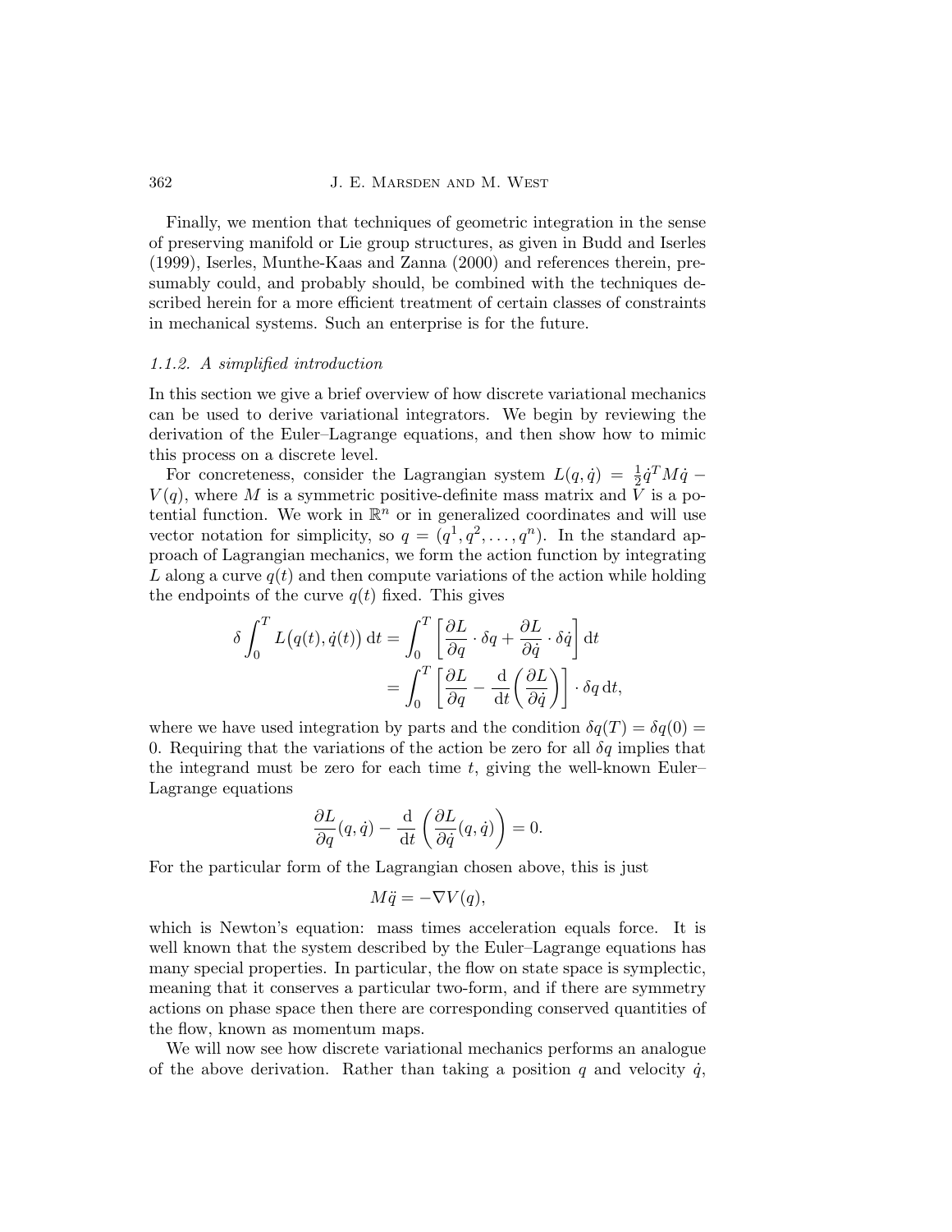Finally, we mention that techniques of geometric integration in the sense of preserving manifold or Lie group structures, as given in Budd and Iserles (1999), Iserles, Munthe-Kaas and Zanna (2000) and references therein, presumably could, and probably should, be combined with the techniques described herein for a more efficient treatment of certain classes of constraints in mechanical systems. Such an enterprise is for the future.

### *1.1.2. A simplified introduction*

In this section we give a brief overview of how discrete variational mechanics can be used to derive variational integrators. We begin by reviewing the derivation of the Euler–Lagrange equations, and then show how to mimic this process on a discrete level.

For concreteness, consider the Lagrangian system $L(q,\dot{q}) = \frac{1}{2}\dot{q}^T M \dot{q} - V(q)$, where $M$ is a symmetric positive-definite mass matrix and $V$ is a potential function. We work in $\mathbb{R}^n$ or in generalized coordinates and will use vector notation for simplicity, so $q = (q^1, q^2, \ldots, q^n)$. In the standard approach of Lagrangian mechanics, we form the action function by integrating $L$ along a curve $q(t)$ and then compute variations of the action while holding the endpoints of the curve $q(t)$ fixed. This gives

$$
\begin{aligned}
\delta \int_0^T L\big(q(t), \dot{q}(t)\big)\, \mathrm{d}t &= \int_0^T \left[ \frac{\partial L}{\partial q} \cdot \delta q + \frac{\partial L}{\partial \dot{q}} \cdot \delta \dot{q} \right] \mathrm{d}t \\
&= \int_0^T \left[ \frac{\partial L}{\partial q} - \frac{\mathrm{d}}{\mathrm{d}t}\left( \frac{\partial L}{\partial \dot{q}} \right) \right] \cdot \delta q \, \mathrm{d}t,
\end{aligned}
$$

where we have used integration by parts and the condition $\delta q(T) = \delta q(0) = 0$. Requiring that the variations of the action be zero for all $\delta q$ implies that the integrand must be zero for each time $t$, giving the well-known Euler–Lagrange equations

$$
\frac{\partial L}{\partial q}(q, \dot{q}) - \frac{\mathrm{d}}{\mathrm{d}t}\left( \frac{\partial L}{\partial \dot{q}}(q, \dot{q}) \right) = 0.
$$

For the particular form of the Lagrangian chosen above, this is just

$$
M\ddot{q} = -\nabla V(q),
$$

which is Newton's equation: mass times acceleration equals force. It is well known that the system described by the Euler–Lagrange equations has many special properties. In particular, the flow on state space is symplectic, meaning that it conserves a particular two-form, and if there are symmetry actions on phase space then there are corresponding conserved quantities of the flow, known as momentum maps.

We will now see how discrete variational mechanics performs an analogue of the above derivation. Rather than taking a position $q$ and velocity $\dot{q}$,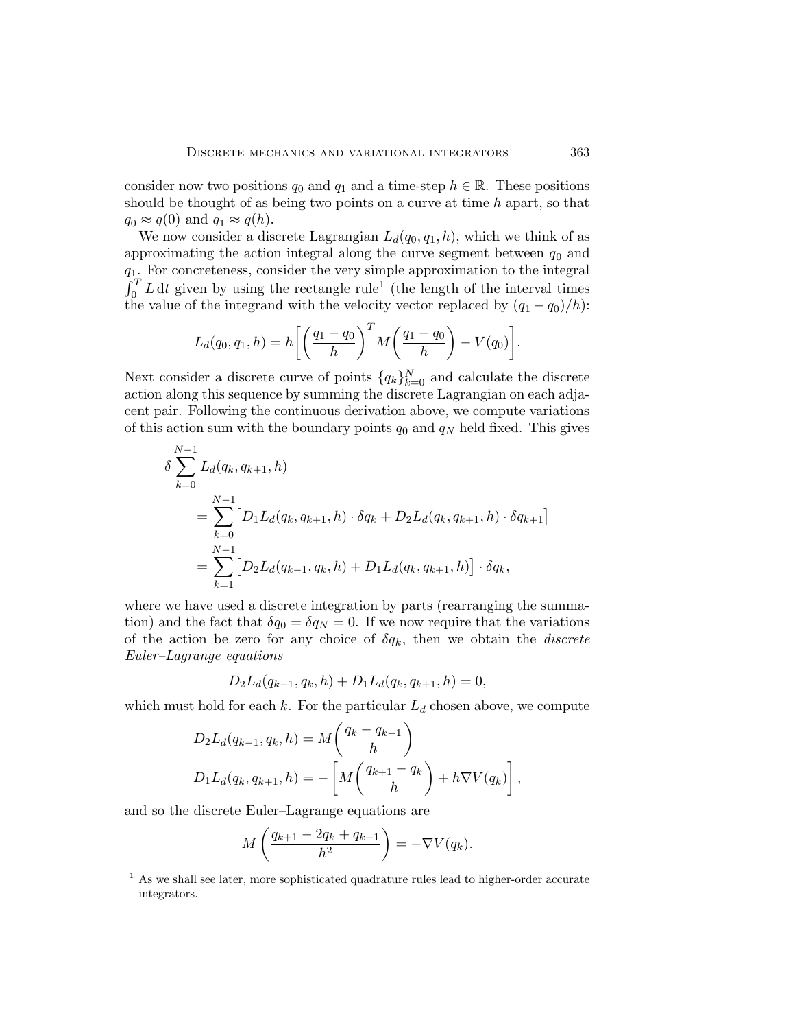consider now two positions $q_0$ and $q_1$ and a time-step $h \in \mathbb{R}$. These positions should be thought of as being two points on a curve at time $h$ apart, so that $q_0 \approx q(0)$ and $q_1 \approx q(h)$.

We now consider a discrete Lagrangian $L_d(q_0, q_1, h)$, which we think of as approximating the action integral along the curve segment between $q_0$ and $q_1$. For concreteness, consider the very simple approximation to the integral $\int_0^T L \, \mathrm{d}t$ given by using the rectangle rule[1] (the length of the interval times the value of the integrand with the velocity vector replaced by $(q_1 - q_0)/h$):

$$L_d(q_0, q_1, h) = h\left[\left(\frac{q_1 - q_0}{h}\right)^T M\left(\frac{q_1 - q_0}{h}\right) - V(q_0)\right].$$

Next consider a discrete curve of points $\{q_k\}_{k=0}^N$ and calculate the discrete action along this sequence by summing the discrete Lagrangian on each adjacent pair. Following the continuous derivation above, we compute variations of this action sum with the boundary points $q_0$ and $q_N$ held fixed. This gives

$$\begin{aligned}
\delta \sum_{k=0}^{N-1} & L_d(q_k, q_{k+1}, h) \\
&= \sum_{k=0}^{N-1} \big[D_1 L_d(q_k, q_{k+1}, h) \cdot \delta q_k + D_2 L_d(q_k, q_{k+1}, h) \cdot \delta q_{k+1}\big] \\
&= \sum_{k=1}^{N-1} \big[D_2 L_d(q_{k-1}, q_k, h) + D_1 L_d(q_k, q_{k+1}, h)\big] \cdot \delta q_k,
\end{aligned}$$

where we have used a discrete integration by parts (rearranging the summation) and the fact that $\delta q_0 = \delta q_N = 0$. If we now require that the variations of the action be zero for any choice of $\delta q_k$, then we obtain the *discrete Euler–Lagrange equations*

$$D_2 L_d(q_{k-1}, q_k, h) + D_1 L_d(q_k, q_{k+1}, h) = 0,$$

which must hold for each $k$. For the particular $L_d$ chosen above, we compute

$$\begin{aligned}
D_2 L_d(q_{k-1}, q_k, h) &= M\left(\frac{q_k - q_{k-1}}{h}\right) \\
D_1 L_d(q_k, q_{k+1}, h) &= -\left[M\left(\frac{q_{k+1} - q_k}{h}\right) + h\nabla V(q_k)\right],
\end{aligned}$$

and so the discrete Euler–Lagrange equations are

$$M\left(\frac{q_{k+1} - 2q_k + q_{k-1}}{h^2}\right) = -\nabla V(q_k).$$

[1] As we shall see later, more sophisticated quadrature rules lead to higher-order accurate integrators.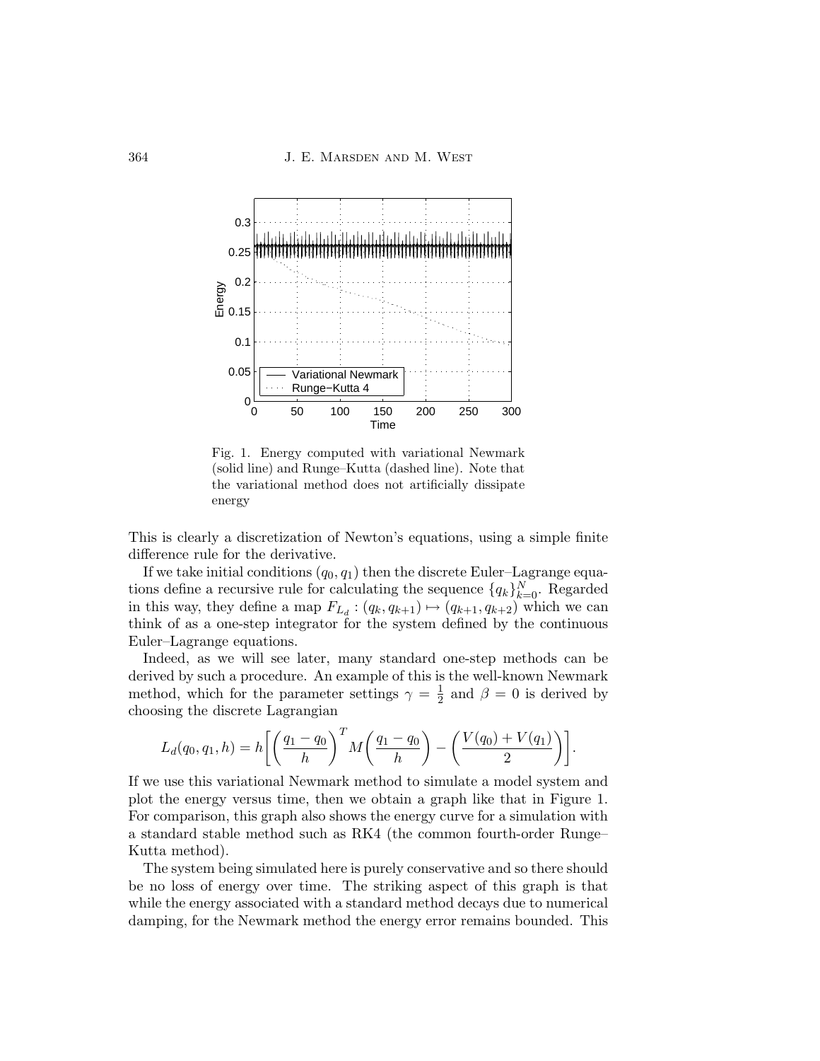Fig. 1. Energy computed with variational Newmark (solid line) and Runge–Kutta (dashed line). Note that the variational method does not artificially dissipate energy

This is clearly a discretization of Newton's equations, using a simple finite difference rule for the derivative.

If we take initial conditions $(q_0, q_1)$ then the discrete Euler–Lagrange equations define a recursive rule for calculating the sequence $\{q_k\}_{k=0}^N$. Regarded in this way, they define a map $F_{L_d} : (q_k, q_{k+1}) \mapsto (q_{k+1}, q_{k+2})$ which we can think of as a one-step integrator for the system defined by the continuous Euler–Lagrange equations.

Indeed, as we will see later, many standard one-step methods can be derived by such a procedure. An example of this is the well-known Newmark method, which for the parameter settings $\gamma = \frac{1}{2}$ and $\beta = 0$ is derived by choosing the discrete Lagrangian

$$L_d(q_0, q_1, h) = h\left[\left(\frac{q_1 - q_0}{h}\right)^T M\left(\frac{q_1 - q_0}{h}\right) - \left(\frac{V(q_0) + V(q_1)}{2}\right)\right].$$

If we use this variational Newmark method to simulate a model system and plot the energy versus time, then we obtain a graph like that in Figure 1. For comparison, this graph also shows the energy curve for a simulation with a standard stable method such as RK4 (the common fourth-order Runge–Kutta method).

The system being simulated here is purely conservative and so there should be no loss of energy over time. The striking aspect of this graph is that while the energy associated with a standard method decays due to numerical damping, for the Newmark method the energy error remains bounded. This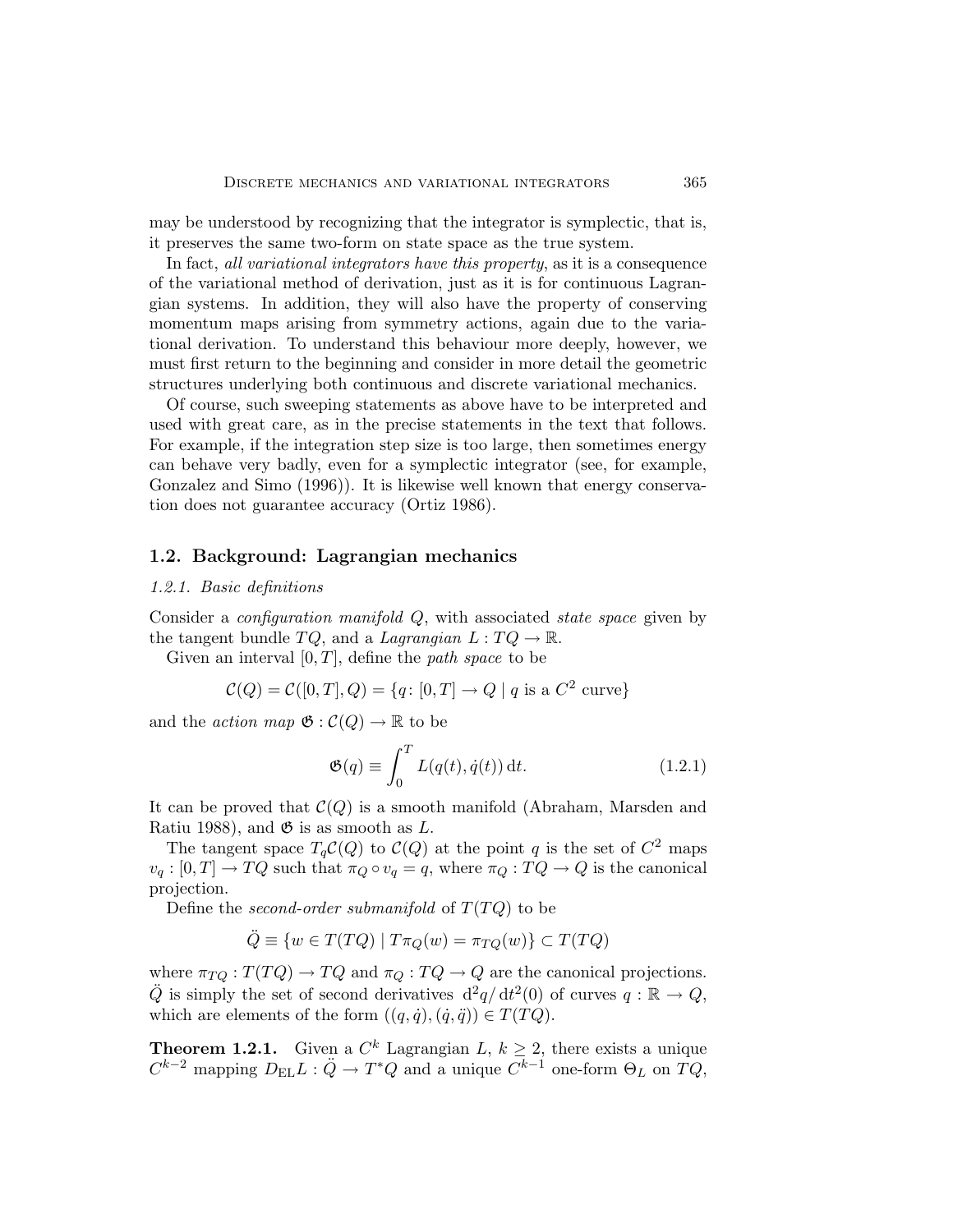may be understood by recognizing that the integrator is symplectic, that is, it preserves the same two-form on state space as the true system.

In fact, *all variational integrators have this property*, as it is a consequence of the variational method of derivation, just as it is for continuous Lagrangian systems. In addition, they will also have the property of conserving momentum maps arising from symmetry actions, again due to the variational derivation. To understand this behaviour more deeply, however, we must first return to the beginning and consider in more detail the geometric structures underlying both continuous and discrete variational mechanics.

Of course, such sweeping statements as above have to be interpreted and used with great care, as in the precise statements in the text that follows. For example, if the integration step size is too large, then sometimes energy can behave very badly, even for a symplectic integrator (see, for example, Gonzalez and Simo (1996)). It is likewise well known that energy conservation does not guarantee accuracy (Ortiz 1986).

## 1.2. Background: Lagrangian mechanics

### *1.2.1. Basic definitions*

Consider a *configuration manifold* $Q$, with associated *state space* given by the tangent bundle $TQ$, and a *Lagrangian* $L : TQ \to \mathbb{R}$.

Given an interval $[0, T]$, define the *path space* to be

$$\mathcal{C}(Q) = \mathcal{C}([0,T], Q) = \{q \colon [0,T] \to Q \mid q \text{ is a } C^2 \text{ curve}\}$$

and the *action map* $\mathfrak{G} : \mathcal{C}(Q) \to \mathbb{R}$ to be

$$\mathfrak{G}(q) \equiv \int_0^T L(q(t), \dot{q}(t))\, \mathrm{d}t. \tag{1.2.1}$$

It can be proved that $\mathcal{C}(Q)$ is a smooth manifold (Abraham, Marsden and Ratiu 1988), and $\mathfrak{G}$ is as smooth as $L$.

The tangent space $T_q\mathcal{C}(Q)$ to $\mathcal{C}(Q)$ at the point $q$ is the set of $C^2$ maps $v_q : [0,T] \to TQ$ such that $\pi_Q \circ v_q = q$, where $\pi_Q : TQ \to Q$ is the canonical projection.

Define the *second-order submanifold* of $T(TQ)$ to be

$$\ddot{Q} \equiv \{w \in T(TQ) \mid T\pi_Q(w) = \pi_{TQ}(w)\} \subset T(TQ)$$

where $\pi_{TQ} : T(TQ) \to TQ$ and $\pi_Q : TQ \to Q$ are the canonical projections. $\ddot{Q}$ is simply the set of second derivatives $\mathrm{d}^2q/\mathrm{d}t^2(0)$ of curves $q : \mathbb{R} \to Q$, which are elements of the form $((q, \dot{q}), (\dot{q}, \ddot{q})) \in T(TQ)$.

**Theorem 1.2.1.** Given a $C^k$ Lagrangian $L$, $k \geq 2$, there exists a unique $C^{k-2}$ mapping $D_{\mathrm{EL}}L : \ddot{Q} \to T^*Q$ and a unique $C^{k-1}$ one-form $\Theta_L$ on $TQ$,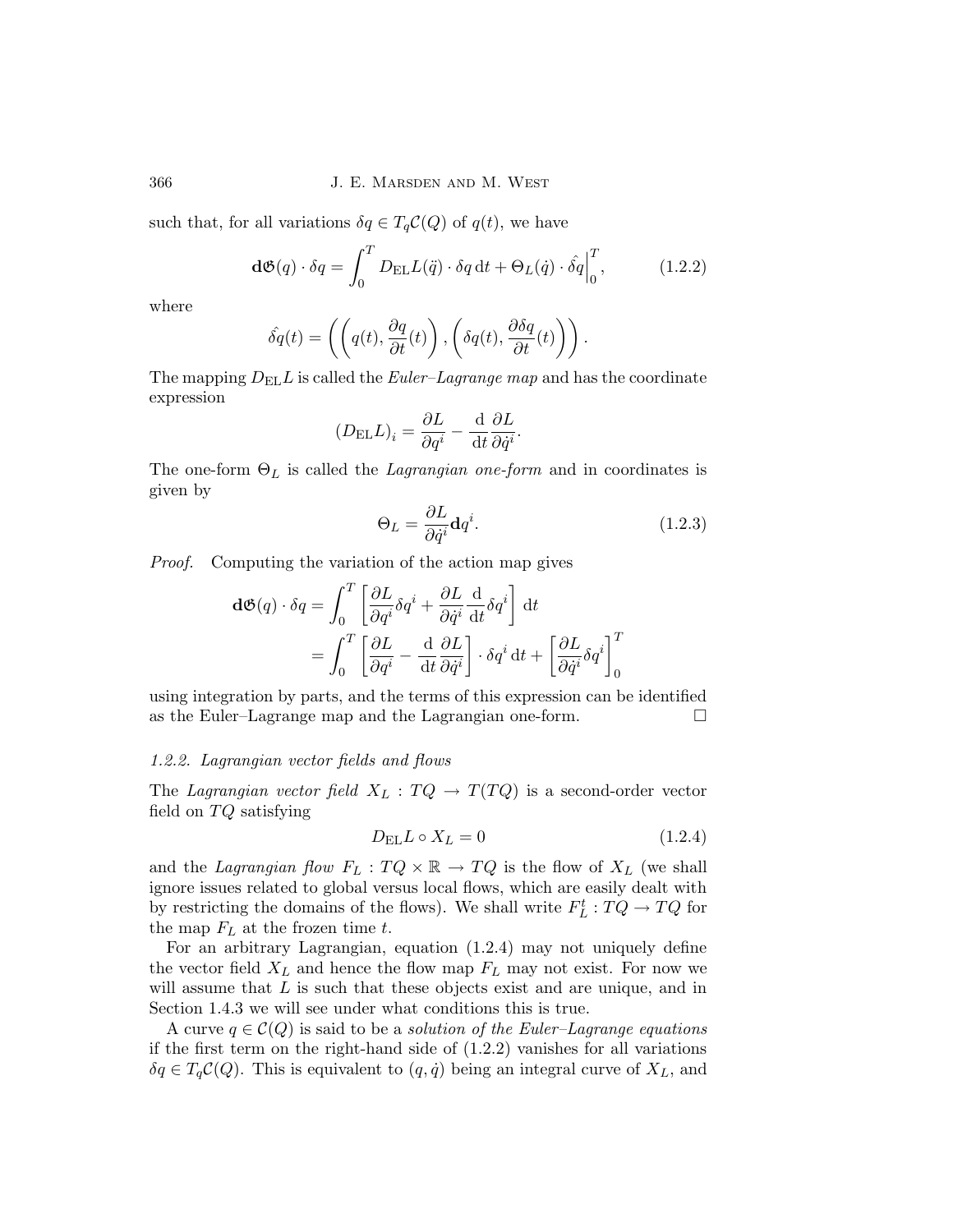such that, for all variations $\delta q \in T_q\mathcal{C}(Q)$ of $q(t)$, we have

$$\mathbf{d}\mathfrak{G}(q) \cdot \delta q = \int_0^T D_{\mathrm{EL}}L(\ddot{q}) \cdot \delta q \, \mathrm{d}t + \Theta_L(\dot{q}) \cdot \hat{\delta q}\Big|_0^T, \tag{1.2.2}$$

where

$$\hat{\delta q}(t) = \left( \left( q(t), \frac{\partial q}{\partial t}(t) \right), \left( \delta q(t), \frac{\partial \delta q}{\partial t}(t) \right) \right).$$

The mapping $D_{\mathrm{EL}}L$ is called the *Euler–Lagrange map* and has the coordinate expression

$$(D_{\mathrm{EL}}L)_i = \frac{\partial L}{\partial q^i} - \frac{\mathrm{d}}{\mathrm{d}t}\frac{\partial L}{\partial \dot{q}^i}.$$

The one-form $\Theta_L$ is called the *Lagrangian one-form* and in coordinates is given by

$$\Theta_L = \frac{\partial L}{\partial \dot{q}^i}\mathbf{d}q^i. \tag{1.2.3}$$

*Proof.* Computing the variation of the action map gives

$$\begin{aligned}
\mathbf{d}\mathfrak{G}(q) \cdot \delta q &= \int_0^T \left[ \frac{\partial L}{\partial q^i}\delta q^i + \frac{\partial L}{\partial \dot{q}^i}\frac{\mathrm{d}}{\mathrm{d}t}\delta q^i \right] \mathrm{d}t \\
&= \int_0^T \left[ \frac{\partial L}{\partial q^i} - \frac{\mathrm{d}}{\mathrm{d}t}\frac{\partial L}{\partial \dot{q}^i} \right] \cdot \delta q^i \, \mathrm{d}t + \left[ \frac{\partial L}{\partial \dot{q}^i}\delta q^i \right]_0^T
\end{aligned}$$

using integration by parts, and the terms of this expression can be identified as the Euler–Lagrange map and the Lagrangian one-form. □

### 1.2.2. Lagrangian vector fields and flows

The *Lagrangian vector field* $X_L : TQ \to T(TQ)$ is a second-order vector field on $TQ$ satisfying

$$D_{\mathrm{EL}}L \circ X_L = 0 \tag{1.2.4}$$

and the *Lagrangian flow* $F_L : TQ \times \mathbb{R} \to TQ$ is the flow of $X_L$ (we shall ignore issues related to global versus local flows, which are easily dealt with by restricting the domains of the flows). We shall write $F_L^t : TQ \to TQ$ for the map $F_L$ at the frozen time $t$.

For an arbitrary Lagrangian, equation (1.2.4) may not uniquely define the vector field $X_L$ and hence the flow map $F_L$ may not exist. For now we will assume that $L$ is such that these objects exist and are unique, and in Section 1.4.3 we will see under what conditions this is true.

A curve $q \in \mathcal{C}(Q)$ is said to be a *solution of the Euler–Lagrange equations* if the first term on the right-hand side of (1.2.2) vanishes for all variations $\delta q \in T_q\mathcal{C}(Q)$. This is equivalent to $(q, \dot{q})$ being an integral curve of $X_L$, and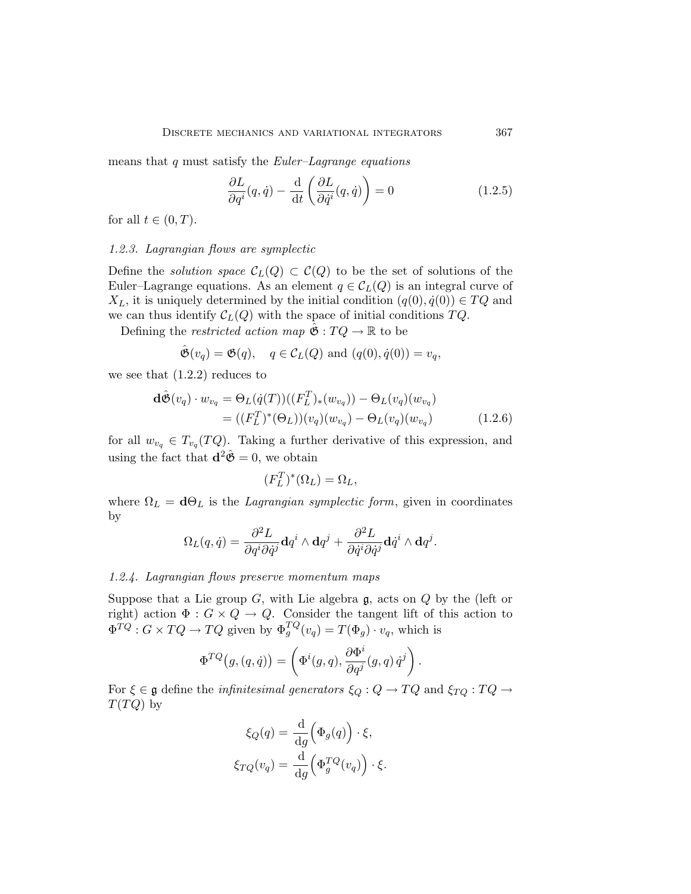means that $q$ must satisfy the *Euler–Lagrange equations*

$$\frac{\partial L}{\partial q^i}(q, \dot{q}) - \frac{\mathrm{d}}{\mathrm{d}t}\left(\frac{\partial L}{\partial \dot{q}^i}(q, \dot{q})\right) = 0 \tag{1.2.5}$$

for all $t \in (0, T)$.

### 1.2.3. Lagrangian flows are symplectic

Define the *solution space* $\mathcal{C}_L(Q) \subset \mathcal{C}(Q)$ to be the set of solutions of the Euler–Lagrange equations. As an element $q \in \mathcal{C}_L(Q)$ is an integral curve of $X_L$, it is uniquely determined by the initial condition $(q(0), \dot{q}(0)) \in TQ$ and we can thus identify $\mathcal{C}_L(Q)$ with the space of initial conditions $TQ$.

Defining the *restricted action map* $\hat{\mathfrak{G}} : TQ \to \mathbb{R}$ to be

$$\hat{\mathfrak{G}}(v_q) = \mathfrak{G}(q), \quad q \in \mathcal{C}_L(Q) \text{ and } (q(0), \dot{q}(0)) = v_q,$$

we see that (1.2.2) reduces to

$$\begin{aligned}
\mathbf{d}\hat{\mathfrak{G}}(v_q) \cdot w_{v_q} &= \Theta_L(\dot{q}(T))((F_L^T)_*(w_{v_q})) - \Theta_L(v_q)(w_{v_q}) \\
&= ((F_L^T)^*(\Theta_L))(v_q)(w_{v_q}) - \Theta_L(v_q)(w_{v_q})
\end{aligned} \tag{1.2.6}$$

for all $w_{v_q} \in T_{v_q}(TQ)$. Taking a further derivative of this expression, and using the fact that $\mathbf{d}^2\hat{\mathfrak{G}} = 0$, we obtain

$$(F_L^T)^*(\Omega_L) = \Omega_L,$$

where $\Omega_L = \mathbf{d}\Theta_L$ is the *Lagrangian symplectic form*, given in coordinates by

$$\Omega_L(q, \dot{q}) = \frac{\partial^2 L}{\partial q^i \partial \dot{q}^j}\mathbf{d}q^i \wedge \mathbf{d}q^j + \frac{\partial^2 L}{\partial \dot{q}^i \partial \dot{q}^j}\mathbf{d}\dot{q}^i \wedge \mathbf{d}q^j.$$

### 1.2.4. Lagrangian flows preserve momentum maps

Suppose that a Lie group $G$, with Lie algebra $\mathfrak{g}$, acts on $Q$ by the (left or right) action $\Phi : G \times Q \to Q$. Consider the tangent lift of this action to $\Phi^{TQ} : G \times TQ \to TQ$ given by $\Phi_g^{TQ}(v_q) = T(\Phi_g) \cdot v_q$, which is

$$\Phi^{TQ}\big(g, (q, \dot{q})\big) = \left(\Phi^i(g, q), \frac{\partial \Phi^i}{\partial q^j}(g, q)\, \dot{q}^j\right).$$

For $\xi \in \mathfrak{g}$ define the *infinitesimal generators* $\xi_Q : Q \to TQ$ and $\xi_{TQ} : TQ \to T(TQ)$ by

$$\begin{aligned}
\xi_Q(q) &= \frac{\mathrm{d}}{\mathrm{d}g}\Big(\Phi_g(q)\Big) \cdot \xi, \\
\xi_{TQ}(v_q) &= \frac{\mathrm{d}}{\mathrm{d}g}\Big(\Phi_g^{TQ}(v_q)\Big) \cdot \xi.
\end{aligned}$$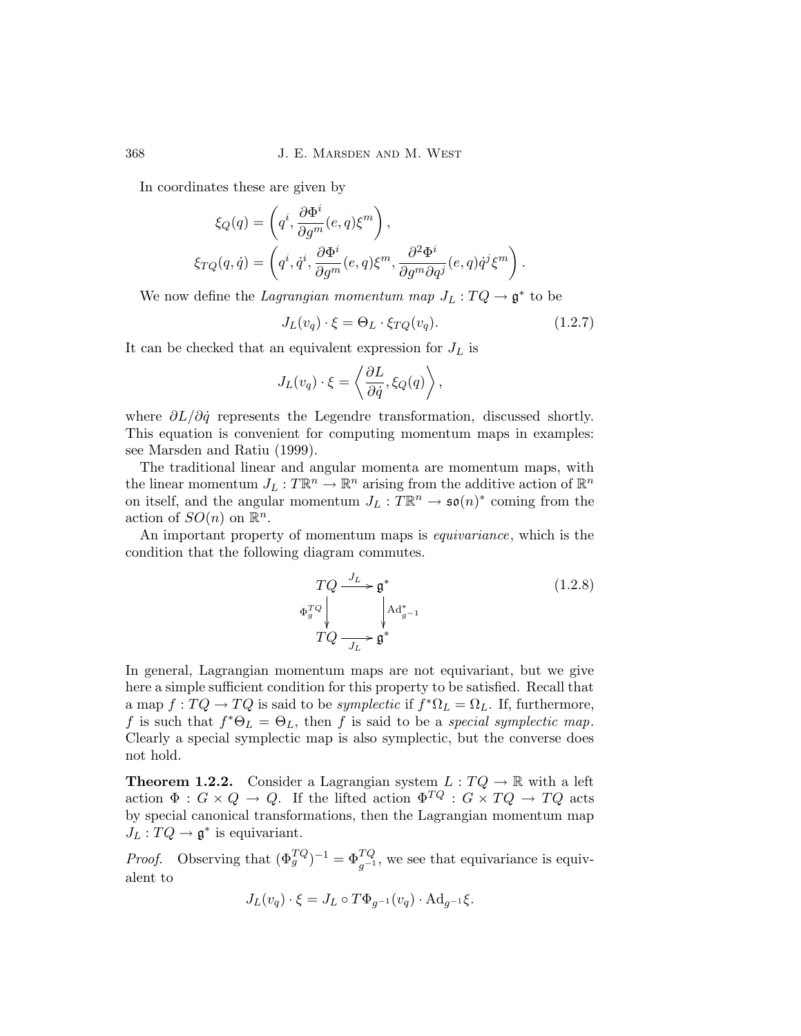In coordinates these are given by

$$\xi_Q(q) = \left( q^i, \frac{\partial \Phi^i}{\partial g^m}(e,q)\xi^m \right),$$

$$\xi_{TQ}(q,\dot{q}) = \left( q^i, \dot{q}^i, \frac{\partial \Phi^i}{\partial g^m}(e,q)\xi^m, \frac{\partial^2 \Phi^i}{\partial g^m \partial q^j}(e,q)\dot{q}^j \xi^m \right).$$

We now define the *Lagrangian momentum map* $J_L : TQ \to \mathfrak{g}^*$ to be

$$J_L(v_q) \cdot \xi = \Theta_L \cdot \xi_{TQ}(v_q). \tag{1.2.7}$$

It can be checked that an equivalent expression for $J_L$ is

$$J_L(v_q) \cdot \xi = \left\langle \frac{\partial L}{\partial \dot{q}}, \xi_Q(q) \right\rangle,$$

where $\partial L / \partial \dot{q}$ represents the Legendre transformation, discussed shortly. This equation is convenient for computing momentum maps in examples: see Marsden and Ratiu (1999).

The traditional linear and angular momenta are momentum maps, with the linear momentum $J_L : T\mathbb{R}^n \to \mathbb{R}^n$ arising from the additive action of $\mathbb{R}^n$ on itself, and the angular momentum $J_L : T\mathbb{R}^n \to \mathfrak{so}(n)^*$ coming from the action of $SO(n)$ on $\mathbb{R}^n$.

An important property of momentum maps is *equivariance*, which is the condition that the following diagram commutes.

$$\begin{array}{ccc} TQ & \xrightarrow{J_L} & \mathfrak{g}^* \\ \Phi_g^{TQ} \big\downarrow & & \big\downarrow \mathrm{Ad}^*_{g^{-1}} \\ TQ & \xrightarrow[J_L]{} & \mathfrak{g}^* \end{array} \tag{1.2.8}$$

In general, Lagrangian momentum maps are not equivariant, but we give here a simple sufficient condition for this property to be satisfied. Recall that a map $f : TQ \to TQ$ is said to be *symplectic* if $f^*\Omega_L = \Omega_L$. If, furthermore, $f$ is such that $f^*\Theta_L = \Theta_L$, then $f$ is said to be a *special symplectic map*. Clearly a special symplectic map is also symplectic, but the converse does not hold.

**Theorem 1.2.2.** Consider a Lagrangian system $L : TQ \to \mathbb{R}$ with a left action $\Phi : G \times Q \to Q$. If the lifted action $\Phi^{TQ} : G \times TQ \to TQ$ acts by special canonical transformations, then the Lagrangian momentum map $J_L : TQ \to \mathfrak{g}^*$ is equivariant.

*Proof.* Observing that $(\Phi_g^{TQ})^{-1} = \Phi_{g^{-1}}^{TQ}$, we see that equivariance is equivalent to

$$J_L(v_q) \cdot \xi = J_L \circ T\Phi_{g^{-1}}(v_q) \cdot \mathrm{Ad}_{g^{-1}}\xi.$$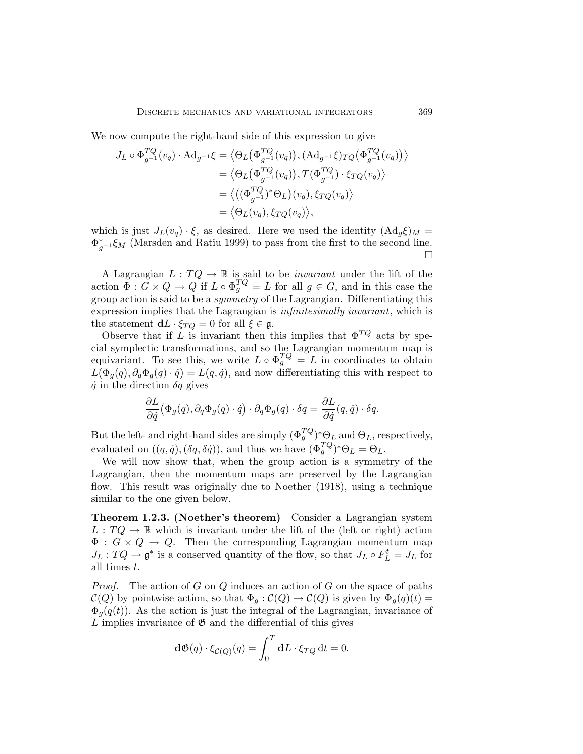We now compute the right-hand side of this expression to give

$$
\begin{aligned}
J_L \circ \Phi_{g^{-1}}^{TQ}(v_q) \cdot \mathrm{Ad}_{g^{-1}}\xi &= \big\langle \Theta_L\big(\Phi_{g^{-1}}^{TQ}(v_q)\big), (\mathrm{Ad}_{g^{-1}}\xi)_{TQ}\big(\Phi_{g^{-1}}^{TQ}(v_q)\big)\big\rangle \\
&= \big\langle \Theta_L\big(\Phi_{g^{-1}}^{TQ}(v_q)\big), T(\Phi_{g^{-1}}^{TQ}) \cdot \xi_{TQ}(v_q)\big\rangle \\
&= \big\langle \big((\Phi_{g^{-1}}^{TQ})^*\Theta_L\big)(v_q), \xi_{TQ}(v_q)\big\rangle \\
&= \big\langle \Theta_L(v_q), \xi_{TQ}(v_q)\big\rangle,
\end{aligned}
$$

which is just $J_L(v_q) \cdot \xi$, as desired. Here we used the identity $(\mathrm{Ad}_g\xi)_M = \Phi_{g^{-1}}^* \xi_M$ (Marsden and Ratiu 1999) to pass from the first to the second line. ∎

A Lagrangian $L : TQ \to \mathbb{R}$ is said to be *invariant* under the lift of the action $\Phi : G \times Q \to Q$ if $L \circ \Phi_g^{TQ} = L$ for all $g \in G$, and in this case the group action is said to be a *symmetry* of the Lagrangian. Differentiating this expression implies that the Lagrangian is *infinitesimally invariant*, which is the statement $\mathbf{d}L \cdot \xi_{TQ} = 0$ for all $\xi \in \mathfrak{g}$.

Observe that if $L$ is invariant then this implies that $\Phi^{TQ}$ acts by special symplectic transformations, and so the Lagrangian momentum map is equivariant. To see this, we write $L \circ \Phi_g^{TQ} = L$ in coordinates to obtain $L(\Phi_g(q), \partial_q\Phi_g(q) \cdot \dot{q}) = L(q, \dot{q})$, and now differentiating this with respect to $\dot{q}$ in the direction $\delta q$ gives

$$
\frac{\partial L}{\partial \dot{q}}\big(\Phi_g(q), \partial_q\Phi_g(q) \cdot \dot{q}\big) \cdot \partial_q\Phi_g(q) \cdot \delta q = \frac{\partial L}{\partial \dot{q}}(q, \dot{q}) \cdot \delta q.
$$

But the left- and right-hand sides are simply $(\Phi_g^{TQ})^*\Theta_L$ and $\Theta_L$, respectively, evaluated on $((q, \dot{q}), (\delta q, \delta\dot{q}))$, and thus we have $(\Phi_g^{TQ})^*\Theta_L = \Theta_L$.

We will now show that, when the group action is a symmetry of the Lagrangian, then the momentum maps are preserved by the Lagrangian flow. This result was originally due to Noether (1918), using a technique similar to the one given below.

**Theorem 1.2.3. (Noether's theorem)** Consider a Lagrangian system $L : TQ \to \mathbb{R}$ which is invariant under the lift of the (left or right) action $\Phi : G \times Q \to Q$. Then the corresponding Lagrangian momentum map $J_L : TQ \to \mathfrak{g}^*$ is a conserved quantity of the flow, so that $J_L \circ F_L^t = J_L$ for all times $t$.

*Proof.* The action of $G$ on $Q$ induces an action of $G$ on the space of paths $\mathcal{C}(Q)$ by pointwise action, so that $\Phi_g : \mathcal{C}(Q) \to \mathcal{C}(Q)$ is given by $\Phi_g(q)(t) = \Phi_g(q(t))$. As the action is just the integral of the Lagrangian, invariance of $L$ implies invariance of $\mathfrak{G}$ and the differential of this gives

$$
\mathbf{d}\mathfrak{G}(q) \cdot \xi_{\mathcal{C}(Q)}(q) = \int_0^T \mathbf{d}L \cdot \xi_{TQ} \, \mathrm{d}t = 0.
$$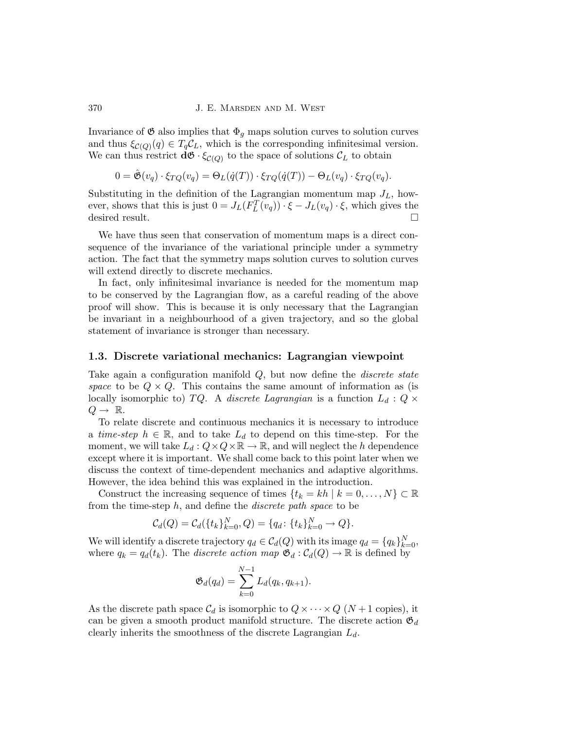Invariance of $\mathfrak{G}$ also implies that $\Phi_g$ maps solution curves to solution curves and thus $\xi_{\mathcal{C}(Q)}(q) \in T_q\mathcal{C}_L$, which is the corresponding infinitesimal version. We can thus restrict $\mathbf{d}\mathfrak{G} \cdot \xi_{\mathcal{C}(Q)}$ to the space of solutions $\mathcal{C}_L$ to obtain

$$0 = \hat{\mathfrak{G}}(v_q) \cdot \xi_{TQ}(v_q) = \Theta_L(\dot{q}(T)) \cdot \xi_{TQ}(\dot{q}(T)) - \Theta_L(v_q) \cdot \xi_{TQ}(v_q).$$

Substituting in the definition of the Lagrangian momentum map $J_L$, however, shows that this is just $0 = J_L(F_L^T(v_q)) \cdot \xi - J_L(v_q) \cdot \xi$, which gives the desired result. □

We have thus seen that conservation of momentum maps is a direct consequence of the invariance of the variational principle under a symmetry action. The fact that the symmetry maps solution curves to solution curves will extend directly to discrete mechanics.

In fact, only infinitesimal invariance is needed for the momentum map to be conserved by the Lagrangian flow, as a careful reading of the above proof will show. This is because it is only necessary that the Lagrangian be invariant in a neighbourhood of a given trajectory, and so the global statement of invariance is stronger than necessary.

### 1.3. Discrete variational mechanics: Lagrangian viewpoint

Take again a configuration manifold $Q$, but now define the *discrete state space* to be $Q \times Q$. This contains the same amount of information as (is locally isomorphic to) $TQ$. A *discrete Lagrangian* is a function $L_d : Q \times Q \to \mathbb{R}$.

To relate discrete and continuous mechanics it is necessary to introduce a *time-step* $h \in \mathbb{R}$, and to take $L_d$ to depend on this time-step. For the moment, we will take $L_d : Q \times Q \times \mathbb{R} \to \mathbb{R}$, and will neglect the $h$ dependence except where it is important. We shall come back to this point later when we discuss the context of time-dependent mechanics and adaptive algorithms. However, the idea behind this was explained in the introduction.

Construct the increasing sequence of times $\{t_k = kh \mid k = 0, \ldots, N\} \subset \mathbb{R}$ from the time-step $h$, and define the *discrete path space* to be

$$\mathcal{C}_d(Q) = \mathcal{C}_d(\{t_k\}_{k=0}^N, Q) = \{q_d \colon \{t_k\}_{k=0}^N \to Q\}.$$

We will identify a discrete trajectory $q_d \in \mathcal{C}_d(Q)$ with its image $q_d = \{q_k\}_{k=0}^N$, where $q_k = q_d(t_k)$. The *discrete action map* $\mathfrak{G}_d : \mathcal{C}_d(Q) \to \mathbb{R}$ is defined by

$$\mathfrak{G}_d(q_d) = \sum_{k=0}^{N-1} L_d(q_k, q_{k+1}).$$

As the discrete path space $\mathcal{C}_d$ is isomorphic to $Q \times \cdots \times Q$ ($N+1$ copies), it can be given a smooth product manifold structure. The discrete action $\mathfrak{G}_d$ clearly inherits the smoothness of the discrete Lagrangian $L_d$.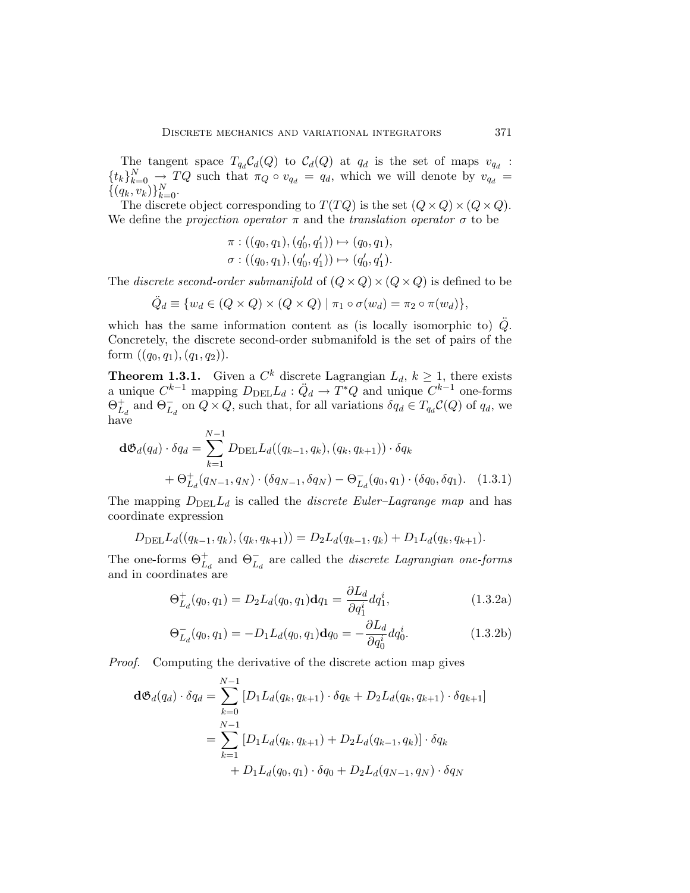The tangent space $T_{q_d}\mathcal{C}_d(Q)$ to $\mathcal{C}_d(Q)$ at $q_d$ is the set of maps $v_{q_d} : \{t_k\}_{k=0}^N \to TQ$ such that $\pi_Q \circ v_{q_d} = q_d$, which we will denote by $v_{q_d} = \{(q_k, v_k)\}_{k=0}^N$.

The discrete object corresponding to $T(TQ)$ is the set $(Q \times Q) \times (Q \times Q)$. We define the *projection operator* $\pi$ and the *translation operator* $\sigma$ to be

$$\pi : ((q_0, q_1), (q_0', q_1')) \mapsto (q_0, q_1),$$
$$\sigma : ((q_0, q_1), (q_0', q_1')) \mapsto (q_0', q_1').$$

The *discrete second-order submanifold* of $(Q \times Q) \times (Q \times Q)$ is defined to be

$$\ddot{Q}_d \equiv \{w_d \in (Q \times Q) \times (Q \times Q) \mid \pi_1 \circ \sigma(w_d) = \pi_2 \circ \pi(w_d)\},$$

which has the same information content as (is locally isomorphic to) $\ddot{Q}$. Concretely, the discrete second-order submanifold is the set of pairs of the form $((q_0, q_1), (q_1, q_2))$.

**Theorem 1.3.1.** Given a $C^k$ discrete Lagrangian $L_d$, $k \geq 1$, there exists a unique $C^{k-1}$ mapping $D_{\mathrm{DEL}}L_d : \ddot{Q}_d \to T^*Q$ and unique $C^{k-1}$ one-forms $\Theta_{L_d}^+$ and $\Theta_{L_d}^-$ on $Q \times Q$, such that, for all variations $\delta q_d \in T_{q_d}\mathcal{C}(Q)$ of $q_d$, we have

$$\begin{aligned}
\mathbf{d}\mathfrak{G}_d(q_d) \cdot \delta q_d = &\sum_{k=1}^{N-1} D_{\mathrm{DEL}}L_d((q_{k-1}, q_k), (q_k, q_{k+1})) \cdot \delta q_k \\
&+ \Theta_{L_d}^+(q_{N-1}, q_N) \cdot (\delta q_{N-1}, \delta q_N) - \Theta_{L_d}^-(q_0, q_1) \cdot (\delta q_0, \delta q_1). \quad (1.3.1)
\end{aligned}$$

The mapping $D_{\mathrm{DEL}}L_d$ is called the *discrete Euler–Lagrange map* and has coordinate expression

$$D_{\mathrm{DEL}}L_d((q_{k-1}, q_k), (q_k, q_{k+1})) = D_2L_d(q_{k-1}, q_k) + D_1L_d(q_k, q_{k+1}).$$

The one-forms $\Theta_{L_d}^+$ and $\Theta_{L_d}^-$ are called the *discrete Lagrangian one-forms* and in coordinates are

$$\Theta_{L_d}^+(q_0, q_1) = D_2L_d(q_0, q_1)\mathbf{d}q_1 = \frac{\partial L_d}{\partial q_1^i} dq_1^i, \tag{1.3.2a}$$

$$\Theta_{L_d}^-(q_0, q_1) = -D_1L_d(q_0, q_1)\mathbf{d}q_0 = -\frac{\partial L_d}{\partial q_0^i} dq_0^i. \tag{1.3.2b}$$

*Proof.* Computing the derivative of the discrete action map gives

$$\begin{aligned}
\mathbf{d}\mathfrak{G}_d(q_d) \cdot \delta q_d &= \sum_{k=0}^{N-1} \left[D_1L_d(q_k, q_{k+1}) \cdot \delta q_k + D_2L_d(q_k, q_{k+1}) \cdot \delta q_{k+1}\right] \\
&= \sum_{k=1}^{N-1} \left[D_1L_d(q_k, q_{k+1}) + D_2L_d(q_{k-1}, q_k)\right] \cdot \delta q_k \\
&\quad + D_1L_d(q_0, q_1) \cdot \delta q_0 + D_2L_d(q_{N-1}, q_N) \cdot \delta q_N
\end{aligned}$$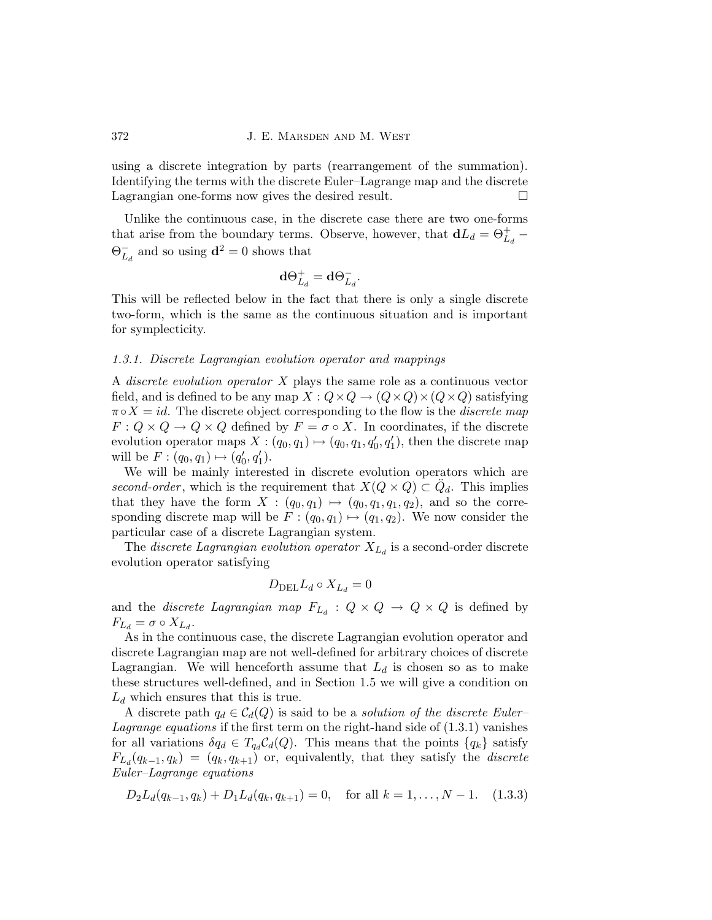using a discrete integration by parts (rearrangement of the summation). Identifying the terms with the discrete Euler–Lagrange map and the discrete Lagrangian one-forms now gives the desired result. □

Unlike the continuous case, in the discrete case there are two one-forms that arise from the boundary terms. Observe, however, that $\mathbf{d}L_d = \Theta^+_{L_d} - \Theta^-_{L_d}$ and so using $\mathbf{d}^2 = 0$ shows that

$$\mathbf{d}\Theta^+_{L_d} = \mathbf{d}\Theta^-_{L_d}.$$

This will be reflected below in the fact that there is only a single discrete two-form, which is the same as the continuous situation and is important for symplecticity.

### 1.3.1. Discrete Lagrangian evolution operator and mappings

A *discrete evolution operator* $X$ plays the same role as a continuous vector field, and is defined to be any map $X : Q \times Q \to (Q \times Q) \times (Q \times Q)$ satisfying $\pi \circ X = id$. The discrete object corresponding to the flow is the *discrete map* $F : Q \times Q \to Q \times Q$ defined by $F = \sigma \circ X$. In coordinates, if the discrete evolution operator maps $X : (q_0, q_1) \mapsto (q_0, q_1, q_0', q_1')$, then the discrete map will be $F : (q_0, q_1) \mapsto (q_0', q_1')$.

We will be mainly interested in discrete evolution operators which are *second-order*, which is the requirement that $X(Q \times Q) \subset \ddot{Q}_d$. This implies that they have the form $X : (q_0, q_1) \mapsto (q_0, q_1, q_1, q_2)$, and so the corresponding discrete map will be $F : (q_0, q_1) \mapsto (q_1, q_2)$. We now consider the particular case of a discrete Lagrangian system.

The *discrete Lagrangian evolution operator* $X_{L_d}$ is a second-order discrete evolution operator satisfying

$$D_{\mathrm{DEL}} L_d \circ X_{L_d} = 0$$

and the *discrete Lagrangian map* $F_{L_d} : Q \times Q \to Q \times Q$ is defined by $F_{L_d} = \sigma \circ X_{L_d}$.

As in the continuous case, the discrete Lagrangian evolution operator and discrete Lagrangian map are not well-defined for arbitrary choices of discrete Lagrangian. We will henceforth assume that $L_d$ is chosen so as to make these structures well-defined, and in Section 1.5 we will give a condition on $L_d$ which ensures that this is true.

A discrete path $q_d \in \mathcal{C}_d(Q)$ is said to be a *solution of the discrete Euler–Lagrange equations* if the first term on the right-hand side of (1.3.1) vanishes for all variations $\delta q_d \in T_{q_d}\mathcal{C}_d(Q)$. This means that the points $\{q_k\}$ satisfy $F_{L_d}(q_{k-1}, q_k) = (q_k, q_{k+1})$ or, equivalently, that they satisfy the *discrete Euler–Lagrange equations*

$$D_2 L_d(q_{k-1}, q_k) + D_1 L_d(q_k, q_{k+1}) = 0, \quad \text{for all } k = 1, \ldots, N-1. \quad (1.3.3)$$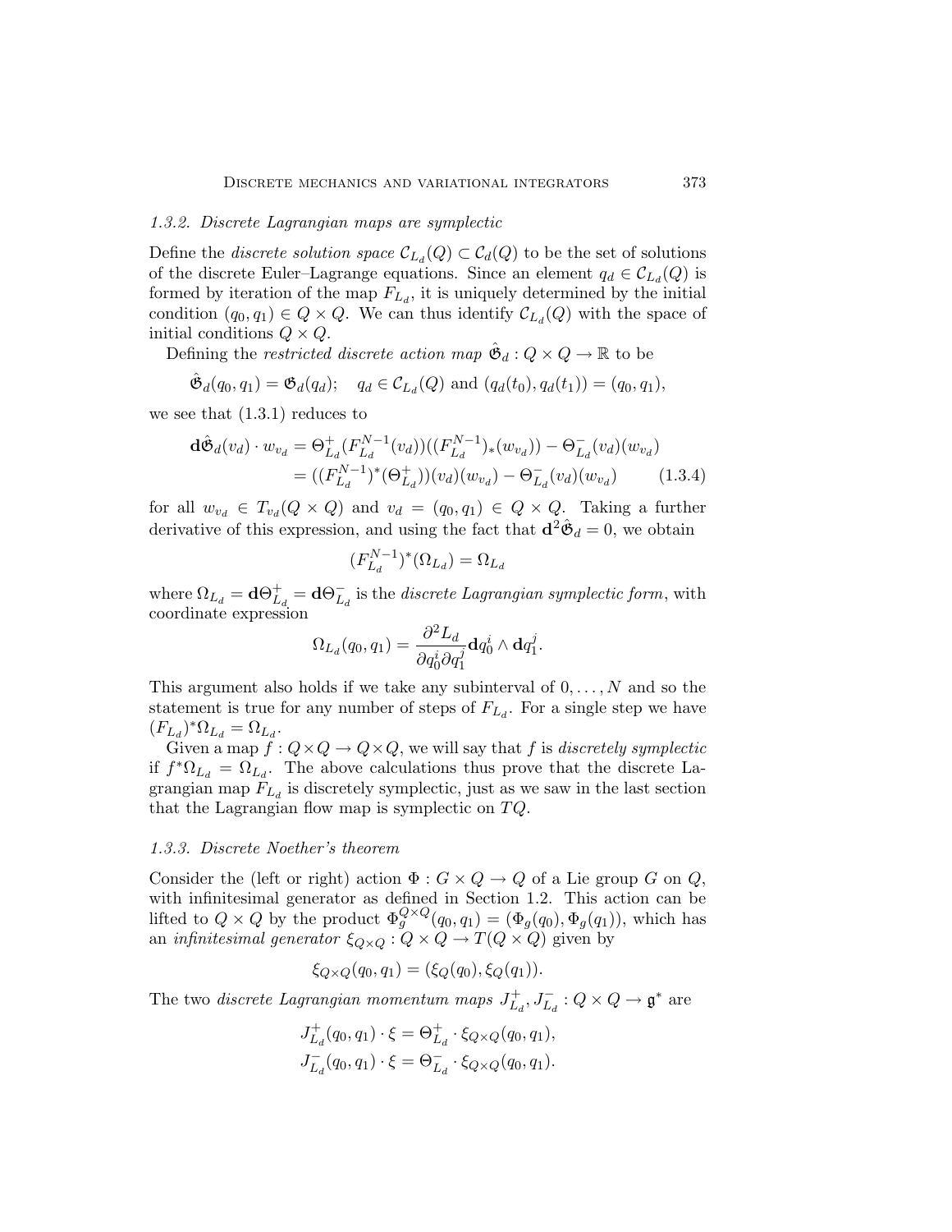### 1.3.2. Discrete Lagrangian maps are symplectic

Define the *discrete solution space* $\mathcal{C}_{L_d}(Q) \subset \mathcal{C}_d(Q)$ to be the set of solutions of the discrete Euler–Lagrange equations. Since an element $q_d \in \mathcal{C}_{L_d}(Q)$ is formed by iteration of the map $F_{L_d}$, it is uniquely determined by the initial condition $(q_0, q_1) \in Q \times Q$. We can thus identify $\mathcal{C}_{L_d}(Q)$ with the space of initial conditions $Q \times Q$.

Defining the *restricted discrete action map* $\hat{\mathfrak{G}}_d : Q \times Q \to \mathbb{R}$ to be

$$\hat{\mathfrak{G}}_d(q_0, q_1) = \mathfrak{G}_d(q_d); \quad q_d \in \mathcal{C}_{L_d}(Q) \text{ and } (q_d(t_0), q_d(t_1)) = (q_0, q_1),$$

we see that (1.3.1) reduces to

$$\begin{aligned}
\mathbf{d}\hat{\mathfrak{G}}_d(v_d) \cdot w_{v_d} &= \Theta^+_{L_d}(F^{N-1}_{L_d}(v_d))((F^{N-1}_{L_d})_*(w_{v_d})) - \Theta^-_{L_d}(v_d)(w_{v_d}) \\
&= ((F^{N-1}_{L_d})^*(\Theta^+_{L_d}))(v_d)(w_{v_d}) - \Theta^-_{L_d}(v_d)(w_{v_d}) \qquad (1.3.4)
\end{aligned}$$

for all $w_{v_d} \in T_{v_d}(Q \times Q)$ and $v_d = (q_0, q_1) \in Q \times Q$. Taking a further derivative of this expression, and using the fact that $\mathbf{d}^2\hat{\mathfrak{G}}_d = 0$, we obtain

$$(F^{N-1}_{L_d})^*(\Omega_{L_d}) = \Omega_{L_d}$$

where $\Omega_{L_d} = \mathbf{d}\Theta^+_{L_d} = \mathbf{d}\Theta^-_{L_d}$ is the *discrete Lagrangian symplectic form*, with coordinate expression

$$\Omega_{L_d}(q_0, q_1) = \frac{\partial^2 L_d}{\partial q^i_0 \partial q^j_1} \mathbf{d}q^i_0 \wedge \mathbf{d}q^j_1.$$

This argument also holds if we take any subinterval of $0, \ldots, N$ and so the statement is true for any number of steps of $F_{L_d}$. For a single step we have $(F_{L_d})^*\Omega_{L_d} = \Omega_{L_d}$.

Given a map $f : Q \times Q \to Q \times Q$, we will say that $f$ is *discretely symplectic* if $f^*\Omega_{L_d} = \Omega_{L_d}$. The above calculations thus prove that the discrete Lagrangian map $F_{L_d}$ is discretely symplectic, just as we saw in the last section that the Lagrangian flow map is symplectic on $TQ$.

### 1.3.3. Discrete Noether's theorem

Consider the (left or right) action $\Phi : G \times Q \to Q$ of a Lie group $G$ on $Q$, with infinitesimal generator as defined in Section 1.2. This action can be lifted to $Q \times Q$ by the product $\Phi^{Q\times Q}_g(q_0, q_1) = (\Phi_g(q_0), \Phi_g(q_1))$, which has an *infinitesimal generator* $\xi_{Q\times Q} : Q \times Q \to T(Q \times Q)$ given by

$$\xi_{Q\times Q}(q_0, q_1) = (\xi_Q(q_0), \xi_Q(q_1)).$$

The two *discrete Lagrangian momentum maps* $J^+_{L_d}, J^-_{L_d} : Q \times Q \to \mathfrak{g}^*$ are

$$\begin{aligned}
J^+_{L_d}(q_0, q_1) \cdot \xi &= \Theta^+_{L_d} \cdot \xi_{Q\times Q}(q_0, q_1), \\
J^-_{L_d}(q_0, q_1) \cdot \xi &= \Theta^-_{L_d} \cdot \xi_{Q\times Q}(q_0, q_1).
\end{aligned}$$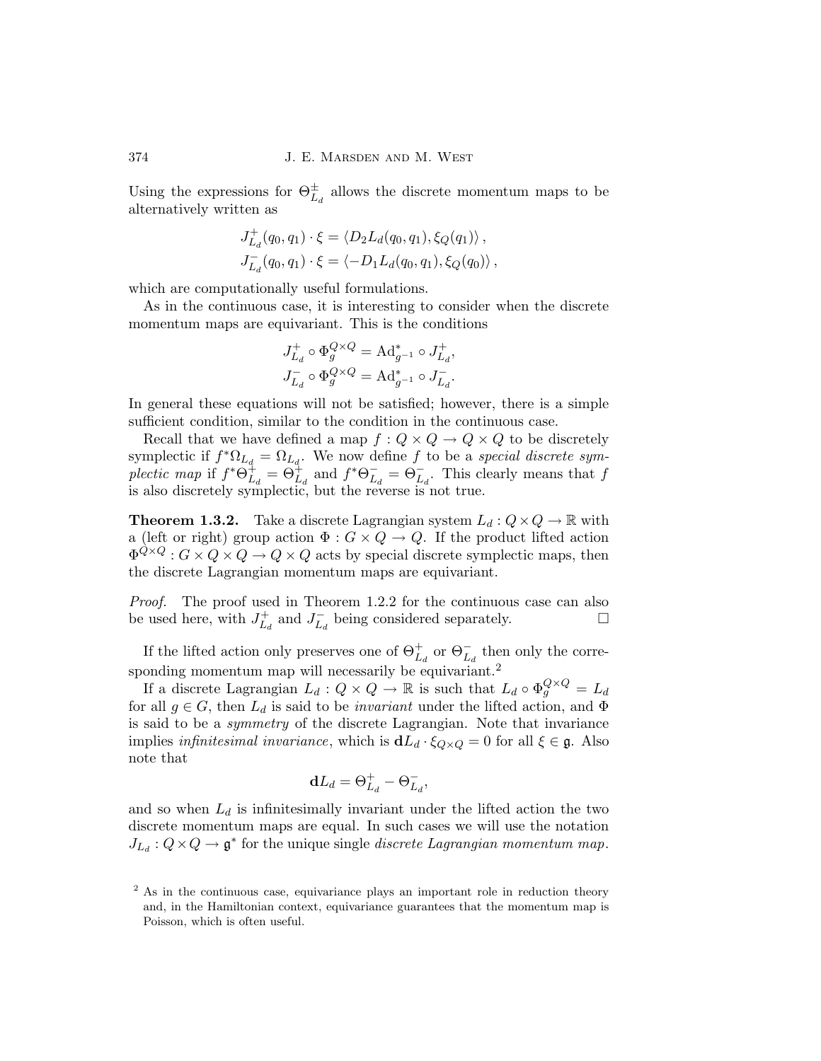Using the expressions for $\Theta^{\pm}_{L_d}$ allows the discrete momentum maps to be alternatively written as

$$J^{+}_{L_d}(q_0, q_1) \cdot \xi = \langle D_2 L_d(q_0, q_1), \xi_Q(q_1) \rangle ,$$
$$J^{-}_{L_d}(q_0, q_1) \cdot \xi = \langle -D_1 L_d(q_0, q_1), \xi_Q(q_0) \rangle ,$$

which are computationally useful formulations.

As in the continuous case, it is interesting to consider when the discrete momentum maps are equivariant. This is the conditions

$$J^{+}_{L_d} \circ \Phi^{Q \times Q}_g = \mathrm{Ad}^*_{g^{-1}} \circ J^{+}_{L_d},$$
$$J^{-}_{L_d} \circ \Phi^{Q \times Q}_g = \mathrm{Ad}^*_{g^{-1}} \circ J^{-}_{L_d}.$$

In general these equations will not be satisfied; however, there is a simple sufficient condition, similar to the condition in the continuous case.

Recall that we have defined a map $f : Q \times Q \to Q \times Q$ to be discretely symplectic if $f^*\Omega_{L_d} = \Omega_{L_d}$. We now define $f$ to be a *special discrete symplectic map* if $f^*\Theta^{+}_{L_d} = \Theta^{+}_{L_d}$ and $f^*\Theta^{-}_{L_d} = \Theta^{-}_{L_d}$. This clearly means that $f$ is also discretely symplectic, but the reverse is not true.

**Theorem 1.3.2.** Take a discrete Lagrangian system $L_d : Q \times Q \to \mathbb{R}$ with a (left or right) group action $\Phi : G \times Q \to Q$. If the product lifted action $\Phi^{Q \times Q} : G \times Q \times Q \to Q \times Q$ acts by special discrete symplectic maps, then the discrete Lagrangian momentum maps are equivariant.

*Proof.* The proof used in Theorem 1.2.2 for the continuous case can also be used here, with $J^{+}_{L_d}$ and $J^{-}_{L_d}$ being considered separately. □

If the lifted action only preserves one of $\Theta^{+}_{L_d}$ or $\Theta^{-}_{L_d}$ then only the corresponding momentum map will necessarily be equivariant.[2]

If a discrete Lagrangian $L_d : Q \times Q \to \mathbb{R}$ is such that $L_d \circ \Phi^{Q \times Q}_g = L_d$ for all $g \in G$, then $L_d$ is said to be *invariant* under the lifted action, and $\Phi$ is said to be a *symmetry* of the discrete Lagrangian. Note that invariance implies *infinitesimal invariance*, which is $\mathbf{d}L_d \cdot \xi_{Q \times Q} = 0$ for all $\xi \in \mathfrak{g}$. Also note that

$$\mathbf{d}L_d = \Theta^{+}_{L_d} - \Theta^{-}_{L_d},$$

and so when $L_d$ is infinitesimally invariant under the lifted action the two discrete momentum maps are equal. In such cases we will use the notation $J_{L_d} : Q \times Q \to \mathfrak{g}^*$ for the unique single *discrete Lagrangian momentum map*.

[2] As in the continuous case, equivariance plays an important role in reduction theory and, in the Hamiltonian context, equivariance guarantees that the momentum map is Poisson, which is often useful.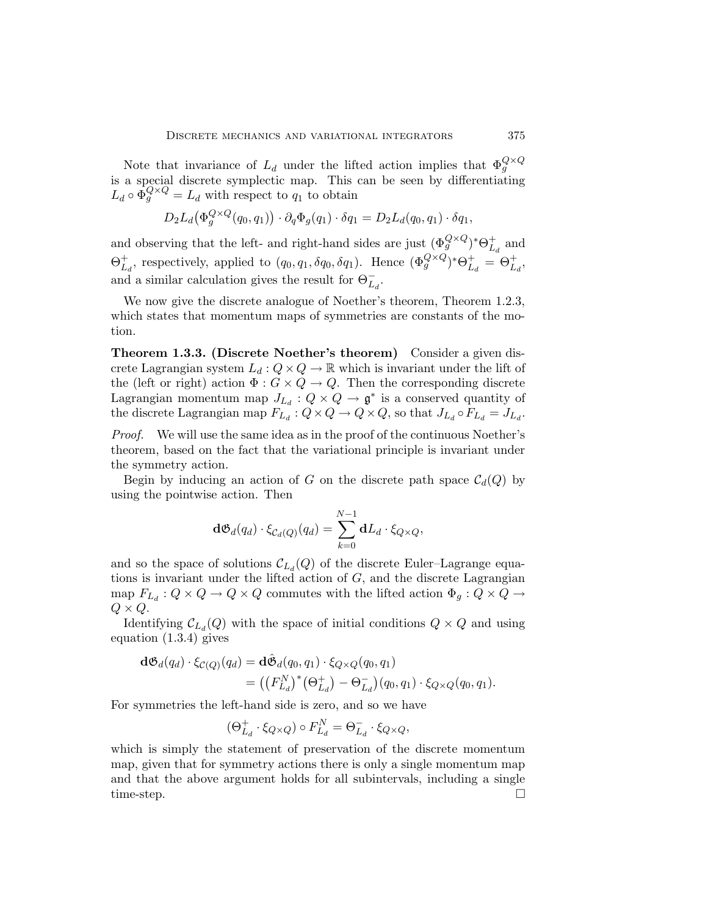Note that invariance of $L_d$ under the lifted action implies that $\Phi_g^{Q\times Q}$ is a special discrete symplectic map. This can be seen by differentiating $L_d \circ \Phi_g^{Q\times Q} = L_d$ with respect to $q_1$ to obtain

$$D_2 L_d\big(\Phi_g^{Q\times Q}(q_0, q_1)\big) \cdot \partial_q \Phi_g(q_1) \cdot \delta q_1 = D_2 L_d(q_0, q_1) \cdot \delta q_1,$$

and observing that the left- and right-hand sides are just $(\Phi_g^{Q\times Q})^* \Theta_{L_d}^+$ and $\Theta_{L_d}^+$, respectively, applied to $(q_0, q_1, \delta q_0, \delta q_1)$. Hence $(\Phi_g^{Q\times Q})^* \Theta_{L_d}^+ = \Theta_{L_d}^+$, and a similar calculation gives the result for $\Theta_{L_d}^-$.

We now give the discrete analogue of Noether's theorem, Theorem 1.2.3, which states that momentum maps of symmetries are constants of the motion.

**Theorem 1.3.3. (Discrete Noether's theorem)** Consider a given discrete Lagrangian system $L_d : Q \times Q \to \mathbb{R}$ which is invariant under the lift of the (left or right) action $\Phi : G \times Q \to Q$. Then the corresponding discrete Lagrangian momentum map $J_{L_d} : Q \times Q \to \mathfrak{g}^*$ is a conserved quantity of the discrete Lagrangian map $F_{L_d} : Q \times Q \to Q \times Q$, so that $J_{L_d} \circ F_{L_d} = J_{L_d}$.

*Proof.* We will use the same idea as in the proof of the continuous Noether's theorem, based on the fact that the variational principle is invariant under the symmetry action.

Begin by inducing an action of $G$ on the discrete path space $\mathcal{C}_d(Q)$ by using the pointwise action. Then

$$\mathbf{d}\mathfrak{G}_d(q_d) \cdot \xi_{\mathcal{C}_d(Q)}(q_d) = \sum_{k=0}^{N-1} \mathbf{d}L_d \cdot \xi_{Q\times Q},$$

and so the space of solutions $\mathcal{C}_{L_d}(Q)$ of the discrete Euler–Lagrange equations is invariant under the lifted action of $G$, and the discrete Lagrangian map $F_{L_d} : Q \times Q \to Q \times Q$ commutes with the lifted action $\Phi_g : Q \times Q \to Q \times Q$.

Identifying $\mathcal{C}_{L_d}(Q)$ with the space of initial conditions $Q \times Q$ and using equation (1.3.4) gives

$$\begin{aligned}
\mathbf{d}\mathfrak{G}_d(q_d) \cdot \xi_{\mathcal{C}(Q)}(q_d) &= \mathbf{d}\hat{\mathfrak{G}}_d(q_0, q_1) \cdot \xi_{Q\times Q}(q_0, q_1) \\
&= \big((F_{L_d}^N)^*(\Theta_{L_d}^+) - \Theta_{L_d}^-\big)(q_0, q_1) \cdot \xi_{Q\times Q}(q_0, q_1).
\end{aligned}$$

For symmetries the left-hand side is zero, and so we have

$$(\Theta_{L_d}^+ \cdot \xi_{Q\times Q}) \circ F_{L_d}^N = \Theta_{L_d}^- \cdot \xi_{Q\times Q},$$

which is simply the statement of preservation of the discrete momentum map, given that for symmetry actions there is only a single momentum map and that the above argument holds for all subintervals, including a single time-step. □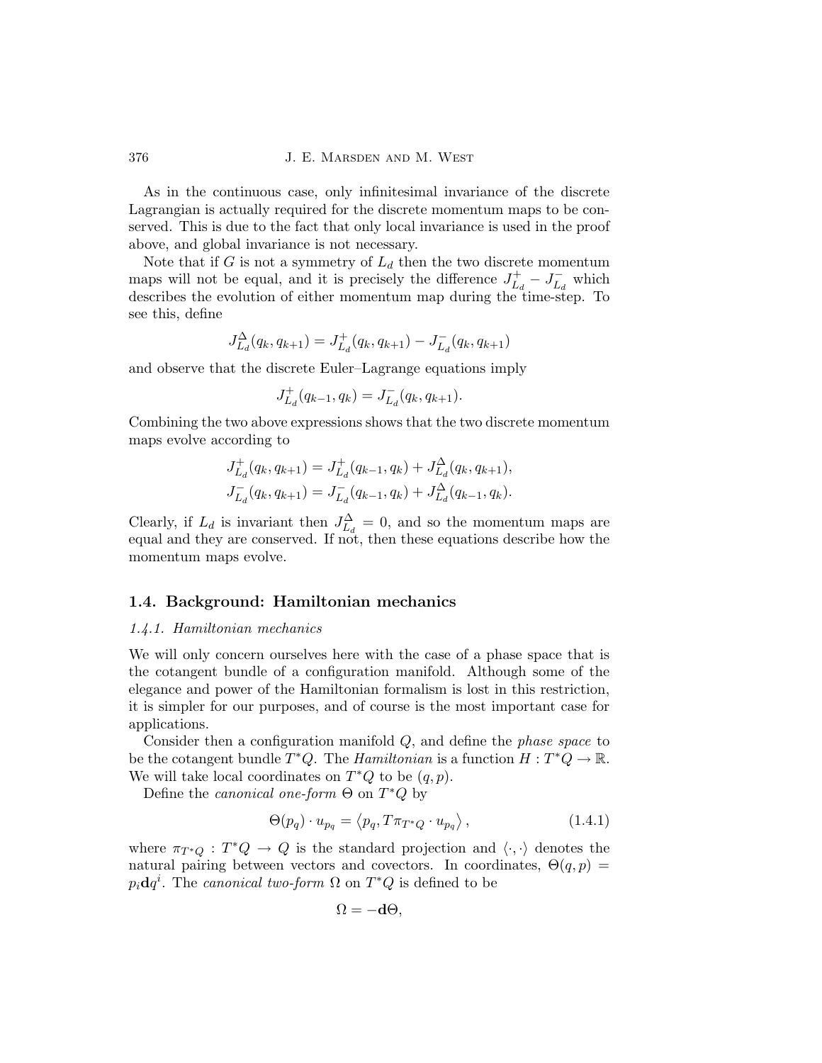As in the continuous case, only infinitesimal invariance of the discrete Lagrangian is actually required for the discrete momentum maps to be conserved. This is due to the fact that only local invariance is used in the proof above, and global invariance is not necessary.

Note that if $G$ is not a symmetry of $L_d$ then the two discrete momentum maps will not be equal, and it is precisely the difference $J^+_{L_d} - J^-_{L_d}$ which describes the evolution of either momentum map during the time-step. To see this, define

$$J^{\Delta}_{L_d}(q_k, q_{k+1}) = J^+_{L_d}(q_k, q_{k+1}) - J^-_{L_d}(q_k, q_{k+1})$$

and observe that the discrete Euler–Lagrange equations imply

$$J^+_{L_d}(q_{k-1}, q_k) = J^-_{L_d}(q_k, q_{k+1}).$$

Combining the two above expressions shows that the two discrete momentum maps evolve according to

$$J^+_{L_d}(q_k, q_{k+1}) = J^+_{L_d}(q_{k-1}, q_k) + J^{\Delta}_{L_d}(q_k, q_{k+1}),$$
$$J^-_{L_d}(q_k, q_{k+1}) = J^-_{L_d}(q_{k-1}, q_k) + J^{\Delta}_{L_d}(q_{k-1}, q_k).$$

Clearly, if $L_d$ is invariant then $J^{\Delta}_{L_d} = 0$, and so the momentum maps are equal and they are conserved. If not, then these equations describe how the momentum maps evolve.

## 1.4. Background: Hamiltonian mechanics

### *1.4.1. Hamiltonian mechanics*

We will only concern ourselves here with the case of a phase space that is the cotangent bundle of a configuration manifold. Although some of the elegance and power of the Hamiltonian formalism is lost in this restriction, it is simpler for our purposes, and of course is the most important case for applications.

Consider then a configuration manifold $Q$, and define the *phase space* to be the cotangent bundle $T^*Q$. The *Hamiltonian* is a function $H : T^*Q \to \mathbb{R}$. We will take local coordinates on $T^*Q$ to be $(q, p)$.

Define the *canonical one-form* $\Theta$ on $T^*Q$ by

$$\Theta(p_q) \cdot u_{p_q} = \left\langle p_q, T\pi_{T^*Q} \cdot u_{p_q} \right\rangle, \tag{1.4.1}$$

where $\pi_{T^*Q} : T^*Q \to Q$ is the standard projection and $\langle \cdot, \cdot \rangle$ denotes the natural pairing between vectors and covectors. In coordinates, $\Theta(q, p) = p_i \mathbf{d}q^i$. The *canonical two-form* $\Omega$ on $T^*Q$ is defined to be

$$\Omega = -\mathbf{d}\Theta,$$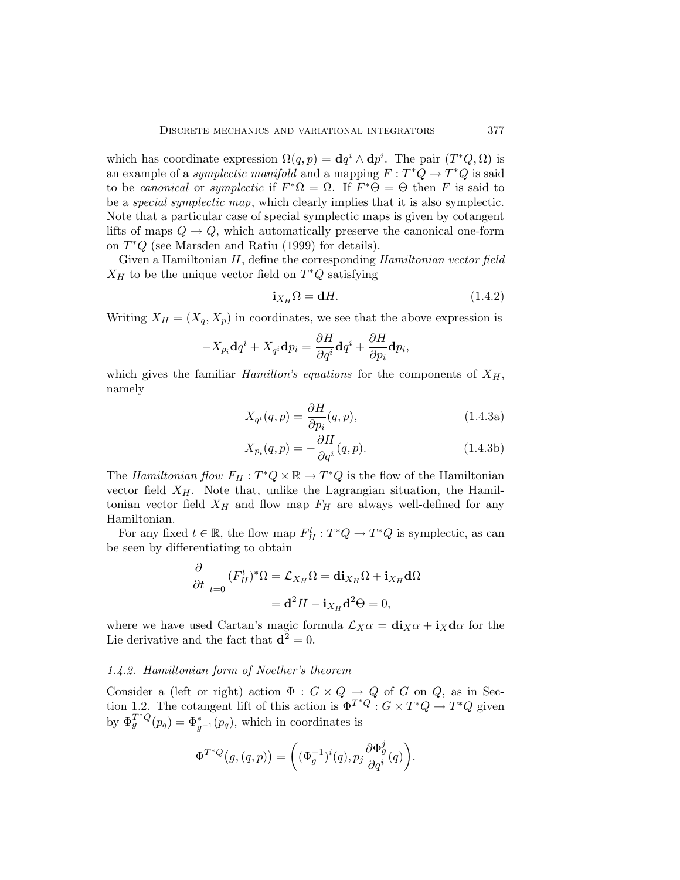which has coordinate expression $\Omega(q,p) = \mathbf{d}q^i \wedge \mathbf{d}p^i$. The pair $(T^*Q, \Omega)$ is an example of a *symplectic manifold* and a mapping $F : T^*Q \to T^*Q$ is said to be *canonical* or *symplectic* if $F^*\Omega = \Omega$. If $F^*\Theta = \Theta$ then $F$ is said to be a *special symplectic map*, which clearly implies that it is also symplectic. Note that a particular case of special symplectic maps is given by cotangent lifts of maps $Q \to Q$, which automatically preserve the canonical one-form on $T^*Q$ (see Marsden and Ratiu (1999) for details).

Given a Hamiltonian $H$, define the corresponding *Hamiltonian vector field* $X_H$ to be the unique vector field on $T^*Q$ satisfying

$$\mathbf{i}_{X_H}\Omega = \mathbf{d}H. \tag{1.4.2}$$

Writing $X_H = (X_q, X_p)$ in coordinates, we see that the above expression is

$$-X_{p_i}\mathbf{d}q^i + X_{q^i}\mathbf{d}p_i = \frac{\partial H}{\partial q^i}\mathbf{d}q^i + \frac{\partial H}{\partial p_i}\mathbf{d}p_i,$$

which gives the familiar *Hamilton's equations* for the components of $X_H$, namely

$$X_{q^i}(q,p) = \frac{\partial H}{\partial p_i}(q,p), \tag{1.4.3a}$$

$$X_{p_i}(q,p) = -\frac{\partial H}{\partial q^i}(q,p). \tag{1.4.3b}$$

The *Hamiltonian flow* $F_H : T^*Q \times \mathbb{R} \to T^*Q$ is the flow of the Hamiltonian vector field $X_H$. Note that, unlike the Lagrangian situation, the Hamiltonian vector field $X_H$ and flow map $F_H$ are always well-defined for any Hamiltonian.

For any fixed $t \in \mathbb{R}$, the flow map $F_H^t : T^*Q \to T^*Q$ is symplectic, as can be seen by differentiating to obtain

$$\begin{aligned} \left.\frac{\partial}{\partial t}\right|_{t=0} (F_H^t)^*\Omega &= \mathcal{L}_{X_H}\Omega = \mathbf{d}\mathbf{i}_{X_H}\Omega + \mathbf{i}_{X_H}\mathbf{d}\Omega \\ &= \mathbf{d}^2 H - \mathbf{i}_{X_H}\mathbf{d}^2\Theta = 0, \end{aligned}$$

where we have used Cartan's magic formula $\mathcal{L}_X\alpha = \mathbf{d}\mathbf{i}_X\alpha + \mathbf{i}_X\mathbf{d}\alpha$ for the Lie derivative and the fact that $\mathbf{d}^2 = 0$.

### *1.4.2. Hamiltonian form of Noether's theorem*

Consider a (left or right) action $\Phi : G \times Q \to Q$ of $G$ on $Q$, as in Section 1.2. The cotangent lift of this action is $\Phi^{T^*Q} : G \times T^*Q \to T^*Q$ given by $\Phi_g^{T^*Q}(p_q) = \Phi_{g^{-1}}^*(p_q)$, which in coordinates is

$$\Phi^{T^*Q}\big(g,(q,p)\big) = \left((\Phi_g^{-1})^i(q), p_j \frac{\partial \Phi_g^j}{\partial q^i}(q)\right).$$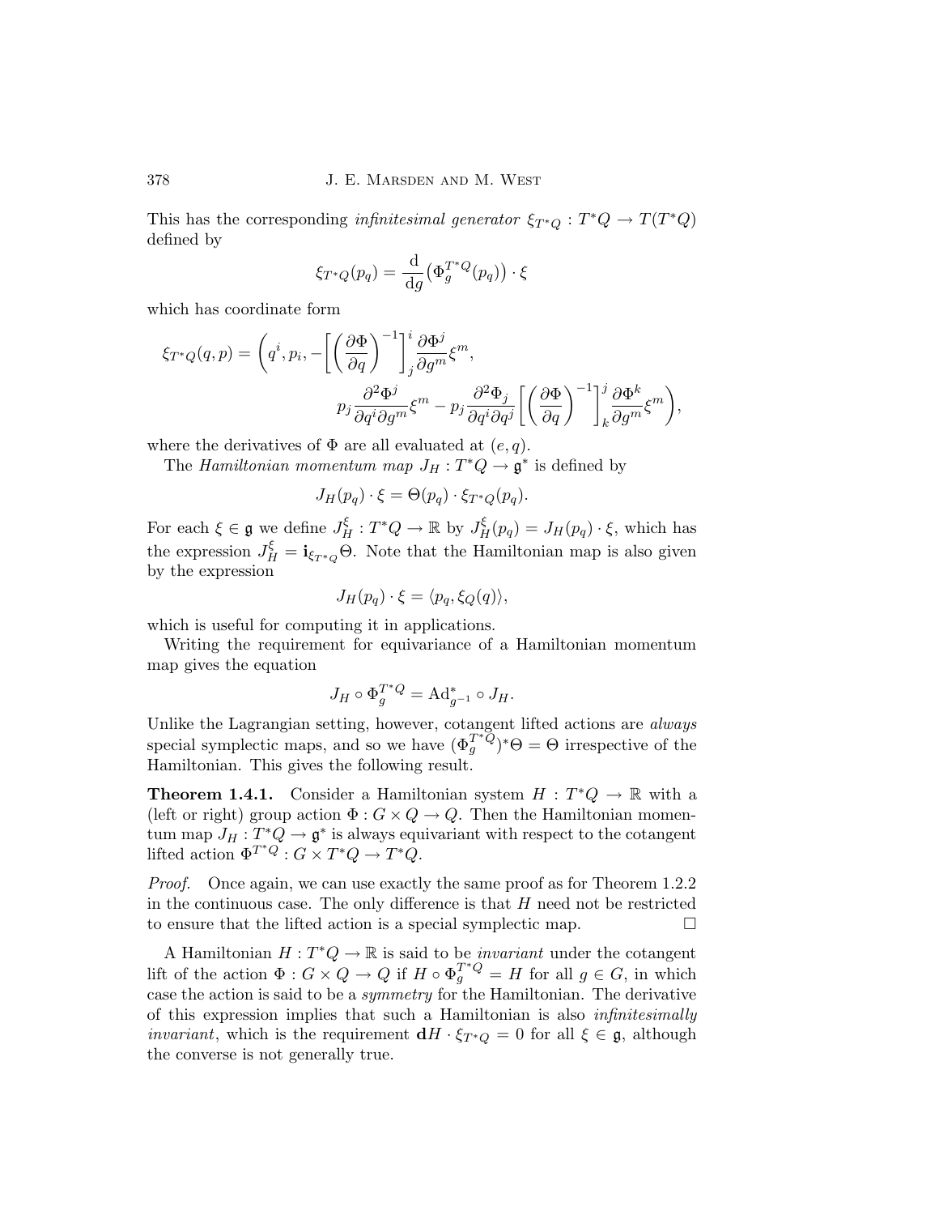This has the corresponding *infinitesimal generator* $\xi_{T^*Q} : T^*Q \to T(T^*Q)$ defined by

$$\xi_{T^*Q}(p_q) = \frac{\mathrm{d}}{\mathrm{d}g}\big(\Phi_g^{T^*Q}(p_q)\big) \cdot \xi$$

which has coordinate form

$$\xi_{T^*Q}(q,p) = \Bigg(q^i, p_i, -\Bigg[\left(\frac{\partial \Phi}{\partial q}\right)^{-1}\Bigg]_j^i \frac{\partial \Phi^j}{\partial g^m}\xi^m, \\ p_j \frac{\partial^2 \Phi^j}{\partial q^i \partial g^m}\xi^m - p_j \frac{\partial^2 \Phi_j}{\partial q^i \partial q^j}\Bigg[\left(\frac{\partial \Phi}{\partial q}\right)^{-1}\Bigg]_k^j \frac{\partial \Phi^k}{\partial g^m}\xi^m\Bigg),$$

where the derivatives of $\Phi$ are all evaluated at $(e, q)$.

The *Hamiltonian momentum map* $J_H : T^*Q \to \mathfrak{g}^*$ is defined by

$$J_H(p_q) \cdot \xi = \Theta(p_q) \cdot \xi_{T^*Q}(p_q).$$

For each $\xi \in \mathfrak{g}$ we define $J_H^\xi : T^*Q \to \mathbb{R}$ by $J_H^\xi(p_q) = J_H(p_q) \cdot \xi$, which has the expression $J_H^\xi = \mathbf{i}_{\xi_{T^*Q}}\Theta$. Note that the Hamiltonian map is also given by the expression

$$J_H(p_q) \cdot \xi = \langle p_q, \xi_Q(q) \rangle,$$

which is useful for computing it in applications.

Writing the requirement for equivariance of a Hamiltonian momentum map gives the equation

$$J_H \circ \Phi_g^{T^*Q} = \mathrm{Ad}^*_{g^{-1}} \circ J_H.$$

Unlike the Lagrangian setting, however, cotangent lifted actions are *always* special symplectic maps, and so we have $(\Phi_g^{T^*Q})^*\Theta = \Theta$ irrespective of the Hamiltonian. This gives the following result.

**Theorem 1.4.1.** Consider a Hamiltonian system $H : T^*Q \to \mathbb{R}$ with a (left or right) group action $\Phi : G \times Q \to Q$. Then the Hamiltonian momentum map $J_H : T^*Q \to \mathfrak{g}^*$ is always equivariant with respect to the cotangent lifted action $\Phi^{T^*Q} : G \times T^*Q \to T^*Q$.

*Proof.* Once again, we can use exactly the same proof as for Theorem 1.2.2 in the continuous case. The only difference is that $H$ need not be restricted to ensure that the lifted action is a special symplectic map. □

A Hamiltonian $H : T^*Q \to \mathbb{R}$ is said to be *invariant* under the cotangent lift of the action $\Phi : G \times Q \to Q$ if $H \circ \Phi_g^{T^*Q} = H$ for all $g \in G$, in which case the action is said to be a *symmetry* for the Hamiltonian. The derivative of this expression implies that such a Hamiltonian is also *infinitesimally invariant*, which is the requirement $\mathbf{d}H \cdot \xi_{T^*Q} = 0$ for all $\xi \in \mathfrak{g}$, although the converse is not generally true.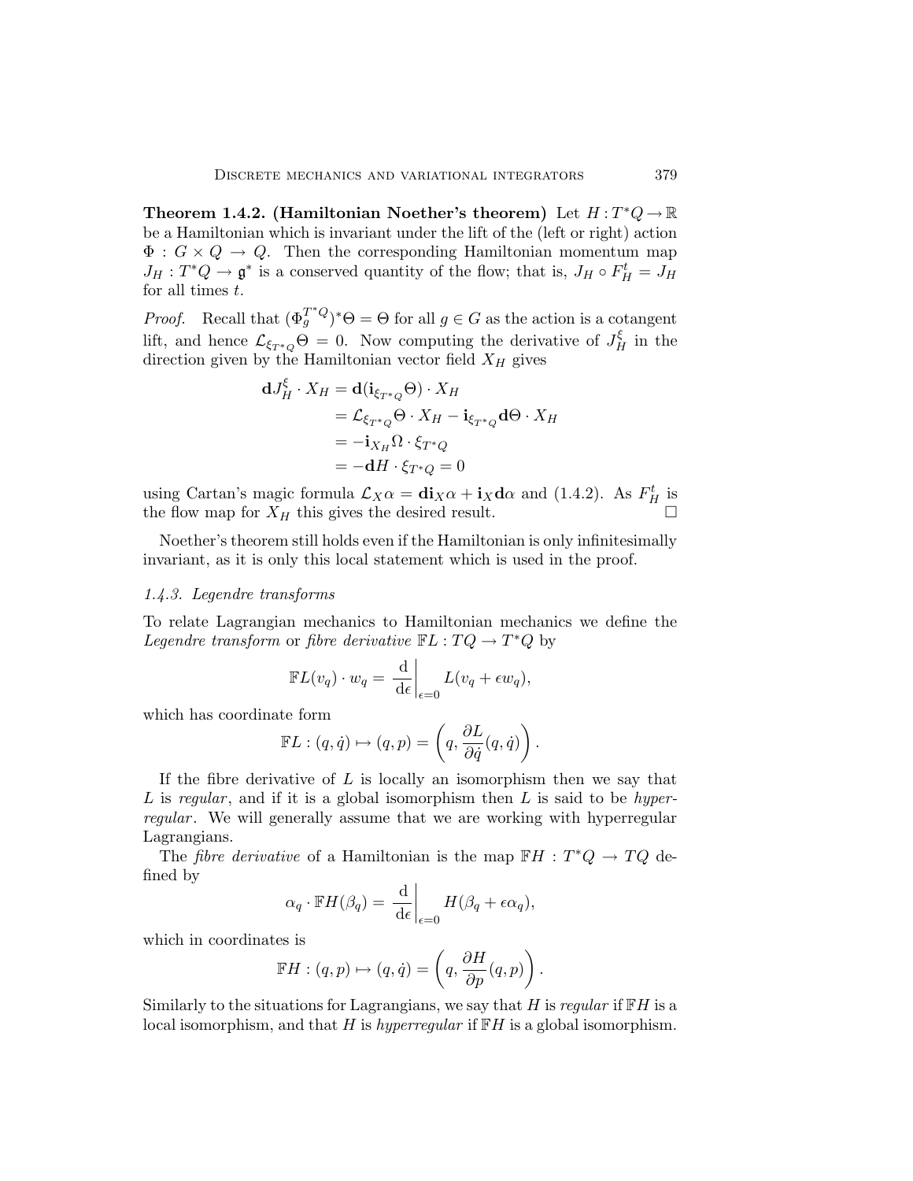**Theorem 1.4.2. (Hamiltonian Noether's theorem)** Let $H : T^*Q \to \mathbb{R}$ be a Hamiltonian which is invariant under the lift of the (left or right) action $\Phi : G \times Q \to Q$. Then the corresponding Hamiltonian momentum map $J_H : T^*Q \to \mathfrak{g}^*$ is a conserved quantity of the flow; that is, $J_H \circ F_H^t = J_H$ for all times $t$.

*Proof.* Recall that $(\Phi_g^{T^*Q})^*\Theta = \Theta$ for all $g \in G$ as the action is a cotangent lift, and hence $\mathcal{L}_{\xi_{T^*Q}}\Theta = 0$. Now computing the derivative of $J_H^\xi$ in the direction given by the Hamiltonian vector field $X_H$ gives

$$
\begin{aligned}
\mathbf{d}J_H^\xi \cdot X_H &= \mathbf{d}(\mathbf{i}_{\xi_{T^*Q}}\Theta) \cdot X_H \\
&= \mathcal{L}_{\xi_{T^*Q}}\Theta \cdot X_H - \mathbf{i}_{\xi_{T^*Q}}\mathbf{d}\Theta \cdot X_H \\
&= -\mathbf{i}_{X_H}\Omega \cdot \xi_{T^*Q} \\
&= -\mathbf{d}H \cdot \xi_{T^*Q} = 0
\end{aligned}
$$

using Cartan's magic formula $\mathcal{L}_X\alpha = \mathbf{d}\mathbf{i}_X\alpha + \mathbf{i}_X\mathbf{d}\alpha$ and (1.4.2). As $F_H^t$ is the flow map for $X_H$ this gives the desired result. $\square$

Noether's theorem still holds even if the Hamiltonian is only infinitesimally invariant, as it is only this local statement which is used in the proof.

### *1.4.3. Legendre transforms*

To relate Lagrangian mechanics to Hamiltonian mechanics we define the *Legendre transform* or *fibre derivative* $\mathbb{F}L : TQ \to T^*Q$ by

$$
\mathbb{F}L(v_q) \cdot w_q = \left.\frac{\mathrm{d}}{\mathrm{d}\epsilon}\right|_{\epsilon=0} L(v_q + \epsilon w_q),
$$

which has coordinate form

$$
\mathbb{F}L : (q, \dot{q}) \mapsto (q, p) = \left(q, \frac{\partial L}{\partial \dot{q}}(q, \dot{q})\right).
$$

If the fibre derivative of $L$ is locally an isomorphism then we say that $L$ is *regular*, and if it is a global isomorphism then $L$ is said to be *hyperregular*. We will generally assume that we are working with hyperregular Lagrangians.

The *fibre derivative* of a Hamiltonian is the map $\mathbb{F}H : T^*Q \to TQ$ defined by

$$
\alpha_q \cdot \mathbb{F}H(\beta_q) = \left.\frac{\mathrm{d}}{\mathrm{d}\epsilon}\right|_{\epsilon=0} H(\beta_q + \epsilon\alpha_q),
$$

which in coordinates is

$$
\mathbb{F}H : (q, p) \mapsto (q, \dot{q}) = \left(q, \frac{\partial H}{\partial p}(q, p)\right).
$$

Similarly to the situations for Lagrangians, we say that $H$ is *regular* if $\mathbb{F}H$ is a local isomorphism, and that $H$ is *hyperregular* if $\mathbb{F}H$ is a global isomorphism.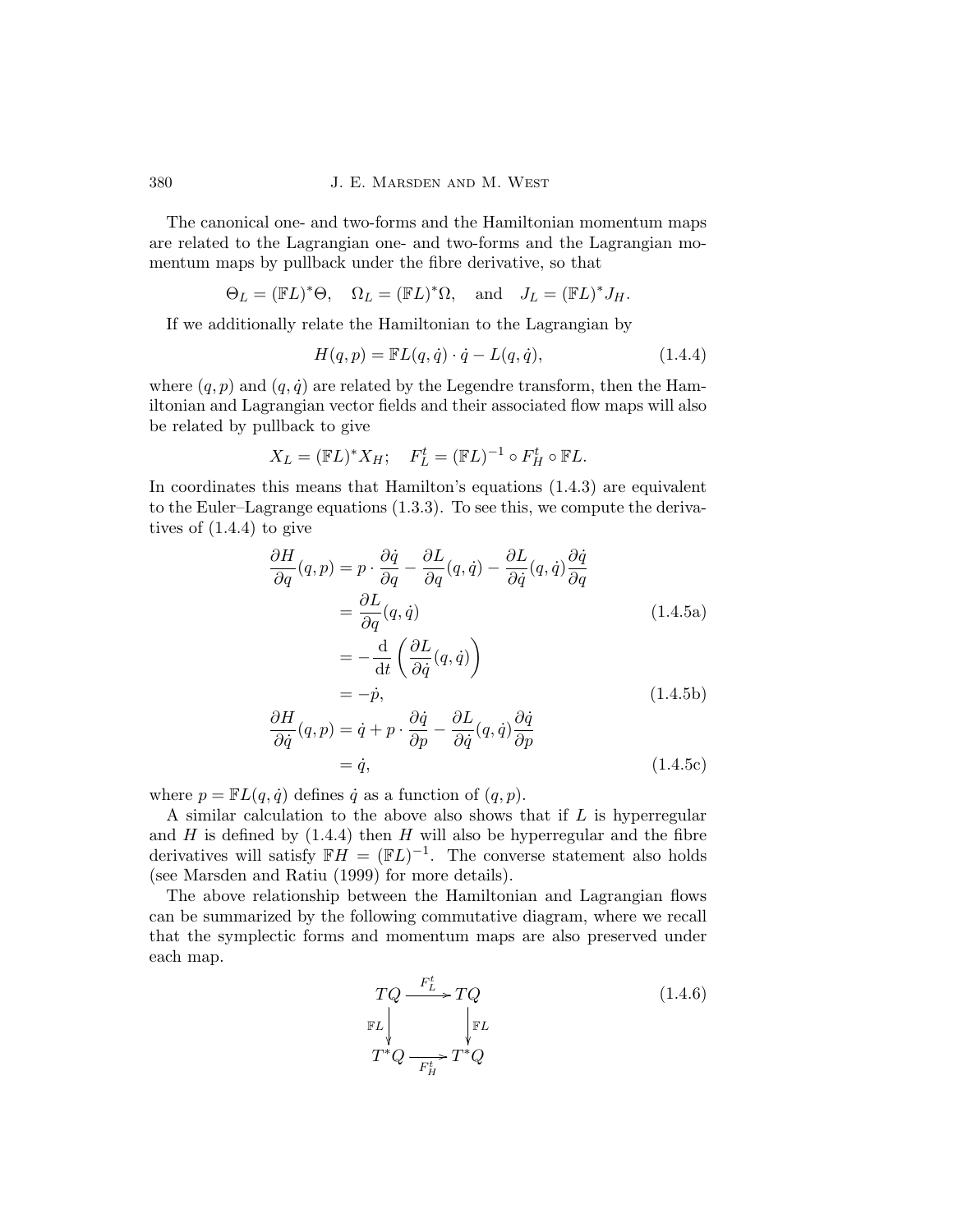The canonical one- and two-forms and the Hamiltonian momentum maps are related to the Lagrangian one- and two-forms and the Lagrangian momentum maps by pullback under the fibre derivative, so that

$$\Theta_L = (\mathbb{F}L)^*\Theta, \quad \Omega_L = (\mathbb{F}L)^*\Omega, \quad \text{and} \quad J_L = (\mathbb{F}L)^*J_H.$$

If we additionally relate the Hamiltonian to the Lagrangian by

$$H(q,p) = \mathbb{F}L(q,\dot{q}) \cdot \dot{q} - L(q,\dot{q}), \tag{1.4.4}$$

where $(q,p)$ and $(q,\dot{q})$ are related by the Legendre transform, then the Hamiltonian and Lagrangian vector fields and their associated flow maps will also be related by pullback to give

$$X_L = (\mathbb{F}L)^* X_H; \quad F_L^t = (\mathbb{F}L)^{-1} \circ F_H^t \circ \mathbb{F}L.$$

In coordinates this means that Hamilton's equations (1.4.3) are equivalent to the Euler–Lagrange equations (1.3.3). To see this, we compute the derivatives of (1.4.4) to give

$$\begin{aligned}
\frac{\partial H}{\partial q}(q,p) &= p \cdot \frac{\partial \dot{q}}{\partial q} - \frac{\partial L}{\partial q}(q,\dot{q}) - \frac{\partial L}{\partial \dot{q}}(q,\dot{q})\frac{\partial \dot{q}}{\partial q} \\
&= \frac{\partial L}{\partial q}(q,\dot{q}) \qquad\qquad\qquad\qquad\qquad\qquad\qquad\qquad (1.4.5\text{a}) \\
&= -\frac{\mathrm{d}}{\mathrm{d}t}\left(\frac{\partial L}{\partial \dot{q}}(q,\dot{q})\right) \\
&= -\dot{p}, \qquad\qquad\qquad\qquad\qquad\qquad\qquad\qquad\qquad\quad (1.4.5\text{b}) \\
\frac{\partial H}{\partial \dot{q}}(q,p) &= \dot{q} + p \cdot \frac{\partial \dot{q}}{\partial p} - \frac{\partial L}{\partial \dot{q}}(q,\dot{q})\frac{\partial \dot{q}}{\partial p} \\
&= \dot{q}, \qquad\qquad\qquad\qquad\qquad\qquad\qquad\qquad\qquad\quad (1.4.5\text{c})
\end{aligned}$$

where $p = \mathbb{F}L(q,\dot{q})$ defines $\dot{q}$ as a function of $(q,p)$.

A similar calculation to the above also shows that if $L$ is hyperregular and $H$ is defined by (1.4.4) then $H$ will also be hyperregular and the fibre derivatives will satisfy $\mathbb{F}H = (\mathbb{F}L)^{-1}$. The converse statement also holds (see Marsden and Ratiu (1999) for more details).

The above relationship between the Hamiltonian and Lagrangian flows can be summarized by the following commutative diagram, where we recall that the symplectic forms and momentum maps are also preserved under each map.

$$\begin{array}{ccc}
TQ & \xrightarrow{F_L^t} & TQ \\
\Big\downarrow{\scriptstyle \mathbb{F}L} & & \Big\downarrow{\scriptstyle \mathbb{F}L} \\
T^*Q & \xrightarrow[F_H^t]{} & T^*Q
\end{array} \tag{1.4.6}$$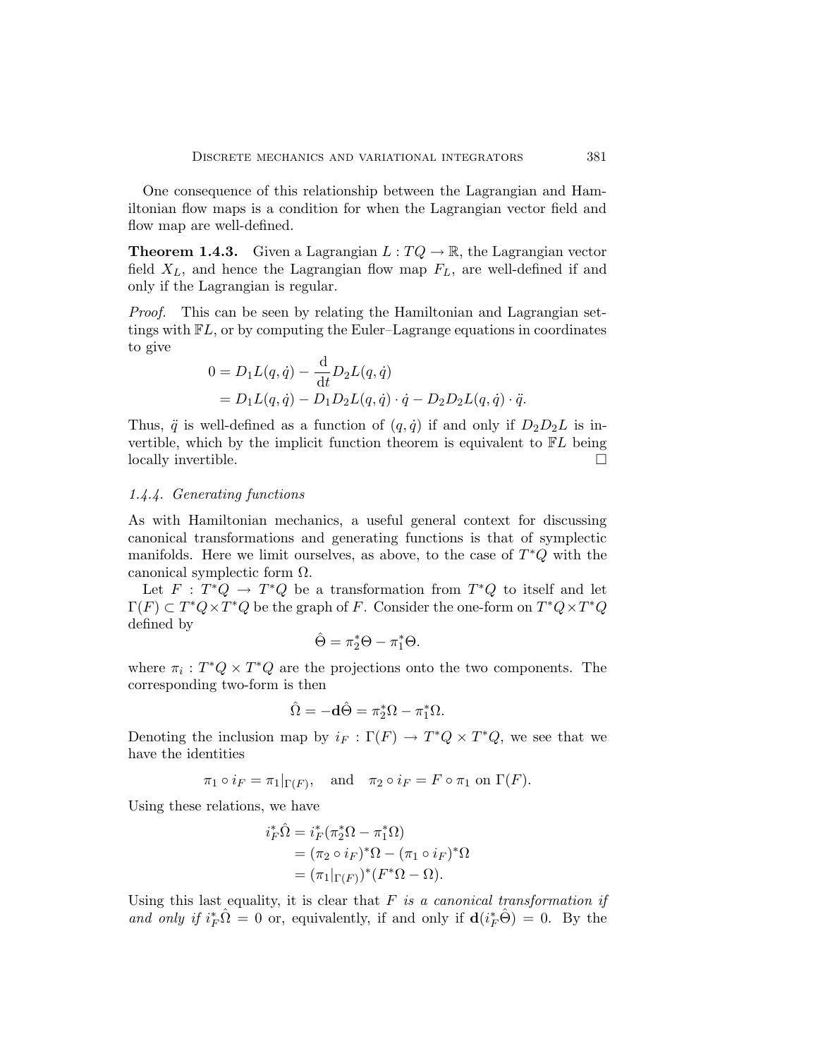One consequence of this relationship between the Lagrangian and Hamiltonian flow maps is a condition for when the Lagrangian vector field and flow map are well-defined.

**Theorem 1.4.3.** Given a Lagrangian $L : TQ \to \mathbb{R}$, the Lagrangian vector field $X_L$, and hence the Lagrangian flow map $F_L$, are well-defined if and only if the Lagrangian is regular.

*Proof.* This can be seen by relating the Hamiltonian and Lagrangian settings with $\mathbb{F}L$, or by computing the Euler–Lagrange equations in coordinates to give

$$
\begin{aligned}
0 &= D_1 L(q, \dot{q}) - \frac{\mathrm{d}}{\mathrm{d}t} D_2 L(q, \dot{q}) \\
&= D_1 L(q, \dot{q}) - D_1 D_2 L(q, \dot{q}) \cdot \dot{q} - D_2 D_2 L(q, \dot{q}) \cdot \ddot{q}.
\end{aligned}
$$

Thus, $\ddot{q}$ is well-defined as a function of $(q, \dot{q})$ if and only if $D_2 D_2 L$ is invertible, which by the implicit function theorem is equivalent to $\mathbb{F}L$ being locally invertible. □

### *1.4.4. Generating functions*

As with Hamiltonian mechanics, a useful general context for discussing canonical transformations and generating functions is that of symplectic manifolds. Here we limit ourselves, as above, to the case of $T^*Q$ with the canonical symplectic form $\Omega$.

Let $F : T^*Q \to T^*Q$ be a transformation from $T^*Q$ to itself and let $\Gamma(F) \subset T^*Q \times T^*Q$ be the graph of $F$. Consider the one-form on $T^*Q \times T^*Q$ defined by

$$
\hat{\Theta} = \pi_2^* \Theta - \pi_1^* \Theta.
$$

where $\pi_i : T^*Q \times T^*Q$ are the projections onto the two components. The corresponding two-form is then

$$
\hat{\Omega} = -\mathbf{d}\hat{\Theta} = \pi_2^* \Omega - \pi_1^* \Omega.
$$

Denoting the inclusion map by $i_F : \Gamma(F) \to T^*Q \times T^*Q$, we see that we have the identities

$$
\pi_1 \circ i_F = \pi_1|_{\Gamma(F)}, \quad \text{and} \quad \pi_2 \circ i_F = F \circ \pi_1 \text{ on } \Gamma(F).
$$

Using these relations, we have

$$
\begin{aligned}
i_F^* \hat{\Omega} &= i_F^* (\pi_2^* \Omega - \pi_1^* \Omega) \\
&= (\pi_2 \circ i_F)^* \Omega - (\pi_1 \circ i_F)^* \Omega \\
&= (\pi_1|_{\Gamma(F)})^* (F^* \Omega - \Omega).
\end{aligned}
$$

Using this last equality, it is clear that $F$ *is a canonical transformation if and only if* $i_F^* \hat{\Omega} = 0$ or, equivalently, if and only if $\mathbf{d}(i_F^* \hat{\Theta}) = 0$. By the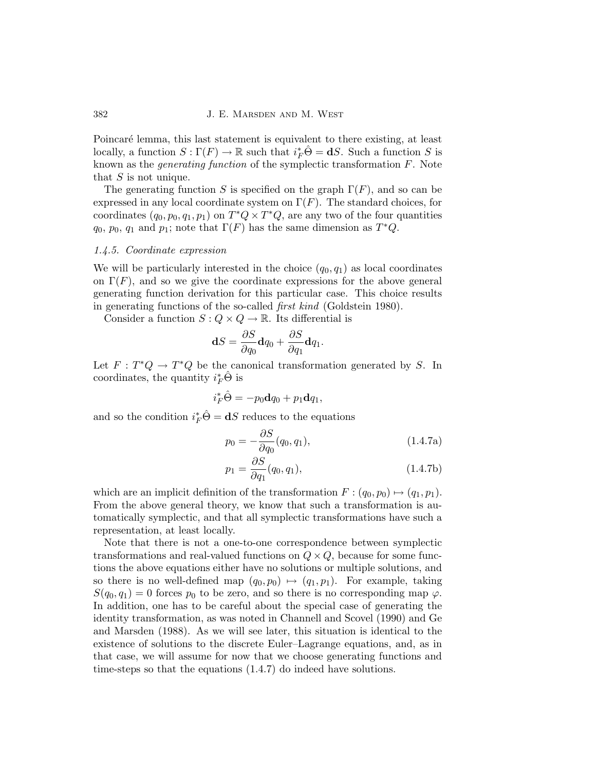Poincaré lemma, this last statement is equivalent to there existing, at least locally, a function $S : \Gamma(F) \to \mathbb{R}$ such that $i_F^* \hat{\Theta} = \mathbf{d}S$. Such a function $S$ is known as the *generating function* of the symplectic transformation $F$. Note that $S$ is not unique.

The generating function $S$ is specified on the graph $\Gamma(F)$, and so can be expressed in any local coordinate system on $\Gamma(F)$. The standard choices, for coordinates $(q_0, p_0, q_1, p_1)$ on $T^*Q \times T^*Q$, are any two of the four quantities $q_0$, $p_0$, $q_1$ and $p_1$; note that $\Gamma(F)$ has the same dimension as $T^*Q$.

### *1.4.5. Coordinate expression*

We will be particularly interested in the choice $(q_0, q_1)$ as local coordinates on $\Gamma(F)$, and so we give the coordinate expressions for the above general generating function derivation for this particular case. This choice results in generating functions of the so-called *first kind* (Goldstein 1980).

Consider a function $S : Q \times Q \to \mathbb{R}$. Its differential is

$$\mathbf{d}S = \frac{\partial S}{\partial q_0} \mathbf{d}q_0 + \frac{\partial S}{\partial q_1} \mathbf{d}q_1.$$

Let $F : T^*Q \to T^*Q$ be the canonical transformation generated by $S$. In coordinates, the quantity $i_F^* \hat{\Theta}$ is

$$i_F^* \hat{\Theta} = -p_0 \mathbf{d}q_0 + p_1 \mathbf{d}q_1,$$

and so the condition $i_F^* \hat{\Theta} = \mathbf{d}S$ reduces to the equations

$$p_0 = -\frac{\partial S}{\partial q_0}(q_0, q_1), \tag{1.4.7a}$$

$$p_1 = \frac{\partial S}{\partial q_1}(q_0, q_1), \tag{1.4.7b}$$

which are an implicit definition of the transformation $F : (q_0, p_0) \mapsto (q_1, p_1)$. From the above general theory, we know that such a transformation is automatically symplectic, and that all symplectic transformations have such a representation, at least locally.

Note that there is not a one-to-one correspondence between symplectic transformations and real-valued functions on $Q \times Q$, because for some functions the above equations either have no solutions or multiple solutions, and so there is no well-defined map $(q_0, p_0) \mapsto (q_1, p_1)$. For example, taking $S(q_0, q_1) = 0$ forces $p_0$ to be zero, and so there is no corresponding map $\varphi$. In addition, one has to be careful about the special case of generating the identity transformation, as was noted in Channell and Scovel (1990) and Ge and Marsden (1988). As we will see later, this situation is identical to the existence of solutions to the discrete Euler–Lagrange equations, and, as in that case, we will assume for now that we choose generating functions and time-steps so that the equations (1.4.7) do indeed have solutions.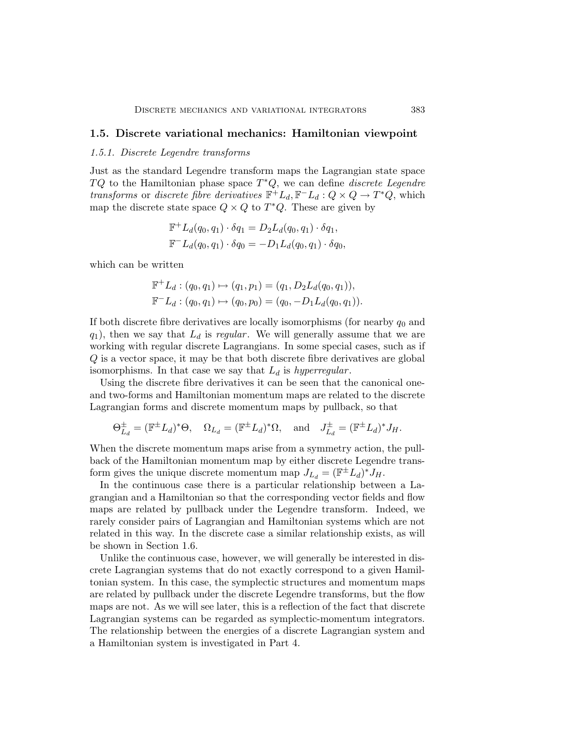## 1.5. Discrete variational mechanics: Hamiltonian viewpoint

### *1.5.1. Discrete Legendre transforms*

Just as the standard Legendre transform maps the Lagrangian state space $TQ$ to the Hamiltonian phase space $T^*Q$, we can define *discrete Legendre transforms* or *discrete fibre derivatives* $\mathbb{F}^+L_d, \mathbb{F}^-L_d : Q \times Q \to T^*Q$, which map the discrete state space $Q \times Q$ to $T^*Q$. These are given by

$$\mathbb{F}^+L_d(q_0, q_1) \cdot \delta q_1 = D_2 L_d(q_0, q_1) \cdot \delta q_1,$$
$$\mathbb{F}^-L_d(q_0, q_1) \cdot \delta q_0 = -D_1 L_d(q_0, q_1) \cdot \delta q_0,$$

which can be written

$$\mathbb{F}^+L_d : (q_0, q_1) \mapsto (q_1, p_1) = (q_1, D_2 L_d(q_0, q_1)),$$
$$\mathbb{F}^-L_d : (q_0, q_1) \mapsto (q_0, p_0) = (q_0, -D_1 L_d(q_0, q_1)).$$

If both discrete fibre derivatives are locally isomorphisms (for nearby $q_0$ and $q_1$), then we say that $L_d$ is *regular*. We will generally assume that we are working with regular discrete Lagrangians. In some special cases, such as if $Q$ is a vector space, it may be that both discrete fibre derivatives are global isomorphisms. In that case we say that $L_d$ is *hyperregular*.

Using the discrete fibre derivatives it can be seen that the canonical one- and two-forms and Hamiltonian momentum maps are related to the discrete Lagrangian forms and discrete momentum maps by pullback, so that

$$\Theta^{\pm}_{L_d} = (\mathbb{F}^{\pm}L_d)^*\Theta, \quad \Omega_{L_d} = (\mathbb{F}^{\pm}L_d)^*\Omega, \quad \text{and} \quad J^{\pm}_{L_d} = (\mathbb{F}^{\pm}L_d)^*J_H.$$

When the discrete momentum maps arise from a symmetry action, the pullback of the Hamiltonian momentum map by either discrete Legendre transform gives the unique discrete momentum map $J_{L_d} = (\mathbb{F}^{\pm}L_d)^*J_H$.

In the continuous case there is a particular relationship between a Lagrangian and a Hamiltonian so that the corresponding vector fields and flow maps are related by pullback under the Legendre transform. Indeed, we rarely consider pairs of Lagrangian and Hamiltonian systems which are not related in this way. In the discrete case a similar relationship exists, as will be shown in Section 1.6.

Unlike the continuous case, however, we will generally be interested in discrete Lagrangian systems that do not exactly correspond to a given Hamiltonian system. In this case, the symplectic structures and momentum maps are related by pullback under the discrete Legendre transforms, but the flow maps are not. As we will see later, this is a reflection of the fact that discrete Lagrangian systems can be regarded as symplectic-momentum integrators. The relationship between the energies of a discrete Lagrangian system and a Hamiltonian system is investigated in Part 4.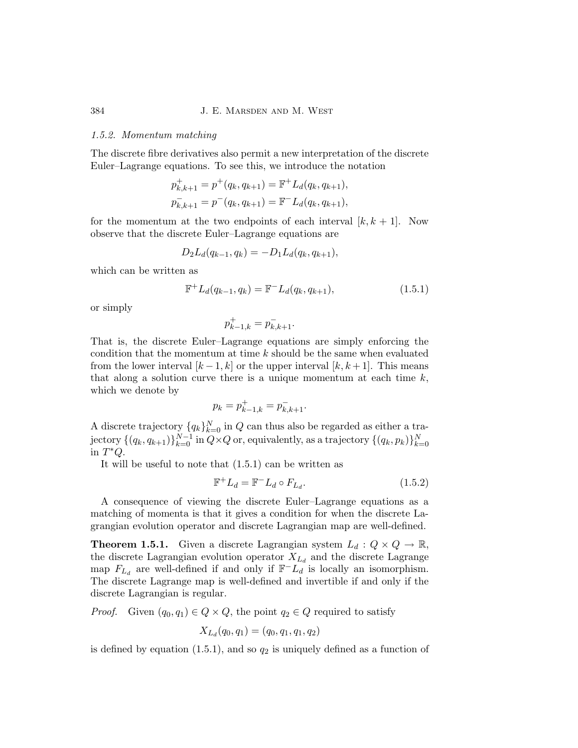### 1.5.2. Momentum matching

The discrete fibre derivatives also permit a new interpretation of the discrete Euler–Lagrange equations. To see this, we introduce the notation

$$p_{k,k+1}^{+} = p^{+}(q_k, q_{k+1}) = \mathbb{F}^{+}L_d(q_k, q_{k+1}),$$
$$p_{k,k+1}^{-} = p^{-}(q_k, q_{k+1}) = \mathbb{F}^{-}L_d(q_k, q_{k+1}),$$

for the momentum at the two endpoints of each interval $[k, k+1]$. Now observe that the discrete Euler–Lagrange equations are

$$D_2L_d(q_{k-1}, q_k) = -D_1L_d(q_k, q_{k+1}),$$

which can be written as

$$\mathbb{F}^{+}L_d(q_{k-1}, q_k) = \mathbb{F}^{-}L_d(q_k, q_{k+1}), \tag{1.5.1}$$

or simply

$$p_{k-1,k}^{+} = p_{k,k+1}^{-}.$$

That is, the discrete Euler–Lagrange equations are simply enforcing the condition that the momentum at time $k$ should be the same when evaluated from the lower interval $[k-1, k]$ or the upper interval $[k, k+1]$. This means that along a solution curve there is a unique momentum at each time $k$, which we denote by

$$p_k = p_{k-1,k}^{+} = p_{k,k+1}^{-}.$$

A discrete trajectory $\{q_k\}_{k=0}^{N}$ in $Q$ can thus also be regarded as either a trajectory $\{(q_k, q_{k+1})\}_{k=0}^{N-1}$ in $Q \times Q$ or, equivalently, as a trajectory $\{(q_k, p_k)\}_{k=0}^{N}$ in $T^*Q$.

It will be useful to note that (1.5.1) can be written as

$$\mathbb{F}^{+}L_d = \mathbb{F}^{-}L_d \circ F_{L_d}. \tag{1.5.2}$$

A consequence of viewing the discrete Euler–Lagrange equations as a matching of momenta is that it gives a condition for when the discrete Lagrangian evolution operator and discrete Lagrangian map are well-defined.

**Theorem 1.5.1.** Given a discrete Lagrangian system $L_d : Q \times Q \to \mathbb{R}$, the discrete Lagrangian evolution operator $X_{L_d}$ and the discrete Lagrange map $F_{L_d}$ are well-defined if and only if $\mathbb{F}^{-}L_d$ is locally an isomorphism. The discrete Lagrange map is well-defined and invertible if and only if the discrete Lagrangian is regular.

*Proof.* Given $(q_0, q_1) \in Q \times Q$, the point $q_2 \in Q$ required to satisfy

$$X_{L_d}(q_0, q_1) = (q_0, q_1, q_1, q_2)$$

is defined by equation (1.5.1), and so $q_2$ is uniquely defined as a function of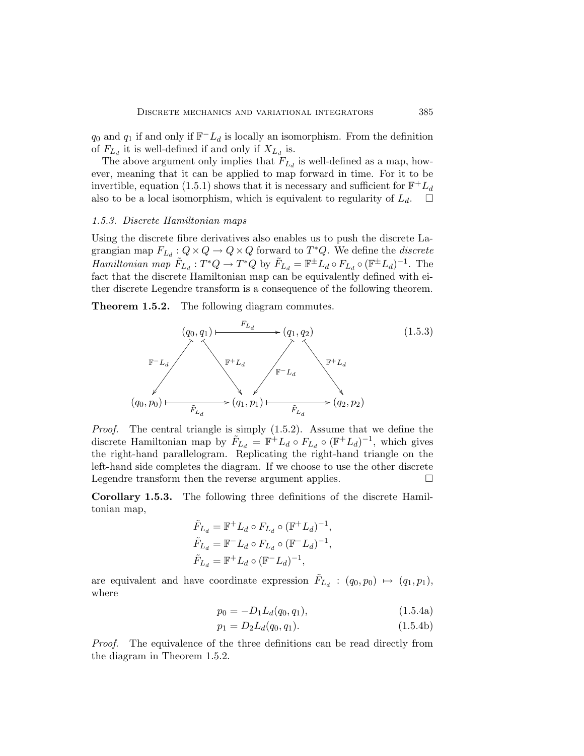$q_0$ and $q_1$ if and only if $\mathbb{F}^- L_d$ is locally an isomorphism. From the definition of $F_{L_d}$ it is well-defined if and only if $X_{L_d}$ is.

The above argument only implies that $F_{L_d}$ is well-defined as a map, however, meaning that it can be applied to map forward in time. For it to be invertible, equation (1.5.1) shows that it is necessary and sufficient for $\mathbb{F}^+ L_d$ also to be a local isomorphism, which is equivalent to regularity of $L_d$. $\square$

### 1.5.3. Discrete Hamiltonian maps

Using the discrete fibre derivatives also enables us to push the discrete Lagrangian map $F_{L_d} : Q \times Q \to Q \times Q$ forward to $T^*Q$. We define the *discrete Hamiltonian map* $\tilde{F}_{L_d} : T^*Q \to T^*Q$ by $\tilde{F}_{L_d} = \mathbb{F}^\pm L_d \circ F_{L_d} \circ (\mathbb{F}^\pm L_d)^{-1}$. The fact that the discrete Hamiltonian map can be equivalently defined with either discrete Legendre transform is a consequence of the following theorem.

**Theorem 1.5.2.** The following diagram commutes.

$$
\begin{array}{ccccc}
 & (q_0, q_1) & \xrightarrow{\quad F_{L_d} \quad} & (q_1, q_2) & \\
 \swarrow^{\mathbb{F}^- L_d} & & \searrow^{\mathbb{F}^+ L_d} \quad \swarrow^{\mathbb{F}^- L_d} & & \searrow^{\mathbb{F}^+ L_d} \\
(q_0, p_0) & \xrightarrow{\quad \tilde{F}_{L_d} \quad} & (q_1, p_1) & \xrightarrow{\quad \tilde{F}_{L_d} \quad} & (q_2, p_2)
\end{array}
\tag{1.5.3}
$$

*Proof.* The central triangle is simply (1.5.2). Assume that we define the discrete Hamiltonian map by $\tilde{F}_{L_d} = \mathbb{F}^+ L_d \circ F_{L_d} \circ (\mathbb{F}^+ L_d)^{-1}$, which gives the right-hand parallelogram. Replicating the right-hand triangle on the left-hand side completes the diagram. If we choose to use the other discrete Legendre transform then the reverse argument applies. $\square$

**Corollary 1.5.3.** The following three definitions of the discrete Hamiltonian map,

$$
\begin{aligned}
\tilde{F}_{L_d} &= \mathbb{F}^+ L_d \circ F_{L_d} \circ (\mathbb{F}^+ L_d)^{-1}, \\
\tilde{F}_{L_d} &= \mathbb{F}^- L_d \circ F_{L_d} \circ (\mathbb{F}^- L_d)^{-1}, \\
\tilde{F}_{L_d} &= \mathbb{F}^+ L_d \circ (\mathbb{F}^- L_d)^{-1},
\end{aligned}
$$

are equivalent and have coordinate expression $\tilde{F}_{L_d} : (q_0, p_0) \mapsto (q_1, p_1)$, where

$$p_0 = -D_1 L_d(q_0, q_1), \tag{1.5.4a}$$

$$p_1 = D_2 L_d(q_0, q_1). \tag{1.5.4b}$$

*Proof.* The equivalence of the three definitions can be read directly from the diagram in Theorem 1.5.2.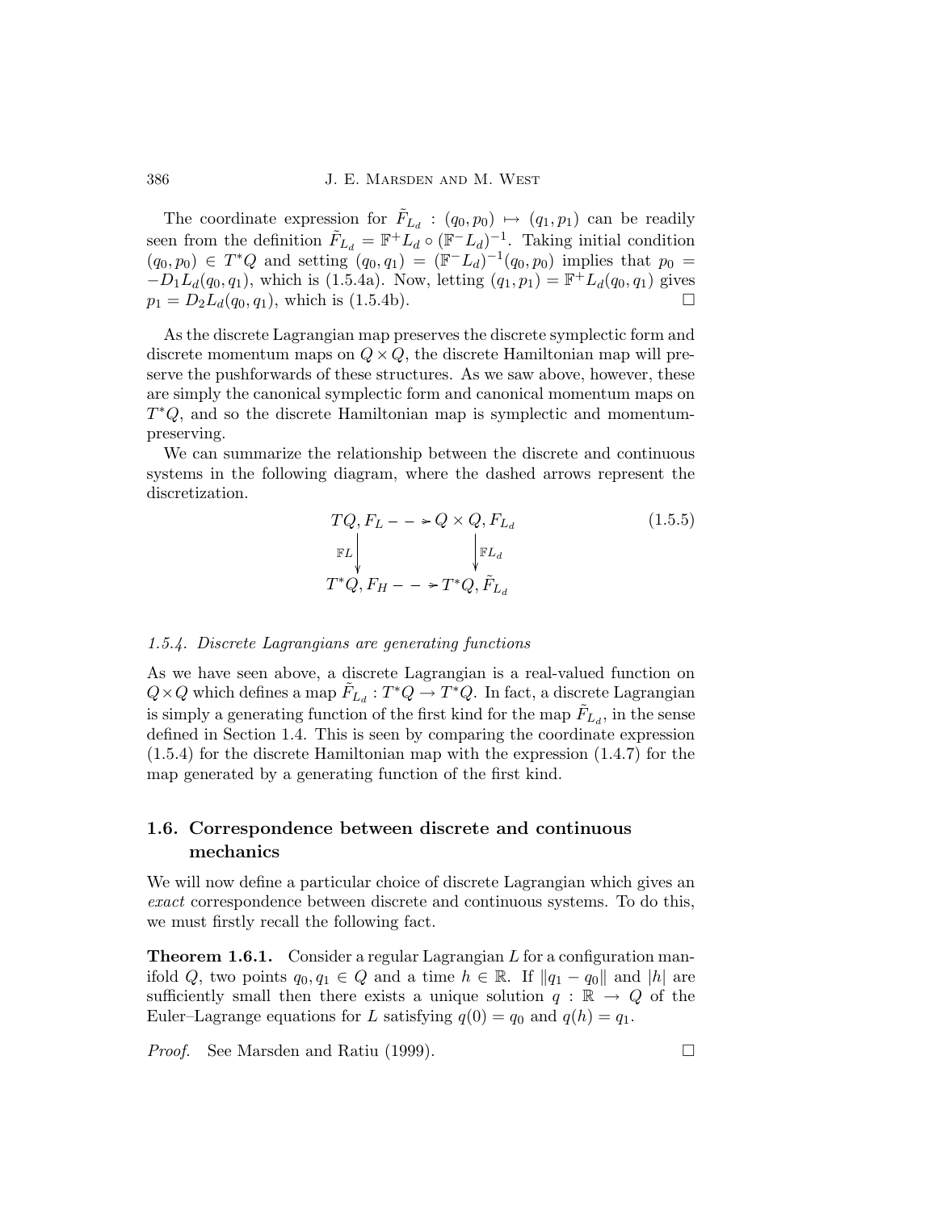The coordinate expression for $\tilde{F}_{L_d} : (q_0, p_0) \mapsto (q_1, p_1)$ can be readily seen from the definition $\tilde{F}_{L_d} = \mathbb{F}^+ L_d \circ (\mathbb{F}^- L_d)^{-1}$. Taking initial condition $(q_0, p_0) \in T^*Q$ and setting $(q_0, q_1) = (\mathbb{F}^- L_d)^{-1}(q_0, p_0)$ implies that $p_0 = -D_1 L_d(q_0, q_1)$, which is (1.5.4a). Now, letting $(q_1, p_1) = \mathbb{F}^+ L_d(q_0, q_1)$ gives $p_1 = D_2 L_d(q_0, q_1)$, which is (1.5.4b). □

As the discrete Lagrangian map preserves the discrete symplectic form and discrete momentum maps on $Q \times Q$, the discrete Hamiltonian map will preserve the pushforwards of these structures. As we saw above, however, these are simply the canonical symplectic form and canonical momentum maps on $T^*Q$, and so the discrete Hamiltonian map is symplectic and momentum-preserving.

We can summarize the relationship between the discrete and continuous systems in the following diagram, where the dashed arrows represent the discretization.

$$
\begin{array}{ccc}
TQ, F_L & \dashrightarrow & Q \times Q, F_{L_d} \\
\Big\downarrow \mathbb{F}L & & \Big\downarrow \mathbb{F}L_d \\
T^*Q, F_H & \dashrightarrow & T^*Q, \tilde{F}_{L_d}
\end{array}
\tag{1.5.5}
$$

### 1.5.4. *Discrete Lagrangians are generating functions*

As we have seen above, a discrete Lagrangian is a real-valued function on $Q \times Q$ which defines a map $\tilde{F}_{L_d} : T^*Q \to T^*Q$. In fact, a discrete Lagrangian is simply a generating function of the first kind for the map $\tilde{F}_{L_d}$, in the sense defined in Section 1.4. This is seen by comparing the coordinate expression (1.5.4) for the discrete Hamiltonian map with the expression (1.4.7) for the map generated by a generating function of the first kind.

## 1.6. Correspondence between discrete and continuous mechanics

We will now define a particular choice of discrete Lagrangian which gives an *exact* correspondence between discrete and continuous systems. To do this, we must firstly recall the following fact.

**Theorem 1.6.1.** Consider a regular Lagrangian $L$ for a configuration manifold $Q$, two points $q_0, q_1 \in Q$ and a time $h \in \mathbb{R}$. If $\|q_1 - q_0\|$ and $|h|$ are sufficiently small then there exists a unique solution $q : \mathbb{R} \to Q$ of the Euler–Lagrange equations for $L$ satisfying $q(0) = q_0$ and $q(h) = q_1$.

*Proof.* See Marsden and Ratiu (1999). □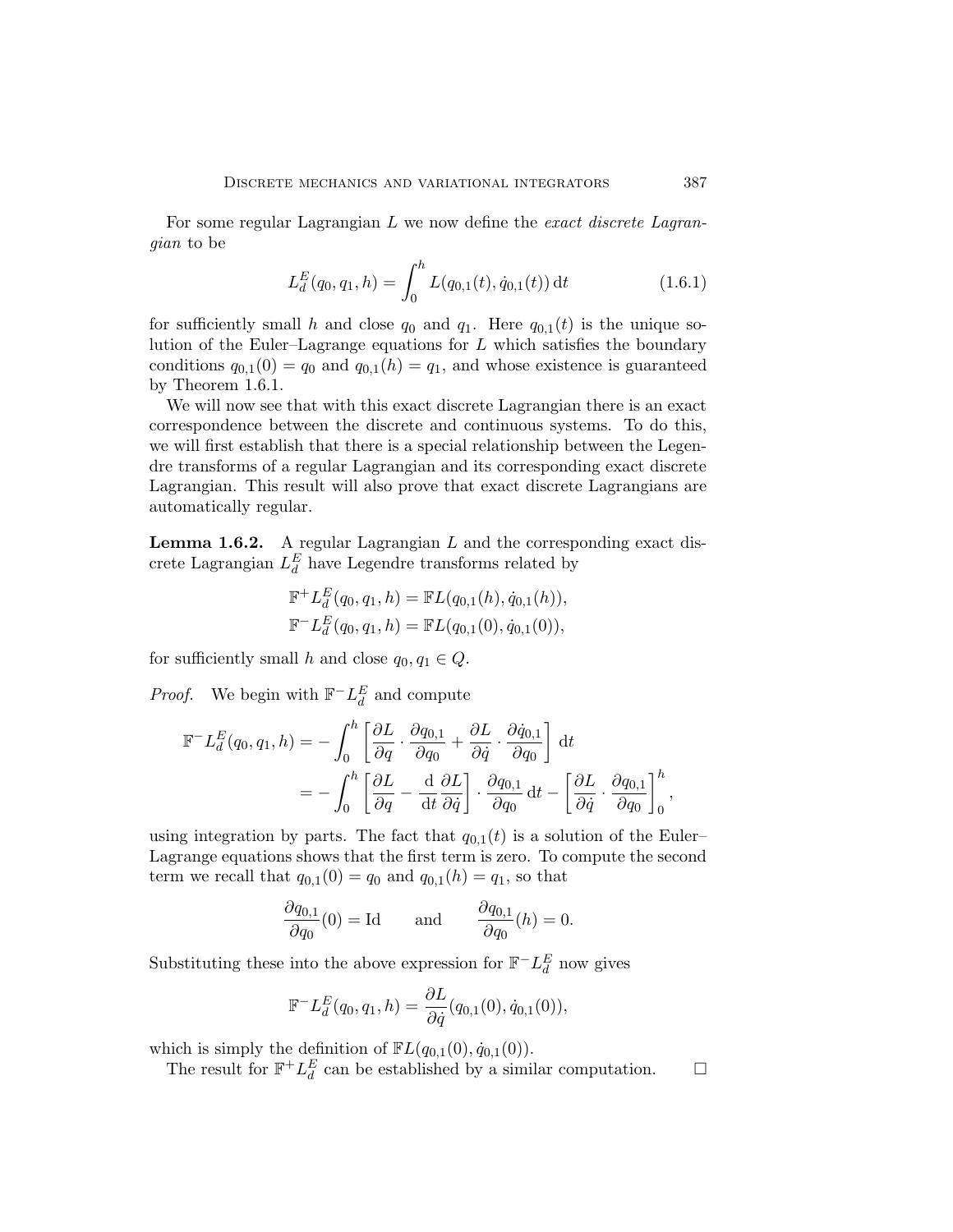For some regular Lagrangian $L$ we now define the *exact discrete Lagrangian* to be

$$L_d^E(q_0, q_1, h) = \int_0^h L(q_{0,1}(t), \dot{q}_{0,1}(t))\, \mathrm{d}t \tag{1.6.1}$$

for sufficiently small $h$ and close $q_0$ and $q_1$. Here $q_{0,1}(t)$ is the unique solution of the Euler–Lagrange equations for $L$ which satisfies the boundary conditions $q_{0,1}(0) = q_0$ and $q_{0,1}(h) = q_1$, and whose existence is guaranteed by Theorem 1.6.1.

We will now see that with this exact discrete Lagrangian there is an exact correspondence between the discrete and continuous systems. To do this, we will first establish that there is a special relationship between the Legendre transforms of a regular Lagrangian and its corresponding exact discrete Lagrangian. This result will also prove that exact discrete Lagrangians are automatically regular.

**Lemma 1.6.2.** A regular Lagrangian $L$ and the corresponding exact discrete Lagrangian $L_d^E$ have Legendre transforms related by

$$\mathbb{F}^+ L_d^E(q_0, q_1, h) = \mathbb{F}L(q_{0,1}(h), \dot{q}_{0,1}(h)),$$
$$\mathbb{F}^- L_d^E(q_0, q_1, h) = \mathbb{F}L(q_{0,1}(0), \dot{q}_{0,1}(0)),$$

for sufficiently small $h$ and close $q_0, q_1 \in Q$.

*Proof.* We begin with $\mathbb{F}^- L_d^E$ and compute

$$\begin{aligned}
\mathbb{F}^- L_d^E(q_0, q_1, h) &= -\int_0^h \left[ \frac{\partial L}{\partial q} \cdot \frac{\partial q_{0,1}}{\partial q_0} + \frac{\partial L}{\partial \dot{q}} \cdot \frac{\partial \dot{q}_{0,1}}{\partial q_0} \right] \mathrm{d}t \\
&= -\int_0^h \left[ \frac{\partial L}{\partial q} - \frac{\mathrm{d}}{\mathrm{d}t} \frac{\partial L}{\partial \dot{q}} \right] \cdot \frac{\partial q_{0,1}}{\partial q_0}\, \mathrm{d}t - \left[ \frac{\partial L}{\partial \dot{q}} \cdot \frac{\partial q_{0,1}}{\partial q_0} \right]_0^h,
\end{aligned}$$

using integration by parts. The fact that $q_{0,1}(t)$ is a solution of the Euler–Lagrange equations shows that the first term is zero. To compute the second term we recall that $q_{0,1}(0) = q_0$ and $q_{0,1}(h) = q_1$, so that

$$\frac{\partial q_{0,1}}{\partial q_0}(0) = \mathrm{Id} \qquad \text{and} \qquad \frac{\partial q_{0,1}}{\partial q_0}(h) = 0.$$

Substituting these into the above expression for $\mathbb{F}^- L_d^E$ now gives

$$\mathbb{F}^- L_d^E(q_0, q_1, h) = \frac{\partial L}{\partial \dot{q}}(q_{0,1}(0), \dot{q}_{0,1}(0)),$$

which is simply the definition of $\mathbb{F}L(q_{0,1}(0), \dot{q}_{0,1}(0))$.

The result for $\mathbb{F}^+ L_d^E$ can be established by a similar computation. $\square$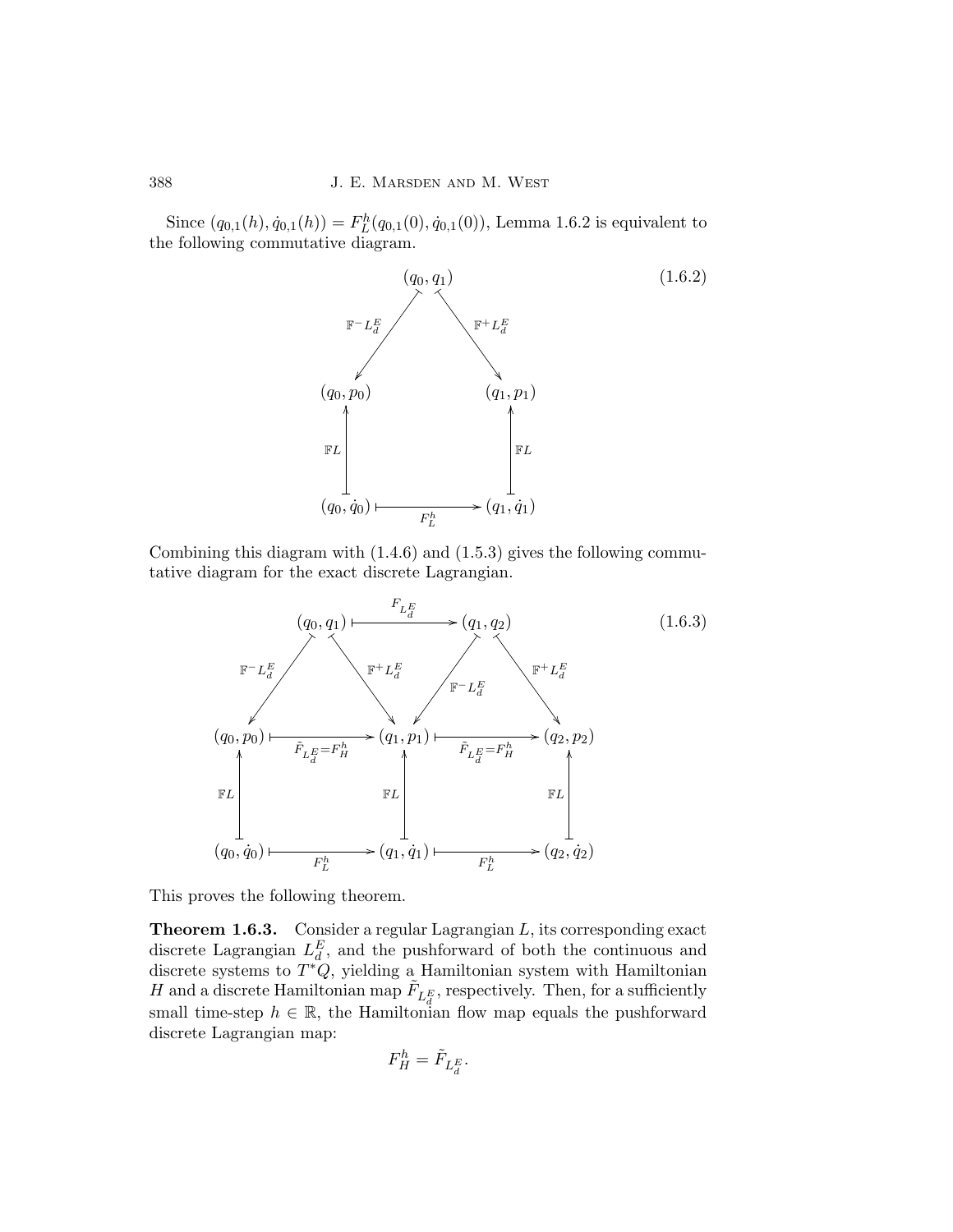Since $(q_{0,1}(h), \dot{q}_{0,1}(h)) = F_L^h(q_{0,1}(0), \dot{q}_{0,1}(0))$, Lemma 1.6.2 is equivalent to the following commutative diagram.

$$
\begin{array}{ccccc}
 & & (q_0, q_1) & & \\
 & \swarrow^{\mathbb{F}^- L_d^E} & & \searrow^{\mathbb{F}^+ L_d^E} & \\
(q_0, p_0) & & & & (q_1, p_1) \\
\uparrow \mathbb{F}L & & & & \uparrow \mathbb{F}L \\
(q_0, \dot{q}_0) & & \xrightarrow{F_L^h} & & (q_1, \dot{q}_1)
\end{array}
\tag{1.6.2}
$$

Combining this diagram with (1.4.6) and (1.5.3) gives the following commutative diagram for the exact discrete Lagrangian.

$$
\begin{array}{ccccccccc}
 & (q_0, q_1) & & \xrightarrow{F_{L_d^E}} & & (q_1, q_2) & & & \\
 \swarrow^{\mathbb{F}^- L_d^E} & & \searrow^{\mathbb{F}^+ L_d^E} & & \swarrow^{\mathbb{F}^- L_d^E} & & \searrow^{\mathbb{F}^+ L_d^E} & & \\
(q_0, p_0) & & \xrightarrow{\tilde{F}_{L_d^E} = F_H^h} & & (q_1, p_1) & & \xrightarrow{\tilde{F}_{L_d^E} = F_H^h} & & (q_2, p_2) \\
\uparrow \mathbb{F}L & & & & \uparrow \mathbb{F}L & & & & \uparrow \mathbb{F}L \\
(q_0, \dot{q}_0) & & \xrightarrow{F_L^h} & & (q_1, \dot{q}_1) & & \xrightarrow{F_L^h} & & (q_2, \dot{q}_2)
\end{array}
\tag{1.6.3}
$$

This proves the following theorem.

**Theorem 1.6.3.** Consider a regular Lagrangian $L$, its corresponding exact discrete Lagrangian $L_d^E$, and the pushforward of both the continuous and discrete systems to $T^*Q$, yielding a Hamiltonian system with Hamiltonian $H$ and a discrete Hamiltonian map $\tilde{F}_{L_d^E}$, respectively. Then, for a sufficiently small time-step $h \in \mathbb{R}$, the Hamiltonian flow map equals the pushforward discrete Lagrangian map:

$$F_H^h = \tilde{F}_{L_d^E}.$$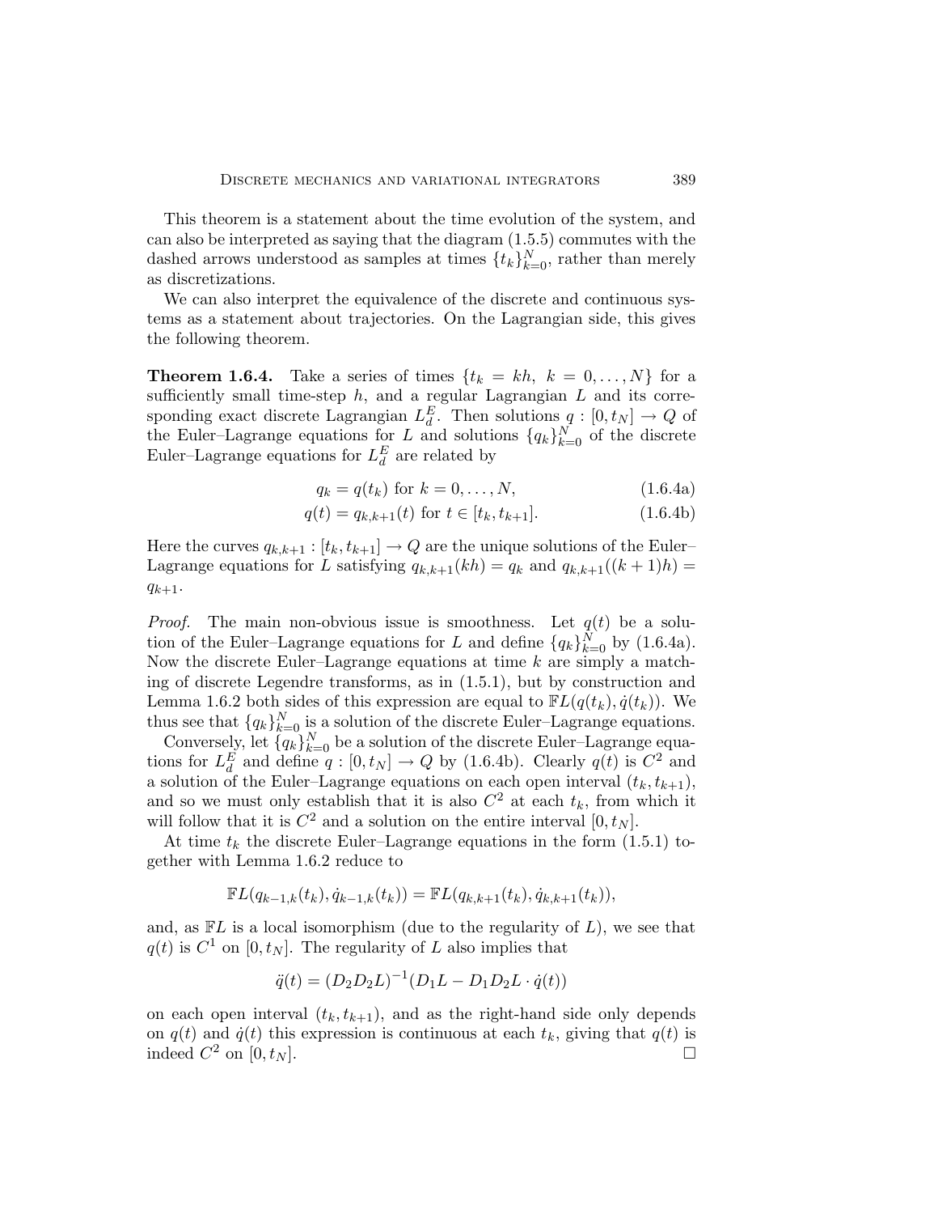This theorem is a statement about the time evolution of the system, and can also be interpreted as saying that the diagram (1.5.5) commutes with the dashed arrows understood as samples at times $\{t_k\}_{k=0}^N$, rather than merely as discretizations.

We can also interpret the equivalence of the discrete and continuous systems as a statement about trajectories. On the Lagrangian side, this gives the following theorem.

**Theorem 1.6.4.** Take a series of times $\{t_k = kh,\ k = 0, \ldots, N\}$ for a sufficiently small time-step $h$, and a regular Lagrangian $L$ and its corresponding exact discrete Lagrangian $L_d^E$. Then solutions $q : [0, t_N] \to Q$ of the Euler–Lagrange equations for $L$ and solutions $\{q_k\}_{k=0}^N$ of the discrete Euler–Lagrange equations for $L_d^E$ are related by

$$q_k = q(t_k) \text{ for } k = 0, \ldots, N, \tag{1.6.4a}$$

$$q(t) = q_{k,k+1}(t) \text{ for } t \in [t_k, t_{k+1}]. \tag{1.6.4b}$$

Here the curves $q_{k,k+1} : [t_k, t_{k+1}] \to Q$ are the unique solutions of the Euler–Lagrange equations for $L$ satisfying $q_{k,k+1}(kh) = q_k$ and $q_{k,k+1}((k+1)h) = q_{k+1}$.

*Proof.* The main non-obvious issue is smoothness. Let $q(t)$ be a solution of the Euler–Lagrange equations for $L$ and define $\{q_k\}_{k=0}^N$ by (1.6.4a). Now the discrete Euler–Lagrange equations at time $k$ are simply a matching of discrete Legendre transforms, as in (1.5.1), but by construction and Lemma 1.6.2 both sides of this expression are equal to $\mathbb{F}L(q(t_k), \dot{q}(t_k))$. We thus see that $\{q_k\}_{k=0}^N$ is a solution of the discrete Euler–Lagrange equations.

Conversely, let $\{q_k\}_{k=0}^N$ be a solution of the discrete Euler–Lagrange equations for $L_d^E$ and define $q : [0, t_N] \to Q$ by (1.6.4b). Clearly $q(t)$ is $C^2$ and a solution of the Euler–Lagrange equations on each open interval $(t_k, t_{k+1})$, and so we must only establish that it is also $C^2$ at each $t_k$, from which it will follow that it is $C^2$ and a solution on the entire interval $[0, t_N]$.

At time $t_k$ the discrete Euler–Lagrange equations in the form (1.5.1) together with Lemma 1.6.2 reduce to

$$\mathbb{F}L(q_{k-1,k}(t_k), \dot{q}_{k-1,k}(t_k)) = \mathbb{F}L(q_{k,k+1}(t_k), \dot{q}_{k,k+1}(t_k)),$$

and, as $\mathbb{F}L$ is a local isomorphism (due to the regularity of $L$), we see that $q(t)$ is $C^1$ on $[0, t_N]$. The regularity of $L$ also implies that

$$\ddot{q}(t) = (D_2 D_2 L)^{-1}(D_1 L - D_1 D_2 L \cdot \dot{q}(t))$$

on each open interval $(t_k, t_{k+1})$, and as the right-hand side only depends on $q(t)$ and $\dot{q}(t)$ this expression is continuous at each $t_k$, giving that $q(t)$ is indeed $C^2$ on $[0, t_N]$. $\square$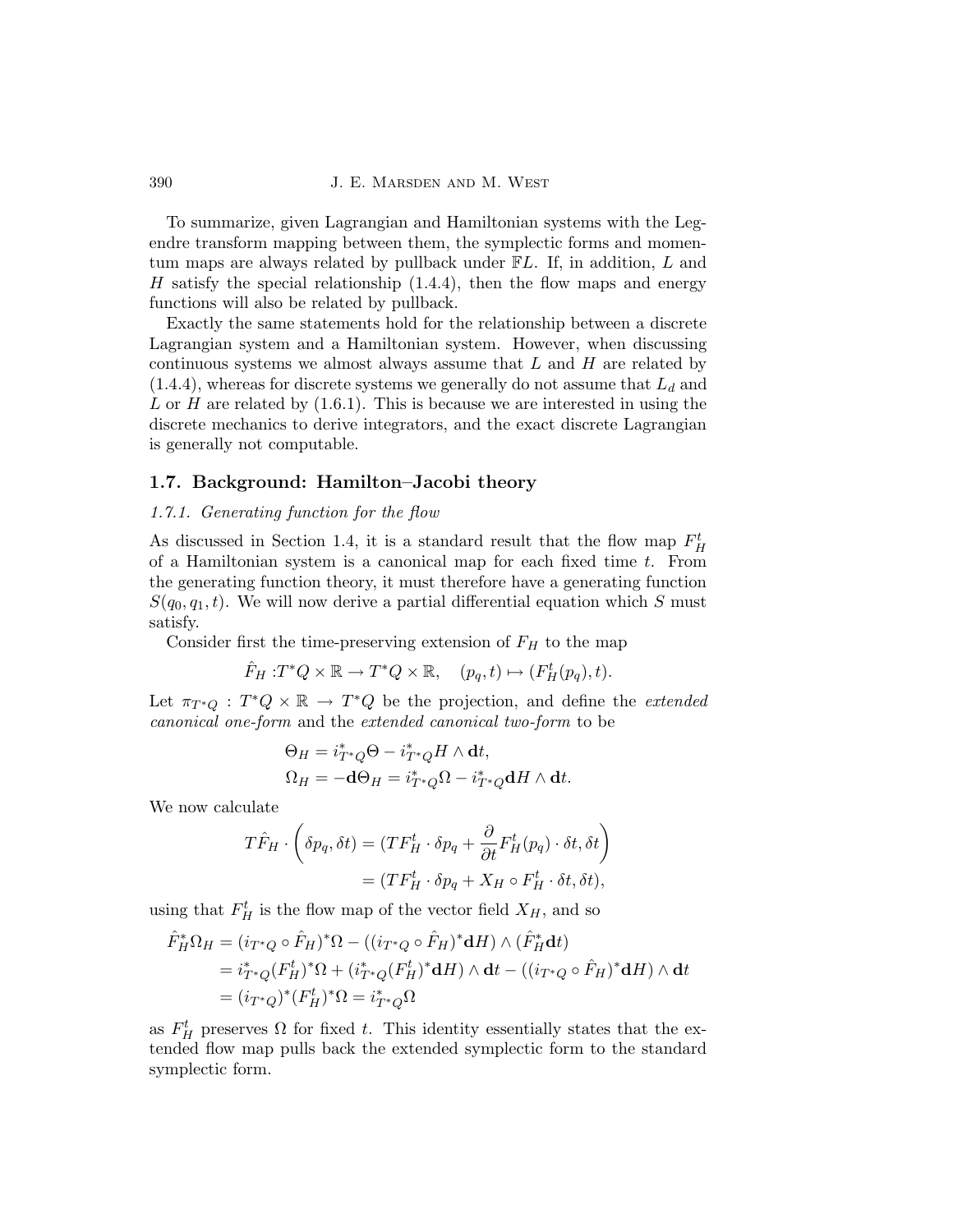To summarize, given Lagrangian and Hamiltonian systems with the Legendre transform mapping between them, the symplectic forms and momentum maps are always related by pullback under $\mathbb{F}L$. If, in addition, $L$ and $H$ satisfy the special relationship (1.4.4), then the flow maps and energy functions will also be related by pullback.

Exactly the same statements hold for the relationship between a discrete Lagrangian system and a Hamiltonian system. However, when discussing continuous systems we almost always assume that $L$ and $H$ are related by (1.4.4), whereas for discrete systems we generally do not assume that $L_d$ and $L$ or $H$ are related by (1.6.1). This is because we are interested in using the discrete mechanics to derive integrators, and the exact discrete Lagrangian is generally not computable.

## 1.7. Background: Hamilton–Jacobi theory

### *1.7.1. Generating function for the flow*

As discussed in Section 1.4, it is a standard result that the flow map $F_H^t$ of a Hamiltonian system is a canonical map for each fixed time $t$. From the generating function theory, it must therefore have a generating function $S(q_0, q_1, t)$. We will now derive a partial differential equation which $S$ must satisfy.

Consider first the time-preserving extension of $F_H$ to the map

$$\hat{F}_H : T^*Q \times \mathbb{R} \to T^*Q \times \mathbb{R}, \quad (p_q, t) \mapsto (F_H^t(p_q), t).$$

Let $\pi_{T^*Q} : T^*Q \times \mathbb{R} \to T^*Q$ be the projection, and define the *extended canonical one-form* and the *extended canonical two-form* to be

$$\begin{aligned}
\Theta_H &= i_{T^*Q}^*\Theta - i_{T^*Q}^* H \wedge \mathbf{d}t, \\
\Omega_H &= -\mathbf{d}\Theta_H = i_{T^*Q}^*\Omega - i_{T^*Q}^*\mathbf{d}H \wedge \mathbf{d}t.
\end{aligned}$$

We now calculate

$$\begin{aligned}
T\hat{F}_H \cdot \left(\delta p_q, \delta t\right) &= \left(TF_H^t \cdot \delta p_q + \frac{\partial}{\partial t} F_H^t(p_q) \cdot \delta t, \delta t\right) \\
&= (TF_H^t \cdot \delta p_q + X_H \circ F_H^t \cdot \delta t, \delta t),
\end{aligned}$$

using that $F_H^t$ is the flow map of the vector field $X_H$, and so

$$\begin{aligned}
\hat{F}_H^* \Omega_H &= (i_{T^*Q} \circ \hat{F}_H)^*\Omega - ((i_{T^*Q} \circ \hat{F}_H)^*\mathbf{d}H) \wedge (\hat{F}_H^*\mathbf{d}t) \\
&= i_{T^*Q}^*(F_H^t)^*\Omega + (i_{T^*Q}^*(F_H^t)^*\mathbf{d}H) \wedge \mathbf{d}t - ((i_{T^*Q} \circ \hat{F}_H)^*\mathbf{d}H) \wedge \mathbf{d}t \\
&= (i_{T^*Q})^*(F_H^t)^*\Omega = i_{T^*Q}^*\Omega
\end{aligned}$$

as $F_H^t$ preserves $\Omega$ for fixed $t$. This identity essentially states that the extended flow map pulls back the extended symplectic form to the standard symplectic form.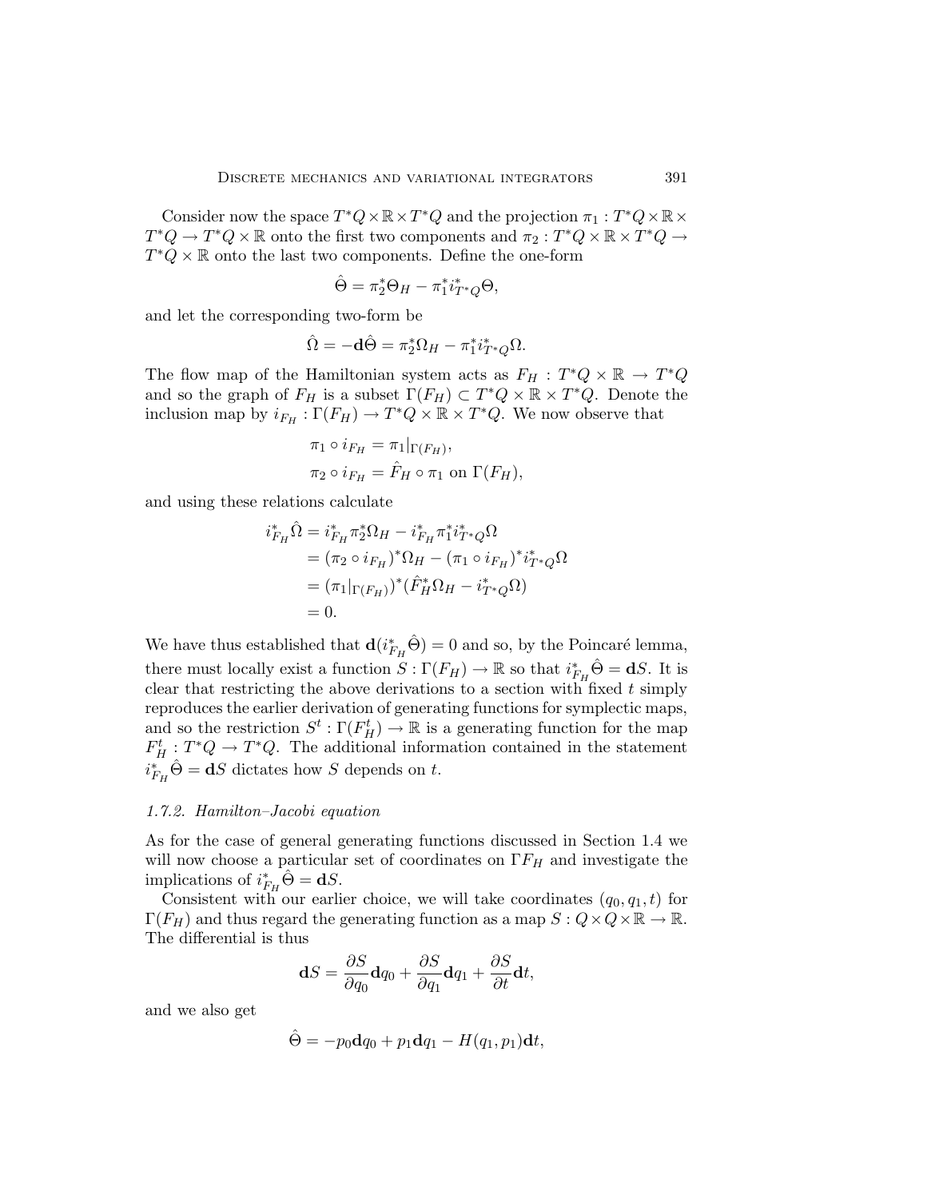Consider now the space $T^*Q \times \mathbb{R} \times T^*Q$ and the projection $\pi_1 : T^*Q \times \mathbb{R} \times T^*Q \to T^*Q \times \mathbb{R}$ onto the first two components and $\pi_2 : T^*Q \times \mathbb{R} \times T^*Q \to T^*Q \times \mathbb{R}$ onto the last two components. Define the one-form

$$\hat{\Theta} = \pi_2^* \Theta_H - \pi_1^* i_{T^*Q}^* \Theta,$$

and let the corresponding two-form be

$$\hat{\Omega} = -\mathbf{d}\hat{\Theta} = \pi_2^* \Omega_H - \pi_1^* i_{T^*Q}^* \Omega.$$

The flow map of the Hamiltonian system acts as $F_H : T^*Q \times \mathbb{R} \to T^*Q$ and so the graph of $F_H$ is a subset $\Gamma(F_H) \subset T^*Q \times \mathbb{R} \times T^*Q$. Denote the inclusion map by $i_{F_H} : \Gamma(F_H) \to T^*Q \times \mathbb{R} \times T^*Q$. We now observe that

$$\begin{aligned}
\pi_1 \circ i_{F_H} &= \pi_1|_{\Gamma(F_H)}, \\
\pi_2 \circ i_{F_H} &= \hat{F}_H \circ \pi_1 \text{ on } \Gamma(F_H),
\end{aligned}$$

and using these relations calculate

$$\begin{aligned}
i_{F_H}^* \hat{\Omega} &= i_{F_H}^* \pi_2^* \Omega_H - i_{F_H}^* \pi_1^* i_{T^*Q}^* \Omega \\
&= (\pi_2 \circ i_{F_H})^* \Omega_H - (\pi_1 \circ i_{F_H})^* i_{T^*Q}^* \Omega \\
&= (\pi_1|_{\Gamma(F_H)})^* (\hat{F}_H^* \Omega_H - i_{T^*Q}^* \Omega) \\
&= 0.
\end{aligned}$$

We have thus established that $\mathbf{d}(i_{F_H}^* \hat{\Theta}) = 0$ and so, by the Poincaré lemma, there must locally exist a function $S : \Gamma(F_H) \to \mathbb{R}$ so that $i_{F_H}^* \hat{\Theta} = \mathbf{d}S$. It is clear that restricting the above derivations to a section with fixed $t$ simply reproduces the earlier derivation of generating functions for symplectic maps, and so the restriction $S^t : \Gamma(F_H^t) \to \mathbb{R}$ is a generating function for the map $F_H^t : T^*Q \to T^*Q$. The additional information contained in the statement $i_{F_H}^* \hat{\Theta} = \mathbf{d}S$ dictates how $S$ depends on $t$.

### *1.7.2. Hamilton–Jacobi equation*

As for the case of general generating functions discussed in Section 1.4 we will now choose a particular set of coordinates on $\Gamma F_H$ and investigate the implications of $i_{F_H}^* \hat{\Theta} = \mathbf{d}S$.

Consistent with our earlier choice, we will take coordinates $(q_0, q_1, t)$ for $\Gamma(F_H)$ and thus regard the generating function as a map $S : Q \times Q \times \mathbb{R} \to \mathbb{R}$. The differential is thus

$$\mathbf{d}S = \frac{\partial S}{\partial q_0} \mathbf{d}q_0 + \frac{\partial S}{\partial q_1} \mathbf{d}q_1 + \frac{\partial S}{\partial t} \mathbf{d}t,$$

and we also get

$$\hat{\Theta} = -p_0 \mathbf{d}q_0 + p_1 \mathbf{d}q_1 - H(q_1, p_1) \mathbf{d}t,$$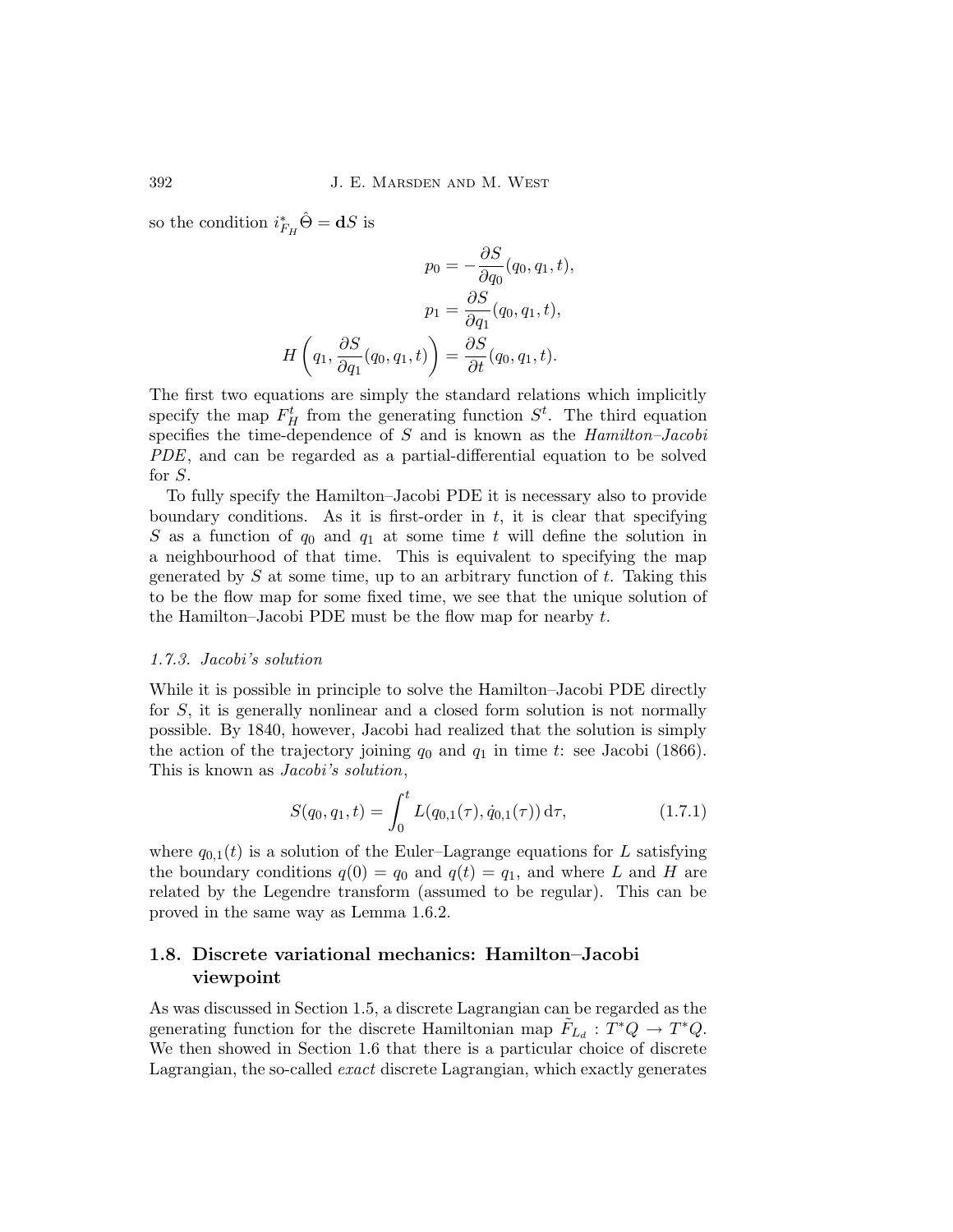so the condition $i_{F_H}^* \hat{\Theta} = \mathbf{d}S$ is

$$
\begin{aligned}
p_0 &= -\frac{\partial S}{\partial q_0}(q_0, q_1, t), \\
p_1 &= \frac{\partial S}{\partial q_1}(q_0, q_1, t), \\
H\left(q_1, \frac{\partial S}{\partial q_1}(q_0, q_1, t)\right) &= \frac{\partial S}{\partial t}(q_0, q_1, t).
\end{aligned}
$$

The first two equations are simply the standard relations which implicitly specify the map $F_H^t$ from the generating function $S^t$. The third equation specifies the time-dependence of $S$ and is known as the *Hamilton–Jacobi PDE*, and can be regarded as a partial-differential equation to be solved for $S$.

To fully specify the Hamilton–Jacobi PDE it is necessary also to provide boundary conditions. As it is first-order in $t$, it is clear that specifying $S$ as a function of $q_0$ and $q_1$ at some time $t$ will define the solution in a neighbourhood of that time. This is equivalent to specifying the map generated by $S$ at some time, up to an arbitrary function of $t$. Taking this to be the flow map for some fixed time, we see that the unique solution of the Hamilton–Jacobi PDE must be the flow map for nearby $t$.

#### *1.7.3. Jacobi's solution*

While it is possible in principle to solve the Hamilton–Jacobi PDE directly for $S$, it is generally nonlinear and a closed form solution is not normally possible. By 1840, however, Jacobi had realized that the solution is simply the action of the trajectory joining $q_0$ and $q_1$ in time $t$: see Jacobi (1866). This is known as *Jacobi's solution*,

$$
S(q_0, q_1, t) = \int_0^t L(q_{0,1}(\tau), \dot{q}_{0,1}(\tau))\,\mathrm{d}\tau, \tag{1.7.1}
$$

where $q_{0,1}(t)$ is a solution of the Euler–Lagrange equations for $L$ satisfying the boundary conditions $q(0) = q_0$ and $q(t) = q_1$, and where $L$ and $H$ are related by the Legendre transform (assumed to be regular). This can be proved in the same way as Lemma 1.6.2.

## 1.8. Discrete variational mechanics: Hamilton–Jacobi viewpoint

As was discussed in Section 1.5, a discrete Lagrangian can be regarded as the generating function for the discrete Hamiltonian map $\tilde{F}_{L_d} : T^*Q \to T^*Q$. We then showed in Section 1.6 that there is a particular choice of discrete Lagrangian, the so-called *exact* discrete Lagrangian, which exactly generates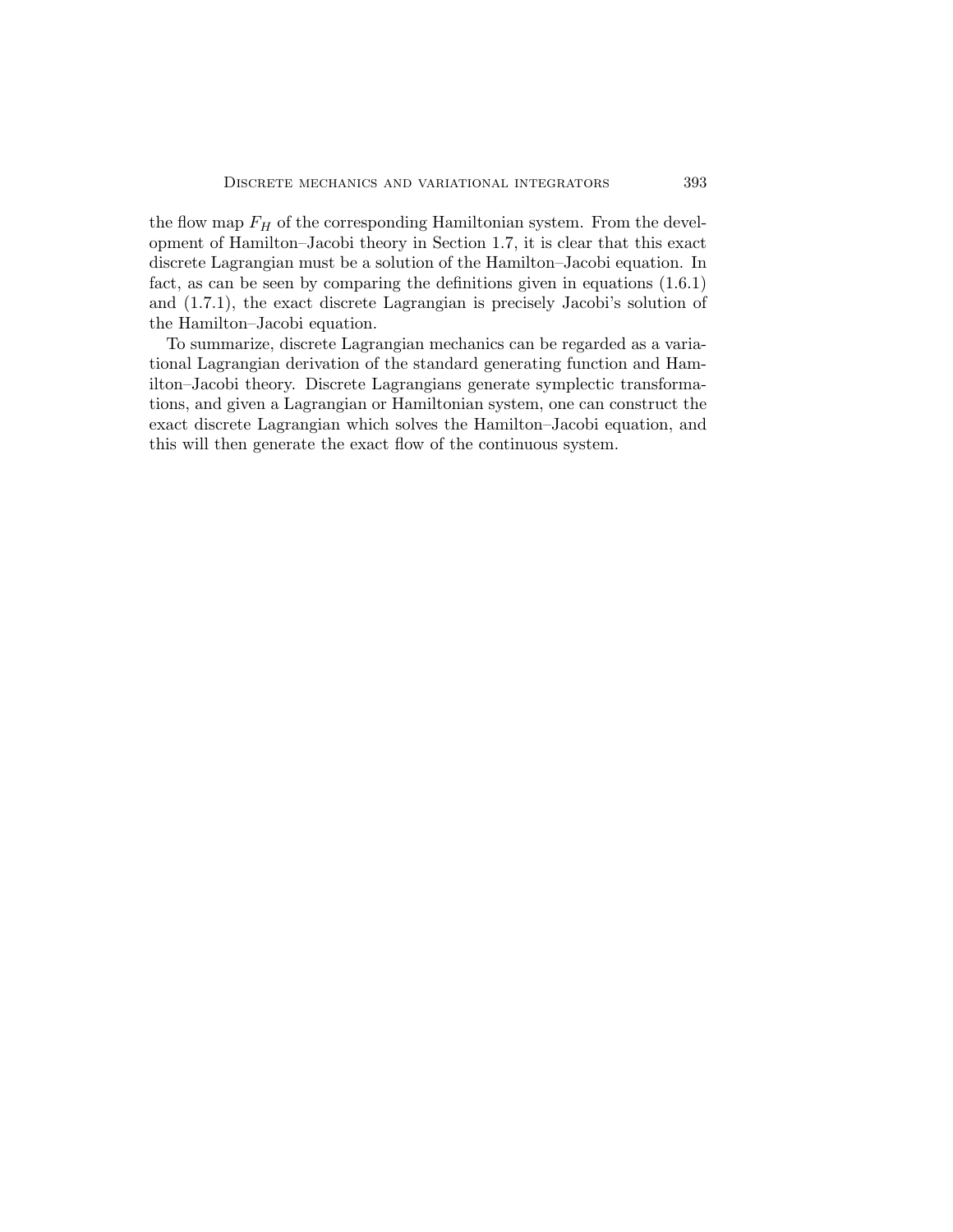the flow map $F_H$ of the corresponding Hamiltonian system. From the development of Hamilton–Jacobi theory in Section 1.7, it is clear that this exact discrete Lagrangian must be a solution of the Hamilton–Jacobi equation. In fact, as can be seen by comparing the definitions given in equations (1.6.1) and (1.7.1), the exact discrete Lagrangian is precisely Jacobi's solution of the Hamilton–Jacobi equation.

To summarize, discrete Lagrangian mechanics can be regarded as a variational Lagrangian derivation of the standard generating function and Hamilton–Jacobi theory. Discrete Lagrangians generate symplectic transformations, and given a Lagrangian or Hamiltonian system, one can construct the exact discrete Lagrangian which solves the Hamilton–Jacobi equation, and this will then generate the exact flow of the continuous system.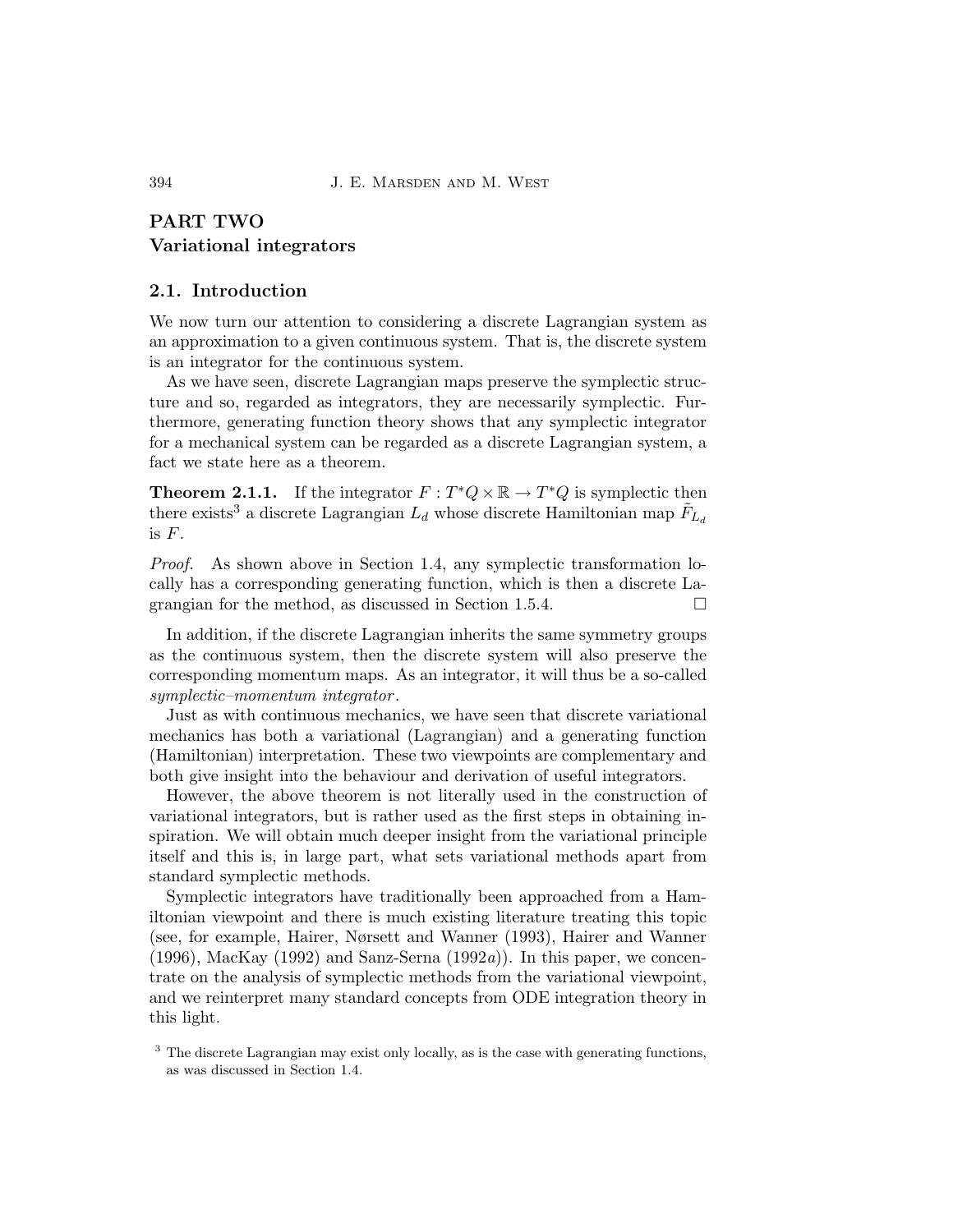# PART TWO
# Variational integrators

## 2.1. Introduction

We now turn our attention to considering a discrete Lagrangian system as an approximation to a given continuous system. That is, the discrete system is an integrator for the continuous system.

As we have seen, discrete Lagrangian maps preserve the symplectic structure and so, regarded as integrators, they are necessarily symplectic. Furthermore, generating function theory shows that any symplectic integrator for a mechanical system can be regarded as a discrete Lagrangian system, a fact we state here as a theorem.

**Theorem 2.1.1.** If the integrator $F : T^*Q \times \mathbb{R} \to T^*Q$ is symplectic then there exists[3] a discrete Lagrangian $L_d$ whose discrete Hamiltonian map $\tilde{F}_{L_d}$ is $F$.

*Proof.* As shown above in Section 1.4, any symplectic transformation locally has a corresponding generating function, which is then a discrete Lagrangian for the method, as discussed in Section 1.5.4. □

In addition, if the discrete Lagrangian inherits the same symmetry groups as the continuous system, then the discrete system will also preserve the corresponding momentum maps. As an integrator, it will thus be a so-called *symplectic–momentum integrator*.

Just as with continuous mechanics, we have seen that discrete variational mechanics has both a variational (Lagrangian) and a generating function (Hamiltonian) interpretation. These two viewpoints are complementary and both give insight into the behaviour and derivation of useful integrators.

However, the above theorem is not literally used in the construction of variational integrators, but is rather used as the first steps in obtaining inspiration. We will obtain much deeper insight from the variational principle itself and this is, in large part, what sets variational methods apart from standard symplectic methods.

Symplectic integrators have traditionally been approached from a Hamiltonian viewpoint and there is much existing literature treating this topic (see, for example, Hairer, Nørsett and Wanner (1993), Hairer and Wanner (1996), MacKay (1992) and Sanz-Serna (1992*a*)). In this paper, we concentrate on the analysis of symplectic methods from the variational viewpoint, and we reinterpret many standard concepts from ODE integration theory in this light.

[3] The discrete Lagrangian may exist only locally, as is the case with generating functions, as was discussed in Section 1.4.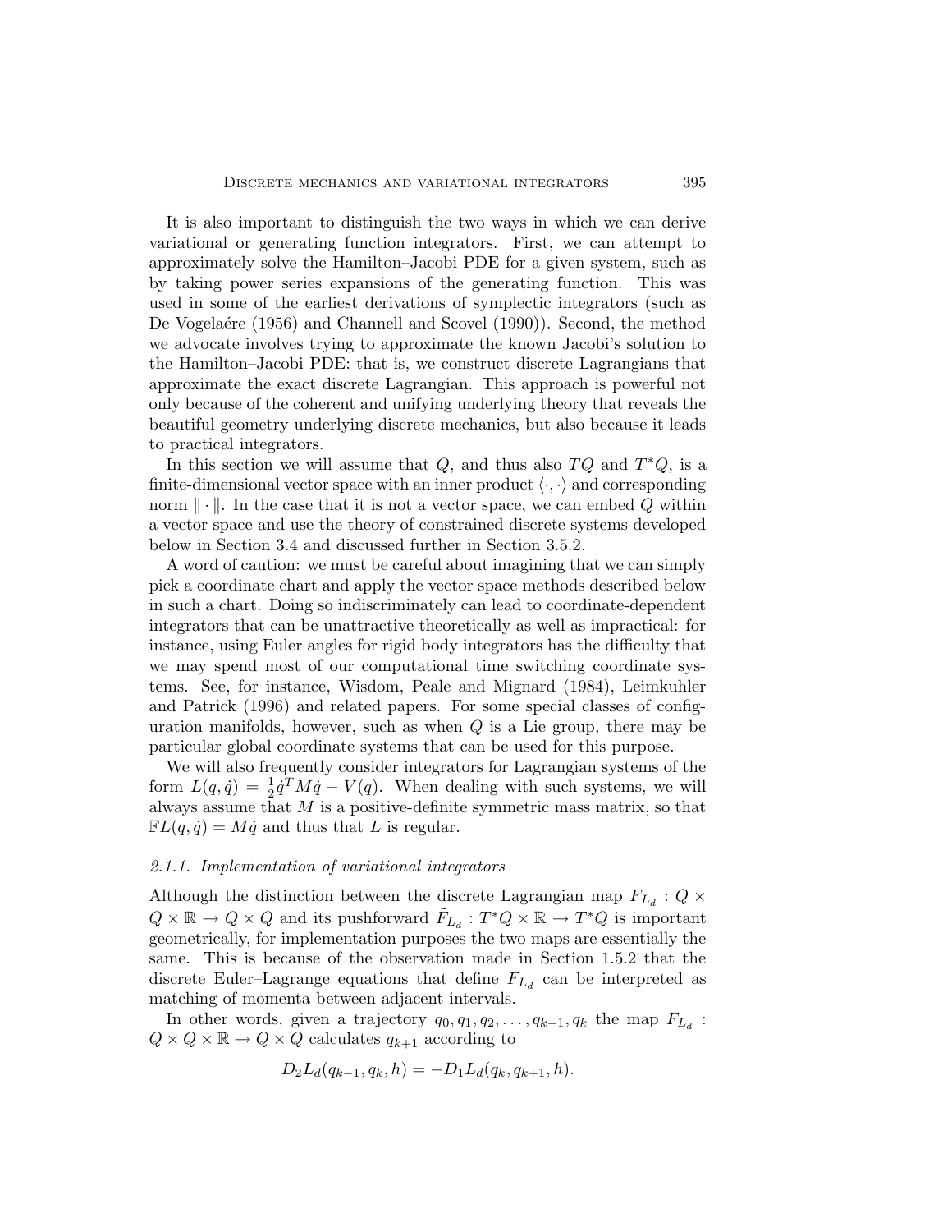It is also important to distinguish the two ways in which we can derive variational or generating function integrators. First, we can attempt to approximately solve the Hamilton–Jacobi PDE for a given system, such as by taking power series expansions of the generating function. This was used in some of the earliest derivations of symplectic integrators (such as De Vogelaére (1956) and Channell and Scovel (1990)). Second, the method we advocate involves trying to approximate the known Jacobi's solution to the Hamilton–Jacobi PDE: that is, we construct discrete Lagrangians that approximate the exact discrete Lagrangian. This approach is powerful not only because of the coherent and unifying underlying theory that reveals the beautiful geometry underlying discrete mechanics, but also because it leads to practical integrators.

In this section we will assume that $Q$, and thus also $TQ$ and $T^*Q$, is a finite-dimensional vector space with an inner product $\langle \cdot, \cdot \rangle$ and corresponding norm $\| \cdot \|$. In the case that it is not a vector space, we can embed $Q$ within a vector space and use the theory of constrained discrete systems developed below in Section 3.4 and discussed further in Section 3.5.2.

A word of caution: we must be careful about imagining that we can simply pick a coordinate chart and apply the vector space methods described below in such a chart. Doing so indiscriminately can lead to coordinate-dependent integrators that can be unattractive theoretically as well as impractical: for instance, using Euler angles for rigid body integrators has the difficulty that we may spend most of our computational time switching coordinate systems. See, for instance, Wisdom, Peale and Mignard (1984), Leimkuhler and Patrick (1996) and related papers. For some special classes of configuration manifolds, however, such as when $Q$ is a Lie group, there may be particular global coordinate systems that can be used for this purpose.

We will also frequently consider integrators for Lagrangian systems of the form $L(q, \dot{q}) = \frac{1}{2}\dot{q}^T M \dot{q} - V(q)$. When dealing with such systems, we will always assume that $M$ is a positive-definite symmetric mass matrix, so that $\mathbb{F}L(q, \dot{q}) = M\dot{q}$ and thus that $L$ is regular.

### *2.1.1. Implementation of variational integrators*

Although the distinction between the discrete Lagrangian map $F_{L_d} : Q \times Q \times \mathbb{R} \to Q \times Q$ and its pushforward $\tilde{F}_{L_d} : T^*Q \times \mathbb{R} \to T^*Q$ is important geometrically, for implementation purposes the two maps are essentially the same. This is because of the observation made in Section 1.5.2 that the discrete Euler–Lagrange equations that define $F_{L_d}$ can be interpreted as matching of momenta between adjacent intervals.

In other words, given a trajectory $q_0, q_1, q_2, \ldots, q_{k-1}, q_k$ the map $F_{L_d} : Q \times Q \times \mathbb{R} \to Q \times Q$ calculates $q_{k+1}$ according to

$$D_2 L_d(q_{k-1}, q_k, h) = -D_1 L_d(q_k, q_{k+1}, h).$$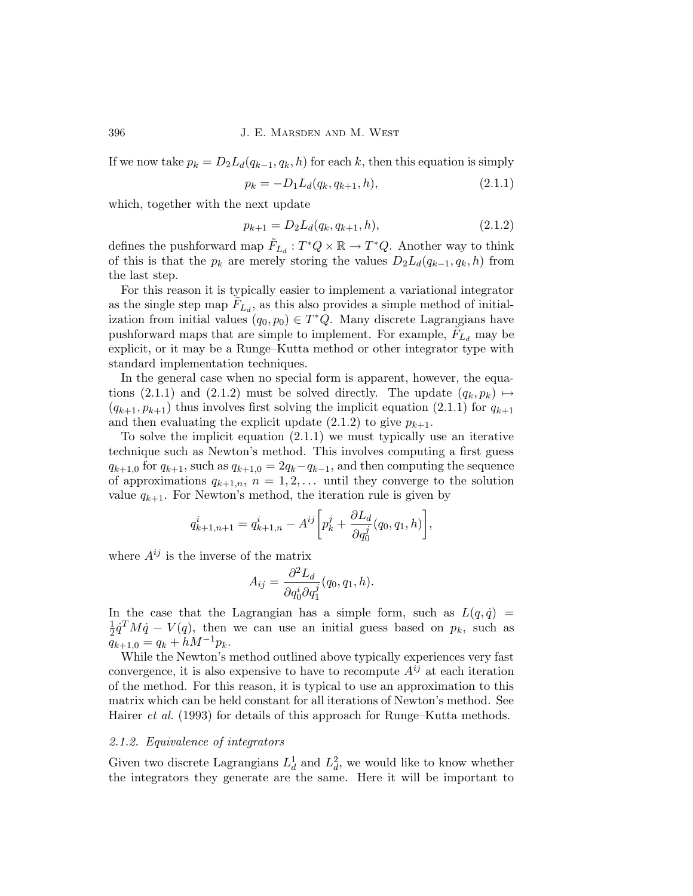If we now take $p_k = D_2 L_d(q_{k-1}, q_k, h)$ for each $k$, then this equation is simply

$$p_k = -D_1 L_d(q_k, q_{k+1}, h), \tag{2.1.1}$$

which, together with the next update

$$p_{k+1} = D_2 L_d(q_k, q_{k+1}, h), \tag{2.1.2}$$

defines the pushforward map $\tilde{F}_{L_d} : T^*Q \times \mathbb{R} \to T^*Q$. Another way to think of this is that the $p_k$ are merely storing the values $D_2 L_d(q_{k-1}, q_k, h)$ from the last step.

For this reason it is typically easier to implement a variational integrator as the single step map $\tilde{F}_{L_d}$, as this also provides a simple method of initialization from initial values $(q_0, p_0) \in T^*Q$. Many discrete Lagrangians have pushforward maps that are simple to implement. For example, $\tilde{F}_{L_d}$ may be explicit, or it may be a Runge–Kutta method or other integrator type with standard implementation techniques.

In the general case when no special form is apparent, however, the equations (2.1.1) and (2.1.2) must be solved directly. The update $(q_k, p_k) \mapsto (q_{k+1}, p_{k+1})$ thus involves first solving the implicit equation (2.1.1) for $q_{k+1}$ and then evaluating the explicit update (2.1.2) to give $p_{k+1}$.

To solve the implicit equation (2.1.1) we must typically use an iterative technique such as Newton's method. This involves computing a first guess $q_{k+1,0}$ for $q_{k+1}$, such as $q_{k+1,0} = 2q_k - q_{k-1}$, and then computing the sequence of approximations $q_{k+1,n}$, $n = 1, 2, \ldots$ until they converge to the solution value $q_{k+1}$. For Newton's method, the iteration rule is given by

$$q^i_{k+1,n+1} = q^i_{k+1,n} - A^{ij}\left[p^j_k + \frac{\partial L_d}{\partial q^j_0}(q_0, q_1, h)\right],$$

where $A^{ij}$ is the inverse of the matrix

$$A_{ij} = \frac{\partial^2 L_d}{\partial q^i_0 \partial q^j_1}(q_0, q_1, h).$$

In the case that the Lagrangian has a simple form, such as $L(q, \dot{q}) = \frac{1}{2}\dot{q}^T M \dot{q} - V(q)$, then we can use an initial guess based on $p_k$, such as $q_{k+1,0} = q_k + hM^{-1}p_k$.

While the Newton's method outlined above typically experiences very fast convergence, it is also expensive to have to recompute $A^{ij}$ at each iteration of the method. For this reason, it is typical to use an approximation to this matrix which can be held constant for all iterations of Newton's method. See Hairer *et al.* (1993) for details of this approach for Runge–Kutta methods.

### *2.1.2. Equivalence of integrators*

Given two discrete Lagrangians $L^1_d$ and $L^2_d$, we would like to know whether the integrators they generate are the same. Here it will be important to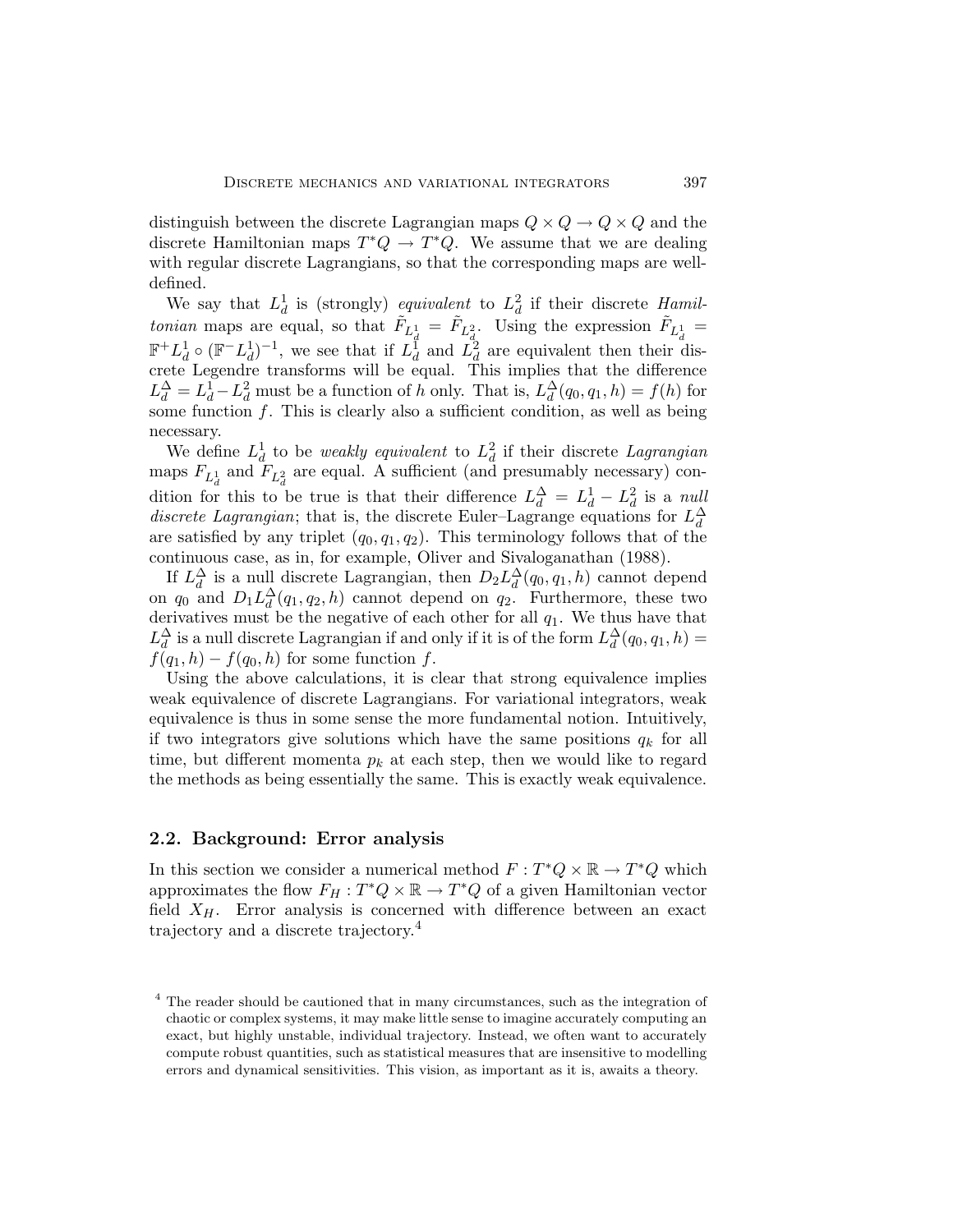distinguish between the discrete Lagrangian maps $Q \times Q \to Q \times Q$ and the discrete Hamiltonian maps $T^*Q \to T^*Q$. We assume that we are dealing with regular discrete Lagrangians, so that the corresponding maps are well-defined.

We say that $L_d^1$ is (strongly) *equivalent* to $L_d^2$ if their discrete *Hamiltonian* maps are equal, so that $\tilde{F}_{L_d^1} = \tilde{F}_{L_d^2}$. Using the expression $\tilde{F}_{L_d^1} = \mathbb{F}^+ L_d^1 \circ (\mathbb{F}^- L_d^1)^{-1}$, we see that if $L_d^1$ and $L_d^2$ are equivalent then their discrete Legendre transforms will be equal. This implies that the difference $L_d^\Delta = L_d^1 - L_d^2$ must be a function of $h$ only. That is, $L_d^\Delta(q_0, q_1, h) = f(h)$ for some function $f$. This is clearly also a sufficient condition, as well as being necessary.

We define $L_d^1$ to be *weakly equivalent* to $L_d^2$ if their discrete *Lagrangian* maps $F_{L_d^1}$ and $F_{L_d^2}$ are equal. A sufficient (and presumably necessary) condition for this to be true is that their difference $L_d^\Delta = L_d^1 - L_d^2$ is a *null discrete Lagrangian*; that is, the discrete Euler–Lagrange equations for $L_d^\Delta$ are satisfied by any triplet $(q_0, q_1, q_2)$. This terminology follows that of the continuous case, as in, for example, Oliver and Sivaloganathan (1988).

If $L_d^\Delta$ is a null discrete Lagrangian, then $D_2 L_d^\Delta(q_0, q_1, h)$ cannot depend on $q_0$ and $D_1 L_d^\Delta(q_1, q_2, h)$ cannot depend on $q_2$. Furthermore, these two derivatives must be the negative of each other for all $q_1$. We thus have that $L_d^\Delta$ is a null discrete Lagrangian if and only if it is of the form $L_d^\Delta(q_0, q_1, h) = f(q_1, h) - f(q_0, h)$ for some function $f$.

Using the above calculations, it is clear that strong equivalence implies weak equivalence of discrete Lagrangians. For variational integrators, weak equivalence is thus in some sense the more fundamental notion. Intuitively, if two integrators give solutions which have the same positions $q_k$ for all time, but different momenta $p_k$ at each step, then we would like to regard the methods as being essentially the same. This is exactly weak equivalence.

### 2.2. Background: Error analysis

In this section we consider a numerical method $F : T^*Q \times \mathbb{R} \to T^*Q$ which approximates the flow $F_H : T^*Q \times \mathbb{R} \to T^*Q$ of a given Hamiltonian vector field $X_H$. Error analysis is concerned with difference between an exact trajectory and a discrete trajectory.[4]

[4] The reader should be cautioned that in many circumstances, such as the integration of chaotic or complex systems, it may make little sense to imagine accurately computing an exact, but highly unstable, individual trajectory. Instead, we often want to accurately compute robust quantities, such as statistical measures that are insensitive to modelling errors and dynamical sensitivities. This vision, as important as it is, awaits a theory.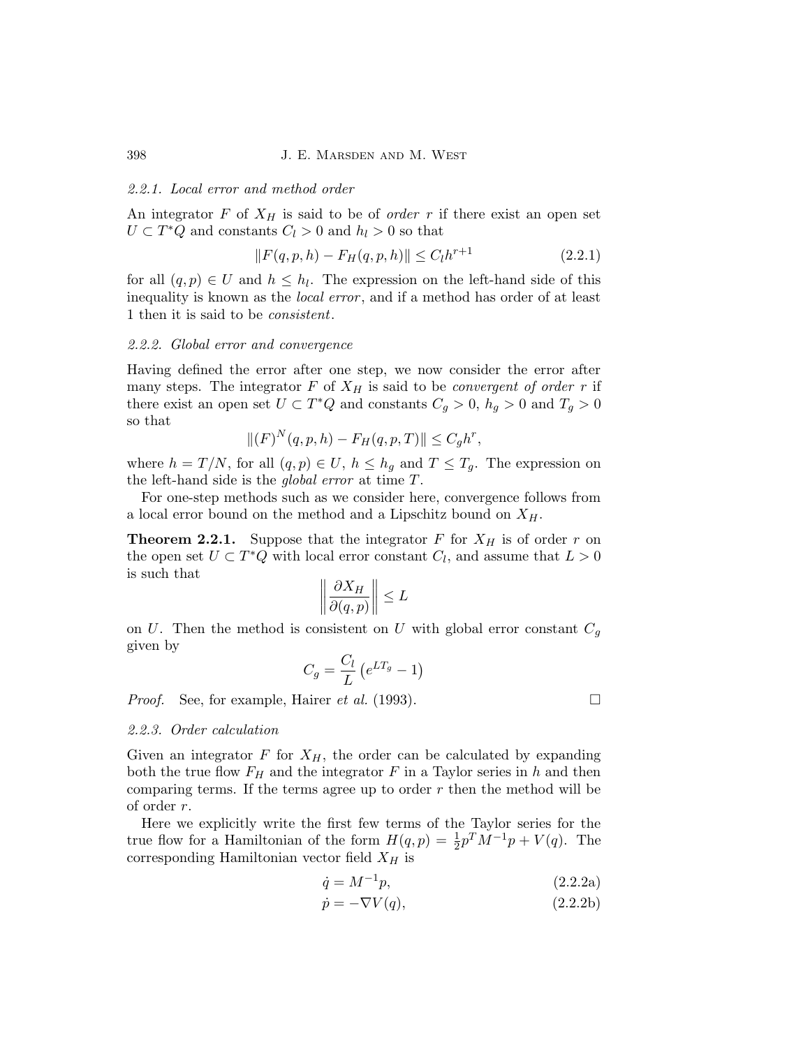### 2.2.1. *Local error and method order*

An integrator $F$ of $X_H$ is said to be of *order* $r$ if there exist an open set $U \subset T^*Q$ and constants $C_l > 0$ and $h_l > 0$ so that

$$\|F(q,p,h) - F_H(q,p,h)\| \le C_l h^{r+1} \tag{2.2.1}$$

for all $(q,p) \in U$ and $h \le h_l$. The expression on the left-hand side of this inequality is known as the *local error*, and if a method has order of at least 1 then it is said to be *consistent*.

### 2.2.2. *Global error and convergence*

Having defined the error after one step, we now consider the error after many steps. The integrator $F$ of $X_H$ is said to be *convergent of order* $r$ if there exist an open set $U \subset T^*Q$ and constants $C_g > 0$, $h_g > 0$ and $T_g > 0$ so that

$$\|(F)^N(q,p,h) - F_H(q,p,T)\| \le C_g h^r,$$

where $h = T/N$, for all $(q,p) \in U$, $h \le h_g$ and $T \le T_g$. The expression on the left-hand side is the *global error* at time $T$.

For one-step methods such as we consider here, convergence follows from a local error bound on the method and a Lipschitz bound on $X_H$.

**Theorem 2.2.1.** Suppose that the integrator $F$ for $X_H$ is of order $r$ on the open set $U \subset T^*Q$ with local error constant $C_l$, and assume that $L > 0$ is such that

$$\left\| \frac{\partial X_H}{\partial(q,p)} \right\| \le L$$

on $U$. Then the method is consistent on $U$ with global error constant $C_g$ given by

$$C_g = \frac{C_l}{L}\left(e^{LT_g} - 1\right)$$

*Proof.* See, for example, Hairer *et al.* (1993). □

### 2.2.3. *Order calculation*

Given an integrator $F$ for $X_H$, the order can be calculated by expanding both the true flow $F_H$ and the integrator $F$ in a Taylor series in $h$ and then comparing terms. If the terms agree up to order $r$ then the method will be of order $r$.

Here we explicitly write the first few terms of the Taylor series for the true flow for a Hamiltonian of the form $H(q,p) = \frac{1}{2}p^T M^{-1} p + V(q)$. The corresponding Hamiltonian vector field $X_H$ is

$$\dot{q} = M^{-1}p, \tag{2.2.2a}$$

$$\dot{p} = -\nabla V(q), \tag{2.2.2b}$$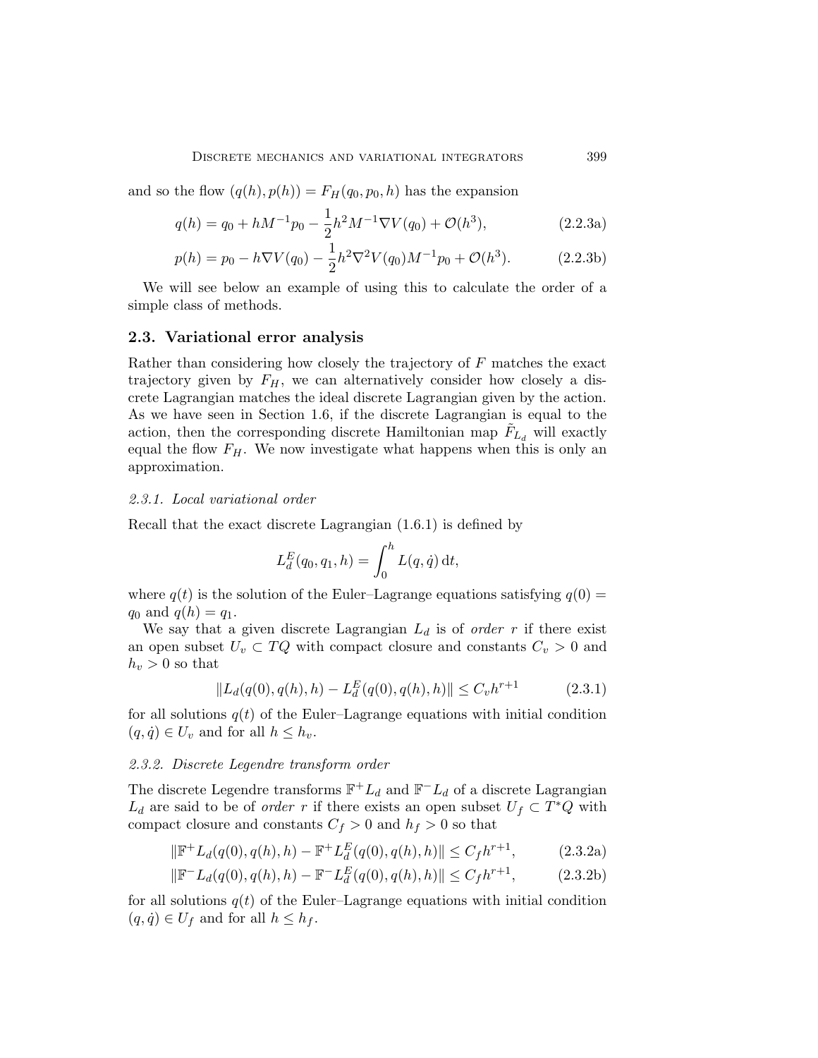and so the flow $(q(h), p(h)) = F_H(q_0, p_0, h)$ has the expansion

$$q(h) = q_0 + hM^{-1}p_0 - \frac{1}{2}h^2 M^{-1}\nabla V(q_0) + \mathcal{O}(h^3), \tag{2.2.3a}$$

$$p(h) = p_0 - h\nabla V(q_0) - \frac{1}{2}h^2 \nabla^2 V(q_0) M^{-1} p_0 + \mathcal{O}(h^3). \tag{2.2.3b}$$

We will see below an example of using this to calculate the order of a simple class of methods.

## 2.3. Variational error analysis

Rather than considering how closely the trajectory of $F$ matches the exact trajectory given by $F_H$, we can alternatively consider how closely a discrete Lagrangian matches the ideal discrete Lagrangian given by the action. As we have seen in Section 1.6, if the discrete Lagrangian is equal to the action, then the corresponding discrete Hamiltonian map $\tilde{F}_{L_d}$ will exactly equal the flow $F_H$. We now investigate what happens when this is only an approximation.

### *2.3.1. Local variational order*

Recall that the exact discrete Lagrangian (1.6.1) is defined by

$$L_d^E(q_0, q_1, h) = \int_0^h L(q, \dot{q})\, \mathrm{d}t,$$

where $q(t)$ is the solution of the Euler–Lagrange equations satisfying $q(0) = q_0$ and $q(h) = q_1$.

We say that a given discrete Lagrangian $L_d$ is of *order* $r$ if there exist an open subset $U_v \subset TQ$ with compact closure and constants $C_v > 0$ and $h_v > 0$ so that

$$\|L_d(q(0), q(h), h) - L_d^E(q(0), q(h), h)\| \le C_v h^{r+1} \tag{2.3.1}$$

for all solutions $q(t)$ of the Euler–Lagrange equations with initial condition $(q, \dot{q}) \in U_v$ and for all $h \le h_v$.

### *2.3.2. Discrete Legendre transform order*

The discrete Legendre transforms $\mathbb{F}^+ L_d$ and $\mathbb{F}^- L_d$ of a discrete Lagrangian $L_d$ are said to be of *order* $r$ if there exists an open subset $U_f \subset T^*Q$ with compact closure and constants $C_f > 0$ and $h_f > 0$ so that

$$\|\mathbb{F}^+ L_d(q(0), q(h), h) - \mathbb{F}^+ L_d^E(q(0), q(h), h)\| \le C_f h^{r+1}, \tag{2.3.2a}$$

$$\|\mathbb{F}^- L_d(q(0), q(h), h) - \mathbb{F}^- L_d^E(q(0), q(h), h)\| \le C_f h^{r+1}, \tag{2.3.2b}$$

for all solutions $q(t)$ of the Euler–Lagrange equations with initial condition $(q, \dot{q}) \in U_f$ and for all $h \le h_f$.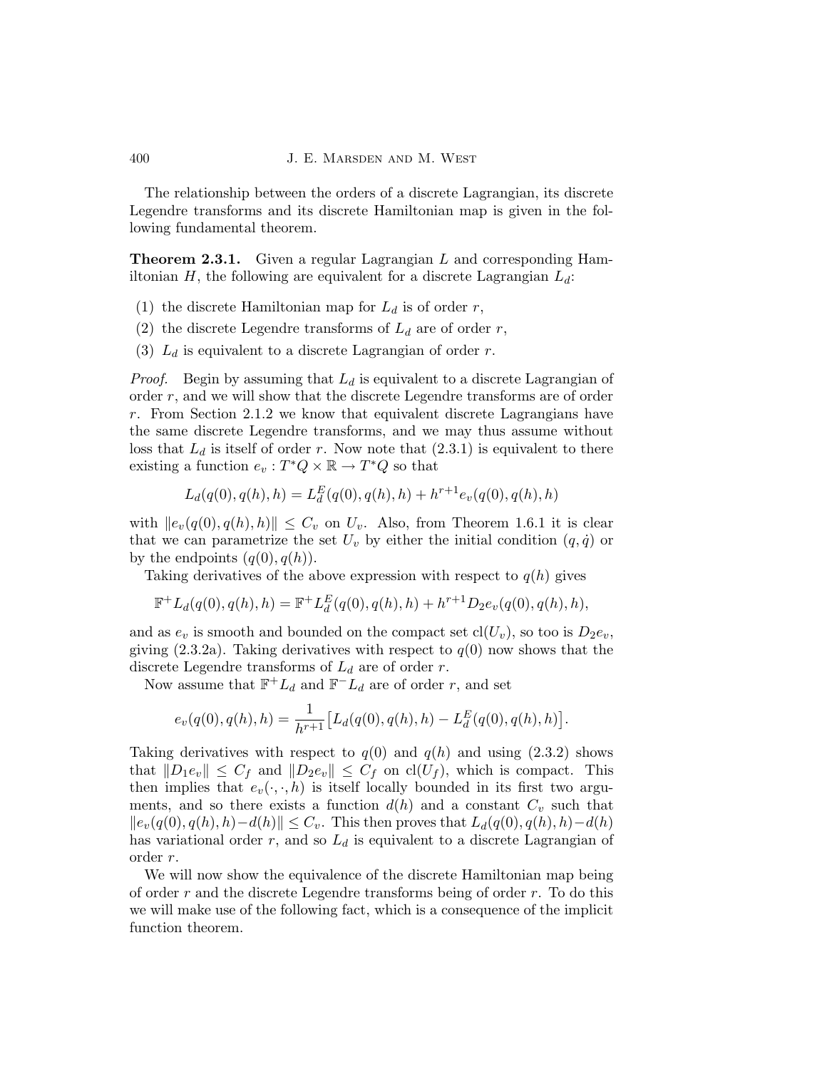The relationship between the orders of a discrete Lagrangian, its discrete Legendre transforms and its discrete Hamiltonian map is given in the following fundamental theorem.

**Theorem 2.3.1.** Given a regular Lagrangian $L$ and corresponding Hamiltonian $H$, the following are equivalent for a discrete Lagrangian $L_d$:

(1) the discrete Hamiltonian map for $L_d$ is of order $r$,

(2) the discrete Legendre transforms of $L_d$ are of order $r$,

(3) $L_d$ is equivalent to a discrete Lagrangian of order $r$.

*Proof.* Begin by assuming that $L_d$ is equivalent to a discrete Lagrangian of order $r$, and we will show that the discrete Legendre transforms are of order $r$. From Section 2.1.2 we know that equivalent discrete Lagrangians have the same discrete Legendre transforms, and we may thus assume without loss that $L_d$ is itself of order $r$. Now note that (2.3.1) is equivalent to there existing a function $e_v : T^*Q \times \mathbb{R} \to T^*Q$ so that

$$L_d(q(0), q(h), h) = L_d^E(q(0), q(h), h) + h^{r+1} e_v(q(0), q(h), h)$$

with $\|e_v(q(0), q(h), h)\| \leq C_v$ on $U_v$. Also, from Theorem 1.6.1 it is clear that we can parametrize the set $U_v$ by either the initial condition $(q, \dot{q})$ or by the endpoints $(q(0), q(h))$.

Taking derivatives of the above expression with respect to $q(h)$ gives

$$\mathbb{F}^+ L_d(q(0), q(h), h) = \mathbb{F}^+ L_d^E(q(0), q(h), h) + h^{r+1} D_2 e_v(q(0), q(h), h),$$

and as $e_v$ is smooth and bounded on the compact set $\mathrm{cl}(U_v)$, so too is $D_2 e_v$, giving (2.3.2a). Taking derivatives with respect to $q(0)$ now shows that the discrete Legendre transforms of $L_d$ are of order $r$.

Now assume that $\mathbb{F}^+ L_d$ and $\mathbb{F}^- L_d$ are of order $r$, and set

$$e_v(q(0), q(h), h) = \frac{1}{h^{r+1}} \left[ L_d(q(0), q(h), h) - L_d^E(q(0), q(h), h) \right].$$

Taking derivatives with respect to $q(0)$ and $q(h)$ and using (2.3.2) shows that $\|D_1 e_v\| \leq C_f$ and $\|D_2 e_v\| \leq C_f$ on $\mathrm{cl}(U_f)$, which is compact. This then implies that $e_v(\cdot, \cdot, h)$ is itself locally bounded in its first two arguments, and so there exists a function $d(h)$ and a constant $C_v$ such that $\|e_v(q(0), q(h), h) - d(h)\| \leq C_v$. This then proves that $L_d(q(0), q(h), h) - d(h)$ has variational order $r$, and so $L_d$ is equivalent to a discrete Lagrangian of order $r$.

We will now show the equivalence of the discrete Hamiltonian map being of order $r$ and the discrete Legendre transforms being of order $r$. To do this we will make use of the following fact, which is a consequence of the implicit function theorem.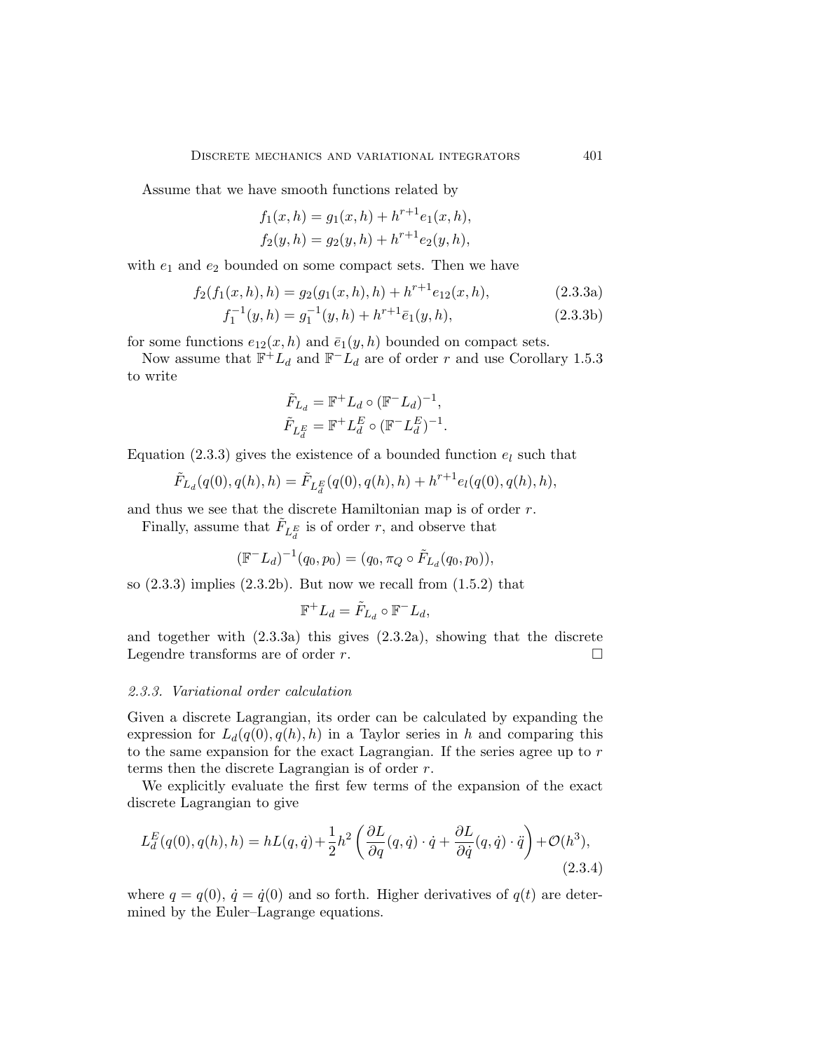Assume that we have smooth functions related by

$$f_1(x,h) = g_1(x,h) + h^{r+1} e_1(x,h),$$
$$f_2(y,h) = g_2(y,h) + h^{r+1} e_2(y,h),$$

with $e_1$ and $e_2$ bounded on some compact sets. Then we have

$$f_2(f_1(x,h),h) = g_2(g_1(x,h),h) + h^{r+1} e_{12}(x,h), \tag{2.3.3a}$$
$$f_1^{-1}(y,h) = g_1^{-1}(y,h) + h^{r+1} \bar{e}_1(y,h), \tag{2.3.3b}$$

for some functions $e_{12}(x,h)$ and $\bar{e}_1(y,h)$ bounded on compact sets.

Now assume that $\mathbb{F}^+ L_d$ and $\mathbb{F}^- L_d$ are of order $r$ and use Corollary 1.5.3 to write

$$\tilde{F}_{L_d} = \mathbb{F}^+ L_d \circ (\mathbb{F}^- L_d)^{-1},$$
$$\tilde{F}_{L_d^E} = \mathbb{F}^+ L_d^E \circ (\mathbb{F}^- L_d^E)^{-1}.$$

Equation (2.3.3) gives the existence of a bounded function $e_l$ such that

$$\tilde{F}_{L_d}(q(0), q(h), h) = \tilde{F}_{L_d^E}(q(0), q(h), h) + h^{r+1} e_l(q(0), q(h), h),$$

and thus we see that the discrete Hamiltonian map is of order $r$.

Finally, assume that $\tilde{F}_{L_d^E}$ is of order $r$, and observe that

$$(\mathbb{F}^- L_d)^{-1}(q_0, p_0) = (q_0, \pi_Q \circ \tilde{F}_{L_d}(q_0, p_0)),$$

so (2.3.3) implies (2.3.2b). But now we recall from (1.5.2) that

$$\mathbb{F}^+ L_d = \tilde{F}_{L_d} \circ \mathbb{F}^- L_d,$$

and together with (2.3.3a) this gives (2.3.2a), showing that the discrete Legendre transforms are of order $r$. □

### 2.3.3. *Variational order calculation*

Given a discrete Lagrangian, its order can be calculated by expanding the expression for $L_d(q(0), q(h), h)$ in a Taylor series in $h$ and comparing this to the same expansion for the exact Lagrangian. If the series agree up to $r$ terms then the discrete Lagrangian is of order $r$.

We explicitly evaluate the first few terms of the expansion of the exact discrete Lagrangian to give

$$L_d^E(q(0), q(h), h) = hL(q, \dot{q}) + \frac{1}{2}h^2 \left( \frac{\partial L}{\partial q}(q, \dot{q}) \cdot \dot{q} + \frac{\partial L}{\partial \dot{q}}(q, \dot{q}) \cdot \ddot{q} \right) + \mathcal{O}(h^3), \tag{2.3.4}$$

where $q = q(0)$, $\dot{q} = \dot{q}(0)$ and so forth. Higher derivatives of $q(t)$ are determined by the Euler–Lagrange equations.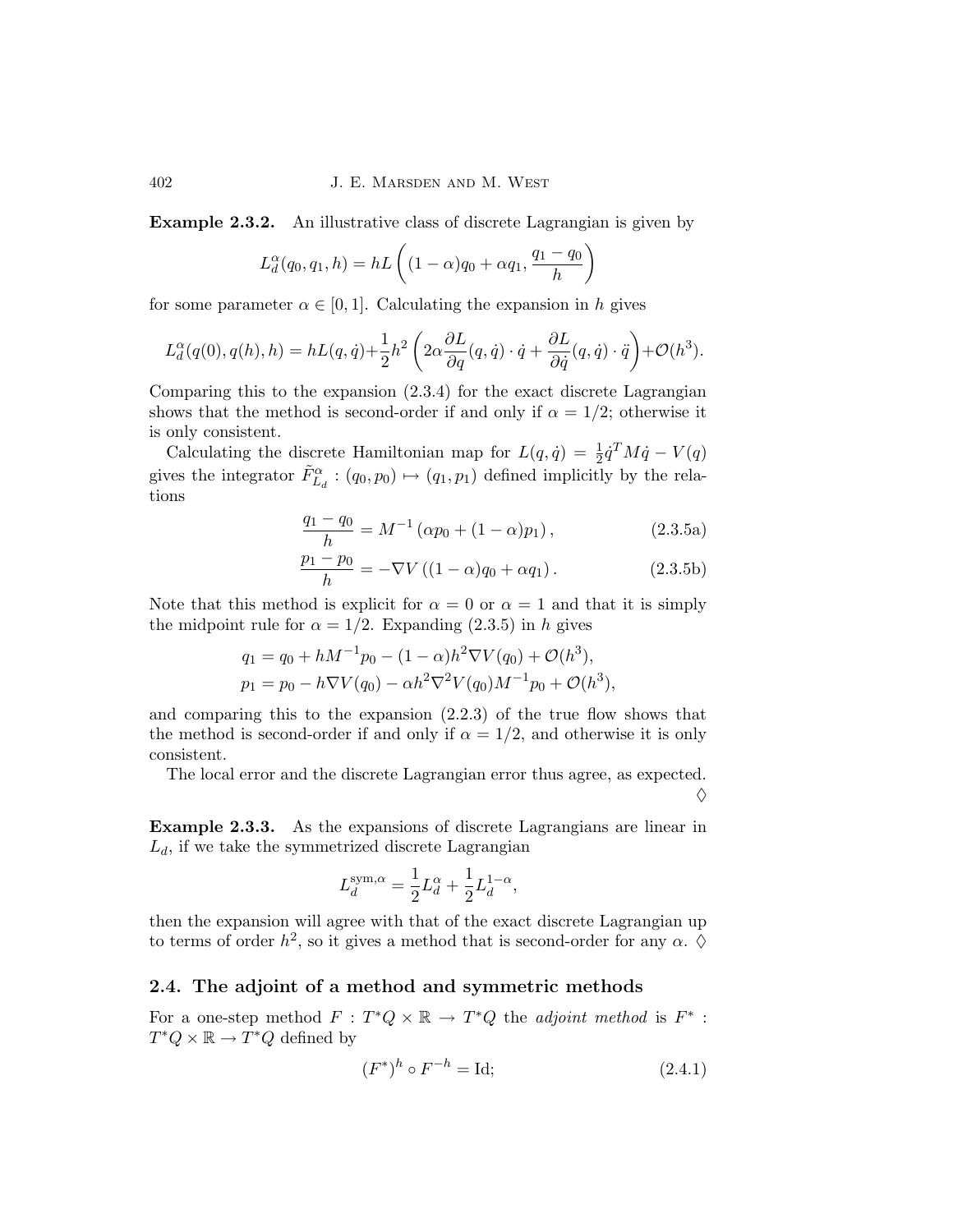**Example 2.3.2.** An illustrative class of discrete Lagrangian is given by

$$L_d^\alpha(q_0, q_1, h) = hL\left((1-\alpha)q_0 + \alpha q_1, \frac{q_1 - q_0}{h}\right)$$

for some parameter $\alpha \in [0,1]$. Calculating the expansion in $h$ gives

$$L_d^\alpha(q(0), q(h), h) = hL(q, \dot{q}) + \frac{1}{2}h^2\left(2\alpha \frac{\partial L}{\partial q}(q, \dot{q}) \cdot \dot{q} + \frac{\partial L}{\partial \dot{q}}(q, \dot{q}) \cdot \ddot{q}\right) + \mathcal{O}(h^3).$$

Comparing this to the expansion (2.3.4) for the exact discrete Lagrangian shows that the method is second-order if and only if $\alpha = 1/2$; otherwise it is only consistent.

Calculating the discrete Hamiltonian map for $L(q, \dot{q}) = \frac{1}{2}\dot{q}^T M \dot{q} - V(q)$ gives the integrator $\tilde{F}_{L_d}^\alpha : (q_0, p_0) \mapsto (q_1, p_1)$ defined implicitly by the relations

$$\frac{q_1 - q_0}{h} = M^{-1}\left(\alpha p_0 + (1-\alpha)p_1\right), \tag{2.3.5a}$$

$$\frac{p_1 - p_0}{h} = -\nabla V\left((1-\alpha)q_0 + \alpha q_1\right). \tag{2.3.5b}$$

Note that this method is explicit for $\alpha = 0$ or $\alpha = 1$ and that it is simply the midpoint rule for $\alpha = 1/2$. Expanding (2.3.5) in $h$ gives

$$\begin{aligned}
q_1 &= q_0 + hM^{-1}p_0 - (1-\alpha)h^2\nabla V(q_0) + \mathcal{O}(h^3), \\
p_1 &= p_0 - h\nabla V(q_0) - \alpha h^2 \nabla^2 V(q_0) M^{-1} p_0 + \mathcal{O}(h^3),
\end{aligned}$$

and comparing this to the expansion (2.2.3) of the true flow shows that the method is second-order if and only if $\alpha = 1/2$, and otherwise it is only consistent.

The local error and the discrete Lagrangian error thus agree, as expected. $\diamondsuit$

**Example 2.3.3.** As the expansions of discrete Lagrangians are linear in $L_d$, if we take the symmetrized discrete Lagrangian

$$L_d^{\mathrm{sym},\alpha} = \frac{1}{2}L_d^\alpha + \frac{1}{2}L_d^{1-\alpha},$$

then the expansion will agree with that of the exact discrete Lagrangian up to terms of order $h^2$, so it gives a method that is second-order for any $\alpha$. $\diamondsuit$

## 2.4. The adjoint of a method and symmetric methods

For a one-step method $F : T^*Q \times \mathbb{R} \to T^*Q$ the *adjoint method* is $F^* : T^*Q \times \mathbb{R} \to T^*Q$ defined by

$$(F^*)^h \circ F^{-h} = \mathrm{Id}; \tag{2.4.1}$$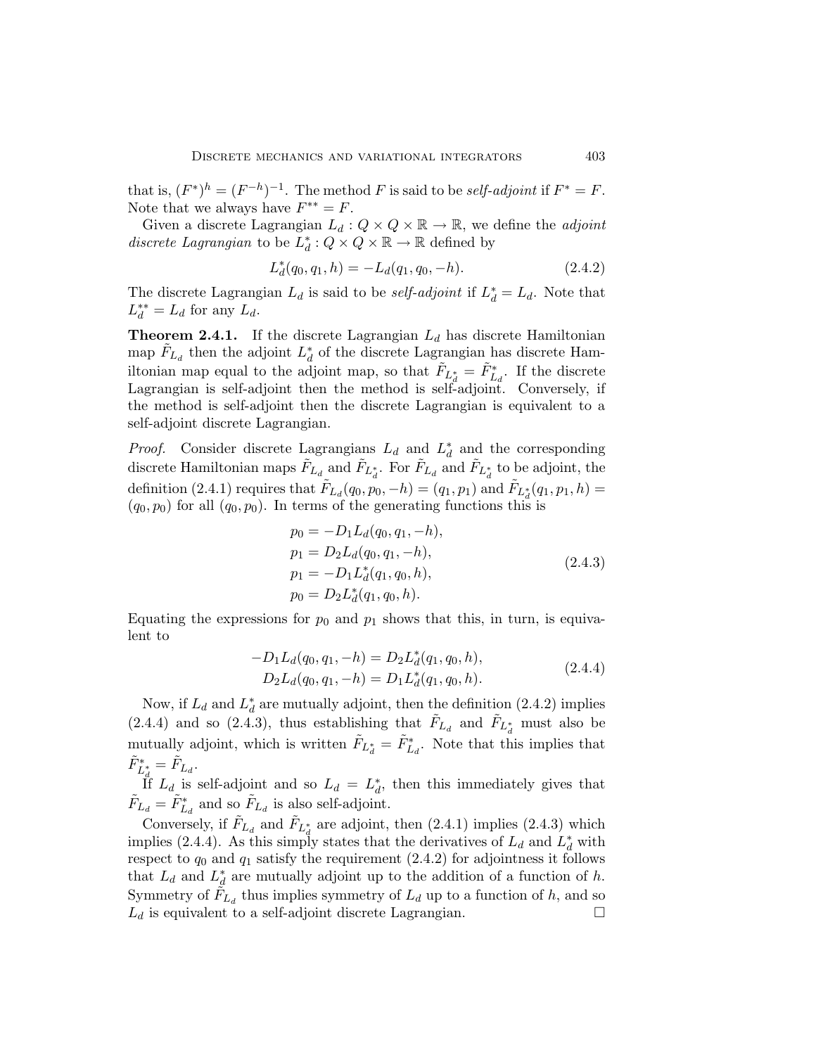that is, $(F^*)^h = (F^{-h})^{-1}$. The method $F$ is said to be *self-adjoint* if $F^* = F$. Note that we always have $F^{**} = F$.

Given a discrete Lagrangian $L_d : Q \times Q \times \mathbb{R} \to \mathbb{R}$, we define the *adjoint discrete Lagrangian* to be $L_d^* : Q \times Q \times \mathbb{R} \to \mathbb{R}$ defined by

$$L_d^*(q_0, q_1, h) = -L_d(q_1, q_0, -h). \tag{2.4.2}$$

The discrete Lagrangian $L_d$ is said to be *self-adjoint* if $L_d^* = L_d$. Note that $L_d^{**} = L_d$ for any $L_d$.

**Theorem 2.4.1.** If the discrete Lagrangian $L_d$ has discrete Hamiltonian map $\tilde{F}_{L_d}$ then the adjoint $L_d^*$ of the discrete Lagrangian has discrete Hamiltonian map equal to the adjoint map, so that $\tilde{F}_{L_d^*} = \tilde{F}_{L_d}^*$. If the discrete Lagrangian is self-adjoint then the method is self-adjoint. Conversely, if the method is self-adjoint then the discrete Lagrangian is equivalent to a self-adjoint discrete Lagrangian.

*Proof.* Consider discrete Lagrangians $L_d$ and $L_d^*$ and the corresponding discrete Hamiltonian maps $\tilde{F}_{L_d}$ and $\tilde{F}_{L_d^*}$. For $\tilde{F}_{L_d}$ and $\tilde{F}_{L_d^*}$ to be adjoint, the definition (2.4.1) requires that $\tilde{F}_{L_d}(q_0, p_0, -h) = (q_1, p_1)$ and $\tilde{F}_{L_d^*}(q_1, p_1, h) = (q_0, p_0)$ for all $(q_0, p_0)$. In terms of the generating functions this is

$$\begin{aligned} p_0 &= -D_1 L_d(q_0, q_1, -h), \\ p_1 &= D_2 L_d(q_0, q_1, -h), \\ p_1 &= -D_1 L_d^*(q_1, q_0, h), \\ p_0 &= D_2 L_d^*(q_1, q_0, h). \end{aligned} \tag{2.4.3}$$

Equating the expressions for $p_0$ and $p_1$ shows that this, in turn, is equivalent to

$$\begin{aligned} -D_1 L_d(q_0, q_1, -h) &= D_2 L_d^*(q_1, q_0, h), \\ D_2 L_d(q_0, q_1, -h) &= D_1 L_d^*(q_1, q_0, h). \end{aligned} \tag{2.4.4}$$

Now, if $L_d$ and $L_d^*$ are mutually adjoint, then the definition (2.4.2) implies (2.4.4) and so (2.4.3), thus establishing that $\tilde{F}_{L_d}$ and $\tilde{F}_{L_d^*}$ must also be mutually adjoint, which is written $\tilde{F}_{L_d^*} = \tilde{F}_{L_d}^*$. Note that this implies that $\tilde{F}_{L_d^*}^* = \tilde{F}_{L_d}$.

If $L_d$ is self-adjoint and so $L_d = L_d^*$, then this immediately gives that $\tilde{F}_{L_d} = \tilde{F}_{L_d}^*$ and so $\tilde{F}_{L_d}$ is also self-adjoint.

Conversely, if $\tilde{F}_{L_d}$ and $\tilde{F}_{L_d^*}$ are adjoint, then (2.4.1) implies (2.4.3) which implies (2.4.4). As this simply states that the derivatives of $L_d$ and $L_d^*$ with respect to $q_0$ and $q_1$ satisfy the requirement (2.4.2) for adjointness it follows that $L_d$ and $L_d^*$ are mutually adjoint up to the addition of a function of $h$. Symmetry of $\tilde{F}_{L_d}$ thus implies symmetry of $L_d$ up to a function of $h$, and so $L_d$ is equivalent to a self-adjoint discrete Lagrangian. ∎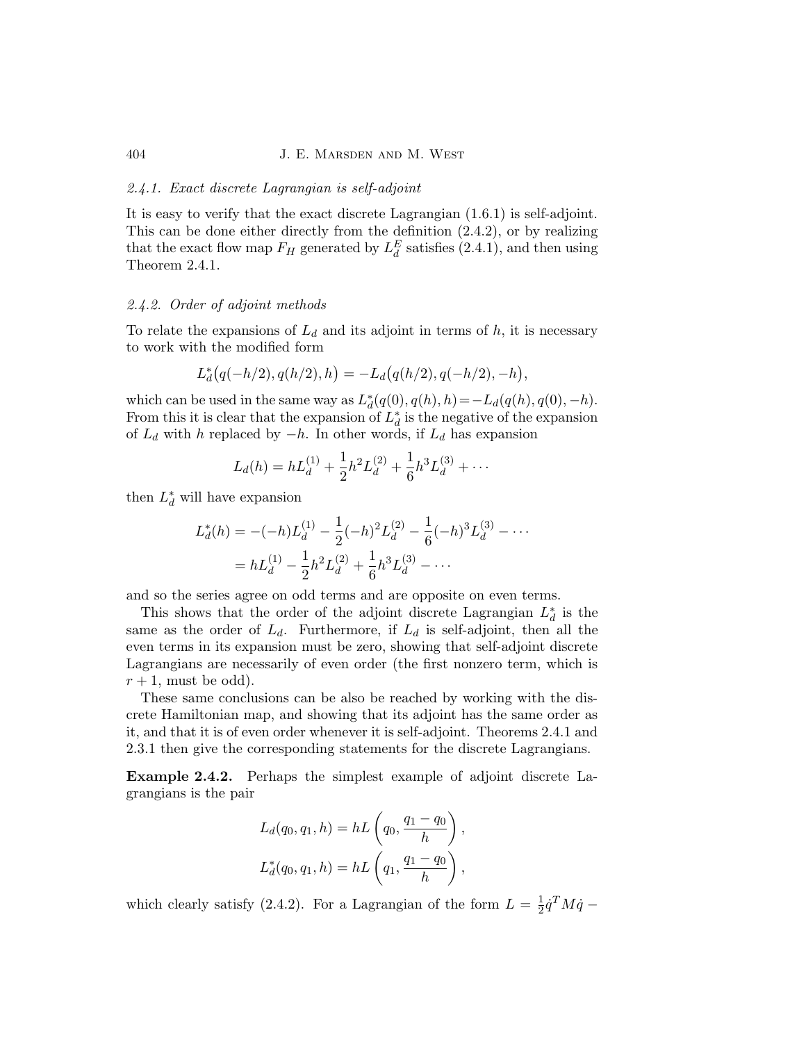*2.4.1. Exact discrete Lagrangian is self-adjoint*

It is easy to verify that the exact discrete Lagrangian (1.6.1) is self-adjoint. This can be done either directly from the definition (2.4.2), or by realizing that the exact flow map $F_H$ generated by $L_d^E$ satisfies (2.4.1), and then using Theorem 2.4.1.

*2.4.2. Order of adjoint methods*

To relate the expansions of $L_d$ and its adjoint in terms of $h$, it is necessary to work with the modified form

$$L_d^*\big(q(-h/2), q(h/2), h\big) = -L_d\big(q(h/2), q(-h/2), -h\big),$$

which can be used in the same way as $L_d^*(q(0), q(h), h) = -L_d(q(h), q(0), -h)$. From this it is clear that the expansion of $L_d^*$ is the negative of the expansion of $L_d$ with $h$ replaced by $-h$. In other words, if $L_d$ has expansion

$$L_d(h) = hL_d^{(1)} + \frac{1}{2}h^2 L_d^{(2)} + \frac{1}{6}h^3 L_d^{(3)} + \cdots$$

then $L_d^*$ will have expansion

$$\begin{aligned} L_d^*(h) &= -(-h)L_d^{(1)} - \frac{1}{2}(-h)^2 L_d^{(2)} - \frac{1}{6}(-h)^3 L_d^{(3)} - \cdots \\ &= hL_d^{(1)} - \frac{1}{2}h^2 L_d^{(2)} + \frac{1}{6}h^3 L_d^{(3)} - \cdots \end{aligned}$$

and so the series agree on odd terms and are opposite on even terms.

This shows that the order of the adjoint discrete Lagrangian $L_d^*$ is the same as the order of $L_d$. Furthermore, if $L_d$ is self-adjoint, then all the even terms in its expansion must be zero, showing that self-adjoint discrete Lagrangians are necessarily of even order (the first nonzero term, which is $r+1$, must be odd).

These same conclusions can be also be reached by working with the discrete Hamiltonian map, and showing that its adjoint has the same order as it, and that it is of even order whenever it is self-adjoint. Theorems 2.4.1 and 2.3.1 then give the corresponding statements for the discrete Lagrangians.

**Example 2.4.2.** Perhaps the simplest example of adjoint discrete Lagrangians is the pair

$$\begin{aligned} L_d(q_0, q_1, h) &= hL\left(q_0, \frac{q_1 - q_0}{h}\right), \\ L_d^*(q_0, q_1, h) &= hL\left(q_1, \frac{q_1 - q_0}{h}\right), \end{aligned}$$

which clearly satisfy (2.4.2). For a Lagrangian of the form $L = \frac{1}{2}\dot{q}^T M \dot{q} -$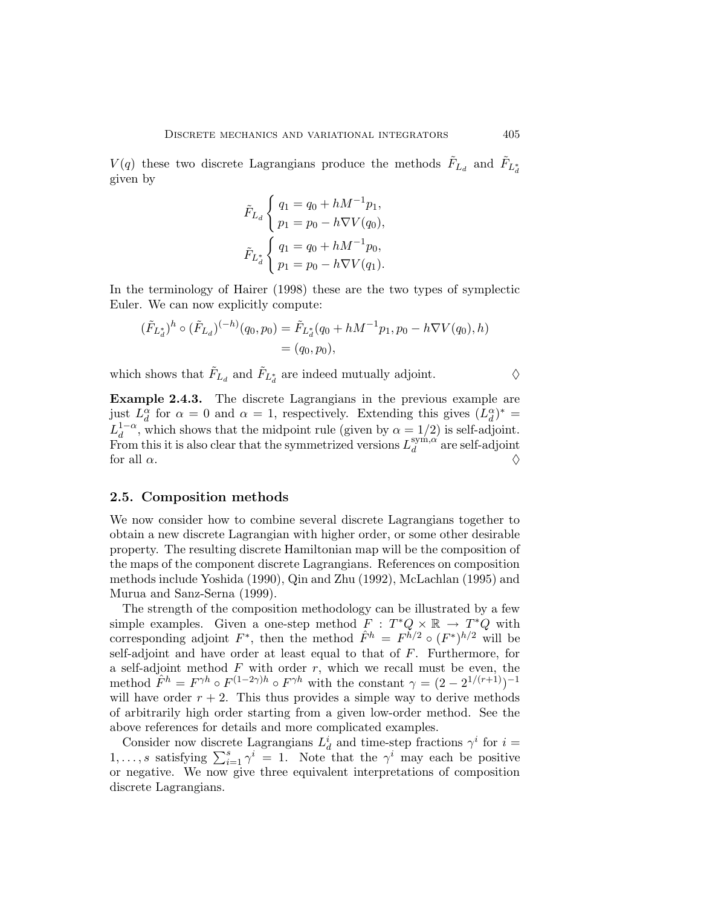$V(q)$ these two discrete Lagrangians produce the methods $\tilde{F}_{L_d}$ and $\tilde{F}_{L_d^*}$ given by

$$\tilde{F}_{L_d} \begin{cases} q_1 = q_0 + hM^{-1}p_1, \\ p_1 = p_0 - h\nabla V(q_0), \end{cases}$$

$$\tilde{F}_{L_d^*} \begin{cases} q_1 = q_0 + hM^{-1}p_0, \\ p_1 = p_0 - h\nabla V(q_1). \end{cases}$$

In the terminology of Hairer (1998) these are the two types of symplectic Euler. We can now explicitly compute:

$$\begin{aligned}(\tilde{F}_{L_d^*})^h \circ (\tilde{F}_{L_d})^{(-h)}(q_0, p_0) &= \tilde{F}_{L_d^*}(q_0 + hM^{-1}p_1, p_0 - h\nabla V(q_0), h) \\ &= (q_0, p_0),\end{aligned}$$

which shows that $\tilde{F}_{L_d}$ and $\tilde{F}_{L_d^*}$ are indeed mutually adjoint. ♢

**Example 2.4.3.** The discrete Lagrangians in the previous example are just $L_d^\alpha$ for $\alpha = 0$ and $\alpha = 1$, respectively. Extending this gives $(L_d^\alpha)^* = L_d^{1-\alpha}$, which shows that the midpoint rule (given by $\alpha = 1/2$) is self-adjoint. From this it is also clear that the symmetrized versions $L_d^{\mathrm{sym},\alpha}$ are self-adjoint for all $\alpha$. ♢

## 2.5. Composition methods

We now consider how to combine several discrete Lagrangians together to obtain a new discrete Lagrangian with higher order, or some other desirable property. The resulting discrete Hamiltonian map will be the composition of the maps of the component discrete Lagrangians. References on composition methods include Yoshida (1990), Qin and Zhu (1992), McLachlan (1995) and Murua and Sanz-Serna (1999).

The strength of the composition methodology can be illustrated by a few simple examples. Given a one-step method $F : T^*Q \times \mathbb{R} \to T^*Q$ with corresponding adjoint $F^*$, then the method $\hat{F}^h = F^{h/2} \circ (F^*)^{h/2}$ will be self-adjoint and have order at least equal to that of $F$. Furthermore, for a self-adjoint method $F$ with order $r$, which we recall must be even, the method $\hat{F}^h = F^{\gamma h} \circ F^{(1-2\gamma)h} \circ F^{\gamma h}$ with the constant $\gamma = (2 - 2^{1/(r+1)})^{-1}$ will have order $r + 2$. This thus provides a simple way to derive methods of arbitrarily high order starting from a given low-order method. See the above references for details and more complicated examples.

Consider now discrete Lagrangians $L_d^i$ and time-step fractions $\gamma^i$ for $i = 1, \ldots, s$ satisfying $\sum_{i=1}^s \gamma^i = 1$. Note that the $\gamma^i$ may each be positive or negative. We now give three equivalent interpretations of composition discrete Lagrangians.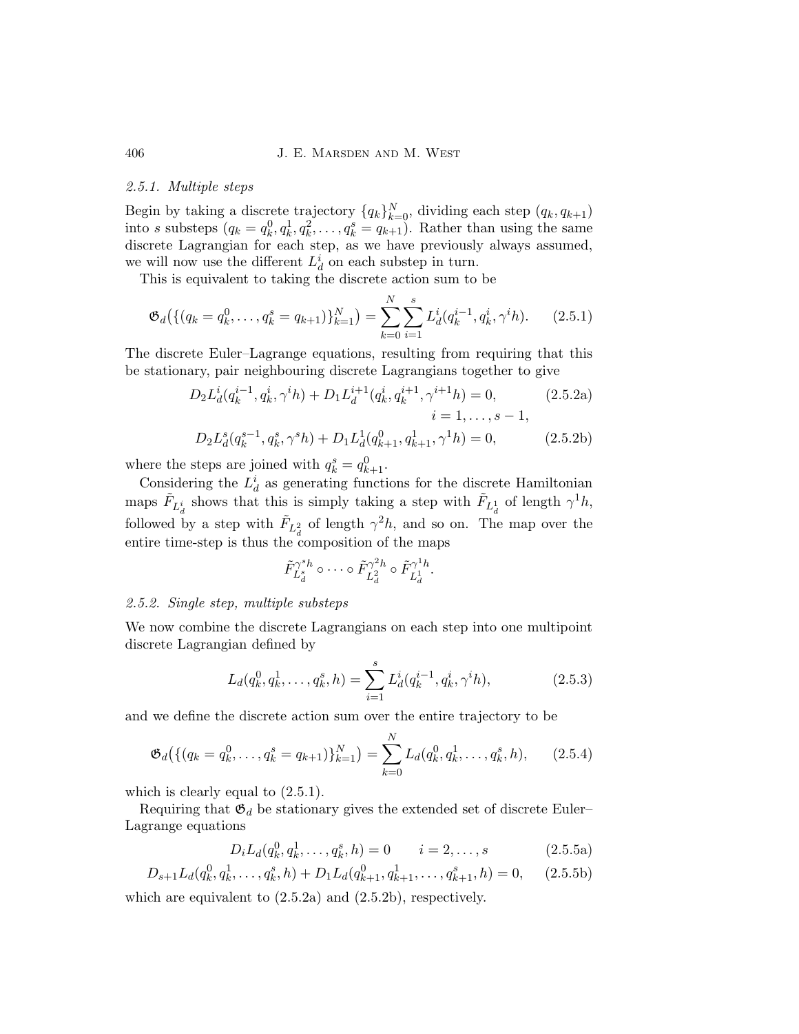### 2.5.1. Multiple steps

Begin by taking a discrete trajectory $\{q_k\}_{k=0}^N$, dividing each step $(q_k, q_{k+1})$ into $s$ substeps $(q_k = q_k^0, q_k^1, q_k^2, \dots, q_k^s = q_{k+1})$. Rather than using the same discrete Lagrangian for each step, as we have previously always assumed, we will now use the different $L_d^i$ on each substep in turn.

This is equivalent to taking the discrete action sum to be

$$\mathfrak{G}_d\big(\{(q_k = q_k^0, \dots, q_k^s = q_{k+1})\}_{k=1}^N\big) = \sum_{k=0}^N \sum_{i=1}^s L_d^i(q_k^{i-1}, q_k^i, \gamma^i h). \tag{2.5.1}$$

The discrete Euler–Lagrange equations, resulting from requiring that this be stationary, pair neighbouring discrete Lagrangians together to give

$$D_2 L_d^i(q_k^{i-1}, q_k^i, \gamma^i h) + D_1 L_d^{i+1}(q_k^i, q_k^{i+1}, \gamma^{i+1} h) = 0, \qquad i = 1, \dots, s-1, \tag{2.5.2a}$$

$$D_2 L_d^s(q_k^{s-1}, q_k^s, \gamma^s h) + D_1 L_d^1(q_{k+1}^0, q_{k+1}^1, \gamma^1 h) = 0, \tag{2.5.2b}$$

where the steps are joined with $q_k^s = q_{k+1}^0$.

Considering the $L_d^i$ as generating functions for the discrete Hamiltonian maps $\tilde{F}_{L_d^i}$ shows that this is simply taking a step with $\tilde{F}_{L_d^1}$ of length $\gamma^1 h$, followed by a step with $\tilde{F}_{L_d^2}$ of length $\gamma^2 h$, and so on. The map over the entire time-step is thus the composition of the maps

$$\tilde{F}_{L_d^s}^{\gamma^s h} \circ \cdots \circ \tilde{F}_{L_d^2}^{\gamma^2 h} \circ \tilde{F}_{L_d^1}^{\gamma^1 h}.$$

### 2.5.2. Single step, multiple substeps

We now combine the discrete Lagrangians on each step into one multipoint discrete Lagrangian defined by

$$L_d(q_k^0, q_k^1, \dots, q_k^s, h) = \sum_{i=1}^s L_d^i(q_k^{i-1}, q_k^i, \gamma^i h), \tag{2.5.3}$$

and we define the discrete action sum over the entire trajectory to be

$$\mathfrak{G}_d\big(\{(q_k = q_k^0, \dots, q_k^s = q_{k+1})\}_{k=1}^N\big) = \sum_{k=0}^N L_d(q_k^0, q_k^1, \dots, q_k^s, h), \tag{2.5.4}$$

which is clearly equal to (2.5.1).

Requiring that $\mathfrak{G}_d$ be stationary gives the extended set of discrete Euler–Lagrange equations

$$D_i L_d(q_k^0, q_k^1, \dots, q_k^s, h) = 0 \qquad i = 2, \dots, s \tag{2.5.5a}$$

$$D_{s+1} L_d(q_k^0, q_k^1, \dots, q_k^s, h) + D_1 L_d(q_{k+1}^0, q_{k+1}^1, \dots, q_{k+1}^s, h) = 0, \tag{2.5.5b}$$

which are equivalent to (2.5.2a) and (2.5.2b), respectively.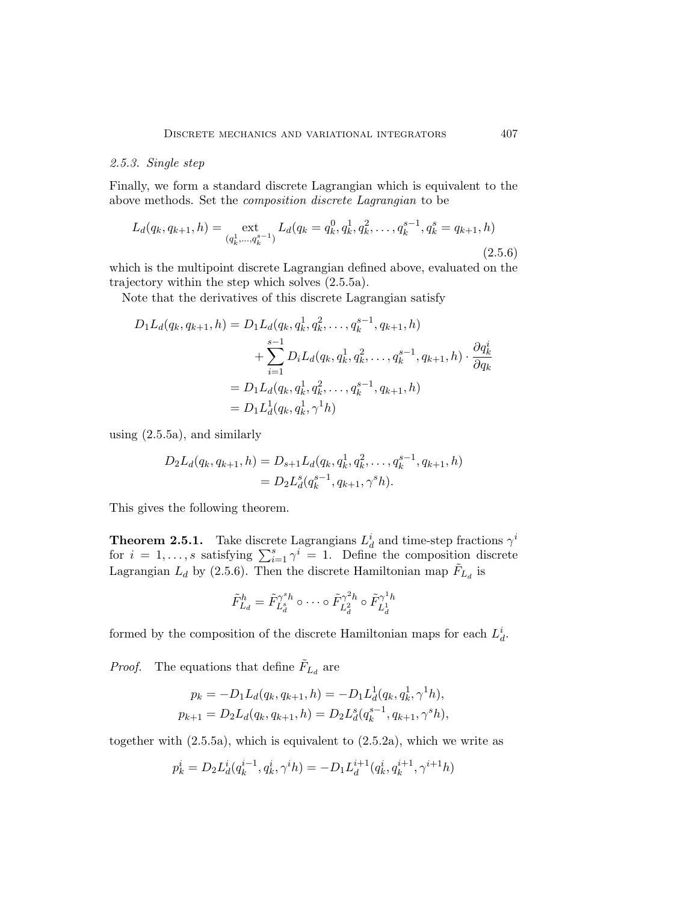### 2.5.3. Single step

Finally, we form a standard discrete Lagrangian which is equivalent to the above methods. Set the *composition discrete Lagrangian* to be

$$L_d(q_k, q_{k+1}, h) = \underset{(q_k^1,\ldots,q_k^{s-1})}{\operatorname{ext}} L_d(q_k = q_k^0, q_k^1, q_k^2, \ldots, q_k^{s-1}, q_k^s = q_{k+1}, h) \tag{2.5.6}$$

which is the multipoint discrete Lagrangian defined above, evaluated on the trajectory within the step which solves (2.5.5a).

Note that the derivatives of this discrete Lagrangian satisfy

$$\begin{aligned}
D_1 L_d(q_k, q_{k+1}, h) &= D_1 L_d(q_k, q_k^1, q_k^2, \ldots, q_k^{s-1}, q_{k+1}, h) \\
&\quad + \sum_{i=1}^{s-1} D_i L_d(q_k, q_k^1, q_k^2, \ldots, q_k^{s-1}, q_{k+1}, h) \cdot \frac{\partial q_k^i}{\partial q_k} \\
&= D_1 L_d(q_k, q_k^1, q_k^2, \ldots, q_k^{s-1}, q_{k+1}, h) \\
&= D_1 L_d^1(q_k, q_k^1, \gamma^1 h)
\end{aligned}$$

using (2.5.5a), and similarly

$$\begin{aligned}
D_2 L_d(q_k, q_{k+1}, h) &= D_{s+1} L_d(q_k, q_k^1, q_k^2, \ldots, q_k^{s-1}, q_{k+1}, h) \\
&= D_2 L_d^s(q_k^{s-1}, q_{k+1}, \gamma^s h).
\end{aligned}$$

This gives the following theorem.

**Theorem 2.5.1.** Take discrete Lagrangians $L_d^i$ and time-step fractions $\gamma^i$ for $i = 1, \ldots, s$ satisfying $\sum_{i=1}^s \gamma^i = 1$. Define the composition discrete Lagrangian $L_d$ by (2.5.6). Then the discrete Hamiltonian map $\tilde{F}_{L_d}$ is

$$\tilde{F}_{L_d}^h = \tilde{F}_{L_d^s}^{\gamma^s h} \circ \cdots \circ \tilde{F}_{L_d^2}^{\gamma^2 h} \circ \tilde{F}_{L_d^1}^{\gamma^1 h}$$

formed by the composition of the discrete Hamiltonian maps for each $L_d^i$.

*Proof.* The equations that define $\tilde{F}_{L_d}$ are

$$\begin{aligned}
p_k &= -D_1 L_d(q_k, q_{k+1}, h) = -D_1 L_d^1(q_k, q_k^1, \gamma^1 h), \\
p_{k+1} &= D_2 L_d(q_k, q_{k+1}, h) = D_2 L_d^s(q_k^{s-1}, q_{k+1}, \gamma^s h),
\end{aligned}$$

together with (2.5.5a), which is equivalent to (2.5.2a), which we write as

$$p_k^i = D_2 L_d^i(q_k^{i-1}, q_k^i, \gamma^i h) = -D_1 L_d^{i+1}(q_k^i, q_k^{i+1}, \gamma^{i+1} h)$$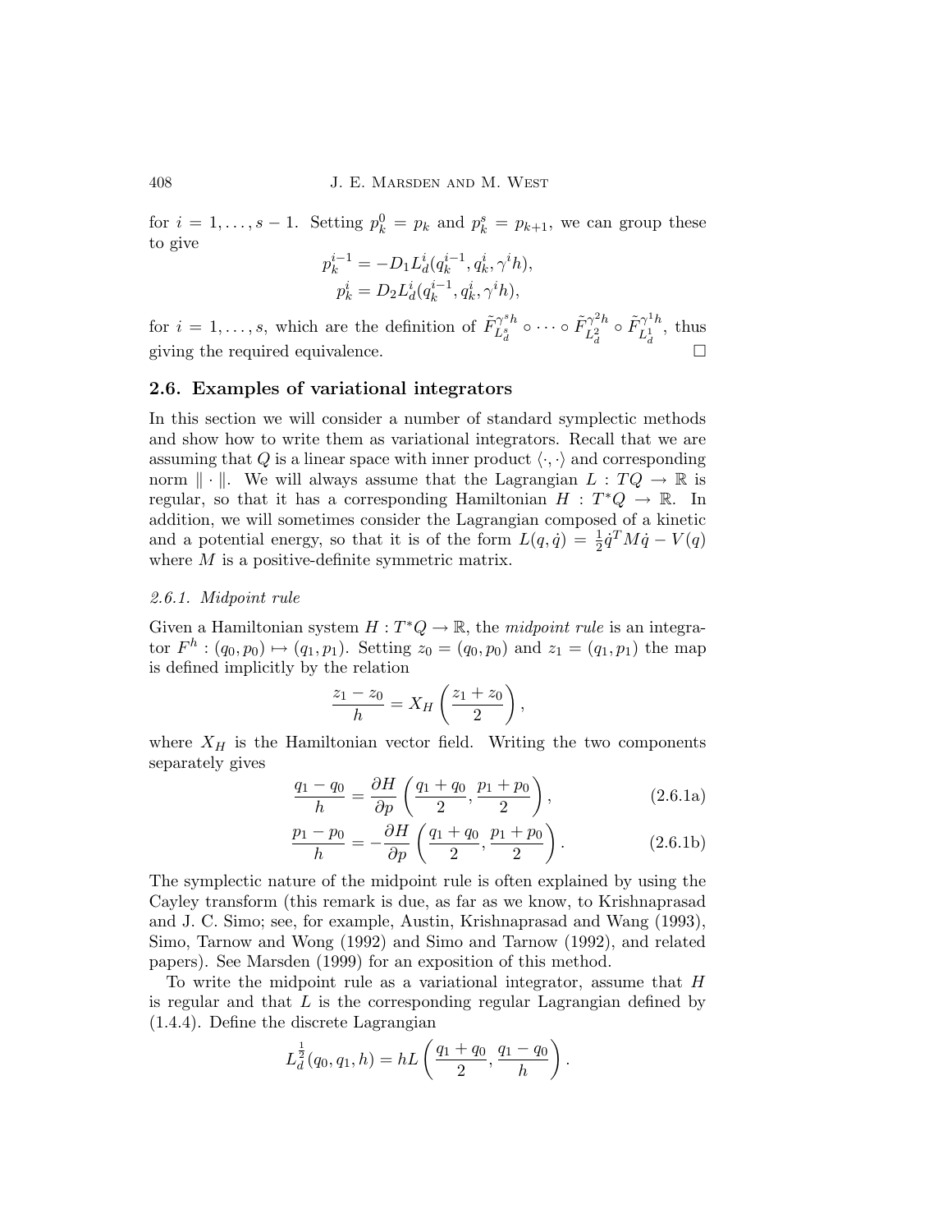for $i = 1, \ldots, s-1$. Setting $p_k^0 = p_k$ and $p_k^s = p_{k+1}$, we can group these to give

$$p_k^{i-1} = -D_1 L_d^i(q_k^{i-1}, q_k^i, \gamma^i h),$$
$$p_k^i = D_2 L_d^i(q_k^{i-1}, q_k^i, \gamma^i h),$$

for $i = 1, \ldots, s$, which are the definition of $\tilde{F}_{L_d^s}^{\gamma^s h} \circ \cdots \circ \tilde{F}_{L_d^2}^{\gamma^2 h} \circ \tilde{F}_{L_d^1}^{\gamma^1 h}$, thus giving the required equivalence. □

## 2.6. Examples of variational integrators

In this section we will consider a number of standard symplectic methods and show how to write them as variational integrators. Recall that we are assuming that $Q$ is a linear space with inner product $\langle \cdot, \cdot \rangle$ and corresponding norm $\| \cdot \|$. We will always assume that the Lagrangian $L : TQ \to \mathbb{R}$ is regular, so that it has a corresponding Hamiltonian $H : T^*Q \to \mathbb{R}$. In addition, we will sometimes consider the Lagrangian composed of a kinetic and a potential energy, so that it is of the form $L(q, \dot{q}) = \frac{1}{2}\dot{q}^T M \dot{q} - V(q)$ where $M$ is a positive-definite symmetric matrix.

### *2.6.1. Midpoint rule*

Given a Hamiltonian system $H : T^*Q \to \mathbb{R}$, the *midpoint rule* is an integrator $F^h : (q_0, p_0) \mapsto (q_1, p_1)$. Setting $z_0 = (q_0, p_0)$ and $z_1 = (q_1, p_1)$ the map is defined implicitly by the relation

$$\frac{z_1 - z_0}{h} = X_H\left(\frac{z_1 + z_0}{2}\right),$$

where $X_H$ is the Hamiltonian vector field. Writing the two components separately gives

$$\frac{q_1 - q_0}{h} = \frac{\partial H}{\partial p}\left(\frac{q_1 + q_0}{2}, \frac{p_1 + p_0}{2}\right), \tag{2.6.1a}$$

$$\frac{p_1 - p_0}{h} = -\frac{\partial H}{\partial p}\left(\frac{q_1 + q_0}{2}, \frac{p_1 + p_0}{2}\right). \tag{2.6.1b}$$

The symplectic nature of the midpoint rule is often explained by using the Cayley transform (this remark is due, as far as we know, to Krishnaprasad and J. C. Simo; see, for example, Austin, Krishnaprasad and Wang (1993), Simo, Tarnow and Wong (1992) and Simo and Tarnow (1992), and related papers). See Marsden (1999) for an exposition of this method.

To write the midpoint rule as a variational integrator, assume that $H$ is regular and that $L$ is the corresponding regular Lagrangian defined by (1.4.4). Define the discrete Lagrangian

$$L_d^{\frac{1}{2}}(q_0, q_1, h) = hL\left(\frac{q_1 + q_0}{2}, \frac{q_1 - q_0}{h}\right).$$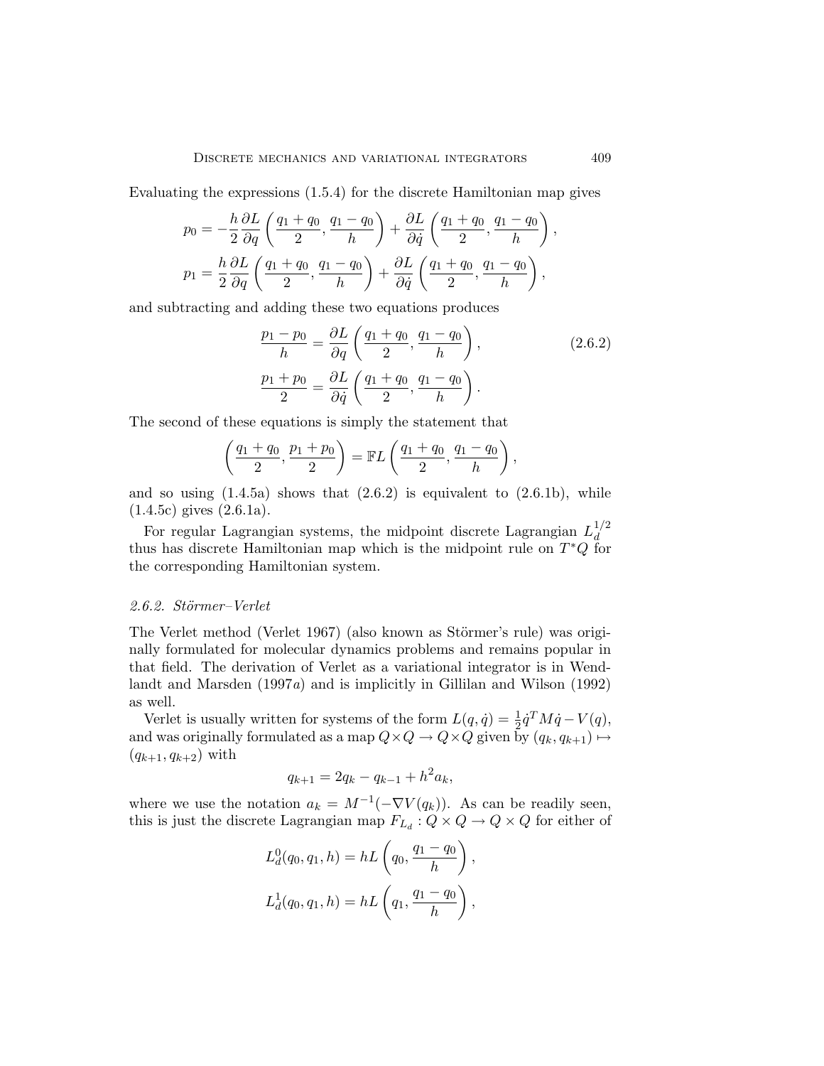Evaluating the expressions (1.5.4) for the discrete Hamiltonian map gives

$$
p_0 = -\frac{h}{2}\frac{\partial L}{\partial q}\left(\frac{q_1+q_0}{2}, \frac{q_1-q_0}{h}\right) + \frac{\partial L}{\partial \dot{q}}\left(\frac{q_1+q_0}{2}, \frac{q_1-q_0}{h}\right),
$$

$$
p_1 = \frac{h}{2}\frac{\partial L}{\partial q}\left(\frac{q_1+q_0}{2}, \frac{q_1-q_0}{h}\right) + \frac{\partial L}{\partial \dot{q}}\left(\frac{q_1+q_0}{2}, \frac{q_1-q_0}{h}\right),
$$

and subtracting and adding these two equations produces

$$
\begin{aligned}
\frac{p_1-p_0}{h} &= \frac{\partial L}{\partial q}\left(\frac{q_1+q_0}{2}, \frac{q_1-q_0}{h}\right), \\
\frac{p_1+p_0}{2} &= \frac{\partial L}{\partial \dot{q}}\left(\frac{q_1+q_0}{2}, \frac{q_1-q_0}{h}\right).
\end{aligned} \tag{2.6.2}
$$

The second of these equations is simply the statement that

$$
\left(\frac{q_1+q_0}{2}, \frac{p_1+p_0}{2}\right) = \mathbb{F}L\left(\frac{q_1+q_0}{2}, \frac{q_1-q_0}{h}\right),
$$

and so using (1.4.5a) shows that (2.6.2) is equivalent to (2.6.1b), while (1.4.5c) gives (2.6.1a).

For regular Lagrangian systems, the midpoint discrete Lagrangian $L_d^{1/2}$ thus has discrete Hamiltonian map which is the midpoint rule on $T^*Q$ for the corresponding Hamiltonian system.

### *2.6.2. Störmer–Verlet*

The Verlet method (Verlet 1967) (also known as Störmer's rule) was originally formulated for molecular dynamics problems and remains popular in that field. The derivation of Verlet as a variational integrator is in Wendlandt and Marsden (1997*a*) and is implicitly in Gillilan and Wilson (1992) as well.

Verlet is usually written for systems of the form $L(q, \dot{q}) = \frac{1}{2}\dot{q}^T M \dot{q} - V(q)$, and was originally formulated as a map $Q \times Q \to Q \times Q$ given by $(q_k, q_{k+1}) \mapsto (q_{k+1}, q_{k+2})$ with

$$
q_{k+1} = 2q_k - q_{k-1} + h^2 a_k,
$$

where we use the notation $a_k = M^{-1}(-\nabla V(q_k))$. As can be readily seen, this is just the discrete Lagrangian map $F_{L_d} : Q \times Q \to Q \times Q$ for either of

$$
L_d^0(q_0, q_1, h) = hL\left(q_0, \frac{q_1-q_0}{h}\right),
$$

$$
L_d^1(q_0, q_1, h) = hL\left(q_1, \frac{q_1-q_0}{h}\right),
$$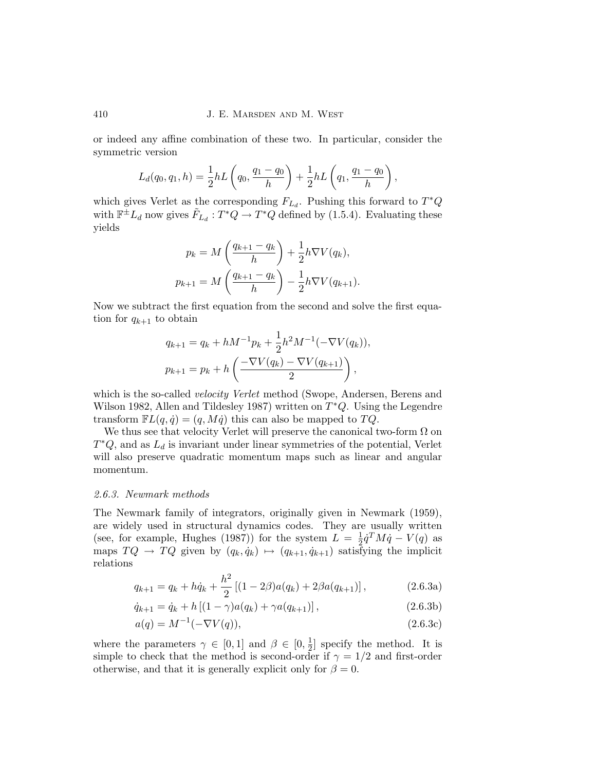or indeed any affine combination of these two. In particular, consider the symmetric version

$$L_d(q_0, q_1, h) = \frac{1}{2}hL\left(q_0, \frac{q_1 - q_0}{h}\right) + \frac{1}{2}hL\left(q_1, \frac{q_1 - q_0}{h}\right),$$

which gives Verlet as the corresponding $F_{L_d}$. Pushing this forward to $T^*Q$ with $\mathbb{F}^{\pm}L_d$ now gives $\tilde{F}_{L_d} : T^*Q \to T^*Q$ defined by (1.5.4). Evaluating these yields

$$p_k = M\left(\frac{q_{k+1} - q_k}{h}\right) + \frac{1}{2}h\nabla V(q_k),$$
$$p_{k+1} = M\left(\frac{q_{k+1} - q_k}{h}\right) - \frac{1}{2}h\nabla V(q_{k+1}).$$

Now we subtract the first equation from the second and solve the first equation for $q_{k+1}$ to obtain

$$q_{k+1} = q_k + hM^{-1}p_k + \frac{1}{2}h^2 M^{-1}(-\nabla V(q_k)),$$
$$p_{k+1} = p_k + h\left(\frac{-\nabla V(q_k) - \nabla V(q_{k+1})}{2}\right),$$

which is the so-called *velocity Verlet* method (Swope, Andersen, Berens and Wilson 1982, Allen and Tildesley 1987) written on $T^*Q$. Using the Legendre transform $\mathbb{F}L(q, \dot{q}) = (q, M\dot{q})$ this can also be mapped to $TQ$.

We thus see that velocity Verlet will preserve the canonical two-form $\Omega$ on $T^*Q$, and as $L_d$ is invariant under linear symmetries of the potential, Verlet will also preserve quadratic momentum maps such as linear and angular momentum.

### *2.6.3. Newmark methods*

The Newmark family of integrators, originally given in Newmark (1959), are widely used in structural dynamics codes. They are usually written (see, for example, Hughes (1987)) for the system $L = \frac{1}{2}\dot{q}^T M \dot{q} - V(q)$ as maps $TQ \to TQ$ given by $(q_k, \dot{q}_k) \mapsto (q_{k+1}, \dot{q}_{k+1})$ satisfying the implicit relations

$$q_{k+1} = q_k + h\dot{q}_k + \frac{h^2}{2}\left[(1 - 2\beta)a(q_k) + 2\beta a(q_{k+1})\right], \tag{2.6.3a}$$

$$\dot{q}_{k+1} = \dot{q}_k + h\left[(1 - \gamma)a(q_k) + \gamma a(q_{k+1})\right], \tag{2.6.3b}$$

$$a(q) = M^{-1}(-\nabla V(q)), \tag{2.6.3c}$$

where the parameters $\gamma \in [0, 1]$ and $\beta \in [0, \frac{1}{2}]$ specify the method. It is simple to check that the method is second-order if $\gamma = 1/2$ and first-order otherwise, and that it is generally explicit only for $\beta = 0$.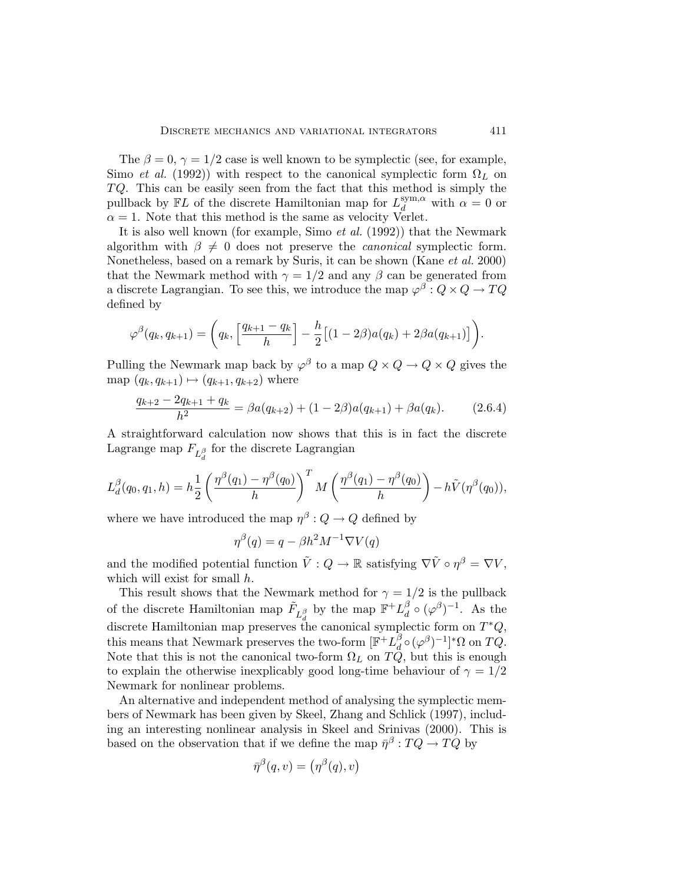The $\beta = 0$, $\gamma = 1/2$ case is well known to be symplectic (see, for example, Simo *et al.* (1992)) with respect to the canonical symplectic form $\Omega_L$ on $TQ$. This can be easily seen from the fact that this method is simply the pullback by $\mathbb{F}L$ of the discrete Hamiltonian map for $L_d^{\mathrm{sym},\alpha}$ with $\alpha = 0$ or $\alpha = 1$. Note that this method is the same as velocity Verlet.

It is also well known (for example, Simo *et al.* (1992)) that the Newmark algorithm with $\beta \neq 0$ does not preserve the *canonical* symplectic form. Nonetheless, based on a remark by Suris, it can be shown (Kane *et al.* 2000) that the Newmark method with $\gamma = 1/2$ and any $\beta$ can be generated from a discrete Lagrangian. To see this, we introduce the map $\varphi^\beta : Q \times Q \to TQ$ defined by

$$\varphi^\beta(q_k, q_{k+1}) = \left( q_k, \left[\frac{q_{k+1} - q_k}{h}\right] - \frac{h}{2}\big[(1-2\beta)a(q_k) + 2\beta a(q_{k+1})\big] \right).$$

Pulling the Newmark map back by $\varphi^\beta$ to a map $Q \times Q \to Q \times Q$ gives the map $(q_k, q_{k+1}) \mapsto (q_{k+1}, q_{k+2})$ where

$$\frac{q_{k+2} - 2q_{k+1} + q_k}{h^2} = \beta a(q_{k+2}) + (1-2\beta)a(q_{k+1}) + \beta a(q_k). \tag{2.6.4}$$

A straightforward calculation now shows that this is in fact the discrete Lagrange map $F_{L_d^\beta}$ for the discrete Lagrangian

$$L_d^\beta(q_0, q_1, h) = h\frac{1}{2}\left(\frac{\eta^\beta(q_1) - \eta^\beta(q_0)}{h}\right)^T M \left(\frac{\eta^\beta(q_1) - \eta^\beta(q_0)}{h}\right) - h\tilde{V}(\eta^\beta(q_0)),$$

where we have introduced the map $\eta^\beta : Q \to Q$ defined by

$$\eta^\beta(q) = q - \beta h^2 M^{-1} \nabla V(q)$$

and the modified potential function $\tilde{V} : Q \to \mathbb{R}$ satisfying $\nabla\tilde{V} \circ \eta^\beta = \nabla V$, which will exist for small $h$.

This result shows that the Newmark method for $\gamma = 1/2$ is the pullback of the discrete Hamiltonian map $\tilde{F}_{L_d^\beta}$ by the map $\mathbb{F}^+ L_d^\beta \circ (\varphi^\beta)^{-1}$. As the discrete Hamiltonian map preserves the canonical symplectic form on $T^*Q$, this means that Newmark preserves the two-form $[\mathbb{F}^+ L_d^\beta \circ (\varphi^\beta)^{-1}]^*\Omega$ on $TQ$. Note that this is not the canonical two-form $\Omega_L$ on $TQ$, but this is enough to explain the otherwise inexplicably good long-time behaviour of $\gamma = 1/2$ Newmark for nonlinear problems.

An alternative and independent method of analysing the symplectic members of Newmark has been given by Skeel, Zhang and Schlick (1997), including an interesting nonlinear analysis in Skeel and Srinivas (2000). This is based on the observation that if we define the map $\bar{\eta}^\beta : TQ \to TQ$ by

$$\bar{\eta}^\beta(q, v) = \big(\eta^\beta(q), v\big)$$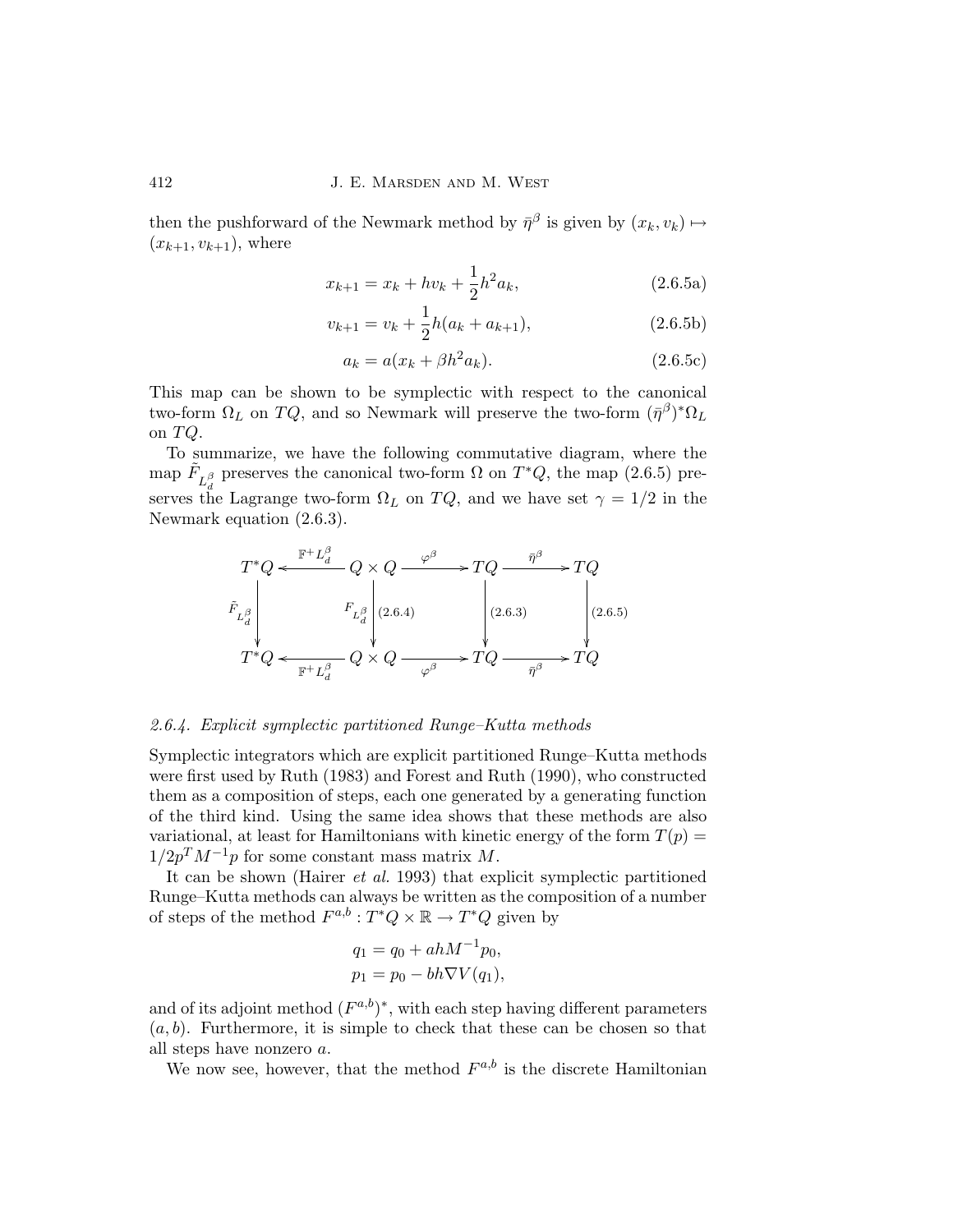then the pushforward of the Newmark method by $\bar{\eta}^\beta$ is given by $(x_k, v_k) \mapsto (x_{k+1}, v_{k+1})$, where

$$x_{k+1} = x_k + hv_k + \frac{1}{2}h^2 a_k, \tag{2.6.5a}$$

$$v_{k+1} = v_k + \frac{1}{2}h(a_k + a_{k+1}), \tag{2.6.5b}$$

$$a_k = a(x_k + \beta h^2 a_k). \tag{2.6.5c}$$

This map can be shown to be symplectic with respect to the canonical two-form $\Omega_L$ on $TQ$, and so Newmark will preserve the two-form $(\bar{\eta}^\beta)^*\Omega_L$ on $TQ$.

To summarize, we have the following commutative diagram, where the map $\tilde{F}_{L_d^\beta}$ preserves the canonical two-form $\Omega$ on $T^*Q$, the map (2.6.5) preserves the Lagrange two-form $\Omega_L$ on $TQ$, and we have set $\gamma = 1/2$ in the Newmark equation (2.6.3).

$$
\begin{array}{ccccccc}
T^*Q & \xleftarrow{\;\mathbb{F}^+L_d^\beta\;} & Q \times Q & \xrightarrow{\;\varphi^\beta\;} & TQ & \xrightarrow{\;\bar{\eta}^\beta\;} & TQ \\
\downarrow {\scriptstyle \tilde{F}_{L_d^\beta}} & & \downarrow {\scriptstyle F_{L_d^\beta}\ (2.6.4)} & & \downarrow {\scriptstyle (2.6.3)} & & \downarrow {\scriptstyle (2.6.5)} \\
T^*Q & \xleftarrow[\;\mathbb{F}^+L_d^\beta\;]{} & Q \times Q & \xrightarrow[\;\varphi^\beta\;]{} & TQ & \xrightarrow[\;\bar{\eta}^\beta\;]{} & TQ
\end{array}
$$

### *2.6.4. Explicit symplectic partitioned Runge–Kutta methods*

Symplectic integrators which are explicit partitioned Runge–Kutta methods were first used by Ruth (1983) and Forest and Ruth (1990), who constructed them as a composition of steps, each one generated by a generating function of the third kind. Using the same idea shows that these methods are also variational, at least for Hamiltonians with kinetic energy of the form $T(p) = 1/2p^T M^{-1}p$ for some constant mass matrix $M$.

It can be shown (Hairer *et al.* 1993) that explicit symplectic partitioned Runge–Kutta methods can always be written as the composition of a number of steps of the method $F^{a,b} : T^*Q \times \mathbb{R} \to T^*Q$ given by

$$
\begin{aligned}
q_1 &= q_0 + ahM^{-1}p_0, \\
p_1 &= p_0 - bh\nabla V(q_1),
\end{aligned}
$$

and of its adjoint method $(F^{a,b})^*$, with each step having different parameters $(a, b)$. Furthermore, it is simple to check that these can be chosen so that all steps have nonzero $a$.

We now see, however, that the method $F^{a,b}$ is the discrete Hamiltonian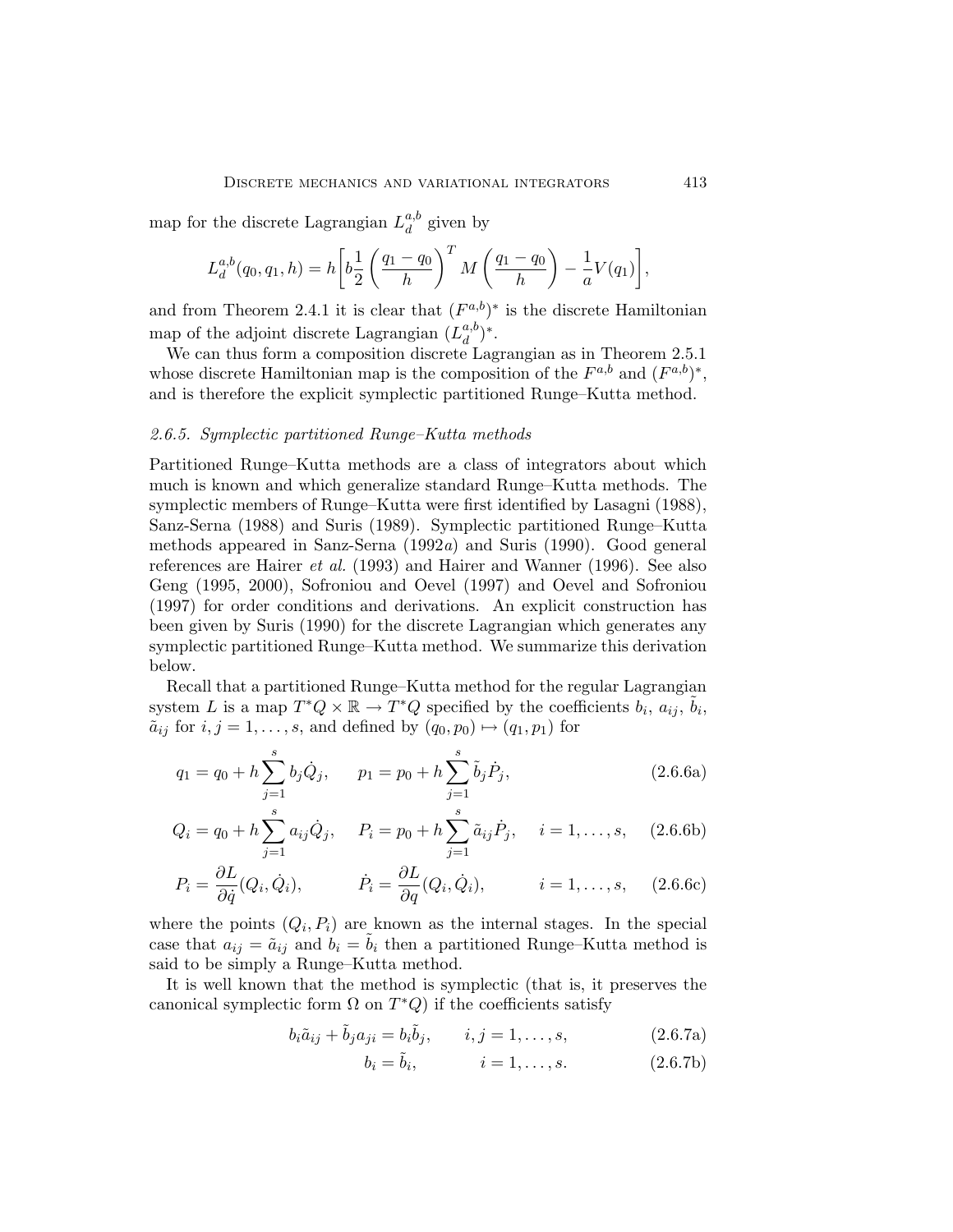map for the discrete Lagrangian $L_d^{a,b}$ given by

$$L_d^{a,b}(q_0, q_1, h) = h\bigg[b\frac{1}{2}\left(\frac{q_1 - q_0}{h}\right)^T M\left(\frac{q_1 - q_0}{h}\right) - \frac{1}{a}V(q_1)\bigg],$$

and from Theorem 2.4.1 it is clear that $(F^{a,b})^*$ is the discrete Hamiltonian map of the adjoint discrete Lagrangian $(L_d^{a,b})^*$.

We can thus form a composition discrete Lagrangian as in Theorem 2.5.1 whose discrete Hamiltonian map is the composition of the $F^{a,b}$ and $(F^{a,b})^*$, and is therefore the explicit symplectic partitioned Runge–Kutta method.

### *2.6.5. Symplectic partitioned Runge–Kutta methods*

Partitioned Runge–Kutta methods are a class of integrators about which much is known and which generalize standard Runge–Kutta methods. The symplectic members of Runge–Kutta were first identified by Lasagni (1988), Sanz-Serna (1988) and Suris (1989). Symplectic partitioned Runge–Kutta methods appeared in Sanz-Serna (1992*a*) and Suris (1990). Good general references are Hairer *et al.* (1993) and Hairer and Wanner (1996). See also Geng (1995, 2000), Sofroniou and Oevel (1997) and Oevel and Sofroniou (1997) for order conditions and derivations. An explicit construction has been given by Suris (1990) for the discrete Lagrangian which generates any symplectic partitioned Runge–Kutta method. We summarize this derivation below.

Recall that a partitioned Runge–Kutta method for the regular Lagrangian system $L$ is a map $T^*Q \times \mathbb{R} \to T^*Q$ specified by the coefficients $b_i$, $a_{ij}$, $\tilde{b}_i$, $\tilde{a}_{ij}$ for $i, j = 1, \ldots, s$, and defined by $(q_0, p_0) \mapsto (q_1, p_1)$ for

$$q_1 = q_0 + h\sum_{j=1}^{s} b_j \dot{Q}_j, \qquad p_1 = p_0 + h\sum_{j=1}^{s} \tilde{b}_j \dot{P}_j, \tag{2.6.6a}$$

$$Q_i = q_0 + h\sum_{j=1}^{s} a_{ij} \dot{Q}_j, \quad P_i = p_0 + h\sum_{j=1}^{s} \tilde{a}_{ij} \dot{P}_j, \quad i = 1, \ldots, s, \tag{2.6.6b}$$

$$P_i = \frac{\partial L}{\partial \dot{q}}(Q_i, \dot{Q}_i), \qquad \dot{P}_i = \frac{\partial L}{\partial q}(Q_i, \dot{Q}_i), \qquad i = 1, \ldots, s, \tag{2.6.6c}$$

where the points $(Q_i, P_i)$ are known as the internal stages. In the special case that $a_{ij} = \tilde{a}_{ij}$ and $b_i = \tilde{b}_i$ then a partitioned Runge–Kutta method is said to be simply a Runge–Kutta method.

It is well known that the method is symplectic (that is, it preserves the canonical symplectic form $\Omega$ on $T^*Q$) if the coefficients satisfy

$$b_i \tilde{a}_{ij} + \tilde{b}_j a_{ji} = b_i \tilde{b}_j, \qquad i, j = 1, \ldots, s, \tag{2.6.7a}$$

$$b_i = \tilde{b}_i, \qquad i = 1, \ldots, s. \tag{2.6.7b}$$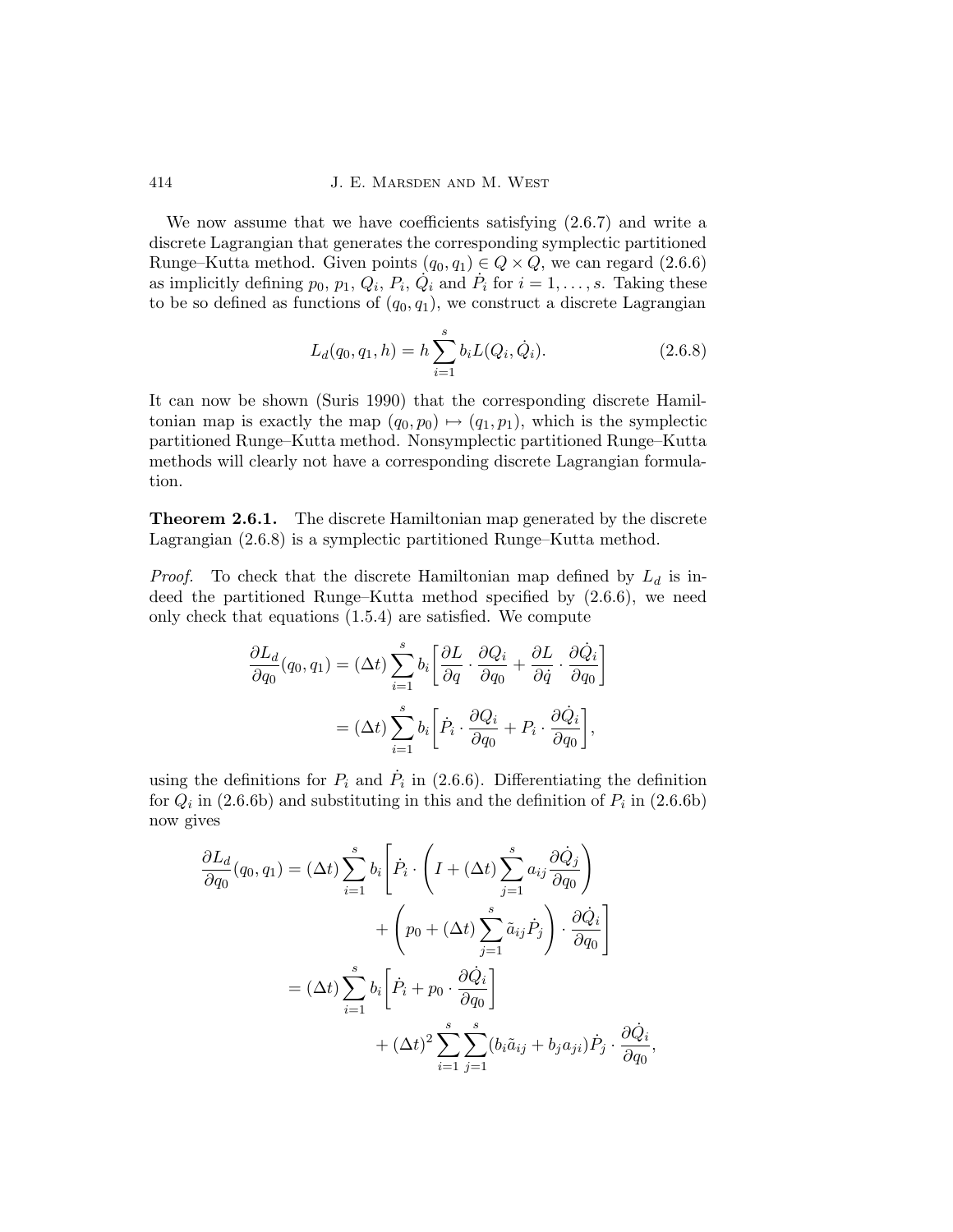We now assume that we have coefficients satisfying (2.6.7) and write a discrete Lagrangian that generates the corresponding symplectic partitioned Runge–Kutta method. Given points $(q_0, q_1) \in Q \times Q$, we can regard (2.6.6) as implicitly defining $p_0$, $p_1$, $Q_i$, $P_i$, $\dot{Q}_i$ and $\dot{P}_i$ for $i = 1, \ldots, s$. Taking these to be so defined as functions of $(q_0, q_1)$, we construct a discrete Lagrangian

$$L_d(q_0, q_1, h) = h \sum_{i=1}^{s} b_i L(Q_i, \dot{Q}_i). \tag{2.6.8}$$

It can now be shown (Suris 1990) that the corresponding discrete Hamiltonian map is exactly the map $(q_0, p_0) \mapsto (q_1, p_1)$, which is the symplectic partitioned Runge–Kutta method. Nonsymplectic partitioned Runge–Kutta methods will clearly not have a corresponding discrete Lagrangian formulation.

**Theorem 2.6.1.** The discrete Hamiltonian map generated by the discrete Lagrangian (2.6.8) is a symplectic partitioned Runge–Kutta method.

*Proof.* To check that the discrete Hamiltonian map defined by $L_d$ is indeed the partitioned Runge–Kutta method specified by (2.6.6), we need only check that equations (1.5.4) are satisfied. We compute

$$\begin{aligned}
\frac{\partial L_d}{\partial q_0}(q_0, q_1) &= (\Delta t) \sum_{i=1}^{s} b_i \left[ \frac{\partial L}{\partial q} \cdot \frac{\partial Q_i}{\partial q_0} + \frac{\partial L}{\partial \dot{q}} \cdot \frac{\partial \dot{Q}_i}{\partial q_0} \right] \\
&= (\Delta t) \sum_{i=1}^{s} b_i \left[ \dot{P}_i \cdot \frac{\partial Q_i}{\partial q_0} + P_i \cdot \frac{\partial \dot{Q}_i}{\partial q_0} \right],
\end{aligned}$$

using the definitions for $P_i$ and $\dot{P}_i$ in (2.6.6). Differentiating the definition for $Q_i$ in (2.6.6b) and substituting in this and the definition of $P_i$ in (2.6.6b) now gives

$$\begin{aligned}
\frac{\partial L_d}{\partial q_0}(q_0, q_1) &= (\Delta t) \sum_{i=1}^{s} b_i \Bigg[ \dot{P}_i \cdot \left( I + (\Delta t) \sum_{j=1}^{s} a_{ij} \frac{\partial \dot{Q}_j}{\partial q_0} \right) \\
&\qquad\qquad + \left( p_0 + (\Delta t) \sum_{j=1}^{s} \tilde{a}_{ij} \dot{P}_j \right) \cdot \frac{\partial \dot{Q}_i}{\partial q_0} \Bigg] \\
&= (\Delta t) \sum_{i=1}^{s} b_i \left[ \dot{P}_i + p_0 \cdot \frac{\partial \dot{Q}_i}{\partial q_0} \right] \\
&\qquad\qquad + (\Delta t)^2 \sum_{i=1}^{s} \sum_{j=1}^{s} (b_i \tilde{a}_{ij} + b_j a_{ji}) \dot{P}_j \cdot \frac{\partial \dot{Q}_i}{\partial q_0},
\end{aligned}$$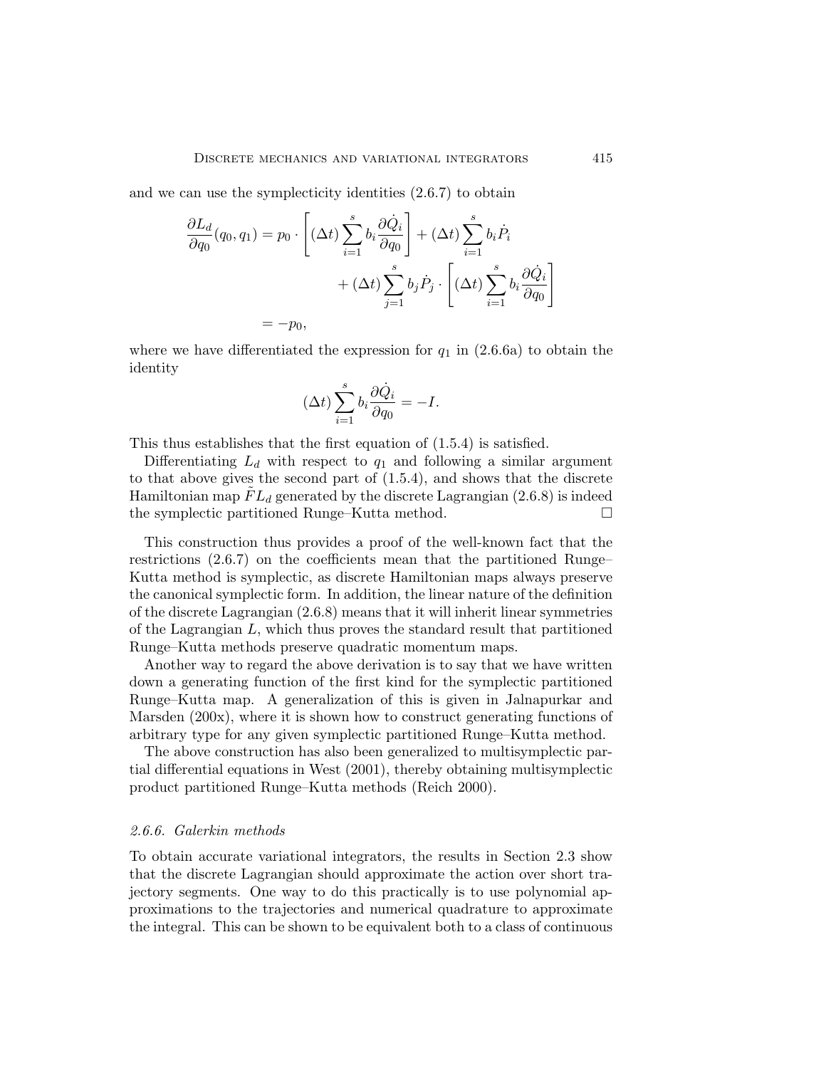and we can use the symplecticity identities (2.6.7) to obtain

$$
\begin{aligned}
\frac{\partial L_d}{\partial q_0}(q_0, q_1) = p_0 \cdot \left[ (\Delta t) \sum_{i=1}^{s} b_i \frac{\partial \dot{Q}_i}{\partial q_0} \right] + (\Delta t) \sum_{i=1}^{s} b_i \dot{P}_i \\
+ (\Delta t) \sum_{j=1}^{s} b_j \dot{P}_j \cdot \left[ (\Delta t) \sum_{i=1}^{s} b_i \frac{\partial \dot{Q}_i}{\partial q_0} \right] \\
= -p_0,
\end{aligned}
$$

where we have differentiated the expression for $q_1$ in (2.6.6a) to obtain the identity

$$
(\Delta t) \sum_{i=1}^{s} b_i \frac{\partial \dot{Q}_i}{\partial q_0} = -I.
$$

This thus establishes that the first equation of (1.5.4) is satisfied.

Differentiating $L_d$ with respect to $q_1$ and following a similar argument to that above gives the second part of (1.5.4), and shows that the discrete Hamiltonian map $\tilde{F}L_d$ generated by the discrete Lagrangian (2.6.8) is indeed the symplectic partitioned Runge–Kutta method. □

This construction thus provides a proof of the well-known fact that the restrictions (2.6.7) on the coefficients mean that the partitioned Runge–Kutta method is symplectic, as discrete Hamiltonian maps always preserve the canonical symplectic form. In addition, the linear nature of the definition of the discrete Lagrangian (2.6.8) means that it will inherit linear symmetries of the Lagrangian $L$, which thus proves the standard result that partitioned Runge–Kutta methods preserve quadratic momentum maps.

Another way to regard the above derivation is to say that we have written down a generating function of the first kind for the symplectic partitioned Runge–Kutta map. A generalization of this is given in Jalnapurkar and Marsden (200x), where it is shown how to construct generating functions of arbitrary type for any given symplectic partitioned Runge–Kutta method.

The above construction has also been generalized to multisymplectic partial differential equations in West (2001), thereby obtaining multisymplectic product partitioned Runge–Kutta methods (Reich 2000).

### *2.6.6. Galerkin methods*

To obtain accurate variational integrators, the results in Section 2.3 show that the discrete Lagrangian should approximate the action over short trajectory segments. One way to do this practically is to use polynomial approximations to the trajectories and numerical quadrature to approximate the integral. This can be shown to be equivalent both to a class of continuous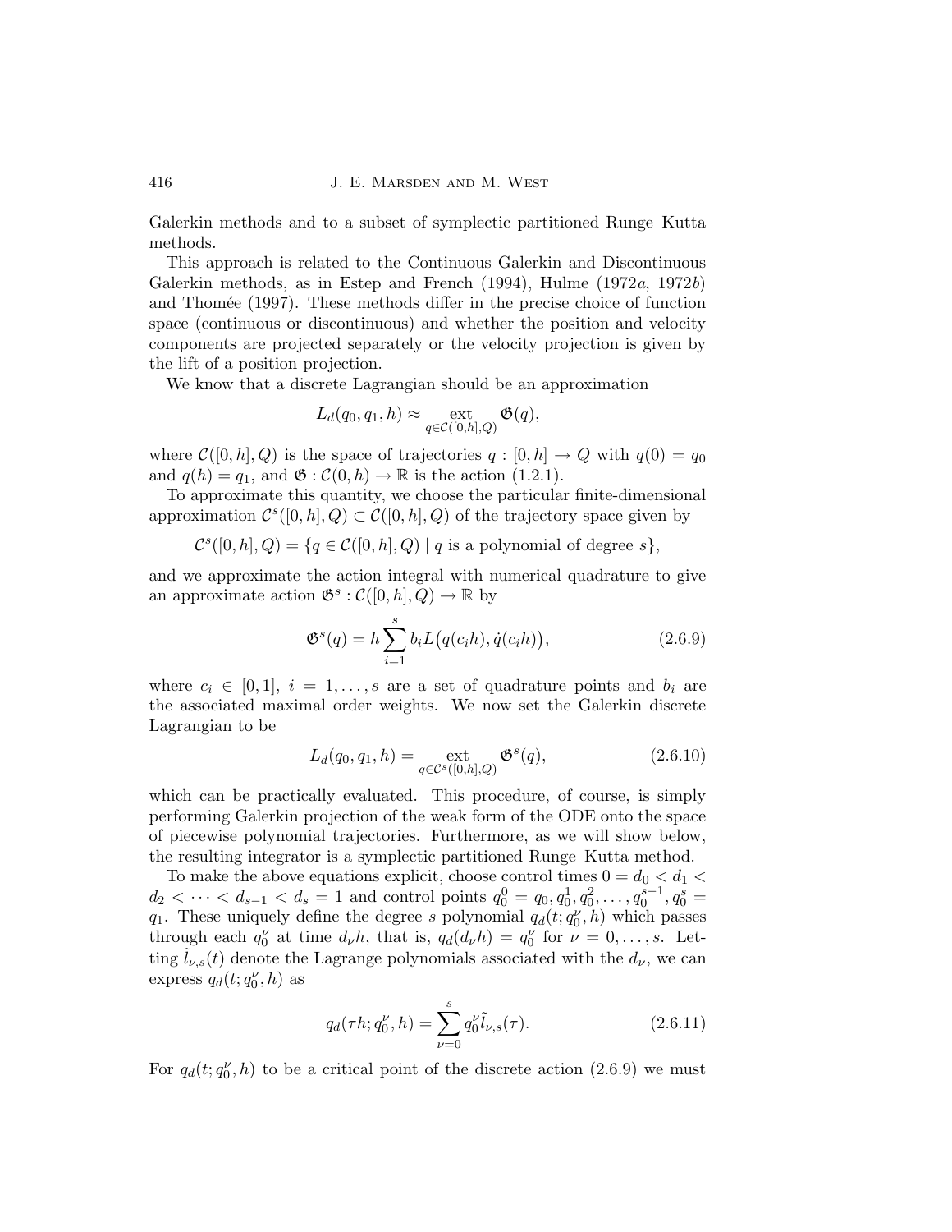Galerkin methods and to a subset of symplectic partitioned Runge–Kutta methods.

This approach is related to the Continuous Galerkin and Discontinuous Galerkin methods, as in Estep and French (1994), Hulme (1972*a*, 1972*b*) and Thomée (1997). These methods differ in the precise choice of function space (continuous or discontinuous) and whether the position and velocity components are projected separately or the velocity projection is given by the lift of a position projection.

We know that a discrete Lagrangian should be an approximation

$$L_d(q_0, q_1, h) \approx \underset{q \in \mathcal{C}([0,h],Q)}{\mathrm{ext}} \mathfrak{G}(q),$$

where $\mathcal{C}([0,h],Q)$ is the space of trajectories $q : [0,h] \to Q$ with $q(0) = q_0$ and $q(h) = q_1$, and $\mathfrak{G} : \mathcal{C}(0,h) \to \mathbb{R}$ is the action (1.2.1).

To approximate this quantity, we choose the particular finite-dimensional approximation $\mathcal{C}^s([0,h],Q) \subset \mathcal{C}([0,h],Q)$ of the trajectory space given by

$$\mathcal{C}^s([0,h],Q) = \{q \in \mathcal{C}([0,h],Q) \mid q \text{ is a polynomial of degree } s\},$$

and we approximate the action integral with numerical quadrature to give an approximate action $\mathfrak{G}^s : \mathcal{C}([0,h],Q) \to \mathbb{R}$ by

$$\mathfrak{G}^s(q) = h \sum_{i=1}^{s} b_i L\big(q(c_i h), \dot{q}(c_i h)\big), \tag{2.6.9}$$

where $c_i \in [0,1]$, $i = 1, \ldots, s$ are a set of quadrature points and $b_i$ are the associated maximal order weights. We now set the Galerkin discrete Lagrangian to be

$$L_d(q_0, q_1, h) = \underset{q \in \mathcal{C}^s([0,h],Q)}{\mathrm{ext}} \mathfrak{G}^s(q), \tag{2.6.10}$$

which can be practically evaluated. This procedure, of course, is simply performing Galerkin projection of the weak form of the ODE onto the space of piecewise polynomial trajectories. Furthermore, as we will show below, the resulting integrator is a symplectic partitioned Runge–Kutta method.

To make the above equations explicit, choose control times $0 = d_0 < d_1 < d_2 < \cdots < d_{s-1} < d_s = 1$ and control points $q_0^0 = q_0, q_0^1, q_0^2, \ldots, q_0^{s-1}, q_0^s = q_1$. These uniquely define the degree $s$ polynomial $q_d(t; q_0^\nu, h)$ which passes through each $q_0^\nu$ at time $d_\nu h$, that is, $q_d(d_\nu h) = q_0^\nu$ for $\nu = 0, \ldots, s$. Letting $\tilde{l}_{\nu,s}(t)$ denote the Lagrange polynomials associated with the $d_\nu$, we can express $q_d(t; q_0^\nu, h)$ as

$$q_d(\tau h; q_0^\nu, h) = \sum_{\nu=0}^{s} q_0^\nu \tilde{l}_{\nu,s}(\tau). \tag{2.6.11}$$

For $q_d(t; q_0^\nu, h)$ to be a critical point of the discrete action (2.6.9) we must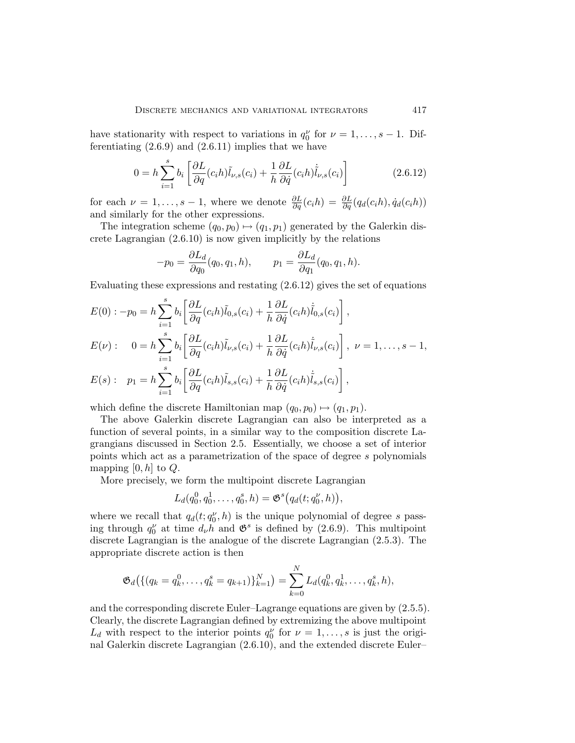have stationarity with respect to variations in $q_0^\nu$ for $\nu = 1, \ldots, s-1$. Differentiating (2.6.9) and (2.6.11) implies that we have

$$0 = h \sum_{i=1}^{s} b_i \left[ \frac{\partial L}{\partial q}(c_i h) \tilde{l}_{\nu,s}(c_i) + \frac{1}{h} \frac{\partial L}{\partial \dot{q}}(c_i h) \dot{\tilde{l}}_{\nu,s}(c_i) \right] \tag{2.6.12}$$

for each $\nu = 1, \ldots, s-1$, where we denote $\frac{\partial L}{\partial q}(c_i h) = \frac{\partial L}{\partial q}(q_d(c_i h), \dot{q}_d(c_i h))$ and similarly for the other expressions.

The integration scheme $(q_0, p_0) \mapsto (q_1, p_1)$ generated by the Galerkin discrete Lagrangian (2.6.10) is now given implicitly by the relations

$$-p_0 = \frac{\partial L_d}{\partial q_0}(q_0, q_1, h), \qquad p_1 = \frac{\partial L_d}{\partial q_1}(q_0, q_1, h).$$

Evaluating these expressions and restating (2.6.12) gives the set of equations

$$E(0) : -p_0 = h \sum_{i=1}^{s} b_i \left[ \frac{\partial L}{\partial q}(c_i h) \tilde{l}_{0,s}(c_i) + \frac{1}{h} \frac{\partial L}{\partial \dot{q}}(c_i h) \dot{\tilde{l}}_{0,s}(c_i) \right],$$

$$E(\nu) : \quad 0 = h \sum_{i=1}^{s} b_i \left[ \frac{\partial L}{\partial q}(c_i h) \tilde{l}_{\nu,s}(c_i) + \frac{1}{h} \frac{\partial L}{\partial \dot{q}}(c_i h) \dot{\tilde{l}}_{\nu,s}(c_i) \right], \ \nu = 1, \ldots, s-1,$$

$$E(s) : \quad p_1 = h \sum_{i=1}^{s} b_i \left[ \frac{\partial L}{\partial q}(c_i h) \tilde{l}_{s,s}(c_i) + \frac{1}{h} \frac{\partial L}{\partial \dot{q}}(c_i h) \dot{\tilde{l}}_{s,s}(c_i) \right],$$

which define the discrete Hamiltonian map $(q_0, p_0) \mapsto (q_1, p_1)$.

The above Galerkin discrete Lagrangian can also be interpreted as a function of several points, in a similar way to the composition discrete Lagrangians discussed in Section 2.5. Essentially, we choose a set of interior points which act as a parametrization of the space of degree $s$ polynomials mapping $[0, h]$ to $Q$.

More precisely, we form the multipoint discrete Lagrangian

$$L_d(q_0^0, q_0^1, \ldots, q_0^s, h) = \mathfrak{G}^s\big(q_d(t; q_0^\nu, h)\big),$$

where we recall that $q_d(t; q_0^\nu, h)$ is the unique polynomial of degree $s$ passing through $q_0^\nu$ at time $d_\nu h$ and $\mathfrak{G}^s$ is defined by (2.6.9). This multipoint discrete Lagrangian is the analogue of the discrete Lagrangian (2.5.3). The appropriate discrete action is then

$$\mathfrak{G}_d\big(\{(q_k = q_k^0, \ldots, q_k^s = q_{k+1})\}_{k=1}^N\big) = \sum_{k=0}^{N} L_d(q_k^0, q_k^1, \ldots, q_k^s, h),$$

and the corresponding discrete Euler–Lagrange equations are given by (2.5.5). Clearly, the discrete Lagrangian defined by extremizing the above multipoint $L_d$ with respect to the interior points $q_0^\nu$ for $\nu = 1, \ldots, s$ is just the original Galerkin discrete Lagrangian (2.6.10), and the extended discrete Euler–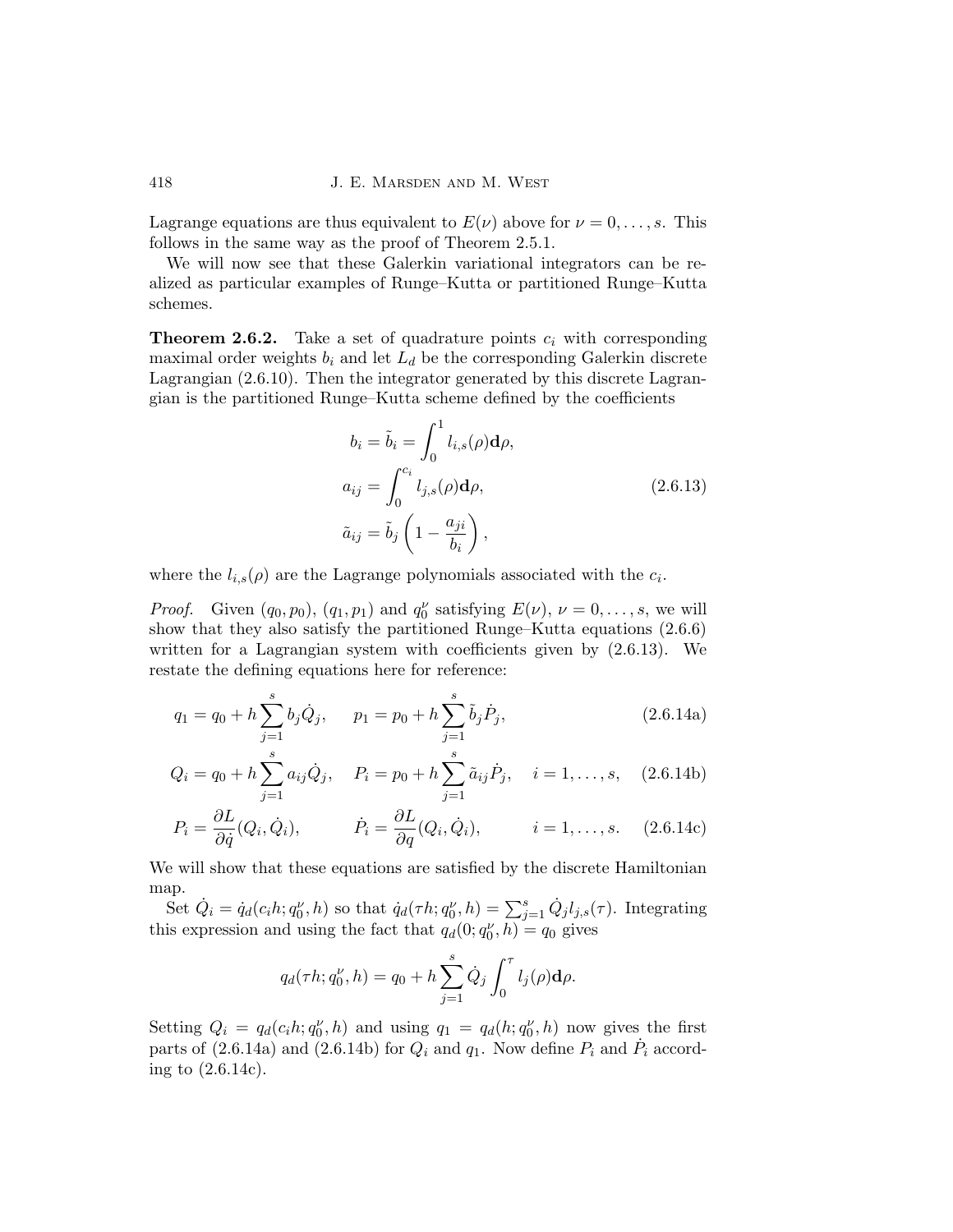Lagrange equations are thus equivalent to $E(\nu)$ above for $\nu = 0, \ldots, s$. This follows in the same way as the proof of Theorem 2.5.1.

We will now see that these Galerkin variational integrators can be realized as particular examples of Runge–Kutta or partitioned Runge–Kutta schemes.

**Theorem 2.6.2.** Take a set of quadrature points $c_i$ with corresponding maximal order weights $b_i$ and let $L_d$ be the corresponding Galerkin discrete Lagrangian (2.6.10). Then the integrator generated by this discrete Lagrangian is the partitioned Runge–Kutta scheme defined by the coefficients

$$
\begin{aligned}
b_i = \tilde{b}_i &= \int_0^1 l_{i,s}(\rho)\mathbf{d}\rho, \\
a_{ij} &= \int_0^{c_i} l_{j,s}(\rho)\mathbf{d}\rho, \\
\tilde{a}_{ij} &= \tilde{b}_j\left(1 - \frac{a_{ji}}{b_i}\right),
\end{aligned}
\tag{2.6.13}
$$

where the $l_{i,s}(\rho)$ are the Lagrange polynomials associated with the $c_i$.

*Proof.* Given $(q_0, p_0)$, $(q_1, p_1)$ and $q_0^\nu$ satisfying $E(\nu)$, $\nu = 0, \ldots, s$, we will show that they also satisfy the partitioned Runge–Kutta equations (2.6.6) written for a Lagrangian system with coefficients given by (2.6.13). We restate the defining equations here for reference:

$$
q_1 = q_0 + h\sum_{j=1}^{s} b_j \dot{Q}_j, \qquad p_1 = p_0 + h\sum_{j=1}^{s} \tilde{b}_j \dot{P}_j, \tag{2.6.14a}
$$

$$
Q_i = q_0 + h\sum_{j=1}^{s} a_{ij} \dot{Q}_j, \quad P_i = p_0 + h\sum_{j=1}^{s} \tilde{a}_{ij} \dot{P}_j, \quad i = 1, \ldots, s, \tag{2.6.14b}
$$

$$
P_i = \frac{\partial L}{\partial \dot{q}}(Q_i, \dot{Q}_i), \qquad \dot{P}_i = \frac{\partial L}{\partial q}(Q_i, \dot{Q}_i), \qquad i = 1, \ldots, s. \tag{2.6.14c}
$$

We will show that these equations are satisfied by the discrete Hamiltonian map.

Set $\dot{Q}_i = \dot{q}_d(c_i h; q_0^\nu, h)$ so that $\dot{q}_d(\tau h; q_0^\nu, h) = \sum_{j=1}^{s} \dot{Q}_j l_{j,s}(\tau)$. Integrating this expression and using the fact that $q_d(0; q_0^\nu, h) = q_0$ gives

$$
q_d(\tau h; q_0^\nu, h) = q_0 + h\sum_{j=1}^{s} \dot{Q}_j \int_0^\tau l_j(\rho)\mathbf{d}\rho.
$$

Setting $Q_i = q_d(c_i h; q_0^\nu, h)$ and using $q_1 = q_d(h; q_0^\nu, h)$ now gives the first parts of (2.6.14a) and (2.6.14b) for $Q_i$ and $q_1$. Now define $P_i$ and $\dot{P}_i$ according to (2.6.14c).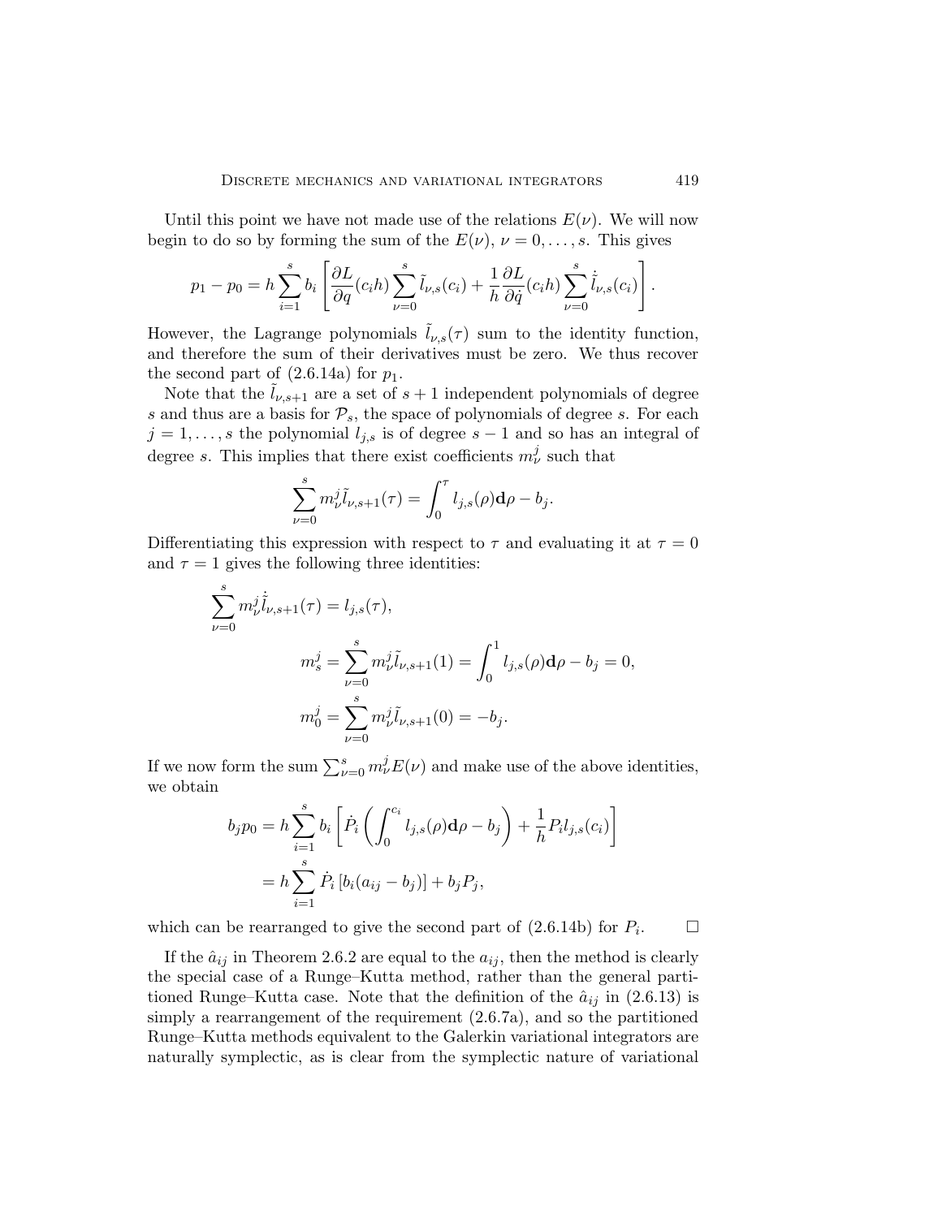Until this point we have not made use of the relations $E(\nu)$. We will now begin to do so by forming the sum of the $E(\nu)$, $\nu = 0, \dots, s$. This gives

$$p_1 - p_0 = h \sum_{i=1}^{s} b_i \left[ \frac{\partial L}{\partial q}(c_i h) \sum_{\nu=0}^{s} \tilde{l}_{\nu,s}(c_i) + \frac{1}{h} \frac{\partial L}{\partial \dot{q}}(c_i h) \sum_{\nu=0}^{s} \dot{\tilde{l}}_{\nu,s}(c_i) \right].$$

However, the Lagrange polynomials $\tilde{l}_{\nu,s}(\tau)$ sum to the identity function, and therefore the sum of their derivatives must be zero. We thus recover the second part of (2.6.14a) for $p_1$.

Note that the $\tilde{l}_{\nu,s+1}$ are a set of $s+1$ independent polynomials of degree $s$ and thus are a basis for $\mathcal{P}_s$, the space of polynomials of degree $s$. For each $j = 1, \dots, s$ the polynomial $l_{j,s}$ is of degree $s-1$ and so has an integral of degree $s$. This implies that there exist coefficients $m_\nu^j$ such that

$$\sum_{\nu=0}^{s} m_\nu^j \tilde{l}_{\nu,s+1}(\tau) = \int_0^\tau l_{j,s}(\rho) \mathbf{d}\rho - b_j.$$

Differentiating this expression with respect to $\tau$ and evaluating it at $\tau = 0$ and $\tau = 1$ gives the following three identities:

$$\sum_{\nu=0}^{s} m_\nu^j \dot{\tilde{l}}_{\nu,s+1}(\tau) = l_{j,s}(\tau),$$

$$m_s^j = \sum_{\nu=0}^{s} m_\nu^j \tilde{l}_{\nu,s+1}(1) = \int_0^1 l_{j,s}(\rho) \mathbf{d}\rho - b_j = 0,$$

$$m_0^j = \sum_{\nu=0}^{s} m_\nu^j \tilde{l}_{\nu,s+1}(0) = -b_j.$$

If we now form the sum $\sum_{\nu=0}^{s} m_\nu^j E(\nu)$ and make use of the above identities, we obtain

$$\begin{aligned} b_j p_0 &= h \sum_{i=1}^{s} b_i \left[ \dot{P}_i \left( \int_0^{c_i} l_{j,s}(\rho) \mathbf{d}\rho - b_j \right) + \frac{1}{h} P_i l_{j,s}(c_i) \right] \\ &= h \sum_{i=1}^{s} \dot{P}_i \left[ b_i (a_{ij} - b_j) \right] + b_j P_j, \end{aligned}$$

which can be rearranged to give the second part of (2.6.14b) for $P_i$. $\square$

If the $\hat{a}_{ij}$ in Theorem 2.6.2 are equal to the $a_{ij}$, then the method is clearly the special case of a Runge–Kutta method, rather than the general partitioned Runge–Kutta case. Note that the definition of the $\hat{a}_{ij}$ in (2.6.13) is simply a rearrangement of the requirement (2.6.7a), and so the partitioned Runge–Kutta methods equivalent to the Galerkin variational integrators are naturally symplectic, as is clear from the symplectic nature of variational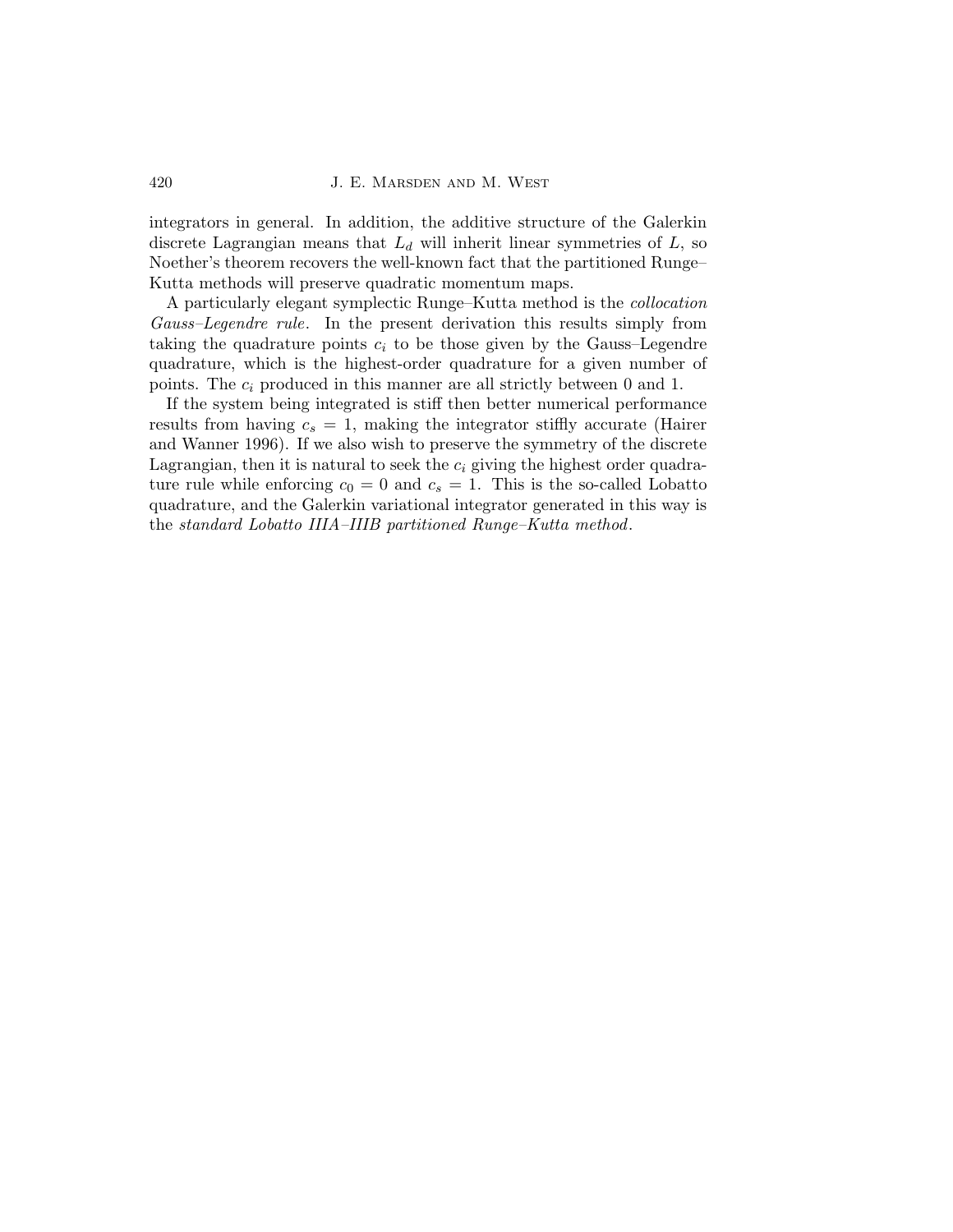integrators in general. In addition, the additive structure of the Galerkin discrete Lagrangian means that $L_d$ will inherit linear symmetries of $L$, so Noether's theorem recovers the well-known fact that the partitioned Runge–Kutta methods will preserve quadratic momentum maps.

A particularly elegant symplectic Runge–Kutta method is the *collocation Gauss–Legendre rule*. In the present derivation this results simply from taking the quadrature points $c_i$ to be those given by the Gauss–Legendre quadrature, which is the highest-order quadrature for a given number of points. The $c_i$ produced in this manner are all strictly between 0 and 1.

If the system being integrated is stiff then better numerical performance results from having $c_s = 1$, making the integrator stiffly accurate (Hairer and Wanner 1996). If we also wish to preserve the symmetry of the discrete Lagrangian, then it is natural to seek the $c_i$ giving the highest order quadrature rule while enforcing $c_0 = 0$ and $c_s = 1$. This is the so-called Lobatto quadrature, and the Galerkin variational integrator generated in this way is the *standard Lobatto IIIA–IIIB partitioned Runge–Kutta method*.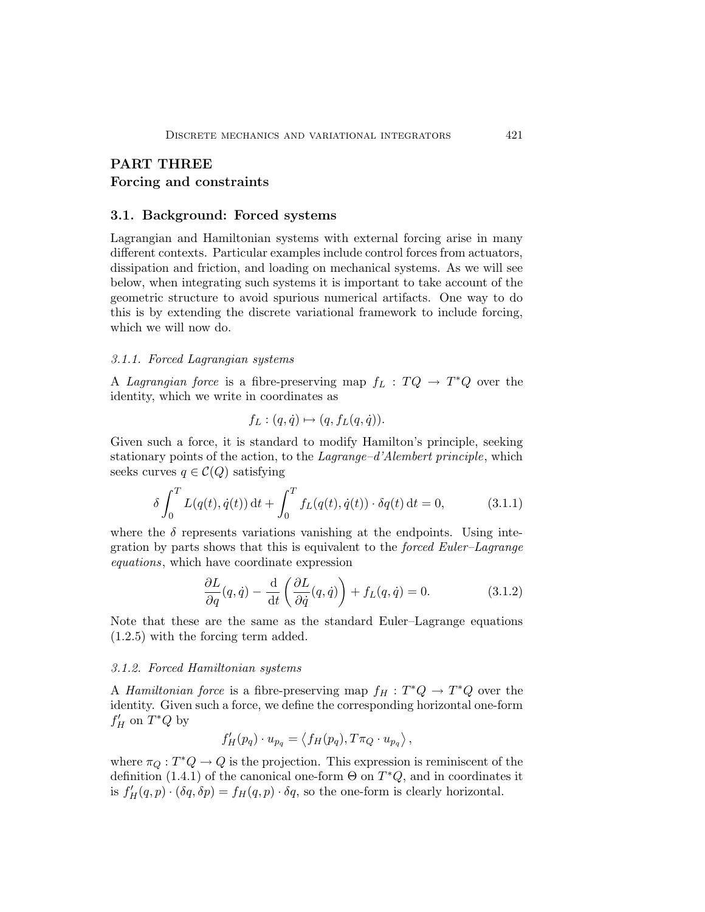# PART THREE
# Forcing and constraints

## 3.1. Background: Forced systems

Lagrangian and Hamiltonian systems with external forcing arise in many different contexts. Particular examples include control forces from actuators, dissipation and friction, and loading on mechanical systems. As we will see below, when integrating such systems it is important to take account of the geometric structure to avoid spurious numerical artifacts. One way to do this is by extending the discrete variational framework to include forcing, which we will now do.

### *3.1.1. Forced Lagrangian systems*

A *Lagrangian force* is a fibre-preserving map $f_L : TQ \to T^*Q$ over the identity, which we write in coordinates as

$$f_L : (q, \dot{q}) \mapsto (q, f_L(q, \dot{q})).$$

Given such a force, it is standard to modify Hamilton's principle, seeking stationary points of the action, to the *Lagrange–d'Alembert principle*, which seeks curves $q \in \mathcal{C}(Q)$ satisfying

$$\delta \int_0^T L(q(t), \dot{q}(t))\, \mathrm{d}t + \int_0^T f_L(q(t), \dot{q}(t)) \cdot \delta q(t)\, \mathrm{d}t = 0, \tag{3.1.1}$$

where the $\delta$ represents variations vanishing at the endpoints. Using integration by parts shows that this is equivalent to the *forced Euler–Lagrange equations*, which have coordinate expression

$$\frac{\partial L}{\partial q}(q, \dot{q}) - \frac{\mathrm{d}}{\mathrm{d}t}\left(\frac{\partial L}{\partial \dot{q}}(q, \dot{q})\right) + f_L(q, \dot{q}) = 0. \tag{3.1.2}$$

Note that these are the same as the standard Euler–Lagrange equations (1.2.5) with the forcing term added.

### *3.1.2. Forced Hamiltonian systems*

A *Hamiltonian force* is a fibre-preserving map $f_H : T^*Q \to T^*Q$ over the identity. Given such a force, we define the corresponding horizontal one-form $f'_H$ on $T^*Q$ by

$$f'_H(p_q) \cdot u_{p_q} = \left\langle f_H(p_q), T\pi_Q \cdot u_{p_q} \right\rangle,$$

where $\pi_Q : T^*Q \to Q$ is the projection. This expression is reminiscent of the definition (1.4.1) of the canonical one-form $\Theta$ on $T^*Q$, and in coordinates it is $f'_H(q,p) \cdot (\delta q, \delta p) = f_H(q,p) \cdot \delta q$, so the one-form is clearly horizontal.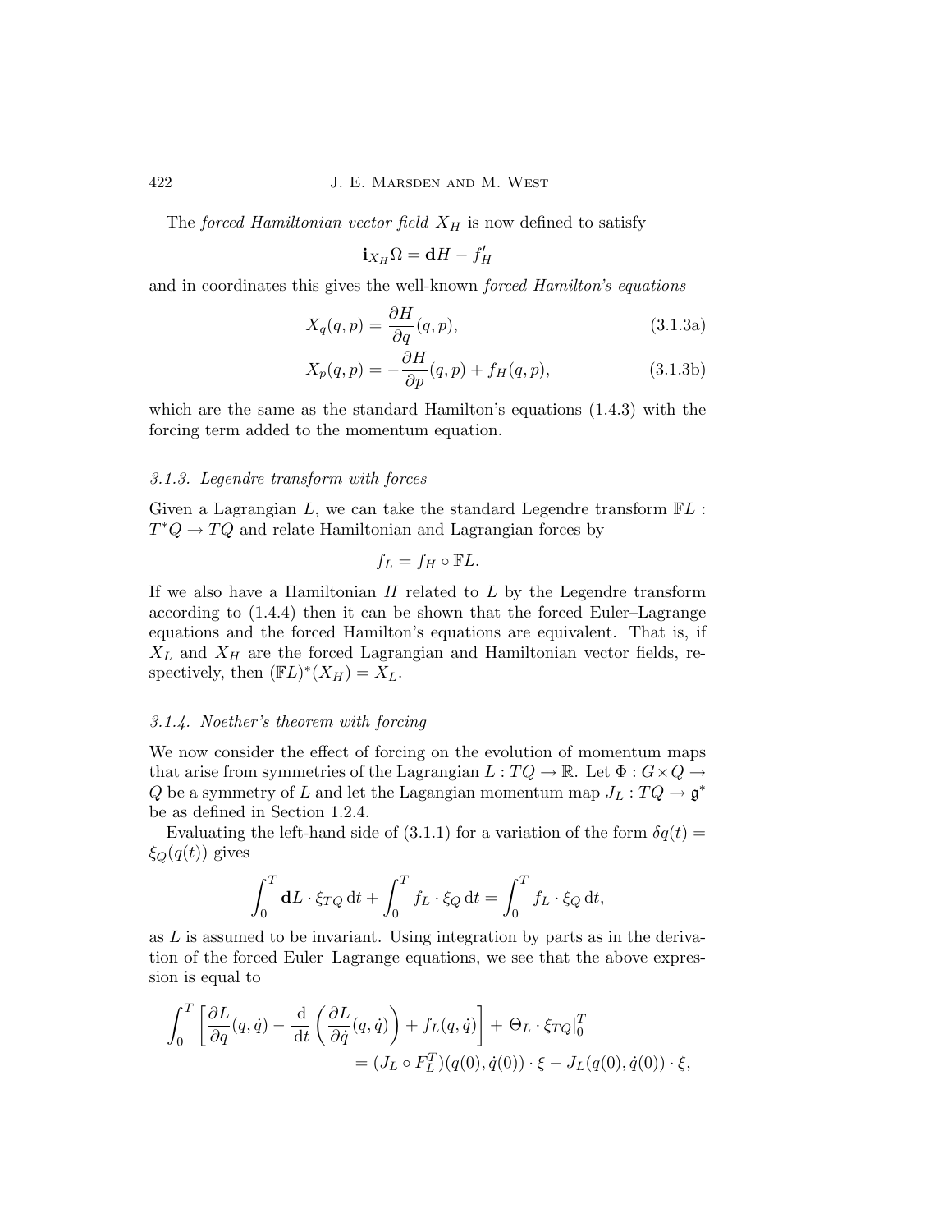The *forced Hamiltonian vector field* $X_H$ is now defined to satisfy

$$\mathbf{i}_{X_H}\Omega = \mathbf{d}H - f'_H$$

and in coordinates this gives the well-known *forced Hamilton's equations*

$$X_q(q,p) = \frac{\partial H}{\partial q}(q,p), \tag{3.1.3a}$$

$$X_p(q,p) = -\frac{\partial H}{\partial p}(q,p) + f_H(q,p), \tag{3.1.3b}$$

which are the same as the standard Hamilton's equations (1.4.3) with the forcing term added to the momentum equation.

### 3.1.3. Legendre transform with forces

Given a Lagrangian $L$, we can take the standard Legendre transform $\mathbb{F}L : T^*Q \to TQ$ and relate Hamiltonian and Lagrangian forces by

$$f_L = f_H \circ \mathbb{F}L.$$

If we also have a Hamiltonian $H$ related to $L$ by the Legendre transform according to (1.4.4) then it can be shown that the forced Euler–Lagrange equations and the forced Hamilton's equations are equivalent. That is, if $X_L$ and $X_H$ are the forced Lagrangian and Hamiltonian vector fields, respectively, then $(\mathbb{F}L)^*(X_H) = X_L$.

### 3.1.4. Noether's theorem with forcing

We now consider the effect of forcing on the evolution of momentum maps that arise from symmetries of the Lagrangian $L : TQ \to \mathbb{R}$. Let $\Phi : G \times Q \to Q$ be a symmetry of $L$ and let the Lagangian momentum map $J_L : TQ \to \mathfrak{g}^*$ be as defined in Section 1.2.4.

Evaluating the left-hand side of (3.1.1) for a variation of the form $\delta q(t) = \xi_Q(q(t))$ gives

$$\int_0^T \mathbf{d}L \cdot \xi_{TQ}\,\mathrm{d}t + \int_0^T f_L \cdot \xi_Q\,\mathrm{d}t = \int_0^T f_L \cdot \xi_Q\,\mathrm{d}t,$$

as $L$ is assumed to be invariant. Using integration by parts as in the derivation of the forced Euler–Lagrange equations, we see that the above expression is equal to

$$\int_0^T \left[ \frac{\partial L}{\partial q}(q,\dot{q}) - \frac{\mathrm{d}}{\mathrm{d}t}\left( \frac{\partial L}{\partial \dot{q}}(q,\dot{q}) \right) + f_L(q,\dot{q}) \right] + \Theta_L \cdot \xi_{TQ}\big|_0^T$$
$$= (J_L \circ F_L^T)(q(0),\dot{q}(0)) \cdot \xi - J_L(q(0),\dot{q}(0)) \cdot \xi,$$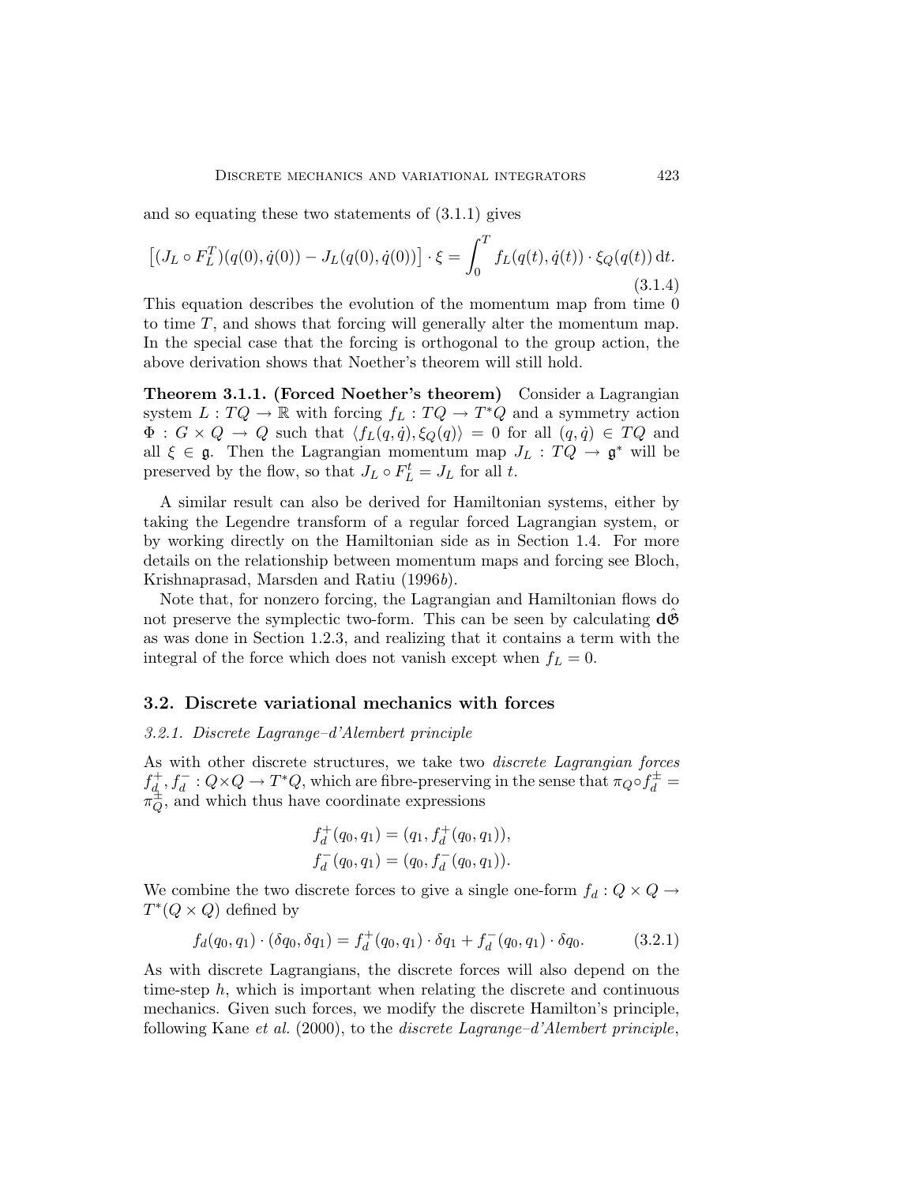and so equating these two statements of (3.1.1) gives

$$\left[(J_L \circ F_L^T)(q(0), \dot{q}(0)) - J_L(q(0), \dot{q}(0))\right] \cdot \xi = \int_0^T f_L(q(t), \dot{q}(t)) \cdot \xi_Q(q(t)) \, \mathrm{d}t. \tag{3.1.4}$$

This equation describes the evolution of the momentum map from time 0 to time $T$, and shows that forcing will generally alter the momentum map. In the special case that the forcing is orthogonal to the group action, the above derivation shows that Noether's theorem will still hold.

**Theorem 3.1.1. (Forced Noether's theorem)** Consider a Lagrangian system $L : TQ \to \mathbb{R}$ with forcing $f_L : TQ \to T^*Q$ and a symmetry action $\Phi : G \times Q \to Q$ such that $\langle f_L(q, \dot{q}), \xi_Q(q) \rangle = 0$ for all $(q, \dot{q}) \in TQ$ and all $\xi \in \mathfrak{g}$. Then the Lagrangian momentum map $J_L : TQ \to \mathfrak{g}^*$ will be preserved by the flow, so that $J_L \circ F_L^t = J_L$ for all $t$.

A similar result can also be derived for Hamiltonian systems, either by taking the Legendre transform of a regular forced Lagrangian system, or by working directly on the Hamiltonian side as in Section 1.4. For more details on the relationship between momentum maps and forcing see Bloch, Krishnaprasad, Marsden and Ratiu (1996*b*).

Note that, for nonzero forcing, the Lagrangian and Hamiltonian flows do not preserve the symplectic two-form. This can be seen by calculating $\mathbf{d}\hat{\mathfrak{G}}$ as was done in Section 1.2.3, and realizing that it contains a term with the integral of the force which does not vanish except when $f_L = 0$.

## 3.2. Discrete variational mechanics with forces

### *3.2.1. Discrete Lagrange–d'Alembert principle*

As with other discrete structures, we take two *discrete Lagrangian forces* $f_d^+, f_d^- : Q \times Q \to T^*Q$, which are fibre-preserving in the sense that $\pi_Q \circ f_d^\pm = \pi_Q^\pm$, and which thus have coordinate expressions

$$f_d^+(q_0, q_1) = (q_1, f_d^+(q_0, q_1)),$$
$$f_d^-(q_0, q_1) = (q_0, f_d^-(q_0, q_1)).$$

We combine the two discrete forces to give a single one-form $f_d : Q \times Q \to T^*(Q \times Q)$ defined by

$$f_d(q_0, q_1) \cdot (\delta q_0, \delta q_1) = f_d^+(q_0, q_1) \cdot \delta q_1 + f_d^-(q_0, q_1) \cdot \delta q_0. \tag{3.2.1}$$

As with discrete Lagrangians, the discrete forces will also depend on the time-step $h$, which is important when relating the discrete and continuous mechanics. Given such forces, we modify the discrete Hamilton's principle, following Kane *et al.* (2000), to the *discrete Lagrange–d'Alembert principle*,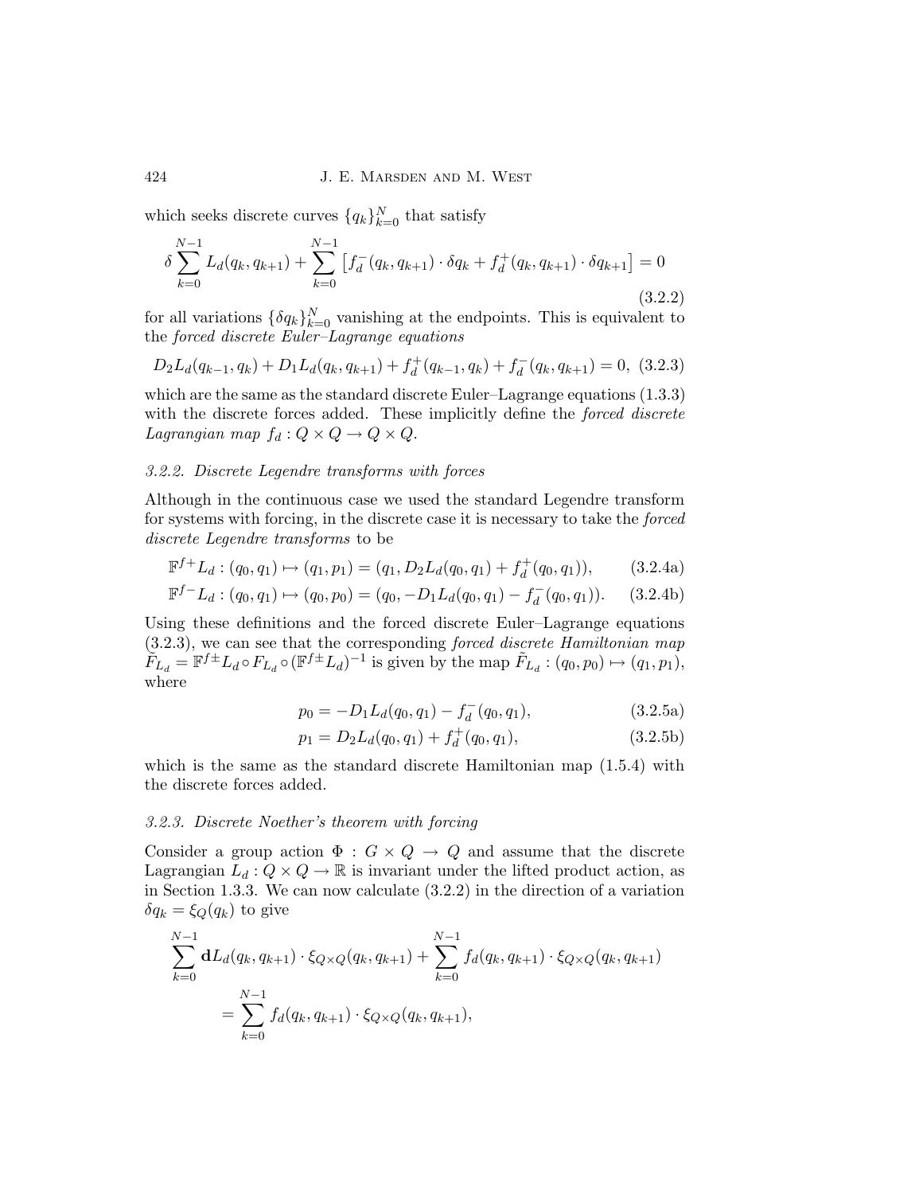which seeks discrete curves $\{q_k\}_{k=0}^N$ that satisfy

$$
\delta \sum_{k=0}^{N-1} L_d(q_k, q_{k+1}) + \sum_{k=0}^{N-1} \left[ f_d^-(q_k, q_{k+1}) \cdot \delta q_k + f_d^+(q_k, q_{k+1}) \cdot \delta q_{k+1} \right] = 0 \tag{3.2.2}
$$

for all variations $\{\delta q_k\}_{k=0}^N$ vanishing at the endpoints. This is equivalent to the *forced discrete Euler–Lagrange equations*

$$
D_2 L_d(q_{k-1}, q_k) + D_1 L_d(q_k, q_{k+1}) + f_d^+(q_{k-1}, q_k) + f_d^-(q_k, q_{k+1}) = 0, \tag{3.2.3}
$$

which are the same as the standard discrete Euler–Lagrange equations (1.3.3) with the discrete forces added. These implicitly define the *forced discrete Lagrangian map* $f_d : Q \times Q \to Q \times Q$.

### 3.2.2. Discrete Legendre transforms with forces

Although in the continuous case we used the standard Legendre transform for systems with forcing, in the discrete case it is necessary to take the *forced discrete Legendre transforms* to be

$$
\mathbb{F}^{f+} L_d : (q_0, q_1) \mapsto (q_1, p_1) = (q_1, D_2 L_d(q_0, q_1) + f_d^+(q_0, q_1)), \tag{3.2.4a}
$$

$$
\mathbb{F}^{f-} L_d : (q_0, q_1) \mapsto (q_0, p_0) = (q_0, -D_1 L_d(q_0, q_1) - f_d^-(q_0, q_1)). \tag{3.2.4b}
$$

Using these definitions and the forced discrete Euler–Lagrange equations (3.2.3), we can see that the corresponding *forced discrete Hamiltonian map* $\tilde{F}_{L_d} = \mathbb{F}^{f\pm} L_d \circ F_{L_d} \circ (\mathbb{F}^{f\pm} L_d)^{-1}$ is given by the map $\tilde{F}_{L_d} : (q_0, p_0) \mapsto (q_1, p_1)$, where

$$
p_0 = -D_1 L_d(q_0, q_1) - f_d^-(q_0, q_1), \tag{3.2.5a}
$$

$$
p_1 = D_2 L_d(q_0, q_1) + f_d^+(q_0, q_1), \tag{3.2.5b}
$$

which is the same as the standard discrete Hamiltonian map (1.5.4) with the discrete forces added.

### 3.2.3. Discrete Noether's theorem with forcing

Consider a group action $\Phi : G \times Q \to Q$ and assume that the discrete Lagrangian $L_d : Q \times Q \to \mathbb{R}$ is invariant under the lifted product action, as in Section 1.3.3. We can now calculate (3.2.2) in the direction of a variation $\delta q_k = \xi_Q(q_k)$ to give

$$
\begin{aligned}
\sum_{k=0}^{N-1} \mathbf{d} L_d(q_k, q_{k+1}) \cdot \xi_{Q\times Q}(q_k, q_{k+1}) &+ \sum_{k=0}^{N-1} f_d(q_k, q_{k+1}) \cdot \xi_{Q\times Q}(q_k, q_{k+1}) \\
&= \sum_{k=0}^{N-1} f_d(q_k, q_{k+1}) \cdot \xi_{Q\times Q}(q_k, q_{k+1}),
\end{aligned}
$$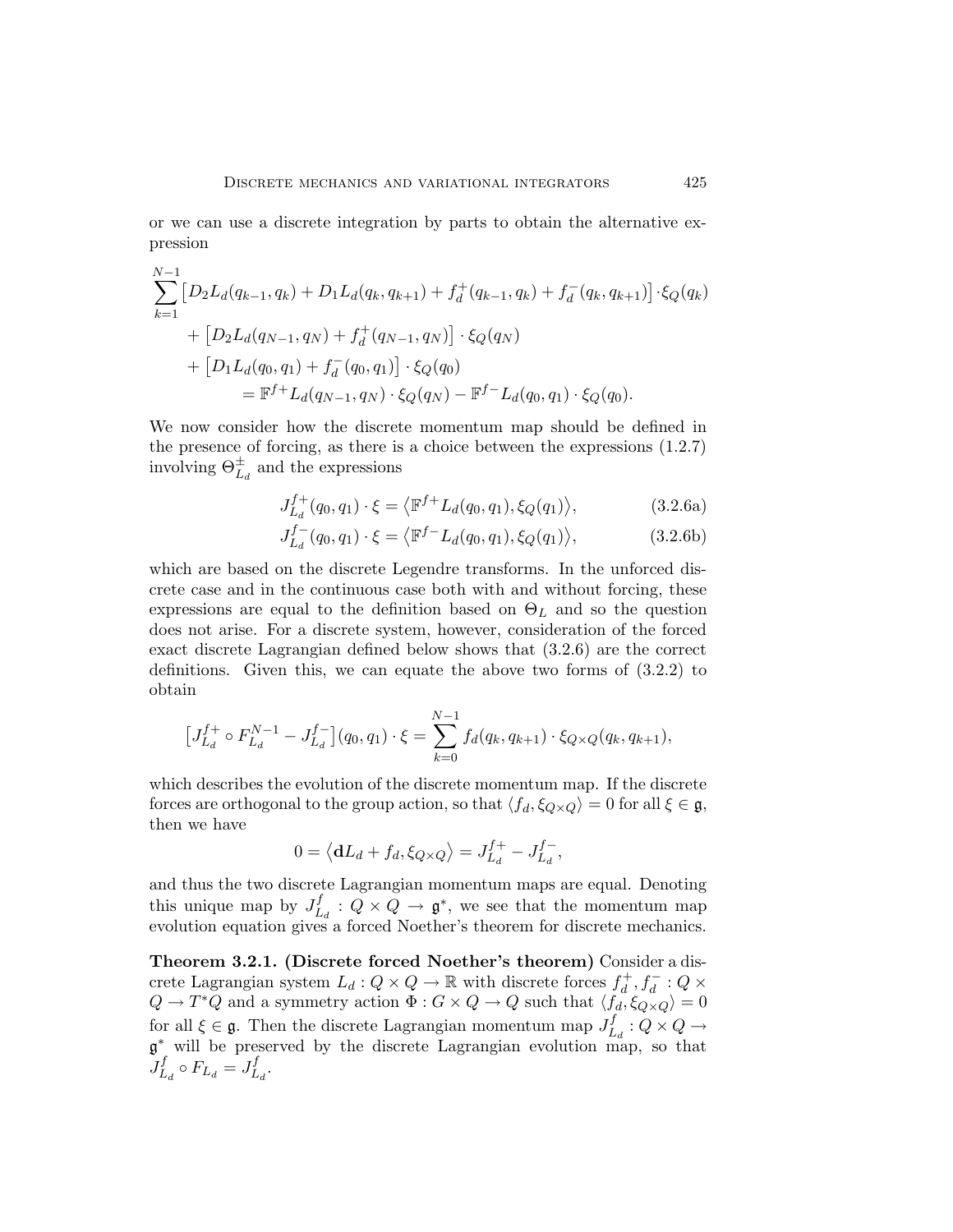or we can use a discrete integration by parts to obtain the alternative expression

$$
\begin{aligned}
\sum_{k=1}^{N-1} \big[ D_2 L_d(q_{k-1}, q_k) + D_1 L_d(q_k, q_{k+1}) + f_d^+(q_{k-1}, q_k) + f_d^-(q_k, q_{k+1}) \big] \cdot \xi_Q(q_k) \\
+ \big[ D_2 L_d(q_{N-1}, q_N) + f_d^+(q_{N-1}, q_N) \big] \cdot \xi_Q(q_N) \\
+ \big[ D_1 L_d(q_0, q_1) + f_d^-(q_0, q_1) \big] \cdot \xi_Q(q_0) \\
= \mathbb{F}^{f+} L_d(q_{N-1}, q_N) \cdot \xi_Q(q_N) - \mathbb{F}^{f-} L_d(q_0, q_1) \cdot \xi_Q(q_0).
\end{aligned}
$$

We now consider how the discrete momentum map should be defined in the presence of forcing, as there is a choice between the expressions (1.2.7) involving $\Theta_{L_d}^{\pm}$ and the expressions

$$
J_{L_d}^{f+}(q_0, q_1) \cdot \xi = \big\langle \mathbb{F}^{f+} L_d(q_0, q_1), \xi_Q(q_1) \big\rangle, \tag{3.2.6a}
$$

$$
J_{L_d}^{f-}(q_0, q_1) \cdot \xi = \big\langle \mathbb{F}^{f-} L_d(q_0, q_1), \xi_Q(q_1) \big\rangle, \tag{3.2.6b}
$$

which are based on the discrete Legendre transforms. In the unforced discrete case and in the continuous case both with and without forcing, these expressions are equal to the definition based on $\Theta_L$ and so the question does not arise. For a discrete system, however, consideration of the forced exact discrete Lagrangian defined below shows that (3.2.6) are the correct definitions. Given this, we can equate the above two forms of (3.2.2) to obtain

$$
\big[ J_{L_d}^{f+} \circ F_{L_d}^{N-1} - J_{L_d}^{f-} \big](q_0, q_1) \cdot \xi = \sum_{k=0}^{N-1} f_d(q_k, q_{k+1}) \cdot \xi_{Q \times Q}(q_k, q_{k+1}),
$$

which describes the evolution of the discrete momentum map. If the discrete forces are orthogonal to the group action, so that $\langle f_d, \xi_{Q\times Q} \rangle = 0$ for all $\xi \in \mathfrak{g}$, then we have

$$
0 = \big\langle \mathbf{d} L_d + f_d, \xi_{Q \times Q} \big\rangle = J_{L_d}^{f+} - J_{L_d}^{f-},
$$

and thus the two discrete Lagrangian momentum maps are equal. Denoting this unique map by $J_{L_d}^{f} : Q \times Q \to \mathfrak{g}^*$, we see that the momentum map evolution equation gives a forced Noether's theorem for discrete mechanics.

**Theorem 3.2.1. (Discrete forced Noether's theorem)** Consider a discrete Lagrangian system $L_d : Q \times Q \to \mathbb{R}$ with discrete forces $f_d^+, f_d^- : Q \times Q \to T^*Q$ and a symmetry action $\Phi : G \times Q \to Q$ such that $\langle f_d, \xi_{Q\times Q} \rangle = 0$ for all $\xi \in \mathfrak{g}$. Then the discrete Lagrangian momentum map $J_{L_d}^f : Q \times Q \to \mathfrak{g}^*$ will be preserved by the discrete Lagrangian evolution map, so that $J_{L_d}^f \circ F_{L_d} = J_{L_d}^f$.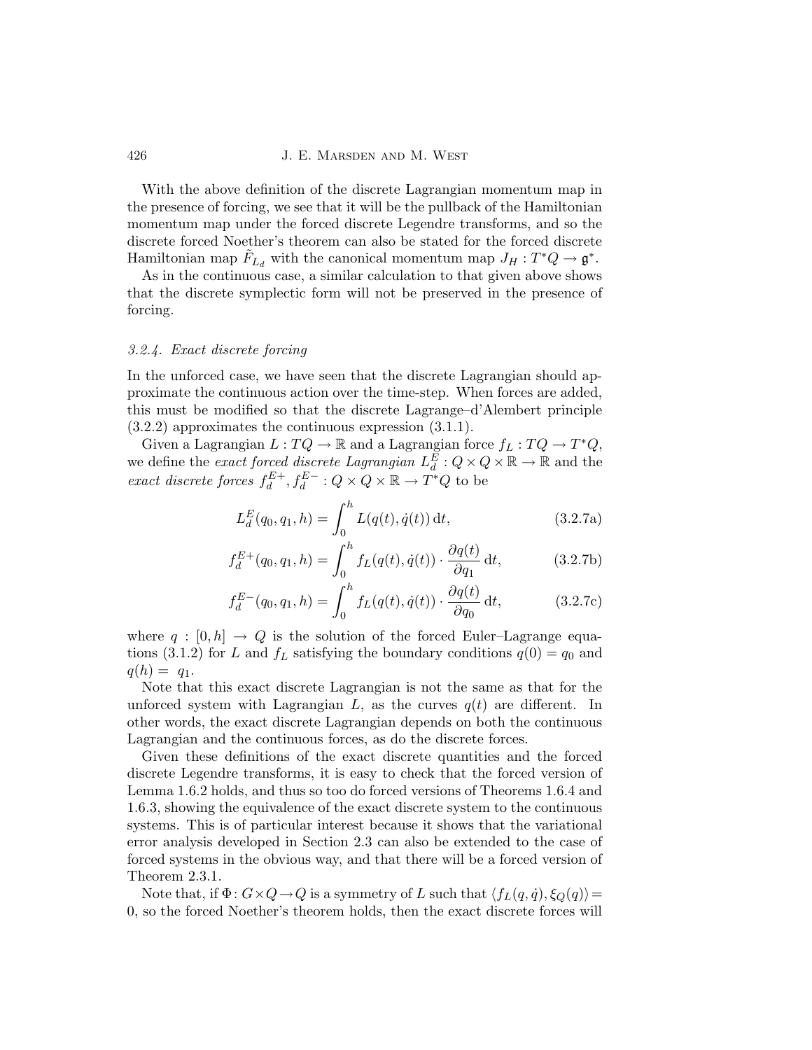With the above definition of the discrete Lagrangian momentum map in the presence of forcing, we see that it will be the pullback of the Hamiltonian momentum map under the forced discrete Legendre transforms, and so the discrete forced Noether's theorem can also be stated for the forced discrete Hamiltonian map $\tilde{F}_{L_d}$ with the canonical momentum map $J_H : T^*Q \to \mathfrak{g}^*$.

As in the continuous case, a similar calculation to that given above shows that the discrete symplectic form will not be preserved in the presence of forcing.

### *3.2.4. Exact discrete forcing*

In the unforced case, we have seen that the discrete Lagrangian should approximate the continuous action over the time-step. When forces are added, this must be modified so that the discrete Lagrange–d'Alembert principle (3.2.2) approximates the continuous expression (3.1.1).

Given a Lagrangian $L : TQ \to \mathbb{R}$ and a Lagrangian force $f_L : TQ \to T^*Q$, we define the *exact forced discrete Lagrangian* $L_d^E : Q \times Q \times \mathbb{R} \to \mathbb{R}$ and the *exact discrete forces* $f_d^{E+}, f_d^{E-} : Q \times Q \times \mathbb{R} \to T^*Q$ to be

$$L_d^E(q_0, q_1, h) = \int_0^h L(q(t), \dot{q}(t))\,\mathrm{d}t, \tag{3.2.7a}$$

$$f_d^{E+}(q_0, q_1, h) = \int_0^h f_L(q(t), \dot{q}(t)) \cdot \frac{\partial q(t)}{\partial q_1}\,\mathrm{d}t, \tag{3.2.7b}$$

$$f_d^{E-}(q_0, q_1, h) = \int_0^h f_L(q(t), \dot{q}(t)) \cdot \frac{\partial q(t)}{\partial q_0}\,\mathrm{d}t, \tag{3.2.7c}$$

where $q : [0, h] \to Q$ is the solution of the forced Euler–Lagrange equations (3.1.2) for $L$ and $f_L$ satisfying the boundary conditions $q(0) = q_0$ and $q(h) = q_1$.

Note that this exact discrete Lagrangian is not the same as that for the unforced system with Lagrangian $L$, as the curves $q(t)$ are different. In other words, the exact discrete Lagrangian depends on both the continuous Lagrangian and the continuous forces, as do the discrete forces.

Given these definitions of the exact discrete quantities and the forced discrete Legendre transforms, it is easy to check that the forced version of Lemma 1.6.2 holds, and thus so too do forced versions of Theorems 1.6.4 and 1.6.3, showing the equivalence of the exact discrete system to the continuous systems. This is of particular interest because it shows that the variational error analysis developed in Section 2.3 can also be extended to the case of forced systems in the obvious way, and that there will be a forced version of Theorem 2.3.1.

Note that, if $\Phi : G \times Q \to Q$ is a symmetry of $L$ such that $\langle f_L(q, \dot{q}), \xi_Q(q)\rangle = 0$, so the forced Noether's theorem holds, then the exact discrete forces will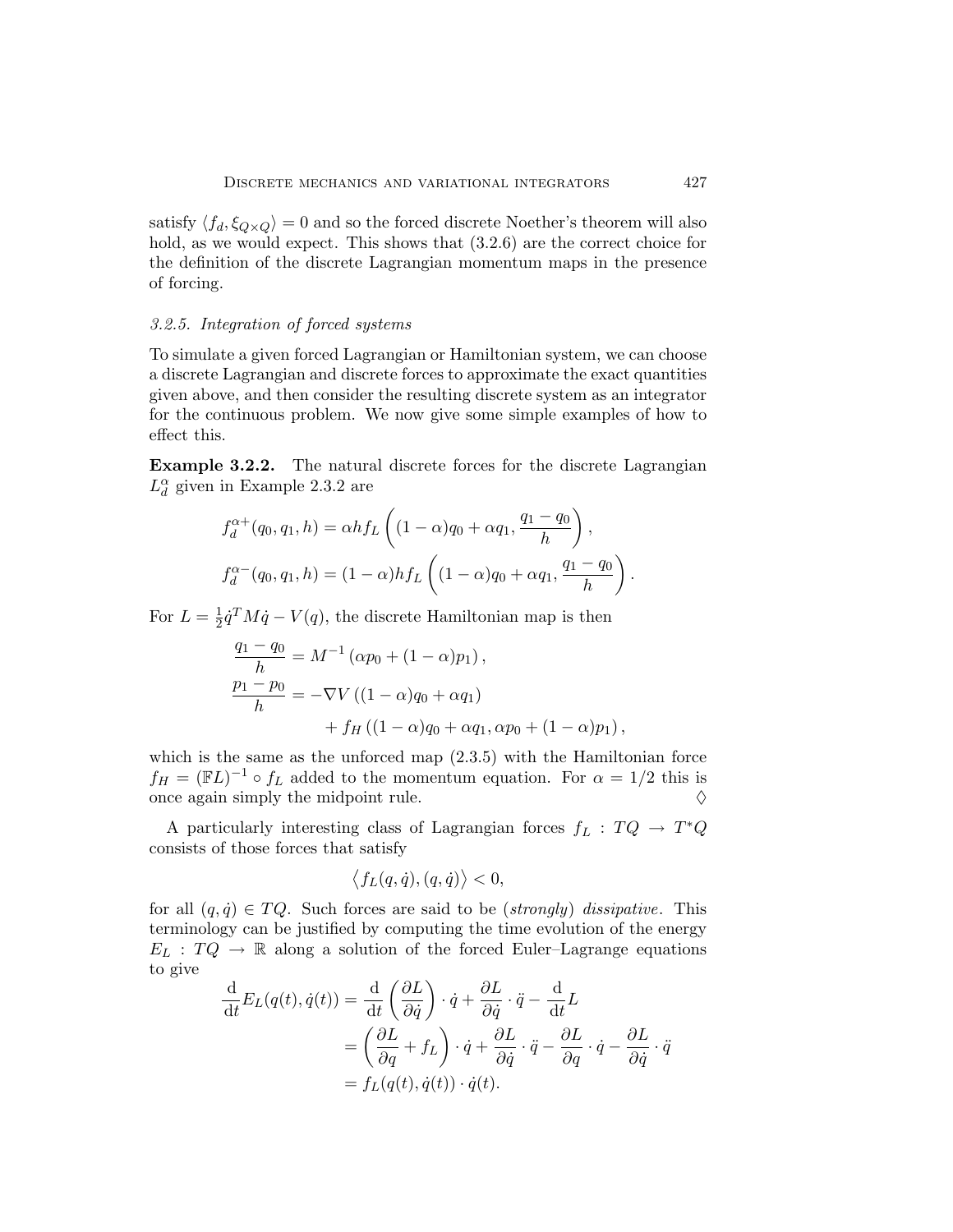satisfy $\langle f_d, \xi_{Q\times Q}\rangle = 0$ and so the forced discrete Noether's theorem will also hold, as we would expect. This shows that (3.2.6) are the correct choice for the definition of the discrete Lagrangian momentum maps in the presence of forcing.

### *3.2.5. Integration of forced systems*

To simulate a given forced Lagrangian or Hamiltonian system, we can choose a discrete Lagrangian and discrete forces to approximate the exact quantities given above, and then consider the resulting discrete system as an integrator for the continuous problem. We now give some simple examples of how to effect this.

**Example 3.2.2.** The natural discrete forces for the discrete Lagrangian $L_d^\alpha$ given in Example 2.3.2 are

$$
\begin{aligned}
f_d^{\alpha+}(q_0, q_1, h) &= \alpha h f_L\left((1-\alpha)q_0 + \alpha q_1, \frac{q_1 - q_0}{h}\right),\\
f_d^{\alpha-}(q_0, q_1, h) &= (1-\alpha) h f_L\left((1-\alpha)q_0 + \alpha q_1, \frac{q_1 - q_0}{h}\right).
\end{aligned}
$$

For $L = \frac{1}{2}\dot{q}^T M \dot{q} - V(q)$, the discrete Hamiltonian map is then

$$
\begin{aligned}
\frac{q_1 - q_0}{h} &= M^{-1}\left(\alpha p_0 + (1-\alpha) p_1\right),\\
\frac{p_1 - p_0}{h} &= -\nabla V\left((1-\alpha)q_0 + \alpha q_1\right)\\
&\qquad + f_H\left((1-\alpha)q_0 + \alpha q_1, \alpha p_0 + (1-\alpha)p_1\right),
\end{aligned}
$$

which is the same as the unforced map (2.3.5) with the Hamiltonian force $f_H = (\mathbb{F}L)^{-1} \circ f_L$ added to the momentum equation. For $\alpha = 1/2$ this is once again simply the midpoint rule. ◊

A particularly interesting class of Lagrangian forces $f_L : TQ \to T^*Q$ consists of those forces that satisfy

$$
\left\langle f_L(q,\dot{q}), (q,\dot{q})\right\rangle < 0,
$$

for all $(q,\dot{q}) \in TQ$. Such forces are said to be (*strongly*) *dissipative*. This terminology can be justified by computing the time evolution of the energy $E_L : TQ \to \mathbb{R}$ along a solution of the forced Euler–Lagrange equations to give

$$
\begin{aligned}
\frac{\mathrm{d}}{\mathrm{d}t} E_L(q(t), \dot{q}(t)) &= \frac{\mathrm{d}}{\mathrm{d}t}\left(\frac{\partial L}{\partial \dot{q}}\right)\cdot \dot{q} + \frac{\partial L}{\partial \dot{q}}\cdot \ddot{q} - \frac{\mathrm{d}}{\mathrm{d}t} L\\
&= \left(\frac{\partial L}{\partial q} + f_L\right)\cdot \dot{q} + \frac{\partial L}{\partial \dot{q}}\cdot \ddot{q} - \frac{\partial L}{\partial q}\cdot \dot{q} - \frac{\partial L}{\partial \dot{q}}\cdot \ddot{q}\\
&= f_L(q(t), \dot{q}(t))\cdot \dot{q}(t).
\end{aligned}
$$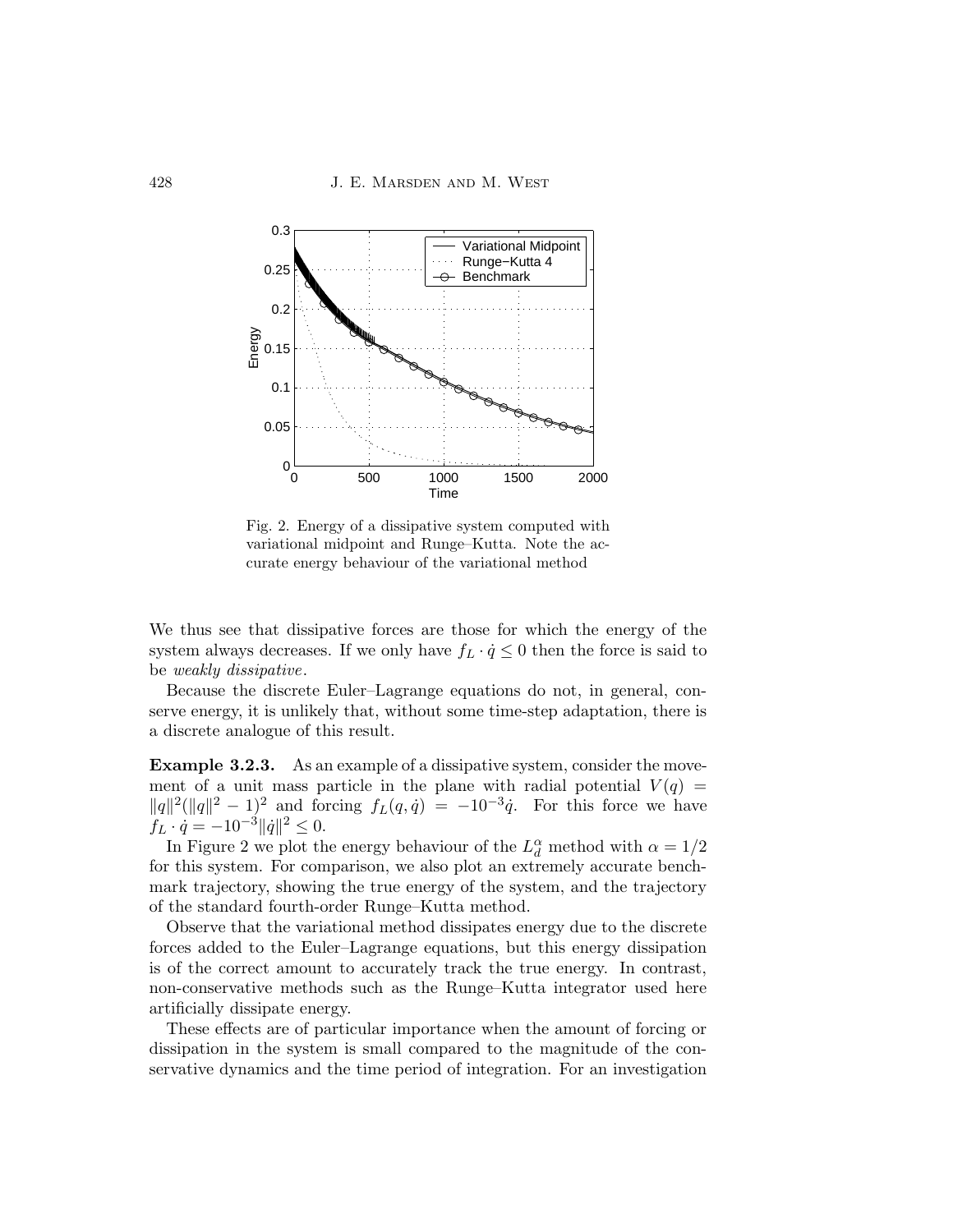Fig. 2. Energy of a dissipative system computed with variational midpoint and Runge–Kutta. Note the accurate energy behaviour of the variational method

We thus see that dissipative forces are those for which the energy of the system always decreases. If we only have $f_L \cdot \dot{q} \leq 0$ then the force is said to be *weakly dissipative*.

Because the discrete Euler–Lagrange equations do not, in general, conserve energy, it is unlikely that, without some time-step adaptation, there is a discrete analogue of this result.

**Example 3.2.3.** As an example of a dissipative system, consider the movement of a unit mass particle in the plane with radial potential $V(q) = \|q\|^2(\|q\|^2 - 1)^2$ and forcing $f_L(q, \dot{q}) = -10^{-3}\dot{q}$. For this force we have $f_L \cdot \dot{q} = -10^{-3}\|\dot{q}\|^2 \leq 0$.

In Figure 2 we plot the energy behaviour of the $L_d^\alpha$ method with $\alpha = 1/2$ for this system. For comparison, we also plot an extremely accurate benchmark trajectory, showing the true energy of the system, and the trajectory of the standard fourth-order Runge–Kutta method.

Observe that the variational method dissipates energy due to the discrete forces added to the Euler–Lagrange equations, but this energy dissipation is of the correct amount to accurately track the true energy. In contrast, non-conservative methods such as the Runge–Kutta integrator used here artificially dissipate energy.

These effects are of particular importance when the amount of forcing or dissipation in the system is small compared to the magnitude of the conservative dynamics and the time period of integration. For an investigation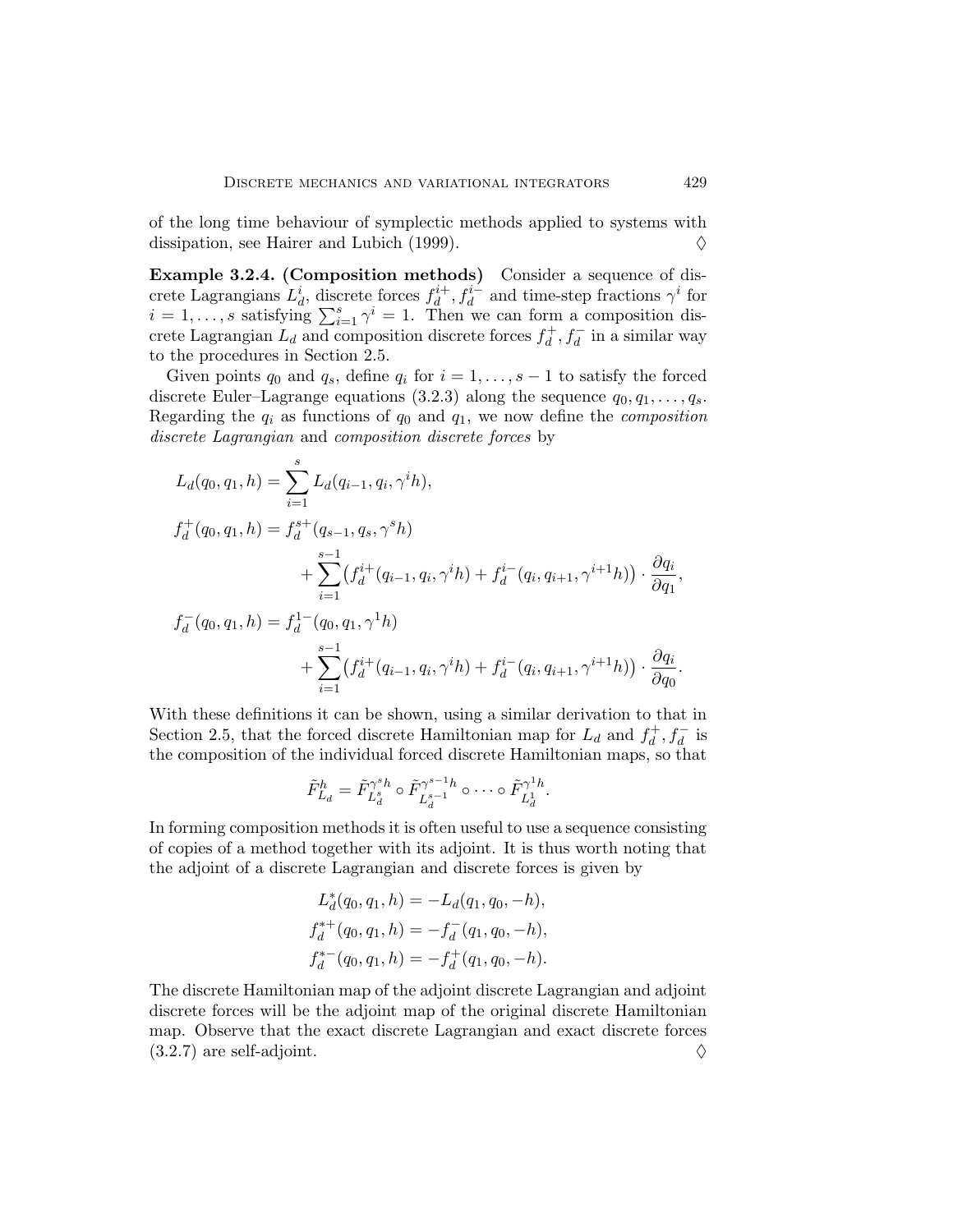of the long time behaviour of symplectic methods applied to systems with dissipation, see Hairer and Lubich (1999). ◊

**Example 3.2.4. (Composition methods)** Consider a sequence of discrete Lagrangians $L_d^i$, discrete forces $f_d^{i+}, f_d^{i-}$ and time-step fractions $\gamma^i$ for $i = 1, \ldots, s$ satisfying $\sum_{i=1}^s \gamma^i = 1$. Then we can form a composition discrete Lagrangian $L_d$ and composition discrete forces $f_d^+, f_d^-$ in a similar way to the procedures in Section 2.5.

Given points $q_0$ and $q_s$, define $q_i$ for $i = 1, \ldots, s-1$ to satisfy the forced discrete Euler–Lagrange equations (3.2.3) along the sequence $q_0, q_1, \ldots, q_s$. Regarding the $q_i$ as functions of $q_0$ and $q_1$, we now define the *composition discrete Lagrangian* and *composition discrete forces* by

$$
\begin{aligned}
L_d(q_0, q_1, h) &= \sum_{i=1}^{s} L_d(q_{i-1}, q_i, \gamma^i h), \\
f_d^+(q_0, q_1, h) &= f_d^{s+}(q_{s-1}, q_s, \gamma^s h) \\
&\qquad + \sum_{i=1}^{s-1} \big( f_d^{i+}(q_{i-1}, q_i, \gamma^i h) + f_d^{i-}(q_i, q_{i+1}, \gamma^{i+1} h) \big) \cdot \frac{\partial q_i}{\partial q_1}, \\
f_d^-(q_0, q_1, h) &= f_d^{1-}(q_0, q_1, \gamma^1 h) \\
&\qquad + \sum_{i=1}^{s-1} \big( f_d^{i+}(q_{i-1}, q_i, \gamma^i h) + f_d^{i-}(q_i, q_{i+1}, \gamma^{i+1} h) \big) \cdot \frac{\partial q_i}{\partial q_0}.
\end{aligned}
$$

With these definitions it can be shown, using a similar derivation to that in Section 2.5, that the forced discrete Hamiltonian map for $L_d$ and $f_d^+, f_d^-$ is the composition of the individual forced discrete Hamiltonian maps, so that

$$
\tilde{F}_{L_d}^h = \tilde{F}_{L_d^s}^{\gamma^s h} \circ \tilde{F}_{L_d^{s-1}}^{\gamma^{s-1} h} \circ \cdots \circ \tilde{F}_{L_d^1}^{\gamma^1 h}.
$$

In forming composition methods it is often useful to use a sequence consisting of copies of a method together with its adjoint. It is thus worth noting that the adjoint of a discrete Lagrangian and discrete forces is given by

$$
\begin{aligned}
L_d^*(q_0, q_1, h) &= -L_d(q_1, q_0, -h), \\
f_d^{*+}(q_0, q_1, h) &= -f_d^-(q_1, q_0, -h), \\
f_d^{*-}(q_0, q_1, h) &= -f_d^+(q_1, q_0, -h).
\end{aligned}
$$

The discrete Hamiltonian map of the adjoint discrete Lagrangian and adjoint discrete forces will be the adjoint map of the original discrete Hamiltonian map. Observe that the exact discrete Lagrangian and exact discrete forces (3.2.7) are self-adjoint. ◊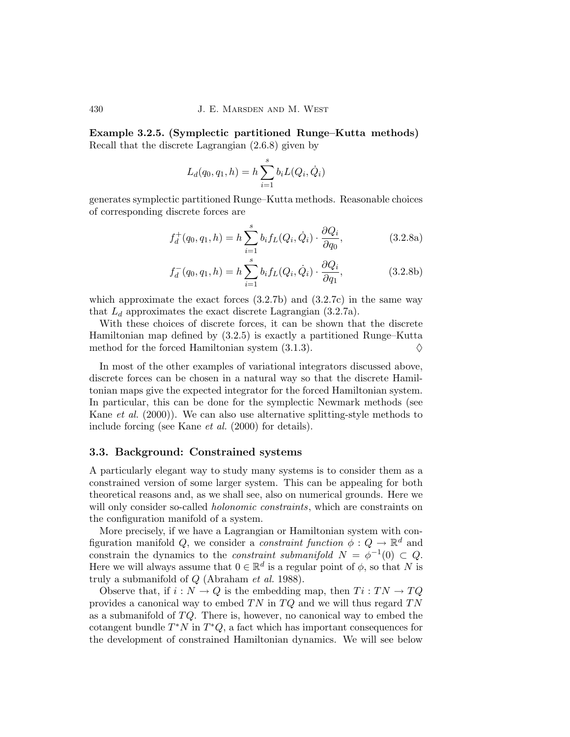**Example 3.2.5. (Symplectic partitioned Runge–Kutta methods)** Recall that the discrete Lagrangian (2.6.8) given by

$$L_d(q_0, q_1, h) = h \sum_{i=1}^{s} b_i L(Q_i, \dot{Q}_i)$$

generates symplectic partitioned Runge–Kutta methods. Reasonable choices of corresponding discrete forces are

$$f_d^+(q_0, q_1, h) = h \sum_{i=1}^{s} b_i f_L(Q_i, \dot{Q}_i) \cdot \frac{\partial Q_i}{\partial q_0}, \tag{3.2.8a}$$

$$f_d^-(q_0, q_1, h) = h \sum_{i=1}^{s} b_i f_L(Q_i, \dot{Q}_i) \cdot \frac{\partial Q_i}{\partial q_1}, \tag{3.2.8b}$$

which approximate the exact forces (3.2.7b) and (3.2.7c) in the same way that $L_d$ approximates the exact discrete Lagrangian (3.2.7a).

With these choices of discrete forces, it can be shown that the discrete Hamiltonian map defined by (3.2.5) is exactly a partitioned Runge–Kutta method for the forced Hamiltonian system (3.1.3). $\Diamond$

In most of the other examples of variational integrators discussed above, discrete forces can be chosen in a natural way so that the discrete Hamiltonian maps give the expected integrator for the forced Hamiltonian system. In particular, this can be done for the symplectic Newmark methods (see Kane *et al.* (2000)). We can also use alternative splitting-style methods to include forcing (see Kane *et al.* (2000) for details).

### 3.3. Background: Constrained systems

A particularly elegant way to study many systems is to consider them as a constrained version of some larger system. This can be appealing for both theoretical reasons and, as we shall see, also on numerical grounds. Here we will only consider so-called *holonomic constraints*, which are constraints on the configuration manifold of a system.

More precisely, if we have a Lagrangian or Hamiltonian system with configuration manifold $Q$, we consider a *constraint function* $\phi : Q \to \mathbb{R}^d$ and constrain the dynamics to the *constraint submanifold* $N = \phi^{-1}(0) \subset Q$. Here we will always assume that $0 \in \mathbb{R}^d$ is a regular point of $\phi$, so that $N$ is truly a submanifold of $Q$ (Abraham *et al.* 1988).

Observe that, if $i : N \to Q$ is the embedding map, then $Ti : TN \to TQ$ provides a canonical way to embed $TN$ in $TQ$ and we will thus regard $TN$ as a submanifold of $TQ$. There is, however, no canonical way to embed the cotangent bundle $T^*N$ in $T^*Q$, a fact which has important consequences for the development of constrained Hamiltonian dynamics. We will see below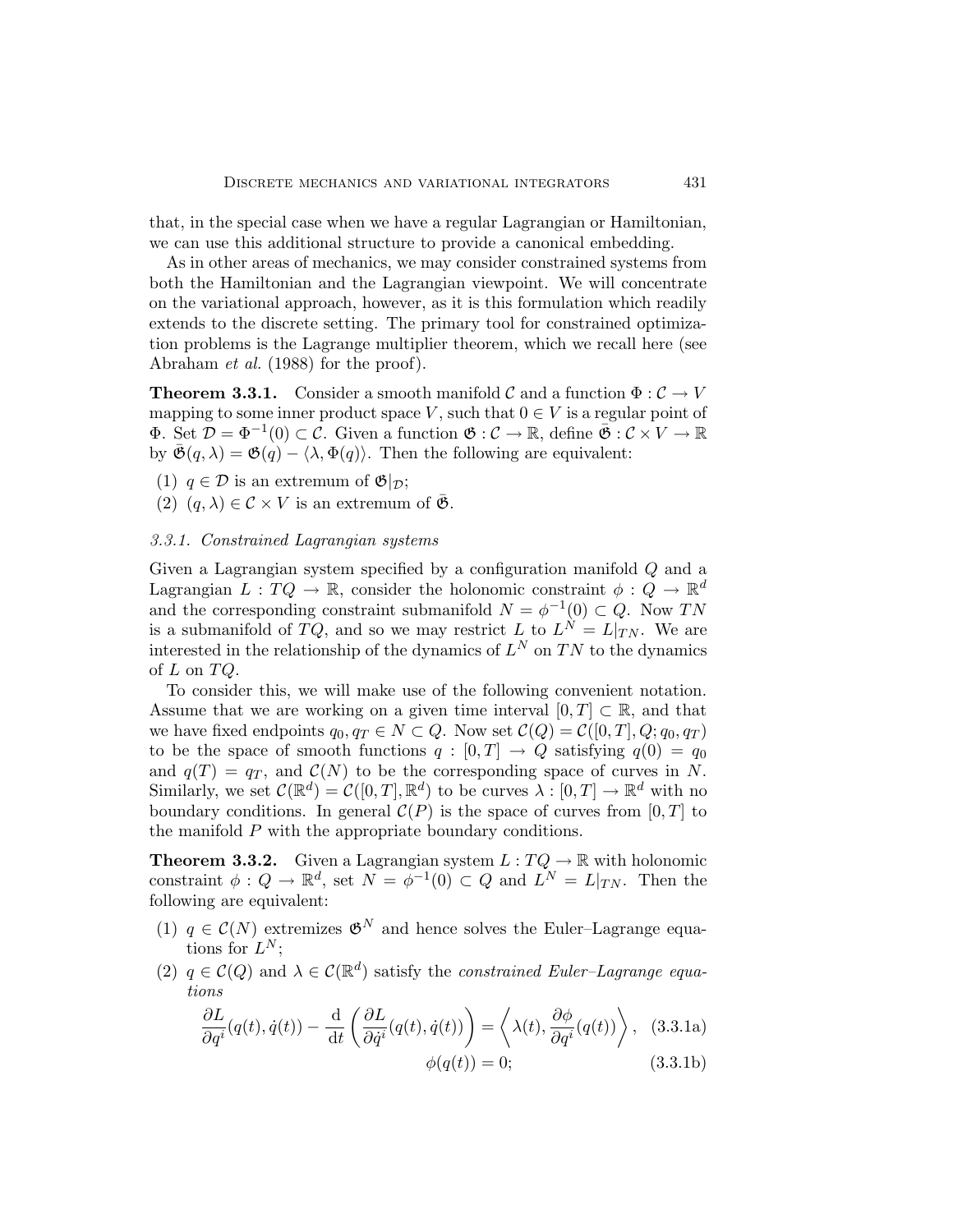that, in the special case when we have a regular Lagrangian or Hamiltonian, we can use this additional structure to provide a canonical embedding.

As in other areas of mechanics, we may consider constrained systems from both the Hamiltonian and the Lagrangian viewpoint. We will concentrate on the variational approach, however, as it is this formulation which readily extends to the discrete setting. The primary tool for constrained optimization problems is the Lagrange multiplier theorem, which we recall here (see Abraham *et al.* (1988) for the proof).

**Theorem 3.3.1.** Consider a smooth manifold $\mathcal{C}$ and a function $\Phi : \mathcal{C} \to V$ mapping to some inner product space $V$, such that $0 \in V$ is a regular point of $\Phi$. Set $\mathcal{D} = \Phi^{-1}(0) \subset \mathcal{C}$. Given a function $\mathfrak{G} : \mathcal{C} \to \mathbb{R}$, define $\bar{\mathfrak{G}} : \mathcal{C} \times V \to \mathbb{R}$ by $\bar{\mathfrak{G}}(q, \lambda) = \mathfrak{G}(q) - \langle \lambda, \Phi(q) \rangle$. Then the following are equivalent:

(1) $q \in \mathcal{D}$ is an extremum of $\mathfrak{G}|_{\mathcal{D}}$;

(2) $(q, \lambda) \in \mathcal{C} \times V$ is an extremum of $\bar{\mathfrak{G}}$.

### 3.3.1. *Constrained Lagrangian systems*

Given a Lagrangian system specified by a configuration manifold $Q$ and a Lagrangian $L : TQ \to \mathbb{R}$, consider the holonomic constraint $\phi : Q \to \mathbb{R}^d$ and the corresponding constraint submanifold $N = \phi^{-1}(0) \subset Q$. Now $TN$ is a submanifold of $TQ$, and so we may restrict $L$ to $L^N = L|_{TN}$. We are interested in the relationship of the dynamics of $L^N$ on $TN$ to the dynamics of $L$ on $TQ$.

To consider this, we will make use of the following convenient notation. Assume that we are working on a given time interval $[0, T] \subset \mathbb{R}$, and that we have fixed endpoints $q_0, q_T \in N \subset Q$. Now set $\mathcal{C}(Q) = \mathcal{C}([0, T], Q; q_0, q_T)$ to be the space of smooth functions $q : [0, T] \to Q$ satisfying $q(0) = q_0$ and $q(T) = q_T$, and $\mathcal{C}(N)$ to be the corresponding space of curves in $N$. Similarly, we set $\mathcal{C}(\mathbb{R}^d) = \mathcal{C}([0, T], \mathbb{R}^d)$ to be curves $\lambda : [0, T] \to \mathbb{R}^d$ with no boundary conditions. In general $\mathcal{C}(P)$ is the space of curves from $[0, T]$ to the manifold $P$ with the appropriate boundary conditions.

**Theorem 3.3.2.** Given a Lagrangian system $L : TQ \to \mathbb{R}$ with holonomic constraint $\phi : Q \to \mathbb{R}^d$, set $N = \phi^{-1}(0) \subset Q$ and $L^N = L|_{TN}$. Then the following are equivalent:

(1) $q \in \mathcal{C}(N)$ extremizes $\mathfrak{G}^N$ and hence solves the Euler–Lagrange equations for $L^N$;

(2) $q \in \mathcal{C}(Q)$ and $\lambda \in \mathcal{C}(\mathbb{R}^d)$ satisfy the *constrained Euler–Lagrange equations*

$$\frac{\partial L}{\partial q^i}(q(t), \dot{q}(t)) - \frac{\mathrm{d}}{\mathrm{d}t}\left(\frac{\partial L}{\partial \dot{q}^i}(q(t), \dot{q}(t))\right) = \left\langle \lambda(t), \frac{\partial \phi}{\partial q^i}(q(t)) \right\rangle, \quad (3.3.1a)$$

$$\phi(q(t)) = 0; \quad (3.3.1b)$$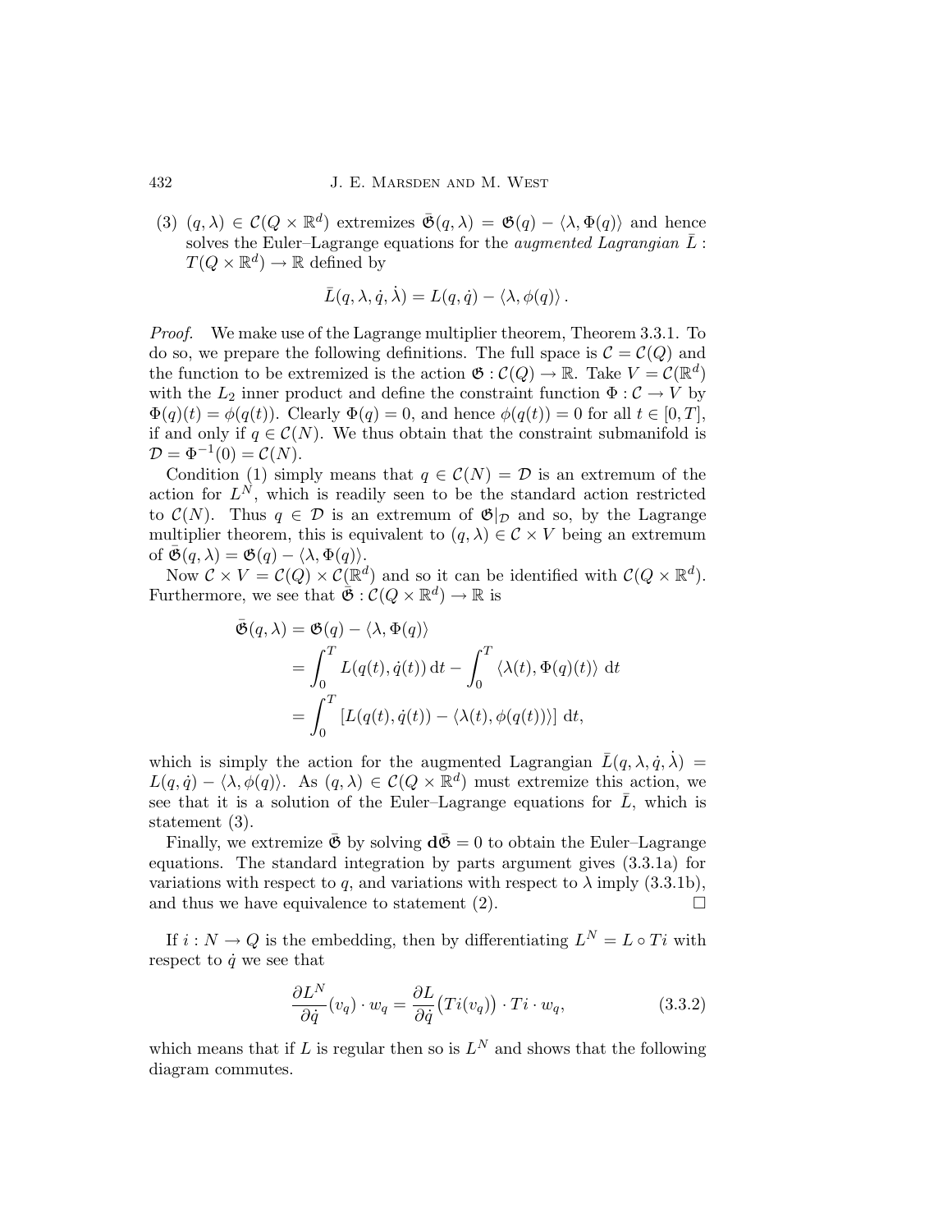(3) $(q, \lambda) \in \mathcal{C}(Q \times \mathbb{R}^d)$ extremizes $\bar{\mathfrak{G}}(q, \lambda) = \mathfrak{G}(q) - \langle \lambda, \Phi(q) \rangle$ and hence solves the Euler–Lagrange equations for the *augmented Lagrangian* $\bar{L} : T(Q \times \mathbb{R}^d) \to \mathbb{R}$ defined by

$$\bar{L}(q, \lambda, \dot{q}, \dot{\lambda}) = L(q, \dot{q}) - \langle \lambda, \phi(q) \rangle .$$

*Proof.* We make use of the Lagrange multiplier theorem, Theorem 3.3.1. To do so, we prepare the following definitions. The full space is $\mathcal{C} = \mathcal{C}(Q)$ and the function to be extremized is the action $\mathfrak{G} : \mathcal{C}(Q) \to \mathbb{R}$. Take $V = \mathcal{C}(\mathbb{R}^d)$ with the $L_2$ inner product and define the constraint function $\Phi : \mathcal{C} \to V$ by $\Phi(q)(t) = \phi(q(t))$. Clearly $\Phi(q) = 0$, and hence $\phi(q(t)) = 0$ for all $t \in [0, T]$, if and only if $q \in \mathcal{C}(N)$. We thus obtain that the constraint submanifold is $\mathcal{D} = \Phi^{-1}(0) = \mathcal{C}(N)$.

Condition (1) simply means that $q \in \mathcal{C}(N) = \mathcal{D}$ is an extremum of the action for $L^N$, which is readily seen to be the standard action restricted to $\mathcal{C}(N)$. Thus $q \in \mathcal{D}$ is an extremum of $\mathfrak{G}|_{\mathcal{D}}$ and so, by the Lagrange multiplier theorem, this is equivalent to $(q, \lambda) \in \mathcal{C} \times V$ being an extremum of $\bar{\mathfrak{G}}(q, \lambda) = \mathfrak{G}(q) - \langle \lambda, \Phi(q) \rangle$.

Now $\mathcal{C} \times V = \mathcal{C}(Q) \times \mathcal{C}(\mathbb{R}^d)$ and so it can be identified with $\mathcal{C}(Q \times \mathbb{R}^d)$. Furthermore, we see that $\bar{\mathfrak{G}} : \mathcal{C}(Q \times \mathbb{R}^d) \to \mathbb{R}$ is

$$\begin{aligned}
\bar{\mathfrak{G}}(q, \lambda) &= \mathfrak{G}(q) - \langle \lambda, \Phi(q) \rangle \\
&= \int_0^T L(q(t), \dot{q}(t)) \, \mathrm{d}t - \int_0^T \langle \lambda(t), \Phi(q)(t) \rangle \, \mathrm{d}t \\
&= \int_0^T \left[ L(q(t), \dot{q}(t)) - \langle \lambda(t), \phi(q(t)) \rangle \right] \mathrm{d}t,
\end{aligned}$$

which is simply the action for the augmented Lagrangian $\bar{L}(q, \lambda, \dot{q}, \dot{\lambda}) = L(q, \dot{q}) - \langle \lambda, \phi(q) \rangle$. As $(q, \lambda) \in \mathcal{C}(Q \times \mathbb{R}^d)$ must extremize this action, we see that it is a solution of the Euler–Lagrange equations for $\bar{L}$, which is statement (3).

Finally, we extremize $\bar{\mathfrak{G}}$ by solving $\mathbf{d}\bar{\mathfrak{G}} = 0$ to obtain the Euler–Lagrange equations. The standard integration by parts argument gives (3.3.1a) for variations with respect to $q$, and variations with respect to $\lambda$ imply (3.3.1b), and thus we have equivalence to statement (2). $\square$

If $i : N \to Q$ is the embedding, then by differentiating $L^N = L \circ Ti$ with respect to $\dot{q}$ we see that

$$\frac{\partial L^N}{\partial \dot{q}}(v_q) \cdot w_q = \frac{\partial L}{\partial \dot{q}}\big(Ti(v_q)\big) \cdot Ti \cdot w_q, \tag{3.3.2}$$

which means that if $L$ is regular then so is $L^N$ and shows that the following diagram commutes.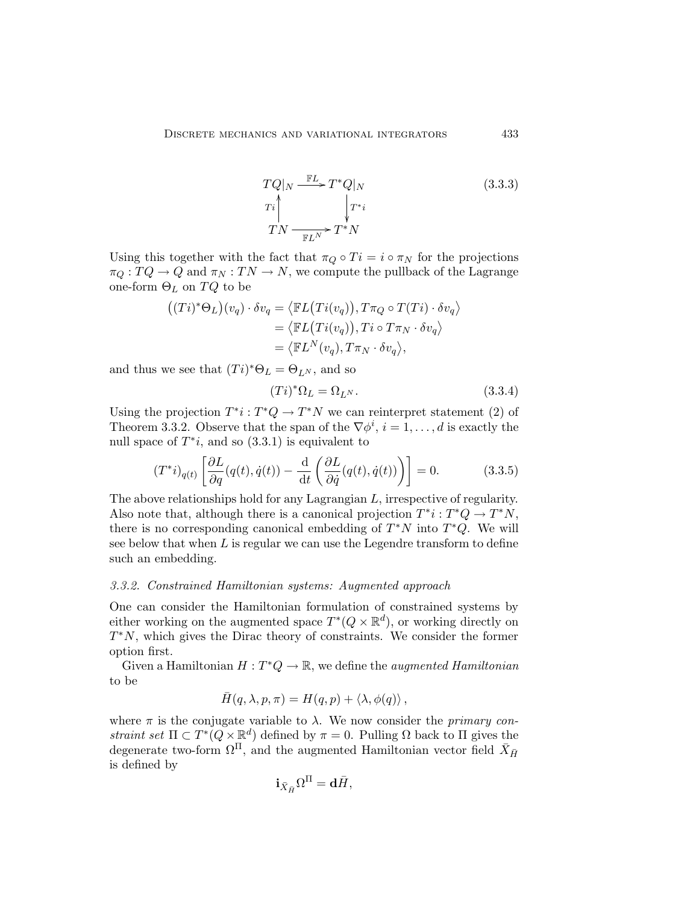$$
\begin{array}{ccc}
TQ|_N & \xrightarrow{\mathbb{F}L} & T^*Q|_N \\
{\scriptstyle Ti}\uparrow & & \downarrow{\scriptstyle T^*i} \\
TN & \xrightarrow[\mathbb{F}L^N]{} & T^*N
\end{array}
\tag{3.3.3}
$$

Using this together with the fact that $\pi_Q \circ Ti = i \circ \pi_N$ for the projections $\pi_Q : TQ \to Q$ and $\pi_N : TN \to N$, we compute the pullback of the Lagrange one-form $\Theta_L$ on $TQ$ to be

$$
\begin{aligned}
\big((Ti)^*\Theta_L\big)(v_q) \cdot \delta v_q &= \big\langle \mathbb{F}L\big(Ti(v_q)\big), T\pi_Q \circ T(Ti) \cdot \delta v_q \big\rangle \\
&= \big\langle \mathbb{F}L\big(Ti(v_q)\big), Ti \circ T\pi_N \cdot \delta v_q \big\rangle \\
&= \big\langle \mathbb{F}L^N(v_q), T\pi_N \cdot \delta v_q \big\rangle,
\end{aligned}
$$

and thus we see that $(Ti)^*\Theta_L = \Theta_{L^N}$, and so

$$
(Ti)^*\Omega_L = \Omega_{L^N}. \tag{3.3.4}
$$

Using the projection $T^*i : T^*Q \to T^*N$ we can reinterpret statement (2) of Theorem 3.3.2. Observe that the span of the $\nabla\phi^i$, $i = 1, \dots, d$ is exactly the null space of $T^*i$, and so (3.3.1) is equivalent to

$$
(T^*i)_{q(t)} \left[ \frac{\partial L}{\partial q}(q(t), \dot{q}(t)) - \frac{\mathrm{d}}{\mathrm{d}t}\left( \frac{\partial L}{\partial \dot{q}}(q(t), \dot{q}(t)) \right) \right] = 0. \tag{3.3.5}
$$

The above relationships hold for any Lagrangian $L$, irrespective of regularity. Also note that, although there is a canonical projection $T^*i : T^*Q \to T^*N$, there is no corresponding canonical embedding of $T^*N$ into $T^*Q$. We will see below that when $L$ is regular we can use the Legendre transform to define such an embedding.

### *3.3.2. Constrained Hamiltonian systems: Augmented approach*

One can consider the Hamiltonian formulation of constrained systems by either working on the augmented space $T^*(Q \times \mathbb{R}^d)$, or working directly on $T^*N$, which gives the Dirac theory of constraints. We consider the former option first.

Given a Hamiltonian $H : T^*Q \to \mathbb{R}$, we define the *augmented Hamiltonian* to be

$$
\bar{H}(q, \lambda, p, \pi) = H(q, p) + \langle \lambda, \phi(q) \rangle,
$$

where $\pi$ is the conjugate variable to $\lambda$. We now consider the *primary constraint set* $\Pi \subset T^*(Q \times \mathbb{R}^d)$ defined by $\pi = 0$. Pulling $\Omega$ back to $\Pi$ gives the degenerate two-form $\Omega^\Pi$, and the augmented Hamiltonian vector field $\bar{X}_{\bar{H}}$ is defined by

$$
\mathbf{i}_{\bar{X}_{\bar{H}}} \Omega^\Pi = \mathbf{d}\bar{H},
$$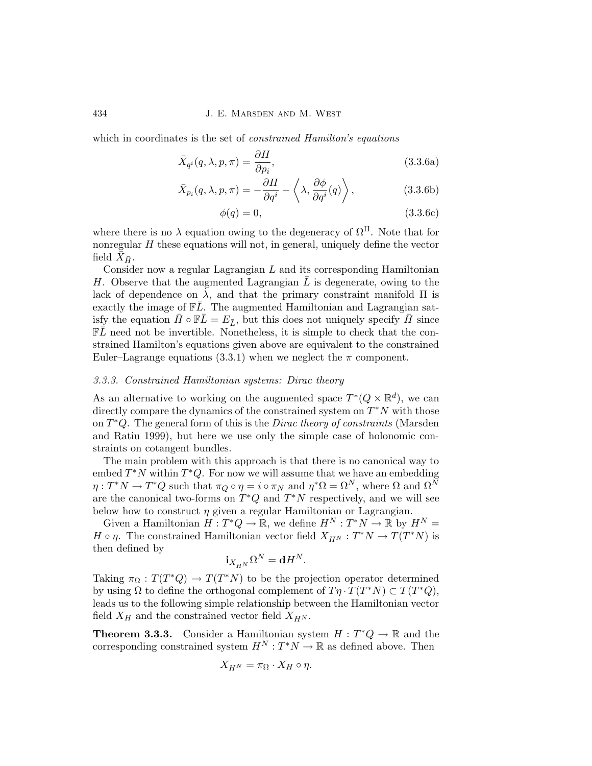which in coordinates is the set of *constrained Hamilton's equations*

$$\bar{X}_{q^i}(q, \lambda, p, \pi) = \frac{\partial H}{\partial p_i}, \tag{3.3.6a}$$

$$\bar{X}_{p_i}(q, \lambda, p, \pi) = -\frac{\partial H}{\partial q^i} - \left\langle \lambda, \frac{\partial \phi}{\partial q^i}(q) \right\rangle, \tag{3.3.6b}$$

$$\phi(q) = 0, \tag{3.3.6c}$$

where there is no $\lambda$ equation owing to the degeneracy of $\Omega^\Pi$. Note that for nonregular $H$ these equations will not, in general, uniquely define the vector field $\bar{X}_{\bar{H}}$.

Consider now a regular Lagrangian $L$ and its corresponding Hamiltonian $H$. Observe that the augmented Lagrangian $\bar{L}$ is degenerate, owing to the lack of dependence on $\dot{\lambda}$, and that the primary constraint manifold $\Pi$ is exactly the image of $\mathbb{F}\bar{L}$. The augmented Hamiltonian and Lagrangian satisfy the equation $\bar{H} \circ \mathbb{F}\bar{L} = E_{\bar{L}}$, but this does not uniquely specify $\bar{H}$ since $\mathbb{F}\bar{L}$ need not be invertible. Nonetheless, it is simple to check that the constrained Hamilton's equations given above are equivalent to the constrained Euler–Lagrange equations (3.3.1) when we neglect the $\pi$ component.

### *3.3.3. Constrained Hamiltonian systems: Dirac theory*

As an alternative to working on the augmented space $T^*(Q \times \mathbb{R}^d)$, we can directly compare the dynamics of the constrained system on $T^*N$ with those on $T^*Q$. The general form of this is the *Dirac theory of constraints* (Marsden and Ratiu 1999), but here we use only the simple case of holonomic constraints on cotangent bundles.

The main problem with this approach is that there is no canonical way to embed $T^*N$ within $T^*Q$. For now we will assume that we have an embedding $\eta : T^*N \to T^*Q$ such that $\pi_Q \circ \eta = i \circ \pi_N$ and $\eta^*\Omega = \Omega^N$, where $\Omega$ and $\Omega^N$ are the canonical two-forms on $T^*Q$ and $T^*N$ respectively, and we will see below how to construct $\eta$ given a regular Hamiltonian or Lagrangian.

Given a Hamiltonian $H : T^*Q \to \mathbb{R}$, we define $H^N : T^*N \to \mathbb{R}$ by $H^N = H \circ \eta$. The constrained Hamiltonian vector field $X_{H^N} : T^*N \to T(T^*N)$ is then defined by

$$\mathbf{i}_{X_{H^N}} \Omega^N = \mathbf{d}H^N.$$

Taking $\pi_\Omega : T(T^*Q) \to T(T^*N)$ to be the projection operator determined by using $\Omega$ to define the orthogonal complement of $T\eta \cdot T(T^*N) \subset T(T^*Q)$, leads us to the following simple relationship between the Hamiltonian vector field $X_H$ and the constrained vector field $X_{H^N}$.

**Theorem 3.3.3.** Consider a Hamiltonian system $H : T^*Q \to \mathbb{R}$ and the corresponding constrained system $H^N : T^*N \to \mathbb{R}$ as defined above. Then

$$X_{H^N} = \pi_\Omega \cdot X_H \circ \eta.$$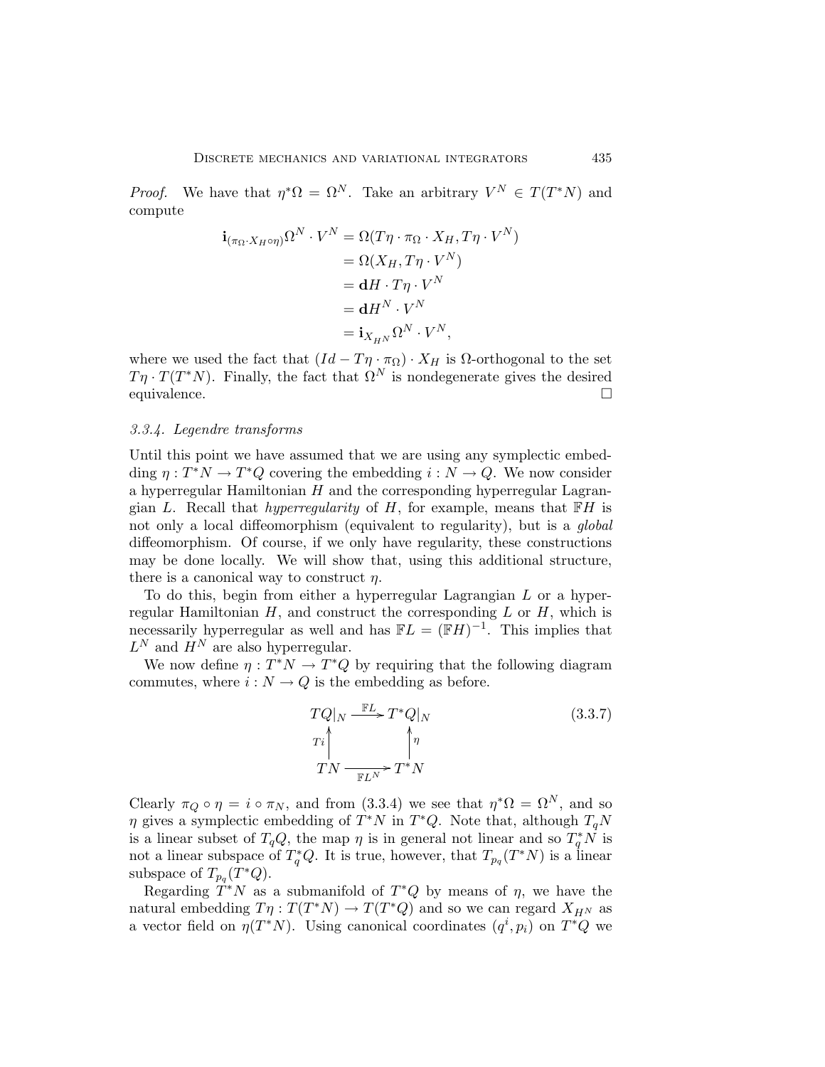*Proof.* We have that $\eta^*\Omega = \Omega^N$. Take an arbitrary $V^N \in T(T^*N)$ and compute

$$
\begin{aligned}
\mathbf{i}_{(\pi_\Omega \cdot X_H \circ \eta)}\Omega^N \cdot V^N &= \Omega(T\eta \cdot \pi_\Omega \cdot X_H, T\eta \cdot V^N) \\
&= \Omega(X_H, T\eta \cdot V^N) \\
&= \mathbf{d}H \cdot T\eta \cdot V^N \\
&= \mathbf{d}H^N \cdot V^N \\
&= \mathbf{i}_{X_{H^N}}\Omega^N \cdot V^N,
\end{aligned}
$$

where we used the fact that $(Id - T\eta \cdot \pi_\Omega) \cdot X_H$ is $\Omega$-orthogonal to the set $T\eta \cdot T(T^*N)$. Finally, the fact that $\Omega^N$ is nondegenerate gives the desired equivalence. □

*3.3.4. Legendre transforms*

Until this point we have assumed that we are using any symplectic embedding $\eta : T^*N \to T^*Q$ covering the embedding $i : N \to Q$. We now consider a hyperregular Hamiltonian $H$ and the corresponding hyperregular Lagrangian $L$. Recall that *hyperregularity* of $H$, for example, means that $\mathbb{F}H$ is not only a local diffeomorphism (equivalent to regularity), but is a *global* diffeomorphism. Of course, if we only have regularity, these constructions may be done locally. We will show that, using this additional structure, there is a canonical way to construct $\eta$.

To do this, begin from either a hyperregular Lagrangian $L$ or a hyperregular Hamiltonian $H$, and construct the corresponding $L$ or $H$, which is necessarily hyperregular as well and has $\mathbb{F}L = (\mathbb{F}H)^{-1}$. This implies that $L^N$ and $H^N$ are also hyperregular.

We now define $\eta : T^*N \to T^*Q$ by requiring that the following diagram commutes, where $i : N \to Q$ is the embedding as before.

$$
\begin{array}{ccc}
TQ|_N & \xrightarrow{\mathbb{F}L} & T^*Q|_N \\
{\scriptstyle Ti}\uparrow & & \uparrow{\scriptstyle \eta} \\
TN & \xrightarrow[\mathbb{F}L^N]{} & T^*N
\end{array}
\tag{3.3.7}
$$

Clearly $\pi_Q \circ \eta = i \circ \pi_N$, and from (3.3.4) we see that $\eta^*\Omega = \Omega^N$, and so $\eta$ gives a symplectic embedding of $T^*N$ in $T^*Q$. Note that, although $T_qN$ is a linear subset of $T_qQ$, the map $\eta$ is in general not linear and so $T_q^*N$ is not a linear subspace of $T_q^*Q$. It is true, however, that $T_{p_q}(T^*N)$ is a linear subspace of $T_{p_q}(T^*Q)$.

Regarding $T^*N$ as a submanifold of $T^*Q$ by means of $\eta$, we have the natural embedding $T\eta : T(T^*N) \to T(T^*Q)$ and so we can regard $X_{H^N}$ as a vector field on $\eta(T^*N)$. Using canonical coordinates $(q^i, p_i)$ on $T^*Q$ we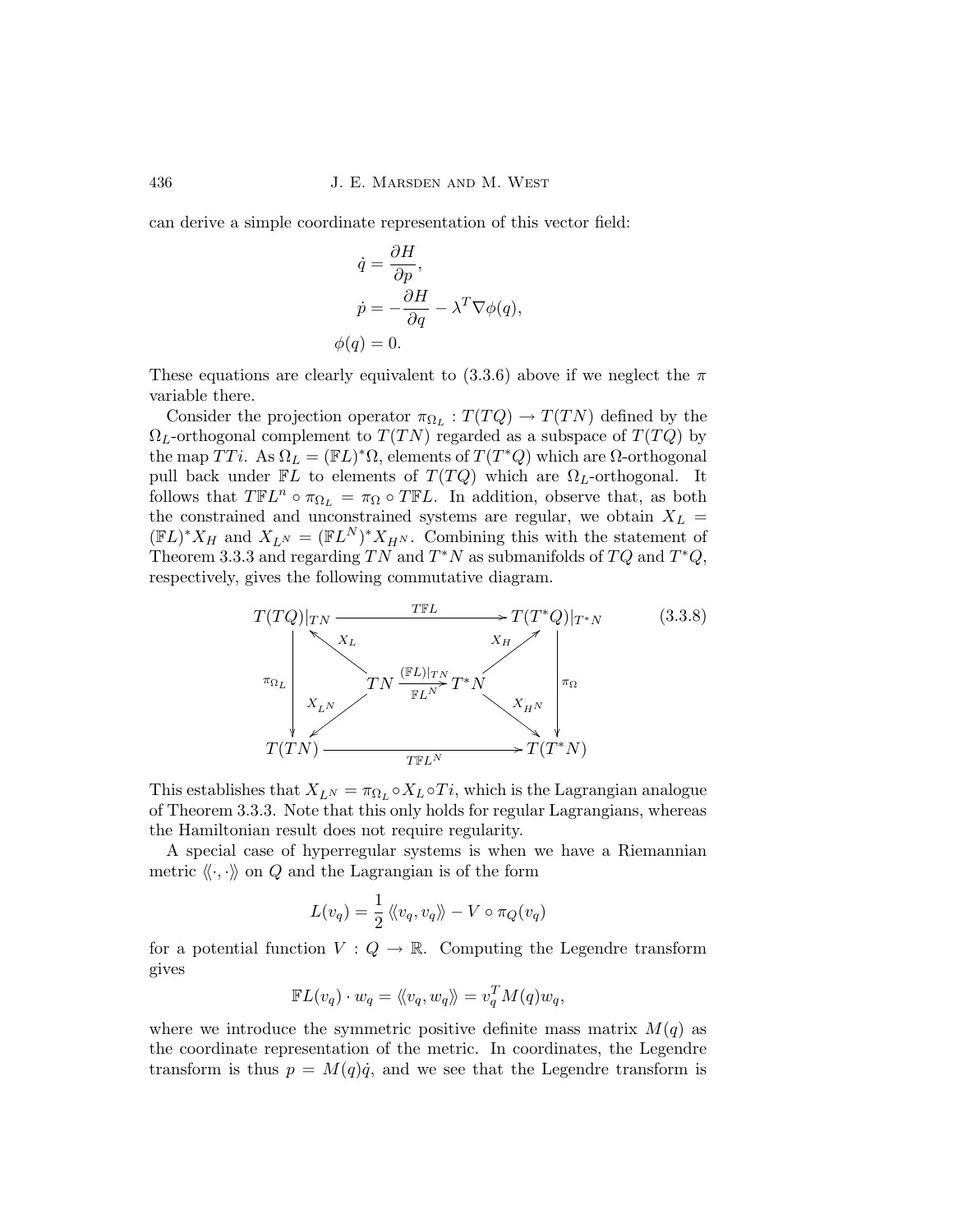can derive a simple coordinate representation of this vector field:

$$
\begin{aligned}
\dot{q} &= \frac{\partial H}{\partial p}, \\
\dot{p} &= -\frac{\partial H}{\partial q} - \lambda^T \nabla \phi(q), \\
\phi(q) &= 0.
\end{aligned}
$$

These equations are clearly equivalent to (3.3.6) above if we neglect the $\pi$ variable there.

Consider the projection operator $\pi_{\Omega_L} : T(TQ) \to T(TN)$ defined by the $\Omega_L$-orthogonal complement to $T(TN)$ regarded as a subspace of $T(TQ)$ by the map $TTi$. As $\Omega_L = (\mathbb{F}L)^*\Omega$, elements of $T(T^*Q)$ which are $\Omega$-orthogonal pull back under $\mathbb{F}L$ to elements of $T(TQ)$ which are $\Omega_L$-orthogonal. It follows that $T\mathbb{F}L^n \circ \pi_{\Omega_L} = \pi_\Omega \circ T\mathbb{F}L$. In addition, observe that, as both the constrained and unconstrained systems are regular, we obtain $X_L = (\mathbb{F}L)^* X_H$ and $X_{L^N} = (\mathbb{F}L^N)^* X_{H^N}$. Combining this with the statement of Theorem 3.3.3 and regarding $TN$ and $T^*N$ as submanifolds of $TQ$ and $T^*Q$, respectively, gives the following commutative diagram.

$$
\begin{array}{ccccc}
T(TQ)|_{TN} & & \xrightarrow{\quad T\mathbb{F}L \quad} & & T(T^*Q)|_{T^*N} \\
 & \nwarrow^{X_L} & & \nearrow^{X_H} & \\
\Big\downarrow \pi_{\Omega_L} & & TN \xrightarrow[\mathbb{F}L^N]{(\mathbb{F}L)|_{TN}} T^*N & & \Big\downarrow \pi_\Omega \\
 & \swarrow_{X_{L^N}} & & \searrow_{X_{H^N}} & \\
T(TN) & & \xrightarrow[\quad T\mathbb{F}L^N \quad]{} & & T(T^*N)
\end{array}
\qquad (3.3.8)
$$

This establishes that $X_{L^N} = \pi_{\Omega_L} \circ X_L \circ Ti$, which is the Lagrangian analogue of Theorem 3.3.3. Note that this only holds for regular Lagrangians, whereas the Hamiltonian result does not require regularity.

A special case of hyperregular systems is when we have a Riemannian metric $\langle\!\langle \cdot, \cdot \rangle\!\rangle$ on $Q$ and the Lagrangian is of the form

$$
L(v_q) = \frac{1}{2} \langle\!\langle v_q, v_q \rangle\!\rangle - V \circ \pi_Q(v_q)
$$

for a potential function $V : Q \to \mathbb{R}$. Computing the Legendre transform gives

$$
\mathbb{F}L(v_q) \cdot w_q = \langle\!\langle v_q, w_q \rangle\!\rangle = v_q^T M(q) w_q,
$$

where we introduce the symmetric positive definite mass matrix $M(q)$ as the coordinate representation of the metric. In coordinates, the Legendre transform is thus $p = M(q)\dot{q}$, and we see that the Legendre transform is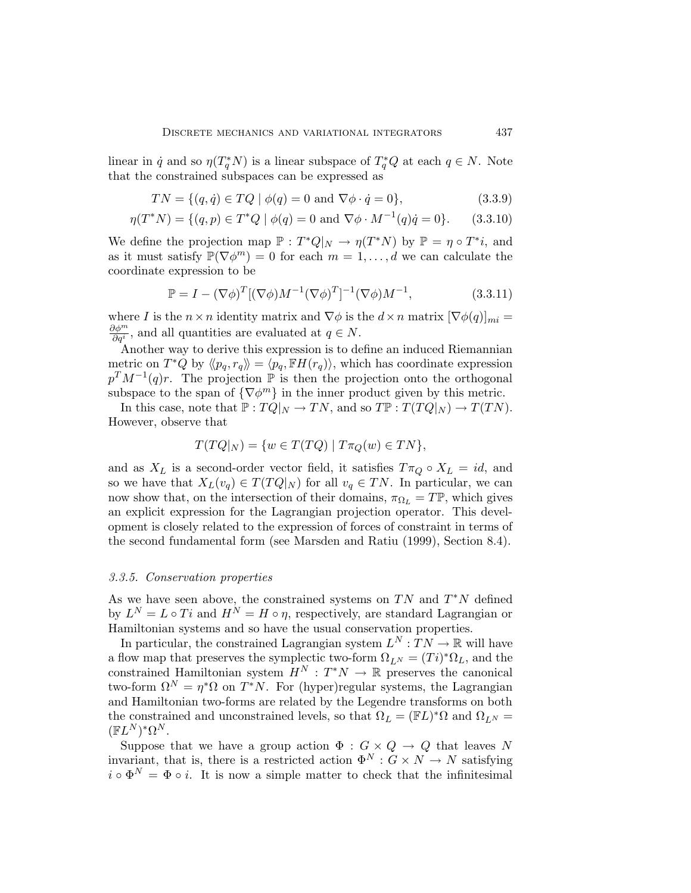linear in $\dot{q}$ and so $\eta(T_q^*N)$ is a linear subspace of $T_q^*Q$ at each $q \in N$. Note that the constrained subspaces can be expressed as

$$TN = \{(q, \dot{q}) \in TQ \mid \phi(q) = 0 \text{ and } \nabla\phi \cdot \dot{q} = 0\}, \tag{3.3.9}$$

$$\eta(T^*N) = \{(q, p) \in T^*Q \mid \phi(q) = 0 \text{ and } \nabla\phi \cdot M^{-1}(q)\dot{q} = 0\}. \tag{3.3.10}$$

We define the projection map $\mathbb{P} : T^*Q|_N \to \eta(T^*N)$ by $\mathbb{P} = \eta \circ T^*i$, and as it must satisfy $\mathbb{P}(\nabla\phi^m) = 0$ for each $m = 1, \ldots, d$ we can calculate the coordinate expression to be

$$\mathbb{P} = I - (\nabla\phi)^T[(\nabla\phi)M^{-1}(\nabla\phi)^T]^{-1}(\nabla\phi)M^{-1}, \tag{3.3.11}$$

where $I$ is the $n \times n$ identity matrix and $\nabla\phi$ is the $d \times n$ matrix $[\nabla\phi(q)]_{mi} = \frac{\partial\phi^m}{\partial q^i}$, and all quantities are evaluated at $q \in N$.

Another way to derive this expression is to define an induced Riemannian metric on $T^*Q$ by $\langle\langle p_q, r_q\rangle\rangle = \langle p_q, \mathbb{F}H(r_q)\rangle$, which has coordinate expression $p^T M^{-1}(q) r$. The projection $\mathbb{P}$ is then the projection onto the orthogonal subspace to the span of $\{\nabla\phi^m\}$ in the inner product given by this metric.

In this case, note that $\mathbb{P} : TQ|_N \to TN$, and so $T\mathbb{P} : T(TQ|_N) \to T(TN)$. However, observe that

$$T(TQ|_N) = \{w \in T(TQ) \mid T\pi_Q(w) \in TN\},$$

and as $X_L$ is a second-order vector field, it satisfies $T\pi_Q \circ X_L = id$, and so we have that $X_L(v_q) \in T(TQ|_N)$ for all $v_q \in TN$. In particular, we can now show that, on the intersection of their domains, $\pi_{\Omega_L} = T\mathbb{P}$, which gives an explicit expression for the Lagrangian projection operator. This development is closely related to the expression of forces of constraint in terms of the second fundamental form (see Marsden and Ratiu (1999), Section 8.4).

### 3.3.5. *Conservation properties*

As we have seen above, the constrained systems on $TN$ and $T^*N$ defined by $L^N = L \circ Ti$ and $H^N = H \circ \eta$, respectively, are standard Lagrangian or Hamiltonian systems and so have the usual conservation properties.

In particular, the constrained Lagrangian system $L^N : TN \to \mathbb{R}$ will have a flow map that preserves the symplectic two-form $\Omega_{L^N} = (Ti)^*\Omega_L$, and the constrained Hamiltonian system $H^N : T^*N \to \mathbb{R}$ preserves the canonical two-form $\Omega^N = \eta^*\Omega$ on $T^*N$. For (hyper)regular systems, the Lagrangian and Hamiltonian two-forms are related by the Legendre transforms on both the constrained and unconstrained levels, so that $\Omega_L = (\mathbb{F}L)^*\Omega$ and $\Omega_{L^N} = (\mathbb{F}L^N)^*\Omega^N$.

Suppose that we have a group action $\Phi : G \times Q \to Q$ that leaves $N$ invariant, that is, there is a restricted action $\Phi^N : G \times N \to N$ satisfying $i \circ \Phi^N = \Phi \circ i$. It is now a simple matter to check that the infinitesimal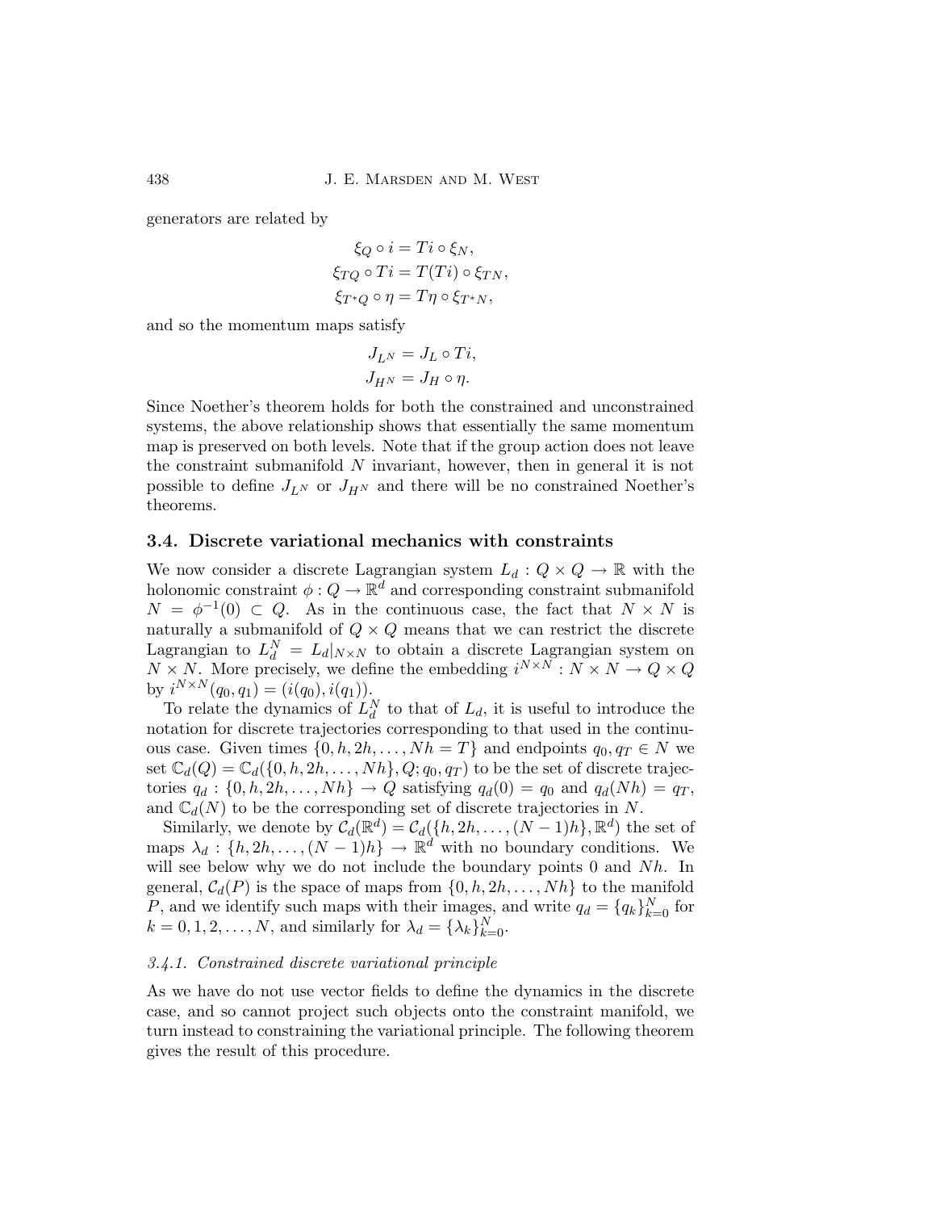generators are related by

$$\xi_Q \circ i = Ti \circ \xi_N,$$
$$\xi_{TQ} \circ Ti = T(Ti) \circ \xi_{TN},$$
$$\xi_{T^*Q} \circ \eta = T\eta \circ \xi_{T^*N},$$

and so the momentum maps satisfy

$$J_{L^N} = J_L \circ Ti,$$
$$J_{H^N} = J_H \circ \eta.$$

Since Noether's theorem holds for both the constrained and unconstrained systems, the above relationship shows that essentially the same momentum map is preserved on both levels. Note that if the group action does not leave the constraint submanifold $N$ invariant, however, then in general it is not possible to define $J_{L^N}$ or $J_{H^N}$ and there will be no constrained Noether's theorems.

## 3.4. Discrete variational mechanics with constraints

We now consider a discrete Lagrangian system $L_d : Q \times Q \to \mathbb{R}$ with the holonomic constraint $\phi : Q \to \mathbb{R}^d$ and corresponding constraint submanifold $N = \phi^{-1}(0) \subset Q$. As in the continuous case, the fact that $N \times N$ is naturally a submanifold of $Q \times Q$ means that we can restrict the discrete Lagrangian to $L_d^N = L_d|_{N \times N}$ to obtain a discrete Lagrangian system on $N \times N$. More precisely, we define the embedding $i^{N \times N} : N \times N \to Q \times Q$ by $i^{N \times N}(q_0, q_1) = (i(q_0), i(q_1))$.

To relate the dynamics of $L_d^N$ to that of $L_d$, it is useful to introduce the notation for discrete trajectories corresponding to that used in the continuous case. Given times $\{0, h, 2h, \ldots, Nh = T\}$ and endpoints $q_0, q_T \in N$ we set $\mathbb{C}_d(Q) = \mathbb{C}_d(\{0, h, 2h, \ldots, Nh\}, Q; q_0, q_T)$ to be the set of discrete trajectories $q_d : \{0, h, 2h, \ldots, Nh\} \to Q$ satisfying $q_d(0) = q_0$ and $q_d(Nh) = q_T$, and $\mathbb{C}_d(N)$ to be the corresponding set of discrete trajectories in $N$.

Similarly, we denote by $\mathcal{C}_d(\mathbb{R}^d) = \mathcal{C}_d(\{h, 2h, \ldots, (N-1)h\}, \mathbb{R}^d)$ the set of maps $\lambda_d : \{h, 2h, \ldots, (N-1)h\} \to \mathbb{R}^d$ with no boundary conditions. We will see below why we do not include the boundary points $0$ and $Nh$. In general, $\mathcal{C}_d(P)$ is the space of maps from $\{0, h, 2h, \ldots, Nh\}$ to the manifold $P$, and we identify such maps with their images, and write $q_d = \{q_k\}_{k=0}^N$ for $k = 0, 1, 2, \ldots, N$, and similarly for $\lambda_d = \{\lambda_k\}_{k=0}^N$.

### *3.4.1. Constrained discrete variational principle*

As we have do not use vector fields to define the dynamics in the discrete case, and so cannot project such objects onto the constraint manifold, we turn instead to constraining the variational principle. The following theorem gives the result of this procedure.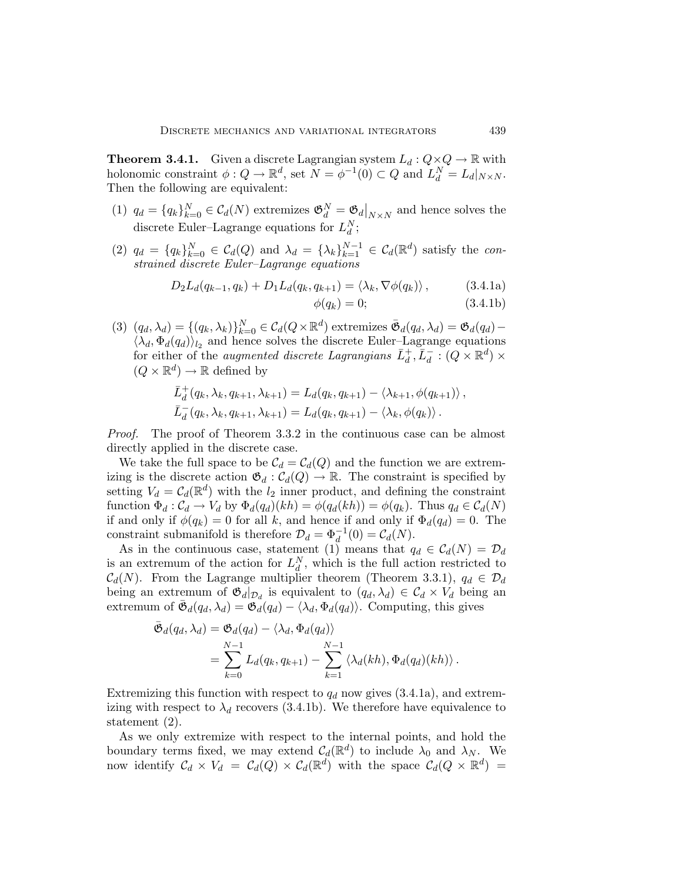**Theorem 3.4.1.** Given a discrete Lagrangian system $L_d : Q \times Q \to \mathbb{R}$ with holonomic constraint $\phi : Q \to \mathbb{R}^d$, set $N = \phi^{-1}(0) \subset Q$ and $L_d^N = L_d|_{N \times N}$. Then the following are equivalent:

(1) $q_d = \{q_k\}_{k=0}^N \in \mathcal{C}_d(N)$ extremizes $\mathfrak{G}_d^N = \mathfrak{G}_d\big|_{N \times N}$ and hence solves the discrete Euler–Lagrange equations for $L_d^N$;

(2) $q_d = \{q_k\}_{k=0}^N \in \mathcal{C}_d(Q)$ and $\lambda_d = \{\lambda_k\}_{k=1}^{N-1} \in \mathcal{C}_d(\mathbb{R}^d)$ satisfy the *constrained discrete Euler–Lagrange equations*

$$D_2 L_d(q_{k-1}, q_k) + D_1 L_d(q_k, q_{k+1}) = \langle \lambda_k, \nabla \phi(q_k) \rangle \,, \tag{3.4.1a}$$

$$\phi(q_k) = 0; \tag{3.4.1b}$$

(3) $(q_d, \lambda_d) = \{(q_k, \lambda_k)\}_{k=0}^N \in \mathcal{C}_d(Q \times \mathbb{R}^d)$ extremizes $\bar{\mathfrak{G}}_d(q_d, \lambda_d) = \mathfrak{G}_d(q_d) - \langle \lambda_d, \Phi_d(q_d) \rangle_{l_2}$ and hence solves the discrete Euler–Lagrange equations for either of the *augmented discrete Lagrangians* $\bar{L}_d^+, \bar{L}_d^- : (Q \times \mathbb{R}^d) \times (Q \times \mathbb{R}^d) \to \mathbb{R}$ defined by

$$\bar{L}_d^+(q_k, \lambda_k, q_{k+1}, \lambda_{k+1}) = L_d(q_k, q_{k+1}) - \langle \lambda_{k+1}, \phi(q_{k+1}) \rangle \,,$$
$$\bar{L}_d^-(q_k, \lambda_k, q_{k+1}, \lambda_{k+1}) = L_d(q_k, q_{k+1}) - \langle \lambda_k, \phi(q_k) \rangle \,.$$

*Proof.* The proof of Theorem 3.3.2 in the continuous case can be almost directly applied in the discrete case.

We take the full space to be $\mathcal{C}_d = \mathcal{C}_d(Q)$ and the function we are extremizing is the discrete action $\mathfrak{G}_d : \mathcal{C}_d(Q) \to \mathbb{R}$. The constraint is specified by setting $V_d = \mathcal{C}_d(\mathbb{R}^d)$ with the $l_2$ inner product, and defining the constraint function $\Phi_d : \mathcal{C}_d \to V_d$ by $\Phi_d(q_d)(kh) = \phi(q_d(kh)) = \phi(q_k)$. Thus $q_d \in \mathcal{C}_d(N)$ if and only if $\phi(q_k) = 0$ for all $k$, and hence if and only if $\Phi_d(q_d) = 0$. The constraint submanifold is therefore $\mathcal{D}_d = \Phi_d^{-1}(0) = \mathcal{C}_d(N)$.

As in the continuous case, statement (1) means that $q_d \in \mathcal{C}_d(N) = \mathcal{D}_d$ is an extremum of the action for $L_d^N$, which is the full action restricted to $\mathcal{C}_d(N)$. From the Lagrange multiplier theorem (Theorem 3.3.1), $q_d \in \mathcal{D}_d$ being an extremum of $\mathfrak{G}_d|_{\mathcal{D}_d}$ is equivalent to $(q_d, \lambda_d) \in \mathcal{C}_d \times V_d$ being an extremum of $\bar{\mathfrak{G}}_d(q_d, \lambda_d) = \mathfrak{G}_d(q_d) - \langle \lambda_d, \Phi_d(q_d) \rangle$. Computing, this gives

$$\begin{aligned}
\bar{\mathfrak{G}}_d(q_d, \lambda_d) &= \mathfrak{G}_d(q_d) - \langle \lambda_d, \Phi_d(q_d) \rangle \\
&= \sum_{k=0}^{N-1} L_d(q_k, q_{k+1}) - \sum_{k=1}^{N-1} \langle \lambda_d(kh), \Phi_d(q_d)(kh) \rangle \,.
\end{aligned}$$

Extremizing this function with respect to $q_d$ now gives (3.4.1a), and extremizing with respect to $\lambda_d$ recovers (3.4.1b). We therefore have equivalence to statement (2).

As we only extremize with respect to the internal points, and hold the boundary terms fixed, we may extend $\mathcal{C}_d(\mathbb{R}^d)$ to include $\lambda_0$ and $\lambda_N$. We now identify $\mathcal{C}_d \times V_d = \mathcal{C}_d(Q) \times \mathcal{C}_d(\mathbb{R}^d)$ with the space $\mathcal{C}_d(Q \times \mathbb{R}^d) =$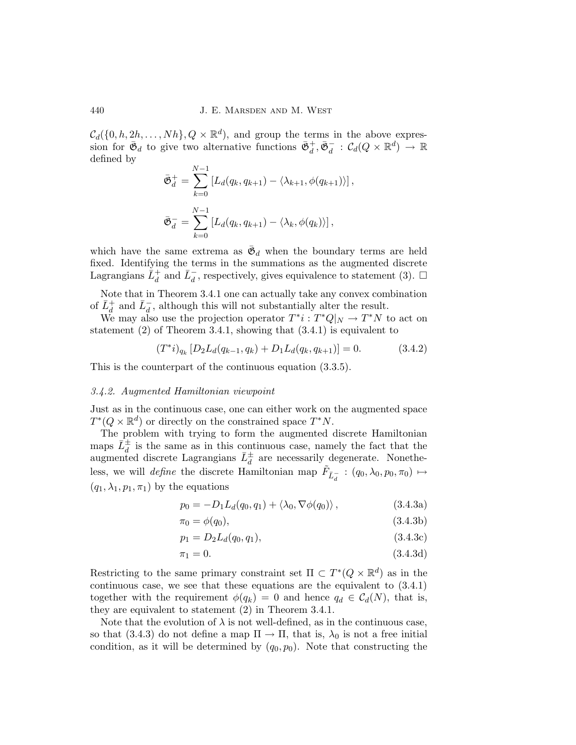$\mathcal{C}_d(\{0, h, 2h, \ldots, Nh\}, Q \times \mathbb{R}^d)$, and group the terms in the above expression for $\bar{\mathfrak{G}}_d$ to give two alternative functions $\bar{\mathfrak{G}}_d^+, \bar{\mathfrak{G}}_d^- : \mathcal{C}_d(Q \times \mathbb{R}^d) \to \mathbb{R}$ defined by

$$\bar{\mathfrak{G}}_d^+ = \sum_{k=0}^{N-1} \left[ L_d(q_k, q_{k+1}) - \langle \lambda_{k+1}, \phi(q_{k+1}) \rangle \right],$$

$$\bar{\mathfrak{G}}_d^- = \sum_{k=0}^{N-1} \left[ L_d(q_k, q_{k+1}) - \langle \lambda_k, \phi(q_k) \rangle \right],$$

which have the same extrema as $\bar{\mathfrak{G}}_d$ when the boundary terms are held fixed. Identifying the terms in the summations as the augmented discrete Lagrangians $\bar{L}_d^+$ and $\bar{L}_d^-$, respectively, gives equivalence to statement (3). □

Note that in Theorem 3.4.1 one can actually take any convex combination of $\bar{L}_d^+$ and $\bar{L}_d^-$, although this will not substantially alter the result.

We may also use the projection operator $T^*i : T^*Q|_N \to T^*N$ to act on statement (2) of Theorem 3.4.1, showing that (3.4.1) is equivalent to

$$(T^*i)_{q_k} \left[ D_2 L_d(q_{k-1}, q_k) + D_1 L_d(q_k, q_{k+1}) \right] = 0. \tag{3.4.2}$$

This is the counterpart of the continuous equation (3.3.5).

### 3.4.2. Augmented Hamiltonian viewpoint

Just as in the continuous case, one can either work on the augmented space $T^*(Q \times \mathbb{R}^d)$ or directly on the constrained space $T^*N$.

The problem with trying to form the augmented discrete Hamiltonian maps $\bar{L}_d^{\pm}$ is the same as in this continuous case, namely the fact that the augmented discrete Lagrangians $\bar{L}_d^{\pm}$ are necessarily degenerate. Nonetheless, we will *define* the discrete Hamiltonian map $\tilde{F}_{\bar{L}_d^-} : (q_0, \lambda_0, p_0, \pi_0) \mapsto (q_1, \lambda_1, p_1, \pi_1)$ by the equations

$$p_0 = -D_1 L_d(q_0, q_1) + \langle \lambda_0, \nabla \phi(q_0) \rangle, \tag{3.4.3a}$$

$$\pi_0 = \phi(q_0), \tag{3.4.3b}$$

$$p_1 = D_2 L_d(q_0, q_1), \tag{3.4.3c}$$

$$\pi_1 = 0. \tag{3.4.3d}$$

Restricting to the same primary constraint set $\Pi \subset T^*(Q \times \mathbb{R}^d)$ as in the continuous case, we see that these equations are the equivalent to (3.4.1) together with the requirement $\phi(q_k) = 0$ and hence $q_d \in \mathcal{C}_d(N)$, that is, they are equivalent to statement (2) in Theorem 3.4.1.

Note that the evolution of $\lambda$ is not well-defined, as in the continuous case, so that (3.4.3) do not define a map $\Pi \to \Pi$, that is, $\lambda_0$ is not a free initial condition, as it will be determined by $(q_0, p_0)$. Note that constructing the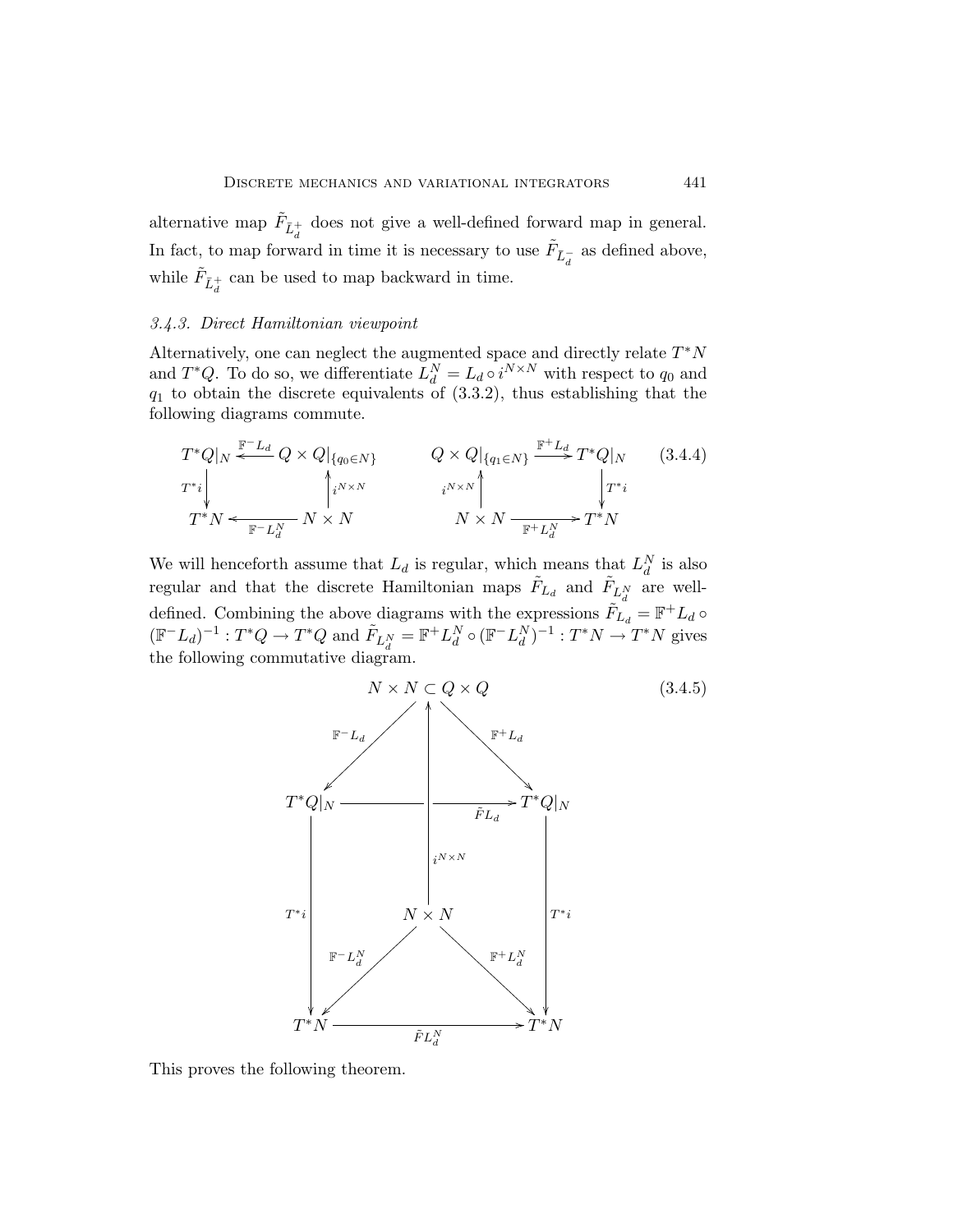alternative map $\tilde{F}_{\bar{L}_d^+}$ does not give a well-defined forward map in general. In fact, to map forward in time it is necessary to use $\tilde{F}_{\bar{L}_d^-}$ as defined above, while $\tilde{F}_{\bar{L}_d^+}$ can be used to map backward in time.

### *3.4.3. Direct Hamiltonian viewpoint*

Alternatively, one can neglect the augmented space and directly relate $T^*N$ and $T^*Q$. To do so, we differentiate $L_d^N = L_d \circ i^{N\times N}$ with respect to $q_0$ and $q_1$ to obtain the discrete equivalents of (3.3.2), thus establishing that the following diagrams commute.

$$
\begin{array}{ccc}
T^*Q|_N & \xleftarrow{\mathbb{F}^- L_d} & Q\times Q|_{\{q_0\in N\}} \\
\Big\downarrow T^*i & & \Big\uparrow i^{N\times N} \\
T^*N & \xleftarrow[\mathbb{F}^- L_d^N]{} & N\times N
\end{array}
\qquad
\begin{array}{ccc}
Q\times Q|_{\{q_1\in N\}} & \xrightarrow{\mathbb{F}^+ L_d} & T^*Q|_N \\
\Big\uparrow i^{N\times N} & & \Big\downarrow T^*i \\
N\times N & \xrightarrow[\mathbb{F}^+ L_d^N]{} & T^*N
\end{array}
\tag{3.4.4}
$$

We will henceforth assume that $L_d$ is regular, which means that $L_d^N$ is also regular and that the discrete Hamiltonian maps $\tilde{F}_{L_d}$ and $\tilde{F}_{L_d^N}$ are well-defined. Combining the above diagrams with the expressions $\tilde{F}_{L_d} = \mathbb{F}^+ L_d \circ (\mathbb{F}^- L_d)^{-1} : T^*Q \to T^*Q$ and $\tilde{F}_{L_d^N} = \mathbb{F}^+ L_d^N \circ (\mathbb{F}^- L_d^N)^{-1} : T^*N \to T^*N$ gives the following commutative diagram.

$$
\begin{array}{ccccc}
 & & N\times N \subset Q\times Q & & \\
 & \swarrow^{\mathbb{F}^- L_d} & \Big\uparrow i^{N\times N} & \searrow^{\mathbb{F}^+ L_d} & \\
T^*Q|_N & & \xrightarrow{\tilde{F}L_d} & & T^*Q|_N \\
\Big\downarrow T^*i & & N\times N & & \Big\downarrow T^*i \\
 & \swarrow_{\mathbb{F}^- L_d^N} & & \searrow_{\mathbb{F}^+ L_d^N} & \\
T^*N & & \xrightarrow[\tilde{F}L_d^N]{} & & T^*N
\end{array}
\tag{3.4.5}
$$

This proves the following theorem.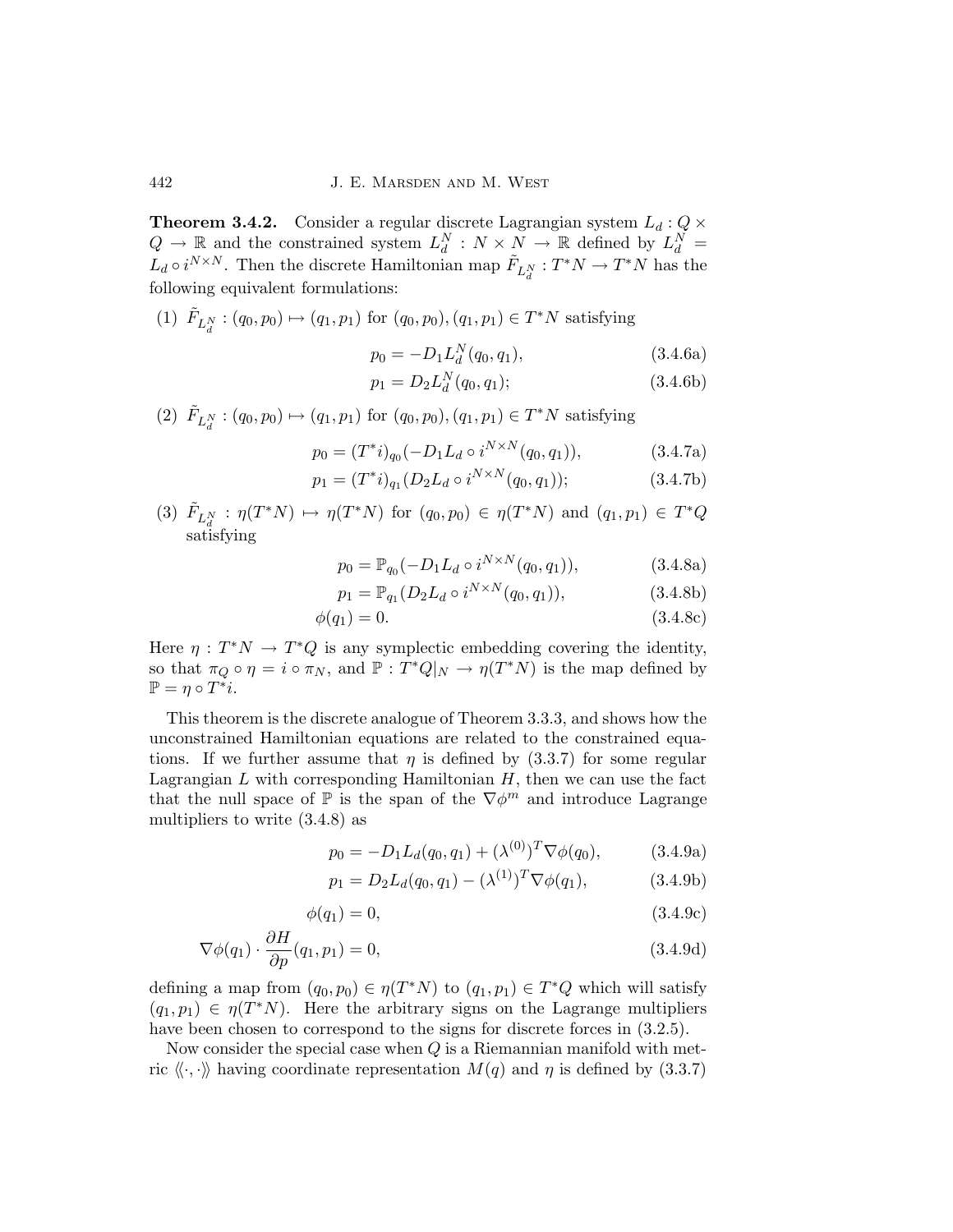**Theorem 3.4.2.** Consider a regular discrete Lagrangian system $L_d : Q \times Q \to \mathbb{R}$ and the constrained system $L_d^N : N \times N \to \mathbb{R}$ defined by $L_d^N = L_d \circ i^{N \times N}$. Then the discrete Hamiltonian map $\tilde{F}_{L_d^N} : T^*N \to T^*N$ has the following equivalent formulations:

(1) $\tilde{F}_{L_d^N} : (q_0, p_0) \mapsto (q_1, p_1)$ for $(q_0, p_0), (q_1, p_1) \in T^*N$ satisfying

$$p_0 = -D_1 L_d^N(q_0, q_1), \tag{3.4.6a}$$

$$p_1 = D_2 L_d^N(q_0, q_1); \tag{3.4.6b}$$

(2) $\tilde{F}_{L_d^N} : (q_0, p_0) \mapsto (q_1, p_1)$ for $(q_0, p_0), (q_1, p_1) \in T^*N$ satisfying

$$p_0 = (T^*i)_{q_0}(-D_1 L_d \circ i^{N \times N}(q_0, q_1)), \tag{3.4.7a}$$

$$p_1 = (T^*i)_{q_1}(D_2 L_d \circ i^{N \times N}(q_0, q_1)); \tag{3.4.7b}$$

(3) $\tilde{F}_{L_d^N} : \eta(T^*N) \mapsto \eta(T^*N)$ for $(q_0, p_0) \in \eta(T^*N)$ and $(q_1, p_1) \in T^*Q$ satisfying

$$p_0 = \mathbb{P}_{q_0}(-D_1 L_d \circ i^{N \times N}(q_0, q_1)), \tag{3.4.8a}$$

$$p_1 = \mathbb{P}_{q_1}(D_2 L_d \circ i^{N \times N}(q_0, q_1)), \tag{3.4.8b}$$

$$\phi(q_1) = 0. \tag{3.4.8c}$$

Here $\eta : T^*N \to T^*Q$ is any symplectic embedding covering the identity, so that $\pi_Q \circ \eta = i \circ \pi_N$, and $\mathbb{P} : T^*Q|_N \to \eta(T^*N)$ is the map defined by $\mathbb{P} = \eta \circ T^*i$.

This theorem is the discrete analogue of Theorem 3.3.3, and shows how the unconstrained Hamiltonian equations are related to the constrained equations. If we further assume that $\eta$ is defined by (3.3.7) for some regular Lagrangian $L$ with corresponding Hamiltonian $H$, then we can use the fact that the null space of $\mathbb{P}$ is the span of the $\nabla \phi^m$ and introduce Lagrange multipliers to write (3.4.8) as

$$p_0 = -D_1 L_d(q_0, q_1) + (\lambda^{(0)})^T \nabla \phi(q_0), \tag{3.4.9a}$$

$$p_1 = D_2 L_d(q_0, q_1) - (\lambda^{(1)})^T \nabla \phi(q_1), \tag{3.4.9b}$$

$$\phi(q_1) = 0, \tag{3.4.9c}$$

$$\nabla \phi(q_1) \cdot \frac{\partial H}{\partial p}(q_1, p_1) = 0, \tag{3.4.9d}$$

defining a map from $(q_0, p_0) \in \eta(T^*N)$ to $(q_1, p_1) \in T^*Q$ which will satisfy $(q_1, p_1) \in \eta(T^*N)$. Here the arbitrary signs on the Lagrange multipliers have been chosen to correspond to the signs for discrete forces in (3.2.5).

Now consider the special case when $Q$ is a Riemannian manifold with metric $\langle\!\langle \cdot, \cdot \rangle\!\rangle$ having coordinate representation $M(q)$ and $\eta$ is defined by (3.3.7)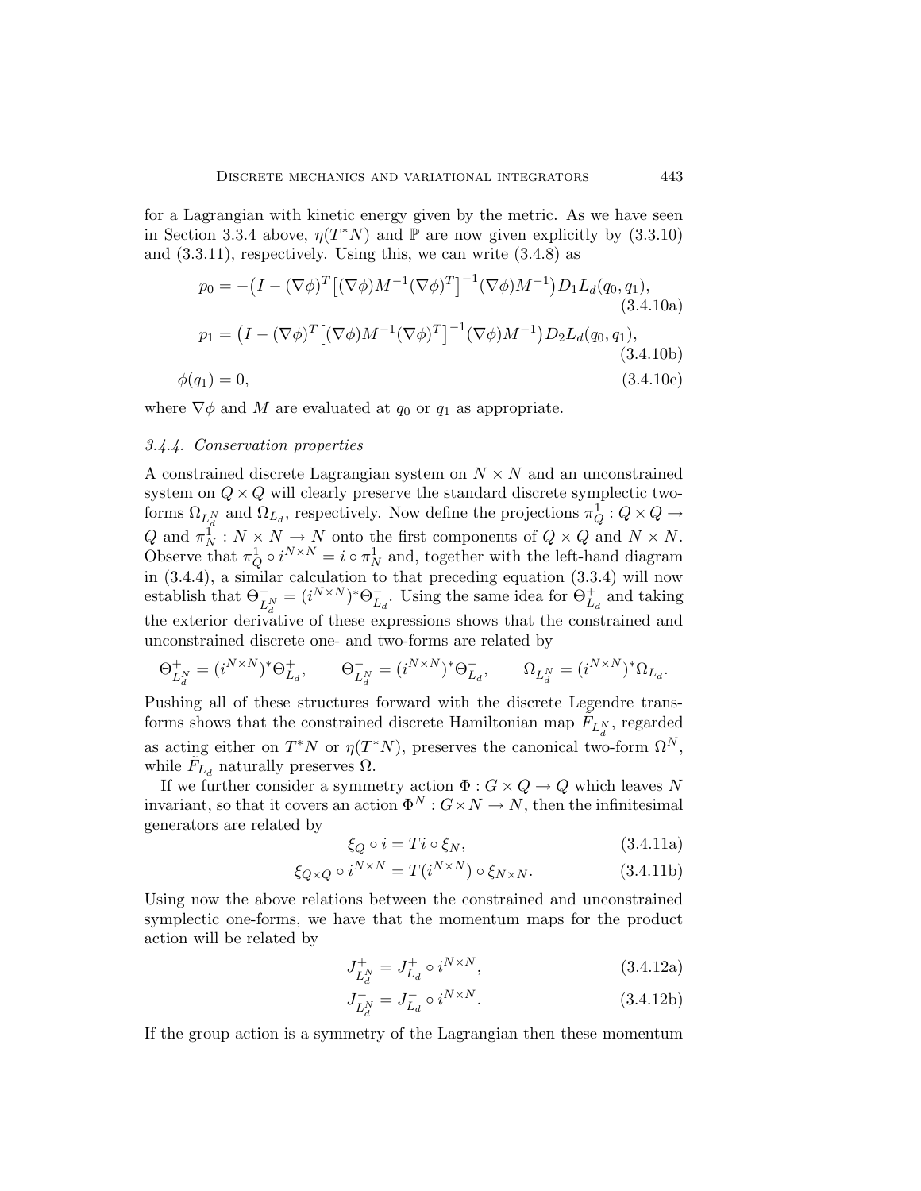for a Lagrangian with kinetic energy given by the metric. As we have seen in Section 3.3.4 above, $\eta(T^*N)$ and $\mathbb{P}$ are now given explicitly by (3.3.10) and (3.3.11), respectively. Using this, we can write (3.4.8) as

$$p_0 = -\big(I - (\nabla\phi)^T\big[(\nabla\phi)M^{-1}(\nabla\phi)^T\big]^{-1}(\nabla\phi)M^{-1}\big)D_1L_d(q_0, q_1), \tag{3.4.10a}$$

$$p_1 = \big(I - (\nabla\phi)^T\big[(\nabla\phi)M^{-1}(\nabla\phi)^T\big]^{-1}(\nabla\phi)M^{-1}\big)D_2L_d(q_0, q_1), \tag{3.4.10b}$$

$$\phi(q_1) = 0, \tag{3.4.10c}$$

where $\nabla\phi$ and $M$ are evaluated at $q_0$ or $q_1$ as appropriate.

### 3.4.4. Conservation properties

A constrained discrete Lagrangian system on $N \times N$ and an unconstrained system on $Q \times Q$ will clearly preserve the standard discrete symplectic two-forms $\Omega_{L_d^N}$ and $\Omega_{L_d}$, respectively. Now define the projections $\pi_Q^1 : Q \times Q \to Q$ and $\pi_N^1 : N \times N \to N$ onto the first components of $Q \times Q$ and $N \times N$. Observe that $\pi_Q^1 \circ i^{N\times N} = i \circ \pi_N^1$ and, together with the left-hand diagram in (3.4.4), a similar calculation to that preceding equation (3.3.4) will now establish that $\Theta^-_{L_d^N} = (i^{N\times N})^*\Theta^-_{L_d}$. Using the same idea for $\Theta^+_{L_d}$ and taking the exterior derivative of these expressions shows that the constrained and unconstrained discrete one- and two-forms are related by

$$\Theta^+_{L_d^N} = (i^{N\times N})^*\Theta^+_{L_d}, \qquad \Theta^-_{L_d^N} = (i^{N\times N})^*\Theta^-_{L_d}, \qquad \Omega_{L_d^N} = (i^{N\times N})^*\Omega_{L_d}.$$

Pushing all of these structures forward with the discrete Legendre transforms shows that the constrained discrete Hamiltonian map $\tilde{F}_{L_d^N}$, regarded as acting either on $T^*N$ or $\eta(T^*N)$, preserves the canonical two-form $\Omega^N$, while $\tilde{F}_{L_d}$ naturally preserves $\Omega$.

If we further consider a symmetry action $\Phi : G \times Q \to Q$ which leaves $N$ invariant, so that it covers an action $\Phi^N : G \times N \to N$, then the infinitesimal generators are related by

$$\xi_Q \circ i = Ti \circ \xi_N, \tag{3.4.11a}$$

$$\xi_{Q\times Q} \circ i^{N\times N} = T(i^{N\times N}) \circ \xi_{N\times N}. \tag{3.4.11b}$$

Using now the above relations between the constrained and unconstrained symplectic one-forms, we have that the momentum maps for the product action will be related by

$$J^+_{L_d^N} = J^+_{L_d} \circ i^{N\times N}, \tag{3.4.12a}$$

$$J^-_{L_d^N} = J^-_{L_d} \circ i^{N\times N}. \tag{3.4.12b}$$

If the group action is a symmetry of the Lagrangian then these momentum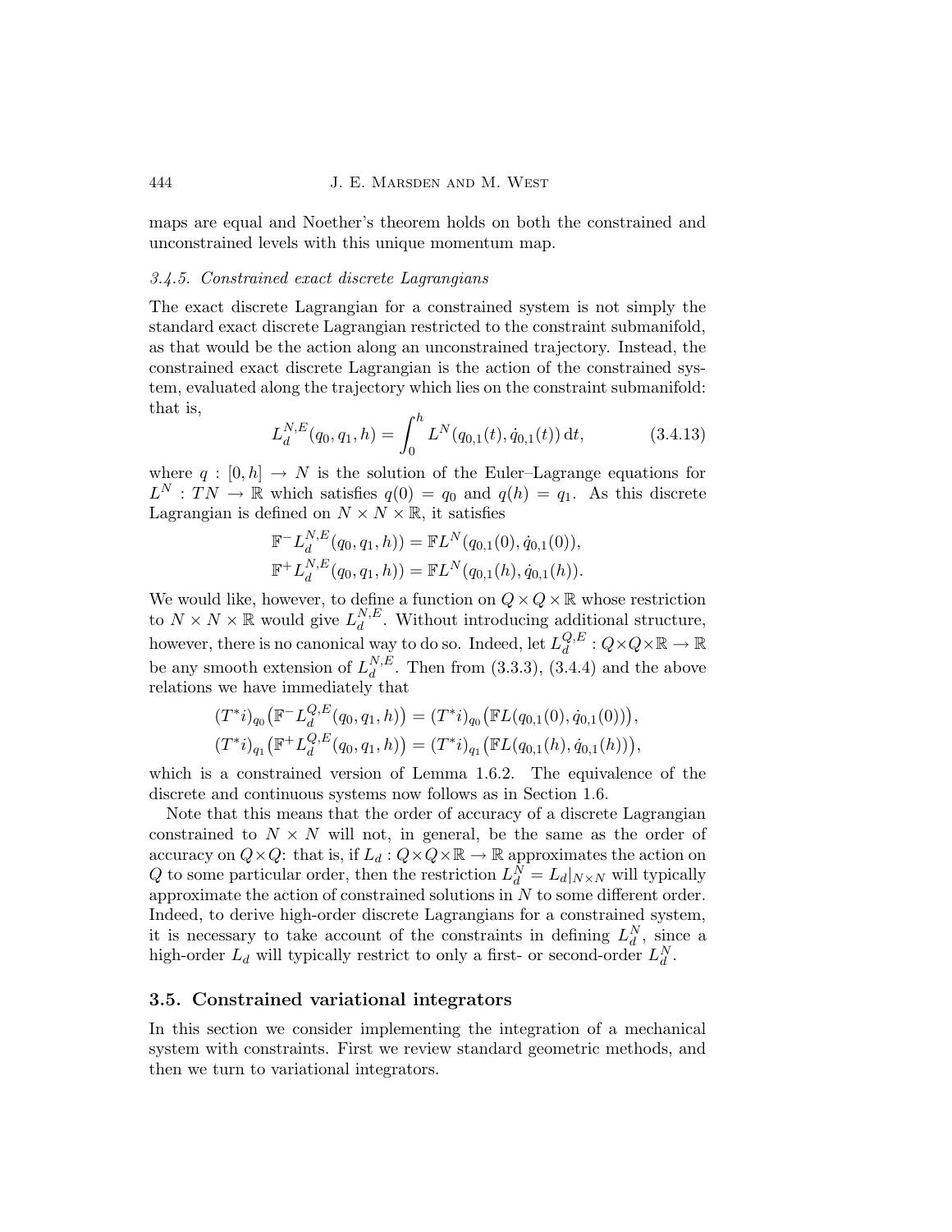maps are equal and Noether's theorem holds on both the constrained and unconstrained levels with this unique momentum map.

#### *3.4.5. Constrained exact discrete Lagrangians*

The exact discrete Lagrangian for a constrained system is not simply the standard exact discrete Lagrangian restricted to the constraint submanifold, as that would be the action along an unconstrained trajectory. Instead, the constrained exact discrete Lagrangian is the action of the constrained system, evaluated along the trajectory which lies on the constraint submanifold: that is,

$$L_d^{N,E}(q_0, q_1, h) = \int_0^h L^N(q_{0,1}(t), \dot{q}_{0,1}(t))\, \mathrm{d}t, \tag{3.4.13}$$

where $q : [0, h] \to N$ is the solution of the Euler–Lagrange equations for $L^N : TN \to \mathbb{R}$ which satisfies $q(0) = q_0$ and $q(h) = q_1$. As this discrete Lagrangian is defined on $N \times N \times \mathbb{R}$, it satisfies

$$\mathbb{F}^- L_d^{N,E}(q_0, q_1, h)) = \mathbb{F}L^N(q_{0,1}(0), \dot{q}_{0,1}(0)),$$
$$\mathbb{F}^+ L_d^{N,E}(q_0, q_1, h)) = \mathbb{F}L^N(q_{0,1}(h), \dot{q}_{0,1}(h)).$$

We would like, however, to define a function on $Q \times Q \times \mathbb{R}$ whose restriction to $N \times N \times \mathbb{R}$ would give $L_d^{N,E}$. Without introducing additional structure, however, there is no canonical way to do so. Indeed, let $L_d^{Q,E} : Q \times Q \times \mathbb{R} \to \mathbb{R}$ be any smooth extension of $L_d^{N,E}$. Then from (3.3.3), (3.4.4) and the above relations we have immediately that

$$(T^*i)_{q_0}\big(\mathbb{F}^- L_d^{Q,E}(q_0, q_1, h)\big) = (T^*i)_{q_0}\big(\mathbb{F}L(q_{0,1}(0), \dot{q}_{0,1}(0))\big),$$
$$(T^*i)_{q_1}\big(\mathbb{F}^+ L_d^{Q,E}(q_0, q_1, h)\big) = (T^*i)_{q_1}\big(\mathbb{F}L(q_{0,1}(h), \dot{q}_{0,1}(h))\big),$$

which is a constrained version of Lemma 1.6.2. The equivalence of the discrete and continuous systems now follows as in Section 1.6.

Note that this means that the order of accuracy of a discrete Lagrangian constrained to $N \times N$ will not, in general, be the same as the order of accuracy on $Q \times Q$: that is, if $L_d : Q \times Q \times \mathbb{R} \to \mathbb{R}$ approximates the action on $Q$ to some particular order, then the restriction $L_d^N = L_d|_{N \times N}$ will typically approximate the action of constrained solutions in $N$ to some different order. Indeed, to derive high-order discrete Lagrangians for a constrained system, it is necessary to take account of the constraints in defining $L_d^N$, since a high-order $L_d$ will typically restrict to only a first- or second-order $L_d^N$.

## 3.5. Constrained variational integrators

In this section we consider implementing the integration of a mechanical system with constraints. First we review standard geometric methods, and then we turn to variational integrators.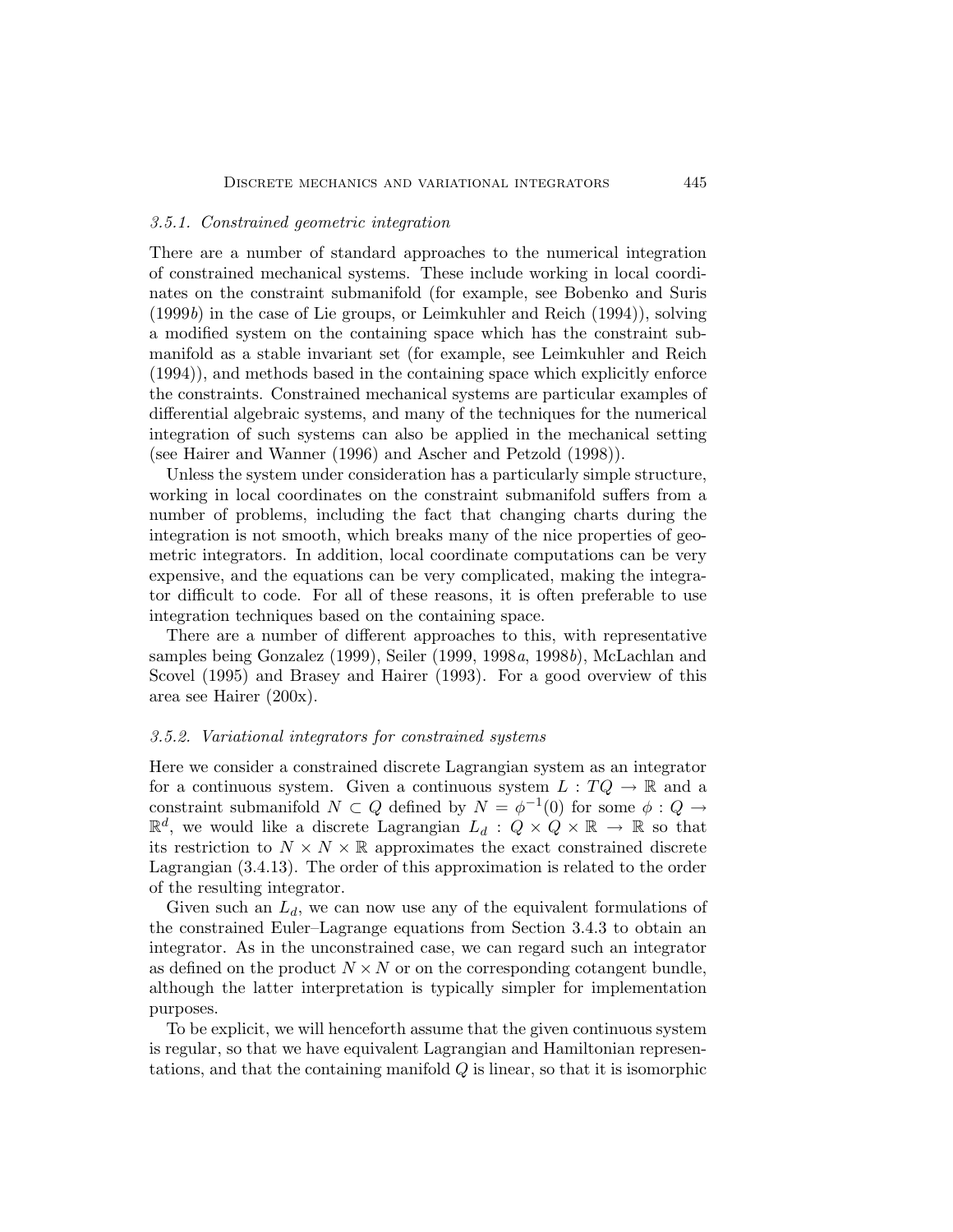### 3.5.1. *Constrained geometric integration*

There are a number of standard approaches to the numerical integration of constrained mechanical systems. These include working in local coordinates on the constraint submanifold (for example, see Bobenko and Suris (1999*b*) in the case of Lie groups, or Leimkuhler and Reich (1994)), solving a modified system on the containing space which has the constraint submanifold as a stable invariant set (for example, see Leimkuhler and Reich (1994)), and methods based in the containing space which explicitly enforce the constraints. Constrained mechanical systems are particular examples of differential algebraic systems, and many of the techniques for the numerical integration of such systems can also be applied in the mechanical setting (see Hairer and Wanner (1996) and Ascher and Petzold (1998)).

Unless the system under consideration has a particularly simple structure, working in local coordinates on the constraint submanifold suffers from a number of problems, including the fact that changing charts during the integration is not smooth, which breaks many of the nice properties of geometric integrators. In addition, local coordinate computations can be very expensive, and the equations can be very complicated, making the integrator difficult to code. For all of these reasons, it is often preferable to use integration techniques based on the containing space.

There are a number of different approaches to this, with representative samples being Gonzalez (1999), Seiler (1999, 1998*a*, 1998*b*), McLachlan and Scovel (1995) and Brasey and Hairer (1993). For a good overview of this area see Hairer (200x).

### 3.5.2. *Variational integrators for constrained systems*

Here we consider a constrained discrete Lagrangian system as an integrator for a continuous system. Given a continuous system $L : TQ \to \mathbb{R}$ and a constraint submanifold $N \subset Q$ defined by $N = \phi^{-1}(0)$ for some $\phi : Q \to \mathbb{R}^d$, we would like a discrete Lagrangian $L_d : Q \times Q \times \mathbb{R} \to \mathbb{R}$ so that its restriction to $N \times N \times \mathbb{R}$ approximates the exact constrained discrete Lagrangian (3.4.13). The order of this approximation is related to the order of the resulting integrator.

Given such an $L_d$, we can now use any of the equivalent formulations of the constrained Euler–Lagrange equations from Section 3.4.3 to obtain an integrator. As in the unconstrained case, we can regard such an integrator as defined on the product $N \times N$ or on the corresponding cotangent bundle, although the latter interpretation is typically simpler for implementation purposes.

To be explicit, we will henceforth assume that the given continuous system is regular, so that we have equivalent Lagrangian and Hamiltonian representations, and that the containing manifold $Q$ is linear, so that it is isomorphic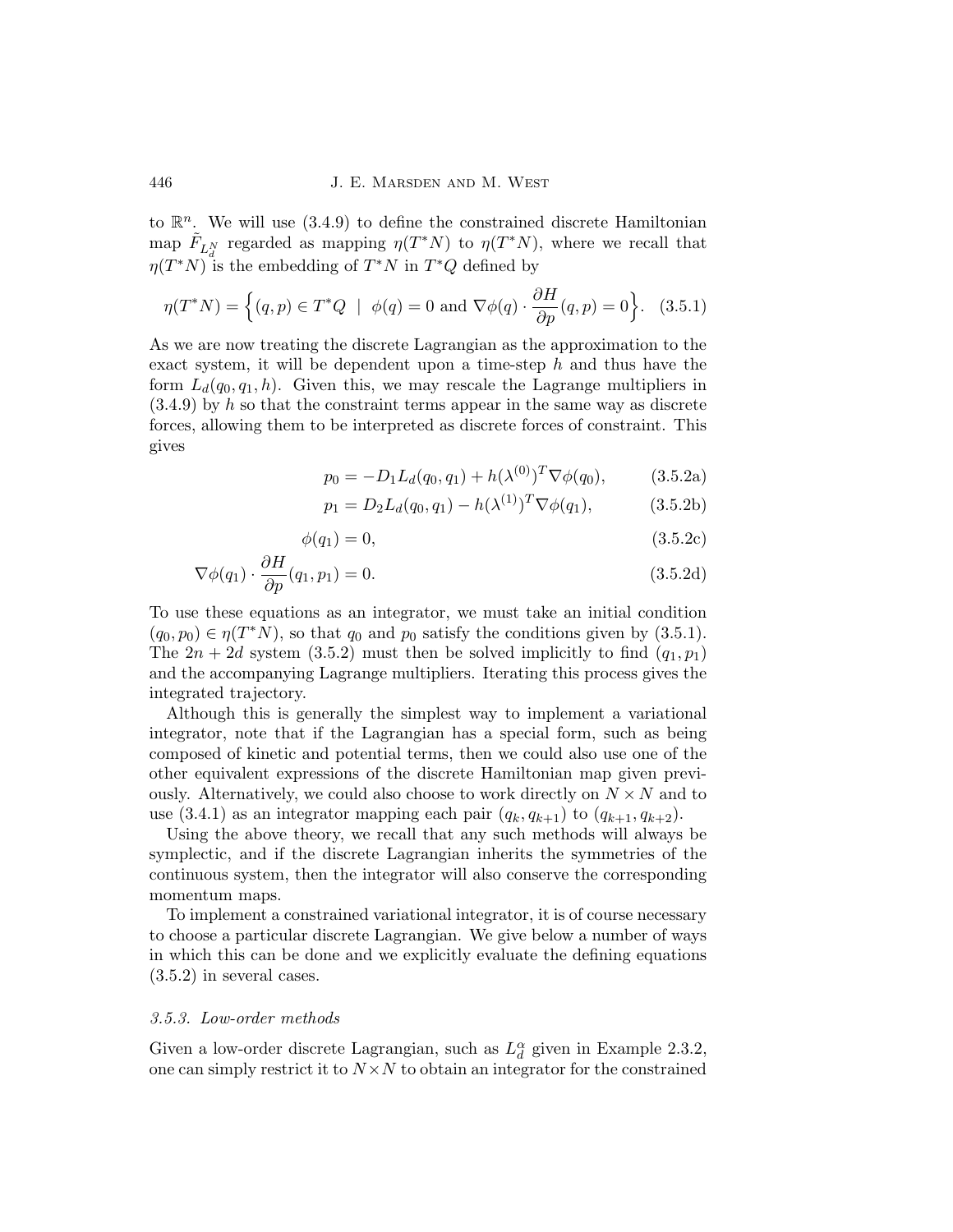to $\mathbb{R}^n$. We will use (3.4.9) to define the constrained discrete Hamiltonian map $\tilde{F}_{L_d^N}$ regarded as mapping $\eta(T^*N)$ to $\eta(T^*N)$, where we recall that $\eta(T^*N)$ is the embedding of $T^*N$ in $T^*Q$ defined by

$$\eta(T^*N) = \Big\{(q,p) \in T^*Q \;\mid\; \phi(q) = 0 \text{ and } \nabla\phi(q) \cdot \frac{\partial H}{\partial p}(q,p) = 0\Big\}. \quad (3.5.1)$$

As we are now treating the discrete Lagrangian as the approximation to the exact system, it will be dependent upon a time-step $h$ and thus have the form $L_d(q_0, q_1, h)$. Given this, we may rescale the Lagrange multipliers in (3.4.9) by $h$ so that the constraint terms appear in the same way as discrete forces, allowing them to be interpreted as discrete forces of constraint. This gives

$$p_0 = -D_1 L_d(q_0, q_1) + h(\lambda^{(0)})^T \nabla\phi(q_0), \qquad (3.5.2a)$$

$$p_1 = D_2 L_d(q_0, q_1) - h(\lambda^{(1)})^T \nabla\phi(q_1), \qquad (3.5.2b)$$

$$\phi(q_1) = 0, \qquad (3.5.2c)$$

$$\nabla\phi(q_1) \cdot \frac{\partial H}{\partial p}(q_1, p_1) = 0. \qquad (3.5.2d)$$

To use these equations as an integrator, we must take an initial condition $(q_0, p_0) \in \eta(T^*N)$, so that $q_0$ and $p_0$ satisfy the conditions given by (3.5.1). The $2n + 2d$ system (3.5.2) must then be solved implicitly to find $(q_1, p_1)$ and the accompanying Lagrange multipliers. Iterating this process gives the integrated trajectory.

Although this is generally the simplest way to implement a variational integrator, note that if the Lagrangian has a special form, such as being composed of kinetic and potential terms, then we could also use one of the other equivalent expressions of the discrete Hamiltonian map given previously. Alternatively, we could also choose to work directly on $N \times N$ and to use (3.4.1) as an integrator mapping each pair $(q_k, q_{k+1})$ to $(q_{k+1}, q_{k+2})$.

Using the above theory, we recall that any such methods will always be symplectic, and if the discrete Lagrangian inherits the symmetries of the continuous system, then the integrator will also conserve the corresponding momentum maps.

To implement a constrained variational integrator, it is of course necessary to choose a particular discrete Lagrangian. We give below a number of ways in which this can be done and we explicitly evaluate the defining equations (3.5.2) in several cases.

### *3.5.3. Low-order methods*

Given a low-order discrete Lagrangian, such as $L_d^\alpha$ given in Example 2.3.2, one can simply restrict it to $N \times N$ to obtain an integrator for the constrained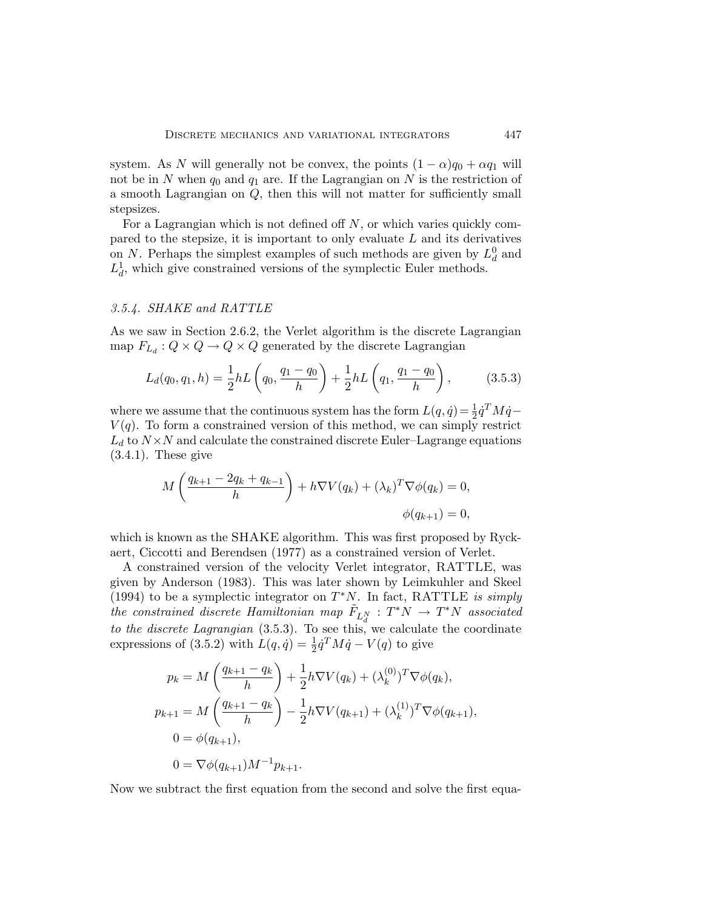system. As $N$ will generally not be convex, the points $(1-\alpha)q_0 + \alpha q_1$ will not be in $N$ when $q_0$ and $q_1$ are. If the Lagrangian on $N$ is the restriction of a smooth Lagrangian on $Q$, then this will not matter for sufficiently small stepsizes.

For a Lagrangian which is not defined off $N$, or which varies quickly compared to the stepsize, it is important to only evaluate $L$ and its derivatives on $N$. Perhaps the simplest examples of such methods are given by $L_d^0$ and $L_d^1$, which give constrained versions of the symplectic Euler methods.

### *3.5.4. SHAKE and RATTLE*

As we saw in Section 2.6.2, the Verlet algorithm is the discrete Lagrangian map $F_{L_d} : Q \times Q \to Q \times Q$ generated by the discrete Lagrangian

$$L_d(q_0, q_1, h) = \frac{1}{2} h L\left(q_0, \frac{q_1 - q_0}{h}\right) + \frac{1}{2} h L\left(q_1, \frac{q_1 - q_0}{h}\right), \tag{3.5.3}$$

where we assume that the continuous system has the form $L(q, \dot{q}) = \frac{1}{2}\dot{q}^T M \dot{q} - V(q)$. To form a constrained version of this method, we can simply restrict $L_d$ to $N \times N$ and calculate the constrained discrete Euler–Lagrange equations (3.4.1). These give

$$M\left(\frac{q_{k+1} - 2q_k + q_{k-1}}{h}\right) + h\nabla V(q_k) + (\lambda_k)^T \nabla\phi(q_k) = 0,$$
$$\phi(q_{k+1}) = 0,$$

which is known as the SHAKE algorithm. This was first proposed by Ryckaert, Ciccotti and Berendsen (1977) as a constrained version of Verlet.

A constrained version of the velocity Verlet integrator, RATTLE, was given by Anderson (1983). This was later shown by Leimkuhler and Skeel (1994) to be a symplectic integrator on $T^*N$. In fact, RATTLE *is simply the constrained discrete Hamiltonian map* $\tilde{F}_{L_d^N} : T^*N \to T^*N$ *associated to the discrete Lagrangian* (3.5.3). To see this, we calculate the coordinate expressions of (3.5.2) with $L(q, \dot{q}) = \frac{1}{2}\dot{q}^T M \dot{q} - V(q)$ to give

$$\begin{aligned}
p_k &= M\left(\frac{q_{k+1} - q_k}{h}\right) + \frac{1}{2} h\nabla V(q_k) + (\lambda_k^{(0)})^T \nabla\phi(q_k), \\
p_{k+1} &= M\left(\frac{q_{k+1} - q_k}{h}\right) - \frac{1}{2} h\nabla V(q_{k+1}) + (\lambda_k^{(1)})^T \nabla\phi(q_{k+1}), \\
0 &= \phi(q_{k+1}), \\
0 &= \nabla\phi(q_{k+1}) M^{-1} p_{k+1}.
\end{aligned}$$

Now we subtract the first equation from the second and solve the first equa-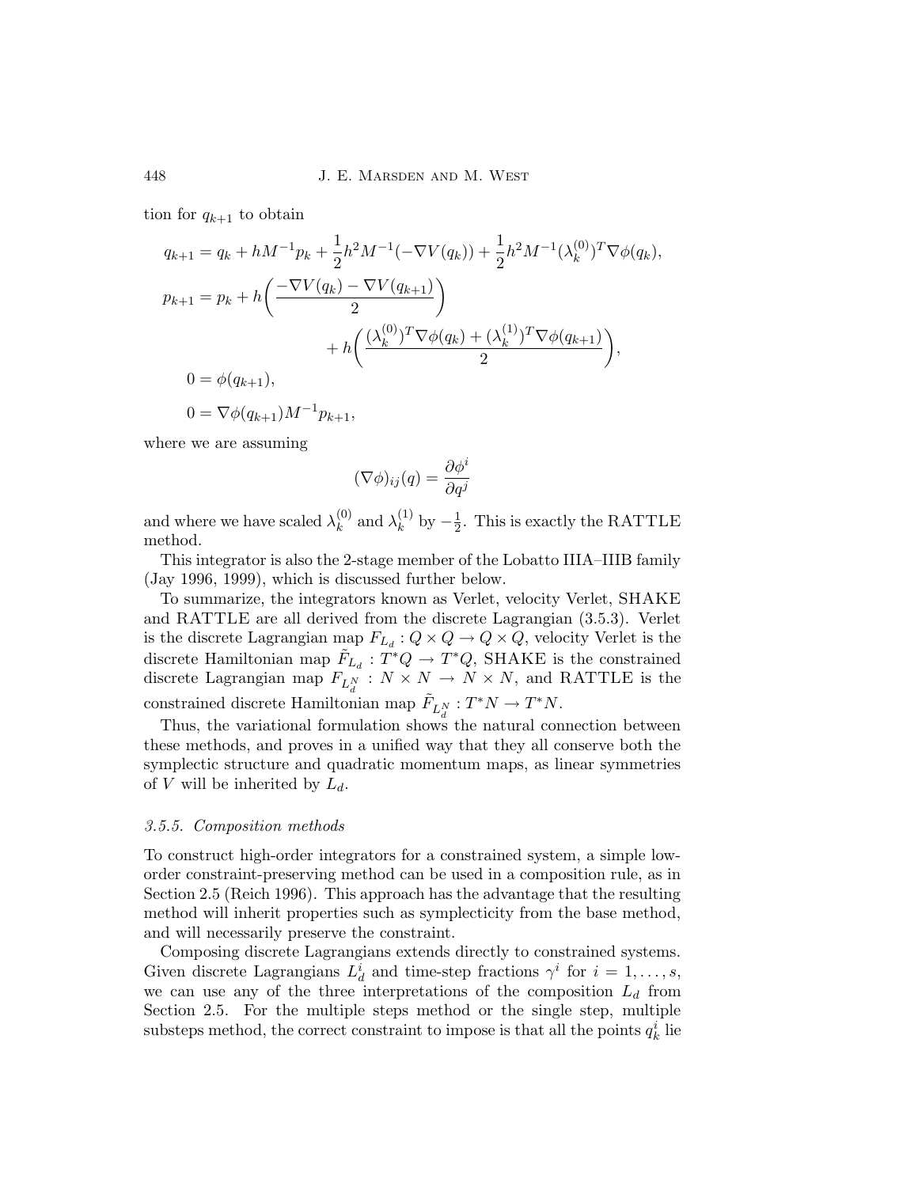tion for $q_{k+1}$ to obtain

$$
\begin{aligned}
q_{k+1} &= q_k + hM^{-1}p_k + \frac{1}{2}h^2 M^{-1}(-\nabla V(q_k)) + \frac{1}{2}h^2 M^{-1}(\lambda_k^{(0)})^T \nabla\phi(q_k),\\
p_{k+1} &= p_k + h\left(\frac{-\nabla V(q_k) - \nabla V(q_{k+1})}{2}\right)\\
&\qquad\qquad + h\left(\frac{(\lambda_k^{(0)})^T \nabla\phi(q_k) + (\lambda_k^{(1)})^T \nabla\phi(q_{k+1})}{2}\right),\\
0 &= \phi(q_{k+1}),\\
0 &= \nabla\phi(q_{k+1})M^{-1}p_{k+1},
\end{aligned}
$$

where we are assuming

$$
(\nabla\phi)_{ij}(q) = \frac{\partial \phi^i}{\partial q^j}
$$

and where we have scaled $\lambda_k^{(0)}$ and $\lambda_k^{(1)}$ by $-\frac{1}{2}$. This is exactly the RATTLE method.

This integrator is also the 2-stage member of the Lobatto IIIA–IIIB family (Jay 1996, 1999), which is discussed further below.

To summarize, the integrators known as Verlet, velocity Verlet, SHAKE and RATTLE are all derived from the discrete Lagrangian (3.5.3). Verlet is the discrete Lagrangian map $F_{L_d} : Q \times Q \to Q \times Q$, velocity Verlet is the discrete Hamiltonian map $\tilde{F}_{L_d} : T^*Q \to T^*Q$, SHAKE is the constrained discrete Lagrangian map $F_{L_d^N} : N \times N \to N \times N$, and RATTLE is the constrained discrete Hamiltonian map $\tilde{F}_{L_d^N} : T^*N \to T^*N$.

Thus, the variational formulation shows the natural connection between these methods, and proves in a unified way that they all conserve both the symplectic structure and quadratic momentum maps, as linear symmetries of $V$ will be inherited by $L_d$.

### *3.5.5. Composition methods*

To construct high-order integrators for a constrained system, a simple low-order constraint-preserving method can be used in a composition rule, as in Section 2.5 (Reich 1996). This approach has the advantage that the resulting method will inherit properties such as symplecticity from the base method, and will necessarily preserve the constraint.

Composing discrete Lagrangians extends directly to constrained systems. Given discrete Lagrangians $L_d^i$ and time-step fractions $\gamma^i$ for $i = 1, \ldots, s$, we can use any of the three interpretations of the composition $L_d$ from Section 2.5. For the multiple steps method or the single step, multiple substeps method, the correct constraint to impose is that all the points $q_k^i$ lie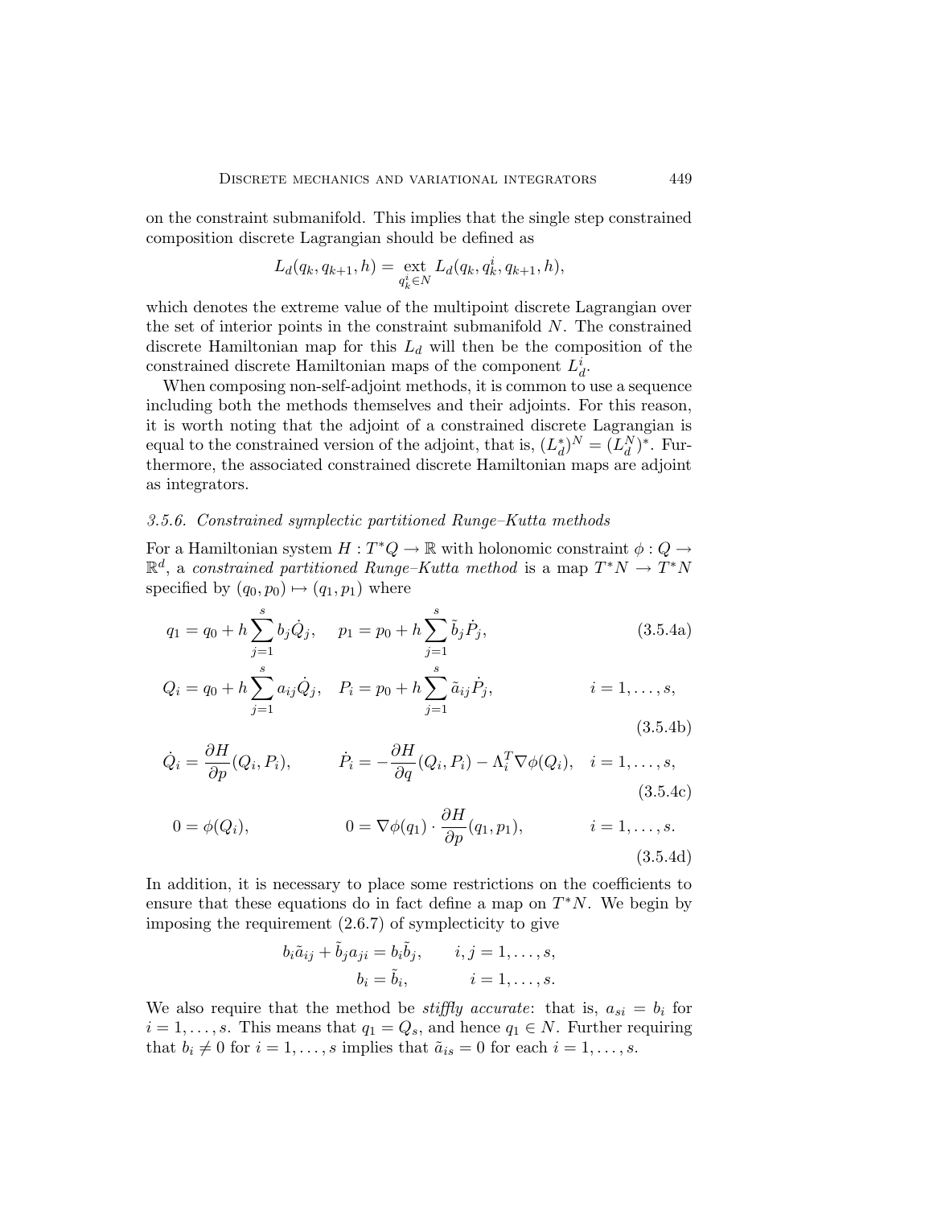on the constraint submanifold. This implies that the single step constrained composition discrete Lagrangian should be defined as

$$L_d(q_k, q_{k+1}, h) = \operatorname*{ext}_{q_k^i \in N} L_d(q_k, q_k^i, q_{k+1}, h),$$

which denotes the extreme value of the multipoint discrete Lagrangian over the set of interior points in the constraint submanifold $N$. The constrained discrete Hamiltonian map for this $L_d$ will then be the composition of the constrained discrete Hamiltonian maps of the component $L_d^i$.

When composing non-self-adjoint methods, it is common to use a sequence including both the methods themselves and their adjoints. For this reason, it is worth noting that the adjoint of a constrained discrete Lagrangian is equal to the constrained version of the adjoint, that is, $(L_d^*)^N = (L_d^N)^*$. Furthermore, the associated constrained discrete Hamiltonian maps are adjoint as integrators.

### *3.5.6. Constrained symplectic partitioned Runge–Kutta methods*

For a Hamiltonian system $H : T^*Q \to \mathbb{R}$ with holonomic constraint $\phi : Q \to \mathbb{R}^d$, a *constrained partitioned Runge–Kutta method* is a map $T^*N \to T^*N$ specified by $(q_0, p_0) \mapsto (q_1, p_1)$ where

$$q_1 = q_0 + h \sum_{j=1}^{s} b_j \dot{Q}_j, \quad p_1 = p_0 + h \sum_{j=1}^{s} \tilde{b}_j \dot{P}_j, \tag{3.5.4a}$$

$$Q_i = q_0 + h \sum_{j=1}^{s} a_{ij} \dot{Q}_j, \quad P_i = p_0 + h \sum_{j=1}^{s} \tilde{a}_{ij} \dot{P}_j, \qquad i = 1, \ldots, s, \tag{3.5.4b}$$

$$\dot{Q}_i = \frac{\partial H}{\partial p}(Q_i, P_i), \qquad \dot{P}_i = -\frac{\partial H}{\partial q}(Q_i, P_i) - \Lambda_i^T \nabla \phi(Q_i), \quad i = 1, \ldots, s, \tag{3.5.4c}$$

$$0 = \phi(Q_i), \qquad 0 = \nabla \phi(q_1) \cdot \frac{\partial H}{\partial p}(q_1, p_1), \qquad i = 1, \ldots, s. \tag{3.5.4d}$$

In addition, it is necessary to place some restrictions on the coefficients to ensure that these equations do in fact define a map on $T^*N$. We begin by imposing the requirement (2.6.7) of symplecticity to give

$$b_i \tilde{a}_{ij} + \tilde{b}_j a_{ji} = b_i \tilde{b}_j, \qquad i, j = 1, \ldots, s,$$
$$b_i = \tilde{b}_i, \qquad i = 1, \ldots, s.$$

We also require that the method be *stiffly accurate*: that is, $a_{si} = b_i$ for $i = 1, \ldots, s$. This means that $q_1 = Q_s$, and hence $q_1 \in N$. Further requiring that $b_i \neq 0$ for $i = 1, \ldots, s$ implies that $\tilde{a}_{is} = 0$ for each $i = 1, \ldots, s$.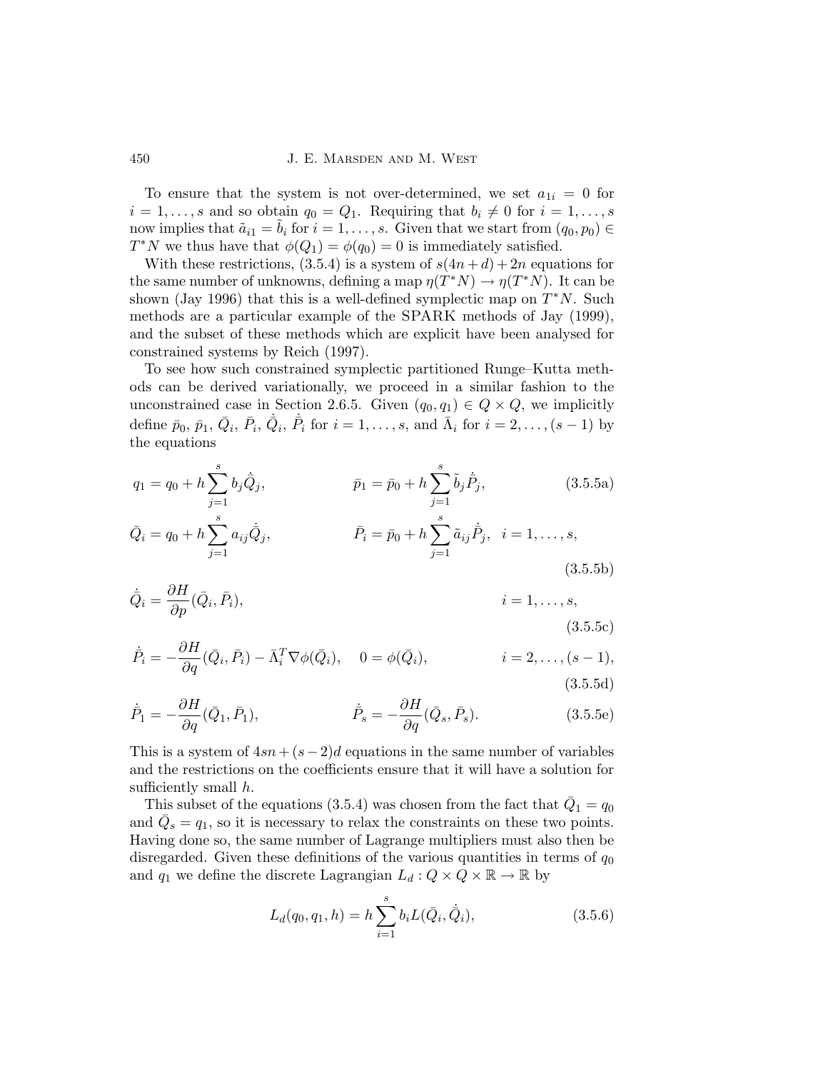To ensure that the system is not over-determined, we set $a_{1i} = 0$ for $i = 1, \dots, s$ and so obtain $q_0 = Q_1$. Requiring that $b_i \neq 0$ for $i = 1, \dots, s$ now implies that $\tilde{a}_{i1} = \tilde{b}_i$ for $i = 1, \dots, s$. Given that we start from $(q_0, p_0) \in T^*N$ we thus have that $\phi(Q_1) = \phi(q_0) = 0$ is immediately satisfied.

With these restrictions, (3.5.4) is a system of $s(4n + d) + 2n$ equations for the same number of unknowns, defining a map $\eta(T^*N) \to \eta(T^*N)$. It can be shown (Jay 1996) that this is a well-defined symplectic map on $T^*N$. Such methods are a particular example of the SPARK methods of Jay (1999), and the subset of these methods which are explicit have been analysed for constrained systems by Reich (1997).

To see how such constrained symplectic partitioned Runge–Kutta methods can be derived variationally, we proceed in a similar fashion to the unconstrained case in Section 2.6.5. Given $(q_0, q_1) \in Q \times Q$, we implicitly define $\bar{p}_0$, $\bar{p}_1$, $\bar{Q}_i$, $\bar{P}_i$, $\dot{\bar{Q}}_i$, $\dot{\bar{P}}_i$ for $i = 1, \dots, s$, and $\bar{\Lambda}_i$ for $i = 2, \dots, (s-1)$ by the equations

$$q_1 = q_0 + h \sum_{j=1}^{s} b_j \dot{\bar{Q}}_j, \qquad \bar{p}_1 = \bar{p}_0 + h \sum_{j=1}^{s} \tilde{b}_j \dot{\bar{P}}_j, \tag{3.5.5a}$$

$$\bar{Q}_i = q_0 + h \sum_{j=1}^{s} a_{ij} \dot{\bar{Q}}_j, \qquad \bar{P}_i = \bar{p}_0 + h \sum_{j=1}^{s} \tilde{a}_{ij} \dot{\bar{P}}_j, \quad i = 1, \dots, s, \tag{3.5.5b}$$

$$\dot{\bar{Q}}_i = \frac{\partial H}{\partial p}(\bar{Q}_i, \bar{P}_i), \qquad i = 1, \dots, s, \tag{3.5.5c}$$

$$\dot{\bar{P}}_i = -\frac{\partial H}{\partial q}(\bar{Q}_i, \bar{P}_i) - \bar{\Lambda}_i^T \nabla \phi(\bar{Q}_i), \quad 0 = \phi(\bar{Q}_i), \qquad i = 2, \dots, (s-1), \tag{3.5.5d}$$

$$\dot{\bar{P}}_1 = -\frac{\partial H}{\partial q}(\bar{Q}_1, \bar{P}_1), \qquad \dot{\bar{P}}_s = -\frac{\partial H}{\partial q}(\bar{Q}_s, \bar{P}_s). \tag{3.5.5e}$$

This is a system of $4sn + (s-2)d$ equations in the same number of variables and the restrictions on the coefficients ensure that it will have a solution for sufficiently small $h$.

This subset of the equations (3.5.4) was chosen from the fact that $\bar{Q}_1 = q_0$ and $\bar{Q}_s = q_1$, so it is necessary to relax the constraints on these two points. Having done so, the same number of Lagrange multipliers must also then be disregarded. Given these definitions of the various quantities in terms of $q_0$ and $q_1$ we define the discrete Lagrangian $L_d : Q \times Q \times \mathbb{R} \to \mathbb{R}$ by

$$L_d(q_0, q_1, h) = h \sum_{i=1}^{s} b_i L(\bar{Q}_i, \dot{\bar{Q}}_i), \tag{3.5.6}$$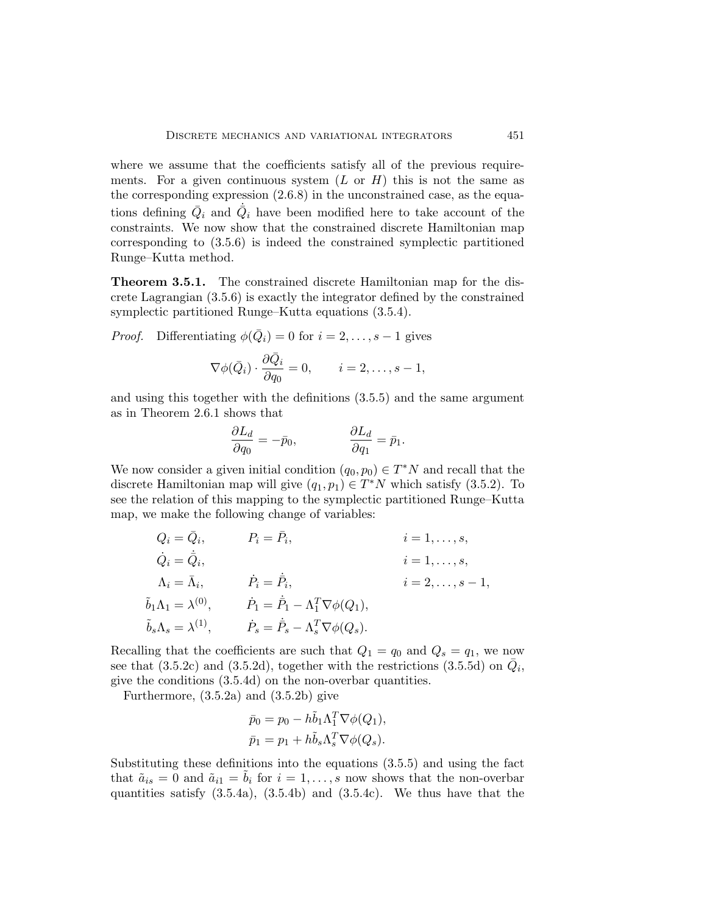where we assume that the coefficients satisfy all of the previous requirements. For a given continuous system ($L$ or $H$) this is not the same as the corresponding expression (2.6.8) in the unconstrained case, as the equations defining $\bar{Q}_i$ and $\dot{\bar{Q}}_i$ have been modified here to take account of the constraints. We now show that the constrained discrete Hamiltonian map corresponding to (3.5.6) is indeed the constrained symplectic partitioned Runge–Kutta method.

**Theorem 3.5.1.** The constrained discrete Hamiltonian map for the discrete Lagrangian (3.5.6) is exactly the integrator defined by the constrained symplectic partitioned Runge–Kutta equations (3.5.4).

*Proof.* Differentiating $\phi(\bar{Q}_i) = 0$ for $i = 2, \ldots, s-1$ gives

$$\nabla\phi(\bar{Q}_i) \cdot \frac{\partial \bar{Q}_i}{\partial q_0} = 0, \qquad i = 2, \ldots, s-1,$$

and using this together with the definitions (3.5.5) and the same argument as in Theorem 2.6.1 shows that

$$\frac{\partial L_d}{\partial q_0} = -\bar{p}_0, \qquad\qquad \frac{\partial L_d}{\partial q_1} = \bar{p}_1.$$

We now consider a given initial condition $(q_0, p_0) \in T^*N$ and recall that the discrete Hamiltonian map will give $(q_1, p_1) \in T^*N$ which satisfy (3.5.2). To see the relation of this mapping to the symplectic partitioned Runge–Kutta map, we make the following change of variables:

$$
\begin{aligned}
Q_i &= \bar{Q}_i, & P_i &= \bar{P}_i, & i &= 1, \ldots, s, \\
\dot{Q}_i &= \dot{\bar{Q}}_i, & & & i &= 1, \ldots, s, \\
\Lambda_i &= \bar{\Lambda}_i, & \dot{P}_i &= \dot{\bar{P}}_i, & i &= 2, \ldots, s-1, \\
\tilde{b}_1 \Lambda_1 &= \lambda^{(0)}, & \dot{P}_1 &= \dot{\bar{P}}_1 - \Lambda_1^T \nabla\phi(Q_1), & & \\
\tilde{b}_s \Lambda_s &= \lambda^{(1)}, & \dot{P}_s &= \dot{\bar{P}}_s - \Lambda_s^T \nabla\phi(Q_s). & &
\end{aligned}
$$

Recalling that the coefficients are such that $Q_1 = q_0$ and $Q_s = q_1$, we now see that (3.5.2c) and (3.5.2d), together with the restrictions (3.5.5d) on $\bar{Q}_i$, give the conditions (3.5.4d) on the non-overbar quantities.

Furthermore, (3.5.2a) and (3.5.2b) give

$$
\begin{aligned}
\bar{p}_0 &= p_0 - h\tilde{b}_1 \Lambda_1^T \nabla\phi(Q_1), \\
\bar{p}_1 &= p_1 + h\tilde{b}_s \Lambda_s^T \nabla\phi(Q_s).
\end{aligned}
$$

Substituting these definitions into the equations (3.5.5) and using the fact that $\tilde{a}_{is} = 0$ and $\tilde{a}_{i1} = \tilde{b}_i$ for $i = 1, \ldots, s$ now shows that the non-overbar quantities satisfy (3.5.4a), (3.5.4b) and (3.5.4c). We thus have that the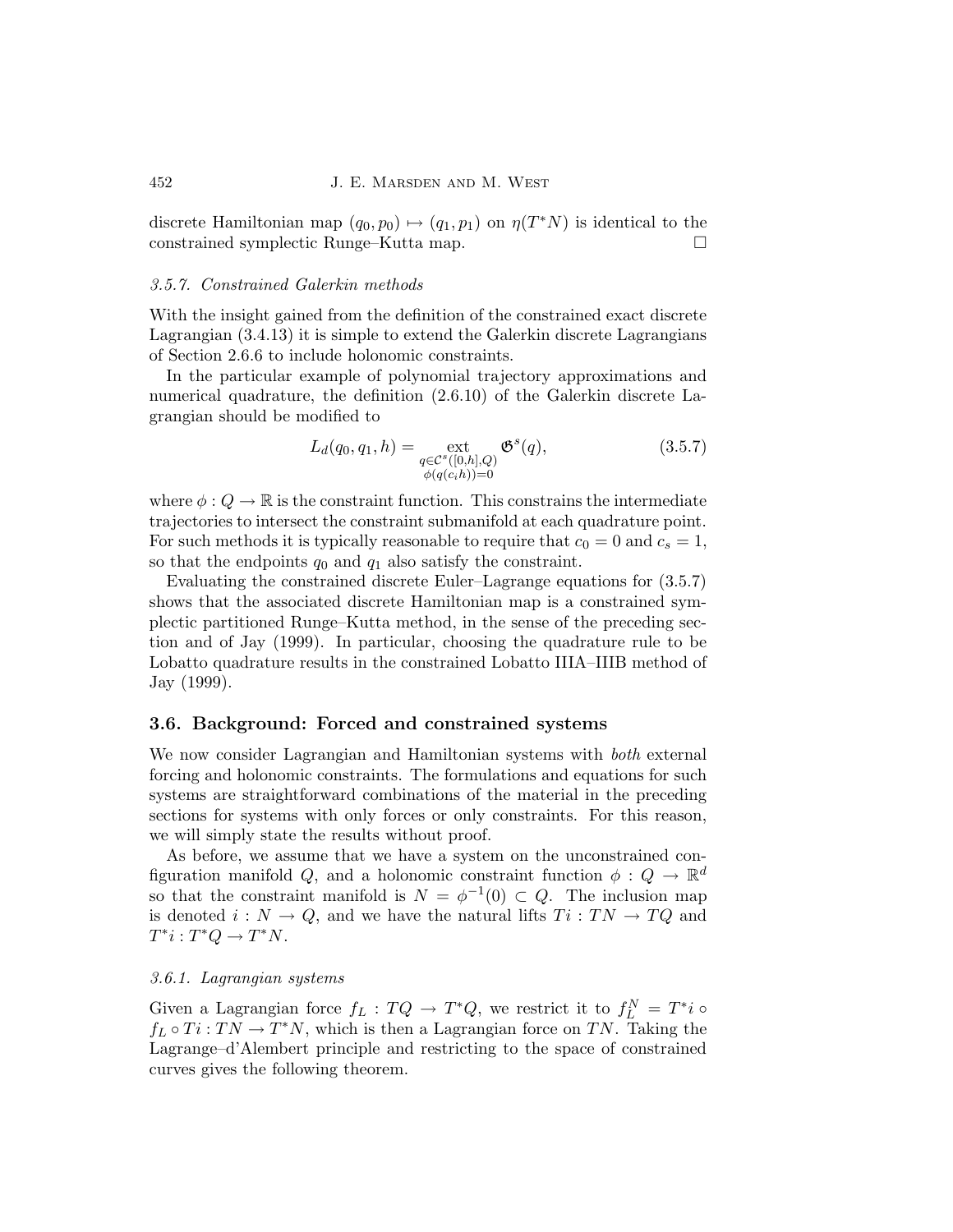discrete Hamiltonian map $(q_0, p_0) \mapsto (q_1, p_1)$ on $\eta(T^*N)$ is identical to the constrained symplectic Runge–Kutta map. $\square$

*3.5.7. Constrained Galerkin methods*

With the insight gained from the definition of the constrained exact discrete Lagrangian (3.4.13) it is simple to extend the Galerkin discrete Lagrangians of Section 2.6.6 to include holonomic constraints.

In the particular example of polynomial trajectory approximations and numerical quadrature, the definition (2.6.10) of the Galerkin discrete Lagrangian should be modified to

$$L_d(q_0, q_1, h) = \operatorname*{ext}_{\substack{q \in \mathcal{C}^s([0,h],Q) \\ \phi(q(c_i h))=0}} \mathfrak{G}^s(q), \tag{3.5.7}$$

where $\phi : Q \to \mathbb{R}$ is the constraint function. This constrains the intermediate trajectories to intersect the constraint submanifold at each quadrature point. For such methods it is typically reasonable to require that $c_0 = 0$ and $c_s = 1$, so that the endpoints $q_0$ and $q_1$ also satisfy the constraint.

Evaluating the constrained discrete Euler–Lagrange equations for (3.5.7) shows that the associated discrete Hamiltonian map is a constrained symplectic partitioned Runge–Kutta method, in the sense of the preceding section and of Jay (1999). In particular, choosing the quadrature rule to be Lobatto quadrature results in the constrained Lobatto IIIA–IIIB method of Jay (1999).

## 3.6. Background: Forced and constrained systems

We now consider Lagrangian and Hamiltonian systems with *both* external forcing and holonomic constraints. The formulations and equations for such systems are straightforward combinations of the material in the preceding sections for systems with only forces or only constraints. For this reason, we will simply state the results without proof.

As before, we assume that we have a system on the unconstrained configuration manifold $Q$, and a holonomic constraint function $\phi : Q \to \mathbb{R}^d$ so that the constraint manifold is $N = \phi^{-1}(0) \subset Q$. The inclusion map is denoted $i : N \to Q$, and we have the natural lifts $Ti : TN \to TQ$ and $T^*i : T^*Q \to T^*N$.

*3.6.1. Lagrangian systems*

Given a Lagrangian force $f_L : TQ \to T^*Q$, we restrict it to $f_L^N = T^*i \circ f_L \circ Ti : TN \to T^*N$, which is then a Lagrangian force on $TN$. Taking the Lagrange–d'Alembert principle and restricting to the space of constrained curves gives the following theorem.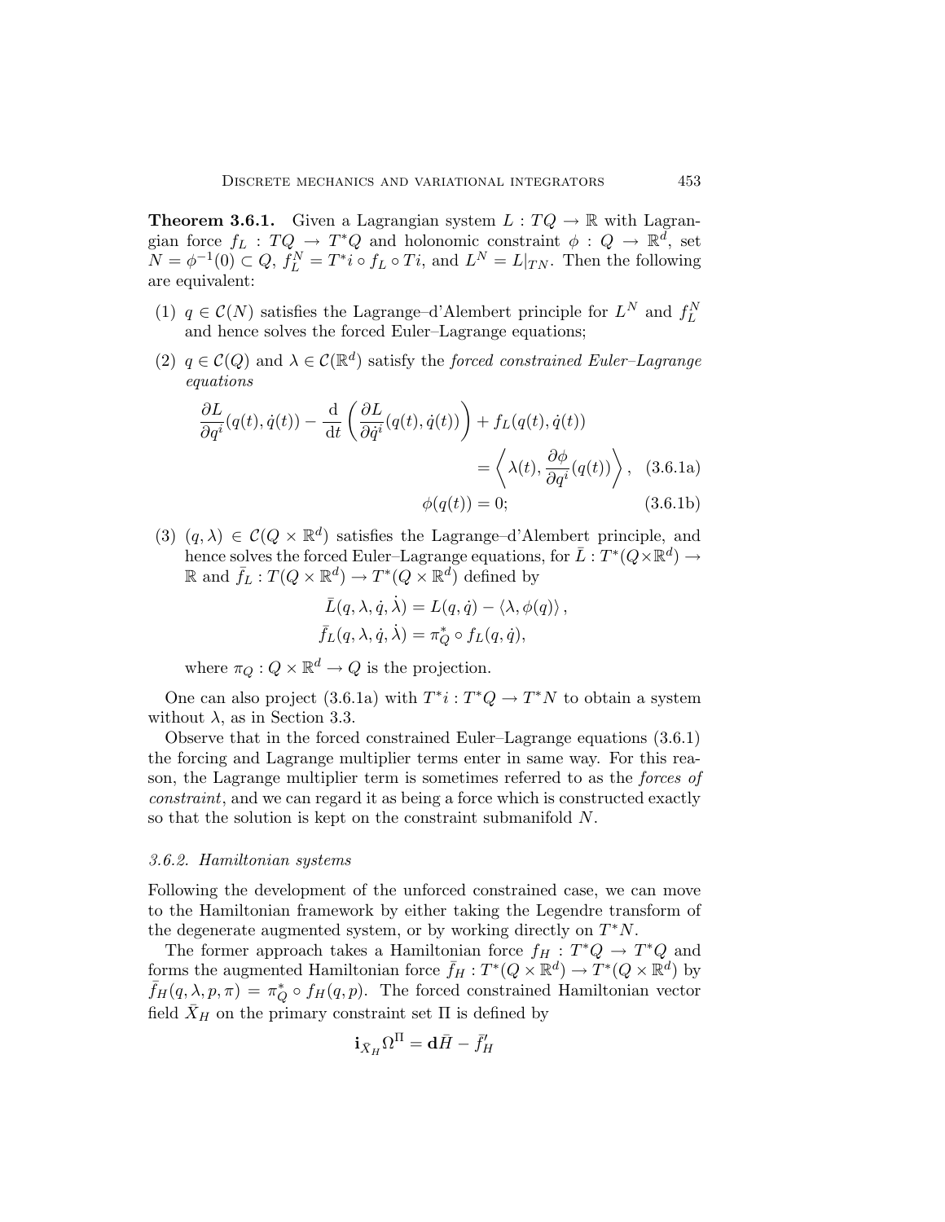**Theorem 3.6.1.** Given a Lagrangian system $L : TQ \to \mathbb{R}$ with Lagrangian force $f_L : TQ \to T^*Q$ and holonomic constraint $\phi : Q \to \mathbb{R}^d$, set $N = \phi^{-1}(0) \subset Q$, $f_L^N = T^*i \circ f_L \circ Ti$, and $L^N = L|_{TN}$. Then the following are equivalent:

(1) $q \in \mathcal{C}(N)$ satisfies the Lagrange–d'Alembert principle for $L^N$ and $f_L^N$ and hence solves the forced Euler–Lagrange equations;

(2) $q \in \mathcal{C}(Q)$ and $\lambda \in \mathcal{C}(\mathbb{R}^d)$ satisfy the *forced constrained Euler–Lagrange equations*

$$\frac{\partial L}{\partial q^i}(q(t), \dot{q}(t)) - \frac{\mathrm{d}}{\mathrm{d}t}\left(\frac{\partial L}{\partial \dot{q}^i}(q(t), \dot{q}(t))\right) + f_L(q(t), \dot{q}(t)) = \left\langle \lambda(t), \frac{\partial \phi}{\partial q^i}(q(t)) \right\rangle, \quad \text{(3.6.1a)}$$

$$\phi(q(t)) = 0; \quad \text{(3.6.1b)}$$

(3) $(q, \lambda) \in \mathcal{C}(Q \times \mathbb{R}^d)$ satisfies the Lagrange–d'Alembert principle, and hence solves the forced Euler–Lagrange equations, for $\bar{L} : T^*(Q \times \mathbb{R}^d) \to \mathbb{R}$ and $\bar{f}_L : T(Q \times \mathbb{R}^d) \to T^*(Q \times \mathbb{R}^d)$ defined by

$$\bar{L}(q, \lambda, \dot{q}, \dot{\lambda}) = L(q, \dot{q}) - \langle \lambda, \phi(q) \rangle,$$

$$\bar{f}_L(q, \lambda, \dot{q}, \dot{\lambda}) = \pi_Q^* \circ f_L(q, \dot{q}),$$

where $\pi_Q : Q \times \mathbb{R}^d \to Q$ is the projection.

One can also project (3.6.1a) with $T^*i : T^*Q \to T^*N$ to obtain a system without $\lambda$, as in Section 3.3.

Observe that in the forced constrained Euler–Lagrange equations (3.6.1) the forcing and Lagrange multiplier terms enter in same way. For this reason, the Lagrange multiplier term is sometimes referred to as the *forces of constraint*, and we can regard it as being a force which is constructed exactly so that the solution is kept on the constraint submanifold $N$.

### *3.6.2. Hamiltonian systems*

Following the development of the unforced constrained case, we can move to the Hamiltonian framework by either taking the Legendre transform of the degenerate augmented system, or by working directly on $T^*N$.

The former approach takes a Hamiltonian force $f_H : T^*Q \to T^*Q$ and forms the augmented Hamiltonian force $\bar{f}_H : T^*(Q \times \mathbb{R}^d) \to T^*(Q \times \mathbb{R}^d)$ by $\bar{f}_H(q, \lambda, p, \pi) = \pi_Q^* \circ f_H(q, p)$. The forced constrained Hamiltonian vector field $\bar{X}_H$ on the primary constraint set $\Pi$ is defined by

$$\mathbf{i}_{\bar{X}_H} \Omega^{\Pi} = \mathbf{d}\bar{H} - \bar{f}_H'$$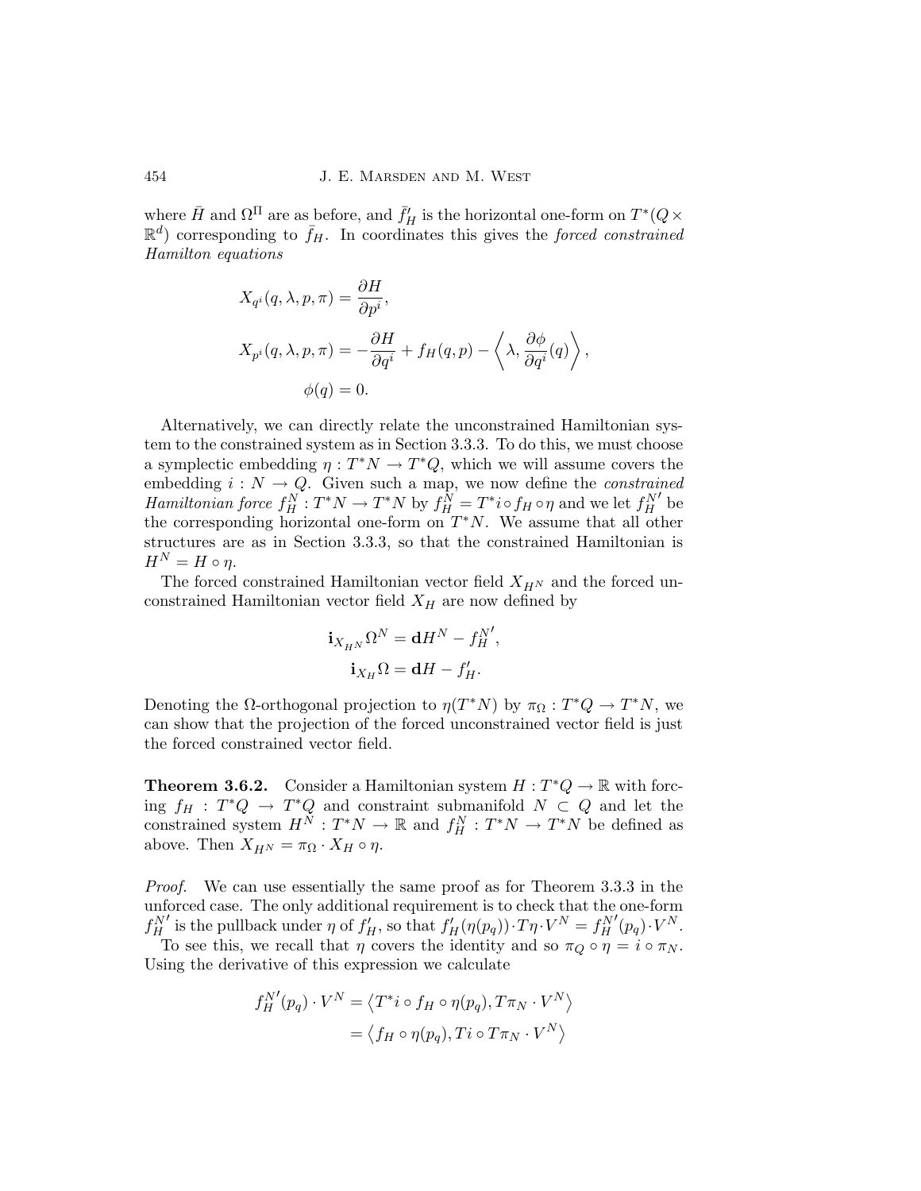where $\bar{H}$ and $\Omega^{\Pi}$ are as before, and $\bar{f}_H'$ is the horizontal one-form on $T^*(Q \times \mathbb{R}^d)$ corresponding to $\bar{f}_H$. In coordinates this gives the *forced constrained Hamilton equations*

$$
\begin{aligned}
X_{q^i}(q, \lambda, p, \pi) &= \frac{\partial H}{\partial p^i}, \\
X_{p^i}(q, \lambda, p, \pi) &= -\frac{\partial H}{\partial q^i} + f_H(q, p) - \left\langle \lambda, \frac{\partial \phi}{\partial q^i}(q) \right\rangle, \\
\phi(q) &= 0.
\end{aligned}
$$

Alternatively, we can directly relate the unconstrained Hamiltonian system to the constrained system as in Section 3.3.3. To do this, we must choose a symplectic embedding $\eta : T^*N \to T^*Q$, which we will assume covers the embedding $i : N \to Q$. Given such a map, we now define the *constrained Hamiltonian force* $f_H^N : T^*N \to T^*N$ by $f_H^N = T^*i \circ f_H \circ \eta$ and we let $f_H^{N\prime}$ be the corresponding horizontal one-form on $T^*N$. We assume that all other structures are as in Section 3.3.3, so that the constrained Hamiltonian is $H^N = H \circ \eta$.

The forced constrained Hamiltonian vector field $X_{H^N}$ and the forced unconstrained Hamiltonian vector field $X_H$ are now defined by

$$
\begin{aligned}
\mathbf{i}_{X_{H^N}} \Omega^N &= \mathbf{d}H^N - f_H^{N\prime}, \\
\mathbf{i}_{X_H} \Omega &= \mathbf{d}H - f_H'.
\end{aligned}
$$

Denoting the $\Omega$-orthogonal projection to $\eta(T^*N)$ by $\pi_\Omega : T^*Q \to T^*N$, we can show that the projection of the forced unconstrained vector field is just the forced constrained vector field.

**Theorem 3.6.2.** Consider a Hamiltonian system $H : T^*Q \to \mathbb{R}$ with forcing $f_H : T^*Q \to T^*Q$ and constraint submanifold $N \subset Q$ and let the constrained system $H^N : T^*N \to \mathbb{R}$ and $f_H^N : T^*N \to T^*N$ be defined as above. Then $X_{H^N} = \pi_\Omega \cdot X_H \circ \eta$.

*Proof.* We can use essentially the same proof as for Theorem 3.3.3 in the unforced case. The only additional requirement is to check that the one-form $f_H^{N\prime}$ is the pullback under $\eta$ of $f_H'$, so that $f_H'(\eta(p_q)) \cdot T\eta \cdot V^N = f_H^{N\prime}(p_q) \cdot V^N$.

To see this, we recall that $\eta$ covers the identity and so $\pi_Q \circ \eta = i \circ \pi_N$. Using the derivative of this expression we calculate

$$
\begin{aligned}
f_H^{N\prime}(p_q) \cdot V^N &= \left\langle T^*i \circ f_H \circ \eta(p_q), T\pi_N \cdot V^N \right\rangle \\
&= \left\langle f_H \circ \eta(p_q), Ti \circ T\pi_N \cdot V^N \right\rangle
\end{aligned}
$$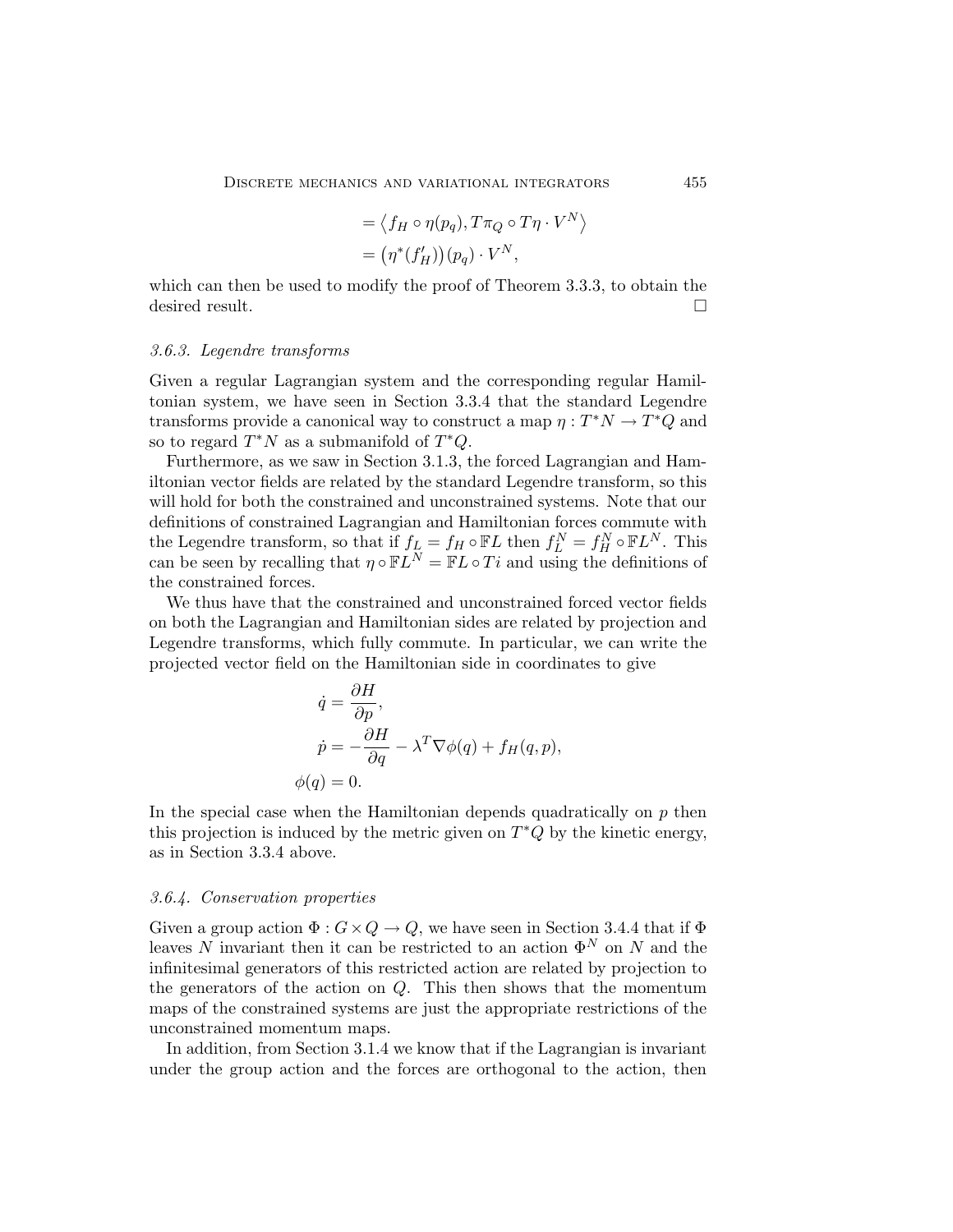$$= \left\langle f_H \circ \eta(p_q), T\pi_Q \circ T\eta \cdot V^N \right\rangle$$
$$= \left(\eta^*(f'_H)\right)(p_q) \cdot V^N,$$

which can then be used to modify the proof of Theorem 3.3.3, to obtain the desired result. □

### *3.6.3. Legendre transforms*

Given a regular Lagrangian system and the corresponding regular Hamiltonian system, we have seen in Section 3.3.4 that the standard Legendre transforms provide a canonical way to construct a map $\eta : T^*N \to T^*Q$ and so to regard $T^*N$ as a submanifold of $T^*Q$.

Furthermore, as we saw in Section 3.1.3, the forced Lagrangian and Hamiltonian vector fields are related by the standard Legendre transform, so this will hold for both the constrained and unconstrained systems. Note that our definitions of constrained Lagrangian and Hamiltonian forces commute with the Legendre transform, so that if $f_L = f_H \circ \mathbb{F}L$ then $f_L^N = f_H^N \circ \mathbb{F}L^N$. This can be seen by recalling that $\eta \circ \mathbb{F}L^N = \mathbb{F}L \circ Ti$ and using the definitions of the constrained forces.

We thus have that the constrained and unconstrained forced vector fields on both the Lagrangian and Hamiltonian sides are related by projection and Legendre transforms, which fully commute. In particular, we can write the projected vector field on the Hamiltonian side in coordinates to give

$$\dot{q} = \frac{\partial H}{\partial p},$$
$$\dot{p} = -\frac{\partial H}{\partial q} - \lambda^T \nabla \phi(q) + f_H(q, p),$$
$$\phi(q) = 0.$$

In the special case when the Hamiltonian depends quadratically on $p$ then this projection is induced by the metric given on $T^*Q$ by the kinetic energy, as in Section 3.3.4 above.

### *3.6.4. Conservation properties*

Given a group action $\Phi : G \times Q \to Q$, we have seen in Section 3.4.4 that if $\Phi$ leaves $N$ invariant then it can be restricted to an action $\Phi^N$ on $N$ and the infinitesimal generators of this restricted action are related by projection to the generators of the action on $Q$. This then shows that the momentum maps of the constrained systems are just the appropriate restrictions of the unconstrained momentum maps.

In addition, from Section 3.1.4 we know that if the Lagrangian is invariant under the group action and the forces are orthogonal to the action, then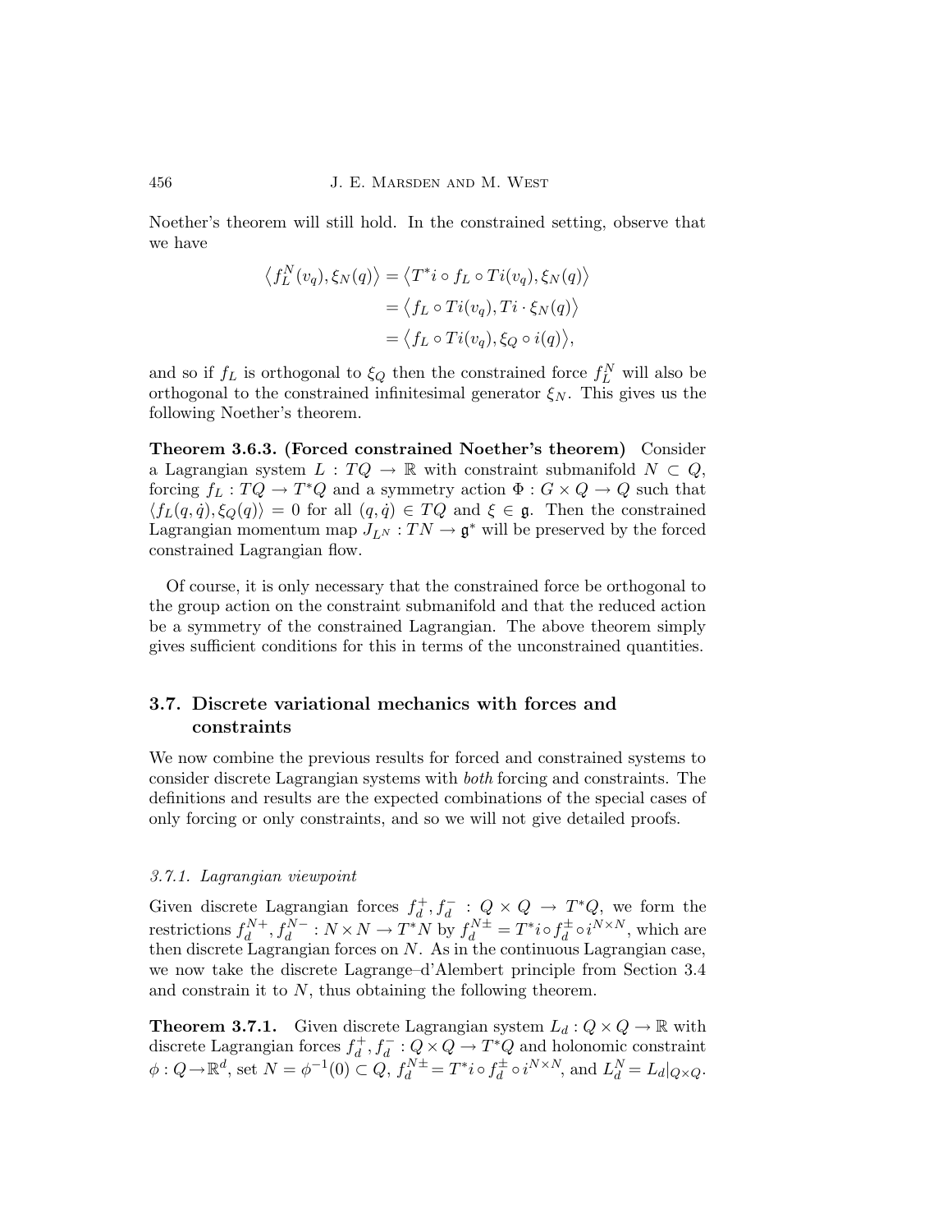Noether's theorem will still hold. In the constrained setting, observe that we have

$$
\begin{aligned}
\left\langle f_L^N(v_q), \xi_N(q) \right\rangle &= \left\langle T^*i \circ f_L \circ Ti(v_q), \xi_N(q) \right\rangle \\
&= \left\langle f_L \circ Ti(v_q), Ti \cdot \xi_N(q) \right\rangle \\
&= \left\langle f_L \circ Ti(v_q), \xi_Q \circ i(q) \right\rangle,
\end{aligned}
$$

and so if $f_L$ is orthogonal to $\xi_Q$ then the constrained force $f_L^N$ will also be orthogonal to the constrained infinitesimal generator $\xi_N$. This gives us the following Noether's theorem.

**Theorem 3.6.3. (Forced constrained Noether's theorem)** Consider a Lagrangian system $L : TQ \to \mathbb{R}$ with constraint submanifold $N \subset Q$, forcing $f_L : TQ \to T^*Q$ and a symmetry action $\Phi : G \times Q \to Q$ such that $\langle f_L(q, \dot{q}), \xi_Q(q) \rangle = 0$ for all $(q, \dot{q}) \in TQ$ and $\xi \in \mathfrak{g}$. Then the constrained Lagrangian momentum map $J_{L^N} : TN \to \mathfrak{g}^*$ will be preserved by the forced constrained Lagrangian flow.

Of course, it is only necessary that the constrained force be orthogonal to the group action on the constraint submanifold and that the reduced action be a symmetry of the constrained Lagrangian. The above theorem simply gives sufficient conditions for this in terms of the unconstrained quantities.

## 3.7. Discrete variational mechanics with forces and constraints

We now combine the previous results for forced and constrained systems to consider discrete Lagrangian systems with *both* forcing and constraints. The definitions and results are the expected combinations of the special cases of only forcing or only constraints, and so we will not give detailed proofs.

### *3.7.1. Lagrangian viewpoint*

Given discrete Lagrangian forces $f_d^+, f_d^- : Q \times Q \to T^*Q$, we form the restrictions $f_d^{N+}, f_d^{N-} : N \times N \to T^*N$ by $f_d^{N\pm} = T^*i \circ f_d^\pm \circ i^{N \times N}$, which are then discrete Lagrangian forces on $N$. As in the continuous Lagrangian case, we now take the discrete Lagrange–d'Alembert principle from Section 3.4 and constrain it to $N$, thus obtaining the following theorem.

**Theorem 3.7.1.** Given discrete Lagrangian system $L_d : Q \times Q \to \mathbb{R}$ with discrete Lagrangian forces $f_d^+, f_d^- : Q \times Q \to T^*Q$ and holonomic constraint $\phi : Q \to \mathbb{R}^d$, set $N = \phi^{-1}(0) \subset Q$, $f_d^{N\pm} = T^*i \circ f_d^\pm \circ i^{N \times N}$, and $L_d^N = L_d|_{Q \times Q}$.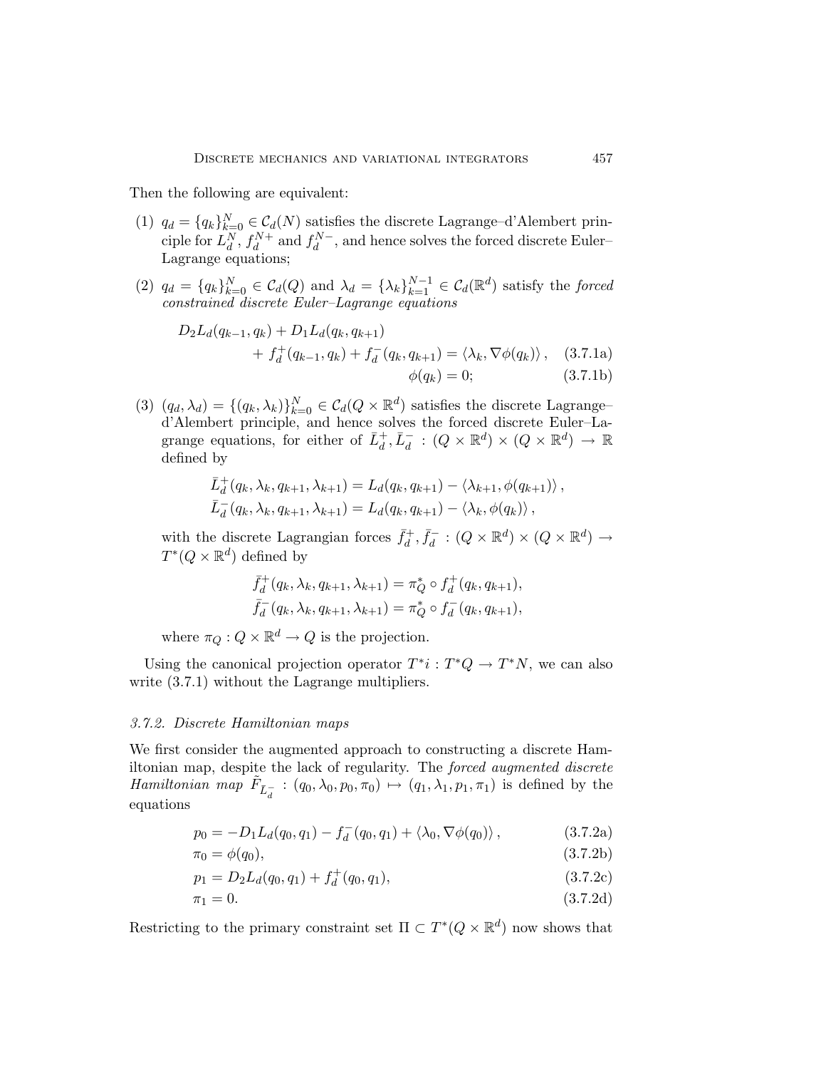Then the following are equivalent:

(1) $q_d = \{q_k\}_{k=0}^N \in \mathcal{C}_d(N)$ satisfies the discrete Lagrange–d'Alembert principle for $L_d^N$, $f_d^{N+}$ and $f_d^{N-}$, and hence solves the forced discrete Euler–Lagrange equations;

(2) $q_d = \{q_k\}_{k=0}^N \in \mathcal{C}_d(Q)$ and $\lambda_d = \{\lambda_k\}_{k=1}^{N-1} \in \mathcal{C}_d(\mathbb{R}^d)$ satisfy the *forced constrained discrete Euler–Lagrange equations*

$$
\begin{aligned}
D_2 L_d(q_{k-1}, q_k) + D_1 L_d(q_k, q_{k+1})& \\
+ f_d^+(q_{k-1}, q_k) + f_d^-(q_k, q_{k+1}) &= \langle \lambda_k, \nabla\phi(q_k)\rangle, \quad (3.7.1a)\\
\phi(q_k) &= 0; \quad (3.7.1b)
\end{aligned}
$$

(3) $(q_d, \lambda_d) = \{(q_k, \lambda_k)\}_{k=0}^N \in \mathcal{C}_d(Q \times \mathbb{R}^d)$ satisfies the discrete Lagrange–d'Alembert principle, and hence solves the forced discrete Euler–Lagrange equations, for either of $\bar{L}_d^+, \bar{L}_d^- : (Q \times \mathbb{R}^d) \times (Q \times \mathbb{R}^d) \to \mathbb{R}$ defined by

$$
\begin{aligned}
\bar{L}_d^+(q_k, \lambda_k, q_{k+1}, \lambda_{k+1}) &= L_d(q_k, q_{k+1}) - \langle \lambda_{k+1}, \phi(q_{k+1})\rangle, \\
\bar{L}_d^-(q_k, \lambda_k, q_{k+1}, \lambda_{k+1}) &= L_d(q_k, q_{k+1}) - \langle \lambda_k, \phi(q_k)\rangle,
\end{aligned}
$$

with the discrete Lagrangian forces $\bar{f}_d^+, \bar{f}_d^- : (Q \times \mathbb{R}^d) \times (Q \times \mathbb{R}^d) \to T^*(Q \times \mathbb{R}^d)$ defined by

$$
\begin{aligned}
\bar{f}_d^+(q_k, \lambda_k, q_{k+1}, \lambda_{k+1}) &= \pi_Q^* \circ f_d^+(q_k, q_{k+1}), \\
\bar{f}_d^-(q_k, \lambda_k, q_{k+1}, \lambda_{k+1}) &= \pi_Q^* \circ f_d^-(q_k, q_{k+1}),
\end{aligned}
$$

where $\pi_Q : Q \times \mathbb{R}^d \to Q$ is the projection.

Using the canonical projection operator $T^*i : T^*Q \to T^*N$, we can also write (3.7.1) without the Lagrange multipliers.

### 3.7.2. Discrete Hamiltonian maps

We first consider the augmented approach to constructing a discrete Hamiltonian map, despite the lack of regularity. The *forced augmented discrete Hamiltonian map* $\tilde{F}_{\bar{L}_d^-} : (q_0, \lambda_0, p_0, \pi_0) \mapsto (q_1, \lambda_1, p_1, \pi_1)$ is defined by the equations

$$
\begin{aligned}
p_0 &= -D_1 L_d(q_0, q_1) - f_d^-(q_0, q_1) + \langle \lambda_0, \nabla\phi(q_0)\rangle, && (3.7.2a)\\
\pi_0 &= \phi(q_0), && (3.7.2b)\\
p_1 &= D_2 L_d(q_0, q_1) + f_d^+(q_0, q_1), && (3.7.2c)\\
\pi_1 &= 0. && (3.7.2d)
\end{aligned}
$$

Restricting to the primary constraint set $\Pi \subset T^*(Q \times \mathbb{R}^d)$ now shows that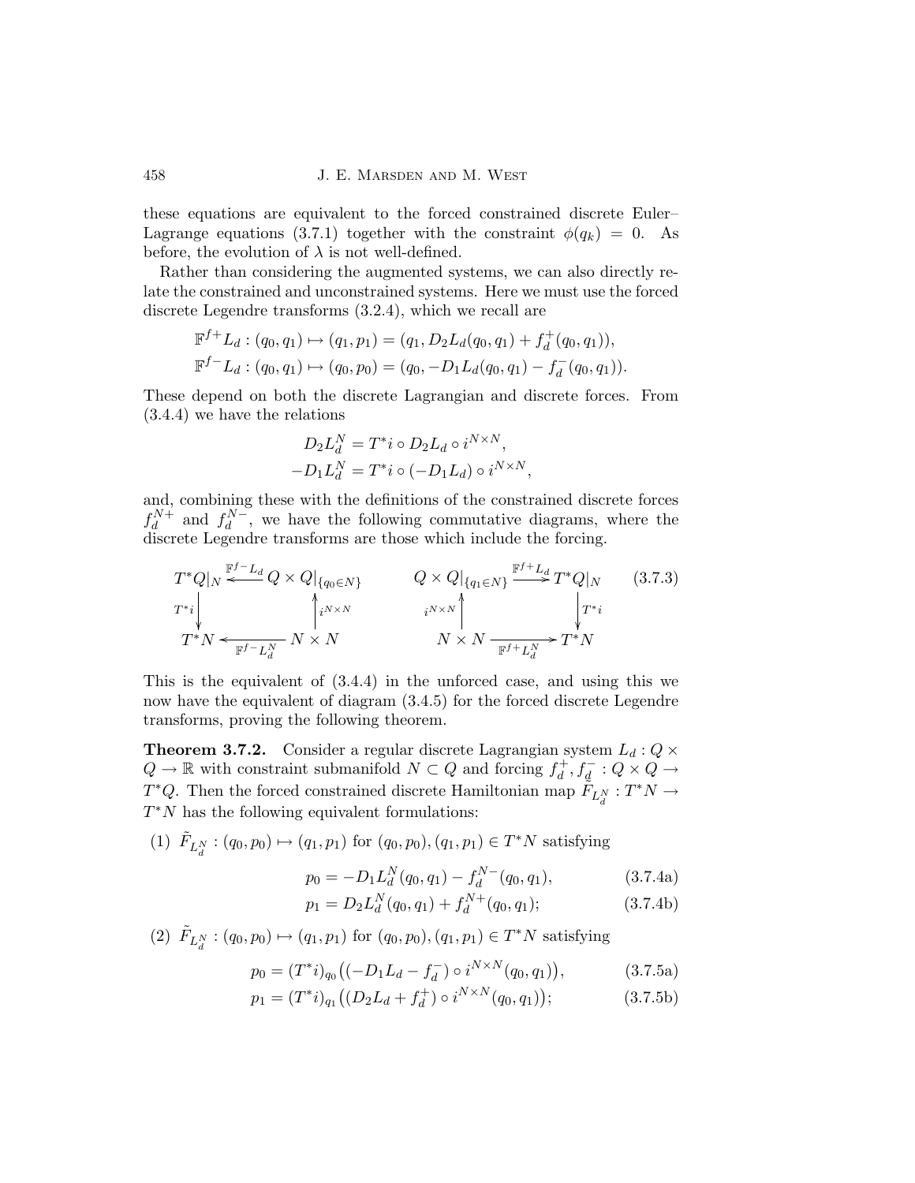these equations are equivalent to the forced constrained discrete Euler–Lagrange equations (3.7.1) together with the constraint $\phi(q_k) = 0$. As before, the evolution of $\lambda$ is not well-defined.

Rather than considering the augmented systems, we can also directly relate the constrained and unconstrained systems. Here we must use the forced discrete Legendre transforms (3.2.4), which we recall are

$$
\begin{aligned}
\mathbb{F}^{f+} L_d &: (q_0, q_1) \mapsto (q_1, p_1) = (q_1, D_2 L_d(q_0, q_1) + f_d^+(q_0, q_1)), \\
\mathbb{F}^{f-} L_d &: (q_0, q_1) \mapsto (q_0, p_0) = (q_0, -D_1 L_d(q_0, q_1) - f_d^-(q_0, q_1)).
\end{aligned}
$$

These depend on both the discrete Lagrangian and discrete forces. From (3.4.4) we have the relations

$$
\begin{aligned}
D_2 L_d^N &= T^* i \circ D_2 L_d \circ i^{N \times N}, \\
-D_1 L_d^N &= T^* i \circ (-D_1 L_d) \circ i^{N \times N},
\end{aligned}
$$

and, combining these with the definitions of the constrained discrete forces $f_d^{N+}$ and $f_d^{N-}$, we have the following commutative diagrams, where the discrete Legendre transforms are those which include the forcing.

$$
\begin{array}{ccc}
T^*Q|_N & \xleftarrow{\mathbb{F}^{f-} L_d} & Q \times Q|_{\{q_0 \in N\}} \\
\Big\downarrow {\scriptstyle T^*i} & & \Big\uparrow {\scriptstyle i^{N \times N}} \\
T^*N & \xleftarrow[\mathbb{F}^{f-} L_d^N]{} & N \times N
\end{array}
\qquad
\begin{array}{ccc}
Q \times Q|_{\{q_1 \in N\}} & \xrightarrow{\mathbb{F}^{f+} L_d} & T^*Q|_N \\
\Big\uparrow {\scriptstyle i^{N \times N}} & & \Big\downarrow {\scriptstyle T^*i} \\
N \times N & \xrightarrow[\mathbb{F}^{f+} L_d^N]{} & T^*N
\end{array}
\tag{3.7.3}
$$

This is the equivalent of (3.4.4) in the unforced case, and using this we now have the equivalent of diagram (3.4.5) for the forced discrete Legendre transforms, proving the following theorem.

**Theorem 3.7.2.** Consider a regular discrete Lagrangian system $L_d : Q \times Q \to \mathbb{R}$ with constraint submanifold $N \subset Q$ and forcing $f_d^+, f_d^- : Q \times Q \to T^*Q$. Then the forced constrained discrete Hamiltonian map $\tilde{F}_{L_d^N} : T^*N \to T^*N$ has the following equivalent formulations:

(1) $\tilde{F}_{L_d^N} : (q_0, p_0) \mapsto (q_1, p_1)$ for $(q_0, p_0), (q_1, p_1) \in T^*N$ satisfying

$$
p_0 = -D_1 L_d^N(q_0, q_1) - f_d^{N-}(q_0, q_1), \tag{3.7.4a}
$$

$$
p_1 = D_2 L_d^N(q_0, q_1) + f_d^{N+}(q_0, q_1); \tag{3.7.4b}
$$

(2) $\tilde{F}_{L_d^N} : (q_0, p_0) \mapsto (q_1, p_1)$ for $(q_0, p_0), (q_1, p_1) \in T^*N$ satisfying

$$
p_0 = (T^*i)_{q_0}\big((-D_1 L_d - f_d^-) \circ i^{N \times N}(q_0, q_1)\big), \tag{3.7.5a}
$$

$$
p_1 = (T^*i)_{q_1}\big((D_2 L_d + f_d^+) \circ i^{N \times N}(q_0, q_1)\big); \tag{3.7.5b}
$$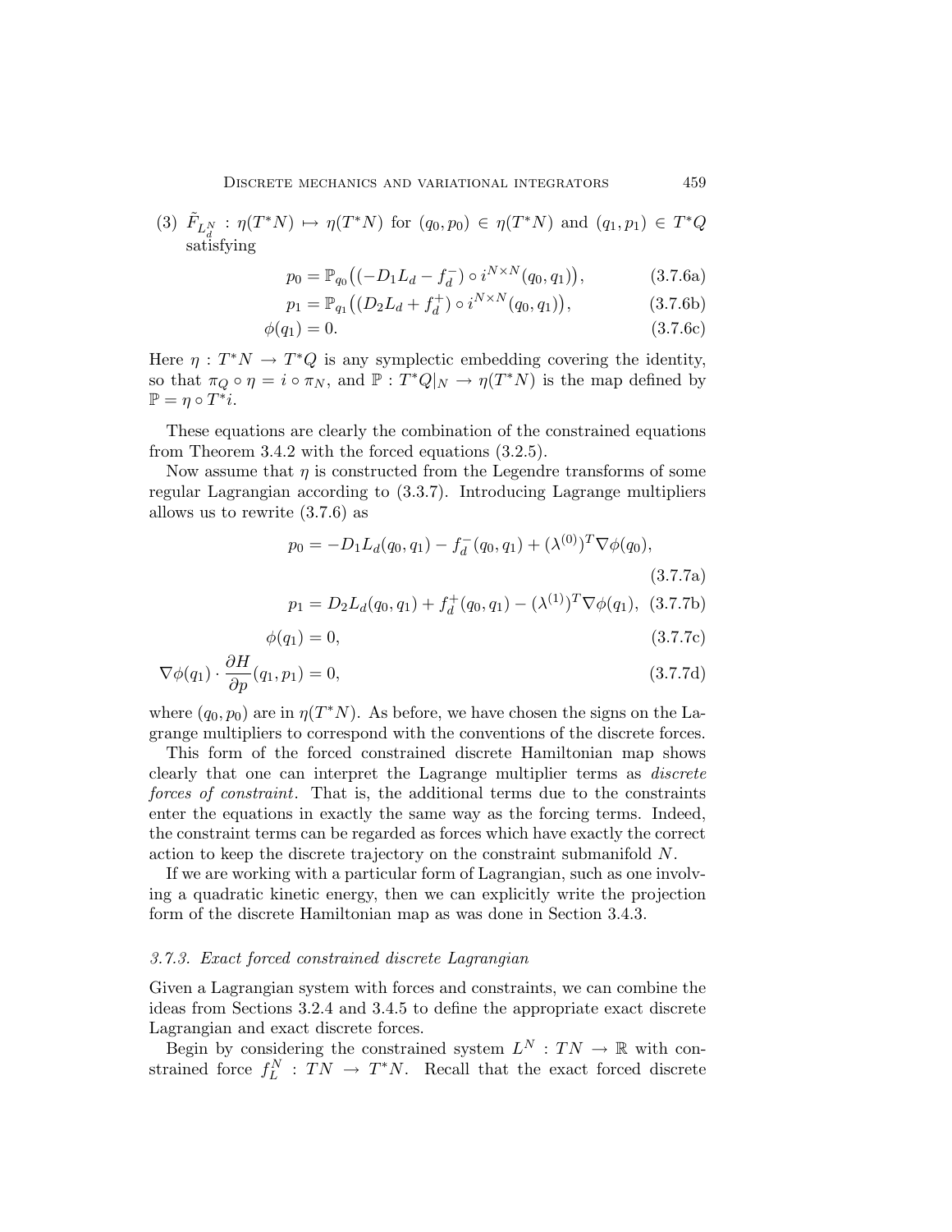(3) $\tilde{F}_{L_d^N} : \eta(T^*N) \mapsto \eta(T^*N)$ for $(q_0, p_0) \in \eta(T^*N)$ and $(q_1, p_1) \in T^*Q$ satisfying

$$p_0 = \mathbb{P}_{q_0}\big((-D_1 L_d - f_d^-) \circ i^{N \times N}(q_0, q_1)\big), \tag{3.7.6a}$$

$$p_1 = \mathbb{P}_{q_1}\big((D_2 L_d + f_d^+) \circ i^{N \times N}(q_0, q_1)\big), \tag{3.7.6b}$$

$$\phi(q_1) = 0. \tag{3.7.6c}$$

Here $\eta : T^*N \to T^*Q$ is any symplectic embedding covering the identity, so that $\pi_Q \circ \eta = i \circ \pi_N$, and $\mathbb{P} : T^*Q|_N \to \eta(T^*N)$ is the map defined by $\mathbb{P} = \eta \circ T^*i$.

These equations are clearly the combination of the constrained equations from Theorem 3.4.2 with the forced equations (3.2.5).

Now assume that $\eta$ is constructed from the Legendre transforms of some regular Lagrangian according to (3.3.7). Introducing Lagrange multipliers allows us to rewrite (3.7.6) as

$$p_0 = -D_1 L_d(q_0, q_1) - f_d^-(q_0, q_1) + (\lambda^{(0)})^T \nabla\phi(q_0), \tag{3.7.7a}$$

$$p_1 = D_2 L_d(q_0, q_1) + f_d^+(q_0, q_1) - (\lambda^{(1)})^T \nabla\phi(q_1), \tag{3.7.7b}$$

$$\phi(q_1) = 0, \tag{3.7.7c}$$

$$\nabla\phi(q_1) \cdot \frac{\partial H}{\partial p}(q_1, p_1) = 0, \tag{3.7.7d}$$

where $(q_0, p_0)$ are in $\eta(T^*N)$. As before, we have chosen the signs on the Lagrange multipliers to correspond with the conventions of the discrete forces.

This form of the forced constrained discrete Hamiltonian map shows clearly that one can interpret the Lagrange multiplier terms as *discrete forces of constraint*. That is, the additional terms due to the constraints enter the equations in exactly the same way as the forcing terms. Indeed, the constraint terms can be regarded as forces which have exactly the correct action to keep the discrete trajectory on the constraint submanifold $N$.

If we are working with a particular form of Lagrangian, such as one involving a quadratic kinetic energy, then we can explicitly write the projection form of the discrete Hamiltonian map as was done in Section 3.4.3.

### 3.7.3. *Exact forced constrained discrete Lagrangian*

Given a Lagrangian system with forces and constraints, we can combine the ideas from Sections 3.2.4 and 3.4.5 to define the appropriate exact discrete Lagrangian and exact discrete forces.

Begin by considering the constrained system $L^N : TN \to \mathbb{R}$ with constrained force $f_L^N : TN \to T^*N$. Recall that the exact forced discrete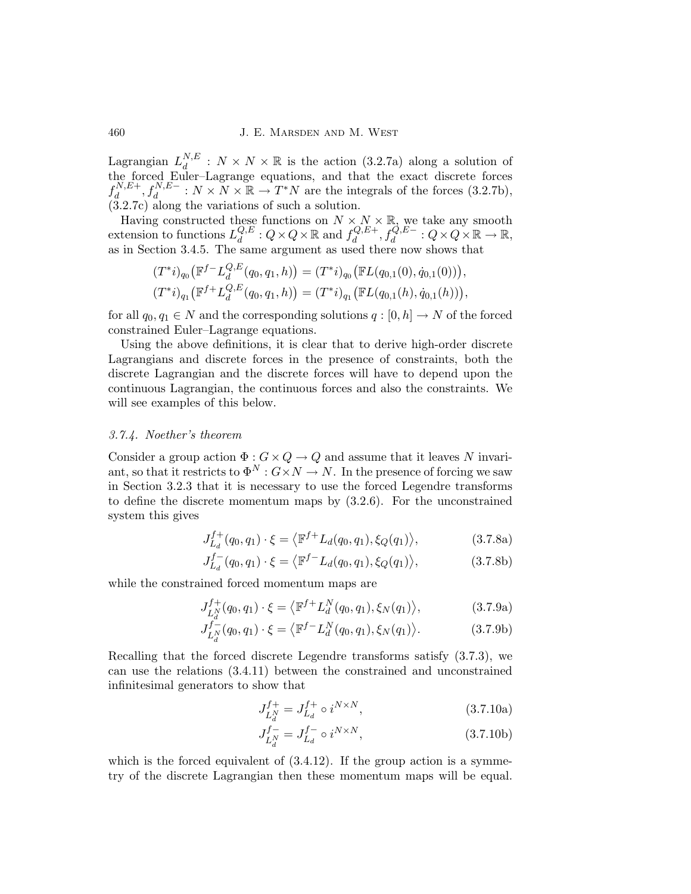Lagrangian $L_d^{N,E} : N \times N \times \mathbb{R}$ is the action (3.2.7a) along a solution of the forced Euler–Lagrange equations, and that the exact discrete forces $f_d^{N,E+}, f_d^{N,E-} : N \times N \times \mathbb{R} \to T^*N$ are the integrals of the forces (3.2.7b), (3.2.7c) along the variations of such a solution.

Having constructed these functions on $N \times N \times \mathbb{R}$, we take any smooth extension to functions $L_d^{Q,E} : Q \times Q \times \mathbb{R}$ and $f_d^{Q,E+}, f_d^{Q,E-} : Q \times Q \times \mathbb{R} \to \mathbb{R}$, as in Section 3.4.5. The same argument as used there now shows that

$$(T^*i)_{q_0}\big(\mathbb{F}^{f-}L_d^{Q,E}(q_0, q_1, h)\big) = (T^*i)_{q_0}\big(\mathbb{F}L(q_{0,1}(0), \dot{q}_{0,1}(0))\big),$$
$$(T^*i)_{q_1}\big(\mathbb{F}^{f+}L_d^{Q,E}(q_0, q_1, h)\big) = (T^*i)_{q_1}\big(\mathbb{F}L(q_{0,1}(h), \dot{q}_{0,1}(h))\big),$$

for all $q_0, q_1 \in N$ and the corresponding solutions $q : [0, h] \to N$ of the forced constrained Euler–Lagrange equations.

Using the above definitions, it is clear that to derive high-order discrete Lagrangians and discrete forces in the presence of constraints, both the discrete Lagrangian and the discrete forces will have to depend upon the continuous Lagrangian, the continuous forces and also the constraints. We will see examples of this below.

### *3.7.4. Noether's theorem*

Consider a group action $\Phi : G \times Q \to Q$ and assume that it leaves $N$ invariant, so that it restricts to $\Phi^N : G \times N \to N$. In the presence of forcing we saw in Section 3.2.3 that it is necessary to use the forced Legendre transforms to define the discrete momentum maps by (3.2.6). For the unconstrained system this gives

$$J_{L_d}^{f+}(q_0, q_1) \cdot \xi = \big\langle \mathbb{F}^{f+}L_d(q_0, q_1), \xi_Q(q_1)\big\rangle, \tag{3.7.8a}$$
$$J_{L_d}^{f-}(q_0, q_1) \cdot \xi = \big\langle \mathbb{F}^{f-}L_d(q_0, q_1), \xi_Q(q_1)\big\rangle, \tag{3.7.8b}$$

while the constrained forced momentum maps are

$$J_{L_d^N}^{f+}(q_0, q_1) \cdot \xi = \big\langle \mathbb{F}^{f+}L_d^N(q_0, q_1), \xi_N(q_1)\big\rangle, \tag{3.7.9a}$$
$$J_{L_d^N}^{f-}(q_0, q_1) \cdot \xi = \big\langle \mathbb{F}^{f-}L_d^N(q_0, q_1), \xi_N(q_1)\big\rangle. \tag{3.7.9b}$$

Recalling that the forced discrete Legendre transforms satisfy (3.7.3), we can use the relations (3.4.11) between the constrained and unconstrained infinitesimal generators to show that

$$J_{L_d^N}^{f+} = J_{L_d}^{f+} \circ i^{N \times N}, \tag{3.7.10a}$$
$$J_{L_d^N}^{f-} = J_{L_d}^{f-} \circ i^{N \times N}, \tag{3.7.10b}$$

which is the forced equivalent of (3.4.12). If the group action is a symmetry of the discrete Lagrangian then these momentum maps will be equal.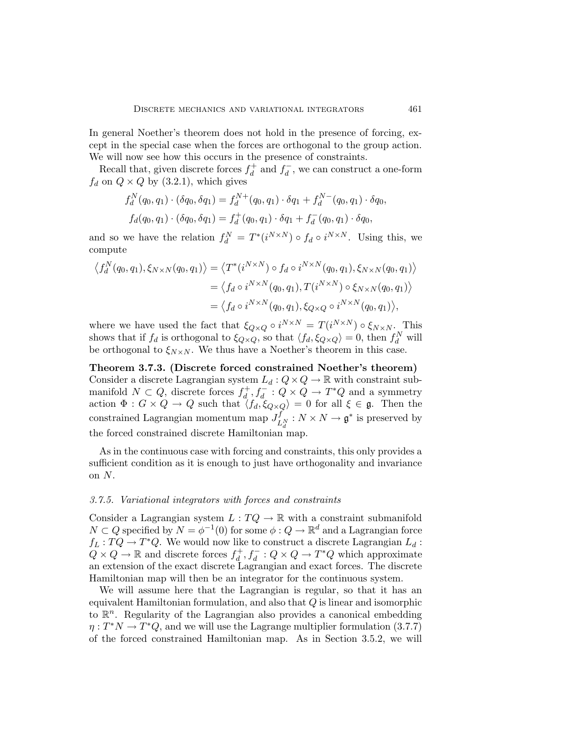In general Noether's theorem does not hold in the presence of forcing, except in the special case when the forces are orthogonal to the group action. We will now see how this occurs in the presence of constraints.

Recall that, given discrete forces $f_d^+$ and $f_d^-$, we can construct a one-form $f_d$ on $Q \times Q$ by (3.2.1), which gives

$$f_d^N(q_0, q_1) \cdot (\delta q_0, \delta q_1) = f_d^{N+}(q_0, q_1) \cdot \delta q_1 + f_d^{N-}(q_0, q_1) \cdot \delta q_0,$$

$$f_d(q_0, q_1) \cdot (\delta q_0, \delta q_1) = f_d^+(q_0, q_1) \cdot \delta q_1 + f_d^-(q_0, q_1) \cdot \delta q_0,$$

and so we have the relation $f_d^N = T^*(i^{N \times N}) \circ f_d \circ i^{N \times N}$. Using this, we compute

$$\begin{aligned}
\big\langle f_d^N(q_0, q_1), \xi_{N \times N}(q_0, q_1) \big\rangle &= \big\langle T^*(i^{N \times N}) \circ f_d \circ i^{N \times N}(q_0, q_1), \xi_{N \times N}(q_0, q_1) \big\rangle \\
&= \big\langle f_d \circ i^{N \times N}(q_0, q_1), T(i^{N \times N}) \circ \xi_{N \times N}(q_0, q_1) \big\rangle \\
&= \big\langle f_d \circ i^{N \times N}(q_0, q_1), \xi_{Q \times Q} \circ i^{N \times N}(q_0, q_1) \big\rangle,
\end{aligned}$$

where we have used the fact that $\xi_{Q \times Q} \circ i^{N \times N} = T(i^{N \times N}) \circ \xi_{N \times N}$. This shows that if $f_d$ is orthogonal to $\xi_{Q \times Q}$, so that $\langle f_d, \xi_{Q \times Q} \rangle = 0$, then $f_d^N$ will be orthogonal to $\xi_{N \times N}$. We thus have a Noether's theorem in this case.

**Theorem 3.7.3. (Discrete forced constrained Noether's theorem)** Consider a discrete Lagrangian system $L_d : Q \times Q \to \mathbb{R}$ with constraint submanifold $N \subset Q$, discrete forces $f_d^+, f_d^- : Q \times Q \to T^*Q$ and a symmetry action $\Phi : G \times Q \to Q$ such that $\langle f_d, \xi_{Q \times Q} \rangle = 0$ for all $\xi \in \mathfrak{g}$. Then the constrained Lagrangian momentum map $J_{L_d^N}^f : N \times N \to \mathfrak{g}^*$ is preserved by the forced constrained discrete Hamiltonian map.

As in the continuous case with forcing and constraints, this only provides a sufficient condition as it is enough to just have orthogonality and invariance on $N$.

### *3.7.5. Variational integrators with forces and constraints*

Consider a Lagrangian system $L : TQ \to \mathbb{R}$ with a constraint submanifold $N \subset Q$ specified by $N = \phi^{-1}(0)$ for some $\phi : Q \to \mathbb{R}^d$ and a Lagrangian force $f_L : TQ \to T^*Q$. We would now like to construct a discrete Lagrangian $L_d : Q \times Q \to \mathbb{R}$ and discrete forces $f_d^+, f_d^- : Q \times Q \to T^*Q$ which approximate an extension of the exact discrete Lagrangian and exact forces. The discrete Hamiltonian map will then be an integrator for the continuous system.

We will assume here that the Lagrangian is regular, so that it has an equivalent Hamiltonian formulation, and also that $Q$ is linear and isomorphic to $\mathbb{R}^n$. Regularity of the Lagrangian also provides a canonical embedding $\eta : T^*N \to T^*Q$, and we will use the Lagrange multiplier formulation (3.7.7) of the forced constrained Hamiltonian map. As in Section 3.5.2, we will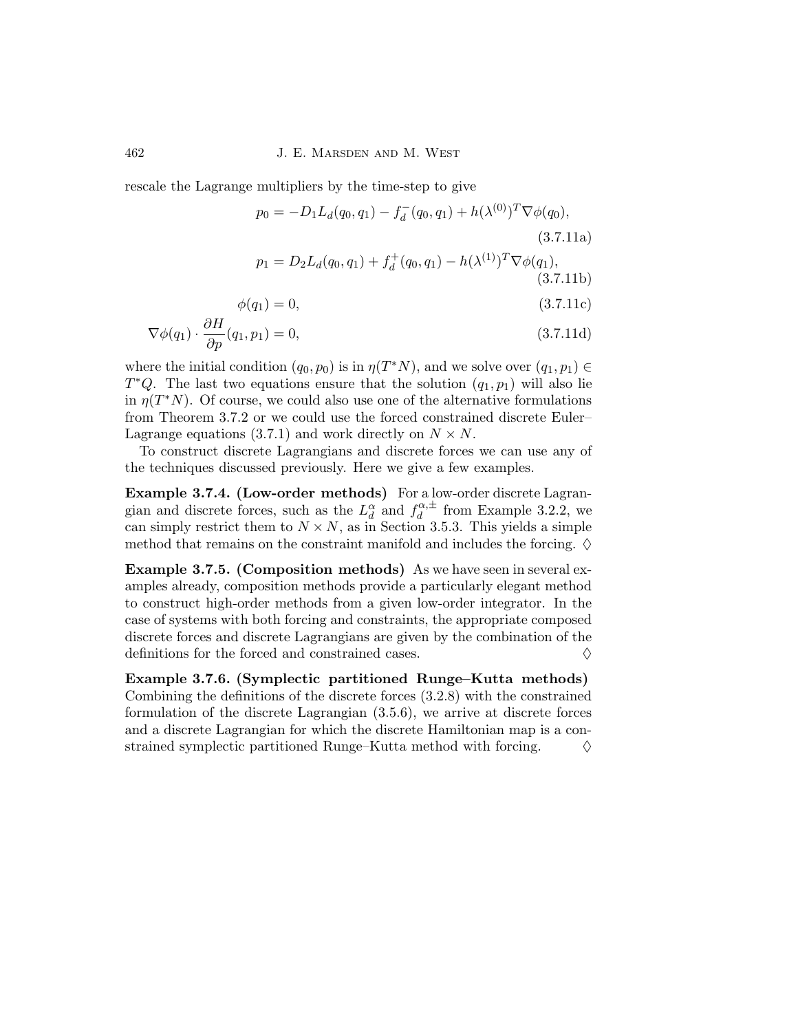rescale the Lagrange multipliers by the time-step to give

$$p_0 = -D_1 L_d(q_0, q_1) - f_d^-(q_0, q_1) + h(\lambda^{(0)})^T \nabla\phi(q_0), \tag{3.7.11a}$$

$$p_1 = D_2 L_d(q_0, q_1) + f_d^+(q_0, q_1) - h(\lambda^{(1)})^T \nabla\phi(q_1), \tag{3.7.11b}$$

$$\phi(q_1) = 0, \tag{3.7.11c}$$

$$\nabla\phi(q_1) \cdot \frac{\partial H}{\partial p}(q_1, p_1) = 0, \tag{3.7.11d}$$

where the initial condition $(q_0, p_0)$ is in $\eta(T^*N)$, and we solve over $(q_1, p_1) \in T^*Q$. The last two equations ensure that the solution $(q_1, p_1)$ will also lie in $\eta(T^*N)$. Of course, we could also use one of the alternative formulations from Theorem 3.7.2 or we could use the forced constrained discrete Euler–Lagrange equations (3.7.1) and work directly on $N \times N$.

To construct discrete Lagrangians and discrete forces we can use any of the techniques discussed previously. Here we give a few examples.

**Example 3.7.4. (Low-order methods)** For a low-order discrete Lagrangian and discrete forces, such as the $L_d^\alpha$ and $f_d^{\alpha,\pm}$ from Example 3.2.2, we can simply restrict them to $N \times N$, as in Section 3.5.3. This yields a simple method that remains on the constraint manifold and includes the forcing. $\Diamond$

**Example 3.7.5. (Composition methods)** As we have seen in several examples already, composition methods provide a particularly elegant method to construct high-order methods from a given low-order integrator. In the case of systems with both forcing and constraints, the appropriate composed discrete forces and discrete Lagrangians are given by the combination of the definitions for the forced and constrained cases. $\Diamond$

**Example 3.7.6. (Symplectic partitioned Runge–Kutta methods)** Combining the definitions of the discrete forces (3.2.8) with the constrained formulation of the discrete Lagrangian (3.5.6), we arrive at discrete forces and a discrete Lagrangian for which the discrete Hamiltonian map is a constrained symplectic partitioned Runge–Kutta method with forcing. $\Diamond$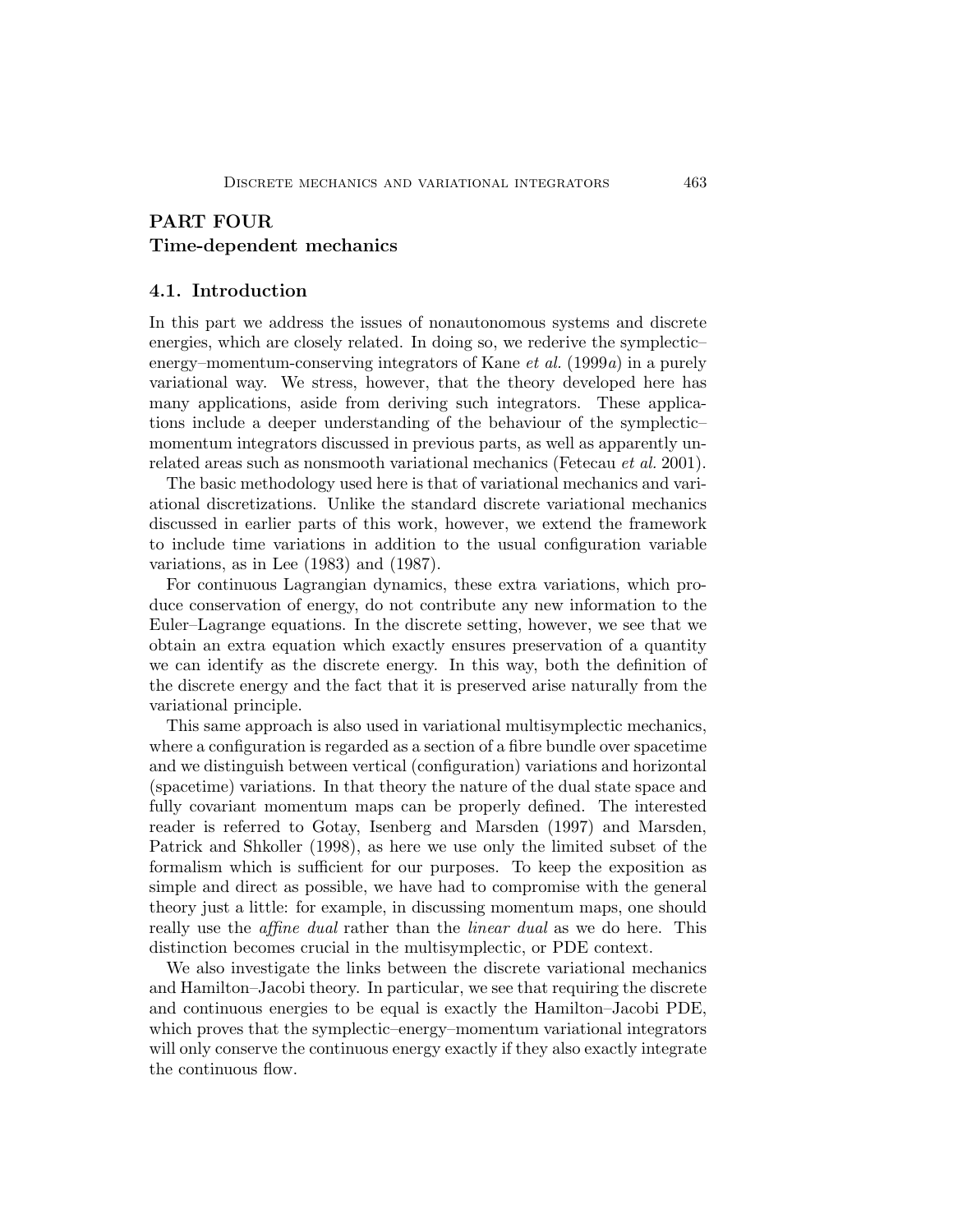# PART FOUR
# Time-dependent mechanics

## 4.1. Introduction

In this part we address the issues of nonautonomous systems and discrete energies, which are closely related. In doing so, we rederive the symplectic–energy–momentum-conserving integrators of Kane *et al.* (1999*a*) in a purely variational way. We stress, however, that the theory developed here has many applications, aside from deriving such integrators. These applications include a deeper understanding of the behaviour of the symplectic–momentum integrators discussed in previous parts, as well as apparently unrelated areas such as nonsmooth variational mechanics (Fetecau *et al.* 2001).

The basic methodology used here is that of variational mechanics and variational discretizations. Unlike the standard discrete variational mechanics discussed in earlier parts of this work, however, we extend the framework to include time variations in addition to the usual configuration variable variations, as in Lee (1983) and (1987).

For continuous Lagrangian dynamics, these extra variations, which produce conservation of energy, do not contribute any new information to the Euler–Lagrange equations. In the discrete setting, however, we see that we obtain an extra equation which exactly ensures preservation of a quantity we can identify as the discrete energy. In this way, both the definition of the discrete energy and the fact that it is preserved arise naturally from the variational principle.

This same approach is also used in variational multisymplectic mechanics, where a configuration is regarded as a section of a fibre bundle over spacetime and we distinguish between vertical (configuration) variations and horizontal (spacetime) variations. In that theory the nature of the dual state space and fully covariant momentum maps can be properly defined. The interested reader is referred to Gotay, Isenberg and Marsden (1997) and Marsden, Patrick and Shkoller (1998), as here we use only the limited subset of the formalism which is sufficient for our purposes. To keep the exposition as simple and direct as possible, we have had to compromise with the general theory just a little: for example, in discussing momentum maps, one should really use the *affine dual* rather than the *linear dual* as we do here. This distinction becomes crucial in the multisymplectic, or PDE context.

We also investigate the links between the discrete variational mechanics and Hamilton–Jacobi theory. In particular, we see that requiring the discrete and continuous energies to be equal is exactly the Hamilton–Jacobi PDE, which proves that the symplectic–energy–momentum variational integrators will only conserve the continuous energy exactly if they also exactly integrate the continuous flow.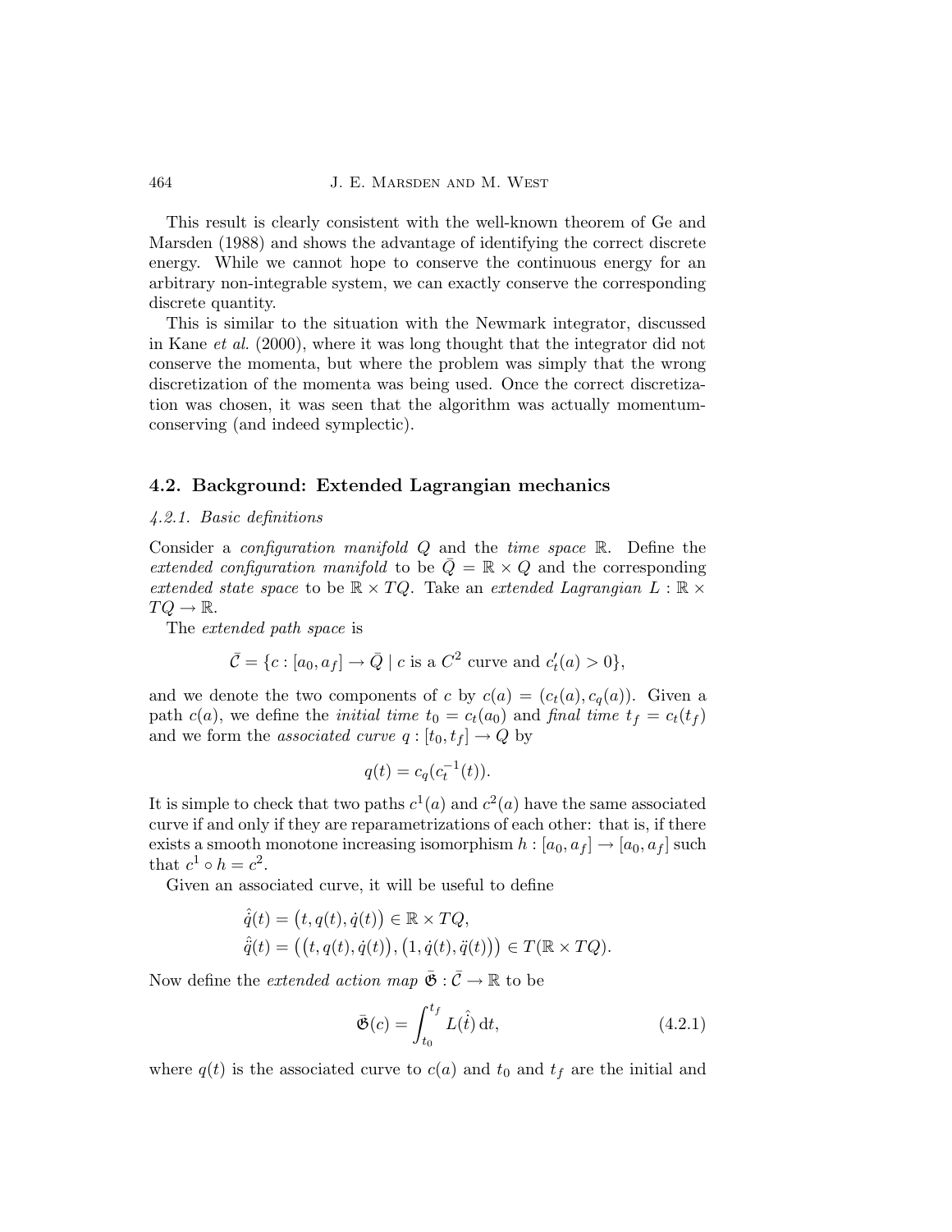This result is clearly consistent with the well-known theorem of Ge and Marsden (1988) and shows the advantage of identifying the correct discrete energy. While we cannot hope to conserve the continuous energy for an arbitrary non-integrable system, we can exactly conserve the corresponding discrete quantity.

This is similar to the situation with the Newmark integrator, discussed in Kane *et al.* (2000), where it was long thought that the integrator did not conserve the momenta, but where the problem was simply that the wrong discretization of the momenta was being used. Once the correct discretization was chosen, it was seen that the algorithm was actually momentum-conserving (and indeed symplectic).

## 4.2. Background: Extended Lagrangian mechanics

### *4.2.1. Basic definitions*

Consider a *configuration manifold* $Q$ and the *time space* $\mathbb{R}$. Define the *extended configuration manifold* to be $\bar{Q} = \mathbb{R} \times Q$ and the corresponding *extended state space* to be $\mathbb{R} \times TQ$. Take an *extended Lagrangian* $L : \mathbb{R} \times TQ \to \mathbb{R}$.

The *extended path space* is

$$\bar{\mathcal{C}} = \{c : [a_0, a_f] \to \bar{Q} \mid c \text{ is a } C^2 \text{ curve and } c_t'(a) > 0\},$$

and we denote the two components of $c$ by $c(a) = (c_t(a), c_q(a))$. Given a path $c(a)$, we define the *initial time* $t_0 = c_t(a_0)$ and *final time* $t_f = c_t(t_f)$ and we form the *associated curve* $q : [t_0, t_f] \to Q$ by

$$q(t) = c_q(c_t^{-1}(t)).$$

It is simple to check that two paths $c^1(a)$ and $c^2(a)$ have the same associated curve if and only if they are reparametrizations of each other: that is, if there exists a smooth monotone increasing isomorphism $h : [a_0, a_f] \to [a_0, a_f]$ such that $c^1 \circ h = c^2$.

Given an associated curve, it will be useful to define

$$\begin{aligned}
\hat{q}(t) &= \big(t, q(t), \dot{q}(t)\big) \in \mathbb{R} \times TQ, \\
\hat{\dot{q}}(t) &= \big(\big(t, q(t), \dot{q}(t)\big), \big(1, \dot{q}(t), \ddot{q}(t)\big)\big) \in T(\mathbb{R} \times TQ).
\end{aligned}$$

Now define the *extended action map* $\bar{\mathfrak{G}} : \bar{\mathcal{C}} \to \mathbb{R}$ to be

$$\bar{\mathfrak{G}}(c) = \int_{t_0}^{t_f} L(\hat{\dot{t}}) \, \mathrm{d}t, \tag{4.2.1}$$

where $q(t)$ is the associated curve to $c(a)$ and $t_0$ and $t_f$ are the initial and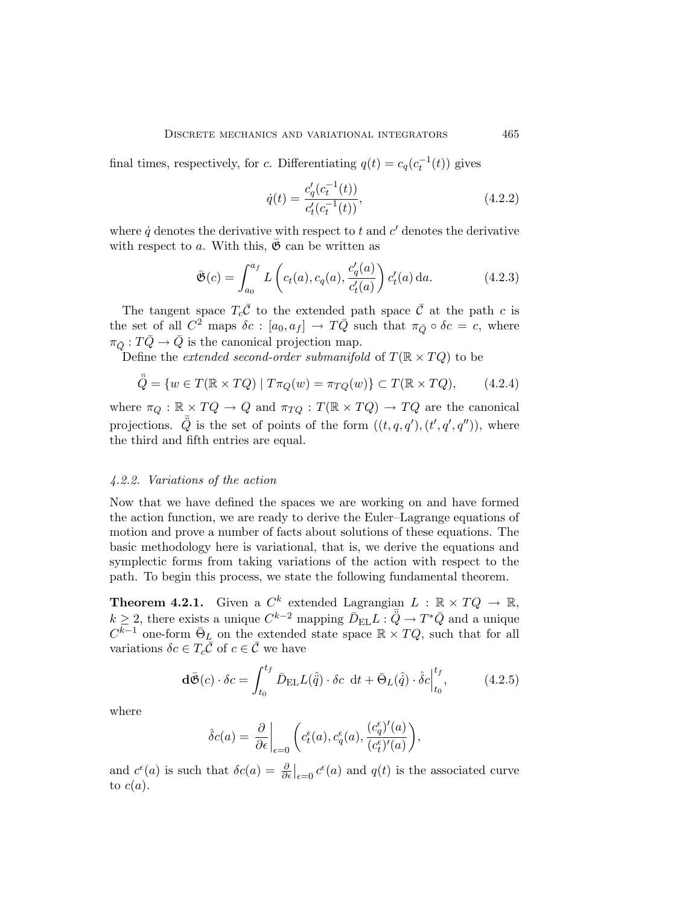final times, respectively, for $c$. Differentiating $q(t) = c_q(c_t^{-1}(t))$ gives

$$\dot{q}(t) = \frac{c_q'(c_t^{-1}(t))}{c_t'(c_t^{-1}(t))}, \tag{4.2.2}$$

where $\dot{q}$ denotes the derivative with respect to $t$ and $c'$ denotes the derivative with respect to $a$. With this, $\bar{\mathfrak{G}}$ can be written as

$$\bar{\mathfrak{G}}(c) = \int_{a_0}^{a_f} L\left(c_t(a), c_q(a), \frac{c_q'(a)}{c_t'(a)}\right) c_t'(a)\, \mathrm{d}a. \tag{4.2.3}$$

The tangent space $T_c\bar{\mathcal{C}}$ to the extended path space $\bar{\mathcal{C}}$ at the path $c$ is the set of all $C^2$ maps $\delta c : [a_0, a_f] \to T\bar{Q}$ such that $\pi_{\bar{Q}} \circ \delta c = c$, where $\pi_{\bar{Q}} : T\bar{Q} \to \bar{Q}$ is the canonical projection map.

Define the *extended second-order submanifold* of $T(\mathbb{R} \times TQ)$ to be

$$\ddot{\bar{Q}} = \{w \in T(\mathbb{R} \times TQ) \mid T\pi_Q(w) = \pi_{TQ}(w)\} \subset T(\mathbb{R} \times TQ), \tag{4.2.4}$$

where $\pi_Q : \mathbb{R} \times TQ \to Q$ and $\pi_{TQ} : T(\mathbb{R} \times TQ) \to TQ$ are the canonical projections. $\ddot{\bar{Q}}$ is the set of points of the form $((t, q, q'), (t', q', q''))$, where the third and fifth entries are equal.

### 4.2.2. Variations of the action

Now that we have defined the spaces we are working on and have formed the action function, we are ready to derive the Euler–Lagrange equations of motion and prove a number of facts about solutions of these equations. The basic methodology here is variational, that is, we derive the equations and symplectic forms from taking variations of the action with respect to the path. To begin this process, we state the following fundamental theorem.

**Theorem 4.2.1.** Given a $C^k$ extended Lagrangian $L : \mathbb{R} \times TQ \to \mathbb{R}$, $k \geq 2$, there exists a unique $C^{k-2}$ mapping $\bar{D}_{\mathrm{EL}}L : \ddot{\bar{Q}} \to T^*\bar{Q}$ and a unique $C^{k-1}$ one-form $\bar{\Theta}_L$ on the extended state space $\mathbb{R} \times TQ$, such that for all variations $\delta c \in T_c\bar{\mathcal{C}}$ of $c \in \bar{\mathcal{C}}$ we have

$$\mathbf{d}\bar{\mathfrak{G}}(c) \cdot \delta c = \int_{t_0}^{t_f} \bar{D}_{\mathrm{EL}}L(\hat{\hat{q}}) \cdot \delta c \ \mathrm{d}t + \bar{\Theta}_L(\hat{q}) \cdot \hat{\delta c}\Big|_{t_0}^{t_f}, \tag{4.2.5}$$

where

$$\hat{\delta c}(a) = \frac{\partial}{\partial \epsilon}\bigg|_{\epsilon=0} \left(c_t^\epsilon(a), c_q^\epsilon(a), \frac{(c_q^\epsilon)'(a)}{(c_t^\epsilon)'(a)}\right),$$

and $c^\epsilon(a)$ is such that $\delta c(a) = \frac{\partial}{\partial \epsilon}\big|_{\epsilon=0} c^\epsilon(a)$ and $q(t)$ is the associated curve to $c(a)$.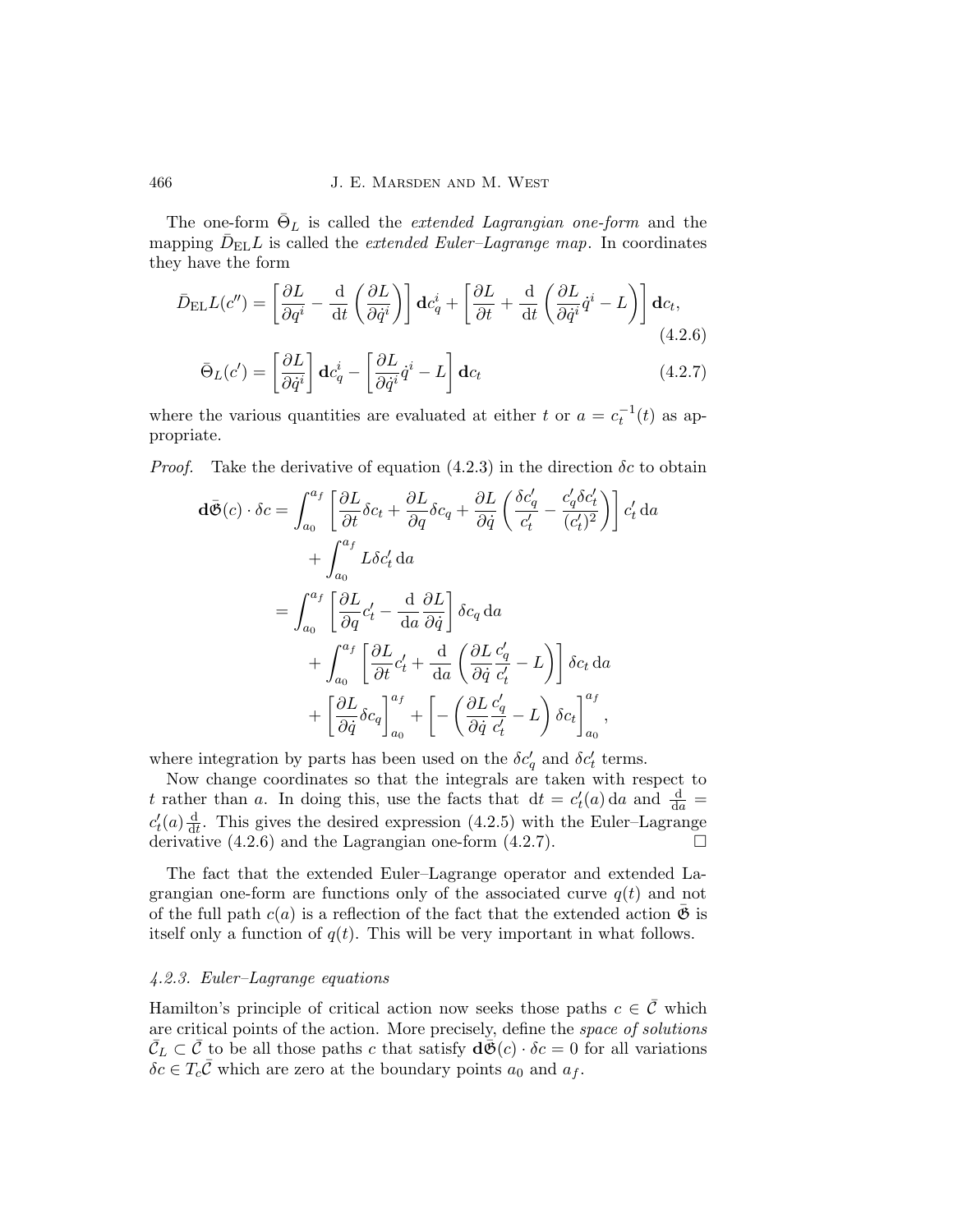The one-form $\bar{\Theta}_L$ is called the *extended Lagrangian one-form* and the mapping $\bar{D}_{\text{EL}}L$ is called the *extended Euler–Lagrange map*. In coordinates they have the form

$$\bar{D}_{\text{EL}}L(c'') = \left[\frac{\partial L}{\partial q^i} - \frac{\mathrm{d}}{\mathrm{d}t}\left(\frac{\partial L}{\partial \dot{q}^i}\right)\right]\mathbf{d}c_q^i + \left[\frac{\partial L}{\partial t} + \frac{\mathrm{d}}{\mathrm{d}t}\left(\frac{\partial L}{\partial \dot{q}^i}\dot{q}^i - L\right)\right]\mathbf{d}c_t, \tag{4.2.6}$$

$$\bar{\Theta}_L(c') = \left[\frac{\partial L}{\partial \dot{q}^i}\right]\mathbf{d}c_q^i - \left[\frac{\partial L}{\partial \dot{q}^i}\dot{q}^i - L\right]\mathbf{d}c_t \tag{4.2.7}$$

where the various quantities are evaluated at either $t$ or $a = c_t^{-1}(t)$ as appropriate.

*Proof.* Take the derivative of equation (4.2.3) in the direction $\delta c$ to obtain

$$\begin{aligned}
\mathbf{d}\bar{\mathfrak{G}}(c)\cdot\delta c &= \int_{a_0}^{a_f}\left[\frac{\partial L}{\partial t}\delta c_t + \frac{\partial L}{\partial q}\delta c_q + \frac{\partial L}{\partial \dot{q}}\left(\frac{\delta c_q'}{c_t'} - \frac{c_q'\delta c_t'}{(c_t')^2}\right)\right]c_t'\,\mathrm{d}a \\
&\quad + \int_{a_0}^{a_f} L\delta c_t'\,\mathrm{d}a \\
&= \int_{a_0}^{a_f}\left[\frac{\partial L}{\partial q}c_t' - \frac{\mathrm{d}}{\mathrm{d}a}\frac{\partial L}{\partial \dot{q}}\right]\delta c_q\,\mathrm{d}a \\
&\quad + \int_{a_0}^{a_f}\left[\frac{\partial L}{\partial t}c_t' + \frac{\mathrm{d}}{\mathrm{d}a}\left(\frac{\partial L}{\partial \dot{q}}\frac{c_q'}{c_t'} - L\right)\right]\delta c_t\,\mathrm{d}a \\
&\quad + \left[\frac{\partial L}{\partial \dot{q}}\delta c_q\right]_{a_0}^{a_f} + \left[-\left(\frac{\partial L}{\partial \dot{q}}\frac{c_q'}{c_t'} - L\right)\delta c_t\right]_{a_0}^{a_f},
\end{aligned}$$

where integration by parts has been used on the $\delta c_q'$ and $\delta c_t'$ terms.

Now change coordinates so that the integrals are taken with respect to $t$ rather than $a$. In doing this, use the facts that $\mathrm{d}t = c_t'(a)\,\mathrm{d}a$ and $\frac{\mathrm{d}}{\mathrm{d}a} = c_t'(a)\frac{\mathrm{d}}{\mathrm{d}t}$. This gives the desired expression (4.2.5) with the Euler–Lagrange derivative (4.2.6) and the Lagrangian one-form (4.2.7). $\square$

The fact that the extended Euler–Lagrange operator and extended Lagrangian one-form are functions only of the associated curve $q(t)$ and not of the full path $c(a)$ is a reflection of the fact that the extended action $\bar{\mathfrak{G}}$ is itself only a function of $q(t)$. This will be very important in what follows.

#### *4.2.3. Euler–Lagrange equations*

Hamilton's principle of critical action now seeks those paths $c \in \bar{\mathcal{C}}$ which are critical points of the action. More precisely, define the *space of solutions* $\bar{\mathcal{C}}_L \subset \bar{\mathcal{C}}$ to be all those paths $c$ that satisfy $\mathbf{d}\bar{\mathfrak{G}}(c)\cdot\delta c = 0$ for all variations $\delta c \in T_c\bar{\mathcal{C}}$ which are zero at the boundary points $a_0$ and $a_f$.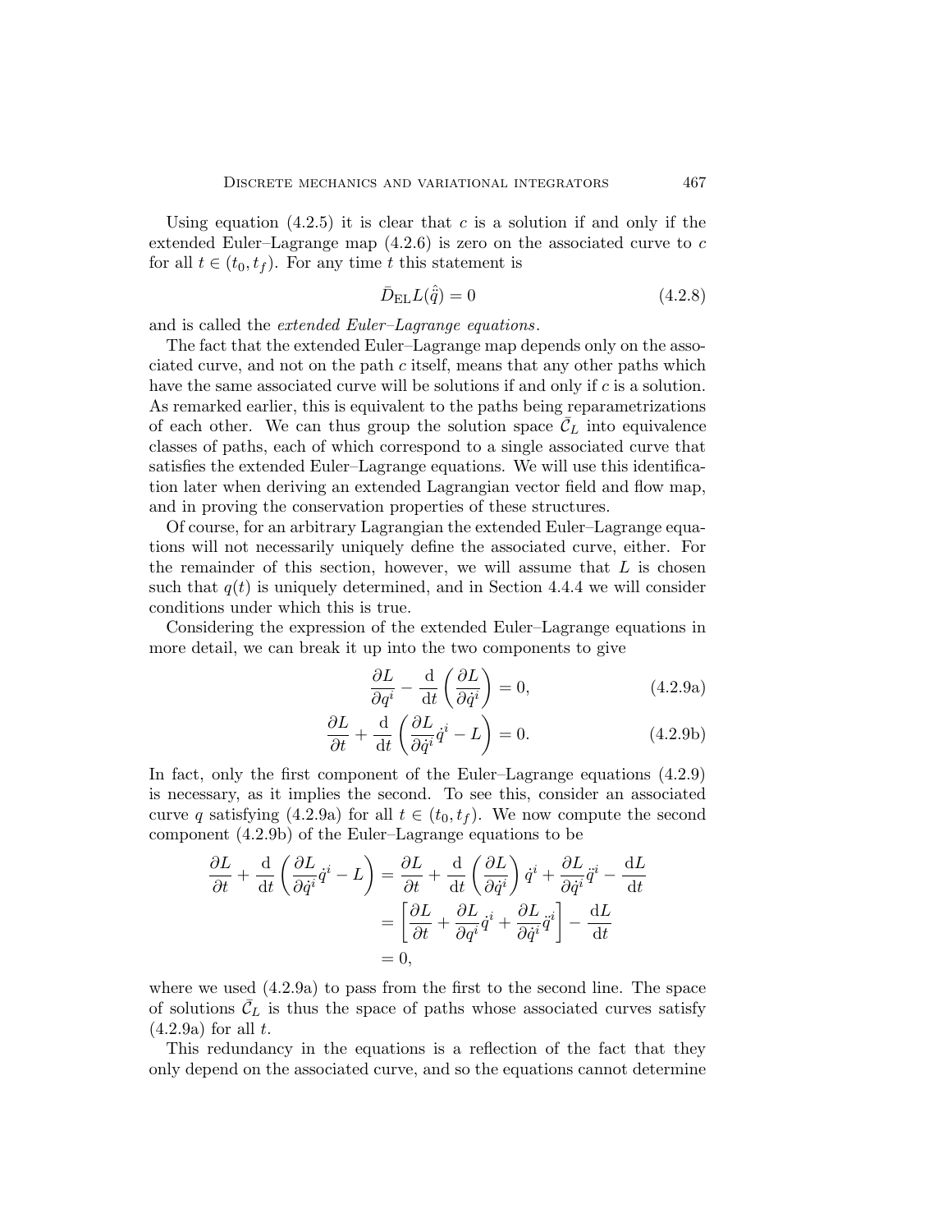Using equation (4.2.5) it is clear that $c$ is a solution if and only if the extended Euler–Lagrange map (4.2.6) is zero on the associated curve to $c$ for all $t \in (t_0, t_f)$. For any time $t$ this statement is

$$\bar{D}_{\mathrm{EL}} L(\hat{\ddot{q}}) = 0 \tag{4.2.8}$$

and is called the *extended Euler–Lagrange equations*.

The fact that the extended Euler–Lagrange map depends only on the associated curve, and not on the path $c$ itself, means that any other paths which have the same associated curve will be solutions if and only if $c$ is a solution. As remarked earlier, this is equivalent to the paths being reparametrizations of each other. We can thus group the solution space $\bar{\mathcal{C}}_L$ into equivalence classes of paths, each of which correspond to a single associated curve that satisfies the extended Euler–Lagrange equations. We will use this identification later when deriving an extended Lagrangian vector field and flow map, and in proving the conservation properties of these structures.

Of course, for an arbitrary Lagrangian the extended Euler–Lagrange equations will not necessarily uniquely define the associated curve, either. For the remainder of this section, however, we will assume that $L$ is chosen such that $q(t)$ is uniquely determined, and in Section 4.4.4 we will consider conditions under which this is true.

Considering the expression of the extended Euler–Lagrange equations in more detail, we can break it up into the two components to give

$$\frac{\partial L}{\partial q^i} - \frac{\mathrm{d}}{\mathrm{d}t}\left(\frac{\partial L}{\partial \dot{q}^i}\right) = 0, \tag{4.2.9a}$$

$$\frac{\partial L}{\partial t} + \frac{\mathrm{d}}{\mathrm{d}t}\left(\frac{\partial L}{\partial \dot{q}^i}\dot{q}^i - L\right) = 0. \tag{4.2.9b}$$

In fact, only the first component of the Euler–Lagrange equations (4.2.9) is necessary, as it implies the second. To see this, consider an associated curve $q$ satisfying (4.2.9a) for all $t \in (t_0, t_f)$. We now compute the second component (4.2.9b) of the Euler–Lagrange equations to be

$$\begin{aligned}
\frac{\partial L}{\partial t} + \frac{\mathrm{d}}{\mathrm{d}t}\left(\frac{\partial L}{\partial \dot{q}^i}\dot{q}^i - L\right) &= \frac{\partial L}{\partial t} + \frac{\mathrm{d}}{\mathrm{d}t}\left(\frac{\partial L}{\partial \dot{q}^i}\right)\dot{q}^i + \frac{\partial L}{\partial \dot{q}^i}\ddot{q}^i - \frac{\mathrm{d}L}{\mathrm{d}t} \\
&= \left[\frac{\partial L}{\partial t} + \frac{\partial L}{\partial q^i}\dot{q}^i + \frac{\partial L}{\partial \dot{q}^i}\ddot{q}^i\right] - \frac{\mathrm{d}L}{\mathrm{d}t} \\
&= 0,
\end{aligned}$$

where we used (4.2.9a) to pass from the first to the second line. The space of solutions $\bar{\mathcal{C}}_L$ is thus the space of paths whose associated curves satisfy (4.2.9a) for all $t$.

This redundancy in the equations is a reflection of the fact that they only depend on the associated curve, and so the equations cannot determine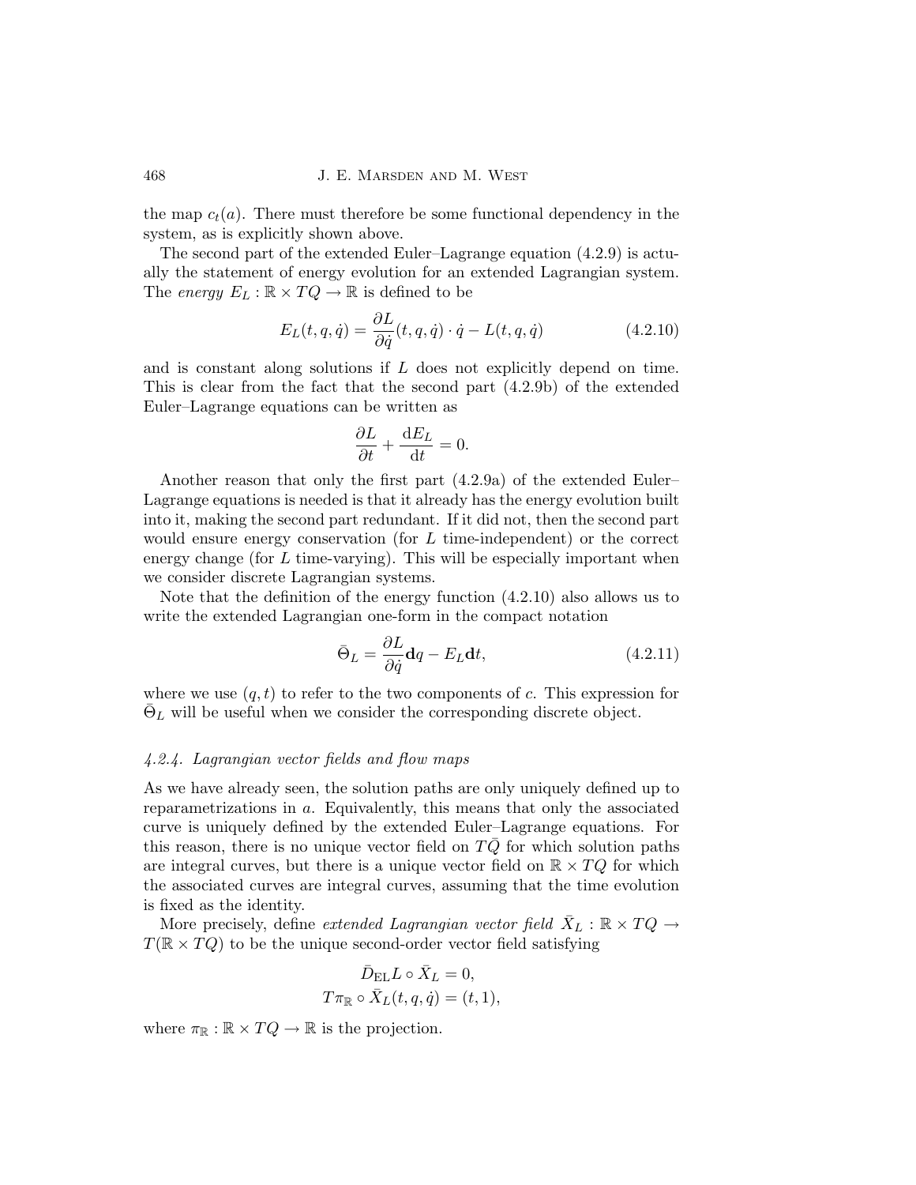the map $c_t(a)$. There must therefore be some functional dependency in the system, as is explicitly shown above.

The second part of the extended Euler–Lagrange equation (4.2.9) is actually the statement of energy evolution for an extended Lagrangian system. The *energy* $E_L : \mathbb{R} \times TQ \to \mathbb{R}$ is defined to be

$$E_L(t, q, \dot{q}) = \frac{\partial L}{\partial \dot{q}}(t, q, \dot{q}) \cdot \dot{q} - L(t, q, \dot{q}) \tag{4.2.10}$$

and is constant along solutions if $L$ does not explicitly depend on time. This is clear from the fact that the second part (4.2.9b) of the extended Euler–Lagrange equations can be written as

$$\frac{\partial L}{\partial t} + \frac{\mathrm{d}E_L}{\mathrm{d}t} = 0.$$

Another reason that only the first part (4.2.9a) of the extended Euler–Lagrange equations is needed is that it already has the energy evolution built into it, making the second part redundant. If it did not, then the second part would ensure energy conservation (for $L$ time-independent) or the correct energy change (for $L$ time-varying). This will be especially important when we consider discrete Lagrangian systems.

Note that the definition of the energy function (4.2.10) also allows us to write the extended Lagrangian one-form in the compact notation

$$\bar{\Theta}_L = \frac{\partial L}{\partial \dot{q}} \mathbf{d}q - E_L \mathbf{d}t, \tag{4.2.11}$$

where we use $(q, t)$ to refer to the two components of $c$. This expression for $\bar{\Theta}_L$ will be useful when we consider the corresponding discrete object.

#### *4.2.4. Lagrangian vector fields and flow maps*

As we have already seen, the solution paths are only uniquely defined up to reparametrizations in $a$. Equivalently, this means that only the associated curve is uniquely defined by the extended Euler–Lagrange equations. For this reason, there is no unique vector field on $T\bar{Q}$ for which solution paths are integral curves, but there is a unique vector field on $\mathbb{R} \times TQ$ for which the associated curves are integral curves, assuming that the time evolution is fixed as the identity.

More precisely, define *extended Lagrangian vector field* $\bar{X}_L : \mathbb{R} \times TQ \to T(\mathbb{R} \times TQ)$ to be the unique second-order vector field satisfying

$$\bar{D}_{\mathrm{EL}} L \circ \bar{X}_L = 0,$$
$$T\pi_{\mathbb{R}} \circ \bar{X}_L(t, q, \dot{q}) = (t, 1),$$

where $\pi_{\mathbb{R}} : \mathbb{R} \times TQ \to \mathbb{R}$ is the projection.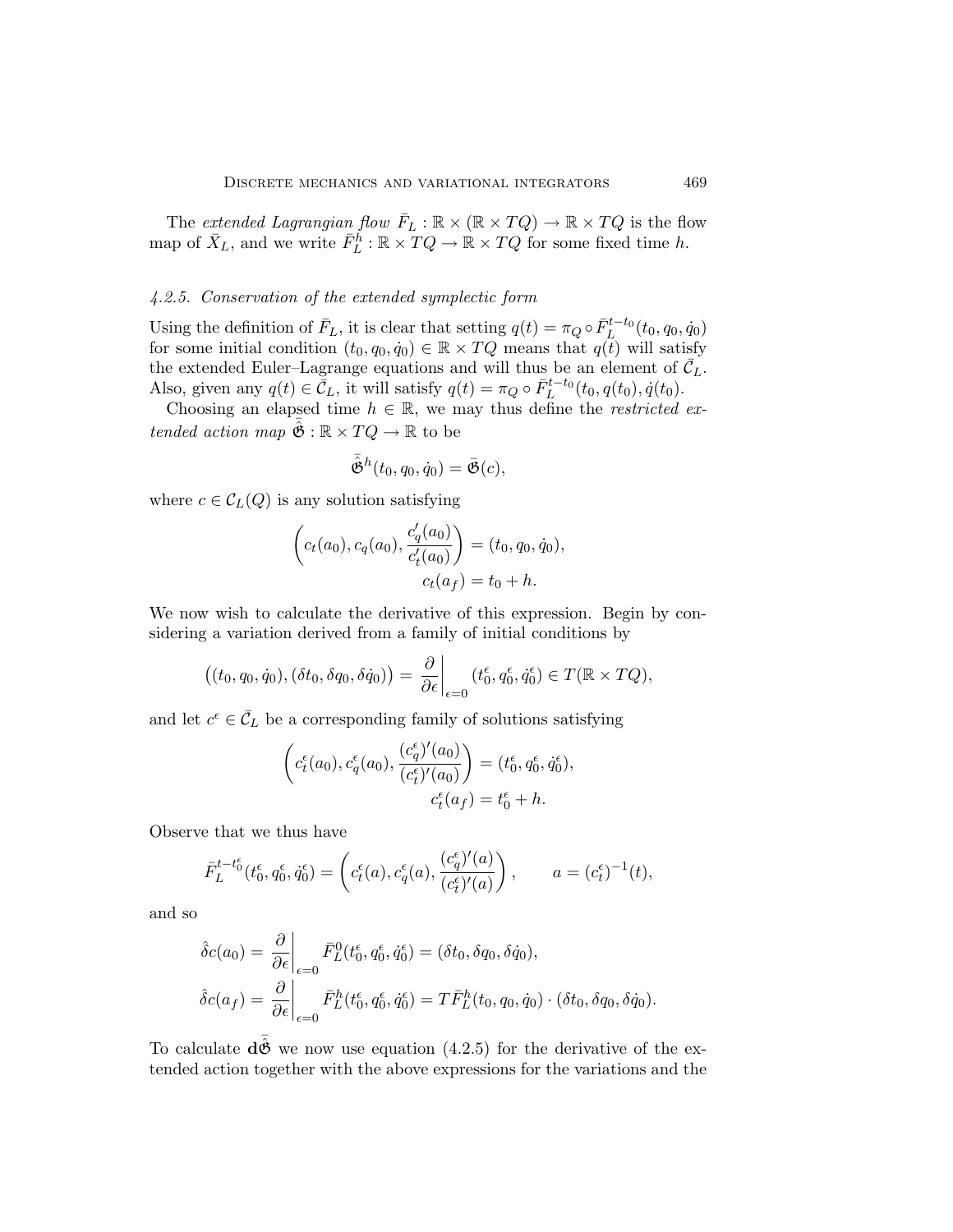The *extended Lagrangian flow* $\bar{F}_L : \mathbb{R} \times (\mathbb{R} \times TQ) \to \mathbb{R} \times TQ$ is the flow map of $\bar{X}_L$, and we write $\bar{F}_L^h : \mathbb{R} \times TQ \to \mathbb{R} \times TQ$ for some fixed time $h$.

### *4.2.5. Conservation of the extended symplectic form*

Using the definition of $\bar{F}_L$, it is clear that setting $q(t) = \pi_Q \circ \bar{F}_L^{t-t_0}(t_0, q_0, \dot{q}_0)$ for some initial condition $(t_0, q_0, \dot{q}_0) \in \mathbb{R} \times TQ$ means that $q(t)$ will satisfy the extended Euler–Lagrange equations and will thus be an element of $\bar{\mathcal{C}}_L$. Also, given any $q(t) \in \bar{\mathcal{C}}_L$, it will satisfy $q(t) = \pi_Q \circ \bar{F}_L^{t-t_0}(t_0, q(t_0), \dot{q}(t_0))$.

Choosing an elapsed time $h \in \mathbb{R}$, we may thus define the *restricted extended action map* $\hat{\bar{\mathfrak{G}}} : \mathbb{R} \times TQ \to \mathbb{R}$ to be

$$\hat{\bar{\mathfrak{G}}}^h(t_0, q_0, \dot{q}_0) = \bar{\mathfrak{G}}(c),$$

where $c \in \mathcal{C}_L(Q)$ is any solution satisfying

$$\left( c_t(a_0), c_q(a_0), \frac{c_q'(a_0)}{c_t'(a_0)} \right) = (t_0, q_0, \dot{q}_0),$$
$$c_t(a_f) = t_0 + h.$$

We now wish to calculate the derivative of this expression. Begin by considering a variation derived from a family of initial conditions by

$$\big((t_0, q_0, \dot{q}_0), (\delta t_0, \delta q_0, \delta \dot{q}_0)\big) = \left.\frac{\partial}{\partial \epsilon}\right|_{\epsilon=0} (t_0^\epsilon, q_0^\epsilon, \dot{q}_0^\epsilon) \in T(\mathbb{R} \times TQ),$$

and let $c^\epsilon \in \bar{\mathcal{C}}_L$ be a corresponding family of solutions satisfying

$$\left( c_t^\epsilon(a_0), c_q^\epsilon(a_0), \frac{(c_q^\epsilon)'(a_0)}{(c_t^\epsilon)'(a_0)} \right) = (t_0^\epsilon, q_0^\epsilon, \dot{q}_0^\epsilon),$$
$$c_t^\epsilon(a_f) = t_0^\epsilon + h.$$

Observe that we thus have

$$\bar{F}_L^{t-t_0^\epsilon}(t_0^\epsilon, q_0^\epsilon, \dot{q}_0^\epsilon) = \left( c_t^\epsilon(a), c_q^\epsilon(a), \frac{(c_q^\epsilon)'(a)}{(c_t^\epsilon)'(a)} \right), \qquad a = (c_t^\epsilon)^{-1}(t),$$

and so

$$\hat{\delta} c(a_0) = \left.\frac{\partial}{\partial \epsilon}\right|_{\epsilon=0} \bar{F}_L^0(t_0^\epsilon, q_0^\epsilon, \dot{q}_0^\epsilon) = (\delta t_0, \delta q_0, \delta \dot{q}_0),$$

$$\hat{\delta} c(a_f) = \left.\frac{\partial}{\partial \epsilon}\right|_{\epsilon=0} \bar{F}_L^h(t_0^\epsilon, q_0^\epsilon, \dot{q}_0^\epsilon) = T\bar{F}_L^h(t_0, q_0, \dot{q}_0) \cdot (\delta t_0, \delta q_0, \delta \dot{q}_0).$$

To calculate $\mathbf{d}\hat{\bar{\mathfrak{G}}}$ we now use equation (4.2.5) for the derivative of the extended action together with the above expressions for the variations and the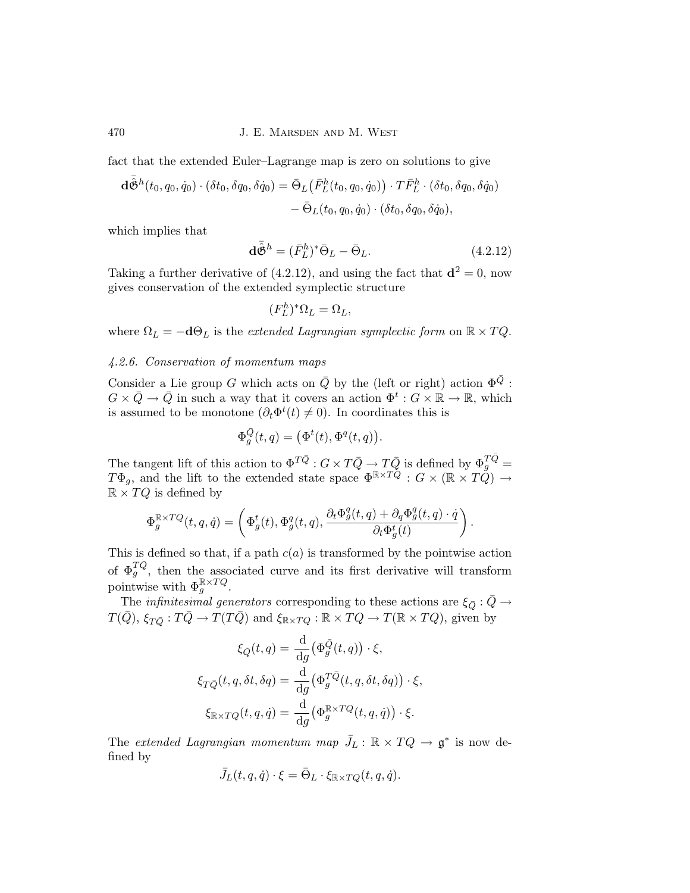fact that the extended Euler–Lagrange map is zero on solutions to give

$$\mathbf{d}\bar{\hat{\mathfrak{G}}}^h(t_0, q_0, \dot{q}_0) \cdot (\delta t_0, \delta q_0, \delta \dot{q}_0) = \bar{\Theta}_L\big(\bar{F}_L^h(t_0, q_0, \dot{q}_0)\big) \cdot T\bar{F}_L^h \cdot (\delta t_0, \delta q_0, \delta \dot{q}_0) \\ - \bar{\Theta}_L(t_0, q_0, \dot{q}_0) \cdot (\delta t_0, \delta q_0, \delta \dot{q}_0),$$

which implies that

$$\mathbf{d}\bar{\hat{\mathfrak{G}}}^h = (\bar{F}_L^h)^* \bar{\Theta}_L - \bar{\Theta}_L. \tag{4.2.12}$$

Taking a further derivative of (4.2.12), and using the fact that $\mathbf{d}^2 = 0$, now gives conservation of the extended symplectic structure

$$(F_L^h)^* \Omega_L = \Omega_L,$$

where $\Omega_L = -\mathbf{d}\Theta_L$ is the *extended Lagrangian symplectic form* on $\mathbb{R} \times TQ$.

#### *4.2.6. Conservation of momentum maps*

Consider a Lie group $G$ which acts on $\bar{Q}$ by the (left or right) action $\Phi^{\bar{Q}} : G \times \bar{Q} \to \bar{Q}$ in such a way that it covers an action $\Phi^t : G \times \mathbb{R} \to \mathbb{R}$, which is assumed to be monotone ($\partial_t \Phi^t(t) \neq 0$). In coordinates this is

$$\Phi_g^{\bar{Q}}(t, q) = \big(\Phi^t(t), \Phi^q(t, q)\big).$$

The tangent lift of this action to $\Phi^{T\bar{Q}} : G \times T\bar{Q} \to T\bar{Q}$ is defined by $\Phi_g^{T\bar{Q}} = T\Phi_g$, and the lift to the extended state space $\Phi^{\mathbb{R}\times TQ} : G \times (\mathbb{R} \times TQ) \to \mathbb{R} \times TQ$ is defined by

$$\Phi_g^{\mathbb{R}\times TQ}(t, q, \dot{q}) = \left(\Phi_g^t(t), \Phi_g^q(t, q), \frac{\partial_t \Phi_g^q(t, q) + \partial_q \Phi_g^q(t, q) \cdot \dot{q}}{\partial_t \Phi_g^t(t)}\right).$$

This is defined so that, if a path $c(a)$ is transformed by the pointwise action of $\Phi_g^{T\bar{Q}}$, then the associated curve and its first derivative will transform pointwise with $\Phi_g^{\mathbb{R}\times TQ}$.

The *infinitesimal generators* corresponding to these actions are $\xi_{\bar{Q}} : \bar{Q} \to T(\bar{Q})$, $\xi_{T\bar{Q}} : T\bar{Q} \to T(T\bar{Q})$ and $\xi_{\mathbb{R}\times TQ} : \mathbb{R} \times TQ \to T(\mathbb{R} \times TQ)$, given by

$$\xi_{\bar{Q}}(t, q) = \frac{\mathrm{d}}{\mathrm{d}g}\big(\Phi_g^{\bar{Q}}(t, q)\big) \cdot \xi,$$

$$\xi_{T\bar{Q}}(t, q, \delta t, \delta q) = \frac{\mathrm{d}}{\mathrm{d}g}\big(\Phi_g^{T\bar{Q}}(t, q, \delta t, \delta q)\big) \cdot \xi,$$

$$\xi_{\mathbb{R}\times TQ}(t, q, \dot{q}) = \frac{\mathrm{d}}{\mathrm{d}g}\big(\Phi_g^{\mathbb{R}\times TQ}(t, q, \dot{q})\big) \cdot \xi.$$

The *extended Lagrangian momentum map* $\bar{J}_L : \mathbb{R} \times TQ \to \mathfrak{g}^*$ is now defined by

$$\bar{J}_L(t, q, \dot{q}) \cdot \xi = \bar{\Theta}_L \cdot \xi_{\mathbb{R}\times TQ}(t, q, \dot{q}).$$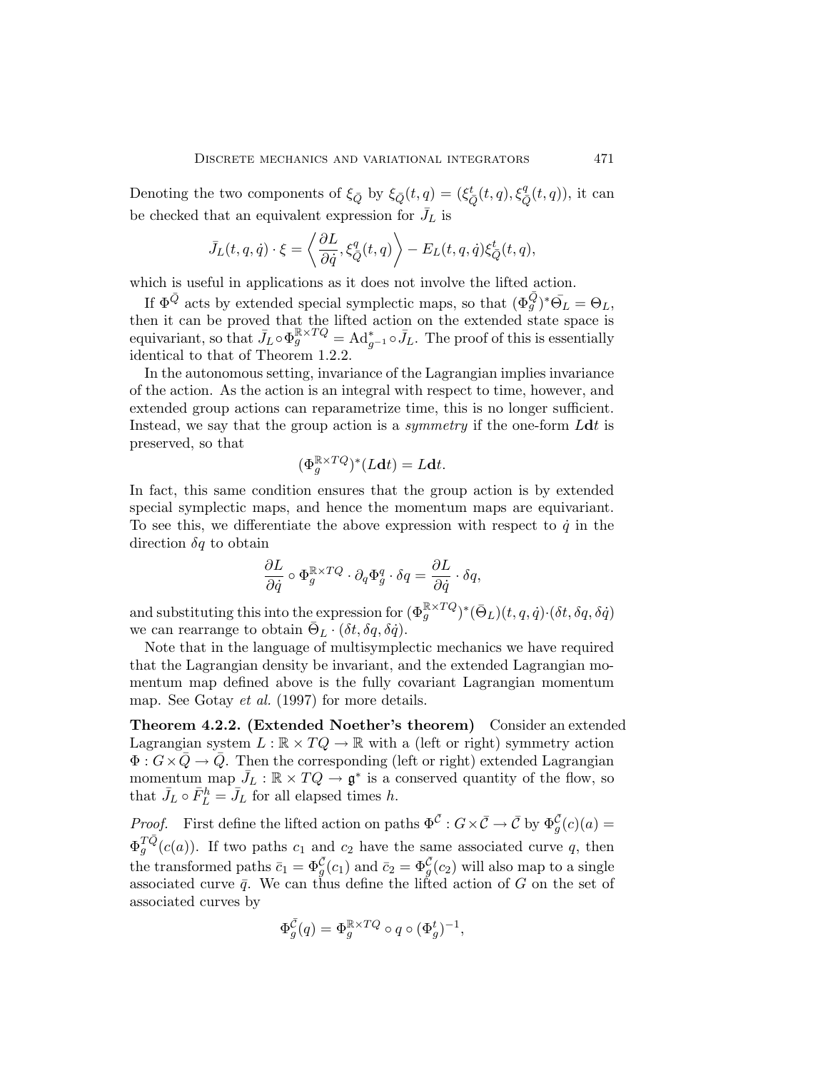Denoting the two components of $\xi_{\bar{Q}}$ by $\xi_{\bar{Q}}(t,q) = (\xi^t_{\bar{Q}}(t,q), \xi^q_{\bar{Q}}(t,q))$, it can be checked that an equivalent expression for $\bar{J}_L$ is

$$\bar{J}_L(t,q,\dot{q}) \cdot \xi = \left\langle \frac{\partial L}{\partial \dot{q}}, \xi^q_{\bar{Q}}(t,q) \right\rangle - E_L(t,q,\dot{q}) \xi^t_{\bar{Q}}(t,q),$$

which is useful in applications as it does not involve the lifted action.

If $\Phi^{\bar{Q}}$ acts by extended special symplectic maps, so that $(\Phi^{\bar{Q}}_g)^* \bar{\Theta}_L = \Theta_L$, then it can be proved that the lifted action on the extended state space is equivariant, so that $\bar{J}_L \circ \Phi^{\mathbb{R}\times TQ}_g = \mathrm{Ad}^*_{g^{-1}} \circ \bar{J}_L$. The proof of this is essentially identical to that of Theorem 1.2.2.

In the autonomous setting, invariance of the Lagrangian implies invariance of the action. As the action is an integral with respect to time, however, and extended group actions can reparametrize time, this is no longer sufficient. Instead, we say that the group action is a *symmetry* if the one-form $L\mathbf{d}t$ is preserved, so that

$$(\Phi^{\mathbb{R}\times TQ}_g)^*(L\mathbf{d}t) = L\mathbf{d}t.$$

In fact, this same condition ensures that the group action is by extended special symplectic maps, and hence the momentum maps are equivariant. To see this, we differentiate the above expression with respect to $\dot{q}$ in the direction $\delta q$ to obtain

$$\frac{\partial L}{\partial \dot{q}} \circ \Phi^{\mathbb{R}\times TQ}_g \cdot \partial_q \Phi^q_g \cdot \delta q = \frac{\partial L}{\partial \dot{q}} \cdot \delta q,$$

and substituting this into the expression for $(\Phi^{\mathbb{R}\times TQ}_g)^*(\bar{\Theta}_L)(t,q,\dot{q}) \cdot (\delta t, \delta q, \delta \dot{q})$ we can rearrange to obtain $\bar{\Theta}_L \cdot (\delta t, \delta q, \delta \dot{q})$.

Note that in the language of multisymplectic mechanics we have required that the Lagrangian density be invariant, and the extended Lagrangian momentum map defined above is the fully covariant Lagrangian momentum map. See Gotay *et al.* (1997) for more details.

**Theorem 4.2.2. (Extended Noether's theorem)** Consider an extended Lagrangian system $L : \mathbb{R} \times TQ \to \mathbb{R}$ with a (left or right) symmetry action $\Phi : G \times \bar{Q} \to \bar{Q}$. Then the corresponding (left or right) extended Lagrangian momentum map $\bar{J}_L : \mathbb{R} \times TQ \to \mathfrak{g}^*$ is a conserved quantity of the flow, so that $\bar{J}_L \circ \bar{F}^h_L = \bar{J}_L$ for all elapsed times $h$.

*Proof.* First define the lifted action on paths $\Phi^{\bar{\mathcal{C}}} : G \times \bar{\mathcal{C}} \to \bar{\mathcal{C}}$ by $\Phi^{\bar{\mathcal{C}}}_g(c)(a) = \Phi^{T\bar{Q}}_g(c(a))$. If two paths $c_1$ and $c_2$ have the same associated curve $q$, then the transformed paths $\bar{c}_1 = \Phi^{\bar{\mathcal{C}}}_g(c_1)$ and $\bar{c}_2 = \Phi^{\bar{\mathcal{C}}}_g(c_2)$ will also map to a single associated curve $\bar{q}$. We can thus define the lifted action of $G$ on the set of associated curves by

$$\Phi^{\bar{\mathcal{C}}}_g(q) = \Phi^{\mathbb{R}\times TQ}_g \circ q \circ (\Phi^t_g)^{-1},$$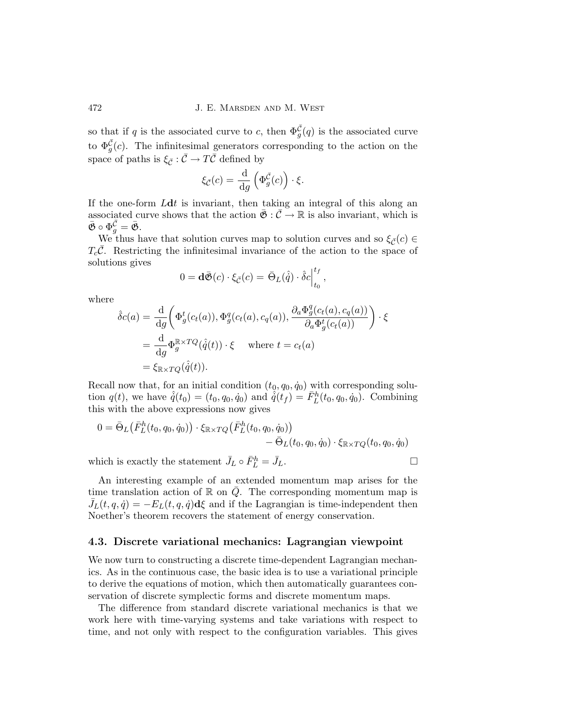so that if $q$ is the associated curve to $c$, then $\Phi_g^{\bar{\mathcal{C}}}(q)$ is the associated curve to $\Phi_g^{\bar{\mathcal{C}}}(c)$. The infinitesimal generators corresponding to the action on the space of paths is $\xi_{\bar{\mathcal{C}}} : \bar{\mathcal{C}} \to T\bar{\mathcal{C}}$ defined by

$$\xi_{\bar{\mathcal{C}}}(c) = \frac{\mathrm{d}}{\mathrm{d}g}\left(\Phi_g^{\bar{\mathcal{C}}}(c)\right) \cdot \xi.$$

If the one-form $L\mathbf{d}t$ is invariant, then taking an integral of this along an associated curve shows that the action $\bar{\mathfrak{G}} : \bar{\mathcal{C}} \to \mathbb{R}$ is also invariant, which is $\bar{\mathfrak{G}} \circ \Phi_g^{\bar{\mathcal{C}}} = \bar{\mathfrak{G}}$.

We thus have that solution curves map to solution curves and so $\xi_{\bar{\mathcal{C}}}(c) \in T_c\bar{\mathcal{C}}$. Restricting the infinitesimal invariance of the action to the space of solutions gives

$$0 = \mathbf{d}\bar{\mathfrak{G}}(c) \cdot \xi_{\bar{\mathcal{C}}}(c) = \bar{\Theta}_L(\hat{\dot{q}}) \cdot \hat{\delta}c\Big|_{t_0}^{t_f},$$

where

$$\begin{aligned}
\hat{\delta}c(a) &= \frac{\mathrm{d}}{\mathrm{d}g}\left(\Phi_g^t(c_t(a)), \Phi_g^q(c_t(a), c_q(a)), \frac{\partial_a \Phi_g^q(c_t(a), c_q(a))}{\partial_a \Phi_g^t(c_t(a))}\right) \cdot \xi \\
&= \frac{\mathrm{d}}{\mathrm{d}g}\Phi_g^{\mathbb{R}\times TQ}(\hat{\dot{q}}(t)) \cdot \xi \quad \text{ where } t = c_t(a) \\
&= \xi_{\mathbb{R}\times TQ}(\hat{\dot{q}}(t)).
\end{aligned}$$

Recall now that, for an initial condition $(t_0, q_0, \dot{q}_0)$ with corresponding solution $q(t)$, we have $\hat{\dot{q}}(t_0) = (t_0, q_0, \dot{q}_0)$ and $\hat{\dot{q}}(t_f) = \bar{F}_L^h(t_0, q_0, \dot{q}_0)$. Combining this with the above expressions now gives

$$\begin{aligned}
0 = \bar{\Theta}_L\big(\bar{F}_L^h(t_0, q_0, \dot{q}_0)\big) \cdot \xi_{\mathbb{R}\times TQ}\big(\bar{F}_L^h(t_0, q_0, \dot{q}_0)\big) \\
- \bar{\Theta}_L(t_0, q_0, \dot{q}_0) \cdot \xi_{\mathbb{R}\times TQ}(t_0, q_0, \dot{q}_0)
\end{aligned}$$

which is exactly the statement $\bar{J}_L \circ \bar{F}_L^h = \bar{J}_L$. □

An interesting example of an extended momentum map arises for the time translation action of $\mathbb{R}$ on $\bar{Q}$. The corresponding momentum map is $\bar{J}_L(t, q, \dot{q}) = -E_L(t, q, \dot{q})\mathbf{d}\xi$ and if the Lagrangian is time-independent then Noether's theorem recovers the statement of energy conservation.

### 4.3. Discrete variational mechanics: Lagrangian viewpoint

We now turn to constructing a discrete time-dependent Lagrangian mechanics. As in the continuous case, the basic idea is to use a variational principle to derive the equations of motion, which then automatically guarantees conservation of discrete symplectic forms and discrete momentum maps.

The difference from standard discrete variational mechanics is that we work here with time-varying systems and take variations with respect to time, and not only with respect to the configuration variables. This gives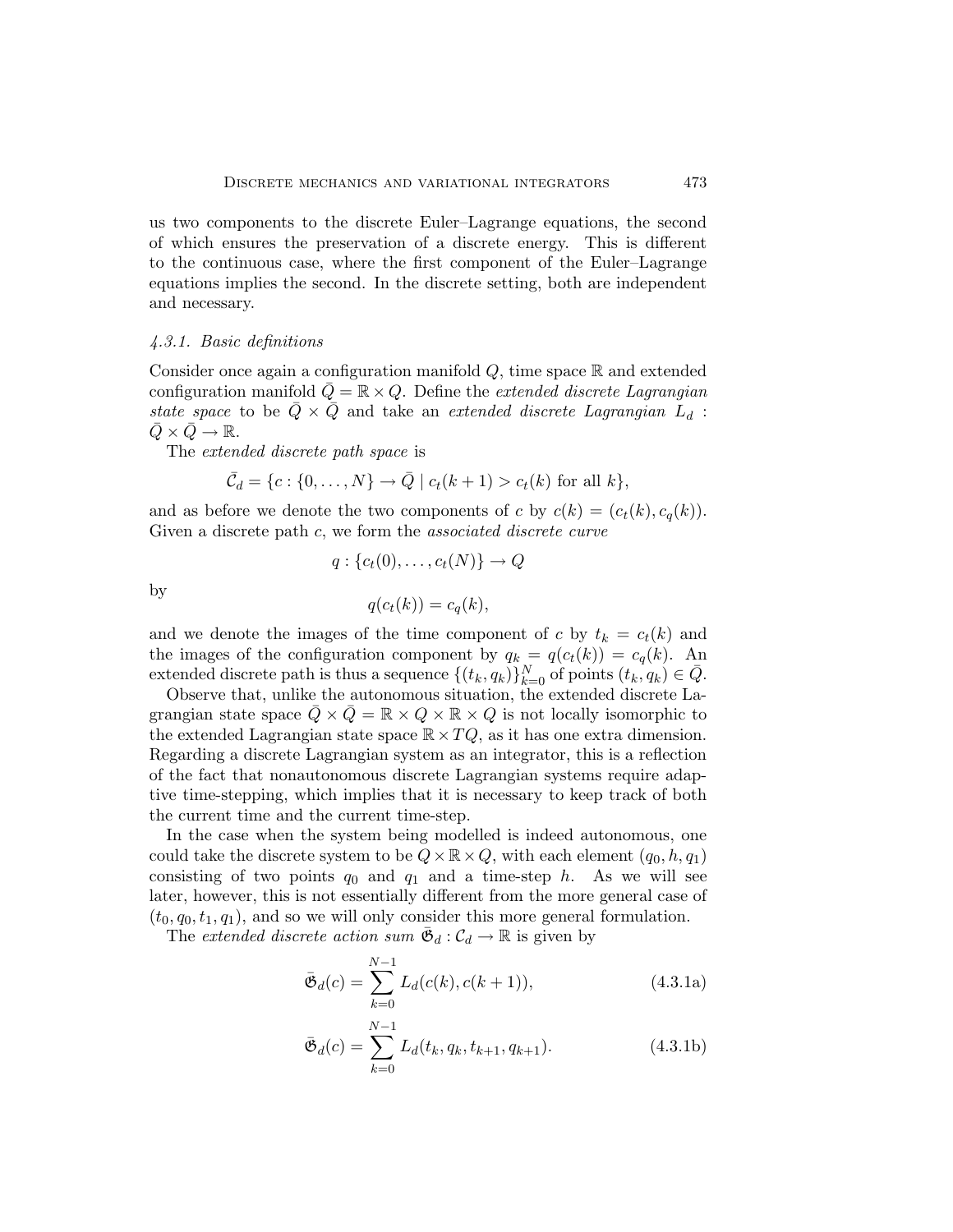us two components to the discrete Euler–Lagrange equations, the second of which ensures the preservation of a discrete energy. This is different to the continuous case, where the first component of the Euler–Lagrange equations implies the second. In the discrete setting, both are independent and necessary.

### *4.3.1. Basic definitions*

Consider once again a configuration manifold $Q$, time space $\mathbb{R}$ and extended configuration manifold $\bar{Q} = \mathbb{R} \times Q$. Define the *extended discrete Lagrangian state space* to be $\bar{Q} \times \bar{Q}$ and take an *extended discrete Lagrangian* $L_d : \bar{Q} \times \bar{Q} \to \mathbb{R}$.

The *extended discrete path space* is

$$\bar{\mathcal{C}}_d = \{c : \{0, \ldots, N\} \to \bar{Q} \mid c_t(k+1) > c_t(k) \text{ for all } k\},$$

and as before we denote the two components of $c$ by $c(k) = (c_t(k), c_q(k))$. Given a discrete path $c$, we form the *associated discrete curve*

$$q : \{c_t(0), \ldots, c_t(N)\} \to Q$$

by

$$q(c_t(k)) = c_q(k),$$

and we denote the images of the time component of $c$ by $t_k = c_t(k)$ and the images of the configuration component by $q_k = q(c_t(k)) = c_q(k)$. An extended discrete path is thus a sequence $\{(t_k, q_k)\}_{k=0}^N$ of points $(t_k, q_k) \in \bar{Q}$.

Observe that, unlike the autonomous situation, the extended discrete Lagrangian state space $\bar{Q} \times \bar{Q} = \mathbb{R} \times Q \times \mathbb{R} \times Q$ is not locally isomorphic to the extended Lagrangian state space $\mathbb{R} \times TQ$, as it has one extra dimension. Regarding a discrete Lagrangian system as an integrator, this is a reflection of the fact that nonautonomous discrete Lagrangian systems require adaptive time-stepping, which implies that it is necessary to keep track of both the current time and the current time-step.

In the case when the system being modelled is indeed autonomous, one could take the discrete system to be $Q \times \mathbb{R} \times Q$, with each element $(q_0, h, q_1)$ consisting of two points $q_0$ and $q_1$ and a time-step $h$. As we will see later, however, this is not essentially different from the more general case of $(t_0, q_0, t_1, q_1)$, and so we will only consider this more general formulation.

The *extended discrete action sum* $\bar{\mathfrak{G}}_d : \mathcal{C}_d \to \mathbb{R}$ is given by

$$\bar{\mathfrak{G}}_d(c) = \sum_{k=0}^{N-1} L_d(c(k), c(k+1)), \tag{4.3.1a}$$

$$\bar{\mathfrak{G}}_d(c) = \sum_{k=0}^{N-1} L_d(t_k, q_k, t_{k+1}, q_{k+1}). \tag{4.3.1b}$$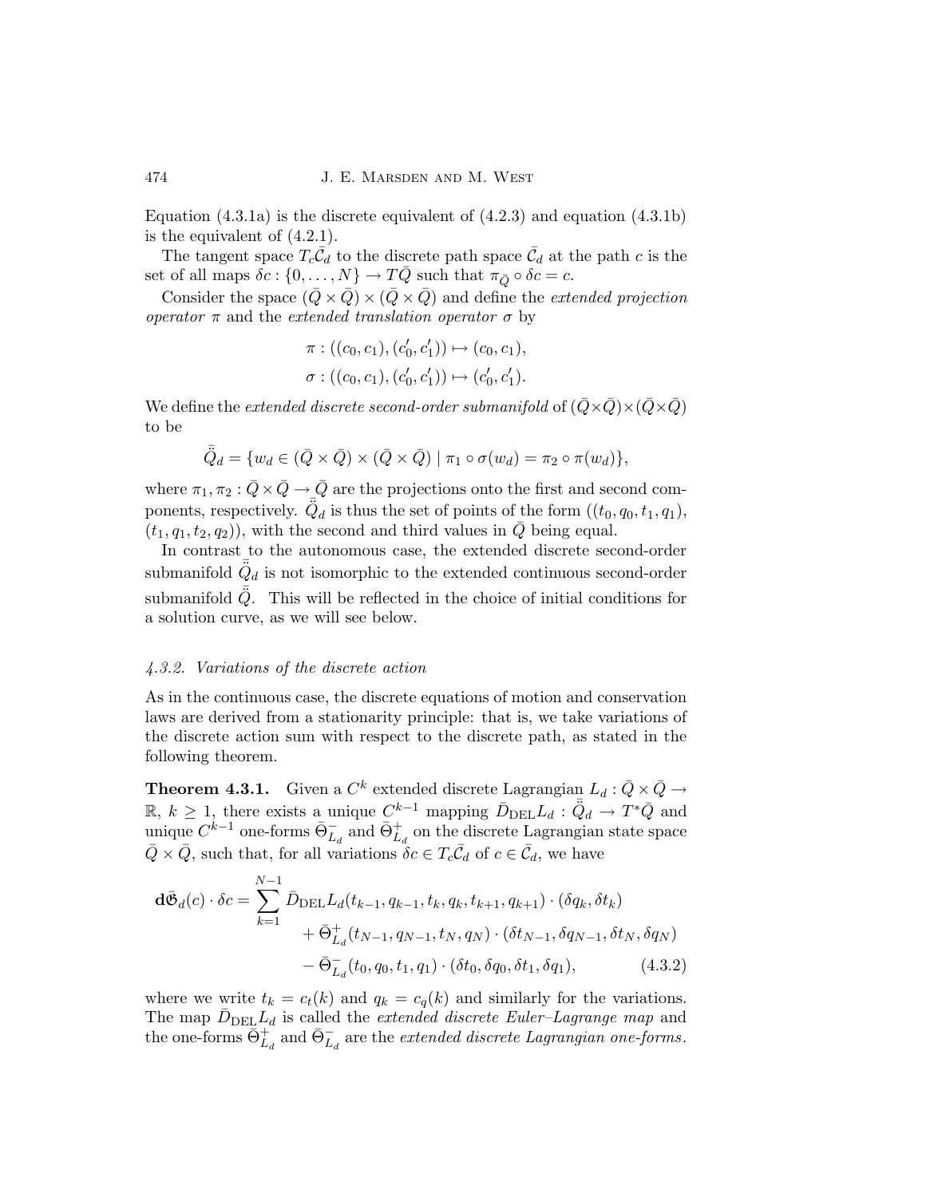Equation (4.3.1a) is the discrete equivalent of (4.2.3) and equation (4.3.1b) is the equivalent of (4.2.1).

The tangent space $T_c\bar{\mathcal{C}}_d$ to the discrete path space $\bar{\mathcal{C}}_d$ at the path $c$ is the set of all maps $\delta c : \{0, \ldots, N\} \to T\bar{Q}$ such that $\pi_{\bar{Q}} \circ \delta c = c$.

Consider the space $(\bar{Q} \times \bar{Q}) \times (\bar{Q} \times \bar{Q})$ and define the *extended projection operator* $\pi$ and the *extended translation operator* $\sigma$ by

$$\pi : ((c_0, c_1), (c_0', c_1')) \mapsto (c_0, c_1),$$
$$\sigma : ((c_0, c_1), (c_0', c_1')) \mapsto (c_0', c_1').$$

We define the *extended discrete second-order submanifold* of $(\bar{Q}\times\bar{Q})\times(\bar{Q}\times\bar{Q})$ to be

$$\ddot{\bar{Q}}_d = \{w_d \in (\bar{Q} \times \bar{Q}) \times (\bar{Q} \times \bar{Q}) \mid \pi_1 \circ \sigma(w_d) = \pi_2 \circ \pi(w_d)\},$$

where $\pi_1, \pi_2 : \bar{Q} \times \bar{Q} \to \bar{Q}$ are the projections onto the first and second components, respectively. $\ddot{\bar{Q}}_d$ is thus the set of points of the form $((t_0, q_0, t_1, q_1), (t_1, q_1, t_2, q_2))$, with the second and third values in $\bar{Q}$ being equal.

In contrast to the autonomous case, the extended discrete second-order submanifold $\ddot{\bar{Q}}_d$ is not isomorphic to the extended continuous second-order submanifold $\ddot{\bar{Q}}$. This will be reflected in the choice of initial conditions for a solution curve, as we will see below.

### 4.3.2. Variations of the discrete action

As in the continuous case, the discrete equations of motion and conservation laws are derived from a stationarity principle: that is, we take variations of the discrete action sum with respect to the discrete path, as stated in the following theorem.

**Theorem 4.3.1.** Given a $C^k$ extended discrete Lagrangian $L_d : \bar{Q} \times \bar{Q} \to \mathbb{R}$, $k \geq 1$, there exists a unique $C^{k-1}$ mapping $\bar{D}_{\mathrm{DEL}}L_d : \ddot{\bar{Q}}_d \to T^*\bar{Q}$ and unique $C^{k-1}$ one-forms $\bar{\Theta}^-_{L_d}$ and $\bar{\Theta}^+_{L_d}$ on the discrete Lagrangian state space $\bar{Q} \times \bar{Q}$, such that, for all variations $\delta c \in T_c\bar{\mathcal{C}}_d$ of $c \in \bar{\mathcal{C}}_d$, we have

$$\begin{aligned}
\mathbf{d}\bar{\mathfrak{G}}_d(c) \cdot \delta c = \sum_{k=1}^{N-1} &\bar{D}_{\mathrm{DEL}}L_d(t_{k-1}, q_{k-1}, t_k, q_k, t_{k+1}, q_{k+1}) \cdot (\delta q_k, \delta t_k) \\
&+ \bar{\Theta}^+_{L_d}(t_{N-1}, q_{N-1}, t_N, q_N) \cdot (\delta t_{N-1}, \delta q_{N-1}, \delta t_N, \delta q_N) \\
&- \bar{\Theta}^-_{L_d}(t_0, q_0, t_1, q_1) \cdot (\delta t_0, \delta q_0, \delta t_1, \delta q_1), \qquad (4.3.2)
\end{aligned}$$

where we write $t_k = c_t(k)$ and $q_k = c_q(k)$ and similarly for the variations. The map $\bar{D}_{\mathrm{DEL}}L_d$ is called the *extended discrete Euler–Lagrange map* and the one-forms $\bar{\Theta}^+_{L_d}$ and $\bar{\Theta}^-_{L_d}$ are the *extended discrete Lagrangian one-forms*.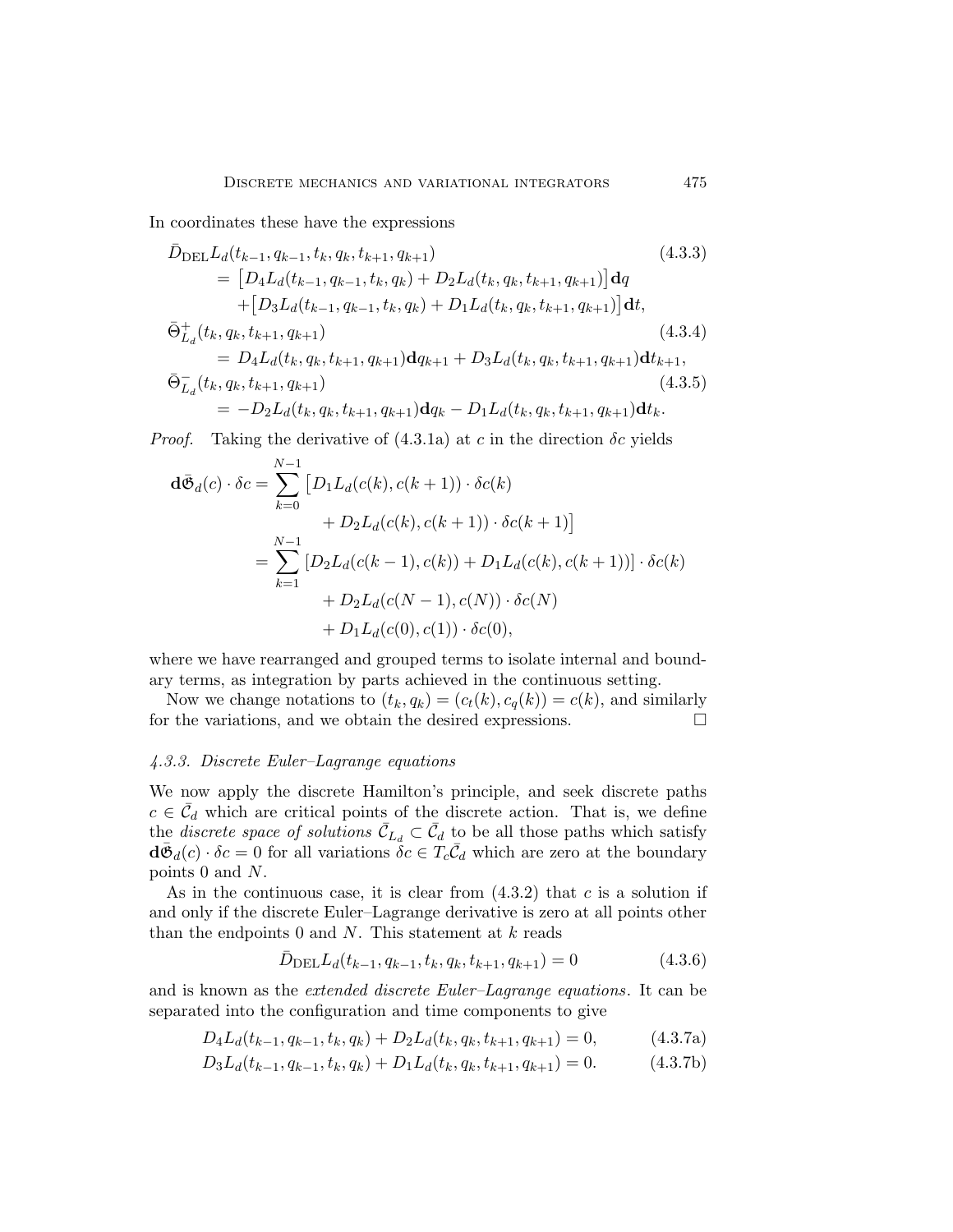In coordinates these have the expressions

$$
\begin{aligned}
&\bar{D}_{\mathrm{DEL}} L_d(t_{k-1}, q_{k-1}, t_k, q_k, t_{k+1}, q_{k+1}) && (4.3.3)\\
&\quad = \big[D_4 L_d(t_{k-1}, q_{k-1}, t_k, q_k) + D_2 L_d(t_k, q_k, t_{k+1}, q_{k+1})\big]\,\mathbf{d}q \\
&\qquad + \big[D_3 L_d(t_{k-1}, q_{k-1}, t_k, q_k) + D_1 L_d(t_k, q_k, t_{k+1}, q_{k+1})\big]\,\mathbf{d}t,\\
&\bar{\Theta}^{+}_{L_d}(t_k, q_k, t_{k+1}, q_{k+1}) && (4.3.4)\\
&\quad = D_4 L_d(t_k, q_k, t_{k+1}, q_{k+1})\mathbf{d}q_{k+1} + D_3 L_d(t_k, q_k, t_{k+1}, q_{k+1})\mathbf{d}t_{k+1},\\
&\bar{\Theta}^{-}_{L_d}(t_k, q_k, t_{k+1}, q_{k+1}) && (4.3.5)\\
&\quad = -D_2 L_d(t_k, q_k, t_{k+1}, q_{k+1})\mathbf{d}q_k - D_1 L_d(t_k, q_k, t_{k+1}, q_{k+1})\mathbf{d}t_k.
\end{aligned}
$$

*Proof.* Taking the derivative of (4.3.1a) at $c$ in the direction $\delta c$ yields

$$
\begin{aligned}
\mathbf{d}\bar{\mathfrak{G}}_d(c)\cdot\delta c &= \sum_{k=0}^{N-1}\big[D_1 L_d(c(k), c(k+1))\cdot\delta c(k) \\
&\qquad + D_2 L_d(c(k), c(k+1))\cdot\delta c(k+1)\big]\\
&= \sum_{k=1}^{N-1}\left[D_2 L_d(c(k-1), c(k)) + D_1 L_d(c(k), c(k+1))\right]\cdot\delta c(k)\\
&\qquad + D_2 L_d(c(N-1), c(N))\cdot\delta c(N)\\
&\qquad + D_1 L_d(c(0), c(1))\cdot\delta c(0),
\end{aligned}
$$

where we have rearranged and grouped terms to isolate internal and boundary terms, as integration by parts achieved in the continuous setting.

Now we change notations to $(t_k, q_k) = (c_t(k), c_q(k)) = c(k)$, and similarly for the variations, and we obtain the desired expressions. $\square$

### 4.3.3. Discrete Euler–Lagrange equations

We now apply the discrete Hamilton's principle, and seek discrete paths $c \in \bar{\mathcal{C}}_d$ which are critical points of the discrete action. That is, we define the *discrete space of solutions* $\bar{\mathcal{C}}_{L_d} \subset \bar{\mathcal{C}}_d$ to be all those paths which satisfy $\mathbf{d}\bar{\mathfrak{G}}_d(c)\cdot\delta c = 0$ for all variations $\delta c \in T_c\bar{\mathcal{C}}_d$ which are zero at the boundary points 0 and $N$.

As in the continuous case, it is clear from (4.3.2) that $c$ is a solution if and only if the discrete Euler–Lagrange derivative is zero at all points other than the endpoints 0 and $N$. This statement at $k$ reads

$$
\bar{D}_{\mathrm{DEL}} L_d(t_{k-1}, q_{k-1}, t_k, q_k, t_{k+1}, q_{k+1}) = 0 \tag{4.3.6}
$$

and is known as the *extended discrete Euler–Lagrange equations*. It can be separated into the configuration and time components to give

$$
D_4 L_d(t_{k-1}, q_{k-1}, t_k, q_k) + D_2 L_d(t_k, q_k, t_{k+1}, q_{k+1}) = 0, \tag{4.3.7a}
$$

$$
D_3 L_d(t_{k-1}, q_{k-1}, t_k, q_k) + D_1 L_d(t_k, q_k, t_{k+1}, q_{k+1}) = 0. \tag{4.3.7b}
$$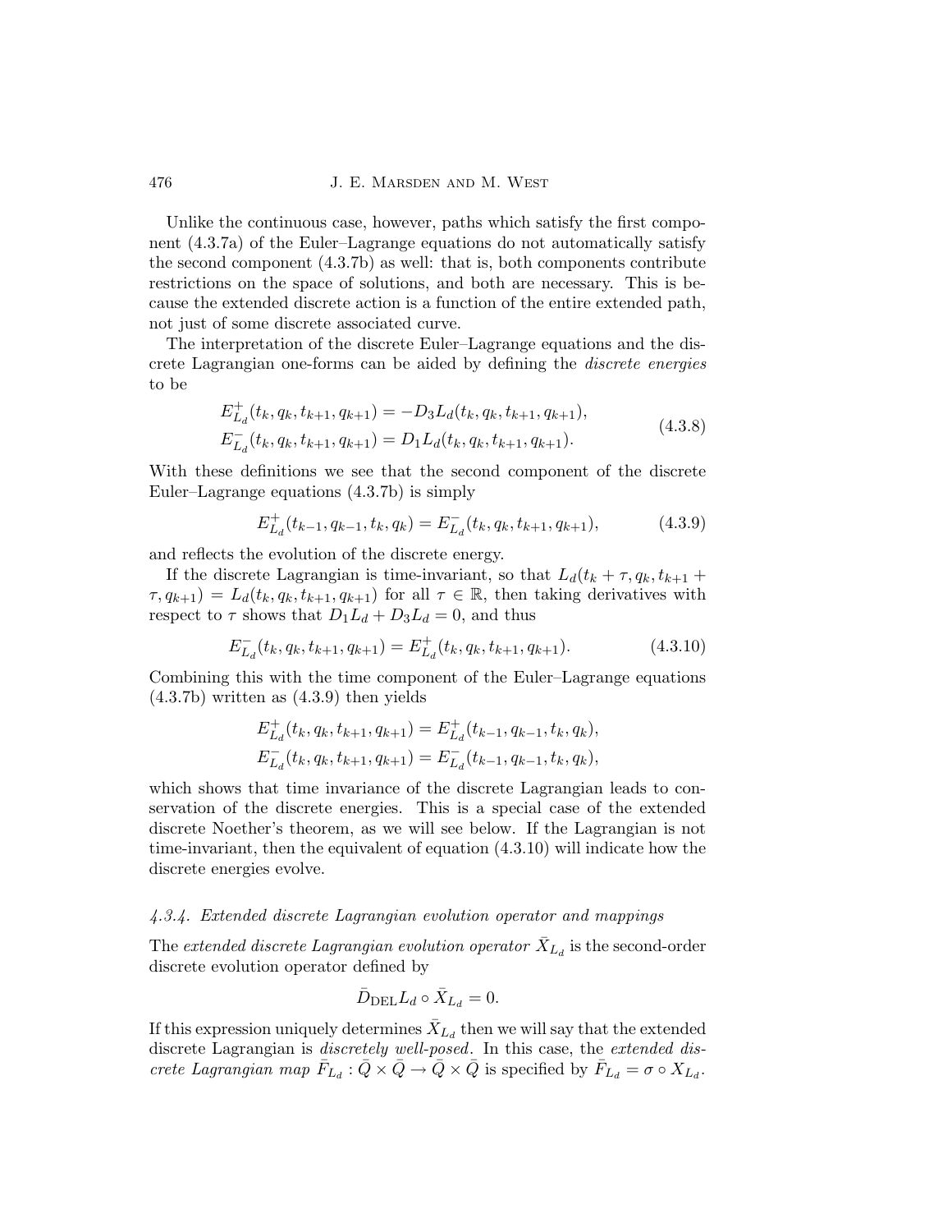Unlike the continuous case, however, paths which satisfy the first component (4.3.7a) of the Euler–Lagrange equations do not automatically satisfy the second component (4.3.7b) as well: that is, both components contribute restrictions on the space of solutions, and both are necessary. This is because the extended discrete action is a function of the entire extended path, not just of some discrete associated curve.

The interpretation of the discrete Euler–Lagrange equations and the discrete Lagrangian one-forms can be aided by defining the *discrete energies* to be

$$
\begin{aligned}
E^+_{L_d}(t_k, q_k, t_{k+1}, q_{k+1}) &= -D_3 L_d(t_k, q_k, t_{k+1}, q_{k+1}),\\
E^-_{L_d}(t_k, q_k, t_{k+1}, q_{k+1}) &= D_1 L_d(t_k, q_k, t_{k+1}, q_{k+1}).
\end{aligned}
\tag{4.3.8}
$$

With these definitions we see that the second component of the discrete Euler–Lagrange equations (4.3.7b) is simply

$$
E^+_{L_d}(t_{k-1}, q_{k-1}, t_k, q_k) = E^-_{L_d}(t_k, q_k, t_{k+1}, q_{k+1}), \tag{4.3.9}
$$

and reflects the evolution of the discrete energy.

If the discrete Lagrangian is time-invariant, so that $L_d(t_k + \tau, q_k, t_{k+1} + \tau, q_{k+1}) = L_d(t_k, q_k, t_{k+1}, q_{k+1})$ for all $\tau \in \mathbb{R}$, then taking derivatives with respect to $\tau$ shows that $D_1 L_d + D_3 L_d = 0$, and thus

$$
E^-_{L_d}(t_k, q_k, t_{k+1}, q_{k+1}) = E^+_{L_d}(t_k, q_k, t_{k+1}, q_{k+1}). \tag{4.3.10}
$$

Combining this with the time component of the Euler–Lagrange equations (4.3.7b) written as (4.3.9) then yields

$$
\begin{aligned}
E^+_{L_d}(t_k, q_k, t_{k+1}, q_{k+1}) &= E^+_{L_d}(t_{k-1}, q_{k-1}, t_k, q_k),\\
E^-_{L_d}(t_k, q_k, t_{k+1}, q_{k+1}) &= E^-_{L_d}(t_{k-1}, q_{k-1}, t_k, q_k),
\end{aligned}
$$

which shows that time invariance of the discrete Lagrangian leads to conservation of the discrete energies. This is a special case of the extended discrete Noether's theorem, as we will see below. If the Lagrangian is not time-invariant, then the equivalent of equation (4.3.10) will indicate how the discrete energies evolve.

### *4.3.4. Extended discrete Lagrangian evolution operator and mappings*

The *extended discrete Lagrangian evolution operator* $\bar{X}_{L_d}$ is the second-order discrete evolution operator defined by

$$
\bar{D}_{\mathrm{DEL}} L_d \circ \bar{X}_{L_d} = 0.
$$

If this expression uniquely determines $\bar{X}_{L_d}$ then we will say that the extended discrete Lagrangian is *discretely well-posed*. In this case, the *extended discrete Lagrangian map* $\bar{F}_{L_d} : \bar{Q} \times \bar{Q} \to \bar{Q} \times \bar{Q}$ is specified by $\bar{F}_{L_d} = \sigma \circ X_{L_d}$.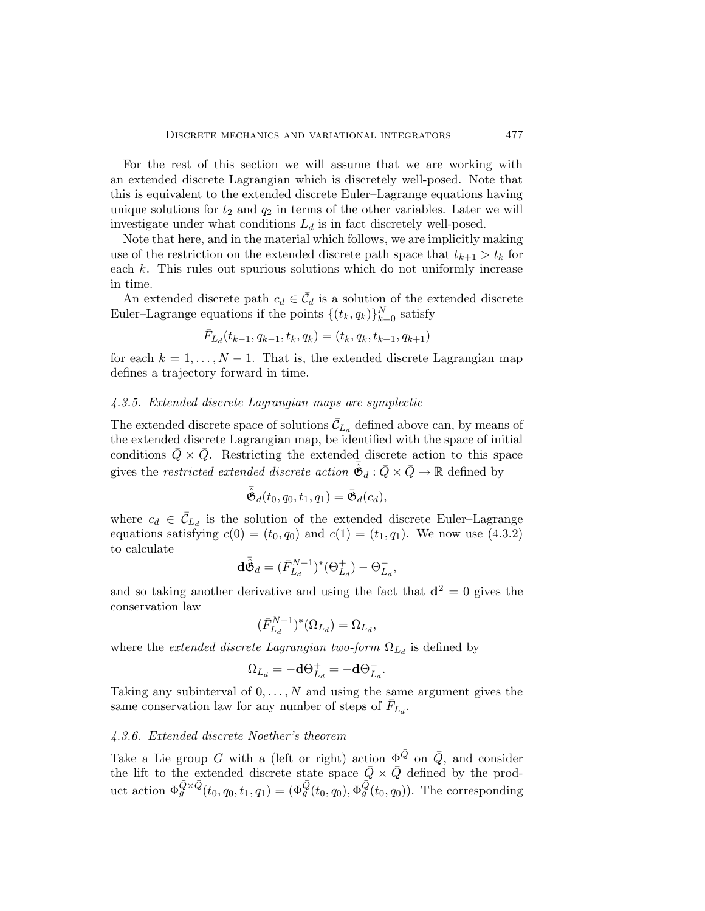For the rest of this section we will assume that we are working with an extended discrete Lagrangian which is discretely well-posed. Note that this is equivalent to the extended discrete Euler–Lagrange equations having unique solutions for $t_2$ and $q_2$ in terms of the other variables. Later we will investigate under what conditions $L_d$ is in fact discretely well-posed.

Note that here, and in the material which follows, we are implicitly making use of the restriction on the extended discrete path space that $t_{k+1} > t_k$ for each $k$. This rules out spurious solutions which do not uniformly increase in time.

An extended discrete path $c_d \in \bar{\mathcal{C}}_d$ is a solution of the extended discrete Euler–Lagrange equations if the points $\{(t_k, q_k)\}_{k=0}^N$ satisfy

$$\bar{F}_{L_d}(t_{k-1}, q_{k-1}, t_k, q_k) = (t_k, q_k, t_{k+1}, q_{k+1})$$

for each $k = 1, \ldots, N-1$. That is, the extended discrete Lagrangian map defines a trajectory forward in time.

#### *4.3.5. Extended discrete Lagrangian maps are symplectic*

The extended discrete space of solutions $\bar{\mathcal{C}}_{L_d}$ defined above can, by means of the extended discrete Lagrangian map, be identified with the space of initial conditions $\bar{Q} \times \bar{Q}$. Restricting the extended discrete action to this space gives the *restricted extended discrete action* $\hat{\bar{\mathfrak{G}}}_d : \bar{Q} \times \bar{Q} \to \mathbb{R}$ defined by

$$\hat{\bar{\mathfrak{G}}}_d(t_0, q_0, t_1, q_1) = \bar{\mathfrak{G}}_d(c_d),$$

where $c_d \in \bar{\mathcal{C}}_{L_d}$ is the solution of the extended discrete Euler–Lagrange equations satisfying $c(0) = (t_0, q_0)$ and $c(1) = (t_1, q_1)$. We now use (4.3.2) to calculate

$$\mathbf{d}\hat{\bar{\mathfrak{G}}}_d = (\bar{F}_{L_d}^{N-1})^*(\Theta_{L_d}^+) - \Theta_{L_d}^-,$$

and so taking another derivative and using the fact that $\mathbf{d}^2 = 0$ gives the conservation law

$$(\bar{F}_{L_d}^{N-1})^*(\Omega_{L_d}) = \Omega_{L_d},$$

where the *extended discrete Lagrangian two-form* $\Omega_{L_d}$ is defined by

$$\Omega_{L_d} = -\mathbf{d}\Theta_{L_d}^+ = -\mathbf{d}\Theta_{L_d}^-.$$

Taking any subinterval of $0, \ldots, N$ and using the same argument gives the same conservation law for any number of steps of $\bar{F}_{L_d}$.

#### *4.3.6. Extended discrete Noether's theorem*

Take a Lie group $G$ with a (left or right) action $\Phi^{\bar{Q}}$ on $\bar{Q}$, and consider the lift to the extended discrete state space $\bar{Q} \times \bar{Q}$ defined by the product action $\Phi_g^{\bar{Q}\times\bar{Q}}(t_0, q_0, t_1, q_1) = (\Phi_g^{\bar{Q}}(t_0, q_0), \Phi_g^{\bar{Q}}(t_0, q_0))$. The corresponding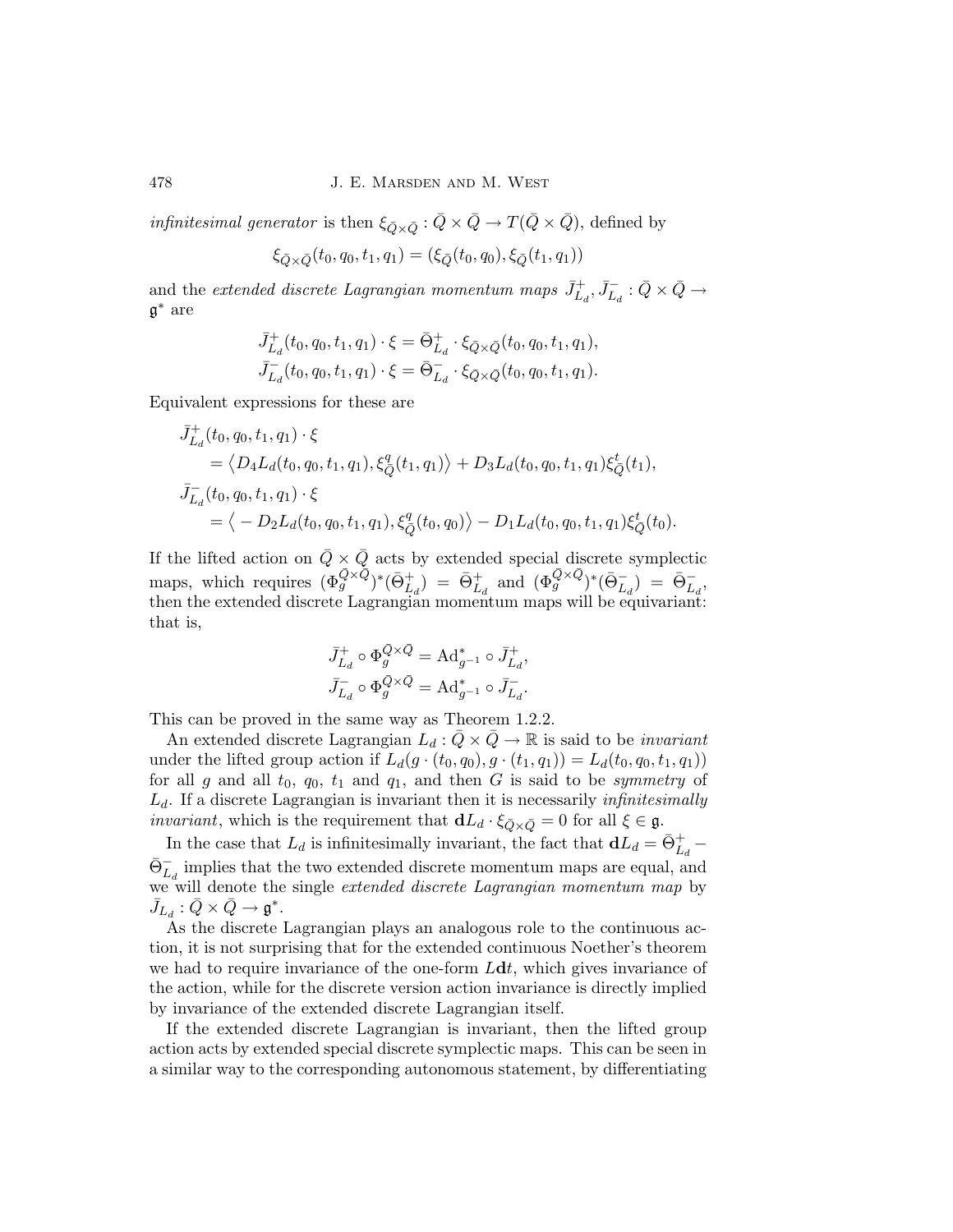*infinitesimal generator* is then $\xi_{\bar{Q}\times\bar{Q}} : \bar{Q}\times\bar{Q} \to T(\bar{Q}\times\bar{Q})$, defined by

$$\xi_{\bar{Q}\times\bar{Q}}(t_0, q_0, t_1, q_1) = (\xi_{\bar{Q}}(t_0, q_0), \xi_{\bar{Q}}(t_1, q_1))$$

and the *extended discrete Lagrangian momentum maps* $\bar{J}^+_{L_d}, \bar{J}^-_{L_d} : \bar{Q}\times\bar{Q} \to \mathfrak{g}^*$ are

$$\bar{J}^+_{L_d}(t_0, q_0, t_1, q_1)\cdot\xi = \bar{\Theta}^+_{L_d}\cdot\xi_{\bar{Q}\times\bar{Q}}(t_0, q_0, t_1, q_1),$$
$$\bar{J}^-_{L_d}(t_0, q_0, t_1, q_1)\cdot\xi = \bar{\Theta}^-_{L_d}\cdot\xi_{\bar{Q}\times\bar{Q}}(t_0, q_0, t_1, q_1).$$

Equivalent expressions for these are

$$\begin{aligned}
&\bar{J}^+_{L_d}(t_0, q_0, t_1, q_1)\cdot\xi \\
&\quad= \left\langle D_4 L_d(t_0, q_0, t_1, q_1), \xi^q_{\bar{Q}}(t_1, q_1)\right\rangle + D_3 L_d(t_0, q_0, t_1, q_1)\xi^t_{\bar{Q}}(t_1), \\
&\bar{J}^-_{L_d}(t_0, q_0, t_1, q_1)\cdot\xi \\
&\quad= \left\langle -D_2 L_d(t_0, q_0, t_1, q_1), \xi^q_{\bar{Q}}(t_0, q_0)\right\rangle - D_1 L_d(t_0, q_0, t_1, q_1)\xi^t_{\bar{Q}}(t_0).
\end{aligned}$$

If the lifted action on $\bar{Q}\times\bar{Q}$ acts by extended special discrete symplectic maps, which requires $(\Phi^{\bar{Q}\times\bar{Q}}_g)^*(\bar{\Theta}^+_{L_d}) = \bar{\Theta}^+_{L_d}$ and $(\Phi^{\bar{Q}\times\bar{Q}}_g)^*(\bar{\Theta}^-_{L_d}) = \bar{\Theta}^-_{L_d}$, then the extended discrete Lagrangian momentum maps will be equivariant: that is,

$$\bar{J}^+_{L_d}\circ\Phi^{\bar{Q}\times\bar{Q}}_g = \mathrm{Ad}^*_{g^{-1}}\circ\bar{J}^+_{L_d},$$
$$\bar{J}^-_{L_d}\circ\Phi^{\bar{Q}\times\bar{Q}}_g = \mathrm{Ad}^*_{g^{-1}}\circ\bar{J}^-_{L_d}.$$

This can be proved in the same way as Theorem 1.2.2.

An extended discrete Lagrangian $L_d : \bar{Q}\times\bar{Q} \to \mathbb{R}$ is said to be *invariant* under the lifted group action if $L_d(g\cdot(t_0, q_0), g\cdot(t_1, q_1)) = L_d(t_0, q_0, t_1, q_1))$ for all $g$ and all $t_0$, $q_0$, $t_1$ and $q_1$, and then $G$ is said to be *symmetry* of $L_d$. If a discrete Lagrangian is invariant then it is necessarily *infinitesimally invariant*, which is the requirement that $\mathbf{d}L_d\cdot\xi_{\bar{Q}\times\bar{Q}} = 0$ for all $\xi\in\mathfrak{g}$.

In the case that $L_d$ is infinitesimally invariant, the fact that $\mathbf{d}L_d = \bar{\Theta}^+_{L_d} - \bar{\Theta}^-_{L_d}$ implies that the two extended discrete momentum maps are equal, and we will denote the single *extended discrete Lagrangian momentum map* by $\bar{J}_{L_d} : \bar{Q}\times\bar{Q} \to \mathfrak{g}^*$.

As the discrete Lagrangian plays an analogous role to the continuous action, it is not surprising that for the extended continuous Noether's theorem we had to require invariance of the one-form $L\mathbf{d}t$, which gives invariance of the action, while for the discrete version action invariance is directly implied by invariance of the extended discrete Lagrangian itself.

If the extended discrete Lagrangian is invariant, then the lifted group action acts by extended special discrete symplectic maps. This can be seen in a similar way to the corresponding autonomous statement, by differentiating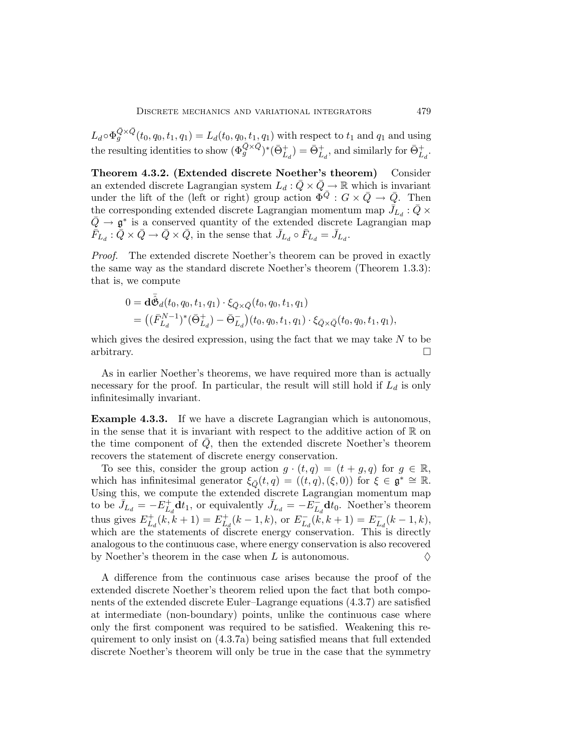$L_d \circ \Phi_g^{\bar{Q}\times\bar{Q}}(t_0, q_0, t_1, q_1) = L_d(t_0, q_0, t_1, q_1)$ with respect to $t_1$ and $q_1$ and using the resulting identities to show $(\Phi_g^{\bar{Q}\times\bar{Q}})^*(\bar{\Theta}^+_{L_d}) = \bar{\Theta}^+_{L_d}$, and similarly for $\bar{\Theta}^+_{L_d}$.

**Theorem 4.3.2. (Extended discrete Noether's theorem)** Consider an extended discrete Lagrangian system $L_d : \bar{Q} \times \bar{Q} \to \mathbb{R}$ which is invariant under the lift of the (left or right) group action $\Phi^{\bar{Q}} : G \times \bar{Q} \to \bar{Q}$. Then the corresponding extended discrete Lagrangian momentum map $\bar{J}_{L_d} : \bar{Q} \times \bar{Q} \to \mathfrak{g}^*$ is a conserved quantity of the extended discrete Lagrangian map $\bar{F}_{L_d} : \bar{Q} \times \bar{Q} \to \bar{Q} \times \bar{Q}$, in the sense that $\bar{J}_{L_d} \circ \bar{F}_{L_d} = \bar{J}_{L_d}$.

*Proof.* The extended discrete Noether's theorem can be proved in exactly the same way as the standard discrete Noether's theorem (Theorem 1.3.3): that is, we compute

$$
\begin{aligned}
0 &= \mathbf{d}\bar{\mathfrak{S}}_d(t_0, q_0, t_1, q_1) \cdot \xi_{\bar{Q}\times\bar{Q}}(t_0, q_0, t_1, q_1) \\
&= \big((\bar{F}^{N-1}_{L_d})^*(\bar{\Theta}^+_{L_d}) - \bar{\Theta}^-_{L_d}\big)(t_0, q_0, t_1, q_1) \cdot \xi_{\bar{Q}\times\bar{Q}}(t_0, q_0, t_1, q_1),
\end{aligned}
$$

which gives the desired expression, using the fact that we may take $N$ to be arbitrary. □

As in earlier Noether's theorems, we have required more than is actually necessary for the proof. In particular, the result will still hold if $L_d$ is only infinitesimally invariant.

**Example 4.3.3.** If we have a discrete Lagrangian which is autonomous, in the sense that it is invariant with respect to the additive action of $\mathbb{R}$ on the time component of $\bar{Q}$, then the extended discrete Noether's theorem recovers the statement of discrete energy conservation.

To see this, consider the group action $g \cdot (t, q) = (t + g, q)$ for $g \in \mathbb{R}$, which has infinitesimal generator $\xi_{\bar{Q}}(t, q) = ((t, q), (\xi, 0))$ for $\xi \in \mathfrak{g}^* \cong \mathbb{R}$. Using this, we compute the extended discrete Lagrangian momentum map to be $\bar{J}_{L_d} = -E^+_{L_d}\mathbf{d}t_1$, or equivalently $\bar{J}_{L_d} = -E^-_{L_d}\mathbf{d}t_0$. Noether's theorem thus gives $E^+_{L_d}(k, k+1) = E^+_{L_d}(k-1, k)$, or $E^-_{L_d}(k, k+1) = E^-_{L_d}(k-1, k)$, which are the statements of discrete energy conservation. This is directly analogous to the continuous case, where energy conservation is also recovered by Noether's theorem in the case when $L$ is autonomous. ◊

A difference from the continuous case arises because the proof of the extended discrete Noether's theorem relied upon the fact that both components of the extended discrete Euler–Lagrange equations (4.3.7) are satisfied at intermediate (non-boundary) points, unlike the continuous case where only the first component was required to be satisfied. Weakening this requirement to only insist on (4.3.7a) being satisfied means that full extended discrete Noether's theorem will only be true in the case that the symmetry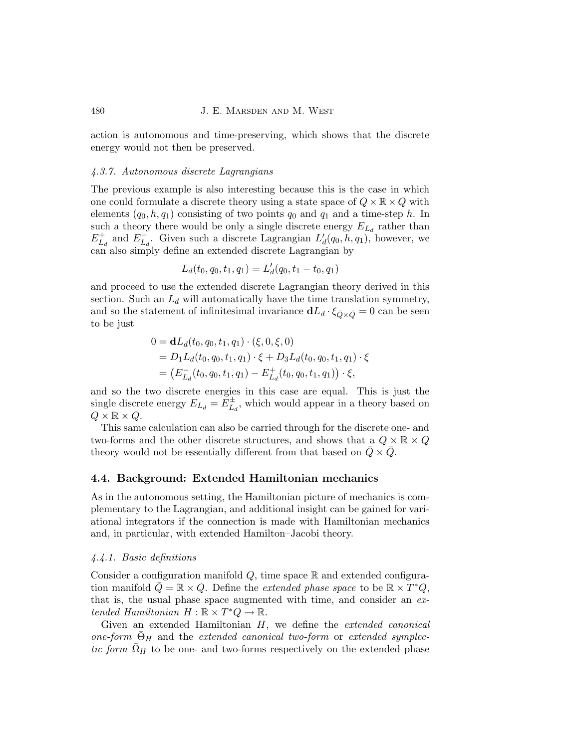action is autonomous and time-preserving, which shows that the discrete energy would not then be preserved.

#### *4.3.7. Autonomous discrete Lagrangians*

The previous example is also interesting because this is the case in which one could formulate a discrete theory using a state space of $Q \times \mathbb{R} \times Q$ with elements $(q_0, h, q_1)$ consisting of two points $q_0$ and $q_1$ and a time-step $h$. In such a theory there would be only a single discrete energy $E_{L_d}$ rather than $E^+_{L_d}$ and $E^-_{L_d}$. Given such a discrete Lagrangian $L'_d(q_0, h, q_1)$, however, we can also simply define an extended discrete Lagrangian by

$$L_d(t_0, q_0, t_1, q_1) = L'_d(q_0, t_1 - t_0, q_1)$$

and proceed to use the extended discrete Lagrangian theory derived in this section. Such an $L_d$ will automatically have the time translation symmetry, and so the statement of infinitesimal invariance $\mathbf{d}L_d \cdot \xi_{\bar{Q} \times \bar{Q}} = 0$ can be seen to be just

$$\begin{aligned}
0 &= \mathbf{d}L_d(t_0, q_0, t_1, q_1) \cdot (\xi, 0, \xi, 0) \\
&= D_1 L_d(t_0, q_0, t_1, q_1) \cdot \xi + D_3 L_d(t_0, q_0, t_1, q_1) \cdot \xi \\
&= \left(E^-_{L_d}(t_0, q_0, t_1, q_1) - E^+_{L_d}(t_0, q_0, t_1, q_1)\right) \cdot \xi,
\end{aligned}$$

and so the two discrete energies in this case are equal. This is just the single discrete energy $E_{L_d} = E^{\pm}_{L_d}$, which would appear in a theory based on $Q \times \mathbb{R} \times Q$.

This same calculation can also be carried through for the discrete one- and two-forms and the other discrete structures, and shows that a $Q \times \mathbb{R} \times Q$ theory would not be essentially different from that based on $\bar{Q} \times \bar{Q}$.

### 4.4. Background: Extended Hamiltonian mechanics

As in the autonomous setting, the Hamiltonian picture of mechanics is complementary to the Lagrangian, and additional insight can be gained for variational integrators if the connection is made with Hamiltonian mechanics and, in particular, with extended Hamilton–Jacobi theory.

#### *4.4.1. Basic definitions*

Consider a configuration manifold $Q$, time space $\mathbb{R}$ and extended configuration manifold $\bar{Q} = \mathbb{R} \times Q$. Define the *extended phase space* to be $\mathbb{R} \times T^*Q$, that is, the usual phase space augmented with time, and consider an *extended Hamiltonian* $H : \mathbb{R} \times T^*Q \to \mathbb{R}$.

Given an extended Hamiltonian $H$, we define the *extended canonical one-form* $\bar{\Theta}_H$ and the *extended canonical two-form* or *extended symplectic form* $\bar{\Omega}_H$ to be one- and two-forms respectively on the extended phase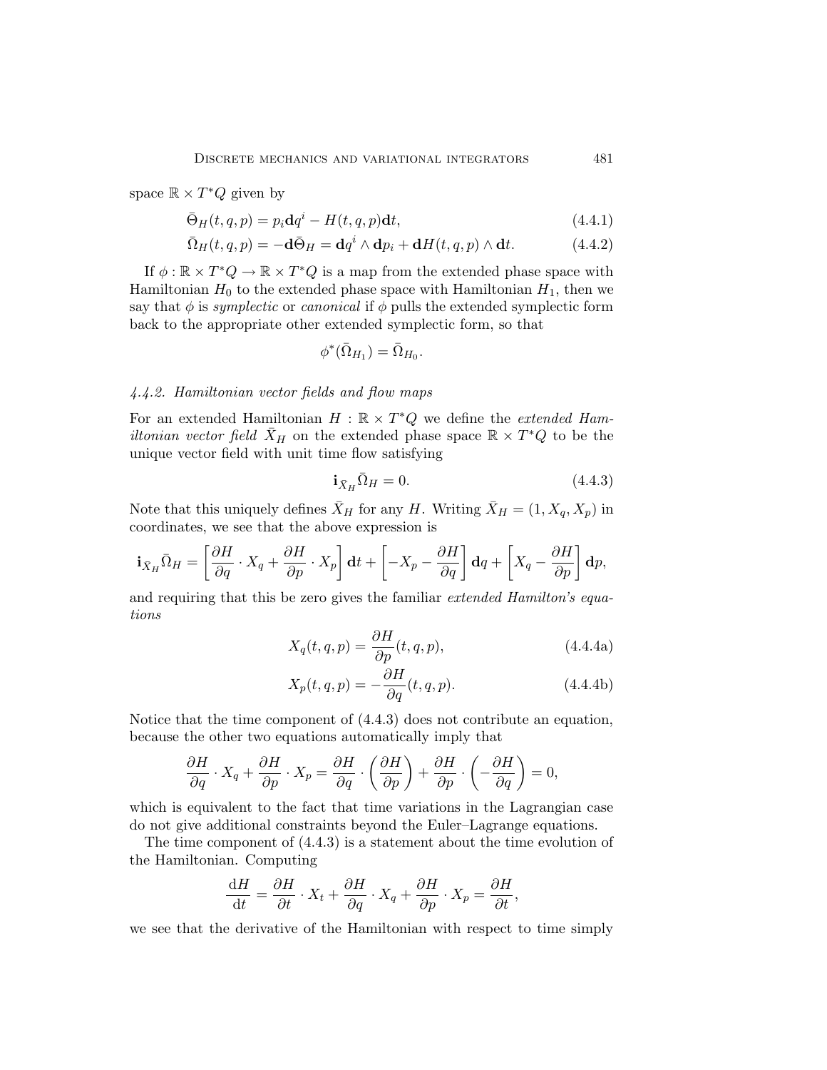space $\mathbb{R} \times T^*Q$ given by

$$\bar{\Theta}_H(t, q, p) = p_i \mathbf{d}q^i - H(t, q, p)\mathbf{d}t, \tag{4.4.1}$$

$$\bar{\Omega}_H(t, q, p) = -\mathbf{d}\bar{\Theta}_H = \mathbf{d}q^i \wedge \mathbf{d}p_i + \mathbf{d}H(t, q, p) \wedge \mathbf{d}t. \tag{4.4.2}$$

If $\phi : \mathbb{R} \times T^*Q \to \mathbb{R} \times T^*Q$ is a map from the extended phase space with Hamiltonian $H_0$ to the extended phase space with Hamiltonian $H_1$, then we say that $\phi$ is *symplectic* or *canonical* if $\phi$ pulls the extended symplectic form back to the appropriate other extended symplectic form, so that

$$\phi^*(\bar{\Omega}_{H_1}) = \bar{\Omega}_{H_0}.$$

### *4.4.2. Hamiltonian vector fields and flow maps*

For an extended Hamiltonian $H : \mathbb{R} \times T^*Q$ we define the *extended Hamiltonian vector field* $\bar{X}_H$ on the extended phase space $\mathbb{R} \times T^*Q$ to be the unique vector field with unit time flow satisfying

$$\mathbf{i}_{\bar{X}_H} \bar{\Omega}_H = 0. \tag{4.4.3}$$

Note that this uniquely defines $\bar{X}_H$ for any $H$. Writing $\bar{X}_H = (1, X_q, X_p)$ in coordinates, we see that the above expression is

$$\mathbf{i}_{\bar{X}_H} \bar{\Omega}_H = \left[\frac{\partial H}{\partial q} \cdot X_q + \frac{\partial H}{\partial p} \cdot X_p\right] \mathbf{d}t + \left[-X_p - \frac{\partial H}{\partial q}\right] \mathbf{d}q + \left[X_q - \frac{\partial H}{\partial p}\right] \mathbf{d}p,$$

and requiring that this be zero gives the familiar *extended Hamilton's equations*

$$X_q(t, q, p) = \frac{\partial H}{\partial p}(t, q, p), \tag{4.4.4a}$$

$$X_p(t, q, p) = -\frac{\partial H}{\partial q}(t, q, p). \tag{4.4.4b}$$

Notice that the time component of (4.4.3) does not contribute an equation, because the other two equations automatically imply that

$$\frac{\partial H}{\partial q} \cdot X_q + \frac{\partial H}{\partial p} \cdot X_p = \frac{\partial H}{\partial q} \cdot \left(\frac{\partial H}{\partial p}\right) + \frac{\partial H}{\partial p} \cdot \left(-\frac{\partial H}{\partial q}\right) = 0,$$

which is equivalent to the fact that time variations in the Lagrangian case do not give additional constraints beyond the Euler–Lagrange equations.

The time component of (4.4.3) is a statement about the time evolution of the Hamiltonian. Computing

$$\frac{\mathrm{d}H}{\mathrm{d}t} = \frac{\partial H}{\partial t} \cdot X_t + \frac{\partial H}{\partial q} \cdot X_q + \frac{\partial H}{\partial p} \cdot X_p = \frac{\partial H}{\partial t},$$

we see that the derivative of the Hamiltonian with respect to time simply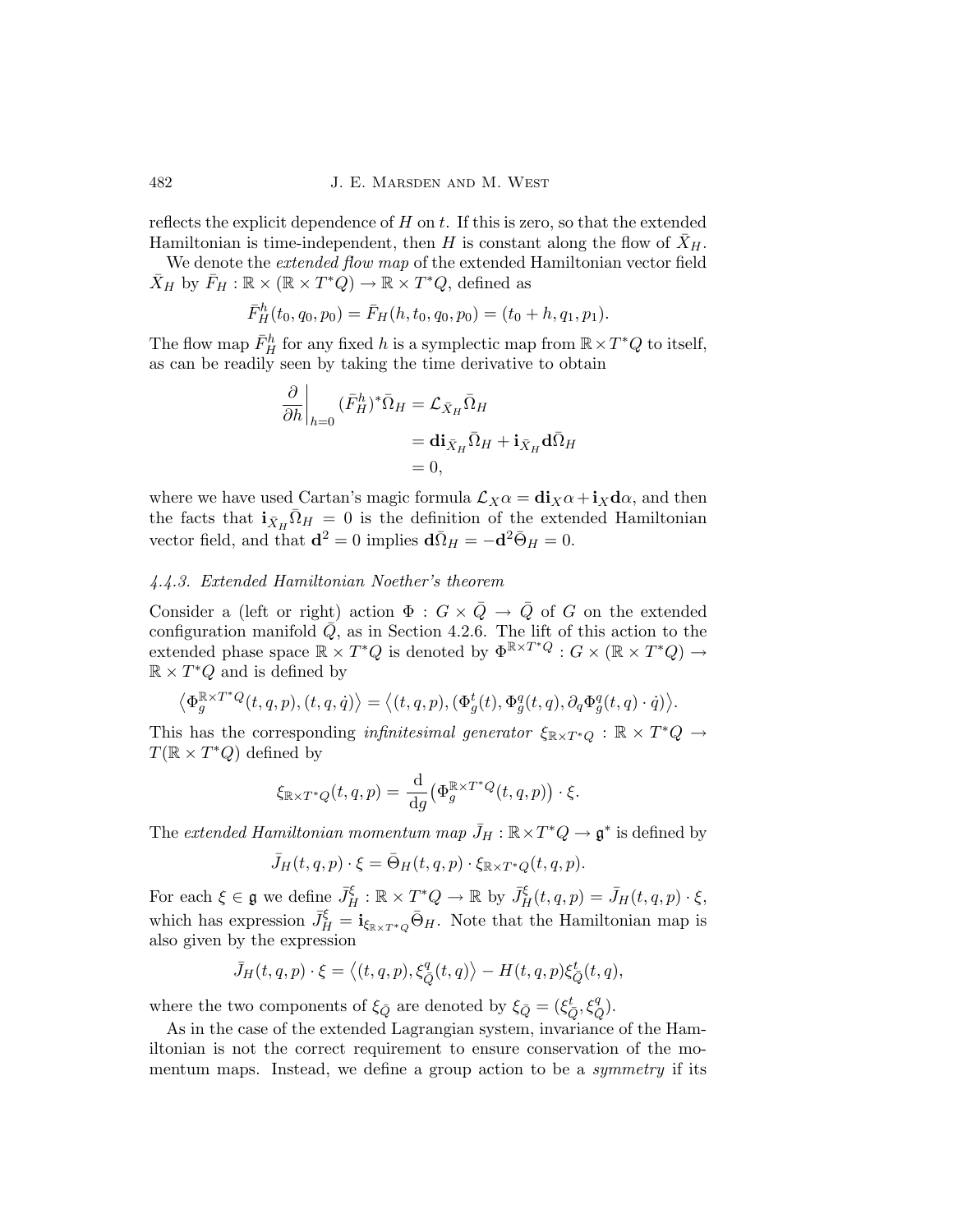reflects the explicit dependence of $H$ on $t$. If this is zero, so that the extended Hamiltonian is time-independent, then $H$ is constant along the flow of $\bar{X}_H$.

We denote the *extended flow map* of the extended Hamiltonian vector field $\bar{X}_H$ by $\bar{F}_H : \mathbb{R} \times (\mathbb{R} \times T^*Q) \to \mathbb{R} \times T^*Q$, defined as

$$\bar{F}_H^h(t_0, q_0, p_0) = \bar{F}_H(h, t_0, q_0, p_0) = (t_0 + h, q_1, p_1).$$

The flow map $\bar{F}_H^h$ for any fixed $h$ is a symplectic map from $\mathbb{R} \times T^*Q$ to itself, as can be readily seen by taking the time derivative to obtain

$$\begin{aligned}
\left.\frac{\partial}{\partial h}\right|_{h=0} (\bar{F}_H^h)^* \bar{\Omega}_H &= \mathcal{L}_{\bar{X}_H} \bar{\Omega}_H \\
&= \mathbf{d}\mathbf{i}_{\bar{X}_H} \bar{\Omega}_H + \mathbf{i}_{\bar{X}_H} \mathbf{d}\bar{\Omega}_H \\
&= 0,
\end{aligned}$$

where we have used Cartan's magic formula $\mathcal{L}_X \alpha = \mathbf{d}\mathbf{i}_X \alpha + \mathbf{i}_X \mathbf{d}\alpha$, and then the facts that $\mathbf{i}_{\bar{X}_H} \bar{\Omega}_H = 0$ is the definition of the extended Hamiltonian vector field, and that $\mathbf{d}^2 = 0$ implies $\mathbf{d}\bar{\Omega}_H = -\mathbf{d}^2 \bar{\Theta}_H = 0$.

### *4.4.3. Extended Hamiltonian Noether's theorem*

Consider a (left or right) action $\Phi : G \times \bar{Q} \to \bar{Q}$ of $G$ on the extended configuration manifold $\bar{Q}$, as in Section 4.2.6. The lift of this action to the extended phase space $\mathbb{R} \times T^*Q$ is denoted by $\Phi^{\mathbb{R} \times T^*Q} : G \times (\mathbb{R} \times T^*Q) \to \mathbb{R} \times T^*Q$ and is defined by

$$\left\langle \Phi_g^{\mathbb{R} \times T^*Q}(t, q, p), (t, q, \dot{q}) \right\rangle = \left\langle (t, q, p), (\Phi_g^t(t), \Phi_g^q(t, q), \partial_q \Phi_g^q(t, q) \cdot \dot{q}) \right\rangle.$$

This has the corresponding *infinitesimal generator* $\xi_{\mathbb{R} \times T^*Q} : \mathbb{R} \times T^*Q \to T(\mathbb{R} \times T^*Q)$ defined by

$$\xi_{\mathbb{R} \times T^*Q}(t, q, p) = \frac{\mathrm{d}}{\mathrm{d}g} \big( \Phi_g^{\mathbb{R} \times T^*Q}(t, q, p) \big) \cdot \xi.$$

The *extended Hamiltonian momentum map* $\bar{J}_H : \mathbb{R} \times T^*Q \to \mathfrak{g}^*$ is defined by

$$\bar{J}_H(t, q, p) \cdot \xi = \bar{\Theta}_H(t, q, p) \cdot \xi_{\mathbb{R} \times T^*Q}(t, q, p).$$

For each $\xi \in \mathfrak{g}$ we define $\bar{J}_H^\xi : \mathbb{R} \times T^*Q \to \mathbb{R}$ by $\bar{J}_H^\xi(t, q, p) = \bar{J}_H(t, q, p) \cdot \xi$, which has expression $\bar{J}_H^\xi = \mathbf{i}_{\xi_{\mathbb{R} \times T^*Q}} \bar{\Theta}_H$. Note that the Hamiltonian map is also given by the expression

$$\bar{J}_H(t, q, p) \cdot \xi = \left\langle (t, q, p), \xi_{\bar{Q}}^q(t, q) \right\rangle - H(t, q, p) \xi_{\bar{Q}}^t(t, q),$$

where the two components of $\xi_{\bar{Q}}$ are denoted by $\xi_{\bar{Q}} = (\xi_{\bar{Q}}^t, \xi_{\bar{Q}}^q)$.

As in the case of the extended Lagrangian system, invariance of the Hamiltonian is not the correct requirement to ensure conservation of the momentum maps. Instead, we define a group action to be a *symmetry* if its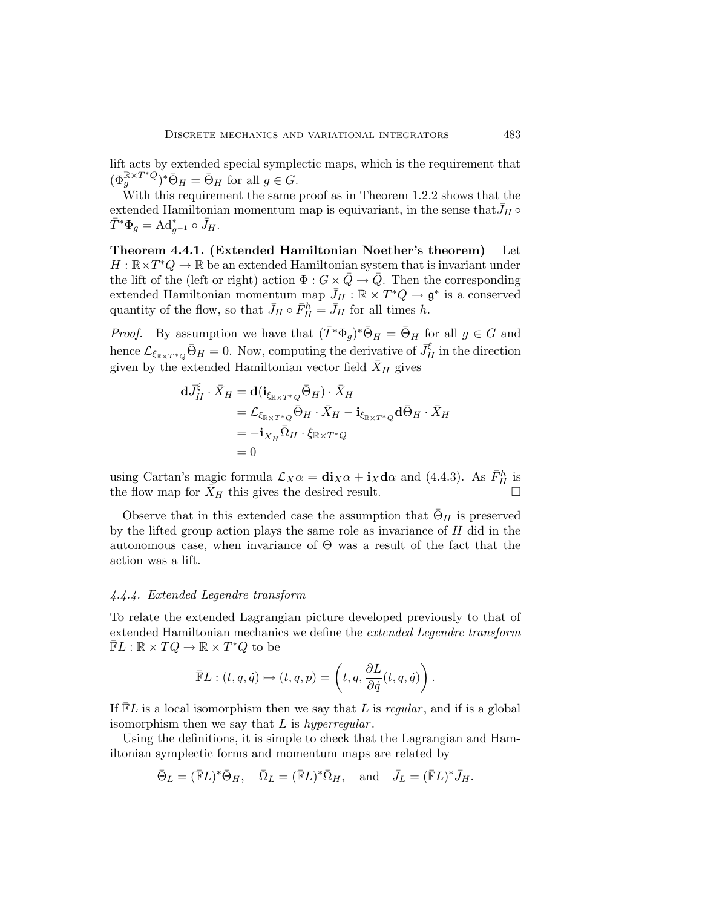lift acts by extended special symplectic maps, which is the requirement that $(\Phi_g^{\mathbb{R}\times T^*Q})^*\bar{\Theta}_H = \bar{\Theta}_H$ for all $g \in G$.

With this requirement the same proof as in Theorem 1.2.2 shows that the extended Hamiltonian momentum map is equivariant, in the sense that $\bar{J}_H \circ \bar{T}^*\Phi_g = \mathrm{Ad}^*_{g^{-1}} \circ \bar{J}_H$.

**Theorem 4.4.1. (Extended Hamiltonian Noether's theorem)** Let $H : \mathbb{R}\times T^*Q \to \mathbb{R}$ be an extended Hamiltonian system that is invariant under the lift of the (left or right) action $\Phi : G \times \bar{Q} \to \bar{Q}$. Then the corresponding extended Hamiltonian momentum map $\bar{J}_H : \mathbb{R} \times T^*Q \to \mathfrak{g}^*$ is a conserved quantity of the flow, so that $\bar{J}_H \circ \bar{F}_H^h = \bar{J}_H$ for all times $h$.

*Proof.* By assumption we have that $(\bar{T}^*\Phi_g)^*\bar{\Theta}_H = \bar{\Theta}_H$ for all $g \in G$ and hence $\mathcal{L}_{\xi_{\mathbb{R}\times T^*Q}}\bar{\Theta}_H = 0$. Now, computing the derivative of $\bar{J}_H^\xi$ in the direction given by the extended Hamiltonian vector field $\bar{X}_H$ gives

$$
\begin{aligned}
\mathbf{d}\bar{J}_H^\xi \cdot \bar{X}_H &= \mathbf{d}(\mathbf{i}_{\xi_{\mathbb{R}\times T^*Q}}\bar{\Theta}_H) \cdot \bar{X}_H \\
&= \mathcal{L}_{\xi_{\mathbb{R}\times T^*Q}}\bar{\Theta}_H \cdot \bar{X}_H - \mathbf{i}_{\xi_{\mathbb{R}\times T^*Q}}\mathbf{d}\bar{\Theta}_H \cdot \bar{X}_H \\
&= -\mathbf{i}_{\bar{X}_H}\bar{\Omega}_H \cdot \xi_{\mathbb{R}\times T^*Q} \\
&= 0
\end{aligned}
$$

using Cartan's magic formula $\mathcal{L}_X\alpha = \mathbf{d}\mathbf{i}_X\alpha + \mathbf{i}_X\mathbf{d}\alpha$ and (4.4.3). As $\bar{F}_H^h$ is the flow map for $\bar{X}_H$ this gives the desired result. $\square$

Observe that in this extended case the assumption that $\bar{\Theta}_H$ is preserved by the lifted group action plays the same role as invariance of $H$ did in the autonomous case, when invariance of $\Theta$ was a result of the fact that the action was a lift.

#### *4.4.4. Extended Legendre transform*

To relate the extended Lagrangian picture developed previously to that of extended Hamiltonian mechanics we define the *extended Legendre transform* $\bar{\mathbb{F}}L : \mathbb{R}\times TQ \to \mathbb{R}\times T^*Q$ to be

$$
\bar{\mathbb{F}}L : (t, q, \dot{q}) \mapsto (t, q, p) = \left(t, q, \frac{\partial L}{\partial \dot{q}}(t, q, \dot{q})\right).
$$

If $\bar{\mathbb{F}}L$ is a local isomorphism then we say that $L$ is *regular*, and if is a global isomorphism then we say that $L$ is *hyperregular*.

Using the definitions, it is simple to check that the Lagrangian and Hamiltonian symplectic forms and momentum maps are related by

$$
\bar{\Theta}_L = (\bar{\mathbb{F}}L)^*\bar{\Theta}_H, \quad \bar{\Omega}_L = (\bar{\mathbb{F}}L)^*\bar{\Omega}_H, \quad \text{and} \quad \bar{J}_L = (\bar{\mathbb{F}}L)^*\bar{J}_H.
$$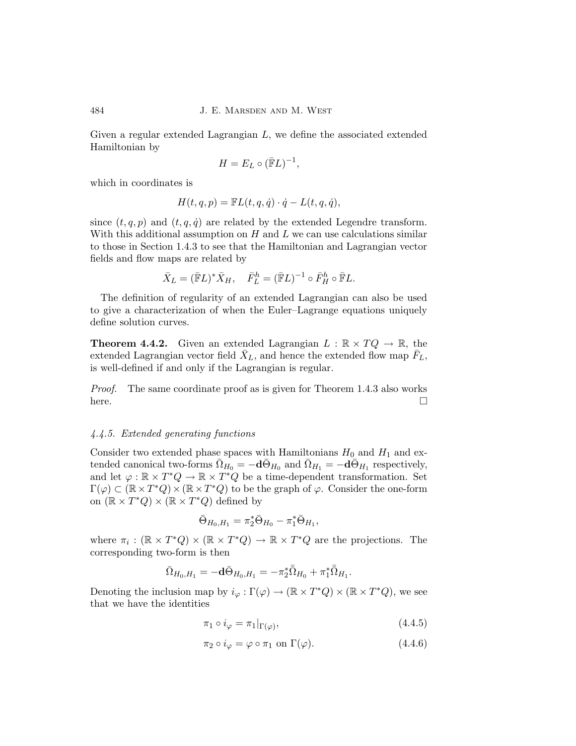Given a regular extended Lagrangian $L$, we define the associated extended Hamiltonian by

$$H = E_L \circ (\bar{\mathbb{F}}L)^{-1},$$

which in coordinates is

$$H(t, q, p) = \mathbb{F}L(t, q, \dot{q}) \cdot \dot{q} - L(t, q, \dot{q}),$$

since $(t, q, p)$ and $(t, q, \dot{q})$ are related by the extended Legendre transform. With this additional assumption on $H$ and $L$ we can use calculations similar to those in Section 1.4.3 to see that the Hamiltonian and Lagrangian vector fields and flow maps are related by

$$\bar{X}_L = (\bar{\mathbb{F}}L)^* \bar{X}_H, \quad \bar{F}_L^h = (\bar{\mathbb{F}}L)^{-1} \circ \bar{F}_H^h \circ \bar{\mathbb{F}}L.$$

The definition of regularity of an extended Lagrangian can also be used to give a characterization of when the Euler–Lagrange equations uniquely define solution curves.

**Theorem 4.4.2.** Given an extended Lagrangian $L : \mathbb{R} \times TQ \to \mathbb{R}$, the extended Lagrangian vector field $\bar{X}_L$, and hence the extended flow map $\bar{F}_L$, is well-defined if and only if the Lagrangian is regular.

*Proof.* The same coordinate proof as is given for Theorem 1.4.3 also works here. □

#### *4.4.5. Extended generating functions*

Consider two extended phase spaces with Hamiltonians $H_0$ and $H_1$ and extended canonical two-forms $\bar{\Omega}_{H_0} = -\mathbf{d}\bar{\Theta}_{H_0}$ and $\bar{\Omega}_{H_1} = -\mathbf{d}\bar{\Theta}_{H_1}$ respectively, and let $\varphi : \mathbb{R} \times T^*Q \to \mathbb{R} \times T^*Q$ be a time-dependent transformation. Set $\Gamma(\varphi) \subset (\mathbb{R} \times T^*Q) \times (\mathbb{R} \times T^*Q)$ to be the graph of $\varphi$. Consider the one-form on $(\mathbb{R} \times T^*Q) \times (\mathbb{R} \times T^*Q)$ defined by

$$\bar{\Theta}_{H_0,H_1} = \pi_2^* \bar{\Theta}_{H_0} - \pi_1^* \bar{\Theta}_{H_1},$$

where $\pi_i : (\mathbb{R} \times T^*Q) \times (\mathbb{R} \times T^*Q) \to \mathbb{R} \times T^*Q$ are the projections. The corresponding two-form is then

$$\bar{\Omega}_{H_0,H_1} = -\mathbf{d}\bar{\Theta}_{H_0,H_1} = -\pi_2^* \bar{\bar{\Omega}}_{H_0} + \pi_1^* \bar{\bar{\Omega}}_{H_1}.$$

Denoting the inclusion map by $i_\varphi : \Gamma(\varphi) \to (\mathbb{R} \times T^*Q) \times (\mathbb{R} \times T^*Q)$, we see that we have the identities

$$\pi_1 \circ i_\varphi = \pi_1|_{\Gamma(\varphi)}, \tag{4.4.5}$$

$$\pi_2 \circ i_\varphi = \varphi \circ \pi_1 \text{ on } \Gamma(\varphi). \tag{4.4.6}$$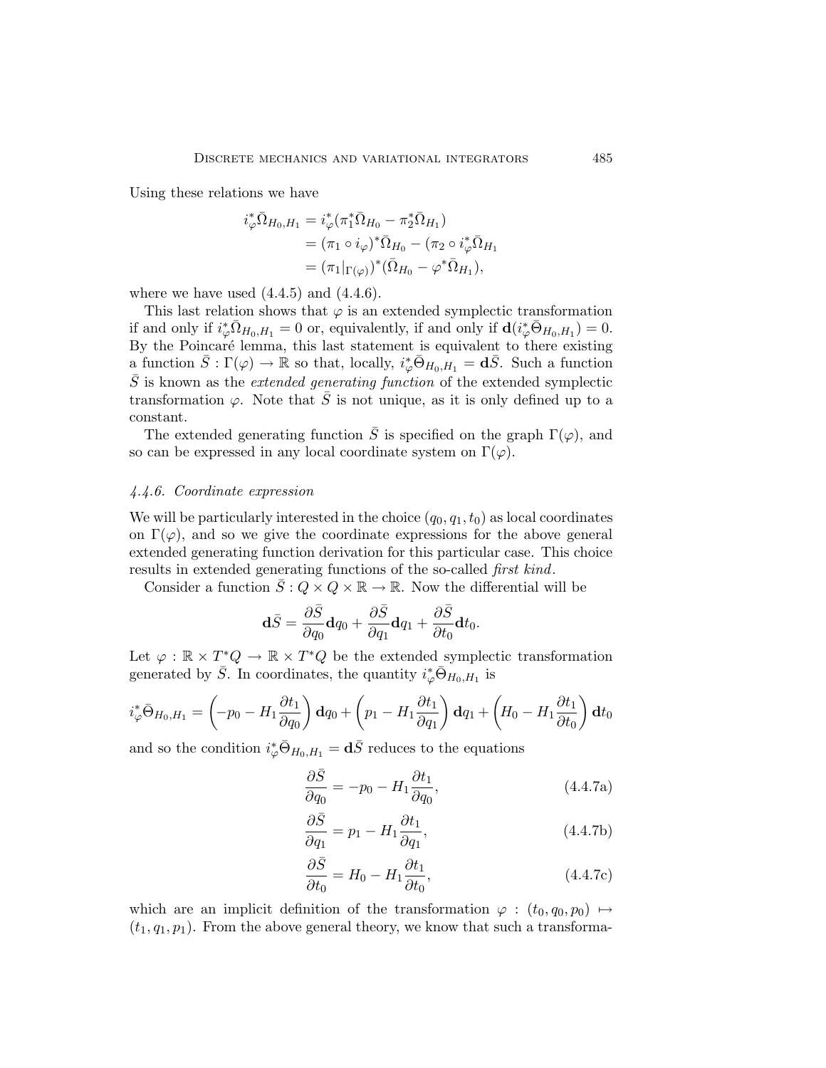Using these relations we have

$$
\begin{aligned}
i_\varphi^* \bar{\Omega}_{H_0,H_1} &= i_\varphi^*(\pi_1^* \bar{\Omega}_{H_0} - \pi_2^* \bar{\Omega}_{H_1}) \\
&= (\pi_1 \circ i_\varphi)^* \bar{\Omega}_{H_0} - (\pi_2 \circ i_\varphi^* \bar{\Omega}_{H_1} \\
&= (\pi_1|_{\Gamma(\varphi)})^* (\bar{\Omega}_{H_0} - \varphi^* \bar{\Omega}_{H_1}),
\end{aligned}
$$

where we have used (4.4.5) and (4.4.6).

This last relation shows that $\varphi$ is an extended symplectic transformation if and only if $i_\varphi^* \bar{\Omega}_{H_0,H_1} = 0$ or, equivalently, if and only if $\mathbf{d}(i_\varphi^* \bar{\Theta}_{H_0,H_1}) = 0$. By the Poincaré lemma, this last statement is equivalent to there existing a function $\bar{S} : \Gamma(\varphi) \to \mathbb{R}$ so that, locally, $i_\varphi^* \bar{\Theta}_{H_0,H_1} = \mathbf{d}\bar{S}$. Such a function $\bar{S}$ is known as the *extended generating function* of the extended symplectic transformation $\varphi$. Note that $\bar{S}$ is not unique, as it is only defined up to a constant.

The extended generating function $\bar{S}$ is specified on the graph $\Gamma(\varphi)$, and so can be expressed in any local coordinate system on $\Gamma(\varphi)$.

### *4.4.6. Coordinate expression*

We will be particularly interested in the choice $(q_0, q_1, t_0)$ as local coordinates on $\Gamma(\varphi)$, and so we give the coordinate expressions for the above general extended generating function derivation for this particular case. This choice results in extended generating functions of the so-called *first kind*.

Consider a function $\bar{S} : Q \times Q \times \mathbb{R} \to \mathbb{R}$. Now the differential will be

$$
\mathbf{d}\bar{S} = \frac{\partial \bar{S}}{\partial q_0} \mathbf{d}q_0 + \frac{\partial \bar{S}}{\partial q_1} \mathbf{d}q_1 + \frac{\partial \bar{S}}{\partial t_0} \mathbf{d}t_0.
$$

Let $\varphi : \mathbb{R} \times T^*Q \to \mathbb{R} \times T^*Q$ be the extended symplectic transformation generated by $\bar{S}$. In coordinates, the quantity $i_\varphi^* \bar{\Theta}_{H_0,H_1}$ is

$$
i_\varphi^* \bar{\Theta}_{H_0,H_1} = \left( -p_0 - H_1 \frac{\partial t_1}{\partial q_0} \right) \mathbf{d}q_0 + \left( p_1 - H_1 \frac{\partial t_1}{\partial q_1} \right) \mathbf{d}q_1 + \left( H_0 - H_1 \frac{\partial t_1}{\partial t_0} \right) \mathbf{d}t_0
$$

and so the condition $i_\varphi^* \bar{\Theta}_{H_0,H_1} = \mathbf{d}\bar{S}$ reduces to the equations

$$
\frac{\partial \bar{S}}{\partial q_0} = -p_0 - H_1 \frac{\partial t_1}{\partial q_0}, \tag{4.4.7a}
$$

$$
\frac{\partial \bar{S}}{\partial q_1} = p_1 - H_1 \frac{\partial t_1}{\partial q_1}, \tag{4.4.7b}
$$

$$
\frac{\partial \bar{S}}{\partial t_0} = H_0 - H_1 \frac{\partial t_1}{\partial t_0}, \tag{4.4.7c}
$$

which are an implicit definition of the transformation $\varphi : (t_0, q_0, p_0) \mapsto (t_1, q_1, p_1)$. From the above general theory, we know that such a transforma-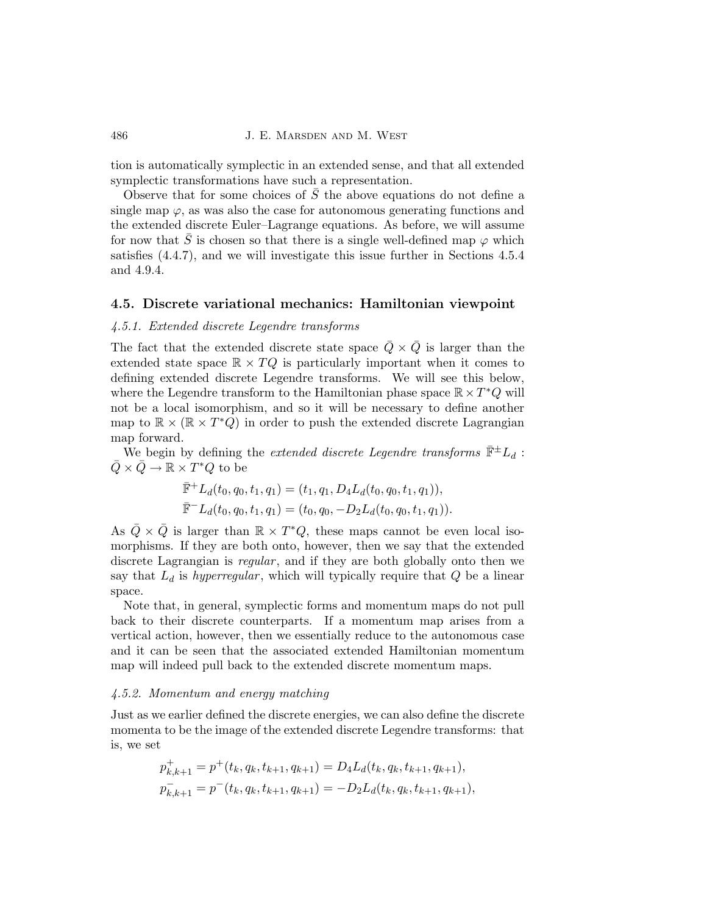tion is automatically symplectic in an extended sense, and that all extended symplectic transformations have such a representation.

Observe that for some choices of $\bar{S}$ the above equations do not define a single map $\varphi$, as was also the case for autonomous generating functions and the extended discrete Euler–Lagrange equations. As before, we will assume for now that $\bar{S}$ is chosen so that there is a single well-defined map $\varphi$ which satisfies (4.4.7), and we will investigate this issue further in Sections 4.5.4 and 4.9.4.

## 4.5. Discrete variational mechanics: Hamiltonian viewpoint

### *4.5.1. Extended discrete Legendre transforms*

The fact that the extended discrete state space $\bar{Q} \times \bar{Q}$ is larger than the extended state space $\mathbb{R} \times TQ$ is particularly important when it comes to defining extended discrete Legendre transforms. We will see this below, where the Legendre transform to the Hamiltonian phase space $\mathbb{R} \times T^*Q$ will not be a local isomorphism, and so it will be necessary to define another map to $\mathbb{R} \times (\mathbb{R} \times T^*Q)$ in order to push the extended discrete Lagrangian map forward.

We begin by defining the *extended discrete Legendre transforms* $\bar{\mathbb{F}}^{\pm} L_d : \bar{Q} \times \bar{Q} \to \mathbb{R} \times T^*Q$ to be

$$
\begin{aligned}
\bar{\mathbb{F}}^{+} L_d(t_0, q_0, t_1, q_1) &= (t_1, q_1, D_4 L_d(t_0, q_0, t_1, q_1)), \\
\bar{\mathbb{F}}^{-} L_d(t_0, q_0, t_1, q_1) &= (t_0, q_0, -D_2 L_d(t_0, q_0, t_1, q_1)).
\end{aligned}
$$

As $\bar{Q} \times \bar{Q}$ is larger than $\mathbb{R} \times T^*Q$, these maps cannot be even local isomorphisms. If they are both onto, however, then we say that the extended discrete Lagrangian is *regular*, and if they are both globally onto then we say that $L_d$ is *hyperregular*, which will typically require that $Q$ be a linear space.

Note that, in general, symplectic forms and momentum maps do not pull back to their discrete counterparts. If a momentum map arises from a vertical action, however, then we essentially reduce to the autonomous case and it can be seen that the associated extended Hamiltonian momentum map will indeed pull back to the extended discrete momentum maps.

### *4.5.2. Momentum and energy matching*

Just as we earlier defined the discrete energies, we can also define the discrete momenta to be the image of the extended discrete Legendre transforms: that is, we set

$$
\begin{aligned}
p^{+}_{k,k+1} = p^{+}(t_k, q_k, t_{k+1}, q_{k+1}) &= D_4 L_d(t_k, q_k, t_{k+1}, q_{k+1}), \\
p^{-}_{k,k+1} = p^{-}(t_k, q_k, t_{k+1}, q_{k+1}) &= -D_2 L_d(t_k, q_k, t_{k+1}, q_{k+1}),
\end{aligned}
$$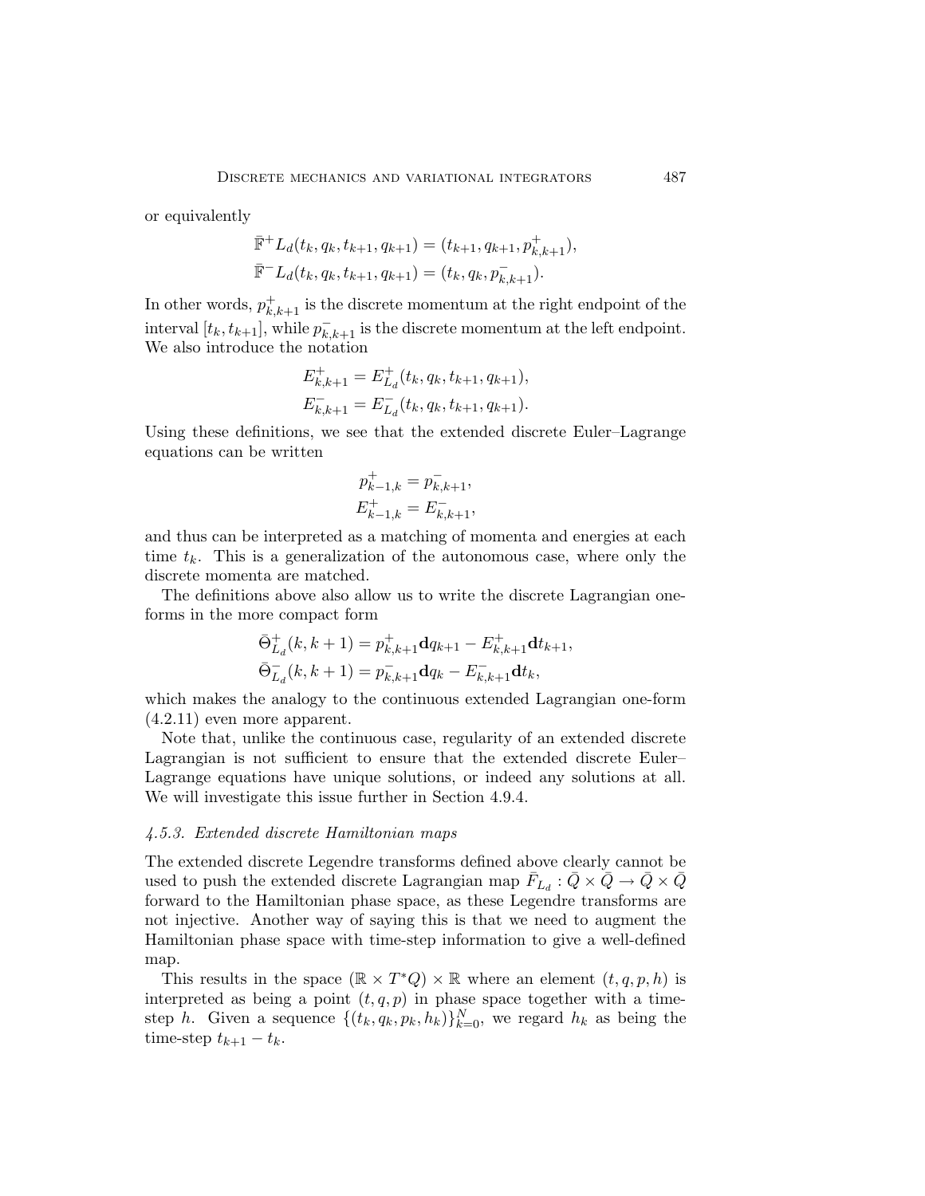or equivalently

$$\bar{\mathbb{F}}^+ L_d(t_k, q_k, t_{k+1}, q_{k+1}) = (t_{k+1}, q_{k+1}, p^+_{k,k+1}),$$
$$\bar{\mathbb{F}}^- L_d(t_k, q_k, t_{k+1}, q_{k+1}) = (t_k, q_k, p^-_{k,k+1}).$$

In other words, $p^+_{k,k+1}$ is the discrete momentum at the right endpoint of the interval $[t_k, t_{k+1}]$, while $p^-_{k,k+1}$ is the discrete momentum at the left endpoint. We also introduce the notation

$$E^+_{k,k+1} = E^+_{L_d}(t_k, q_k, t_{k+1}, q_{k+1}),$$
$$E^-_{k,k+1} = E^-_{L_d}(t_k, q_k, t_{k+1}, q_{k+1}).$$

Using these definitions, we see that the extended discrete Euler–Lagrange equations can be written

$$p^+_{k-1,k} = p^-_{k,k+1},$$
$$E^+_{k-1,k} = E^-_{k,k+1},$$

and thus can be interpreted as a matching of momenta and energies at each time $t_k$. This is a generalization of the autonomous case, where only the discrete momenta are matched.

The definitions above also allow us to write the discrete Lagrangian one-forms in the more compact form

$$\bar{\Theta}^+_{L_d}(k, k+1) = p^+_{k,k+1} \mathbf{d}q_{k+1} - E^+_{k,k+1} \mathbf{d}t_{k+1},$$
$$\bar{\Theta}^-_{L_d}(k, k+1) = p^-_{k,k+1} \mathbf{d}q_k - E^-_{k,k+1} \mathbf{d}t_k,$$

which makes the analogy to the continuous extended Lagrangian one-form (4.2.11) even more apparent.

Note that, unlike the continuous case, regularity of an extended discrete Lagrangian is not sufficient to ensure that the extended discrete Euler–Lagrange equations have unique solutions, or indeed any solutions at all. We will investigate this issue further in Section 4.9.4.

### *4.5.3. Extended discrete Hamiltonian maps*

The extended discrete Legendre transforms defined above clearly cannot be used to push the extended discrete Lagrangian map $\bar{F}_{L_d} : \bar{Q} \times \bar{Q} \to \bar{Q} \times \bar{Q}$ forward to the Hamiltonian phase space, as these Legendre transforms are not injective. Another way of saying this is that we need to augment the Hamiltonian phase space with time-step information to give a well-defined map.

This results in the space $(\mathbb{R} \times T^*Q) \times \mathbb{R}$ where an element $(t, q, p, h)$ is interpreted as being a point $(t, q, p)$ in phase space together with a time-step $h$. Given a sequence $\{(t_k, q_k, p_k, h_k)\}_{k=0}^N$, we regard $h_k$ as being the time-step $t_{k+1} - t_k$.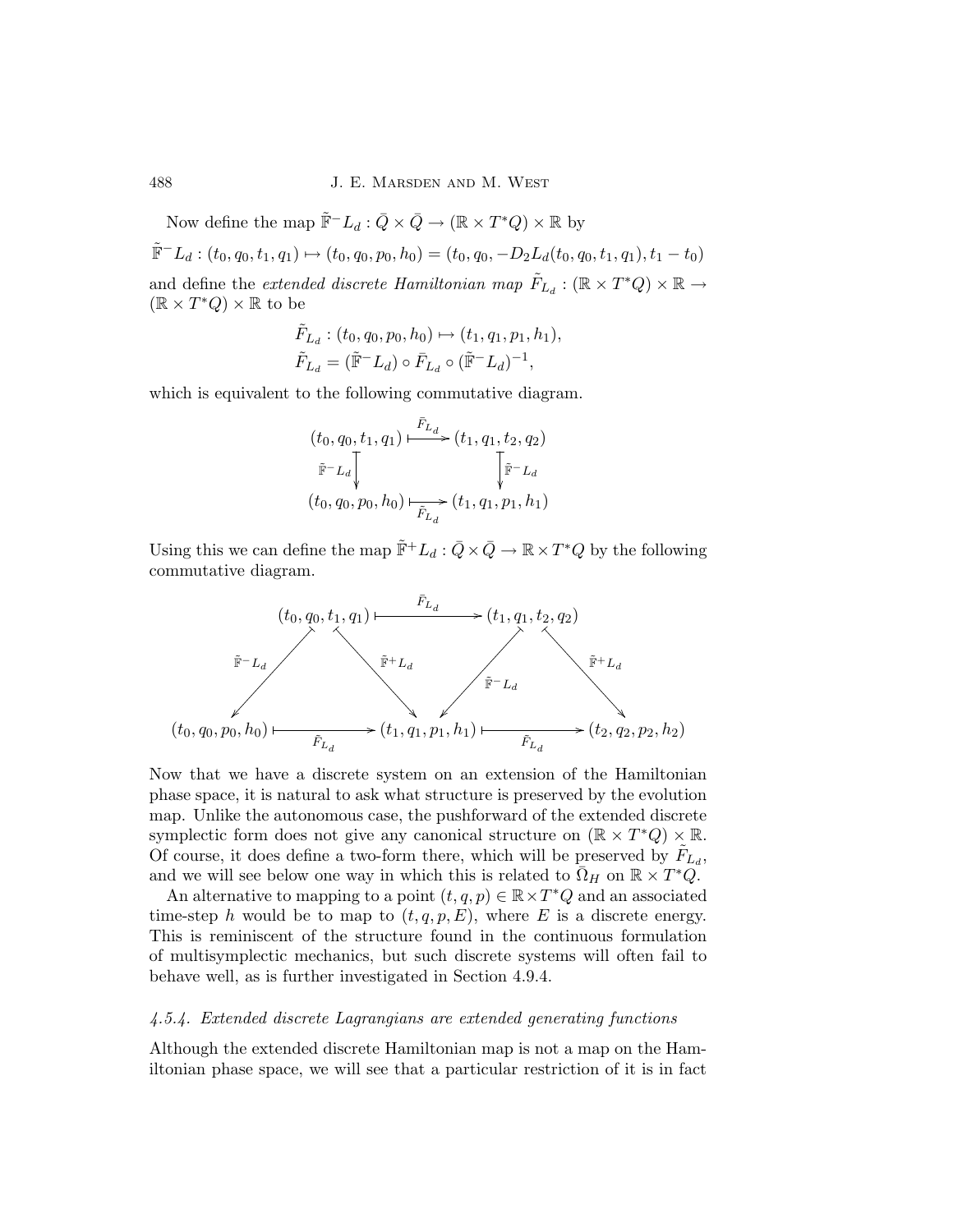Now define the map $\tilde{\mathbb{F}}^- L_d : \bar{Q} \times \bar{Q} \to (\mathbb{R} \times T^*Q) \times \mathbb{R}$ by

$$\tilde{\mathbb{F}}^- L_d : (t_0, q_0, t_1, q_1) \mapsto (t_0, q_0, p_0, h_0) = (t_0, q_0, -D_2 L_d(t_0, q_0, t_1, q_1), t_1 - t_0)$$

and define the *extended discrete Hamiltonian map* $\tilde{F}_{L_d} : (\mathbb{R} \times T^*Q) \times \mathbb{R} \to (\mathbb{R} \times T^*Q) \times \mathbb{R}$ to be

$$\tilde{F}_{L_d} : (t_0, q_0, p_0, h_0) \mapsto (t_1, q_1, p_1, h_1),$$
$$\tilde{F}_{L_d} = (\tilde{\mathbb{F}}^- L_d) \circ \bar{F}_{L_d} \circ (\tilde{\mathbb{F}}^- L_d)^{-1},$$

which is equivalent to the following commutative diagram.

$$\begin{array}{ccc}
(t_0, q_0, t_1, q_1) & \xrightarrow{\bar{F}_{L_d}} & (t_1, q_1, t_2, q_2) \\
\downarrow {\scriptstyle \tilde{\mathbb{F}}^- L_d} & & \downarrow {\scriptstyle \tilde{\mathbb{F}}^- L_d} \\
(t_0, q_0, p_0, h_0) & \xrightarrow[\tilde{F}_{L_d}]{} & (t_1, q_1, p_1, h_1)
\end{array}$$

Using this we can define the map $\tilde{\mathbb{F}}^+ L_d : \bar{Q} \times \bar{Q} \to \mathbb{R} \times T^*Q$ by the following commutative diagram.

$$\begin{array}{ccccc}
 & (t_0, q_0, t_1, q_1) & \xrightarrow{\bar{F}_{L_d}} & (t_1, q_1, t_2, q_2) & \\
\swarrow {\scriptstyle \tilde{\mathbb{F}}^- L_d} & & \searrow {\scriptstyle \tilde{\mathbb{F}}^+ L_d} \quad \swarrow {\scriptstyle \tilde{\mathbb{F}}^- L_d} & & \searrow {\scriptstyle \tilde{\mathbb{F}}^+ L_d} \\
(t_0, q_0, p_0, h_0) & \xrightarrow[\tilde{F}_{L_d}]{} & (t_1, q_1, p_1, h_1) & \xrightarrow[\tilde{F}_{L_d}]{} & (t_2, q_2, p_2, h_2)
\end{array}$$

Now that we have a discrete system on an extension of the Hamiltonian phase space, it is natural to ask what structure is preserved by the evolution map. Unlike the autonomous case, the pushforward of the extended discrete symplectic form does not give any canonical structure on $(\mathbb{R} \times T^*Q) \times \mathbb{R}$. Of course, it does define a two-form there, which will be preserved by $\tilde{F}_{L_d}$, and we will see below one way in which this is related to $\bar{\Omega}_H$ on $\mathbb{R} \times T^*Q$.

An alternative to mapping to a point $(t, q, p) \in \mathbb{R} \times T^*Q$ and an associated time-step $h$ would be to map to $(t, q, p, E)$, where $E$ is a discrete energy. This is reminiscent of the structure found in the continuous formulation of multisymplectic mechanics, but such discrete systems will often fail to behave well, as is further investigated in Section 4.9.4.

#### *4.5.4. Extended discrete Lagrangians are extended generating functions*

Although the extended discrete Hamiltonian map is not a map on the Hamiltonian phase space, we will see that a particular restriction of it is in fact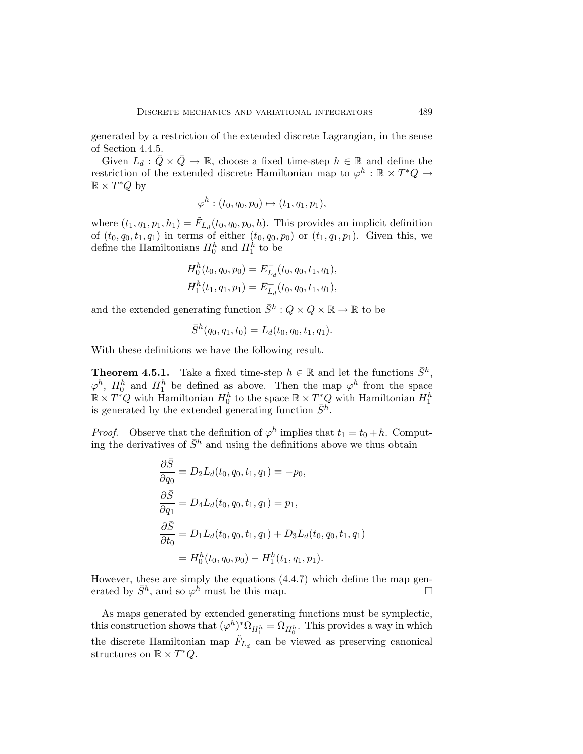generated by a restriction of the extended discrete Lagrangian, in the sense of Section 4.4.5.

Given $L_d : \bar{Q} \times \bar{Q} \to \mathbb{R}$, choose a fixed time-step $h \in \mathbb{R}$ and define the restriction of the extended discrete Hamiltonian map to $\varphi^h : \mathbb{R} \times T^*Q \to \mathbb{R} \times T^*Q$ by

$$\varphi^h : (t_0, q_0, p_0) \mapsto (t_1, q_1, p_1),$$

where $(t_1, q_1, p_1, h_1) = \tilde{F}_{L_d}(t_0, q_0, p_0, h)$. This provides an implicit definition of $(t_0, q_0, t_1, q_1)$ in terms of either $(t_0, q_0, p_0)$ or $(t_1, q_1, p_1)$. Given this, we define the Hamiltonians $H_0^h$ and $H_1^h$ to be

$$H_0^h(t_0, q_0, p_0) = E_{L_d}^-(t_0, q_0, t_1, q_1),$$
$$H_1^h(t_1, q_1, p_1) = E_{L_d}^+(t_0, q_0, t_1, q_1),$$

and the extended generating function $\bar{S}^h : Q \times Q \times \mathbb{R} \to \mathbb{R}$ to be

$$\bar{S}^h(q_0, q_1, t_0) = L_d(t_0, q_0, t_1, q_1).$$

With these definitions we have the following result.

**Theorem 4.5.1.** Take a fixed time-step $h \in \mathbb{R}$ and let the functions $\bar{S}^h$, $\varphi^h$, $H_0^h$ and $H_1^h$ be defined as above. Then the map $\varphi^h$ from the space $\mathbb{R} \times T^*Q$ with Hamiltonian $H_0^h$ to the space $\mathbb{R} \times T^*Q$ with Hamiltonian $H_1^h$ is generated by the extended generating function $\bar{S}^h$.

*Proof.* Observe that the definition of $\varphi^h$ implies that $t_1 = t_0 + h$. Computing the derivatives of $\bar{S}^h$ and using the definitions above we thus obtain

$$\begin{aligned}
\frac{\partial \bar{S}}{\partial q_0} &= D_2 L_d(t_0, q_0, t_1, q_1) = -p_0, \\
\frac{\partial \bar{S}}{\partial q_1} &= D_4 L_d(t_0, q_0, t_1, q_1) = p_1, \\
\frac{\partial \bar{S}}{\partial t_0} &= D_1 L_d(t_0, q_0, t_1, q_1) + D_3 L_d(t_0, q_0, t_1, q_1) \\
&= H_0^h(t_0, q_0, p_0) - H_1^h(t_1, q_1, p_1).
\end{aligned}$$

However, these are simply the equations (4.4.7) which define the map generated by $\bar{S}^h$, and so $\varphi^h$ must be this map. □

As maps generated by extended generating functions must be symplectic, this construction shows that $(\varphi^h)^* \Omega_{H_1^h} = \Omega_{H_0^h}$. This provides a way in which the discrete Hamiltonian map $\tilde{F}_{L_d}$ can be viewed as preserving canonical structures on $\mathbb{R} \times T^*Q$.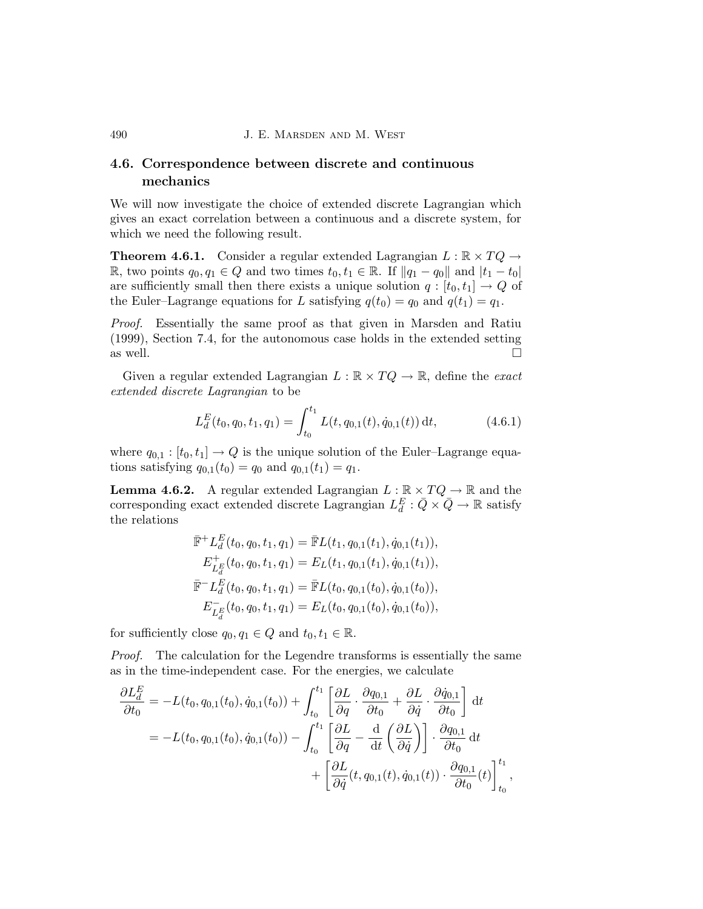## 4.6. Correspondence between discrete and continuous mechanics

We will now investigate the choice of extended discrete Lagrangian which gives an exact correlation between a continuous and a discrete system, for which we need the following result.

**Theorem 4.6.1.** Consider a regular extended Lagrangian $L : \mathbb{R} \times TQ \to \mathbb{R}$, two points $q_0, q_1 \in Q$ and two times $t_0, t_1 \in \mathbb{R}$. If $\|q_1 - q_0\|$ and $|t_1 - t_0|$ are sufficiently small then there exists a unique solution $q : [t_0, t_1] \to Q$ of the Euler–Lagrange equations for $L$ satisfying $q(t_0) = q_0$ and $q(t_1) = q_1$.

*Proof.* Essentially the same proof as that given in Marsden and Ratiu (1999), Section 7.4, for the autonomous case holds in the extended setting as well. □

Given a regular extended Lagrangian $L : \mathbb{R} \times TQ \to \mathbb{R}$, define the *exact extended discrete Lagrangian* to be

$$L_d^E(t_0, q_0, t_1, q_1) = \int_{t_0}^{t_1} L(t, q_{0,1}(t), \dot{q}_{0,1}(t))\,\mathrm{d}t, \tag{4.6.1}$$

where $q_{0,1} : [t_0, t_1] \to Q$ is the unique solution of the Euler–Lagrange equations satisfying $q_{0,1}(t_0) = q_0$ and $q_{0,1}(t_1) = q_1$.

**Lemma 4.6.2.** A regular extended Lagrangian $L : \mathbb{R} \times TQ \to \mathbb{R}$ and the corresponding exact extended discrete Lagrangian $L_d^E : \bar{Q} \times \bar{Q} \to \mathbb{R}$ satisfy the relations

$$\begin{aligned}
\bar{\mathbb{F}}^+ L_d^E(t_0, q_0, t_1, q_1) &= \bar{\mathbb{F}}L(t_1, q_{0,1}(t_1), \dot{q}_{0,1}(t_1)),\\
E^+_{L_d^E}(t_0, q_0, t_1, q_1) &= E_L(t_1, q_{0,1}(t_1), \dot{q}_{0,1}(t_1)),\\
\bar{\mathbb{F}}^- L_d^E(t_0, q_0, t_1, q_1) &= \bar{\mathbb{F}}L(t_0, q_{0,1}(t_0), \dot{q}_{0,1}(t_0)),\\
E^-_{L_d^E}(t_0, q_0, t_1, q_1) &= E_L(t_0, q_{0,1}(t_0), \dot{q}_{0,1}(t_0)),
\end{aligned}$$

for sufficiently close $q_0, q_1 \in Q$ and $t_0, t_1 \in \mathbb{R}$.

*Proof.* The calculation for the Legendre transforms is essentially the same as in the time-independent case. For the energies, we calculate

$$\begin{aligned}
\frac{\partial L_d^E}{\partial t_0} &= -L(t_0, q_{0,1}(t_0), \dot{q}_{0,1}(t_0)) + \int_{t_0}^{t_1} \left[ \frac{\partial L}{\partial q} \cdot \frac{\partial q_{0,1}}{\partial t_0} + \frac{\partial L}{\partial \dot{q}} \cdot \frac{\partial \dot{q}_{0,1}}{\partial t_0} \right] \mathrm{d}t\\
&= -L(t_0, q_{0,1}(t_0), \dot{q}_{0,1}(t_0)) - \int_{t_0}^{t_1} \left[ \frac{\partial L}{\partial q} - \frac{\mathrm{d}}{\mathrm{d}t}\left(\frac{\partial L}{\partial \dot{q}}\right) \right] \cdot \frac{\partial q_{0,1}}{\partial t_0}\,\mathrm{d}t\\
&\qquad + \left[ \frac{\partial L}{\partial \dot{q}}(t, q_{0,1}(t), \dot{q}_{0,1}(t)) \cdot \frac{\partial q_{0,1}}{\partial t_0}(t) \right]_{t_0}^{t_1},
\end{aligned}$$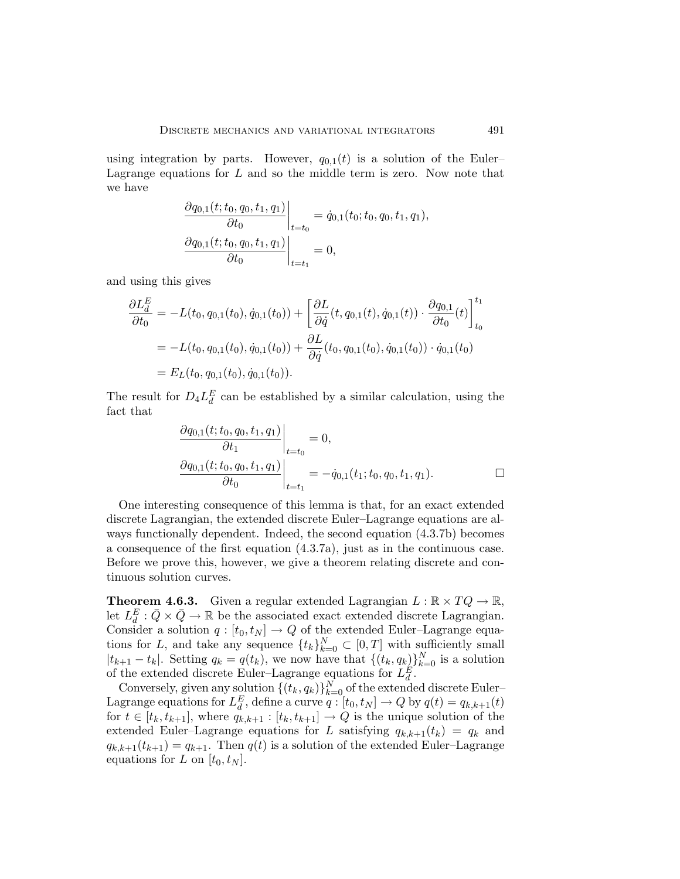using integration by parts. However, $q_{0,1}(t)$ is a solution of the Euler–Lagrange equations for $L$ and so the middle term is zero. Now note that we have

$$\left.\frac{\partial q_{0,1}(t; t_0, q_0, t_1, q_1)}{\partial t_0}\right|_{t=t_0} = \dot{q}_{0,1}(t_0; t_0, q_0, t_1, q_1),$$

$$\left.\frac{\partial q_{0,1}(t; t_0, q_0, t_1, q_1)}{\partial t_0}\right|_{t=t_1} = 0,$$

and using this gives

$$\begin{aligned}
\frac{\partial L_d^E}{\partial t_0} &= -L(t_0, q_{0,1}(t_0), \dot{q}_{0,1}(t_0)) + \left[\frac{\partial L}{\partial \dot{q}}(t, q_{0,1}(t), \dot{q}_{0,1}(t)) \cdot \frac{\partial q_{0,1}}{\partial t_0}(t)\right]_{t_0}^{t_1} \\
&= -L(t_0, q_{0,1}(t_0), \dot{q}_{0,1}(t_0)) + \frac{\partial L}{\partial \dot{q}}(t_0, q_{0,1}(t_0), \dot{q}_{0,1}(t_0)) \cdot \dot{q}_{0,1}(t_0) \\
&= E_L(t_0, q_{0,1}(t_0), \dot{q}_{0,1}(t_0)).
\end{aligned}$$

The result for $D_4 L_d^E$ can be established by a similar calculation, using the fact that

$$\left.\frac{\partial q_{0,1}(t; t_0, q_0, t_1, q_1)}{\partial t_1}\right|_{t=t_0} = 0,$$

$$\left.\frac{\partial q_{0,1}(t; t_0, q_0, t_1, q_1)}{\partial t_0}\right|_{t=t_1} = -\dot{q}_{0,1}(t_1; t_0, q_0, t_1, q_1). \qquad \square$$

One interesting consequence of this lemma is that, for an exact extended discrete Lagrangian, the extended discrete Euler–Lagrange equations are always functionally dependent. Indeed, the second equation (4.3.7b) becomes a consequence of the first equation (4.3.7a), just as in the continuous case. Before we prove this, however, we give a theorem relating discrete and continuous solution curves.

**Theorem 4.6.3.** Given a regular extended Lagrangian $L : \mathbb{R} \times TQ \to \mathbb{R}$, let $L_d^E : \bar{Q} \times \bar{Q} \to \mathbb{R}$ be the associated exact extended discrete Lagrangian. Consider a solution $q : [t_0, t_N] \to Q$ of the extended Euler–Lagrange equations for $L$, and take any sequence $\{t_k\}_{k=0}^N \subset [0, T]$ with sufficiently small $|t_{k+1} - t_k|$. Setting $q_k = q(t_k)$, we now have that $\{(t_k, q_k)\}_{k=0}^N$ is a solution of the extended discrete Euler–Lagrange equations for $L_d^E$.

Conversely, given any solution $\{(t_k, q_k)\}_{k=0}^N$ of the extended discrete Euler–Lagrange equations for $L_d^E$, define a curve $q : [t_0, t_N] \to Q$ by $q(t) = q_{k,k+1}(t)$ for $t \in [t_k, t_{k+1}]$, where $q_{k,k+1} : [t_k, t_{k+1}] \to Q$ is the unique solution of the extended Euler–Lagrange equations for $L$ satisfying $q_{k,k+1}(t_k) = q_k$ and $q_{k,k+1}(t_{k+1}) = q_{k+1}$. Then $q(t)$ is a solution of the extended Euler–Lagrange equations for $L$ on $[t_0, t_N]$.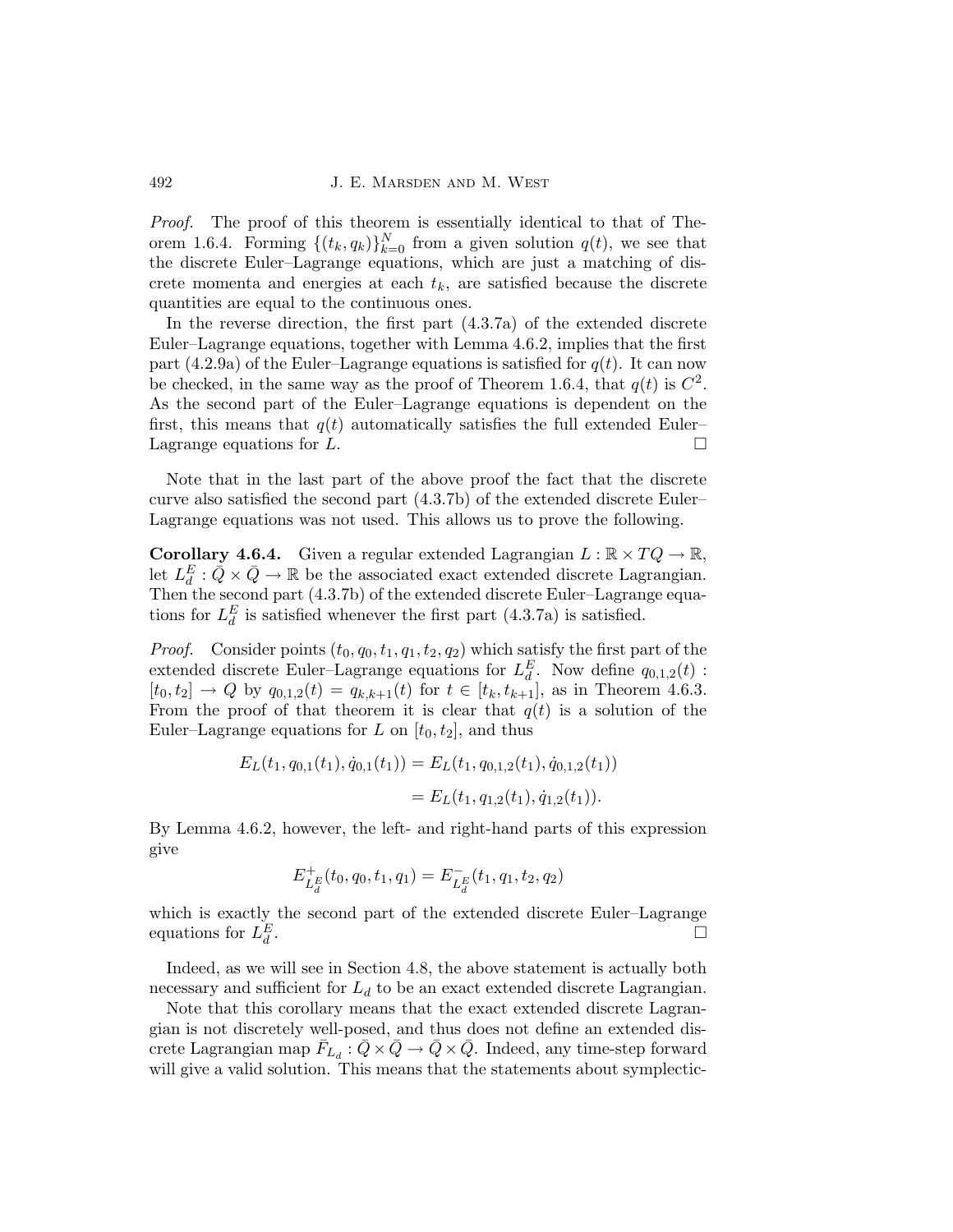*Proof.* The proof of this theorem is essentially identical to that of Theorem 1.6.4. Forming $\{(t_k, q_k)\}_{k=0}^N$ from a given solution $q(t)$, we see that the discrete Euler–Lagrange equations, which are just a matching of discrete momenta and energies at each $t_k$, are satisfied because the discrete quantities are equal to the continuous ones.

In the reverse direction, the first part (4.3.7a) of the extended discrete Euler–Lagrange equations, together with Lemma 4.6.2, implies that the first part (4.2.9a) of the Euler–Lagrange equations is satisfied for $q(t)$. It can now be checked, in the same way as the proof of Theorem 1.6.4, that $q(t)$ is $C^2$. As the second part of the Euler–Lagrange equations is dependent on the first, this means that $q(t)$ automatically satisfies the full extended Euler–Lagrange equations for $L$. □

Note that in the last part of the above proof the fact that the discrete curve also satisfied the second part (4.3.7b) of the extended discrete Euler–Lagrange equations was not used. This allows us to prove the following.

**Corollary 4.6.4.** Given a regular extended Lagrangian $L : \mathbb{R} \times TQ \to \mathbb{R}$, let $L_d^E : \bar{Q} \times \bar{Q} \to \mathbb{R}$ be the associated exact extended discrete Lagrangian. Then the second part (4.3.7b) of the extended discrete Euler–Lagrange equations for $L_d^E$ is satisfied whenever the first part (4.3.7a) is satisfied.

*Proof.* Consider points $(t_0, q_0, t_1, q_1, t_2, q_2)$ which satisfy the first part of the extended discrete Euler–Lagrange equations for $L_d^E$. Now define $q_{0,1,2}(t) : [t_0, t_2] \to Q$ by $q_{0,1,2}(t) = q_{k,k+1}(t)$ for $t \in [t_k, t_{k+1}]$, as in Theorem 4.6.3. From the proof of that theorem it is clear that $q(t)$ is a solution of the Euler–Lagrange equations for $L$ on $[t_0, t_2]$, and thus

$$
\begin{aligned}
E_L(t_1, q_{0,1}(t_1), \dot{q}_{0,1}(t_1)) &= E_L(t_1, q_{0,1,2}(t_1), \dot{q}_{0,1,2}(t_1)) \\
&= E_L(t_1, q_{1,2}(t_1), \dot{q}_{1,2}(t_1)).
\end{aligned}
$$

By Lemma 4.6.2, however, the left- and right-hand parts of this expression give

$$
E^+_{L_d^E}(t_0, q_0, t_1, q_1) = E^-_{L_d^E}(t_1, q_1, t_2, q_2)
$$

which is exactly the second part of the extended discrete Euler–Lagrange equations for $L_d^E$. □

Indeed, as we will see in Section 4.8, the above statement is actually both necessary and sufficient for $L_d$ to be an exact extended discrete Lagrangian.

Note that this corollary means that the exact extended discrete Lagrangian is not discretely well-posed, and thus does not define an extended discrete Lagrangian map $\bar{F}_{L_d} : \bar{Q} \times \bar{Q} \to \bar{Q} \times \bar{Q}$. Indeed, any time-step forward will give a valid solution. This means that the statements about symplectic-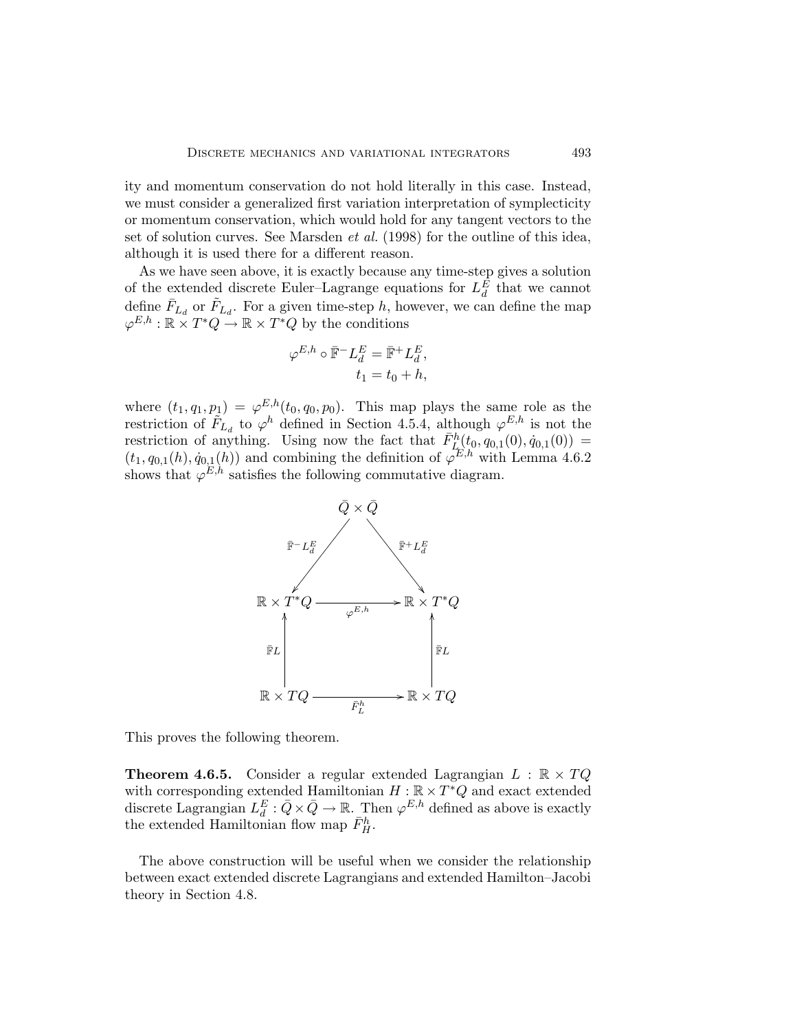ity and momentum conservation do not hold literally in this case. Instead, we must consider a generalized first variation interpretation of symplecticity or momentum conservation, which would hold for any tangent vectors to the set of solution curves. See Marsden *et al.* (1998) for the outline of this idea, although it is used there for a different reason.

As we have seen above, it is exactly because any time-step gives a solution of the extended discrete Euler–Lagrange equations for $L_d^E$ that we cannot define $\bar{F}_{L_d}$ or $\tilde{F}_{L_d}$. For a given time-step $h$, however, we can define the map $\varphi^{E,h} : \mathbb{R} \times T^*Q \to \mathbb{R} \times T^*Q$ by the conditions

$$
\begin{aligned}
\varphi^{E,h} \circ \bar{\mathbb{F}}^- L_d^E &= \bar{\mathbb{F}}^+ L_d^E, \\
t_1 &= t_0 + h,
\end{aligned}
$$

where $(t_1, q_1, p_1) = \varphi^{E,h}(t_0, q_0, p_0)$. This map plays the same role as the restriction of $\tilde{F}_{L_d}$ to $\varphi^h$ defined in Section 4.5.4, although $\varphi^{E,h}$ is not the restriction of anything. Using now the fact that $\bar{F}_L^h(t_0, q_{0,1}(0), \dot{q}_{0,1}(0)) = (t_1, q_{0,1}(h), \dot{q}_{0,1}(h))$ and combining the definition of $\varphi^{E,h}$ with Lemma 4.6.2 shows that $\varphi^{E,h}$ satisfies the following commutative diagram.

$$
\begin{array}{ccccc}
 & & \bar{Q} \times \bar{Q} & & \\
 & \swarrow^{\bar{\mathbb{F}}^- L_d^E} & & \searrow^{\bar{\mathbb{F}}^+ L_d^E} & \\
\mathbb{R} \times T^*Q & & \xrightarrow{\varphi^{E,h}} & & \mathbb{R} \times T^*Q \\
\uparrow{\scriptstyle \bar{\mathbb{F}}L} & & & & \uparrow{\scriptstyle \bar{\mathbb{F}}L} \\
\mathbb{R} \times TQ & & \xrightarrow{\bar{F}_L^h} & & \mathbb{R} \times TQ
\end{array}
$$

This proves the following theorem.

**Theorem 4.6.5.** Consider a regular extended Lagrangian $L : \mathbb{R} \times TQ$ with corresponding extended Hamiltonian $H : \mathbb{R} \times T^*Q$ and exact extended discrete Lagrangian $L_d^E : \bar{Q} \times \bar{Q} \to \mathbb{R}$. Then $\varphi^{E,h}$ defined as above is exactly the extended Hamiltonian flow map $\bar{F}_H^h$.

The above construction will be useful when we consider the relationship between exact extended discrete Lagrangians and extended Hamilton–Jacobi theory in Section 4.8.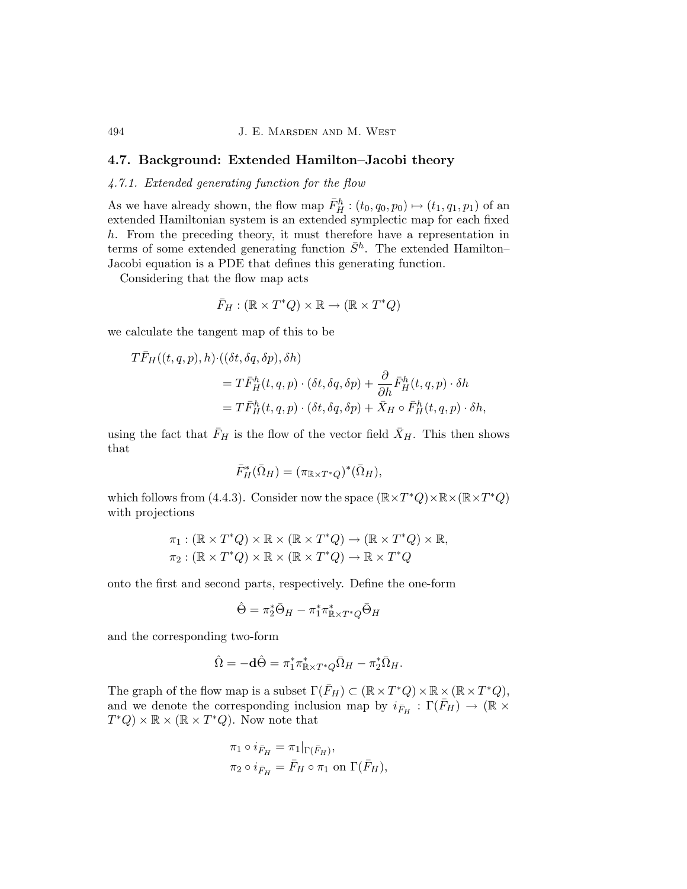## 4.7. Background: Extended Hamilton–Jacobi theory

*4.7.1. Extended generating function for the flow*

As we have already shown, the flow map $\bar{F}_H^h : (t_0, q_0, p_0) \mapsto (t_1, q_1, p_1)$ of an extended Hamiltonian system is an extended symplectic map for each fixed $h$. From the preceding theory, it must therefore have a representation in terms of some extended generating function $\bar{S}^h$. The extended Hamilton–Jacobi equation is a PDE that defines this generating function.

Considering that the flow map acts

$$\bar{F}_H : (\mathbb{R} \times T^*Q) \times \mathbb{R} \to (\mathbb{R} \times T^*Q)$$

we calculate the tangent map of this to be

$$\begin{aligned}
T\bar{F}_H((t,q,p),h)\cdot((\delta t, \delta q, \delta p), \delta h) &\\
&= T\bar{F}_H^h(t,q,p) \cdot (\delta t, \delta q, \delta p) + \frac{\partial}{\partial h}\bar{F}_H^h(t,q,p)\cdot \delta h \\
&= T\bar{F}_H^h(t,q,p) \cdot (\delta t, \delta q, \delta p) + \bar{X}_H \circ \bar{F}_H^h(t,q,p)\cdot \delta h,
\end{aligned}$$

using the fact that $\bar{F}_H$ is the flow of the vector field $\bar{X}_H$. This then shows that

$$\bar{F}_H^*(\bar{\Omega}_H) = (\pi_{\mathbb{R}\times T^*Q})^*(\bar{\Omega}_H),$$

which follows from (4.4.3). Consider now the space $(\mathbb{R}\times T^*Q)\times\mathbb{R}\times(\mathbb{R}\times T^*Q)$ with projections

$$\begin{aligned}
\pi_1 &: (\mathbb{R} \times T^*Q) \times \mathbb{R} \times (\mathbb{R} \times T^*Q) \to (\mathbb{R} \times T^*Q) \times \mathbb{R}, \\
\pi_2 &: (\mathbb{R} \times T^*Q) \times \mathbb{R} \times (\mathbb{R} \times T^*Q) \to \mathbb{R} \times T^*Q
\end{aligned}$$

onto the first and second parts, respectively. Define the one-form

$$\hat{\Theta} = \pi_2^*\bar{\Theta}_H - \pi_1^*\pi_{\mathbb{R}\times T^*Q}^*\bar{\Theta}_H$$

and the corresponding two-form

$$\hat{\Omega} = -\mathbf{d}\hat{\Theta} = \pi_1^*\pi_{\mathbb{R}\times T^*Q}^*\bar{\Omega}_H - \pi_2^*\bar{\Omega}_H.$$

The graph of the flow map is a subset $\Gamma(\bar{F}_H) \subset (\mathbb{R}\times T^*Q)\times\mathbb{R}\times(\mathbb{R}\times T^*Q)$, and we denote the corresponding inclusion map by $i_{\bar{F}_H} : \Gamma(\bar{F}_H) \to (\mathbb{R} \times T^*Q) \times \mathbb{R} \times (\mathbb{R} \times T^*Q)$. Now note that

$$\begin{aligned}
\pi_1 \circ i_{\bar{F}_H} &= \pi_1|_{\Gamma(\bar{F}_H)}, \\
\pi_2 \circ i_{\bar{F}_H} &= \bar{F}_H \circ \pi_1 \text{ on } \Gamma(\bar{F}_H),
\end{aligned}$$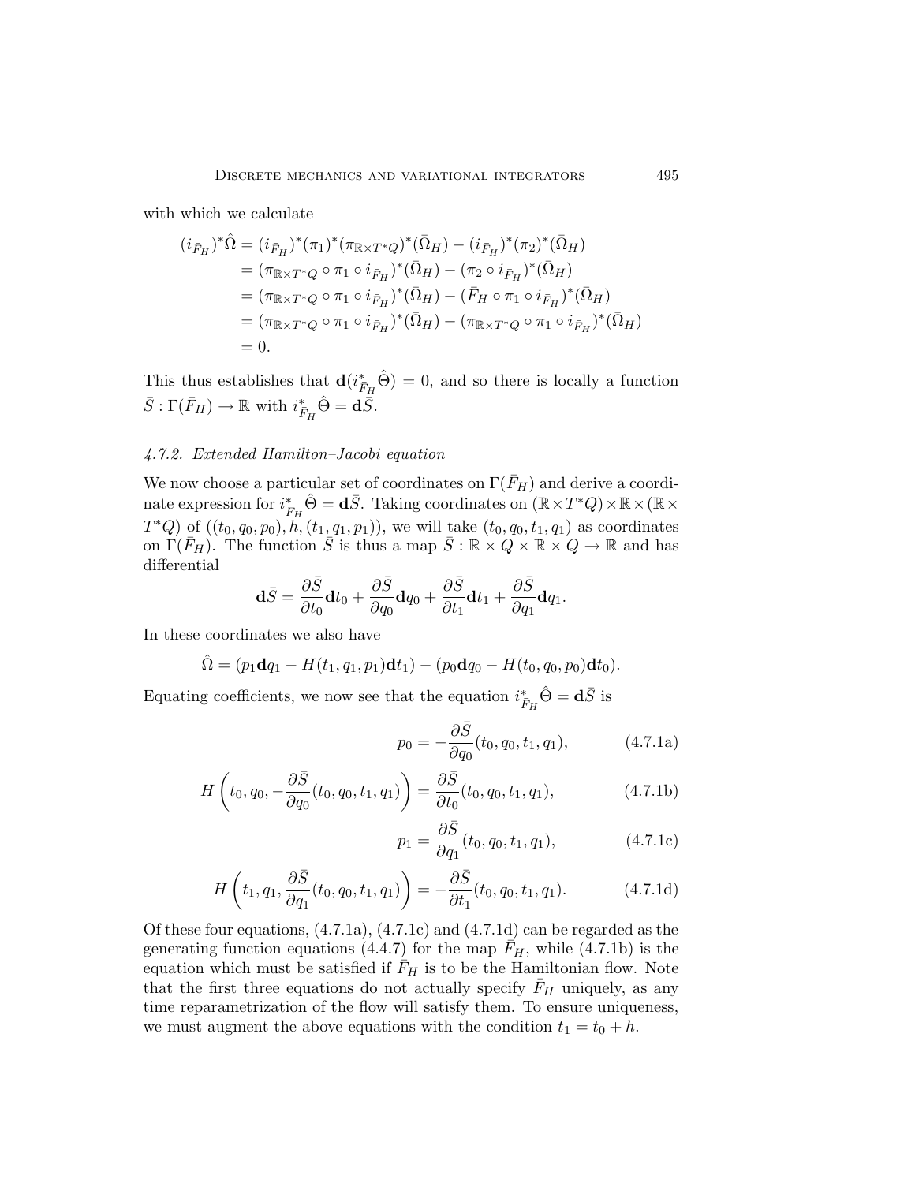with which we calculate

$$
\begin{aligned}
(i_{\bar{F}_H})^*\hat{\Omega} &= (i_{\bar{F}_H})^*(\pi_1)^*(\pi_{\mathbb{R}\times T^*Q})^*(\bar{\Omega}_H) - (i_{\bar{F}_H})^*(\pi_2)^*(\bar{\Omega}_H) \\
&= (\pi_{\mathbb{R}\times T^*Q}\circ\pi_1\circ i_{\bar{F}_H})^*(\bar{\Omega}_H) - (\pi_2\circ i_{\bar{F}_H})^*(\bar{\Omega}_H) \\
&= (\pi_{\mathbb{R}\times T^*Q}\circ\pi_1\circ i_{\bar{F}_H})^*(\bar{\Omega}_H) - (\bar{F}_H\circ\pi_1\circ i_{\bar{F}_H})^*(\bar{\Omega}_H) \\
&= (\pi_{\mathbb{R}\times T^*Q}\circ\pi_1\circ i_{\bar{F}_H})^*(\bar{\Omega}_H) - (\pi_{\mathbb{R}\times T^*Q}\circ\pi_1\circ i_{\bar{F}_H})^*(\bar{\Omega}_H) \\
&= 0.
\end{aligned}
$$

This thus establishes that $\mathbf{d}(i^*_{\bar{F}_H}\hat{\Theta}) = 0$, and so there is locally a function $\bar{S} : \Gamma(\bar{F}_H) \to \mathbb{R}$ with $i^*_{\bar{F}_H}\hat{\Theta} = \mathbf{d}\bar{S}$.

### *4.7.2. Extended Hamilton–Jacobi equation*

We now choose a particular set of coordinates on $\Gamma(\bar{F}_H)$ and derive a coordinate expression for $i^*_{\bar{F}_H}\hat{\Theta} = \mathbf{d}\bar{S}$. Taking coordinates on $(\mathbb{R}\times T^*Q)\times\mathbb{R}\times(\mathbb{R}\times T^*Q)$ of $((t_0, q_0, p_0), h, (t_1, q_1, p_1))$, we will take $(t_0, q_0, t_1, q_1)$ as coordinates on $\Gamma(\bar{F}_H)$. The function $\bar{S}$ is thus a map $\bar{S} : \mathbb{R}\times Q\times\mathbb{R}\times Q \to \mathbb{R}$ and has differential

$$
\mathbf{d}\bar{S} = \frac{\partial \bar{S}}{\partial t_0}\mathbf{d}t_0 + \frac{\partial \bar{S}}{\partial q_0}\mathbf{d}q_0 + \frac{\partial \bar{S}}{\partial t_1}\mathbf{d}t_1 + \frac{\partial \bar{S}}{\partial q_1}\mathbf{d}q_1.
$$

In these coordinates we also have

$$
\hat{\Omega} = (p_1\mathbf{d}q_1 - H(t_1, q_1, p_1)\mathbf{d}t_1) - (p_0\mathbf{d}q_0 - H(t_0, q_0, p_0)\mathbf{d}t_0).
$$

Equating coefficients, we now see that the equation $i^*_{\bar{F}_H}\hat{\Theta} = \mathbf{d}\bar{S}$ is

$$
p_0 = -\frac{\partial \bar{S}}{\partial q_0}(t_0, q_0, t_1, q_1), \tag{4.7.1a}
$$

$$
H\left(t_0, q_0, -\frac{\partial \bar{S}}{\partial q_0}(t_0, q_0, t_1, q_1)\right) = \frac{\partial \bar{S}}{\partial t_0}(t_0, q_0, t_1, q_1), \tag{4.7.1b}
$$

$$
p_1 = \frac{\partial \bar{S}}{\partial q_1}(t_0, q_0, t_1, q_1), \tag{4.7.1c}
$$

$$
H\left(t_1, q_1, \frac{\partial \bar{S}}{\partial q_1}(t_0, q_0, t_1, q_1)\right) = -\frac{\partial \bar{S}}{\partial t_1}(t_0, q_0, t_1, q_1). \tag{4.7.1d}
$$

Of these four equations, (4.7.1a), (4.7.1c) and (4.7.1d) can be regarded as the generating function equations (4.4.7) for the map $\bar{F}_H$, while (4.7.1b) is the equation which must be satisfied if $\bar{F}_H$ is to be the Hamiltonian flow. Note that the first three equations do not actually specify $\bar{F}_H$ uniquely, as any time reparametrization of the flow will satisfy them. To ensure uniqueness, we must augment the above equations with the condition $t_1 = t_0 + h$.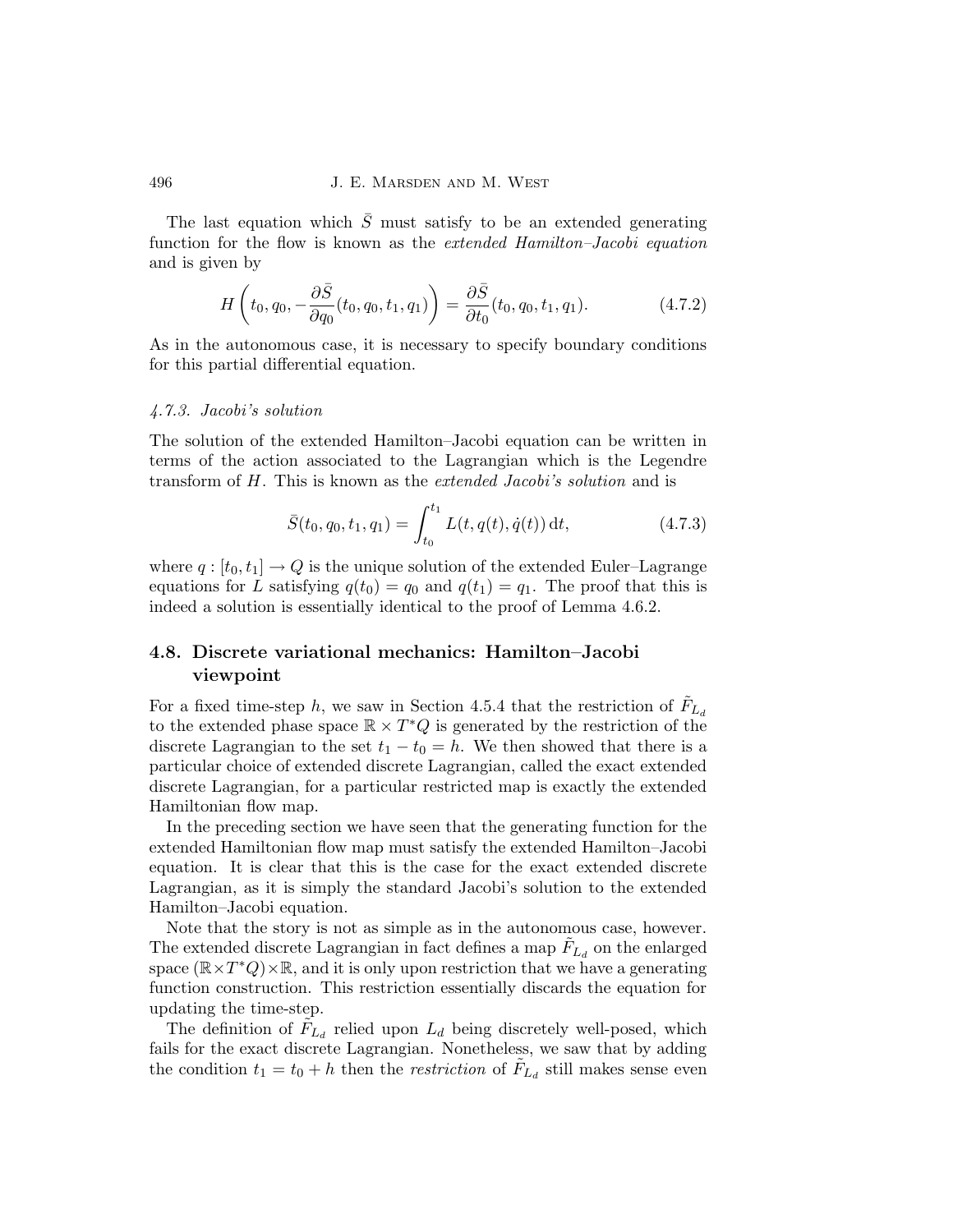The last equation which $\bar{S}$ must satisfy to be an extended generating function for the flow is known as the *extended Hamilton–Jacobi equation* and is given by

$$H\left(t_0, q_0, -\frac{\partial \bar{S}}{\partial q_0}(t_0, q_0, t_1, q_1)\right) = \frac{\partial \bar{S}}{\partial t_0}(t_0, q_0, t_1, q_1). \tag{4.7.2}$$

As in the autonomous case, it is necessary to specify boundary conditions for this partial differential equation.

#### *4.7.3. Jacobi's solution*

The solution of the extended Hamilton–Jacobi equation can be written in terms of the action associated to the Lagrangian which is the Legendre transform of $H$. This is known as the *extended Jacobi's solution* and is

$$\bar{S}(t_0, q_0, t_1, q_1) = \int_{t_0}^{t_1} L(t, q(t), \dot{q}(t))\, dt, \tag{4.7.3}$$

where $q : [t_0, t_1] \to Q$ is the unique solution of the extended Euler–Lagrange equations for $L$ satisfying $q(t_0) = q_0$ and $q(t_1) = q_1$. The proof that this is indeed a solution is essentially identical to the proof of Lemma 4.6.2.

## 4.8. Discrete variational mechanics: Hamilton–Jacobi viewpoint

For a fixed time-step $h$, we saw in Section 4.5.4 that the restriction of $\tilde{F}_{L_d}$ to the extended phase space $\mathbb{R} \times T^*Q$ is generated by the restriction of the discrete Lagrangian to the set $t_1 - t_0 = h$. We then showed that there is a particular choice of extended discrete Lagrangian, called the exact extended discrete Lagrangian, for a particular restricted map is exactly the extended Hamiltonian flow map.

In the preceding section we have seen that the generating function for the extended Hamiltonian flow map must satisfy the extended Hamilton–Jacobi equation. It is clear that this is the case for the exact extended discrete Lagrangian, as it is simply the standard Jacobi's solution to the extended Hamilton–Jacobi equation.

Note that the story is not as simple as in the autonomous case, however. The extended discrete Lagrangian in fact defines a map $\tilde{F}_{L_d}$ on the enlarged space $(\mathbb{R} \times T^*Q) \times \mathbb{R}$, and it is only upon restriction that we have a generating function construction. This restriction essentially discards the equation for updating the time-step.

The definition of $\tilde{F}_{L_d}$ relied upon $L_d$ being discretely well-posed, which fails for the exact discrete Lagrangian. Nonetheless, we saw that by adding the condition $t_1 = t_0 + h$ then the *restriction* of $\tilde{F}_{L_d}$ still makes sense even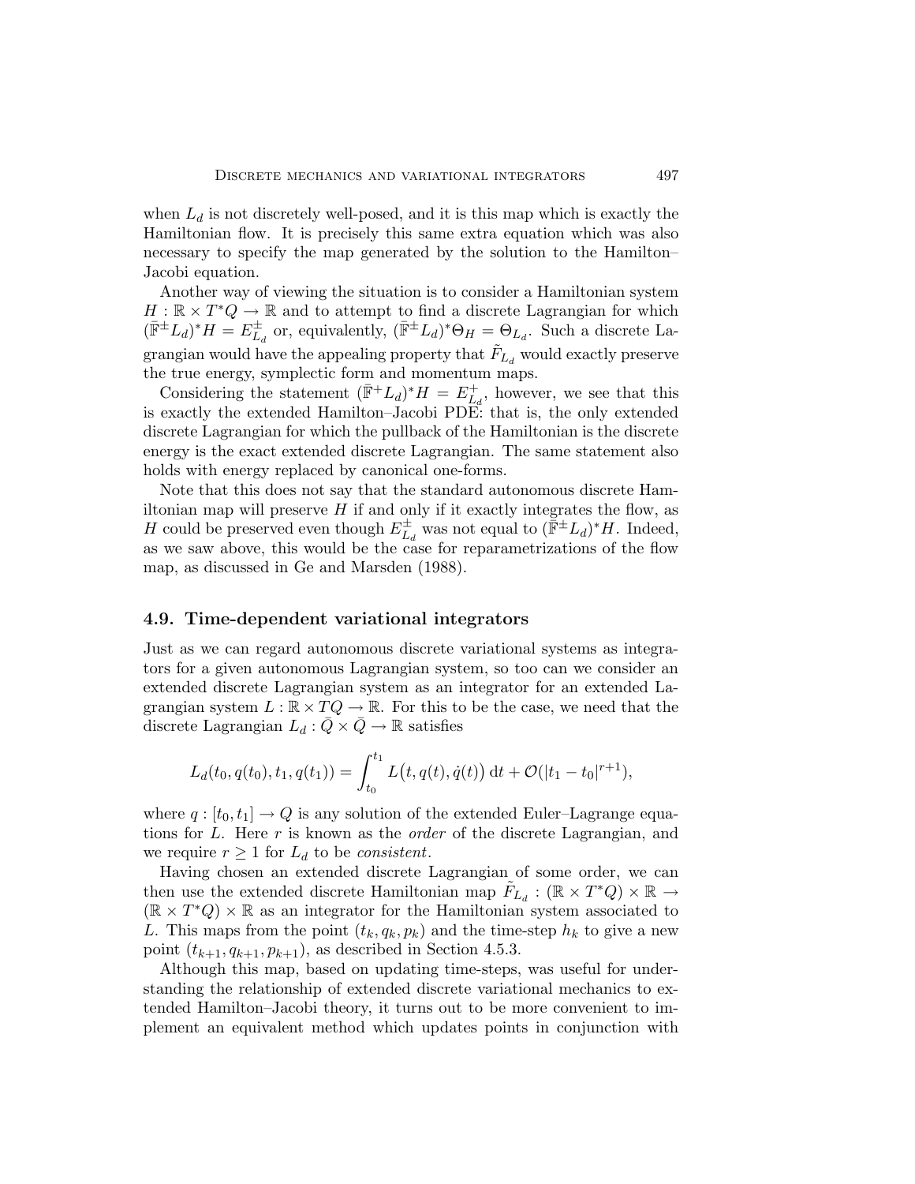when $L_d$ is not discretely well-posed, and it is this map which is exactly the Hamiltonian flow. It is precisely this same extra equation which was also necessary to specify the map generated by the solution to the Hamilton–Jacobi equation.

Another way of viewing the situation is to consider a Hamiltonian system $H : \mathbb{R} \times T^*Q \to \mathbb{R}$ and to attempt to find a discrete Lagrangian for which $(\bar{\mathbb{F}}^{\pm} L_d)^* H = E^{\pm}_{L_d}$ or, equivalently, $(\bar{\mathbb{F}}^{\pm} L_d)^* \Theta_H = \Theta_{L_d}$. Such a discrete Lagrangian would have the appealing property that $\tilde{F}_{L_d}$ would exactly preserve the true energy, symplectic form and momentum maps.

Considering the statement $(\bar{\mathbb{F}}^{+} L_d)^* H = E^{+}_{L_d}$, however, we see that this is exactly the extended Hamilton–Jacobi PDE: that is, the only extended discrete Lagrangian for which the pullback of the Hamiltonian is the discrete energy is the exact extended discrete Lagrangian. The same statement also holds with energy replaced by canonical one-forms.

Note that this does not say that the standard autonomous discrete Hamiltonian map will preserve $H$ if and only if it exactly integrates the flow, as $H$ could be preserved even though $E^{\pm}_{L_d}$ was not equal to $(\bar{\mathbb{F}}^{\pm} L_d)^* H$. Indeed, as we saw above, this would be the case for reparametrizations of the flow map, as discussed in Ge and Marsden (1988).

## 4.9. Time-dependent variational integrators

Just as we can regard autonomous discrete variational systems as integrators for a given autonomous Lagrangian system, so too can we consider an extended discrete Lagrangian system as an integrator for an extended Lagrangian system $L : \mathbb{R} \times TQ \to \mathbb{R}$. For this to be the case, we need that the discrete Lagrangian $L_d : \bar{Q} \times \bar{Q} \to \mathbb{R}$ satisfies

$$L_d(t_0, q(t_0), t_1, q(t_1)) = \int_{t_0}^{t_1} L\big(t, q(t), \dot{q}(t)\big)\, \mathrm{d}t + \mathcal{O}(|t_1 - t_0|^{r+1}),$$

where $q : [t_0, t_1] \to Q$ is any solution of the extended Euler–Lagrange equations for $L$. Here $r$ is known as the *order* of the discrete Lagrangian, and we require $r \geq 1$ for $L_d$ to be *consistent*.

Having chosen an extended discrete Lagrangian of some order, we can then use the extended discrete Hamiltonian map $\tilde{F}_{L_d} : (\mathbb{R} \times T^*Q) \times \mathbb{R} \to (\mathbb{R} \times T^*Q) \times \mathbb{R}$ as an integrator for the Hamiltonian system associated to $L$. This maps from the point $(t_k, q_k, p_k)$ and the time-step $h_k$ to give a new point $(t_{k+1}, q_{k+1}, p_{k+1})$, as described in Section 4.5.3.

Although this map, based on updating time-steps, was useful for understanding the relationship of extended discrete variational mechanics to extended Hamilton–Jacobi theory, it turns out to be more convenient to implement an equivalent method which updates points in conjunction with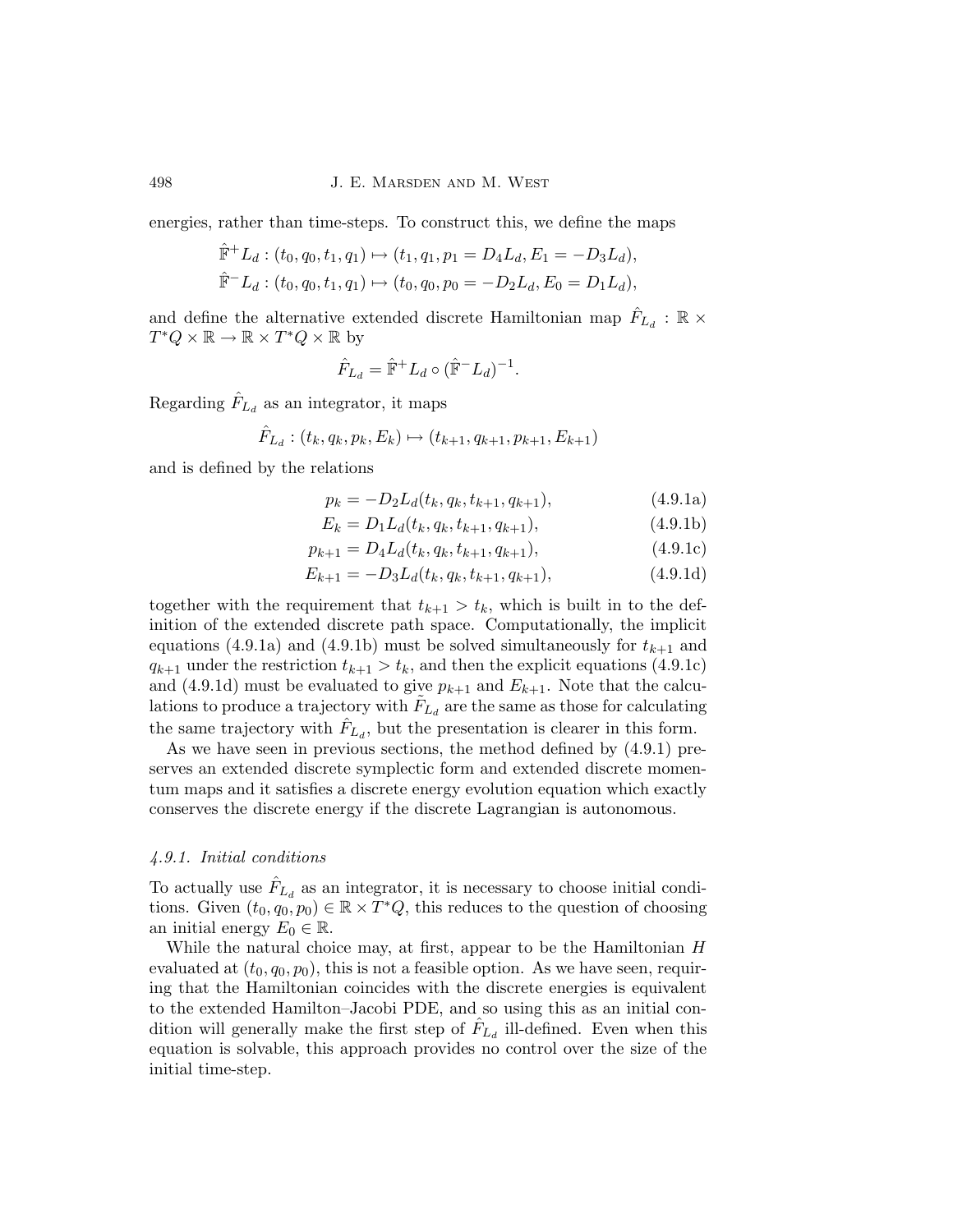energies, rather than time-steps. To construct this, we define the maps

$$\hat{\mathbb{F}}^{+}L_d : (t_0, q_0, t_1, q_1) \mapsto (t_1, q_1, p_1 = D_4 L_d, E_1 = -D_3 L_d),$$
$$\hat{\mathbb{F}}^{-}L_d : (t_0, q_0, t_1, q_1) \mapsto (t_0, q_0, p_0 = -D_2 L_d, E_0 = D_1 L_d),$$

and define the alternative extended discrete Hamiltonian map $\hat{F}_{L_d} : \mathbb{R} \times T^*Q \times \mathbb{R} \to \mathbb{R} \times T^*Q \times \mathbb{R}$ by

$$\hat{F}_{L_d} = \hat{\mathbb{F}}^{+}L_d \circ (\hat{\mathbb{F}}^{-}L_d)^{-1}.$$

Regarding $\hat{F}_{L_d}$ as an integrator, it maps

$$\hat{F}_{L_d} : (t_k, q_k, p_k, E_k) \mapsto (t_{k+1}, q_{k+1}, p_{k+1}, E_{k+1})$$

and is defined by the relations

$$p_k = -D_2 L_d(t_k, q_k, t_{k+1}, q_{k+1}), \tag{4.9.1a}$$
$$E_k = D_1 L_d(t_k, q_k, t_{k+1}, q_{k+1}), \tag{4.9.1b}$$
$$p_{k+1} = D_4 L_d(t_k, q_k, t_{k+1}, q_{k+1}), \tag{4.9.1c}$$
$$E_{k+1} = -D_3 L_d(t_k, q_k, t_{k+1}, q_{k+1}), \tag{4.9.1d}$$

together with the requirement that $t_{k+1} > t_k$, which is built in to the definition of the extended discrete path space. Computationally, the implicit equations (4.9.1a) and (4.9.1b) must be solved simultaneously for $t_{k+1}$ and $q_{k+1}$ under the restriction $t_{k+1} > t_k$, and then the explicit equations (4.9.1c) and (4.9.1d) must be evaluated to give $p_{k+1}$ and $E_{k+1}$. Note that the calculations to produce a trajectory with $\tilde{F}_{L_d}$ are the same as those for calculating the same trajectory with $\hat{F}_{L_d}$, but the presentation is clearer in this form.

As we have seen in previous sections, the method defined by (4.9.1) preserves an extended discrete symplectic form and extended discrete momentum maps and it satisfies a discrete energy evolution equation which exactly conserves the discrete energy if the discrete Lagrangian is autonomous.

#### *4.9.1. Initial conditions*

To actually use $\hat{F}_{L_d}$ as an integrator, it is necessary to choose initial conditions. Given $(t_0, q_0, p_0) \in \mathbb{R} \times T^*Q$, this reduces to the question of choosing an initial energy $E_0 \in \mathbb{R}$.

While the natural choice may, at first, appear to be the Hamiltonian $H$ evaluated at $(t_0, q_0, p_0)$, this is not a feasible option. As we have seen, requiring that the Hamiltonian coincides with the discrete energies is equivalent to the extended Hamilton–Jacobi PDE, and so using this as an initial condition will generally make the first step of $\hat{F}_{L_d}$ ill-defined. Even when this equation is solvable, this approach provides no control over the size of the initial time-step.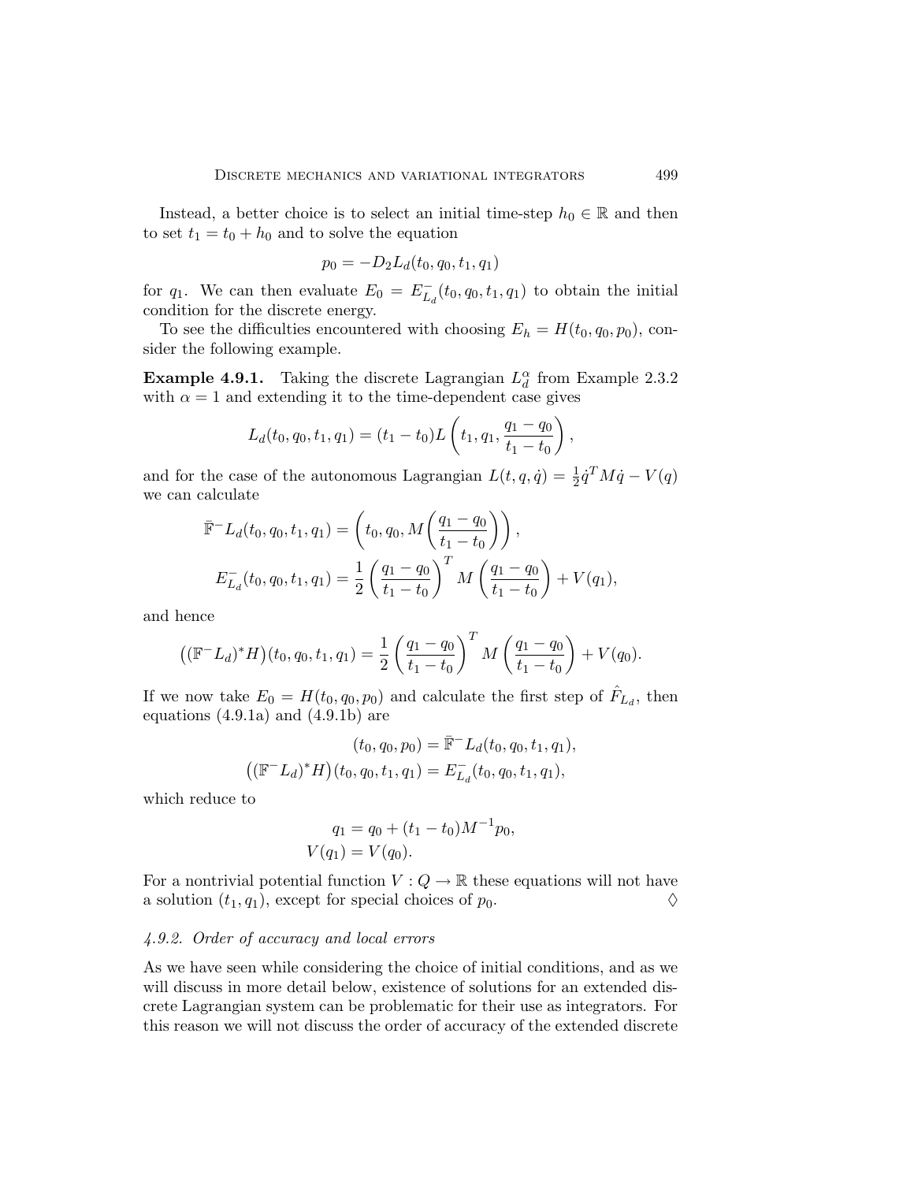Instead, a better choice is to select an initial time-step $h_0 \in \mathbb{R}$ and then to set $t_1 = t_0 + h_0$ and to solve the equation

$$p_0 = -D_2 L_d(t_0, q_0, t_1, q_1)$$

for $q_1$. We can then evaluate $E_0 = E^-_{L_d}(t_0, q_0, t_1, q_1)$ to obtain the initial condition for the discrete energy.

To see the difficulties encountered with choosing $E_h = H(t_0, q_0, p_0)$, consider the following example.

**Example 4.9.1.** Taking the discrete Lagrangian $L_d^\alpha$ from Example 2.3.2 with $\alpha = 1$ and extending it to the time-dependent case gives

$$L_d(t_0, q_0, t_1, q_1) = (t_1 - t_0) L\left(t_1, q_1, \frac{q_1 - q_0}{t_1 - t_0}\right),$$

and for the case of the autonomous Lagrangian $L(t, q, \dot{q}) = \frac{1}{2}\dot{q}^T M \dot{q} - V(q)$ we can calculate

$$\begin{aligned}
\bar{\mathbb{F}}^- L_d(t_0, q_0, t_1, q_1) &= \left(t_0, q_0, M\left(\frac{q_1 - q_0}{t_1 - t_0}\right)\right), \\
E^-_{L_d}(t_0, q_0, t_1, q_1) &= \frac{1}{2}\left(\frac{q_1 - q_0}{t_1 - t_0}\right)^T M \left(\frac{q_1 - q_0}{t_1 - t_0}\right) + V(q_1),
\end{aligned}$$

and hence

$$\big((\mathbb{F}^- L_d)^* H\big)(t_0, q_0, t_1, q_1) = \frac{1}{2}\left(\frac{q_1 - q_0}{t_1 - t_0}\right)^T M \left(\frac{q_1 - q_0}{t_1 - t_0}\right) + V(q_0).$$

If we now take $E_0 = H(t_0, q_0, p_0)$ and calculate the first step of $\hat{F}_{L_d}$, then equations (4.9.1a) and (4.9.1b) are

$$\begin{aligned}
(t_0, q_0, p_0) &= \bar{\mathbb{F}}^- L_d(t_0, q_0, t_1, q_1), \\
\big((\mathbb{F}^- L_d)^* H\big)(t_0, q_0, t_1, q_1) &= E^-_{L_d}(t_0, q_0, t_1, q_1),
\end{aligned}$$

which reduce to

$$\begin{aligned}
q_1 &= q_0 + (t_1 - t_0) M^{-1} p_0, \\
V(q_1) &= V(q_0).
\end{aligned}$$

For a nontrivial potential function $V : Q \to \mathbb{R}$ these equations will not have a solution $(t_1, q_1)$, except for special choices of $p_0$. ♢

### *4.9.2. Order of accuracy and local errors*

As we have seen while considering the choice of initial conditions, and as we will discuss in more detail below, existence of solutions for an extended discrete Lagrangian system can be problematic for their use as integrators. For this reason we will not discuss the order of accuracy of the extended discrete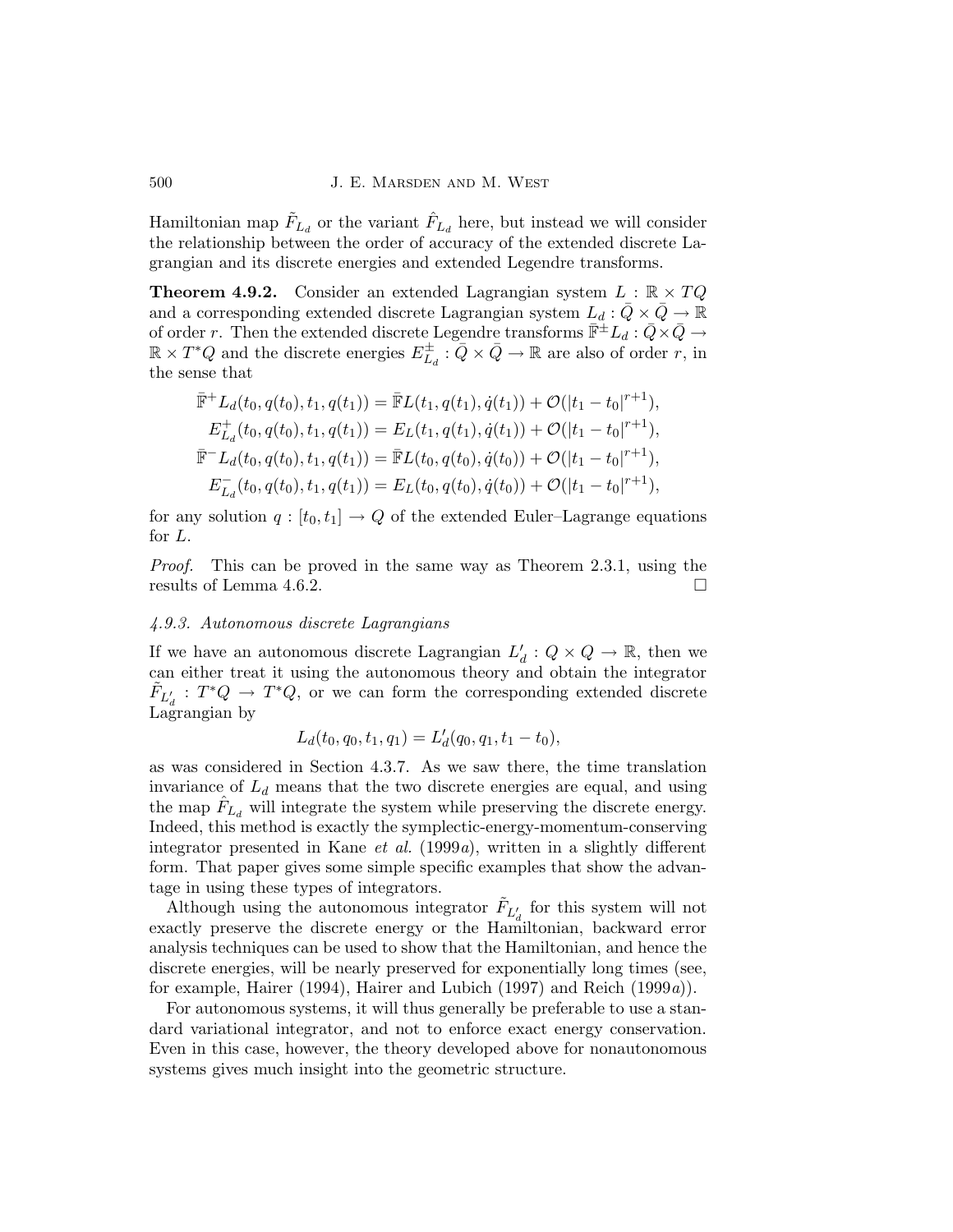Hamiltonian map $\tilde{F}_{L_d}$ or the variant $\hat{F}_{L_d}$ here, but instead we will consider the relationship between the order of accuracy of the extended discrete Lagrangian and its discrete energies and extended Legendre transforms.

**Theorem 4.9.2.** Consider an extended Lagrangian system $L : \mathbb{R} \times TQ$ and a corresponding extended discrete Lagrangian system $L_d : \bar{Q} \times \bar{Q} \to \mathbb{R}$ of order $r$. Then the extended discrete Legendre transforms $\bar{\mathbb{F}}^{\pm} L_d : \bar{Q} \times \bar{Q} \to \mathbb{R} \times T^*Q$ and the discrete energies $E_{L_d}^{\pm} : \bar{Q} \times \bar{Q} \to \mathbb{R}$ are also of order $r$, in the sense that

$$
\begin{aligned}
\bar{\mathbb{F}}^+ L_d(t_0, q(t_0), t_1, q(t_1)) &= \bar{\mathbb{F}}L(t_1, q(t_1), \dot{q}(t_1)) + \mathcal{O}(|t_1 - t_0|^{r+1}), \\
E_{L_d}^+(t_0, q(t_0), t_1, q(t_1)) &= E_L(t_1, q(t_1), \dot{q}(t_1)) + \mathcal{O}(|t_1 - t_0|^{r+1}), \\
\bar{\mathbb{F}}^- L_d(t_0, q(t_0), t_1, q(t_1)) &= \bar{\mathbb{F}}L(t_0, q(t_0), \dot{q}(t_0)) + \mathcal{O}(|t_1 - t_0|^{r+1}), \\
E_{L_d}^-(t_0, q(t_0), t_1, q(t_1)) &= E_L(t_0, q(t_0), \dot{q}(t_0)) + \mathcal{O}(|t_1 - t_0|^{r+1}),
\end{aligned}
$$

for any solution $q : [t_0, t_1] \to Q$ of the extended Euler–Lagrange equations for $L$.

*Proof.* This can be proved in the same way as Theorem 2.3.1, using the results of Lemma 4.6.2. $\square$

*4.9.3. Autonomous discrete Lagrangians*

If we have an autonomous discrete Lagrangian $L'_d : Q \times Q \to \mathbb{R}$, then we can either treat it using the autonomous theory and obtain the integrator $\tilde{F}_{L'_d} : T^*Q \to T^*Q$, or we can form the corresponding extended discrete Lagrangian by

$$
L_d(t_0, q_0, t_1, q_1) = L'_d(q_0, q_1, t_1 - t_0),
$$

as was considered in Section 4.3.7. As we saw there, the time translation invariance of $L_d$ means that the two discrete energies are equal, and using the map $\hat{F}_{L_d}$ will integrate the system while preserving the discrete energy. Indeed, this method is exactly the symplectic-energy-momentum-conserving integrator presented in Kane *et al.* (1999*a*), written in a slightly different form. That paper gives some simple specific examples that show the advantage in using these types of integrators.

Although using the autonomous integrator $\tilde{F}_{L'_d}$ for this system will not exactly preserve the discrete energy or the Hamiltonian, backward error analysis techniques can be used to show that the Hamiltonian, and hence the discrete energies, will be nearly preserved for exponentially long times (see, for example, Hairer (1994), Hairer and Lubich (1997) and Reich (1999*a*)).

For autonomous systems, it will thus generally be preferable to use a standard variational integrator, and not to enforce exact energy conservation. Even in this case, however, the theory developed above for nonautonomous systems gives much insight into the geometric structure.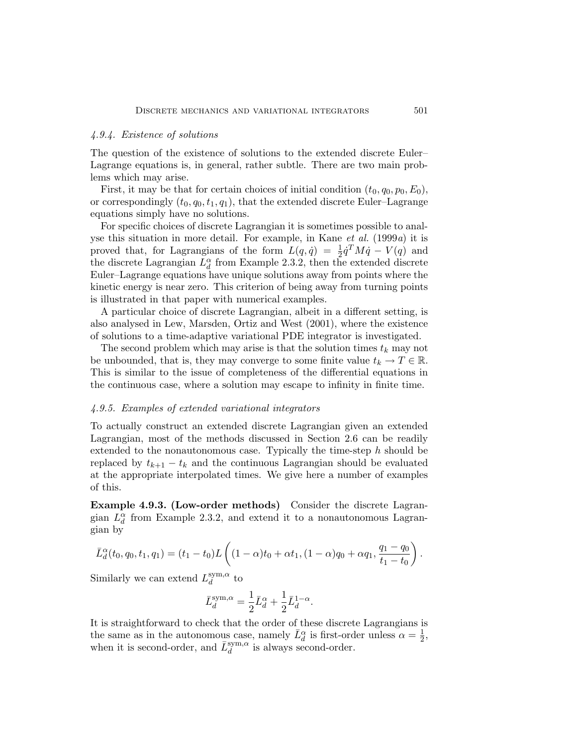### *4.9.4. Existence of solutions*

The question of the existence of solutions to the extended discrete Euler–Lagrange equations is, in general, rather subtle. There are two main problems which may arise.

First, it may be that for certain choices of initial condition $(t_0, q_0, p_0, E_0)$, or correspondingly $(t_0, q_0, t_1, q_1)$, that the extended discrete Euler–Lagrange equations simply have no solutions.

For specific choices of discrete Lagrangian it is sometimes possible to analyse this situation in more detail. For example, in Kane *et al.* (1999*a*) it is proved that, for Lagrangians of the form $L(q, \dot{q}) = \frac{1}{2}\dot{q}^T M \dot{q} - V(q)$ and the discrete Lagrangian $L_d^\alpha$ from Example 2.3.2, then the extended discrete Euler–Lagrange equations have unique solutions away from points where the kinetic energy is near zero. This criterion of being away from turning points is illustrated in that paper with numerical examples.

A particular choice of discrete Lagrangian, albeit in a different setting, is also analysed in Lew, Marsden, Ortiz and West (2001), where the existence of solutions to a time-adaptive variational PDE integrator is investigated.

The second problem which may arise is that the solution times $t_k$ may not be unbounded, that is, they may converge to some finite value $t_k \to T \in \mathbb{R}$. This is similar to the issue of completeness of the differential equations in the continuous case, where a solution may escape to infinity in finite time.

### *4.9.5. Examples of extended variational integrators*

To actually construct an extended discrete Lagrangian given an extended Lagrangian, most of the methods discussed in Section 2.6 can be readily extended to the nonautonomous case. Typically the time-step $h$ should be replaced by $t_{k+1} - t_k$ and the continuous Lagrangian should be evaluated at the appropriate interpolated times. We give here a number of examples of this.

**Example 4.9.3. (Low-order methods)** Consider the discrete Lagrangian $L_d^\alpha$ from Example 2.3.2, and extend it to a nonautonomous Lagrangian by

$$\bar{L}_d^\alpha(t_0, q_0, t_1, q_1) = (t_1 - t_0) L\left((1-\alpha)t_0 + \alpha t_1, (1-\alpha)q_0 + \alpha q_1, \frac{q_1 - q_0}{t_1 - t_0}\right).$$

Similarly we can extend $L_d^{\mathrm{sym},\alpha}$ to

$$\bar{L}_d^{\mathrm{sym},\alpha} = \frac{1}{2}\bar{L}_d^\alpha + \frac{1}{2}\bar{L}_d^{1-\alpha}.$$

It is straightforward to check that the order of these discrete Lagrangians is the same as in the autonomous case, namely $\bar{L}_d^\alpha$ is first-order unless $\alpha = \frac{1}{2}$, when it is second-order, and $\bar{L}_d^{\mathrm{sym},\alpha}$ is always second-order.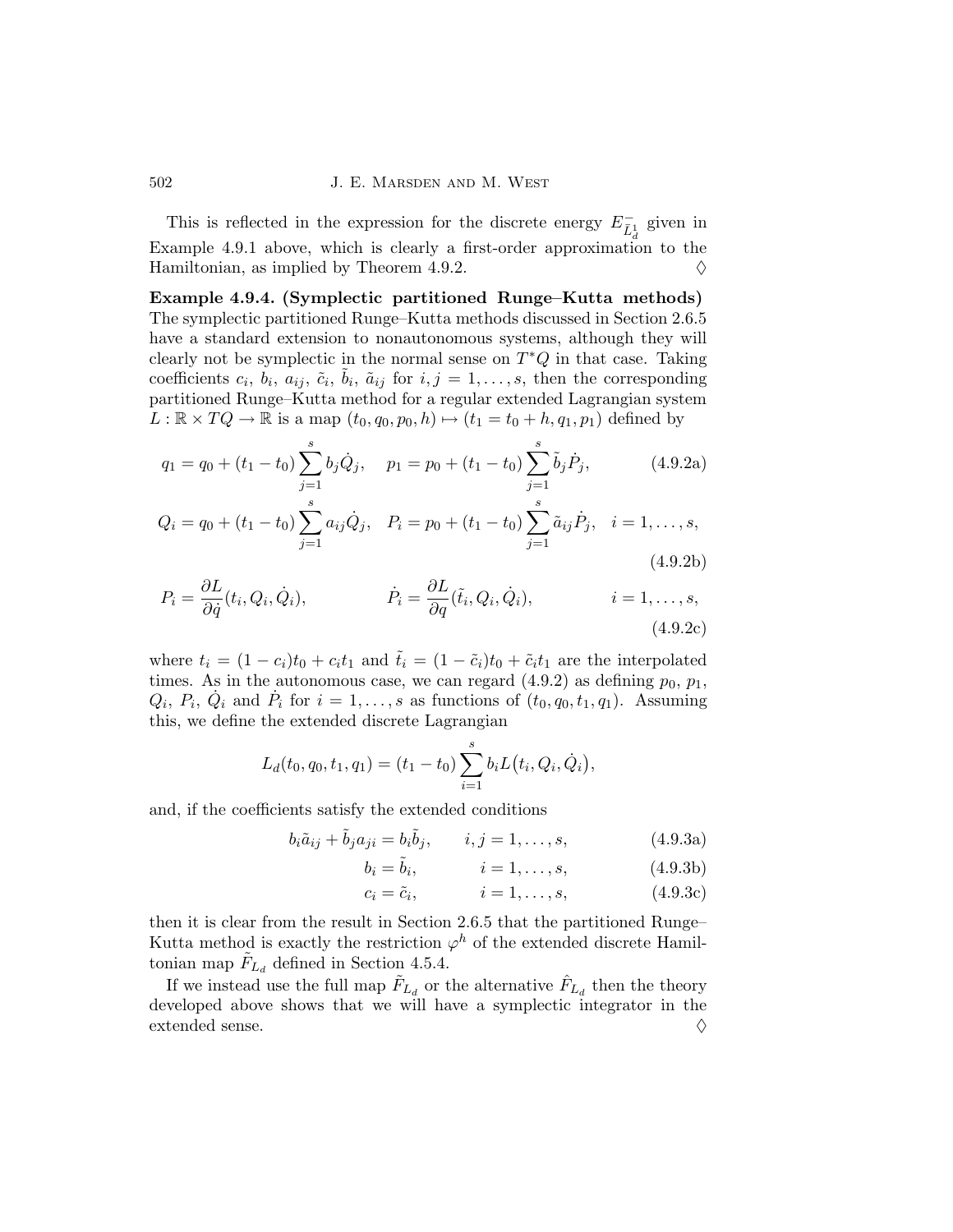This is reflected in the expression for the discrete energy $E^-_{\tilde{L}^1_d}$ given in Example 4.9.1 above, which is clearly a first-order approximation to the Hamiltonian, as implied by Theorem 4.9.2. $\Diamond$

**Example 4.9.4. (Symplectic partitioned Runge–Kutta methods)** The symplectic partitioned Runge–Kutta methods discussed in Section 2.6.5 have a standard extension to nonautonomous systems, although they will clearly not be symplectic in the normal sense on $T^*Q$ in that case. Taking coefficients $c_i$, $b_i$, $a_{ij}$, $\tilde{c}_i$, $\tilde{b}_i$, $\tilde{a}_{ij}$ for $i, j = 1, \ldots, s$, then the corresponding partitioned Runge–Kutta method for a regular extended Lagrangian system $L : \mathbb{R} \times TQ \to \mathbb{R}$ is a map $(t_0, q_0, p_0, h) \mapsto (t_1 = t_0 + h, q_1, p_1)$ defined by

$$q_1 = q_0 + (t_1 - t_0) \sum_{j=1}^{s} b_j \dot{Q}_j, \quad p_1 = p_0 + (t_1 - t_0) \sum_{j=1}^{s} \tilde{b}_j \dot{P}_j, \tag{4.9.2a}$$

$$Q_i = q_0 + (t_1 - t_0) \sum_{j=1}^{s} a_{ij} \dot{Q}_j, \quad P_i = p_0 + (t_1 - t_0) \sum_{j=1}^{s} \tilde{a}_{ij} \dot{P}_j, \quad i = 1, \ldots, s, \tag{4.9.2b}$$

$$P_i = \frac{\partial L}{\partial \dot{q}}(t_i, Q_i, \dot{Q}_i), \qquad \dot{P}_i = \frac{\partial L}{\partial q}(\tilde{t}_i, Q_i, \dot{Q}_i), \qquad i = 1, \ldots, s, \tag{4.9.2c}$$

where $t_i = (1 - c_i)t_0 + c_i t_1$ and $\tilde{t}_i = (1 - \tilde{c}_i)t_0 + \tilde{c}_i t_1$ are the interpolated times. As in the autonomous case, we can regard (4.9.2) as defining $p_0$, $p_1$, $Q_i$, $P_i$, $\dot{Q}_i$ and $\dot{P}_i$ for $i = 1, \ldots, s$ as functions of $(t_0, q_0, t_1, q_1)$. Assuming this, we define the extended discrete Lagrangian

$$L_d(t_0, q_0, t_1, q_1) = (t_1 - t_0) \sum_{i=1}^{s} b_i L\big(t_i, Q_i, \dot{Q}_i\big),$$

and, if the coefficients satisfy the extended conditions

$$b_i \tilde{a}_{ij} + \tilde{b}_j a_{ji} = b_i \tilde{b}_j, \qquad i, j = 1, \ldots, s, \tag{4.9.3a}$$

$$b_i = \tilde{b}_i, \qquad i = 1, \ldots, s, \tag{4.9.3b}$$

$$c_i = \tilde{c}_i, \qquad i = 1, \ldots, s, \tag{4.9.3c}$$

then it is clear from the result in Section 2.6.5 that the partitioned Runge–Kutta method is exactly the restriction $\varphi^h$ of the extended discrete Hamiltonian map $\tilde{F}_{L_d}$ defined in Section 4.5.4.

If we instead use the full map $\tilde{F}_{L_d}$ or the alternative $\hat{F}_{L_d}$ then the theory developed above shows that we will have a symplectic integrator in the extended sense. $\Diamond$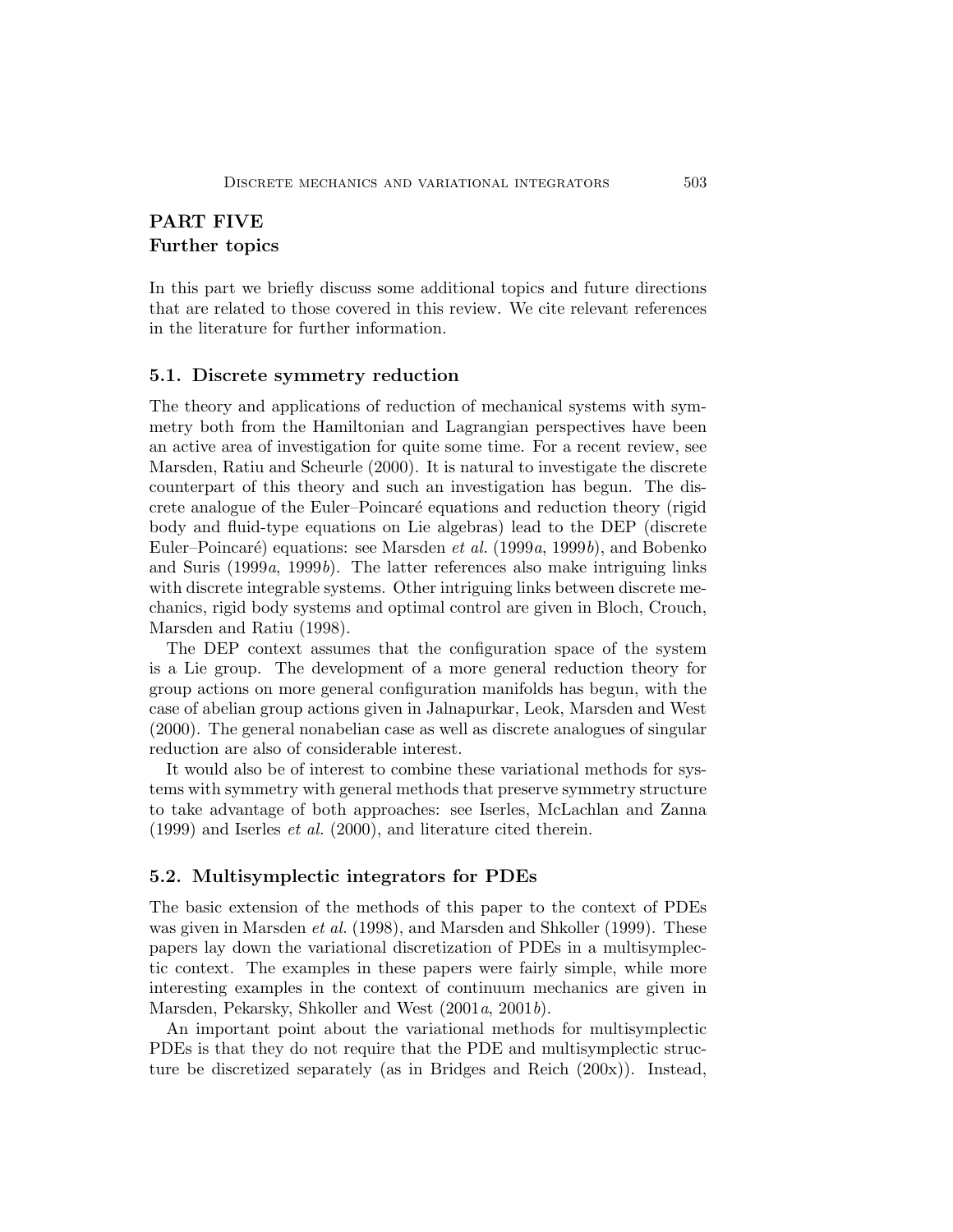# PART FIVE
## Further topics

In this part we briefly discuss some additional topics and future directions that are related to those covered in this review. We cite relevant references in the literature for further information.

### 5.1. Discrete symmetry reduction

The theory and applications of reduction of mechanical systems with symmetry both from the Hamiltonian and Lagrangian perspectives have been an active area of investigation for quite some time. For a recent review, see Marsden, Ratiu and Scheurle (2000). It is natural to investigate the discrete counterpart of this theory and such an investigation has begun. The discrete analogue of the Euler–Poincaré equations and reduction theory (rigid body and fluid-type equations on Lie algebras) lead to the DEP (discrete Euler–Poincaré) equations: see Marsden *et al.* (1999*a*, 1999*b*), and Bobenko and Suris (1999*a*, 1999*b*). The latter references also make intriguing links with discrete integrable systems. Other intriguing links between discrete mechanics, rigid body systems and optimal control are given in Bloch, Crouch, Marsden and Ratiu (1998).

The DEP context assumes that the configuration space of the system is a Lie group. The development of a more general reduction theory for group actions on more general configuration manifolds has begun, with the case of abelian group actions given in Jalnapurkar, Leok, Marsden and West (2000). The general nonabelian case as well as discrete analogues of singular reduction are also of considerable interest.

It would also be of interest to combine these variational methods for systems with symmetry with general methods that preserve symmetry structure to take advantage of both approaches: see Iserles, McLachlan and Zanna (1999) and Iserles *et al.* (2000), and literature cited therein.

### 5.2. Multisymplectic integrators for PDEs

The basic extension of the methods of this paper to the context of PDEs was given in Marsden *et al.* (1998), and Marsden and Shkoller (1999). These papers lay down the variational discretization of PDEs in a multisymplectic context. The examples in these papers were fairly simple, while more interesting examples in the context of continuum mechanics are given in Marsden, Pekarsky, Shkoller and West (2001*a*, 2001*b*).

An important point about the variational methods for multisymplectic PDEs is that they do not require that the PDE and multisymplectic structure be discretized separately (as in Bridges and Reich (200x)). Instead,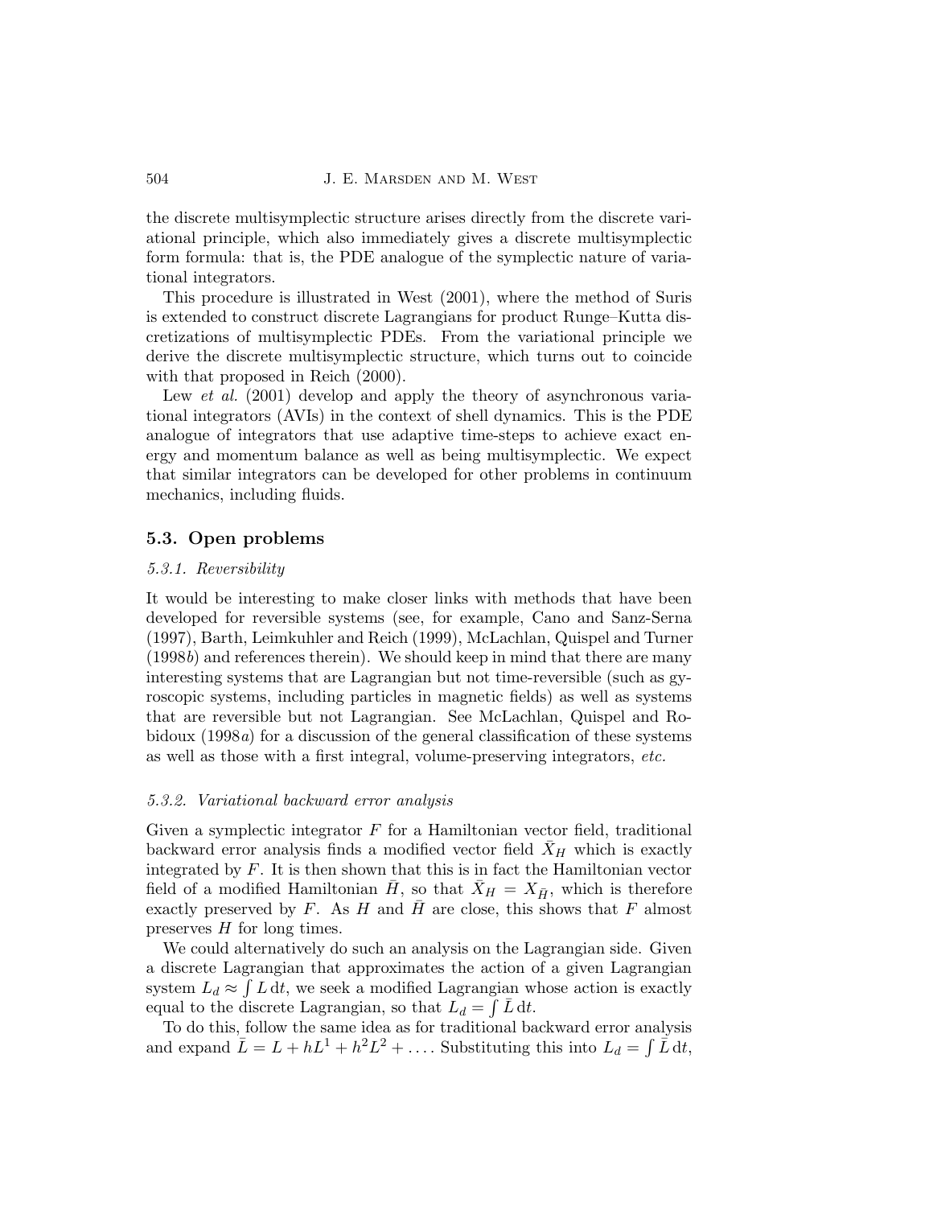the discrete multisymplectic structure arises directly from the discrete variational principle, which also immediately gives a discrete multisymplectic form formula: that is, the PDE analogue of the symplectic nature of variational integrators.

This procedure is illustrated in West (2001), where the method of Suris is extended to construct discrete Lagrangians for product Runge–Kutta discretizations of multisymplectic PDEs. From the variational principle we derive the discrete multisymplectic structure, which turns out to coincide with that proposed in Reich (2000).

Lew *et al.* (2001) develop and apply the theory of asynchronous variational integrators (AVIs) in the context of shell dynamics. This is the PDE analogue of integrators that use adaptive time-steps to achieve exact energy and momentum balance as well as being multisymplectic. We expect that similar integrators can be developed for other problems in continuum mechanics, including fluids.

## 5.3. Open problems

### *5.3.1. Reversibility*

It would be interesting to make closer links with methods that have been developed for reversible systems (see, for example, Cano and Sanz-Serna (1997), Barth, Leimkuhler and Reich (1999), McLachlan, Quispel and Turner (1998*b*) and references therein). We should keep in mind that there are many interesting systems that are Lagrangian but not time-reversible (such as gyroscopic systems, including particles in magnetic fields) as well as systems that are reversible but not Lagrangian. See McLachlan, Quispel and Robidoux (1998*a*) for a discussion of the general classification of these systems as well as those with a first integral, volume-preserving integrators, *etc.*

### *5.3.2. Variational backward error analysis*

Given a symplectic integrator $F$ for a Hamiltonian vector field, traditional backward error analysis finds a modified vector field $\bar{X}_H$ which is exactly integrated by $F$. It is then shown that this is in fact the Hamiltonian vector field of a modified Hamiltonian $\bar{H}$, so that $\bar{X}_H = X_{\bar{H}}$, which is therefore exactly preserved by $F$. As $H$ and $\bar{H}$ are close, this shows that $F$ almost preserves $H$ for long times.

We could alternatively do such an analysis on the Lagrangian side. Given a discrete Lagrangian that approximates the action of a given Lagrangian system $L_d \approx \int L \, \mathrm{d}t$, we seek a modified Lagrangian whose action is exactly equal to the discrete Lagrangian, so that $L_d = \int \bar{L} \, \mathrm{d}t$.

To do this, follow the same idea as for traditional backward error analysis and expand $\bar{L} = L + hL^1 + h^2 L^2 + \ldots$. Substituting this into $L_d = \int \bar{L} \, \mathrm{d}t$,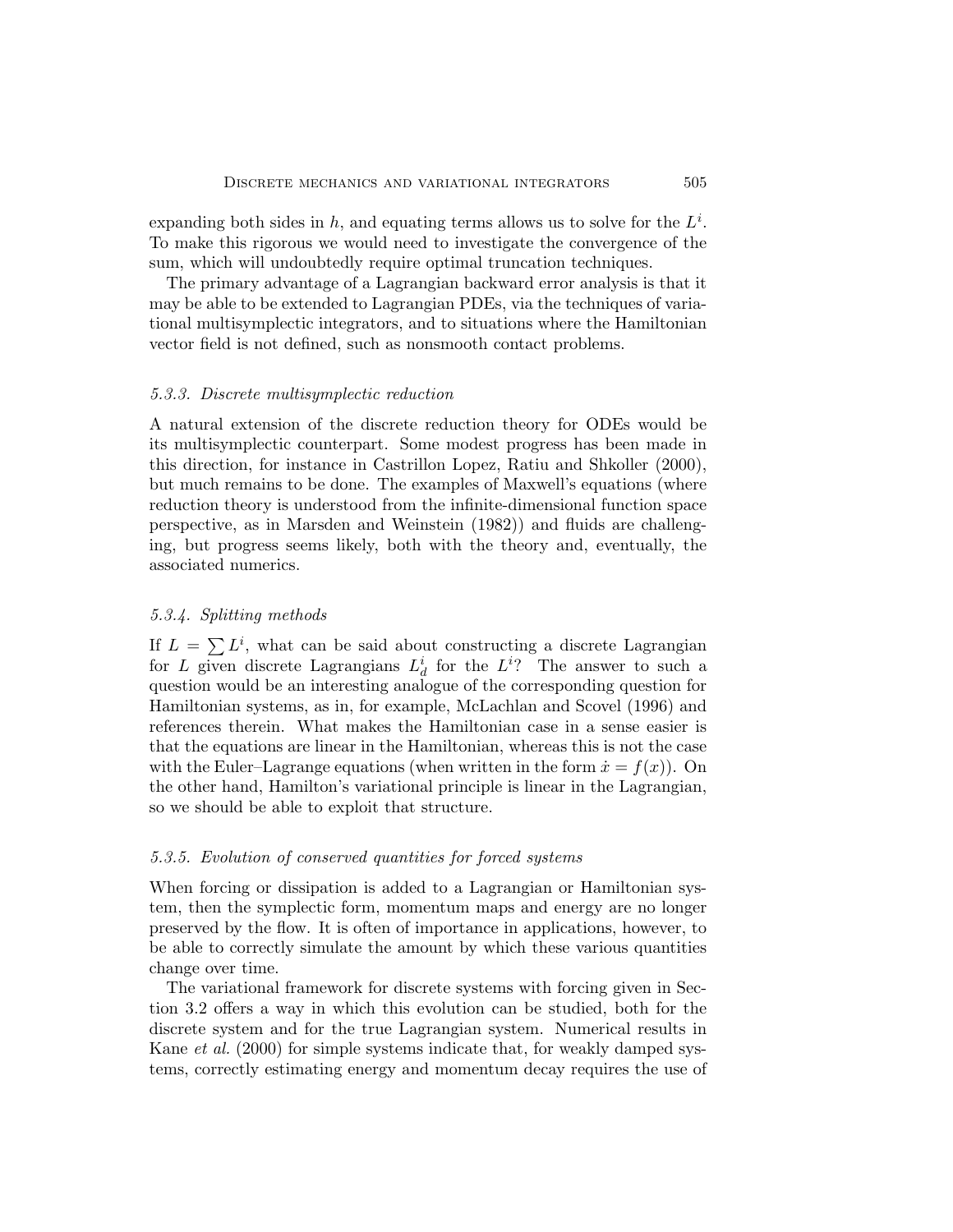expanding both sides in $h$, and equating terms allows us to solve for the $L^i$. To make this rigorous we would need to investigate the convergence of the sum, which will undoubtedly require optimal truncation techniques.

The primary advantage of a Lagrangian backward error analysis is that it may be able to be extended to Lagrangian PDEs, via the techniques of variational multisymplectic integrators, and to situations where the Hamiltonian vector field is not defined, such as nonsmooth contact problems.

#### *5.3.3. Discrete multisymplectic reduction*

A natural extension of the discrete reduction theory for ODEs would be its multisymplectic counterpart. Some modest progress has been made in this direction, for instance in Castrillon Lopez, Ratiu and Shkoller (2000), but much remains to be done. The examples of Maxwell's equations (where reduction theory is understood from the infinite-dimensional function space perspective, as in Marsden and Weinstein (1982)) and fluids are challenging, but progress seems likely, both with the theory and, eventually, the associated numerics.

#### *5.3.4. Splitting methods*

If $L = \sum L^i$, what can be said about constructing a discrete Lagrangian for $L$ given discrete Lagrangians $L_d^i$ for the $L^i$? The answer to such a question would be an interesting analogue of the corresponding question for Hamiltonian systems, as in, for example, McLachlan and Scovel (1996) and references therein. What makes the Hamiltonian case in a sense easier is that the equations are linear in the Hamiltonian, whereas this is not the case with the Euler–Lagrange equations (when written in the form $\dot{x} = f(x)$). On the other hand, Hamilton's variational principle is linear in the Lagrangian, so we should be able to exploit that structure.

#### *5.3.5. Evolution of conserved quantities for forced systems*

When forcing or dissipation is added to a Lagrangian or Hamiltonian system, then the symplectic form, momentum maps and energy are no longer preserved by the flow. It is often of importance in applications, however, to be able to correctly simulate the amount by which these various quantities change over time.

The variational framework for discrete systems with forcing given in Section 3.2 offers a way in which this evolution can be studied, both for the discrete system and for the true Lagrangian system. Numerical results in Kane *et al.* (2000) for simple systems indicate that, for weakly damped systems, correctly estimating energy and momentum decay requires the use of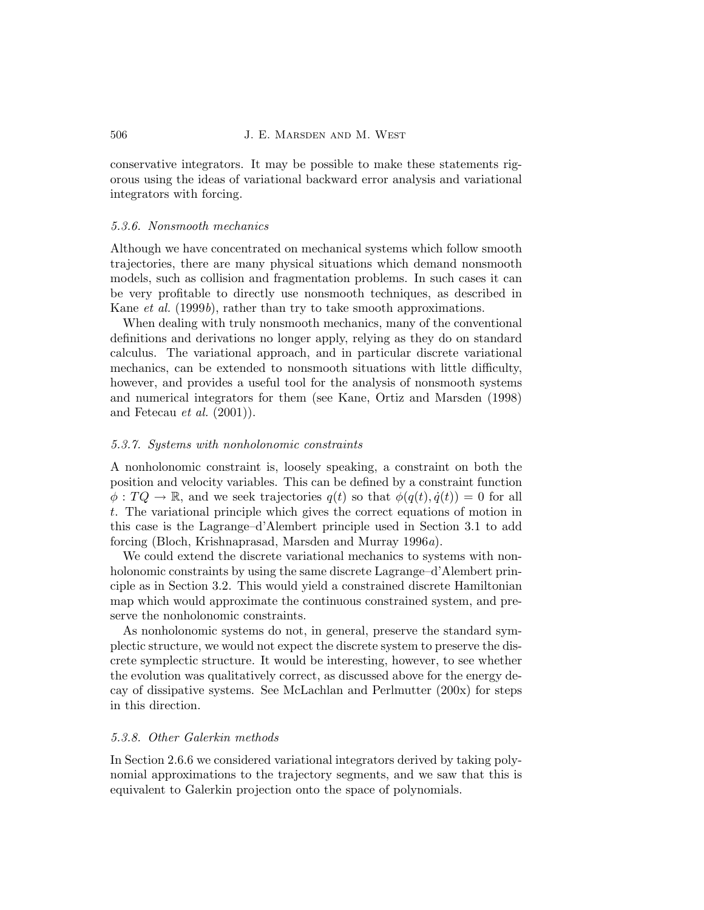conservative integrators. It may be possible to make these statements rigorous using the ideas of variational backward error analysis and variational integrators with forcing.

### *5.3.6. Nonsmooth mechanics*

Although we have concentrated on mechanical systems which follow smooth trajectories, there are many physical situations which demand nonsmooth models, such as collision and fragmentation problems. In such cases it can be very profitable to directly use nonsmooth techniques, as described in Kane *et al.* (1999*b*), rather than try to take smooth approximations.

When dealing with truly nonsmooth mechanics, many of the conventional definitions and derivations no longer apply, relying as they do on standard calculus. The variational approach, and in particular discrete variational mechanics, can be extended to nonsmooth situations with little difficulty, however, and provides a useful tool for the analysis of nonsmooth systems and numerical integrators for them (see Kane, Ortiz and Marsden (1998) and Fetecau *et al.* (2001)).

### *5.3.7. Systems with nonholonomic constraints*

A nonholonomic constraint is, loosely speaking, a constraint on both the position and velocity variables. This can be defined by a constraint function $\phi : TQ \to \mathbb{R}$, and we seek trajectories $q(t)$ so that $\phi(q(t), \dot{q}(t)) = 0$ for all $t$. The variational principle which gives the correct equations of motion in this case is the Lagrange–d'Alembert principle used in Section 3.1 to add forcing (Bloch, Krishnaprasad, Marsden and Murray 1996*a*).

We could extend the discrete variational mechanics to systems with nonholonomic constraints by using the same discrete Lagrange–d'Alembert principle as in Section 3.2. This would yield a constrained discrete Hamiltonian map which would approximate the continuous constrained system, and preserve the nonholonomic constraints.

As nonholonomic systems do not, in general, preserve the standard symplectic structure, we would not expect the discrete system to preserve the discrete symplectic structure. It would be interesting, however, to see whether the evolution was qualitatively correct, as discussed above for the energy decay of dissipative systems. See McLachlan and Perlmutter (200x) for steps in this direction.

### *5.3.8. Other Galerkin methods*

In Section 2.6.6 we considered variational integrators derived by taking polynomial approximations to the trajectory segments, and we saw that this is equivalent to Galerkin projection onto the space of polynomials.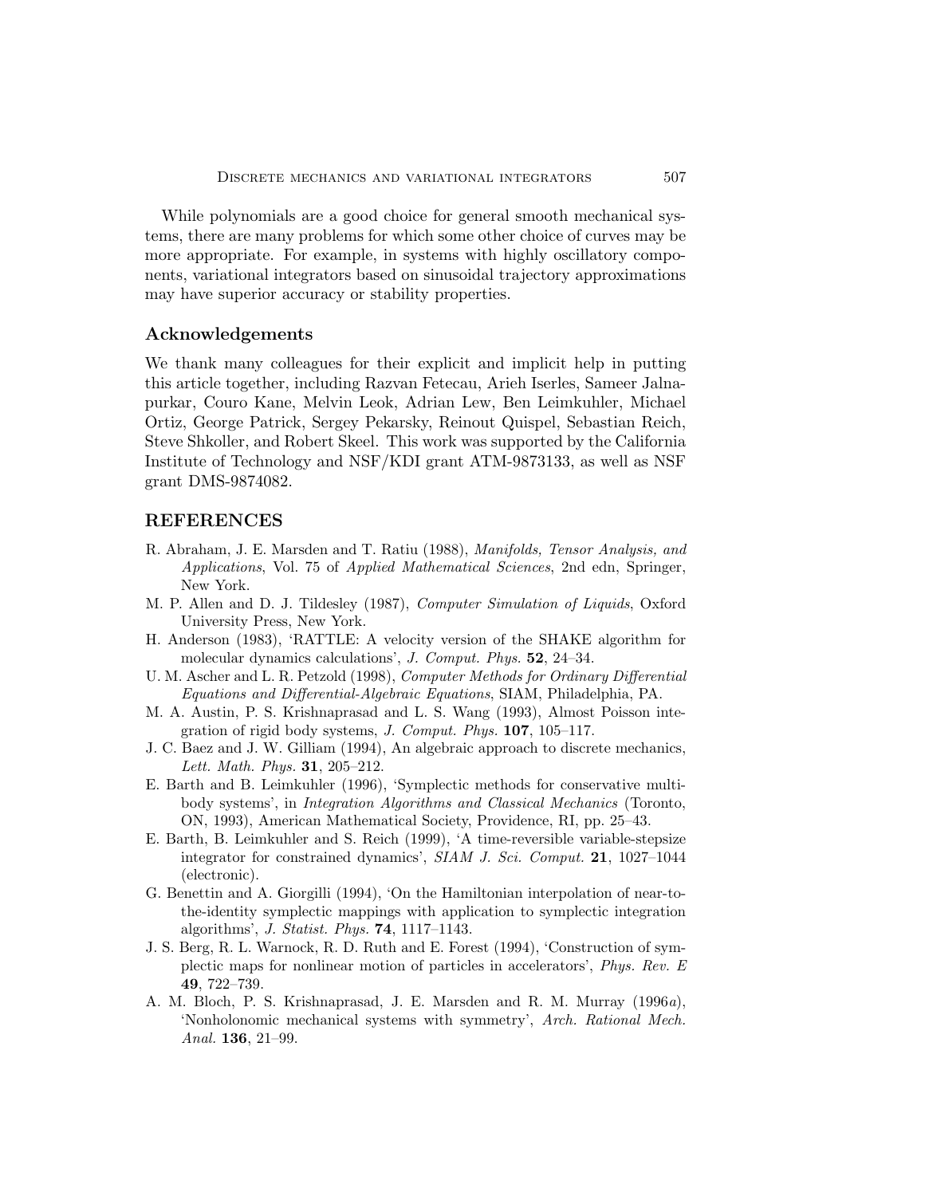While polynomials are a good choice for general smooth mechanical systems, there are many problems for which some other choice of curves may be more appropriate. For example, in systems with highly oscillatory components, variational integrators based on sinusoidal trajectory approximations may have superior accuracy or stability properties.

## Acknowledgements

We thank many colleagues for their explicit and implicit help in putting this article together, including Razvan Fetecau, Arieh Iserles, Sameer Jalnapurkar, Couro Kane, Melvin Leok, Adrian Lew, Ben Leimkuhler, Michael Ortiz, George Patrick, Sergey Pekarsky, Reinout Quispel, Sebastian Reich, Steve Shkoller, and Robert Skeel. This work was supported by the California Institute of Technology and NSF/KDI grant ATM-9873133, as well as NSF grant DMS-9874082.

## REFERENCES

R. Abraham, J. E. Marsden and T. Ratiu (1988), *Manifolds, Tensor Analysis, and Applications*, Vol. 75 of *Applied Mathematical Sciences*, 2nd edn, Springer, New York.

M. P. Allen and D. J. Tildesley (1987), *Computer Simulation of Liquids*, Oxford University Press, New York.

H. Anderson (1983), 'RATTLE: A velocity version of the SHAKE algorithm for molecular dynamics calculations', *J. Comput. Phys.* **52**, 24–34.

U. M. Ascher and L. R. Petzold (1998), *Computer Methods for Ordinary Differential Equations and Differential-Algebraic Equations*, SIAM, Philadelphia, PA.

M. A. Austin, P. S. Krishnaprasad and L. S. Wang (1993), Almost Poisson integration of rigid body systems, *J. Comput. Phys.* **107**, 105–117.

J. C. Baez and J. W. Gilliam (1994), An algebraic approach to discrete mechanics, *Lett. Math. Phys.* **31**, 205–212.

E. Barth and B. Leimkuhler (1996), 'Symplectic methods for conservative multibody systems', in *Integration Algorithms and Classical Mechanics* (Toronto, ON, 1993), American Mathematical Society, Providence, RI, pp. 25–43.

E. Barth, B. Leimkuhler and S. Reich (1999), 'A time-reversible variable-stepsize integrator for constrained dynamics', *SIAM J. Sci. Comput.* **21**, 1027–1044 (electronic).

G. Benettin and A. Giorgilli (1994), 'On the Hamiltonian interpolation of near-to-the-identity symplectic mappings with application to symplectic integration algorithms', *J. Statist. Phys.* **74**, 1117–1143.

J. S. Berg, R. L. Warnock, R. D. Ruth and E. Forest (1994), 'Construction of symplectic maps for nonlinear motion of particles in accelerators', *Phys. Rev. E* **49**, 722–739.

A. M. Bloch, P. S. Krishnaprasad, J. E. Marsden and R. M. Murray (1996*a*), 'Nonholonomic mechanical systems with symmetry', *Arch. Rational Mech. Anal.* **136**, 21–99.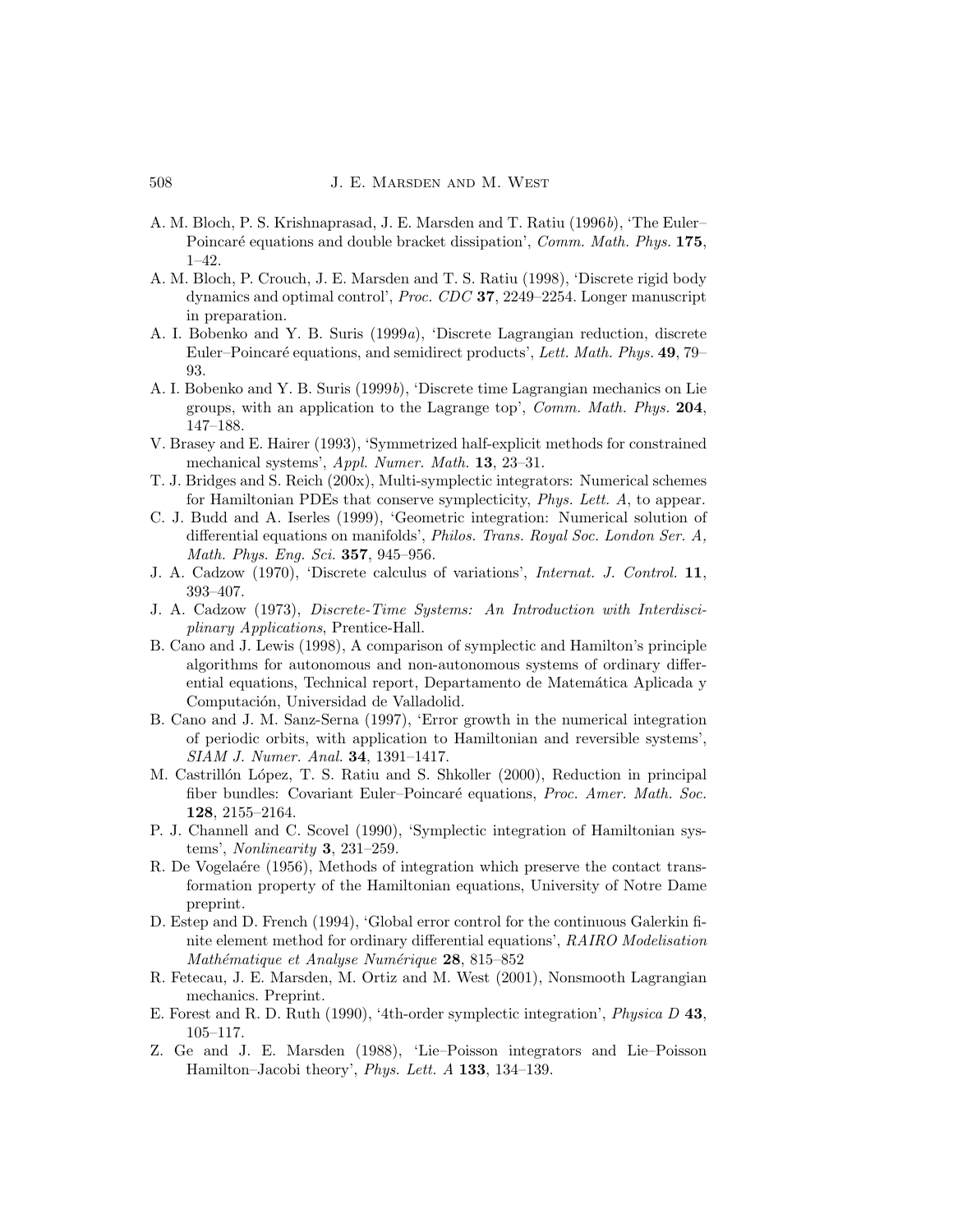A. M. Bloch, P. S. Krishnaprasad, J. E. Marsden and T. Ratiu (1996*b*), 'The Euler–Poincaré equations and double bracket dissipation', *Comm. Math. Phys.* **175**, 1–42.

A. M. Bloch, P. Crouch, J. E. Marsden and T. S. Ratiu (1998), 'Discrete rigid body dynamics and optimal control', *Proc. CDC* **37**, 2249–2254. Longer manuscript in preparation.

A. I. Bobenko and Y. B. Suris (1999*a*), 'Discrete Lagrangian reduction, discrete Euler–Poincaré equations, and semidirect products', *Lett. Math. Phys.* **49**, 79–93.

A. I. Bobenko and Y. B. Suris (1999*b*), 'Discrete time Lagrangian mechanics on Lie groups, with an application to the Lagrange top', *Comm. Math. Phys.* **204**, 147–188.

V. Brasey and E. Hairer (1993), 'Symmetrized half-explicit methods for constrained mechanical systems', *Appl. Numer. Math.* **13**, 23–31.

T. J. Bridges and S. Reich (200x), Multi-symplectic integrators: Numerical schemes for Hamiltonian PDEs that conserve symplecticity, *Phys. Lett. A*, to appear.

C. J. Budd and A. Iserles (1999), 'Geometric integration: Numerical solution of differential equations on manifolds', *Philos. Trans. Royal Soc. London Ser. A, Math. Phys. Eng. Sci.* **357**, 945–956.

J. A. Cadzow (1970), 'Discrete calculus of variations', *Internat. J. Control.* **11**, 393–407.

J. A. Cadzow (1973), *Discrete-Time Systems: An Introduction with Interdisciplinary Applications*, Prentice-Hall.

B. Cano and J. Lewis (1998), A comparison of symplectic and Hamilton's principle algorithms for autonomous and non-autonomous systems of ordinary differential equations, Technical report, Departamento de Matemática Aplicada y Computación, Universidad de Valladolid.

B. Cano and J. M. Sanz-Serna (1997), 'Error growth in the numerical integration of periodic orbits, with application to Hamiltonian and reversible systems', *SIAM J. Numer. Anal.* **34**, 1391–1417.

M. Castrillón López, T. S. Ratiu and S. Shkoller (2000), Reduction in principal fiber bundles: Covariant Euler–Poincaré equations, *Proc. Amer. Math. Soc.* **128**, 2155–2164.

P. J. Channell and C. Scovel (1990), 'Symplectic integration of Hamiltonian systems', *Nonlinearity* **3**, 231–259.

R. De Vogelaére (1956), Methods of integration which preserve the contact transformation property of the Hamiltonian equations, University of Notre Dame preprint.

D. Estep and D. French (1994), 'Global error control for the continuous Galerkin finite element method for ordinary differential equations', *RAIRO Modelisation Mathématique et Analyse Numérique* **28**, 815–852

R. Fetecau, J. E. Marsden, M. Ortiz and M. West (2001), Nonsmooth Lagrangian mechanics. Preprint.

E. Forest and R. D. Ruth (1990), '4th-order symplectic integration', *Physica D* **43**, 105–117.

Z. Ge and J. E. Marsden (1988), 'Lie–Poisson integrators and Lie–Poisson Hamilton–Jacobi theory', *Phys. Lett. A* **133**, 134–139.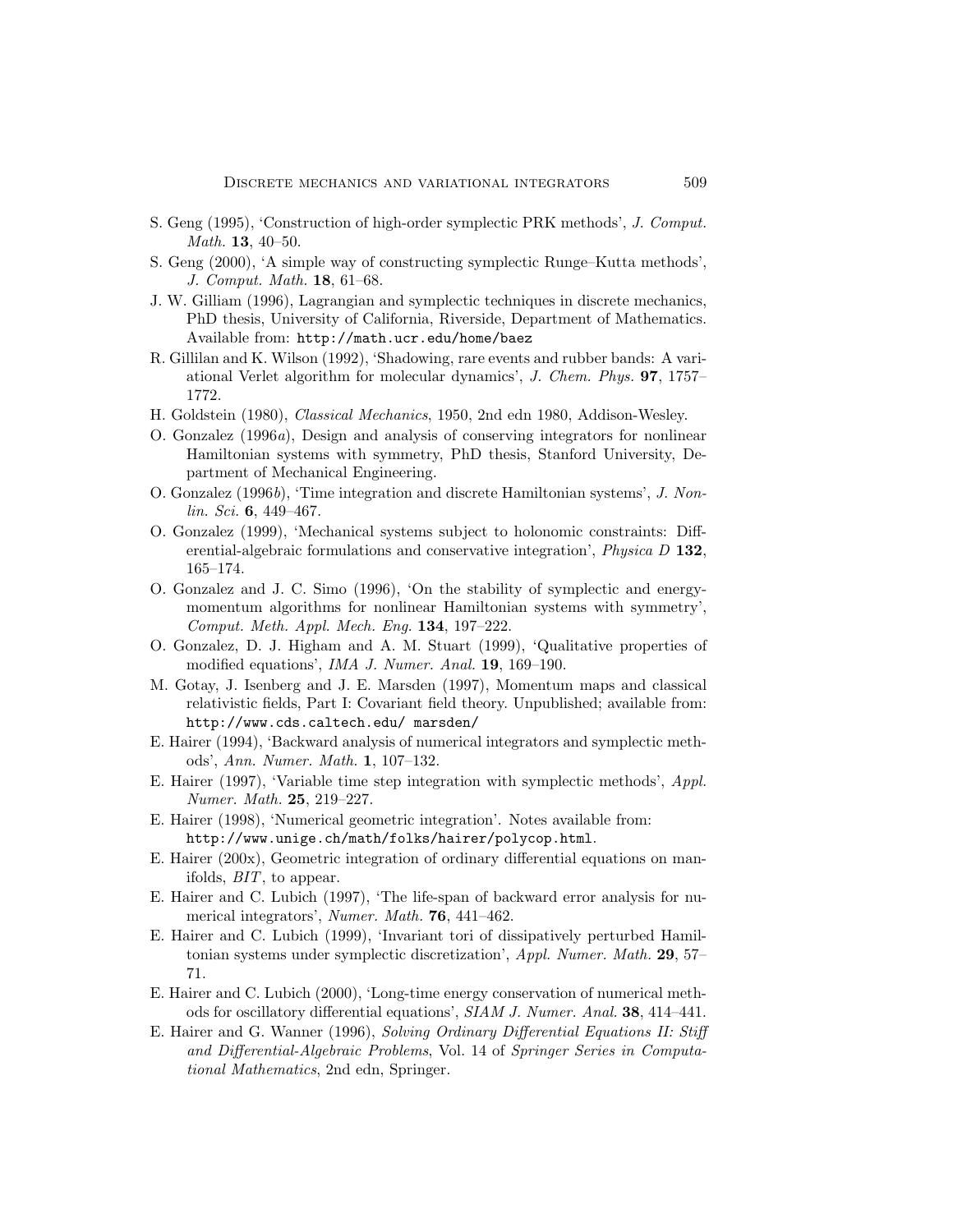S. Geng (1995), 'Construction of high-order symplectic PRK methods', *J. Comput. Math.* **13**, 40–50.

S. Geng (2000), 'A simple way of constructing symplectic Runge–Kutta methods', *J. Comput. Math.* **18**, 61–68.

J. W. Gilliam (1996), Lagrangian and symplectic techniques in discrete mechanics, PhD thesis, University of California, Riverside, Department of Mathematics. Available from: `http://math.ucr.edu/home/baez`

R. Gillilan and K. Wilson (1992), 'Shadowing, rare events and rubber bands: A variational Verlet algorithm for molecular dynamics', *J. Chem. Phys.* **97**, 1757–1772.

H. Goldstein (1980), *Classical Mechanics*, 1950, 2nd edn 1980, Addison-Wesley.

O. Gonzalez (1996*a*), Design and analysis of conserving integrators for nonlinear Hamiltonian systems with symmetry, PhD thesis, Stanford University, Department of Mechanical Engineering.

O. Gonzalez (1996*b*), 'Time integration and discrete Hamiltonian systems', *J. Nonlin. Sci.* **6**, 449–467.

O. Gonzalez (1999), 'Mechanical systems subject to holonomic constraints: Differential-algebraic formulations and conservative integration', *Physica D* **132**, 165–174.

O. Gonzalez and J. C. Simo (1996), 'On the stability of symplectic and energy-momentum algorithms for nonlinear Hamiltonian systems with symmetry', *Comput. Meth. Appl. Mech. Eng.* **134**, 197–222.

O. Gonzalez, D. J. Higham and A. M. Stuart (1999), 'Qualitative properties of modified equations', *IMA J. Numer. Anal.* **19**, 169–190.

M. Gotay, J. Isenberg and J. E. Marsden (1997), Momentum maps and classical relativistic fields, Part I: Covariant field theory. Unpublished; available from: `http://www.cds.caltech.edu/ marsden/`

E. Hairer (1994), 'Backward analysis of numerical integrators and symplectic methods', *Ann. Numer. Math.* **1**, 107–132.

E. Hairer (1997), 'Variable time step integration with symplectic methods', *Appl. Numer. Math.* **25**, 219–227.

E. Hairer (1998), 'Numerical geometric integration'. Notes available from: `http://www.unige.ch/math/folks/hairer/polycop.html`.

E. Hairer (200x), Geometric integration of ordinary differential equations on manifolds, *BIT*, to appear.

E. Hairer and C. Lubich (1997), 'The life-span of backward error analysis for numerical integrators', *Numer. Math.* **76**, 441–462.

E. Hairer and C. Lubich (1999), 'Invariant tori of dissipatively perturbed Hamiltonian systems under symplectic discretization', *Appl. Numer. Math.* **29**, 57–71.

E. Hairer and C. Lubich (2000), 'Long-time energy conservation of numerical methods for oscillatory differential equations', *SIAM J. Numer. Anal.* **38**, 414–441.

E. Hairer and G. Wanner (1996), *Solving Ordinary Differential Equations II: Stiff and Differential-Algebraic Problems*, Vol. 14 of *Springer Series in Computational Mathematics*, 2nd edn, Springer.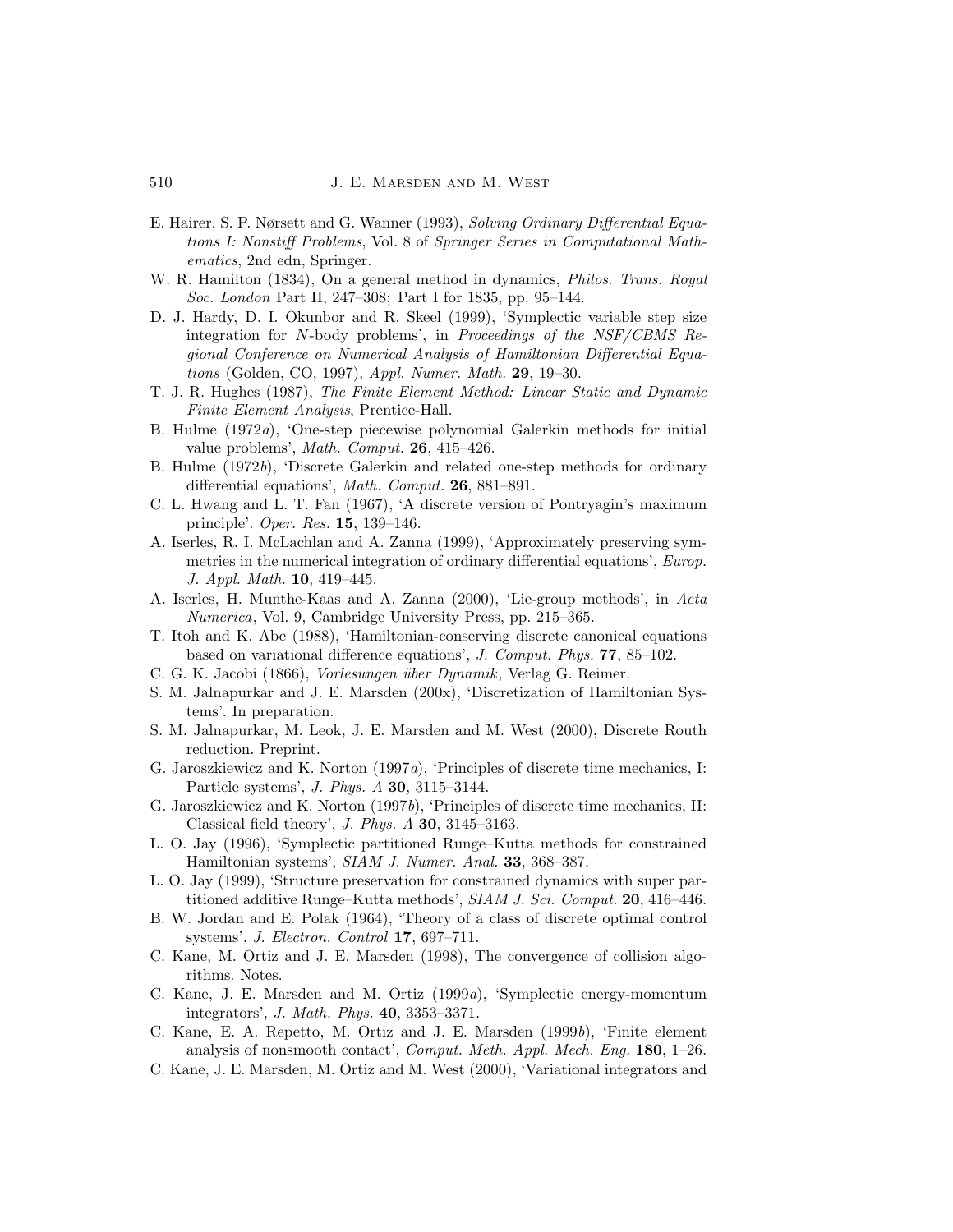E. Hairer, S. P. Nørsett and G. Wanner (1993), *Solving Ordinary Differential Equations I: Nonstiff Problems*, Vol. 8 of *Springer Series in Computational Mathematics*, 2nd edn, Springer.

W. R. Hamilton (1834), On a general method in dynamics, *Philos. Trans. Royal Soc. London* Part II, 247–308; Part I for 1835, pp. 95–144.

D. J. Hardy, D. I. Okunbor and R. Skeel (1999), 'Symplectic variable step size integration for $N$-body problems', in *Proceedings of the NSF/CBMS Regional Conference on Numerical Analysis of Hamiltonian Differential Equations* (Golden, CO, 1997), *Appl. Numer. Math.* **29**, 19–30.

T. J. R. Hughes (1987), *The Finite Element Method: Linear Static and Dynamic Finite Element Analysis*, Prentice-Hall.

B. Hulme (1972*a*), 'One-step piecewise polynomial Galerkin methods for initial value problems', *Math. Comput.* **26**, 415–426.

B. Hulme (1972*b*), 'Discrete Galerkin and related one-step methods for ordinary differential equations', *Math. Comput.* **26**, 881–891.

C. L. Hwang and L. T. Fan (1967), 'A discrete version of Pontryagin's maximum principle'. *Oper. Res.* **15**, 139–146.

A. Iserles, R. I. McLachlan and A. Zanna (1999), 'Approximately preserving symmetries in the numerical integration of ordinary differential equations', *Europ. J. Appl. Math.* **10**, 419–445.

A. Iserles, H. Munthe-Kaas and A. Zanna (2000), 'Lie-group methods', in *Acta Numerica*, Vol. 9, Cambridge University Press, pp. 215–365.

T. Itoh and K. Abe (1988), 'Hamiltonian-conserving discrete canonical equations based on variational difference equations', *J. Comput. Phys.* **77**, 85–102.

C. G. K. Jacobi (1866), *Vorlesungen über Dynamik*, Verlag G. Reimer.

S. M. Jalnapurkar and J. E. Marsden (200x), 'Discretization of Hamiltonian Systems'. In preparation.

S. M. Jalnapurkar, M. Leok, J. E. Marsden and M. West (2000), Discrete Routh reduction. Preprint.

G. Jaroszkiewicz and K. Norton (1997*a*), 'Principles of discrete time mechanics, I: Particle systems', *J. Phys. A* **30**, 3115–3144.

G. Jaroszkiewicz and K. Norton (1997*b*), 'Principles of discrete time mechanics, II: Classical field theory', *J. Phys. A* **30**, 3145–3163.

L. O. Jay (1996), 'Symplectic partitioned Runge–Kutta methods for constrained Hamiltonian systems', *SIAM J. Numer. Anal.* **33**, 368–387.

L. O. Jay (1999), 'Structure preservation for constrained dynamics with super partitioned additive Runge–Kutta methods', *SIAM J. Sci. Comput.* **20**, 416–446.

B. W. Jordan and E. Polak (1964), 'Theory of a class of discrete optimal control systems'. *J. Electron. Control* **17**, 697–711.

C. Kane, M. Ortiz and J. E. Marsden (1998), The convergence of collision algorithms. Notes.

C. Kane, J. E. Marsden and M. Ortiz (1999*a*), 'Symplectic energy-momentum integrators', *J. Math. Phys.* **40**, 3353–3371.

C. Kane, E. A. Repetto, M. Ortiz and J. E. Marsden (1999*b*), 'Finite element analysis of nonsmooth contact', *Comput. Meth. Appl. Mech. Eng.* **180**, 1–26.

C. Kane, J. E. Marsden, M. Ortiz and M. West (2000), 'Variational integrators and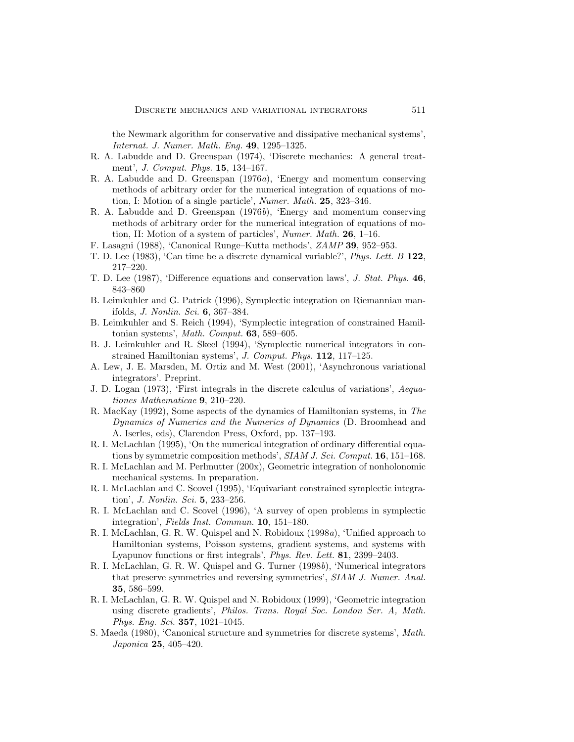the Newmark algorithm for conservative and dissipative mechanical systems', *Internat. J. Numer. Math. Eng.* **49**, 1295–1325.

R. A. Labudde and D. Greenspan (1974), 'Discrete mechanics: A general treatment', *J. Comput. Phys.* **15**, 134–167.

R. A. Labudde and D. Greenspan (1976*a*), 'Energy and momentum conserving methods of arbitrary order for the numerical integration of equations of motion, I: Motion of a single particle', *Numer. Math.* **25**, 323–346.

R. A. Labudde and D. Greenspan (1976*b*), 'Energy and momentum conserving methods of arbitrary order for the numerical integration of equations of motion, II: Motion of a system of particles', *Numer. Math.* **26**, 1–16.

F. Lasagni (1988), 'Canonical Runge–Kutta methods', *ZAMP* **39**, 952–953.

T. D. Lee (1983), 'Can time be a discrete dynamical variable?', *Phys. Lett. B* **122**, 217–220.

T. D. Lee (1987), 'Difference equations and conservation laws', *J. Stat. Phys.* **46**, 843–860

B. Leimkuhler and G. Patrick (1996), Symplectic integration on Riemannian manifolds, *J. Nonlin. Sci.* **6**, 367–384.

B. Leimkuhler and S. Reich (1994), 'Symplectic integration of constrained Hamiltonian systems', *Math. Comput.* **63**, 589–605.

B. J. Leimkuhler and R. Skeel (1994), 'Symplectic numerical integrators in constrained Hamiltonian systems', *J. Comput. Phys.* **112**, 117–125.

A. Lew, J. E. Marsden, M. Ortiz and M. West (2001), 'Asynchronous variational integrators'. Preprint.

J. D. Logan (1973), 'First integrals in the discrete calculus of variations', *Aequationes Mathematicae* **9**, 210–220.

R. MacKay (1992), Some aspects of the dynamics of Hamiltonian systems, in *The Dynamics of Numerics and the Numerics of Dynamics* (D. Broomhead and A. Iserles, eds), Clarendon Press, Oxford, pp. 137–193.

R. I. McLachlan (1995), 'On the numerical integration of ordinary differential equations by symmetric composition methods', *SIAM J. Sci. Comput.* **16**, 151–168.

R. I. McLachlan and M. Perlmutter (200x), Geometric integration of nonholonomic mechanical systems. In preparation.

R. I. McLachlan and C. Scovel (1995), 'Equivariant constrained symplectic integration', *J. Nonlin. Sci.* **5**, 233–256.

R. I. McLachlan and C. Scovel (1996), 'A survey of open problems in symplectic integration', *Fields Inst. Commun.* **10**, 151–180.

R. I. McLachlan, G. R. W. Quispel and N. Robidoux (1998*a*), 'Unified approach to Hamiltonian systems, Poisson systems, gradient systems, and systems with Lyapunov functions or first integrals', *Phys. Rev. Lett.* **81**, 2399–2403.

R. I. McLachlan, G. R. W. Quispel and G. Turner (1998*b*), 'Numerical integrators that preserve symmetries and reversing symmetries', *SIAM J. Numer. Anal.* **35**, 586–599.

R. I. McLachlan, G. R. W. Quispel and N. Robidoux (1999), 'Geometric integration using discrete gradients', *Philos. Trans. Royal Soc. London Ser. A, Math. Phys. Eng. Sci.* **357**, 1021–1045.

S. Maeda (1980), 'Canonical structure and symmetries for discrete systems', *Math. Japonica* **25**, 405–420.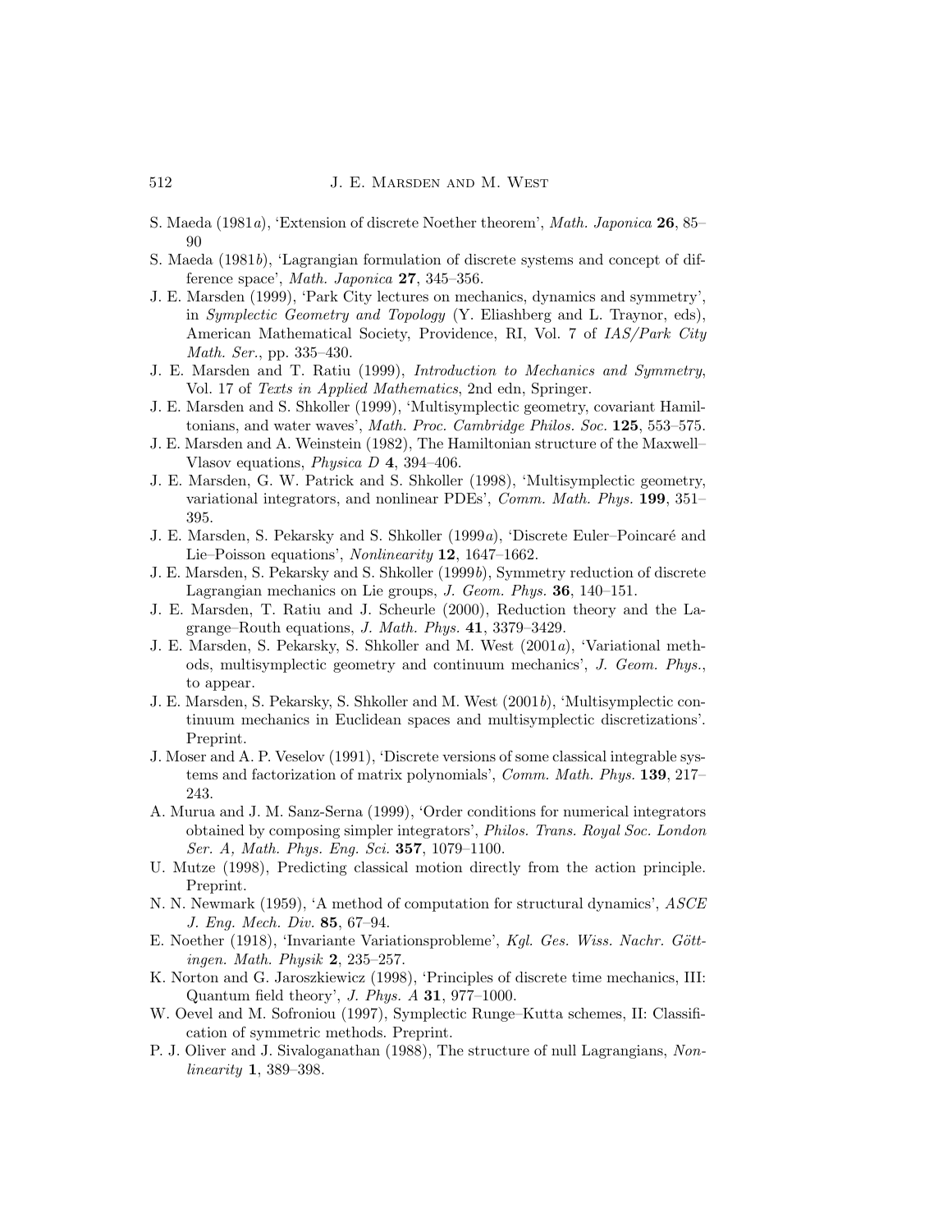S. Maeda (1981*a*), 'Extension of discrete Noether theorem', *Math. Japonica* **26**, 85–90

S. Maeda (1981*b*), 'Lagrangian formulation of discrete systems and concept of difference space', *Math. Japonica* **27**, 345–356.

J. E. Marsden (1999), 'Park City lectures on mechanics, dynamics and symmetry', in *Symplectic Geometry and Topology* (Y. Eliashberg and L. Traynor, eds), American Mathematical Society, Providence, RI, Vol. 7 of *IAS/Park City Math. Ser.*, pp. 335–430.

J. E. Marsden and T. Ratiu (1999), *Introduction to Mechanics and Symmetry*, Vol. 17 of *Texts in Applied Mathematics*, 2nd edn, Springer.

J. E. Marsden and S. Shkoller (1999), 'Multisymplectic geometry, covariant Hamiltonians, and water waves', *Math. Proc. Cambridge Philos. Soc.* **125**, 553–575.

J. E. Marsden and A. Weinstein (1982), The Hamiltonian structure of the Maxwell–Vlasov equations, *Physica D* **4**, 394–406.

J. E. Marsden, G. W. Patrick and S. Shkoller (1998), 'Multisymplectic geometry, variational integrators, and nonlinear PDEs', *Comm. Math. Phys.* **199**, 351–395.

J. E. Marsden, S. Pekarsky and S. Shkoller (1999*a*), 'Discrete Euler–Poincaré and Lie–Poisson equations', *Nonlinearity* **12**, 1647–1662.

J. E. Marsden, S. Pekarsky and S. Shkoller (1999*b*), Symmetry reduction of discrete Lagrangian mechanics on Lie groups, *J. Geom. Phys.* **36**, 140–151.

J. E. Marsden, T. Ratiu and J. Scheurle (2000), Reduction theory and the Lagrange–Routh equations, *J. Math. Phys.* **41**, 3379–3429.

J. E. Marsden, S. Pekarsky, S. Shkoller and M. West (2001*a*), 'Variational methods, multisymplectic geometry and continuum mechanics', *J. Geom. Phys.*, to appear.

J. E. Marsden, S. Pekarsky, S. Shkoller and M. West (2001*b*), 'Multisymplectic continuum mechanics in Euclidean spaces and multisymplectic discretizations'. Preprint.

J. Moser and A. P. Veselov (1991), 'Discrete versions of some classical integrable systems and factorization of matrix polynomials', *Comm. Math. Phys.* **139**, 217–243.

A. Murua and J. M. Sanz-Serna (1999), 'Order conditions for numerical integrators obtained by composing simpler integrators', *Philos. Trans. Royal Soc. London Ser. A, Math. Phys. Eng. Sci.* **357**, 1079–1100.

U. Mutze (1998), Predicting classical motion directly from the action principle. Preprint.

N. N. Newmark (1959), 'A method of computation for structural dynamics', *ASCE J. Eng. Mech. Div.* **85**, 67–94.

E. Noether (1918), 'Invariante Variationsprobleme', *Kgl. Ges. Wiss. Nachr. Göttingen. Math. Physik* **2**, 235–257.

K. Norton and G. Jaroszkiewicz (1998), 'Principles of discrete time mechanics, III: Quantum field theory', *J. Phys. A* **31**, 977–1000.

W. Oevel and M. Sofroniou (1997), Symplectic Runge–Kutta schemes, II: Classification of symmetric methods. Preprint.

P. J. Oliver and J. Sivaloganathan (1988), The structure of null Lagrangians, *Nonlinearity* **1**, 389–398.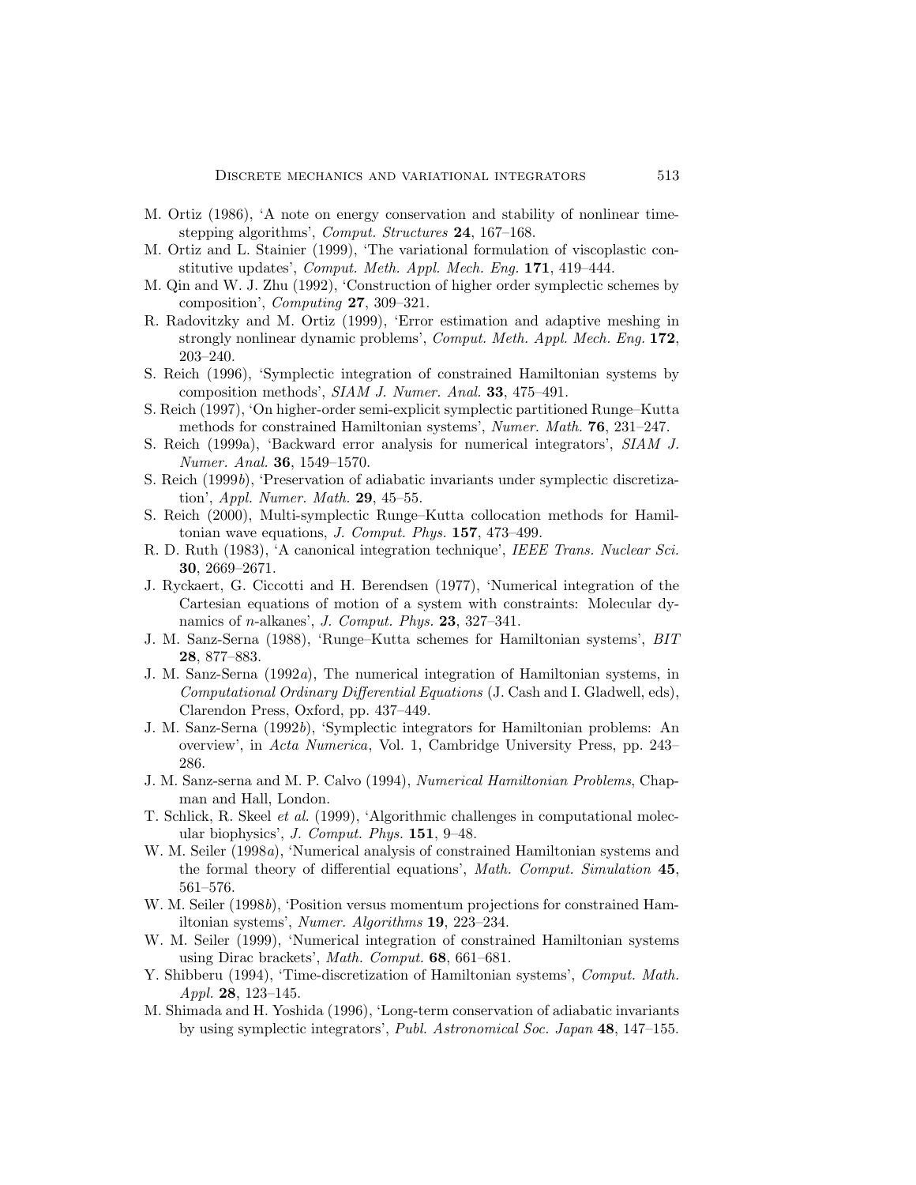M. Ortiz (1986), 'A note on energy conservation and stability of nonlinear time-stepping algorithms', *Comput. Structures* **24**, 167–168.

M. Ortiz and L. Stainier (1999), 'The variational formulation of viscoplastic constitutive updates', *Comput. Meth. Appl. Mech. Eng.* **171**, 419–444.

M. Qin and W. J. Zhu (1992), 'Construction of higher order symplectic schemes by composition', *Computing* **27**, 309–321.

R. Radovitzky and M. Ortiz (1999), 'Error estimation and adaptive meshing in strongly nonlinear dynamic problems', *Comput. Meth. Appl. Mech. Eng.* **172**, 203–240.

S. Reich (1996), 'Symplectic integration of constrained Hamiltonian systems by composition methods', *SIAM J. Numer. Anal.* **33**, 475–491.

S. Reich (1997), 'On higher-order semi-explicit symplectic partitioned Runge–Kutta methods for constrained Hamiltonian systems', *Numer. Math.* **76**, 231–247.

S. Reich (1999a), 'Backward error analysis for numerical integrators', *SIAM J. Numer. Anal.* **36**, 1549–1570.

S. Reich (1999*b*), 'Preservation of adiabatic invariants under symplectic discretization', *Appl. Numer. Math.* **29**, 45–55.

S. Reich (2000), Multi-symplectic Runge–Kutta collocation methods for Hamiltonian wave equations, *J. Comput. Phys.* **157**, 473–499.

R. D. Ruth (1983), 'A canonical integration technique', *IEEE Trans. Nuclear Sci.* **30**, 2669–2671.

J. Ryckaert, G. Ciccotti and H. Berendsen (1977), 'Numerical integration of the Cartesian equations of motion of a system with constraints: Molecular dynamics of $n$-alkanes', *J. Comput. Phys.* **23**, 327–341.

J. M. Sanz-Serna (1988), 'Runge–Kutta schemes for Hamiltonian systems', *BIT* **28**, 877–883.

J. M. Sanz-Serna (1992*a*), The numerical integration of Hamiltonian systems, in *Computational Ordinary Differential Equations* (J. Cash and I. Gladwell, eds), Clarendon Press, Oxford, pp. 437–449.

J. M. Sanz-Serna (1992*b*), 'Symplectic integrators for Hamiltonian problems: An overview', in *Acta Numerica*, Vol. 1, Cambridge University Press, pp. 243–286.

J. M. Sanz-serna and M. P. Calvo (1994), *Numerical Hamiltonian Problems*, Chapman and Hall, London.

T. Schlick, R. Skeel *et al.* (1999), 'Algorithmic challenges in computational molecular biophysics', *J. Comput. Phys.* **151**, 9–48.

W. M. Seiler (1998*a*), 'Numerical analysis of constrained Hamiltonian systems and the formal theory of differential equations', *Math. Comput. Simulation* **45**, 561–576.

W. M. Seiler (1998*b*), 'Position versus momentum projections for constrained Hamiltonian systems', *Numer. Algorithms* **19**, 223–234.

W. M. Seiler (1999), 'Numerical integration of constrained Hamiltonian systems using Dirac brackets', *Math. Comput.* **68**, 661–681.

Y. Shibberu (1994), 'Time-discretization of Hamiltonian systems', *Comput. Math. Appl.* **28**, 123–145.

M. Shimada and H. Yoshida (1996), 'Long-term conservation of adiabatic invariants by using symplectic integrators', *Publ. Astronomical Soc. Japan* **48**, 147–155.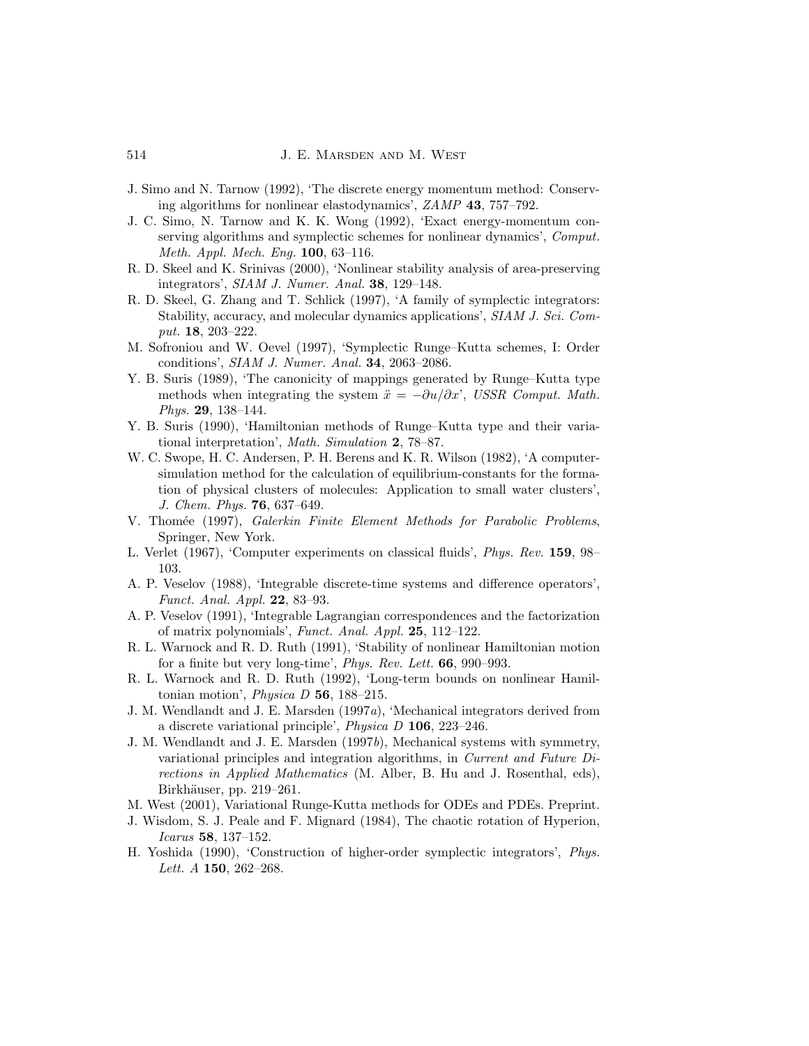J. Simo and N. Tarnow (1992), 'The discrete energy momentum method: Conserving algorithms for nonlinear elastodynamics', *ZAMP* **43**, 757–792.

J. C. Simo, N. Tarnow and K. K. Wong (1992), 'Exact energy-momentum conserving algorithms and symplectic schemes for nonlinear dynamics', *Comput. Meth. Appl. Mech. Eng.* **100**, 63–116.

R. D. Skeel and K. Srinivas (2000), 'Nonlinear stability analysis of area-preserving integrators', *SIAM J. Numer. Anal.* **38**, 129–148.

R. D. Skeel, G. Zhang and T. Schlick (1997), 'A family of symplectic integrators: Stability, accuracy, and molecular dynamics applications', *SIAM J. Sci. Comput.* **18**, 203–222.

M. Sofroniou and W. Oevel (1997), 'Symplectic Runge–Kutta schemes, I: Order conditions', *SIAM J. Numer. Anal.* **34**, 2063–2086.

Y. B. Suris (1989), 'The canonicity of mappings generated by Runge–Kutta type methods when integrating the system $\ddot{x} = -\partial u/\partial x$', *USSR Comput. Math. Phys.* **29**, 138–144.

Y. B. Suris (1990), 'Hamiltonian methods of Runge–Kutta type and their variational interpretation', *Math. Simulation* **2**, 78–87.

W. C. Swope, H. C. Andersen, P. H. Berens and K. R. Wilson (1982), 'A computer-simulation method for the calculation of equilibrium-constants for the formation of physical clusters of molecules: Application to small water clusters', *J. Chem. Phys.* **76**, 637–649.

V. Thomée (1997), *Galerkin Finite Element Methods for Parabolic Problems*, Springer, New York.

L. Verlet (1967), 'Computer experiments on classical fluids', *Phys. Rev.* **159**, 98–103.

A. P. Veselov (1988), 'Integrable discrete-time systems and difference operators', *Funct. Anal. Appl.* **22**, 83–93.

A. P. Veselov (1991), 'Integrable Lagrangian correspondences and the factorization of matrix polynomials', *Funct. Anal. Appl.* **25**, 112–122.

R. L. Warnock and R. D. Ruth (1991), 'Stability of nonlinear Hamiltonian motion for a finite but very long-time', *Phys. Rev. Lett.* **66**, 990–993.

R. L. Warnock and R. D. Ruth (1992), 'Long-term bounds on nonlinear Hamiltonian motion', *Physica D* **56**, 188–215.

J. M. Wendlandt and J. E. Marsden (1997*a*), 'Mechanical integrators derived from a discrete variational principle', *Physica D* **106**, 223–246.

J. M. Wendlandt and J. E. Marsden (1997*b*), Mechanical systems with symmetry, variational principles and integration algorithms, in *Current and Future Directions in Applied Mathematics* (M. Alber, B. Hu and J. Rosenthal, eds), Birkhäuser, pp. 219–261.

M. West (2001), Variational Runge-Kutta methods for ODEs and PDEs. Preprint.

J. Wisdom, S. J. Peale and F. Mignard (1984), The chaotic rotation of Hyperion, *Icarus* **58**, 137–152.

H. Yoshida (1990), 'Construction of higher-order symplectic integrators', *Phys. Lett. A* **150**, 262–268.